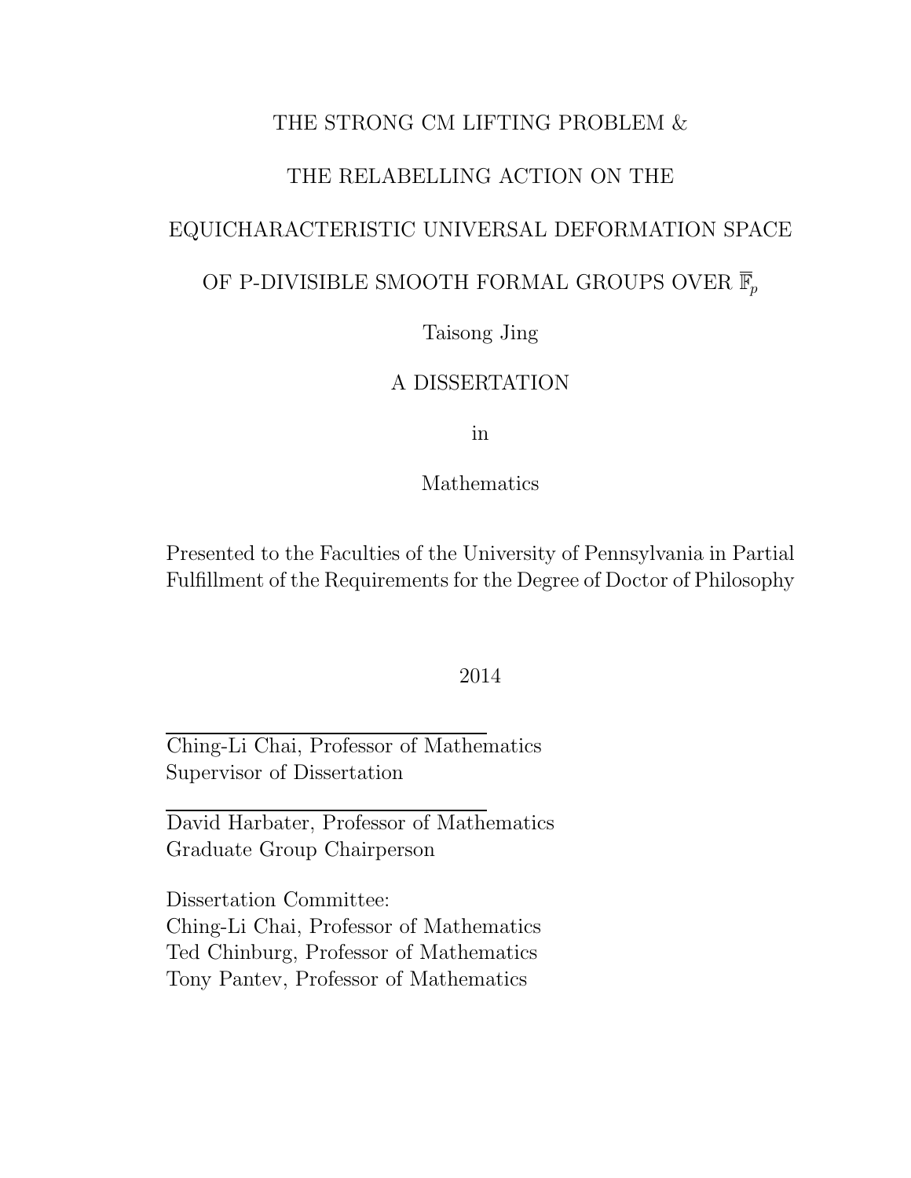# THE STRONG CM LIFTING PROBLEM &

# THE RELABELLING ACTION ON THE

# EQUICHARACTERISTIC UNIVERSAL DEFORMATION SPACE

# OF P-DIVISIBLE SMOOTH FORMAL GROUPS OVER $\overline{\mathbb{F}}_p$

Taisong Jing

A DISSERTATION

in

Mathematics

Presented to the Faculties of the University of Pennsylvania in Partial Fulfillment of the Requirements for the Degree of Doctor of Philosophy

2014

Ching-Li Chai, Professor of Mathematics
Supervisor of Dissertation

David Harbater, Professor of Mathematics
Graduate Group Chairperson

Dissertation Committee:
Ching-Li Chai, Professor of Mathematics
Ted Chinburg, Professor of Mathematics
Tony Pantev, Professor of Mathematics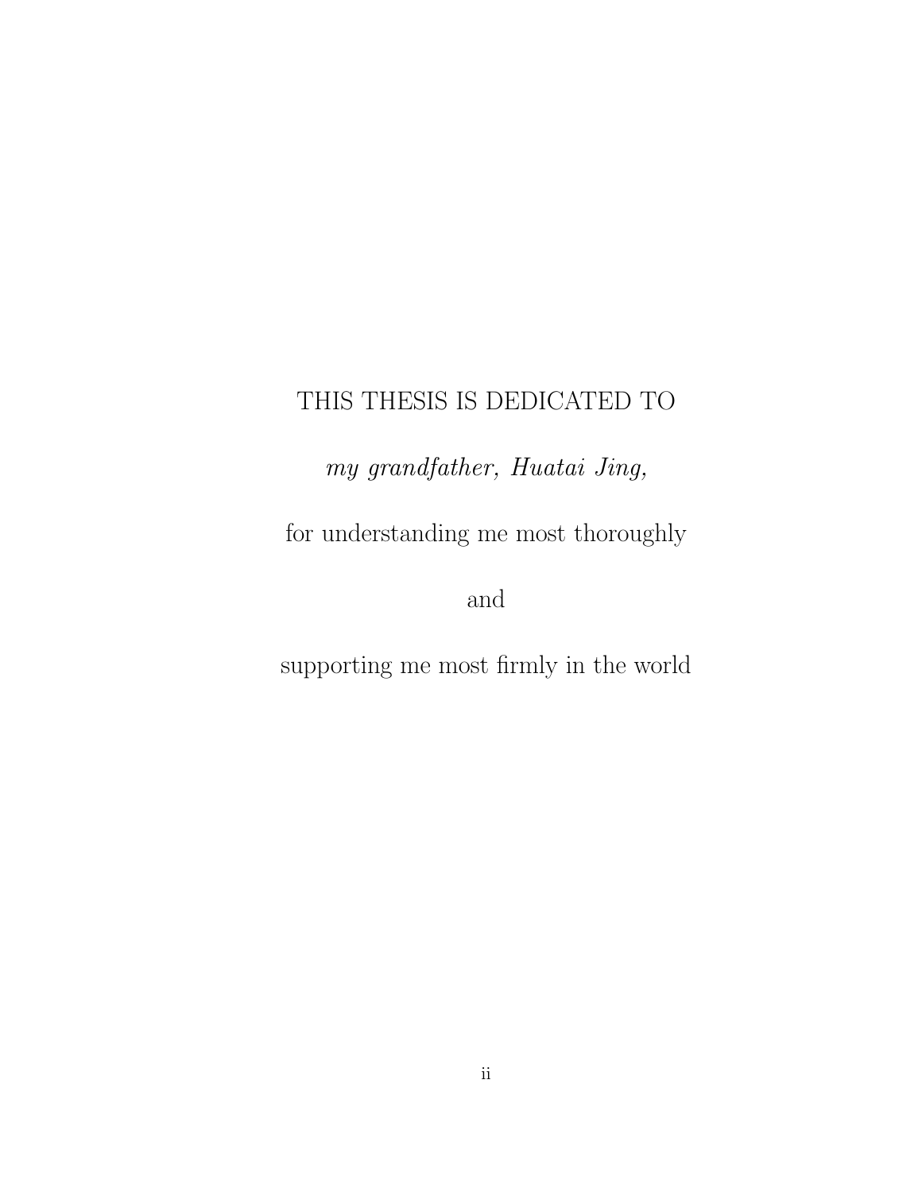THIS THESIS IS DEDICATED TO

*my grandfather, Huatai Jing,*

for understanding me most thoroughly

and

supporting me most firmly in the world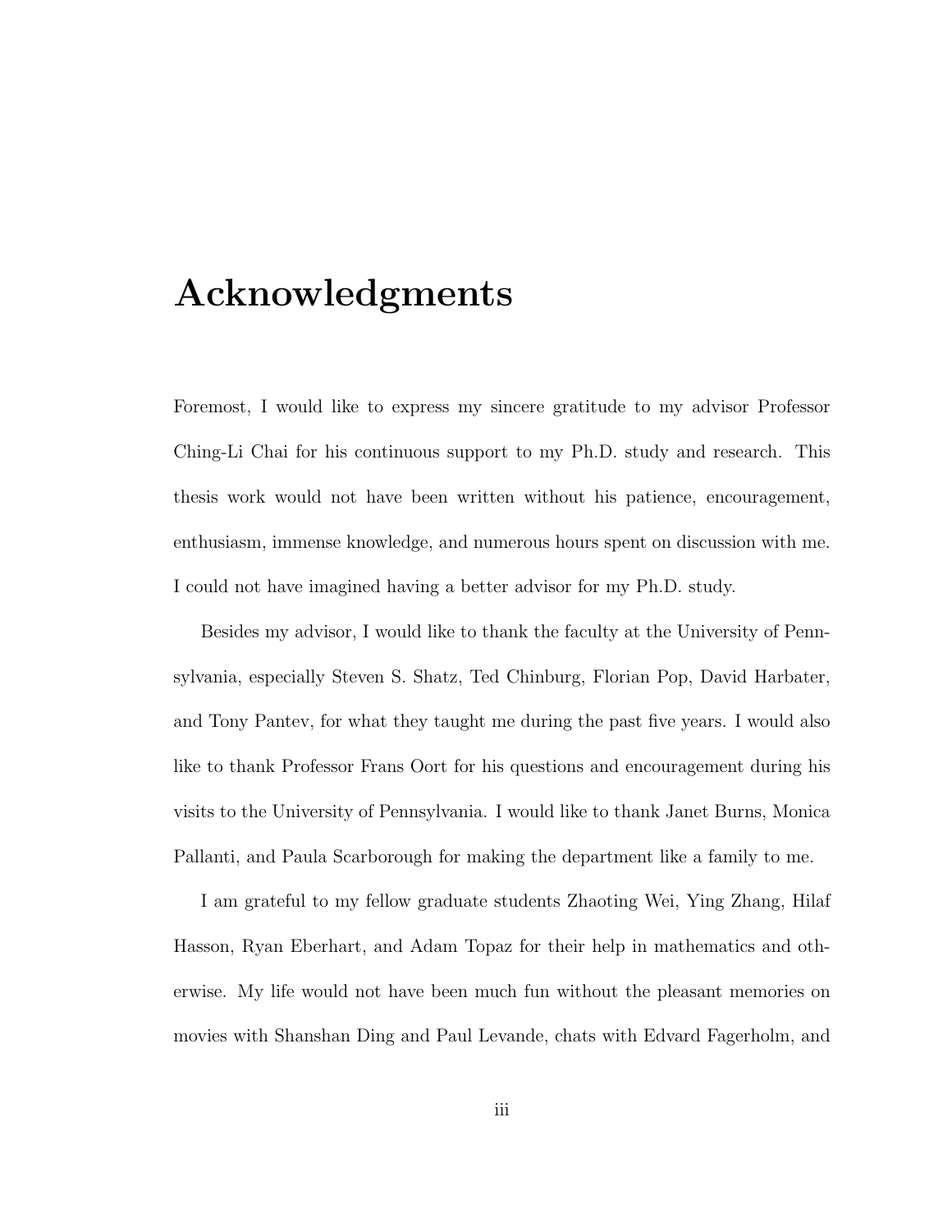# Acknowledgments

Foremost, I would like to express my sincere gratitude to my advisor Professor Ching-Li Chai for his continuous support to my Ph.D. study and research. This thesis work would not have been written without his patience, encouragement, enthusiasm, immense knowledge, and numerous hours spent on discussion with me. I could not have imagined having a better advisor for my Ph.D. study.

Besides my advisor, I would like to thank the faculty at the University of Pennsylvania, especially Steven S. Shatz, Ted Chinburg, Florian Pop, David Harbater, and Tony Pantev, for what they taught me during the past five years. I would also like to thank Professor Frans Oort for his questions and encouragement during his visits to the University of Pennsylvania. I would like to thank Janet Burns, Monica Pallanti, and Paula Scarborough for making the department like a family to me.

I am grateful to my fellow graduate students Zhaoting Wei, Ying Zhang, Hilaf Hasson, Ryan Eberhart, and Adam Topaz for their help in mathematics and otherwise. My life would not have been much fun without the pleasant memories on movies with Shanshan Ding and Paul Levande, chats with Edvard Fagerholm, and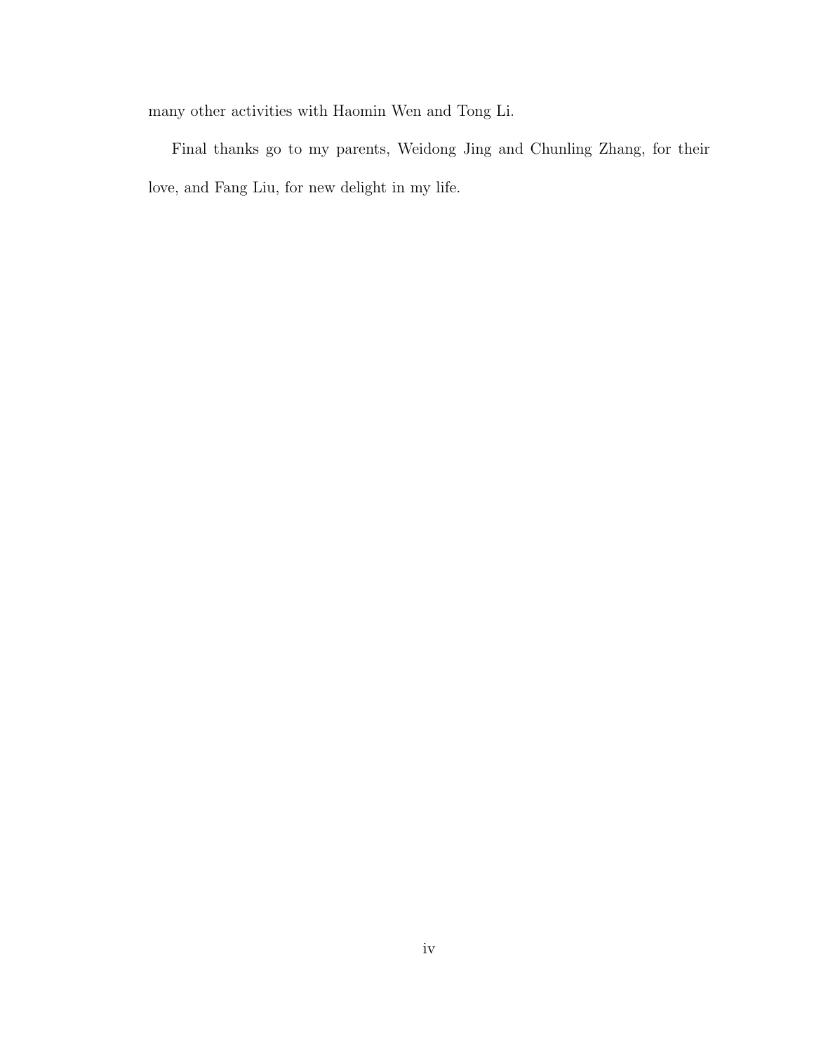many other activities with Haomin Wen and Tong Li.

Final thanks go to my parents, Weidong Jing and Chunling Zhang, for their love, and Fang Liu, for new delight in my life.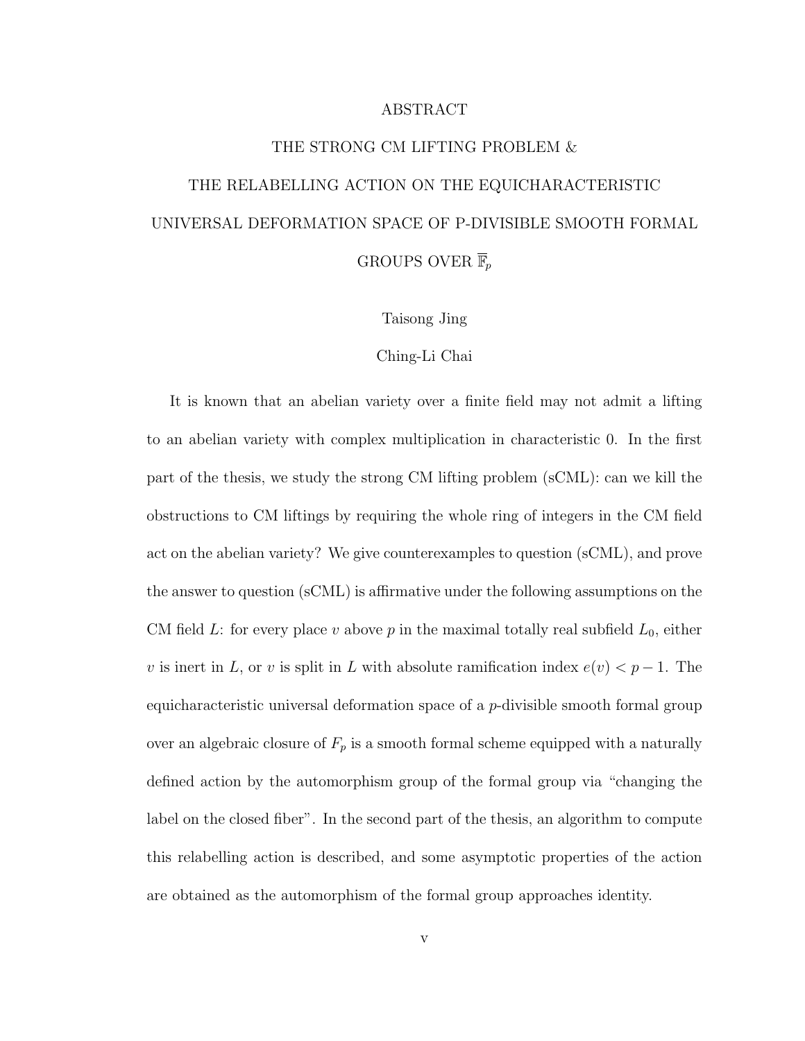# ABSTRACT

# THE STRONG CM LIFTING PROBLEM & THE RELABELLING ACTION ON THE EQUICHARACTERISTIC UNIVERSAL DEFORMATION SPACE OF P-DIVISIBLE SMOOTH FORMAL GROUPS OVER $\overline{\mathbb{F}}_p$

Taisong Jing

Ching-Li Chai

It is known that an abelian variety over a finite field may not admit a lifting to an abelian variety with complex multiplication in characteristic 0. In the first part of the thesis, we study the strong CM lifting problem (sCML): can we kill the obstructions to CM liftings by requiring the whole ring of integers in the CM field act on the abelian variety? We give counterexamples to question (sCML), and prove the answer to question (sCML) is affirmative under the following assumptions on the CM field $L$: for every place $v$ above $p$ in the maximal totally real subfield $L_0$, either $v$ is inert in $L$, or $v$ is split in $L$ with absolute ramification index $e(v) < p - 1$. The equicharacteristic universal deformation space of a $p$-divisible smooth formal group over an algebraic closure of $F_p$ is a smooth formal scheme equipped with a naturally defined action by the automorphism group of the formal group via "changing the label on the closed fiber". In the second part of the thesis, an algorithm to compute this relabelling action is described, and some asymptotic properties of the action are obtained as the automorphism of the formal group approaches identity.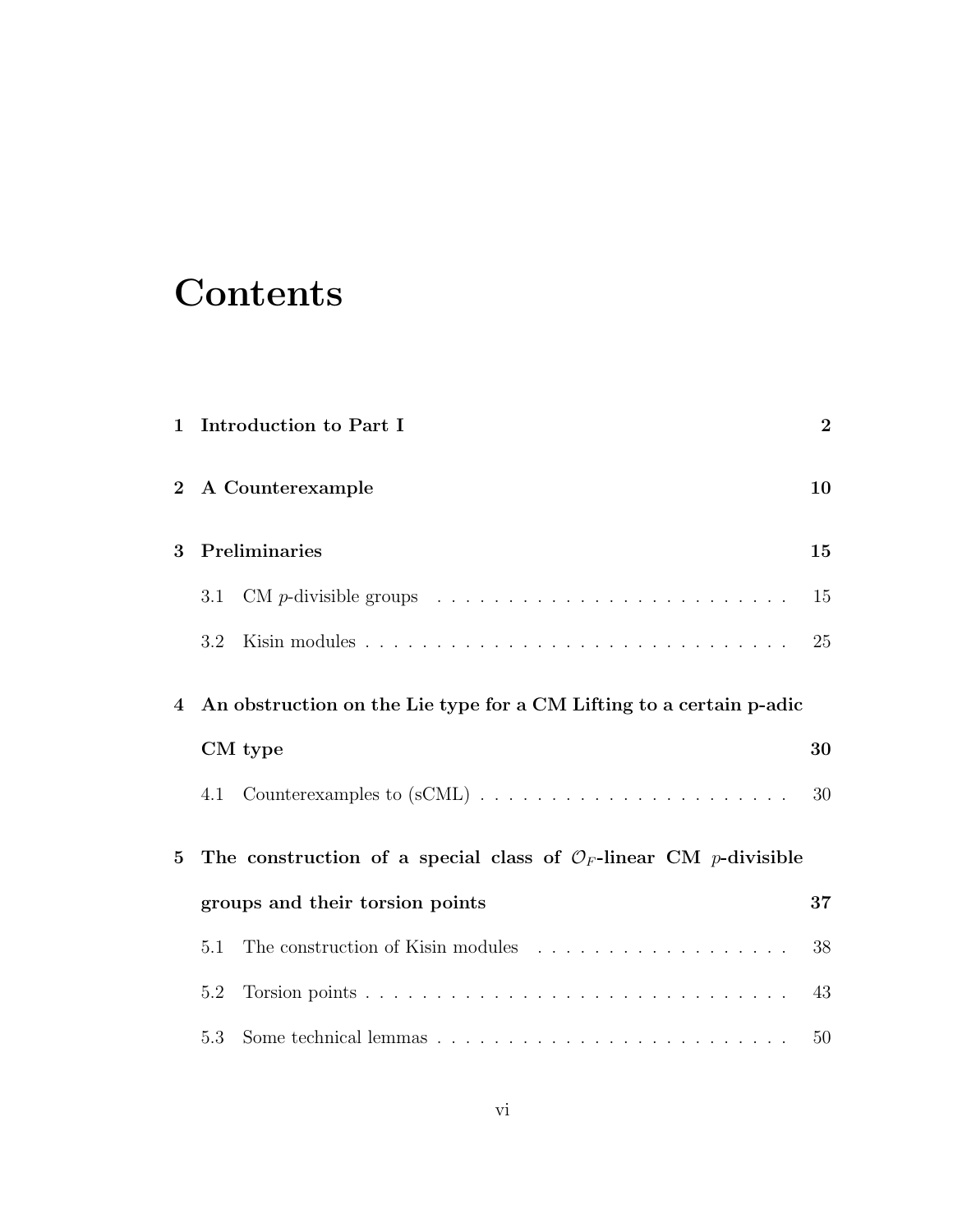# Contents

1 Introduction to Part I 2

2 A Counterexample 10

3 Preliminaries 15

3.1 CM $p$-divisible groups 15

3.2 Kisin modules 25

4 An obstruction on the Lie type for a CM Lifting to a certain p-adic CM type 30

4.1 Counterexamples to (sCML) 30

5 The construction of a special class of $\mathcal{O}_F$-linear CM $p$-divisible groups and their torsion points 37

5.1 The construction of Kisin modules 38

5.2 Torsion points 43

5.3 Some technical lemmas 50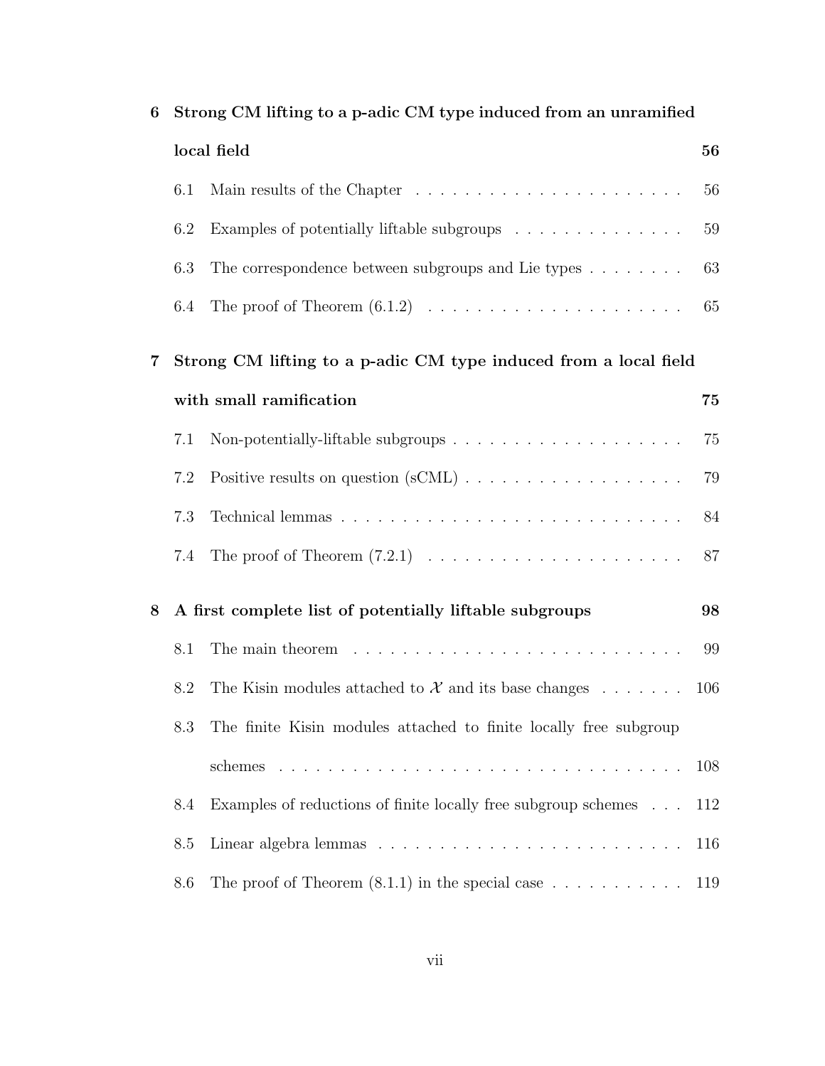**6 Strong CM lifting to a p-adic CM type induced from an unramified local field** **56**

6.1 Main results of the Chapter . . . . . . . . . . . . . . . . . . . . . . 56

6.2 Examples of potentially liftable subgroups . . . . . . . . . . . . . . 59

6.3 The correspondence between subgroups and Lie types . . . . . . . . 63

6.4 The proof of Theorem (6.1.2) . . . . . . . . . . . . . . . . . . . . . 65

**7 Strong CM lifting to a p-adic CM type induced from a local field with small ramification** **75**

7.1 Non-potentially-liftable subgroups . . . . . . . . . . . . . . . . . . . 75

7.2 Positive results on question (sCML) . . . . . . . . . . . . . . . . . . 79

7.3 Technical lemmas . . . . . . . . . . . . . . . . . . . . . . . . . . . . 84

7.4 The proof of Theorem (7.2.1) . . . . . . . . . . . . . . . . . . . . . 87

**8 A first complete list of potentially liftable subgroups** **98**

8.1 The main theorem . . . . . . . . . . . . . . . . . . . . . . . . . . . 99

8.2 The Kisin modules attached to $\mathcal{X}$ and its base changes . . . . . . . 106

8.3 The finite Kisin modules attached to finite locally free subgroup schemes . . . . . . . . . . . . . . . . . . . . . . . . . . . . . . . . . 108

8.4 Examples of reductions of finite locally free subgroup schemes . . . 112

8.5 Linear algebra lemmas . . . . . . . . . . . . . . . . . . . . . . . . . 116

8.6 The proof of Theorem (8.1.1) in the special case . . . . . . . . . . . 119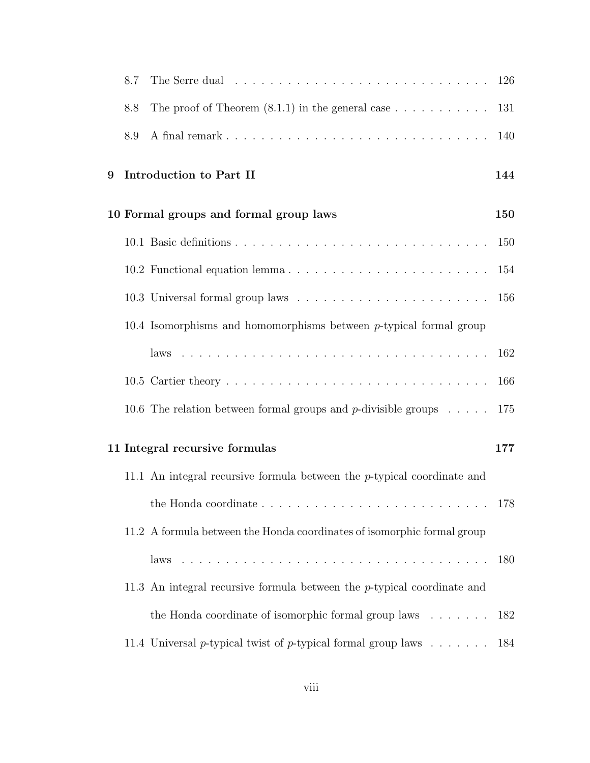8.7 The Serre dual . . . . . . . . . . . . . . . . . . . . . . . . . . . . . 126

8.8 The proof of Theorem (8.1.1) in the general case . . . . . . . . . . . 131

8.9 A final remark . . . . . . . . . . . . . . . . . . . . . . . . . . . . . 140

**9 Introduction to Part II** **144**

**10 Formal groups and formal group laws** **150**

10.1 Basic definitions . . . . . . . . . . . . . . . . . . . . . . . . . . . . 150

10.2 Functional equation lemma . . . . . . . . . . . . . . . . . . . . . . 154

10.3 Universal formal group laws . . . . . . . . . . . . . . . . . . . . . 156

10.4 Isomorphisms and homomorphisms between $p$-typical formal group laws . . . . . . . . . . . . . . . . . . . . . . . . . . . . . . . . . 162

10.5 Cartier theory . . . . . . . . . . . . . . . . . . . . . . . . . . . . . 166

10.6 The relation between formal groups and $p$-divisible groups . . . . . 175

**11 Integral recursive formulas** **177**

11.1 An integral recursive formula between the $p$-typical coordinate and the Honda coordinate . . . . . . . . . . . . . . . . . . . . . . . . . 178

11.2 A formula between the Honda coordinates of isomorphic formal group laws . . . . . . . . . . . . . . . . . . . . . . . . . . . . . . . . . 180

11.3 An integral recursive formula between the $p$-typical coordinate and the Honda coordinate of isomorphic formal group laws . . . . . . . 182

11.4 Universal $p$-typical twist of $p$-typical formal group laws . . . . . . . 184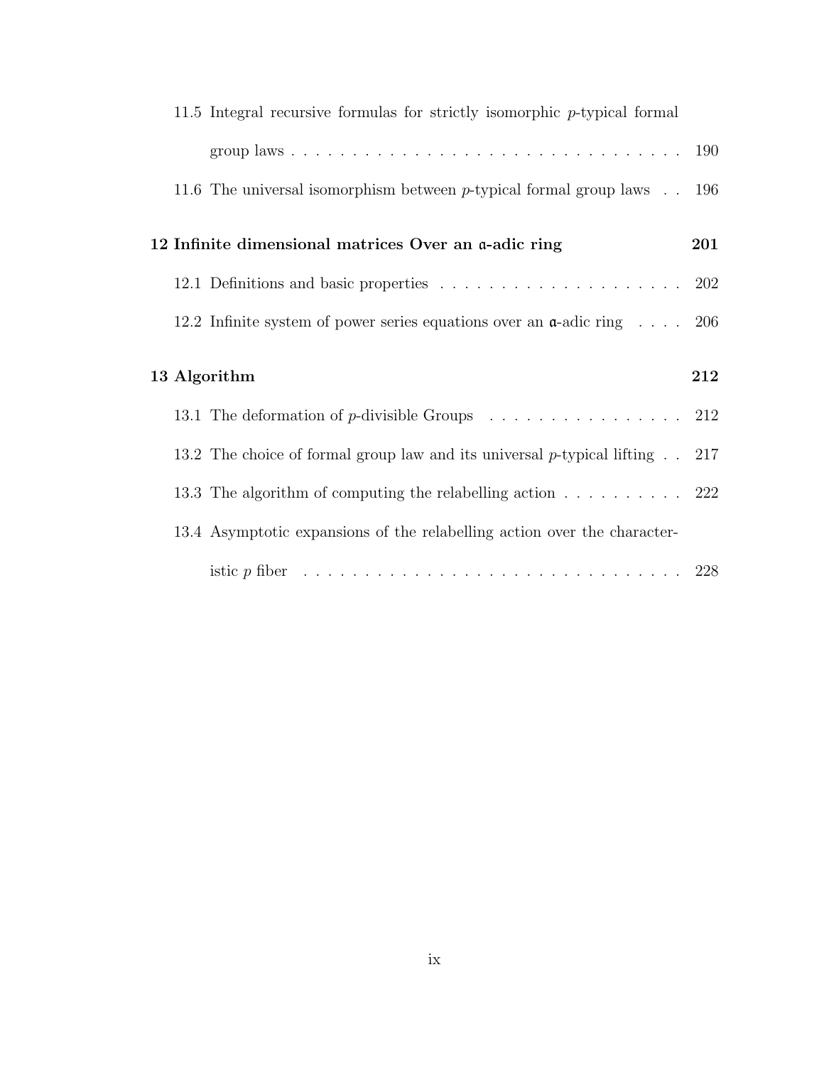- 11.5 Integral recursive formulas for strictly isomorphic $p$-typical formal group laws . . . . . . . . . . . . . . . . . . . . . . . . . . . . . . . . 190
- 11.6 The universal isomorphism between $p$-typical formal group laws . . 196

**12 Infinite dimensional matrices Over an $\mathfrak{a}$-adic ring** **201**

- 12.1 Definitions and basic properties . . . . . . . . . . . . . . . . . . . . . 202
- 12.2 Infinite system of power series equations over an $\mathfrak{a}$-adic ring . . . . 206

**13 Algorithm** **212**

- 13.1 The deformation of $p$-divisible Groups . . . . . . . . . . . . . . . . . 212
- 13.2 The choice of formal group law and its universal $p$-typical lifting . . 217
- 13.3 The algorithm of computing the relabelling action . . . . . . . . . . 222
- 13.4 Asymptotic expansions of the relabelling action over the characteristic $p$ fiber . . . . . . . . . . . . . . . . . . . . . . . . . . . . . . . . 228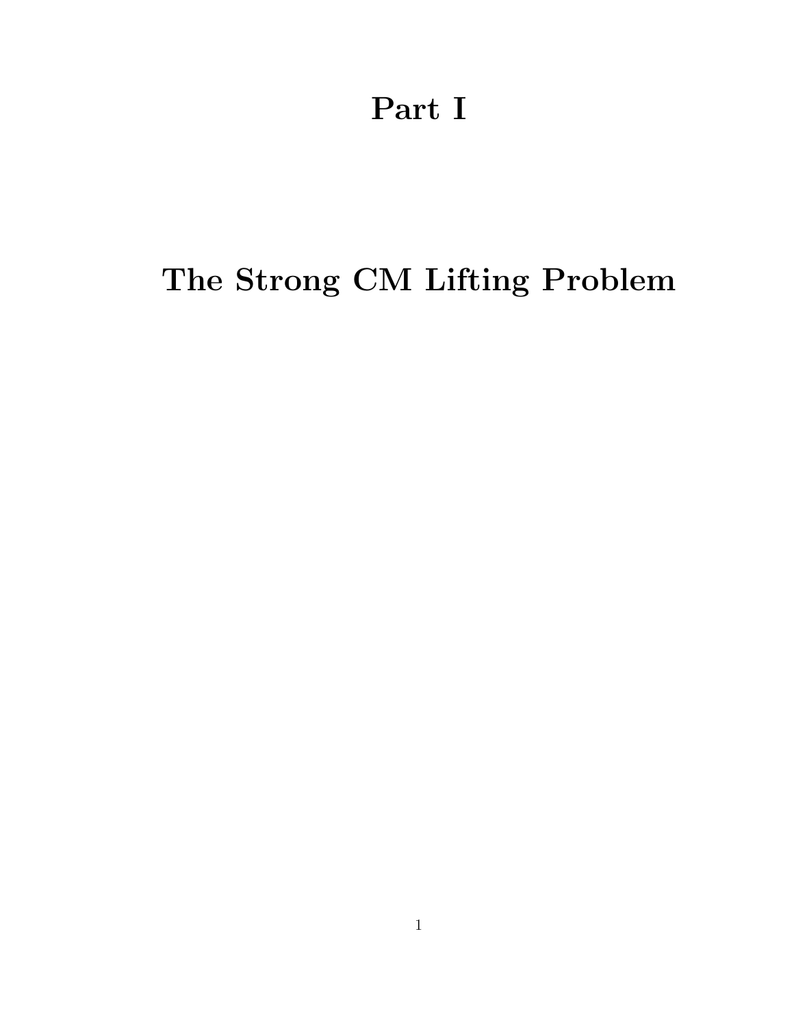# Part I

# The Strong CM Lifting Problem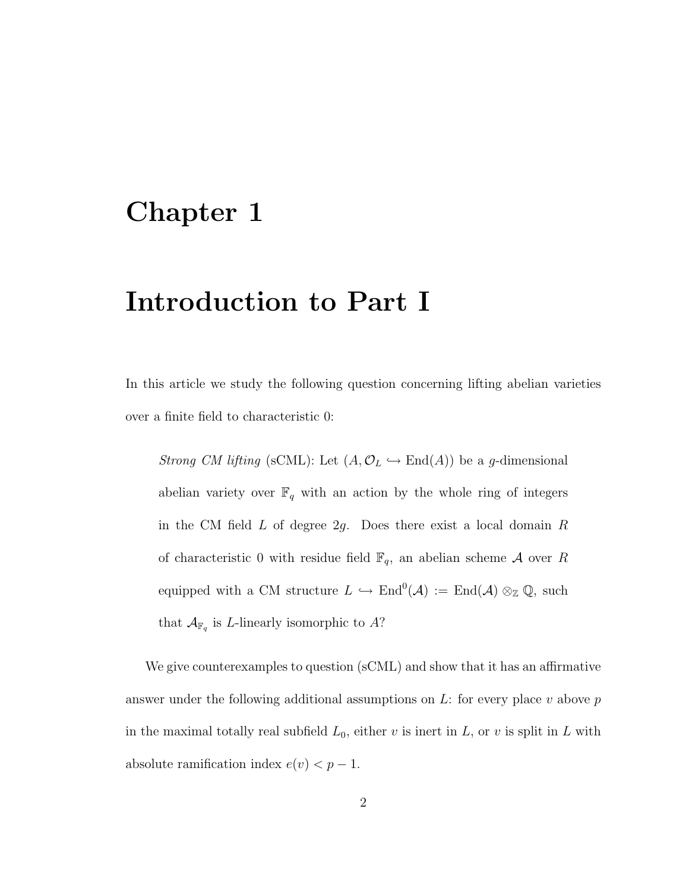# Chapter 1

# Introduction to Part I

In this article we study the following question concerning lifting abelian varieties over a finite field to characteristic 0:

> *Strong CM lifting* (sCML): Let $(A, \mathcal{O}_L \hookrightarrow \mathrm{End}(A))$ be a $g$-dimensional abelian variety over $\mathbb{F}_q$ with an action by the whole ring of integers in the CM field $L$ of degree $2g$. Does there exist a local domain $R$ of characteristic 0 with residue field $\mathbb{F}_q$, an abelian scheme $\mathcal{A}$ over $R$ equipped with a CM structure $L \hookrightarrow \mathrm{End}^0(\mathcal{A}) := \mathrm{End}(\mathcal{A}) \otimes_{\mathbb{Z}} \mathbb{Q}$, such that $\mathcal{A}_{\mathbb{F}_q}$ is $L$-linearly isomorphic to $A$?

We give counterexamples to question (sCML) and show that it has an affirmative answer under the following additional assumptions on $L$: for every place $v$ above $p$ in the maximal totally real subfield $L_0$, either $v$ is inert in $L$, or $v$ is split in $L$ with absolute ramification index $e(v) < p - 1$.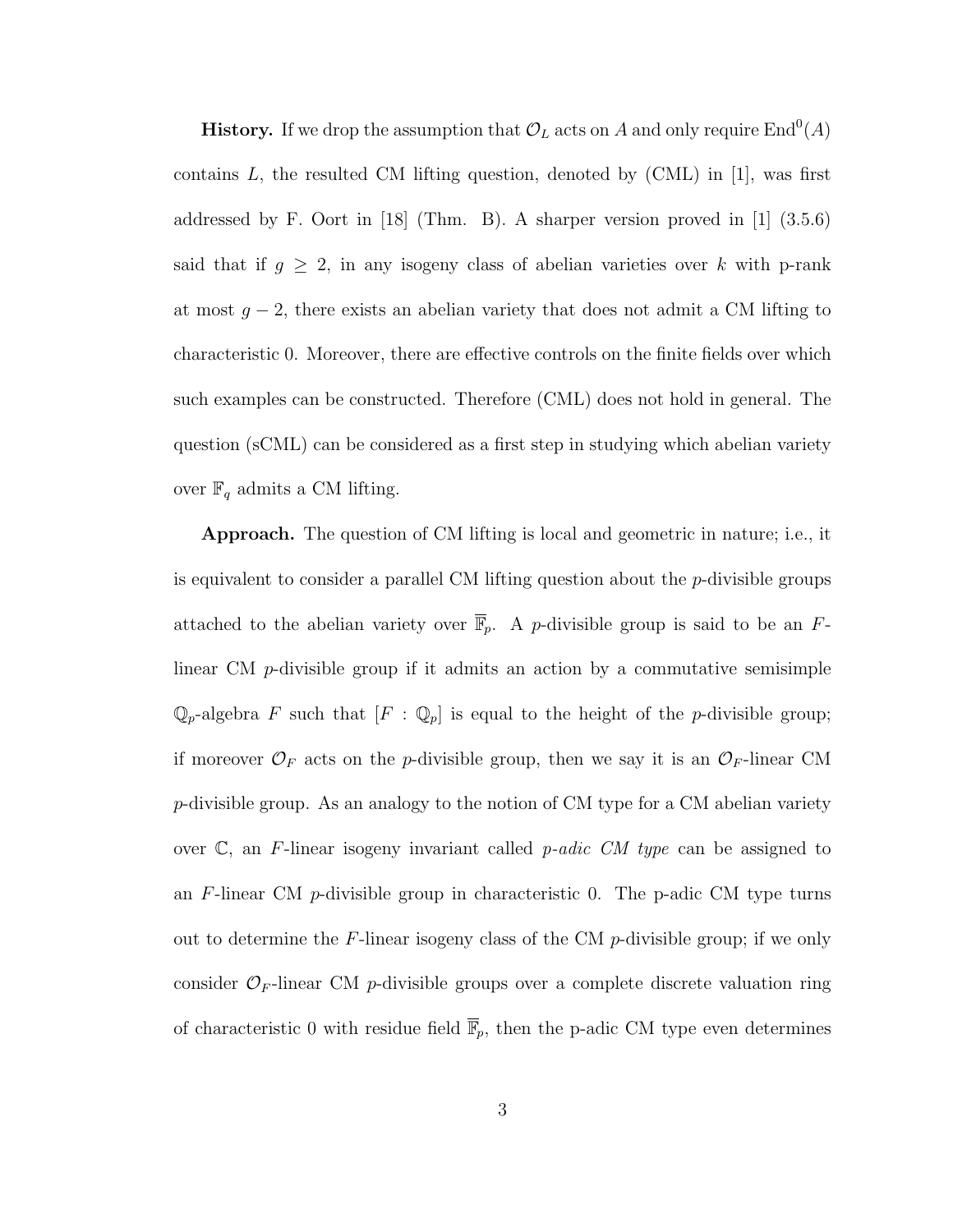**History.** If we drop the assumption that $\mathcal{O}_L$ acts on $A$ and only require $\mathrm{End}^0(A)$ contains $L$, the resulted CM lifting question, denoted by (CML) in [1], was first addressed by F. Oort in [18] (Thm. B). A sharper version proved in [1] (3.5.6) said that if $g \geq 2$, in any isogeny class of abelian varieties over $k$ with p-rank at most $g-2$, there exists an abelian variety that does not admit a CM lifting to characteristic 0. Moreover, there are effective controls on the finite fields over which such examples can be constructed. Therefore (CML) does not hold in general. The question (sCML) can be considered as a first step in studying which abelian variety over $\mathbb{F}_q$ admits a CM lifting.

**Approach.** The question of CM lifting is local and geometric in nature; i.e., it is equivalent to consider a parallel CM lifting question about the $p$-divisible groups attached to the abelian variety over $\overline{\mathbb{F}}_p$. A $p$-divisible group is said to be an $F$-linear CM $p$-divisible group if it admits an action by a commutative semisimple $\mathbb{Q}_p$-algebra $F$ such that $[F : \mathbb{Q}_p]$ is equal to the height of the $p$-divisible group; if moreover $\mathcal{O}_F$ acts on the $p$-divisible group, then we say it is an $\mathcal{O}_F$-linear CM $p$-divisible group. As an analogy to the notion of CM type for a CM abelian variety over $\mathbb{C}$, an $F$-linear isogeny invariant called *p-adic CM type* can be assigned to an $F$-linear CM $p$-divisible group in characteristic 0. The p-adic CM type turns out to determine the $F$-linear isogeny class of the CM $p$-divisible group; if we only consider $\mathcal{O}_F$-linear CM $p$-divisible groups over a complete discrete valuation ring of characteristic 0 with residue field $\overline{\mathbb{F}}_p$, then the p-adic CM type even determines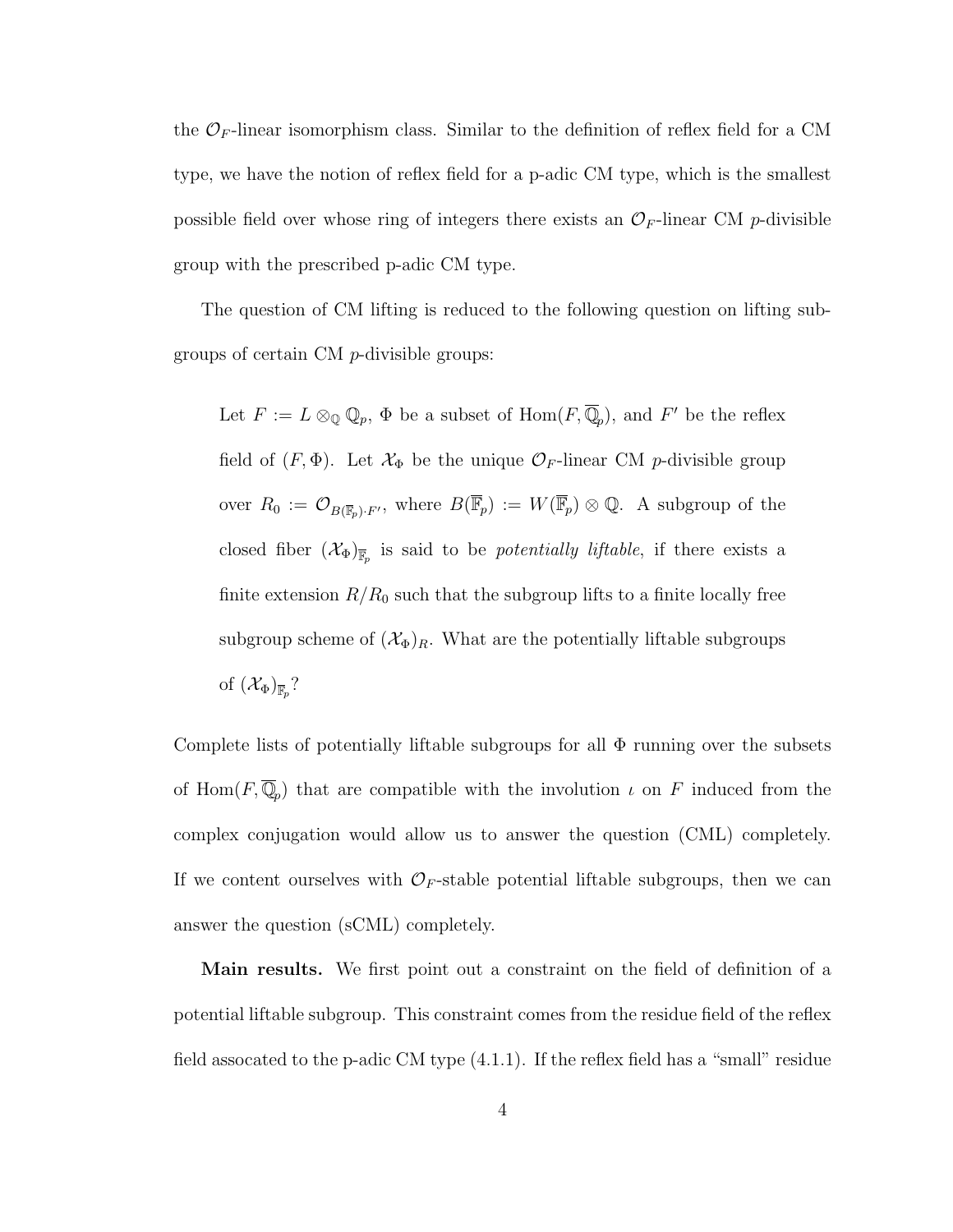the $\mathcal{O}_F$-linear isomorphism class. Similar to the definition of reflex field for a CM type, we have the notion of reflex field for a p-adic CM type, which is the smallest possible field over whose ring of integers there exists an $\mathcal{O}_F$-linear CM $p$-divisible group with the prescribed p-adic CM type.

The question of CM lifting is reduced to the following question on lifting subgroups of certain CM $p$-divisible groups:

> Let $F := L \otimes_{\mathbb{Q}} \mathbb{Q}_p$, $\Phi$ be a subset of $\mathrm{Hom}(F, \overline{\mathbb{Q}}_p)$, and $F'$ be the reflex field of $(F, \Phi)$. Let $\mathcal{X}_\Phi$ be the unique $\mathcal{O}_F$-linear CM $p$-divisible group over $R_0 := \mathcal{O}_{B(\overline{\mathbb{F}}_p)\cdot F'}$, where $B(\overline{\mathbb{F}}_p) := W(\overline{\mathbb{F}}_p) \otimes \mathbb{Q}$. A subgroup of the closed fiber $(\mathcal{X}_\Phi)_{\overline{\mathbb{F}}_p}$ is said to be *potentially liftable*, if there exists a finite extension $R/R_0$ such that the subgroup lifts to a finite locally free subgroup scheme of $(\mathcal{X}_\Phi)_R$. What are the potentially liftable subgroups of $(\mathcal{X}_\Phi)_{\overline{\mathbb{F}}_p}$?

Complete lists of potentially liftable subgroups for all $\Phi$ running over the subsets of $\mathrm{Hom}(F, \overline{\mathbb{Q}}_p)$ that are compatible with the involution $\iota$ on $F$ induced from the complex conjugation would allow us to answer the question (CML) completely. If we content ourselves with $\mathcal{O}_F$-stable potential liftable subgroups, then we can answer the question (sCML) completely.

**Main results.** We first point out a constraint on the field of definition of a potential liftable subgroup. This constraint comes from the residue field of the reflex field assocated to the p-adic CM type (4.1.1). If the reflex field has a "small" residue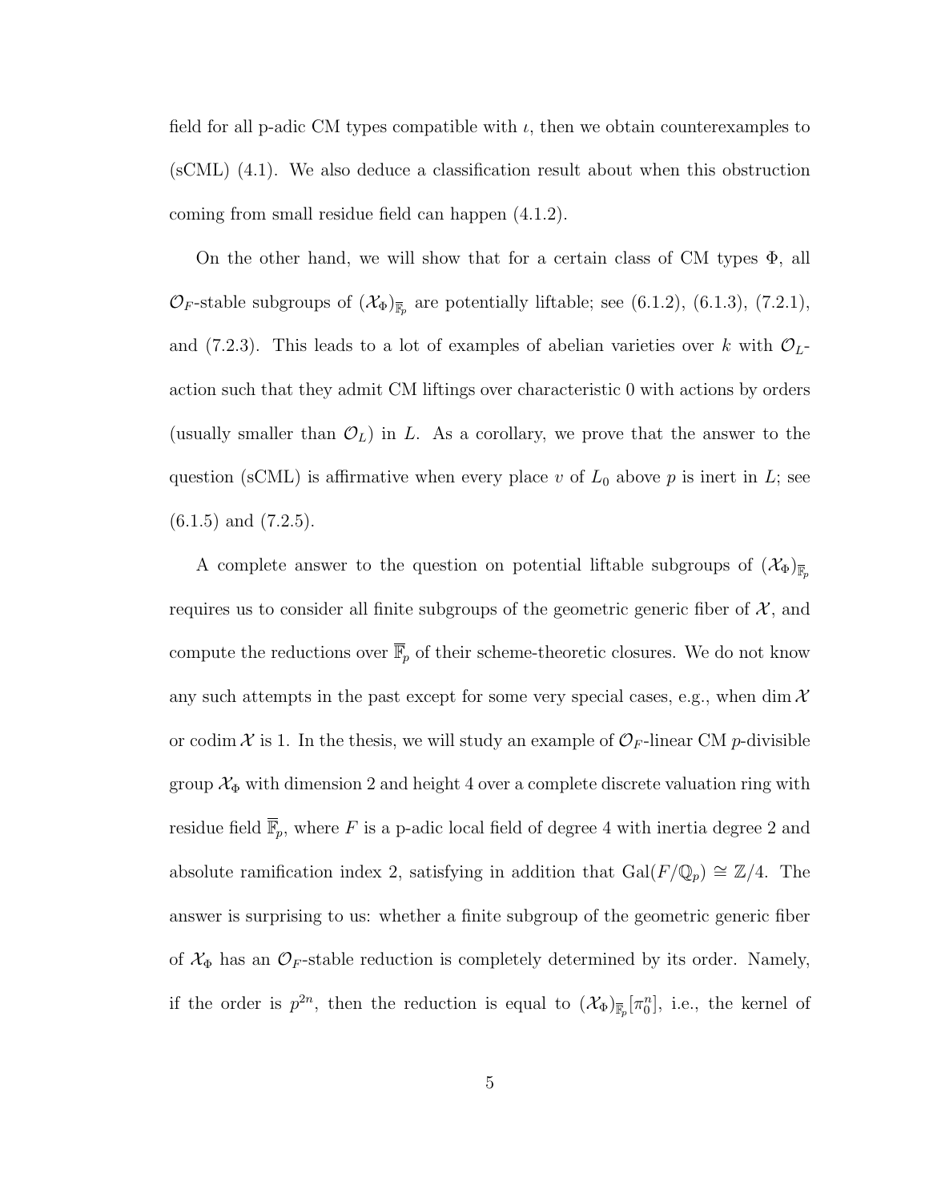field for all p-adic CM types compatible with $\iota$, then we obtain counterexamples to (sCML) (4.1). We also deduce a classification result about when this obstruction coming from small residue field can happen (4.1.2).

On the other hand, we will show that for a certain class of CM types $\Phi$, all $\mathcal{O}_F$-stable subgroups of $(\mathcal{X}_\Phi)_{\overline{\mathbb{F}}_p}$ are potentially liftable; see (6.1.2), (6.1.3), (7.2.1), and (7.2.3). This leads to a lot of examples of abelian varieties over $k$ with $\mathcal{O}_L$-action such that they admit CM liftings over characteristic 0 with actions by orders (usually smaller than $\mathcal{O}_L$) in $L$. As a corollary, we prove that the answer to the question (sCML) is affirmative when every place $v$ of $L_0$ above $p$ is inert in $L$; see (6.1.5) and (7.2.5).

A complete answer to the question on potential liftable subgroups of $(\mathcal{X}_\Phi)_{\overline{\mathbb{F}}_p}$ requires us to consider all finite subgroups of the geometric generic fiber of $\mathcal{X}$, and compute the reductions over $\overline{\mathbb{F}}_p$ of their scheme-theoretic closures. We do not know any such attempts in the past except for some very special cases, e.g., when $\dim \mathcal{X}$ or $\operatorname{codim} \mathcal{X}$ is 1. In the thesis, we will study an example of $\mathcal{O}_F$-linear CM $p$-divisible group $\mathcal{X}_\Phi$ with dimension 2 and height 4 over a complete discrete valuation ring with residue field $\overline{\mathbb{F}}_p$, where $F$ is a p-adic local field of degree 4 with inertia degree 2 and absolute ramification index 2, satisfying in addition that $\operatorname{Gal}(F/\mathbb{Q}_p) \cong \mathbb{Z}/4$. The answer is surprising to us: whether a finite subgroup of the geometric generic fiber of $\mathcal{X}_\Phi$ has an $\mathcal{O}_F$-stable reduction is completely determined by its order. Namely, if the order is $p^{2n}$, then the reduction is equal to $(\mathcal{X}_\Phi)_{\overline{\mathbb{F}}_p}[\pi_0^n]$, i.e., the kernel of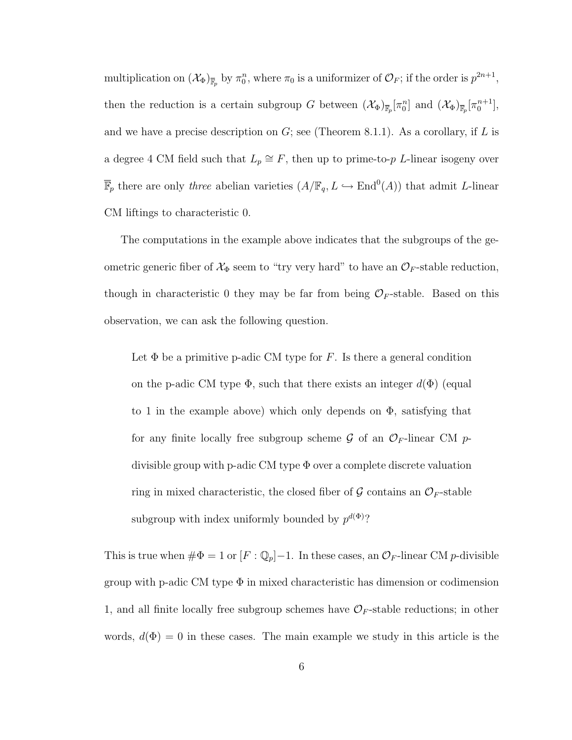multiplication on $(\mathcal{X}_\Phi)_{\overline{\mathbb{F}}_p}$ by $\pi_0^n$, where $\pi_0$ is a uniformizer of $\mathcal{O}_F$; if the order is $p^{2n+1}$, then the reduction is a certain subgroup $G$ between $(\mathcal{X}_\Phi)_{\overline{\mathbb{F}}_p}[\pi_0^n]$ and $(\mathcal{X}_\Phi)_{\overline{\mathbb{F}}_p}[\pi_0^{n+1}]$, and we have a precise description on $G$; see (Theorem 8.1.1). As a corollary, if $L$ is a degree 4 CM field such that $L_p \cong F$, then up to prime-to-$p$ $L$-linear isogeny over $\overline{\mathbb{F}}_p$ there are only *three* abelian varieties $(A/\mathbb{F}_q, L \hookrightarrow \mathrm{End}^0(A))$ that admit $L$-linear CM liftings to characteristic 0.

The computations in the example above indicates that the subgroups of the geometric generic fiber of $\mathcal{X}_\Phi$ seem to "try very hard" to have an $\mathcal{O}_F$-stable reduction, though in characteristic 0 they may be far from being $\mathcal{O}_F$-stable. Based on this observation, we can ask the following question.

> Let $\Phi$ be a primitive p-adic CM type for $F$. Is there a general condition on the p-adic CM type $\Phi$, such that there exists an integer $d(\Phi)$ (equal to 1 in the example above) which only depends on $\Phi$, satisfying that for any finite locally free subgroup scheme $\mathcal{G}$ of an $\mathcal{O}_F$-linear CM $p$-divisible group with p-adic CM type $\Phi$ over a complete discrete valuation ring in mixed characteristic, the closed fiber of $\mathcal{G}$ contains an $\mathcal{O}_F$-stable subgroup with index uniformly bounded by $p^{d(\Phi)}$?

This is true when $\#\Phi = 1$ or $[F : \mathbb{Q}_p]-1$. In these cases, an $\mathcal{O}_F$-linear CM $p$-divisible group with p-adic CM type $\Phi$ in mixed characteristic has dimension or codimension 1, and all finite locally free subgroup schemes have $\mathcal{O}_F$-stable reductions; in other words, $d(\Phi) = 0$ in these cases. The main example we study in this article is the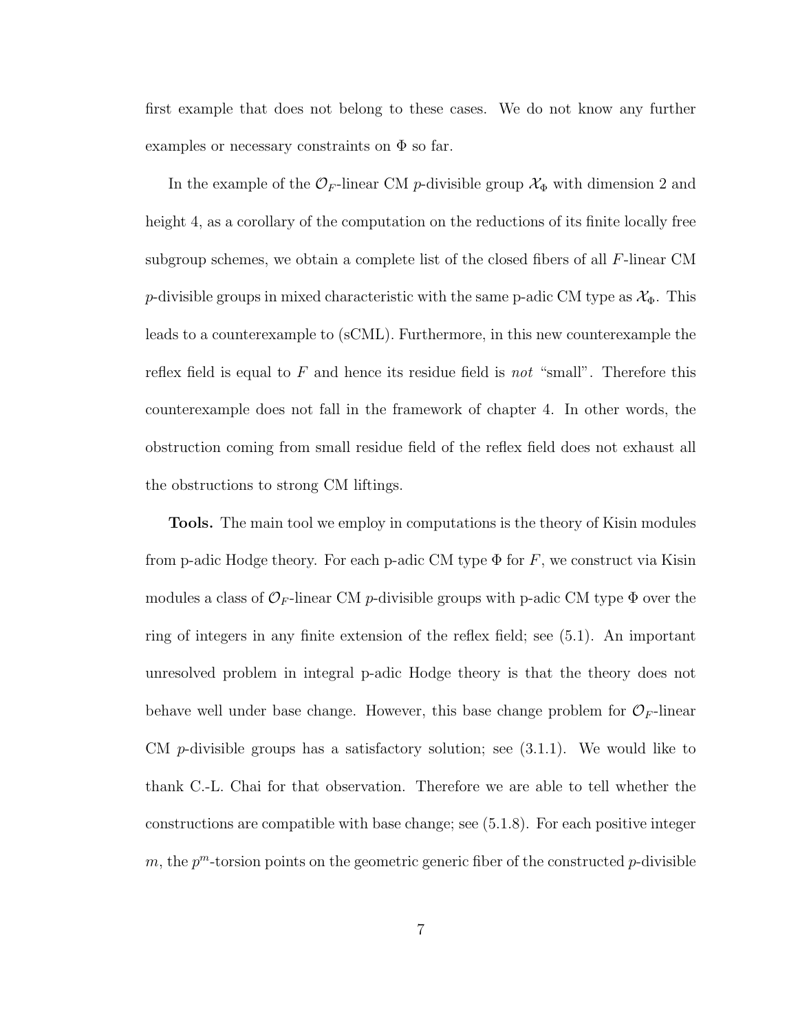first example that does not belong to these cases. We do not know any further examples or necessary constraints on $\Phi$ so far.

In the example of the $\mathcal{O}_F$-linear CM $p$-divisible group $\mathcal{X}_\Phi$ with dimension 2 and height 4, as a corollary of the computation on the reductions of its finite locally free subgroup schemes, we obtain a complete list of the closed fibers of all $F$-linear CM $p$-divisible groups in mixed characteristic with the same p-adic CM type as $\mathcal{X}_\Phi$. This leads to a counterexample to (sCML). Furthermore, in this new counterexample the reflex field is equal to $F$ and hence its residue field is *not* "small". Therefore this counterexample does not fall in the framework of chapter 4. In other words, the obstruction coming from small residue field of the reflex field does not exhaust all the obstructions to strong CM liftings.

**Tools.** The main tool we employ in computations is the theory of Kisin modules from p-adic Hodge theory. For each p-adic CM type $\Phi$ for $F$, we construct via Kisin modules a class of $\mathcal{O}_F$-linear CM $p$-divisible groups with p-adic CM type $\Phi$ over the ring of integers in any finite extension of the reflex field; see (5.1). An important unresolved problem in integral p-adic Hodge theory is that the theory does not behave well under base change. However, this base change problem for $\mathcal{O}_F$-linear CM $p$-divisible groups has a satisfactory solution; see (3.1.1). We would like to thank C.-L. Chai for that observation. Therefore we are able to tell whether the constructions are compatible with base change; see (5.1.8). For each positive integer $m$, the $p^m$-torsion points on the geometric generic fiber of the constructed $p$-divisible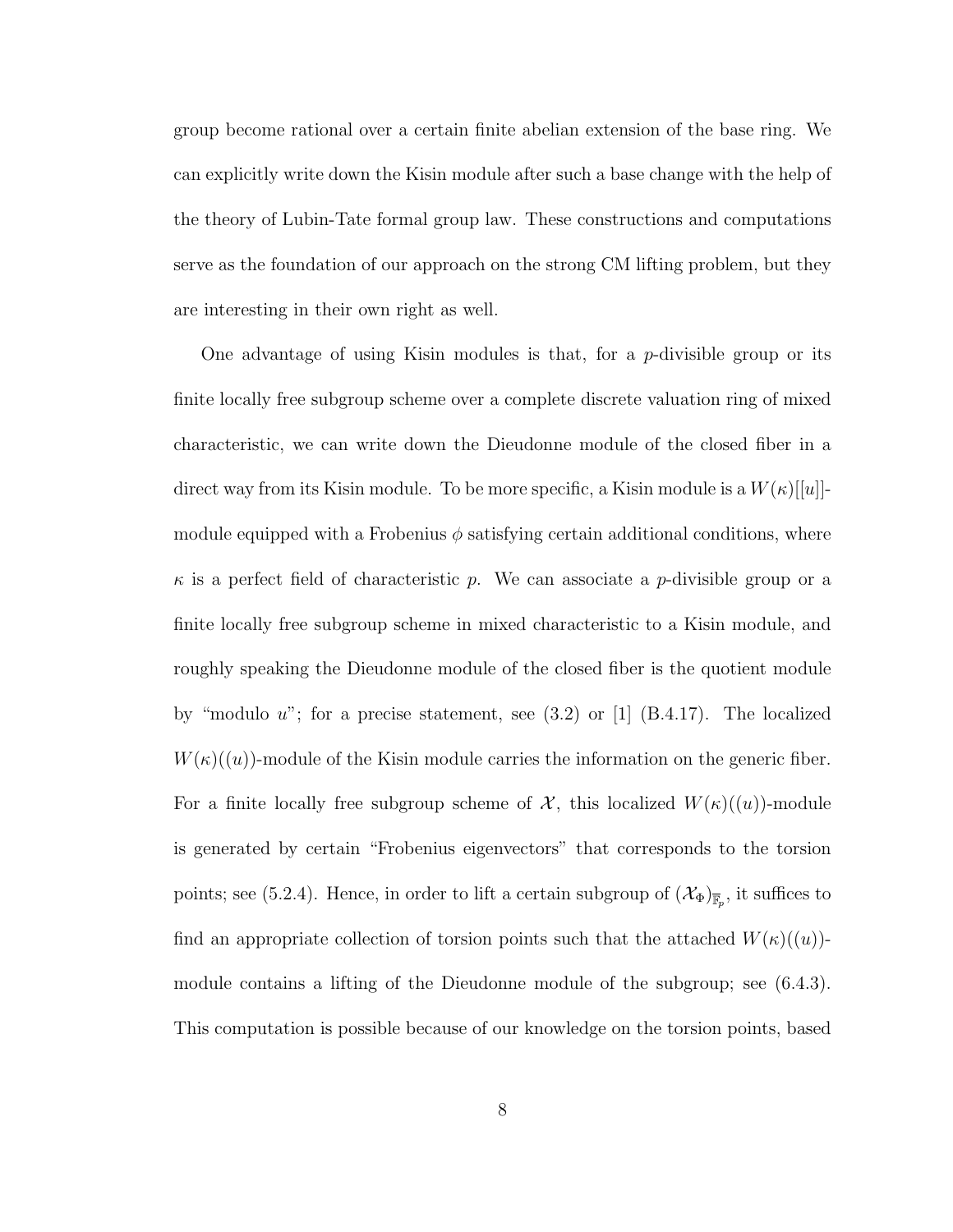group become rational over a certain finite abelian extension of the base ring. We can explicitly write down the Kisin module after such a base change with the help of the theory of Lubin-Tate formal group law. These constructions and computations serve as the foundation of our approach on the strong CM lifting problem, but they are interesting in their own right as well.

One advantage of using Kisin modules is that, for a $p$-divisible group or its finite locally free subgroup scheme over a complete discrete valuation ring of mixed characteristic, we can write down the Dieudonne module of the closed fiber in a direct way from its Kisin module. To be more specific, a Kisin module is a $W(\kappa)[[u]]$-module equipped with a Frobenius $\phi$ satisfying certain additional conditions, where $\kappa$ is a perfect field of characteristic $p$. We can associate a $p$-divisible group or a finite locally free subgroup scheme in mixed characteristic to a Kisin module, and roughly speaking the Dieudonne module of the closed fiber is the quotient module by "modulo $u$"; for a precise statement, see (3.2) or [1] (B.4.17). The localized $W(\kappa)((u))$-module of the Kisin module carries the information on the generic fiber. For a finite locally free subgroup scheme of $\mathcal{X}$, this localized $W(\kappa)((u))$-module is generated by certain "Frobenius eigenvectors" that corresponds to the torsion points; see (5.2.4). Hence, in order to lift a certain subgroup of $(\mathcal{X}_\Phi)_{\overline{\mathbb{F}}_p}$, it suffices to find an appropriate collection of torsion points such that the attached $W(\kappa)((u))$-module contains a lifting of the Dieudonne module of the subgroup; see (6.4.3). This computation is possible because of our knowledge on the torsion points, based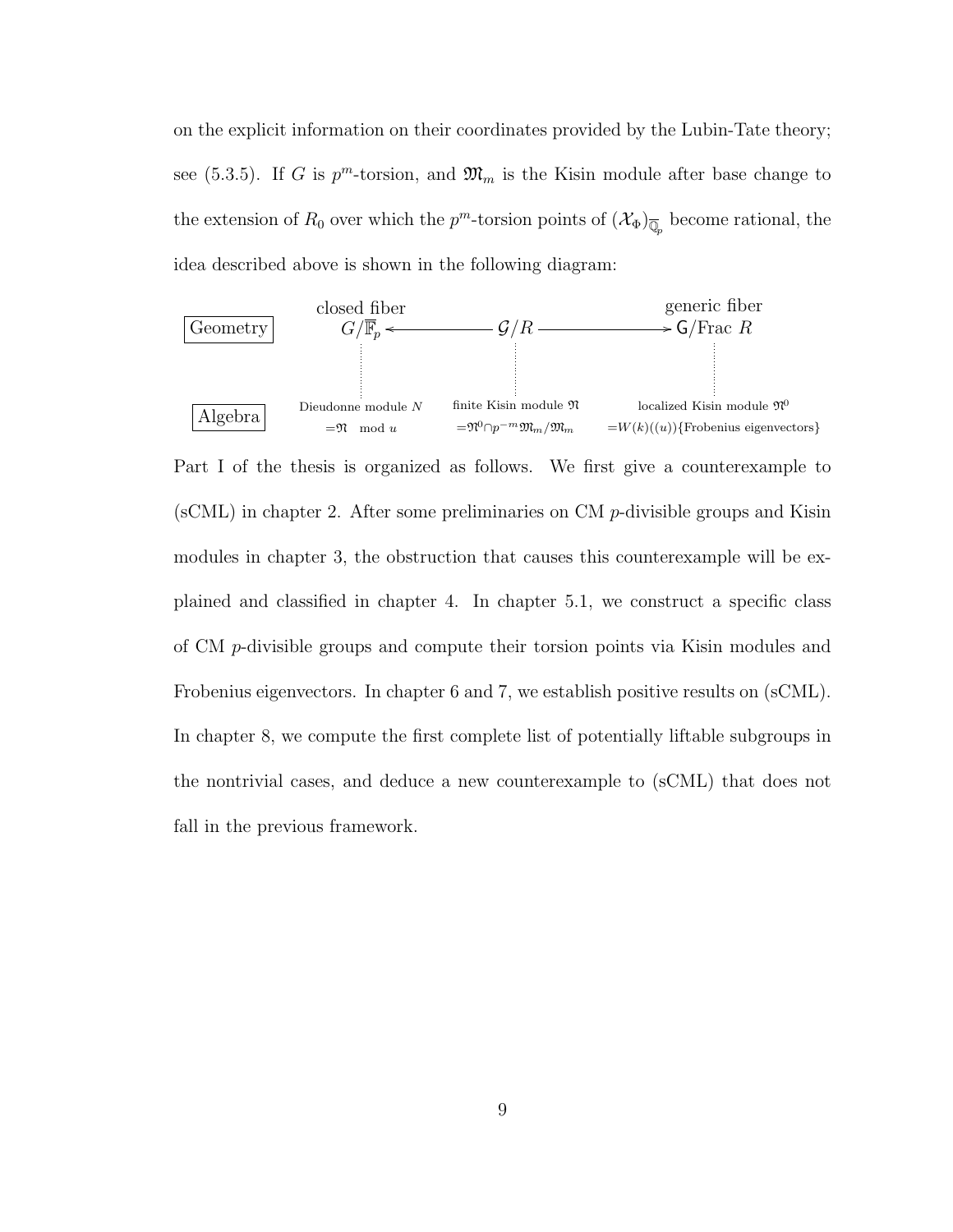on the explicit information on their coordinates provided by the Lubin-Tate theory; see (5.3.5). If $G$ is $p^m$-torsion, and $\mathfrak{M}_m$ is the Kisin module after base change to the extension of $R_0$ over which the $p^m$-torsion points of $(\mathcal{X}_\Phi)_{\overline{\mathbb{Q}}_p}$ become rational, the idea described above is shown in the following diagram:

| | closed fiber | | generic fiber |
|---|---|---|---|
| **Geometry** | $G/\overline{\mathbb{F}}_p$ ← | $\mathcal{G}/R$ → | $\mathsf{G}/\text{Frac } R$ |
| **Algebra** | Dieudonne module $N$ $=\mathfrak{N} \mod u$ | finite Kisin module $\mathfrak{N}$ $=\mathfrak{N}^0 \cap p^{-m}\mathfrak{M}_m/\mathfrak{M}_m$ | localized Kisin module $\mathfrak{N}^0$ $=W(k)((u))\{\text{Frobenius eigenvectors}\}$ |

Part I of the thesis is organized as follows. We first give a counterexample to (sCML) in chapter 2. After some preliminaries on CM $p$-divisible groups and Kisin modules in chapter 3, the obstruction that causes this counterexample will be explained and classified in chapter 4. In chapter 5.1, we construct a specific class of CM $p$-divisible groups and compute their torsion points via Kisin modules and Frobenius eigenvectors. In chapter 6 and 7, we establish positive results on (sCML). In chapter 8, we compute the first complete list of potentially liftable subgroups in the nontrivial cases, and deduce a new counterexample to (sCML) that does not fall in the previous framework.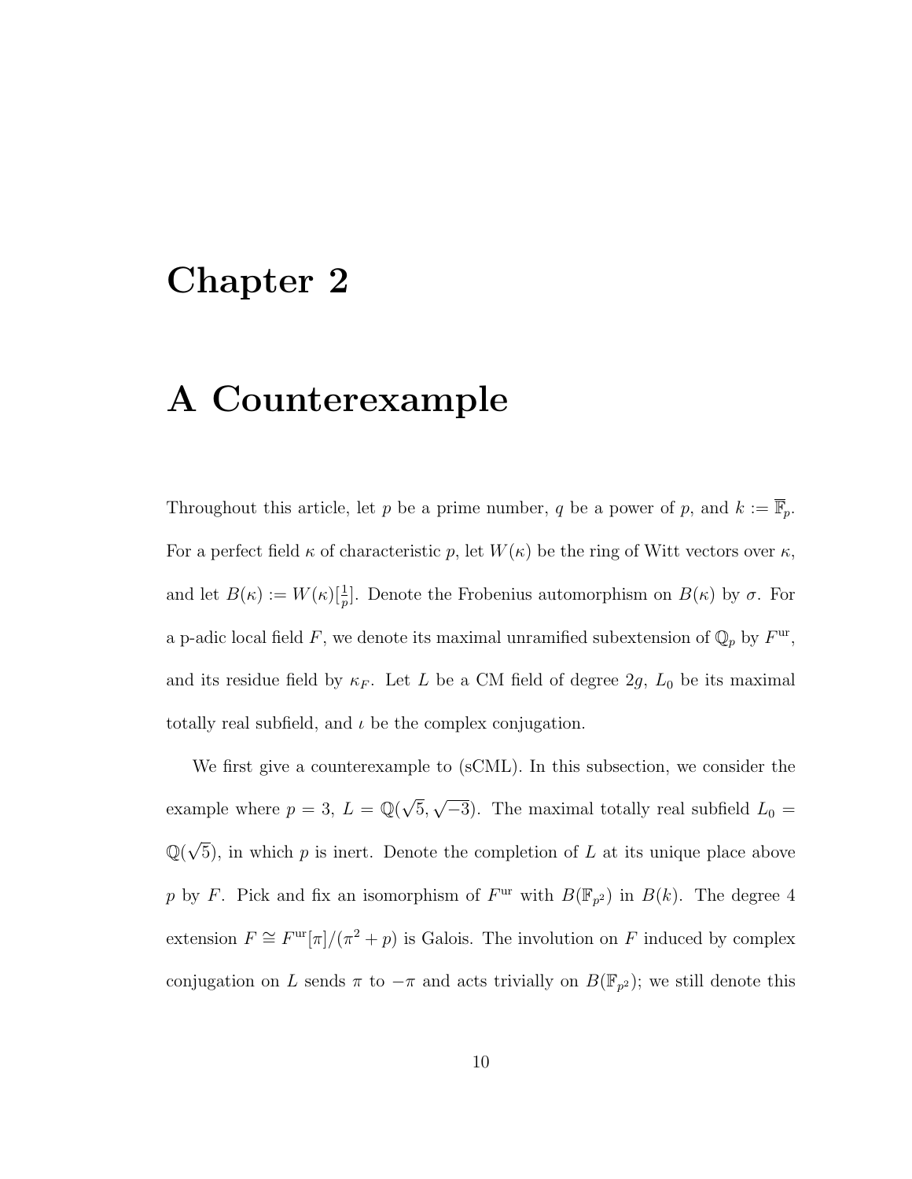# Chapter 2

# A Counterexample

Throughout this article, let $p$ be a prime number, $q$ be a power of $p$, and $k := \overline{\mathbb{F}}_p$. For a perfect field $\kappa$ of characteristic $p$, let $W(\kappa)$ be the ring of Witt vectors over $\kappa$, and let $B(\kappa) := W(\kappa)[\frac{1}{p}]$. Denote the Frobenius automorphism on $B(\kappa)$ by $\sigma$. For a p-adic local field $F$, we denote its maximal unramified subextension of $\mathbb{Q}_p$ by $F^{\mathrm{ur}}$, and its residue field by $\kappa_F$. Let $L$ be a CM field of degree $2g$, $L_0$ be its maximal totally real subfield, and $\iota$ be the complex conjugation.

We first give a counterexample to (sCML). In this subsection, we consider the example where $p = 3$, $L = \mathbb{Q}(\sqrt{5}, \sqrt{-3})$. The maximal totally real subfield $L_0 = \mathbb{Q}(\sqrt{5})$, in which $p$ is inert. Denote the completion of $L$ at its unique place above $p$ by $F$. Pick and fix an isomorphism of $F^{\mathrm{ur}}$ with $B(\mathbb{F}_{p^2})$ in $B(k)$. The degree 4 extension $F \cong F^{\mathrm{ur}}[\pi]/(\pi^2 + p)$ is Galois. The involution on $F$ induced by complex conjugation on $L$ sends $\pi$ to $-\pi$ and acts trivially on $B(\mathbb{F}_{p^2})$; we still denote this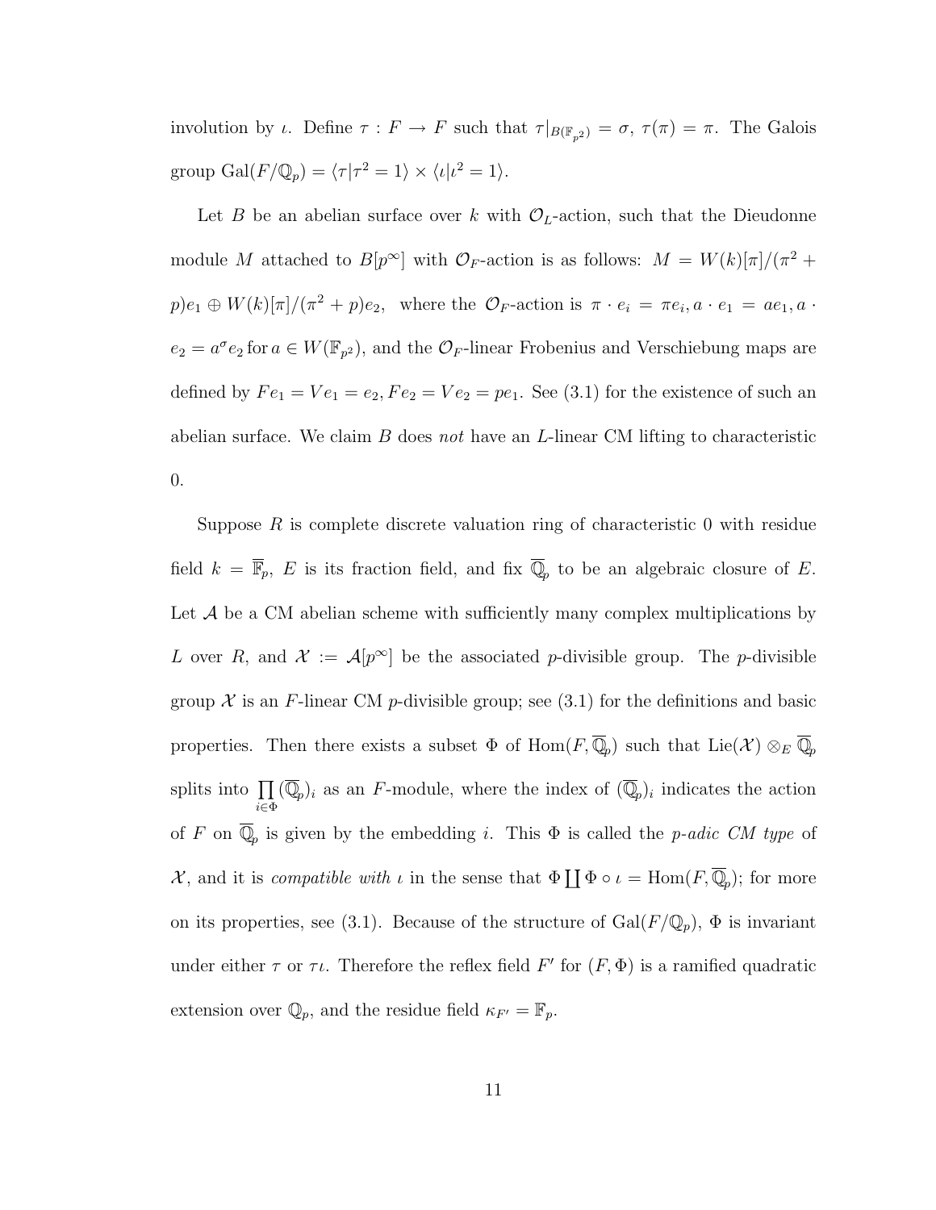involution by $\iota$. Define $\tau : F \to F$ such that $\tau|_{B(\mathbb{F}_{p^2})} = \sigma$, $\tau(\pi) = \pi$. The Galois group $\mathrm{Gal}(F/\mathbb{Q}_p) = \langle \tau | \tau^2 = 1 \rangle \times \langle \iota | \iota^2 = 1 \rangle$.

Let $B$ be an abelian surface over $k$ with $\mathcal{O}_L$-action, such that the Dieudonne module $M$ attached to $B[p^\infty]$ with $\mathcal{O}_F$-action is as follows: $M = W(k)[\pi]/(\pi^2 + p)e_1 \oplus W(k)[\pi]/(\pi^2 + p)e_2$, where the $\mathcal{O}_F$-action is $\pi \cdot e_i = \pi e_i, a \cdot e_1 = ae_1, a \cdot e_2 = a^\sigma e_2$ for $a \in W(\mathbb{F}_{p^2})$, and the $\mathcal{O}_F$-linear Frobenius and Verschiebung maps are defined by $Fe_1 = Ve_1 = e_2, Fe_2 = Ve_2 = pe_1$. See (3.1) for the existence of such an abelian surface. We claim $B$ does *not* have an $L$-linear CM lifting to characteristic 0.

Suppose $R$ is complete discrete valuation ring of characteristic 0 with residue field $k = \overline{\mathbb{F}}_p$, $E$ is its fraction field, and fix $\overline{\mathbb{Q}}_p$ to be an algebraic closure of $E$. Let $\mathcal{A}$ be a CM abelian scheme with sufficiently many complex multiplications by $L$ over $R$, and $\mathcal{X} := \mathcal{A}[p^\infty]$ be the associated $p$-divisible group. The $p$-divisible group $\mathcal{X}$ is an $F$-linear CM $p$-divisible group; see (3.1) for the definitions and basic properties. Then there exists a subset $\Phi$ of $\mathrm{Hom}(F, \overline{\mathbb{Q}}_p)$ such that $\mathrm{Lie}(\mathcal{X}) \otimes_E \overline{\mathbb{Q}}_p$ splits into $\prod_{i \in \Phi} (\overline{\mathbb{Q}}_p)_i$ as an $F$-module, where the index of $(\overline{\mathbb{Q}}_p)_i$ indicates the action of $F$ on $\overline{\mathbb{Q}}_p$ is given by the embedding $i$. This $\Phi$ is called the *p-adic CM type* of $\mathcal{X}$, and it is *compatible with* $\iota$ in the sense that $\Phi \coprod \Phi \circ \iota = \mathrm{Hom}(F, \overline{\mathbb{Q}}_p)$; for more on its properties, see (3.1). Because of the structure of $\mathrm{Gal}(F/\mathbb{Q}_p)$, $\Phi$ is invariant under either $\tau$ or $\tau\iota$. Therefore the reflex field $F'$ for $(F, \Phi)$ is a ramified quadratic extension over $\mathbb{Q}_p$, and the residue field $\kappa_{F'} = \mathbb{F}_p$.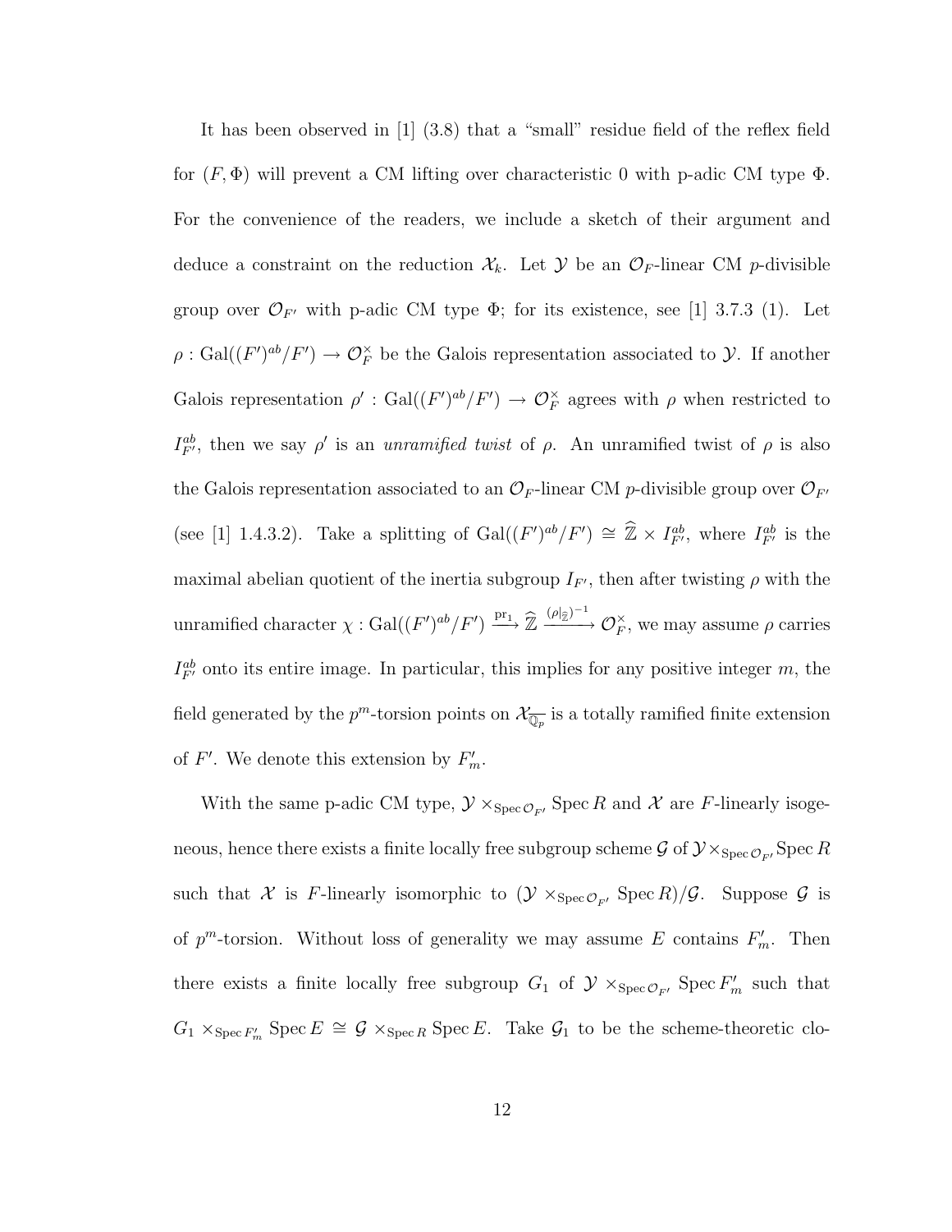It has been observed in [1] (3.8) that a "small" residue field of the reflex field for $(F, \Phi)$ will prevent a CM lifting over characteristic 0 with p-adic CM type $\Phi$. For the convenience of the readers, we include a sketch of their argument and deduce a constraint on the reduction $\mathcal{X}_k$. Let $\mathcal{Y}$ be an $\mathcal{O}_F$-linear CM $p$-divisible group over $\mathcal{O}_{F'}$ with p-adic CM type $\Phi$; for its existence, see [1] 3.7.3 (1). Let $\rho : \mathrm{Gal}((F')^{ab}/F') \to \mathcal{O}_F^\times$ be the Galois representation associated to $\mathcal{Y}$. If another Galois representation $\rho' : \mathrm{Gal}((F')^{ab}/F') \to \mathcal{O}_F^\times$ agrees with $\rho$ when restricted to $I_{F'}^{ab}$, then we say $\rho'$ is an *unramified twist* of $\rho$. An unramified twist of $\rho$ is also the Galois representation associated to an $\mathcal{O}_F$-linear CM $p$-divisible group over $\mathcal{O}_{F'}$ (see [1] 1.4.3.2). Take a splitting of $\mathrm{Gal}((F')^{ab}/F') \cong \widehat{\mathbb{Z}} \times I_{F'}^{ab}$, where $I_{F'}^{ab}$ is the maximal abelian quotient of the inertia subgroup $I_{F'}$, then after twisting $\rho$ with the unramified character $\chi : \mathrm{Gal}((F')^{ab}/F') \xrightarrow{\mathrm{pr}_1} \widehat{\mathbb{Z}} \xrightarrow{(\rho|_{\widehat{\mathbb{Z}}})^{-1}} \mathcal{O}_F^\times$, we may assume $\rho$ carries $I_{F'}^{ab}$ onto its entire image. In particular, this implies for any positive integer $m$, the field generated by the $p^m$-torsion points on $\mathcal{X}_{\overline{\mathbb{Q}_p}}$ is a totally ramified finite extension of $F'$. We denote this extension by $F'_m$.

With the same p-adic CM type, $\mathcal{Y} \times_{\mathrm{Spec}\, \mathcal{O}_{F'}} \mathrm{Spec}\, R$ and $\mathcal{X}$ are $F$-linearly isogeneous, hence there exists a finite locally free subgroup scheme $\mathcal{G}$ of $\mathcal{Y} \times_{\mathrm{Spec}\, \mathcal{O}_{F'}} \mathrm{Spec}\, R$ such that $\mathcal{X}$ is $F$-linearly isomorphic to $(\mathcal{Y} \times_{\mathrm{Spec}\, \mathcal{O}_{F'}} \mathrm{Spec}\, R)/\mathcal{G}$. Suppose $\mathcal{G}$ is of $p^m$-torsion. Without loss of generality we may assume $E$ contains $F'_m$. Then there exists a finite locally free subgroup $G_1$ of $\mathcal{Y} \times_{\mathrm{Spec}\, \mathcal{O}_{F'}} \mathrm{Spec}\, F'_m$ such that $G_1 \times_{\mathrm{Spec}\, F'_m} \mathrm{Spec}\, E \cong \mathcal{G} \times_{\mathrm{Spec}\, R} \mathrm{Spec}\, E$. Take $\mathcal{G}_1$ to be the scheme-theoretic clo-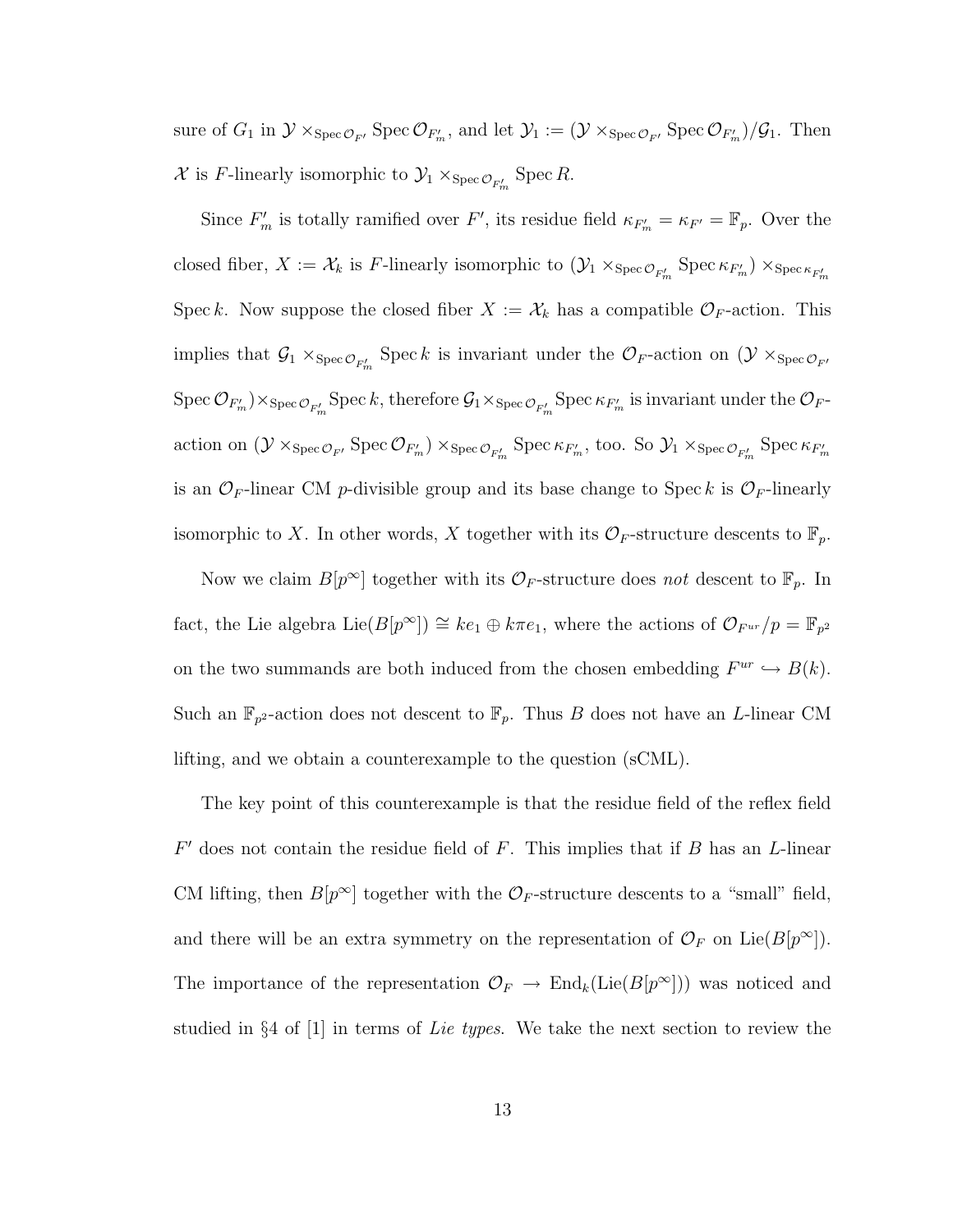sure of $G_1$ in $\mathcal{Y} \times_{\operatorname{Spec} \mathcal{O}_{F'}} \operatorname{Spec} \mathcal{O}_{F'_m}$, and let $\mathcal{Y}_1 := (\mathcal{Y} \times_{\operatorname{Spec} \mathcal{O}_{F'}} \operatorname{Spec} \mathcal{O}_{F'_m})/\mathcal{G}_1$. Then $\mathcal{X}$ is $F$-linearly isomorphic to $\mathcal{Y}_1 \times_{\operatorname{Spec} \mathcal{O}_{F'_m}} \operatorname{Spec} R$.

Since $F'_m$ is totally ramified over $F'$, its residue field $\kappa_{F'_m} = \kappa_{F'} = \mathbb{F}_p$. Over the closed fiber, $X := \mathcal{X}_k$ is $F$-linearly isomorphic to $(\mathcal{Y}_1 \times_{\operatorname{Spec} \mathcal{O}_{F'_m}} \operatorname{Spec} \kappa_{F'_m}) \times_{\operatorname{Spec} \kappa_{F'_m}} \operatorname{Spec} k$. Now suppose the closed fiber $X := \mathcal{X}_k$ has a compatible $\mathcal{O}_F$-action. This implies that $\mathcal{G}_1 \times_{\operatorname{Spec} \mathcal{O}_{F'_m}} \operatorname{Spec} k$ is invariant under the $\mathcal{O}_F$-action on $(\mathcal{Y} \times_{\operatorname{Spec} \mathcal{O}_{F'}} \operatorname{Spec} \mathcal{O}_{F'_m}) \times_{\operatorname{Spec} \mathcal{O}_{F'_m}} \operatorname{Spec} k$, therefore $\mathcal{G}_1 \times_{\operatorname{Spec} \mathcal{O}_{F'_m}} \operatorname{Spec} \kappa_{F'_m}$ is invariant under the $\mathcal{O}_F$-action on $(\mathcal{Y} \times_{\operatorname{Spec} \mathcal{O}_{F'}} \operatorname{Spec} \mathcal{O}_{F'_m}) \times_{\operatorname{Spec} \mathcal{O}_{F'_m}} \operatorname{Spec} \kappa_{F'_m}$, too. So $\mathcal{Y}_1 \times_{\operatorname{Spec} \mathcal{O}_{F'_m}} \operatorname{Spec} \kappa_{F'_m}$ is an $\mathcal{O}_F$-linear CM $p$-divisible group and its base change to $\operatorname{Spec} k$ is $\mathcal{O}_F$-linearly isomorphic to $X$. In other words, $X$ together with its $\mathcal{O}_F$-structure descents to $\mathbb{F}_p$.

Now we claim $B[p^\infty]$ together with its $\mathcal{O}_F$-structure does *not* descent to $\mathbb{F}_p$. In fact, the Lie algebra $\operatorname{Lie}(B[p^\infty]) \cong ke_1 \oplus k\pi e_1$, where the actions of $\mathcal{O}_{F^{ur}}/p = \mathbb{F}_{p^2}$ on the two summands are both induced from the chosen embedding $F^{ur} \hookrightarrow B(k)$. Such an $\mathbb{F}_{p^2}$-action does not descent to $\mathbb{F}_p$. Thus $B$ does not have an $L$-linear CM lifting, and we obtain a counterexample to the question (sCML).

The key point of this counterexample is that the residue field of the reflex field $F'$ does not contain the residue field of $F$. This implies that if $B$ has an $L$-linear CM lifting, then $B[p^\infty]$ together with the $\mathcal{O}_F$-structure descents to a "small" field, and there will be an extra symmetry on the representation of $\mathcal{O}_F$ on $\operatorname{Lie}(B[p^\infty])$. The importance of the representation $\mathcal{O}_F \to \operatorname{End}_k(\operatorname{Lie}(B[p^\infty]))$ was noticed and studied in §4 of [1] in terms of *Lie types*. We take the next section to review the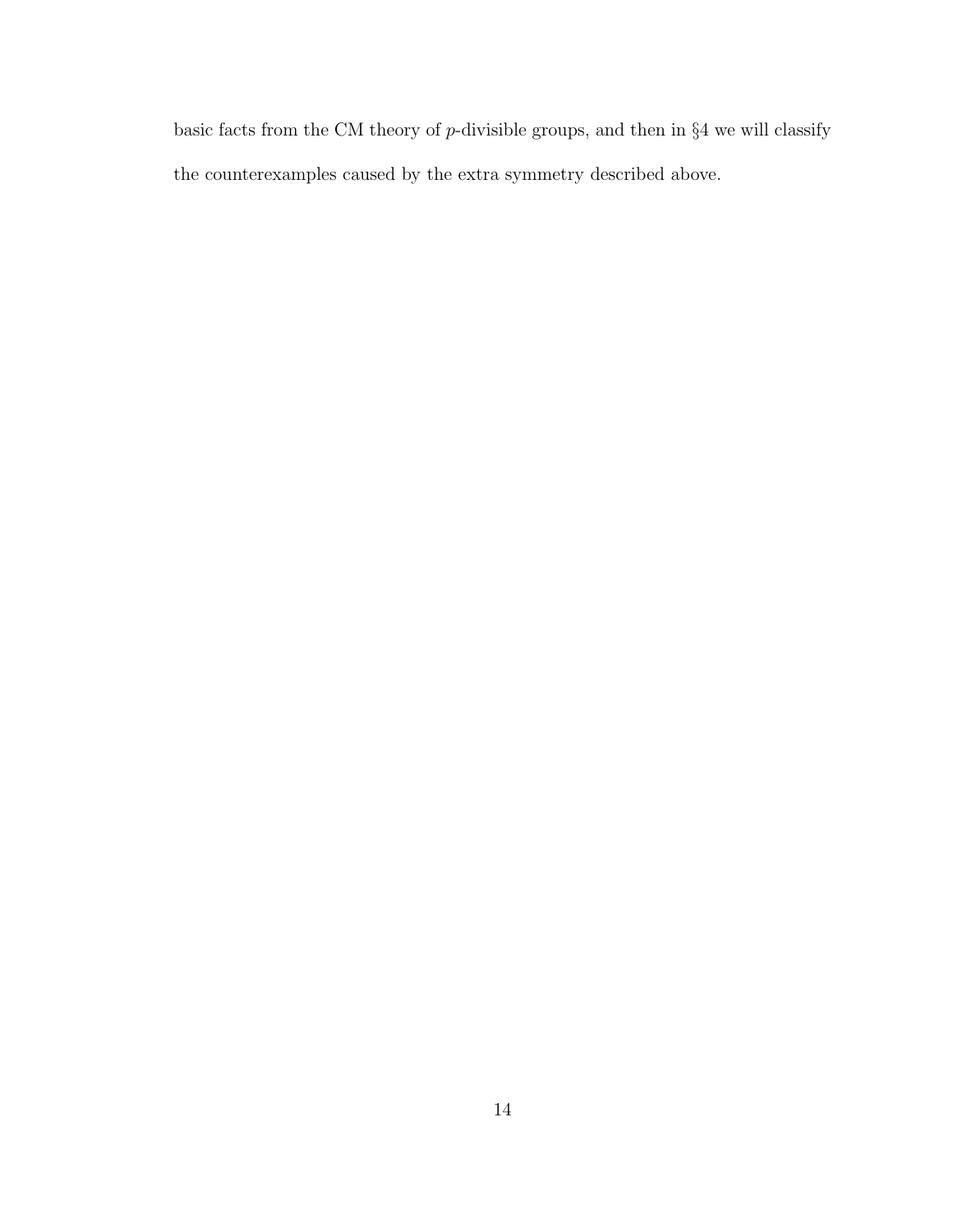basic facts from the CM theory of $p$-divisible groups, and then in §4 we will classify the counterexamples caused by the extra symmetry described above.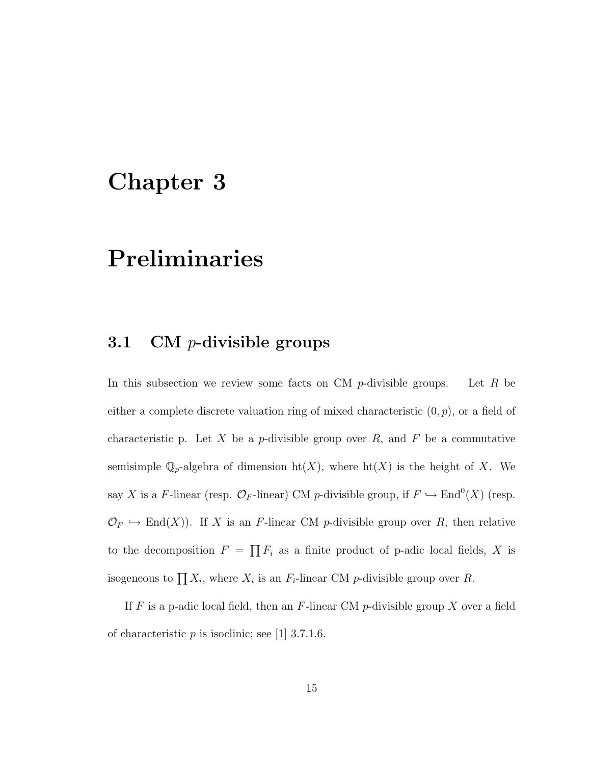# Chapter 3

# Preliminaries

## 3.1 CM $p$-divisible groups

In this subsection we review some facts on CM $p$-divisible groups. Let $R$ be either a complete discrete valuation ring of mixed characteristic $(0, p)$, or a field of characteristic p. Let $X$ be a $p$-divisible group over $R$, and $F$ be a commutative semisimple $\mathbb{Q}_p$-algebra of dimension $\mathrm{ht}(X)$, where $\mathrm{ht}(X)$ is the height of $X$. We say $X$ is a $F$-linear (resp. $\mathcal{O}_F$-linear) CM $p$-divisible group, if $F \hookrightarrow \mathrm{End}^0(X)$ (resp. $\mathcal{O}_F \hookrightarrow \mathrm{End}(X)$). If $X$ is an $F$-linear CM $p$-divisible group over $R$, then relative to the decomposition $F = \prod F_i$ as a finite product of p-adic local fields, $X$ is isogeneous to $\prod X_i$, where $X_i$ is an $F_i$-linear CM $p$-divisible group over $R$.

If $F$ is a p-adic local field, then an $F$-linear CM $p$-divisible group $X$ over a field of characteristic $p$ is isoclinic; see [1] 3.7.1.6.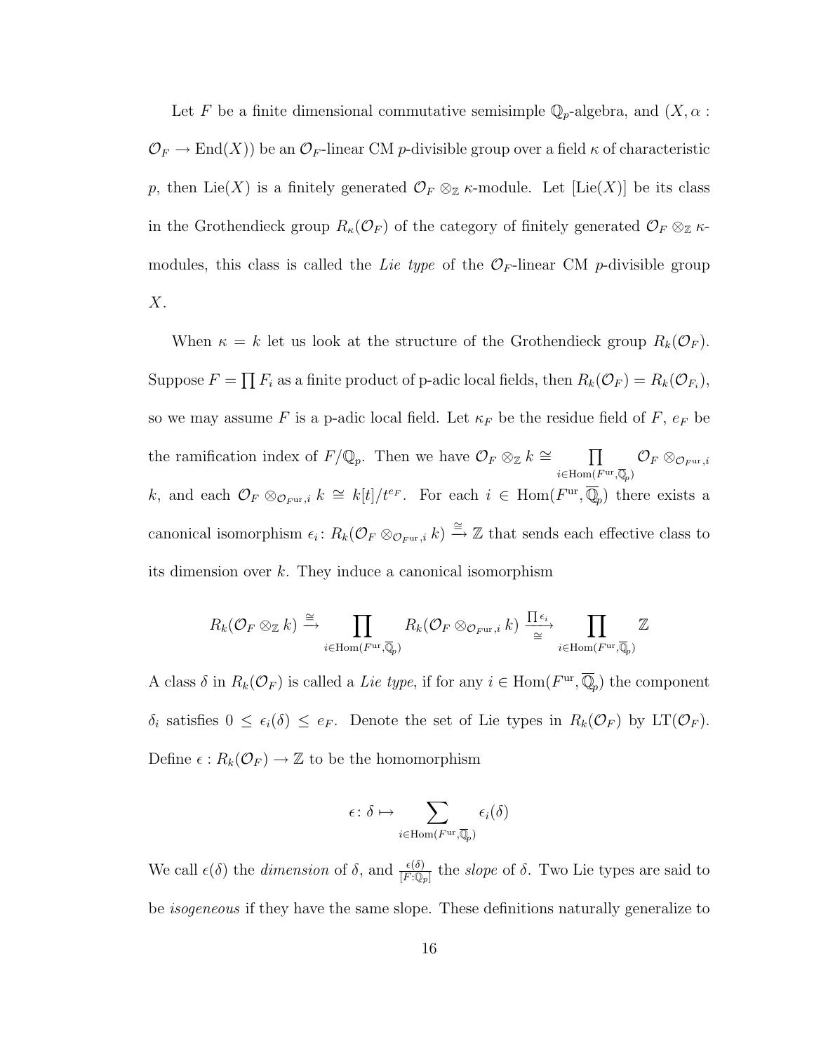Let $F$ be a finite dimensional commutative semisimple $\mathbb{Q}_p$-algebra, and $(X, \alpha : \mathcal{O}_F \to \mathrm{End}(X))$ be an $\mathcal{O}_F$-linear CM $p$-divisible group over a field $\kappa$ of characteristic $p$, then $\mathrm{Lie}(X)$ is a finitely generated $\mathcal{O}_F \otimes_{\mathbb{Z}} \kappa$-module. Let $[\mathrm{Lie}(X)]$ be its class in the Grothendieck group $R_\kappa(\mathcal{O}_F)$ of the category of finitely generated $\mathcal{O}_F \otimes_{\mathbb{Z}} \kappa$-modules, this class is called the *Lie type* of the $\mathcal{O}_F$-linear CM $p$-divisible group $X$.

When $\kappa = k$ let us look at the structure of the Grothendieck group $R_k(\mathcal{O}_F)$. Suppose $F = \prod F_i$ as a finite product of p-adic local fields, then $R_k(\mathcal{O}_F) = R_k(\mathcal{O}_{F_i})$, so we may assume $F$ is a p-adic local field. Let $\kappa_F$ be the residue field of $F$, $e_F$ be the ramification index of $F/\mathbb{Q}_p$. Then we have $\mathcal{O}_F \otimes_{\mathbb{Z}} k \cong \prod_{i \in \mathrm{Hom}(F^{\mathrm{ur}}, \overline{\mathbb{Q}}_p)} \mathcal{O}_F \otimes_{\mathcal{O}_{F^{\mathrm{ur}}}, i} k$, and each $\mathcal{O}_F \otimes_{\mathcal{O}_{F^{\mathrm{ur}}}, i} k \cong k[t]/t^{e_F}$. For each $i \in \mathrm{Hom}(F^{\mathrm{ur}}, \overline{\mathbb{Q}}_p)$ there exists a canonical isomorphism $\epsilon_i \colon R_k(\mathcal{O}_F \otimes_{\mathcal{O}_{F^{\mathrm{ur}}}, i} k) \xrightarrow{\cong} \mathbb{Z}$ that sends each effective class to its dimension over $k$. They induce a canonical isomorphism

$$R_k(\mathcal{O}_F \otimes_{\mathbb{Z}} k) \xrightarrow{\cong} \prod_{i \in \mathrm{Hom}(F^{\mathrm{ur}}, \overline{\mathbb{Q}}_p)} R_k(\mathcal{O}_F \otimes_{\mathcal{O}_{F^{\mathrm{ur}}}, i} k) \xrightarrow[\cong]{\prod \epsilon_i} \prod_{i \in \mathrm{Hom}(F^{\mathrm{ur}}, \overline{\mathbb{Q}}_p)} \mathbb{Z}$$

A class $\delta$ in $R_k(\mathcal{O}_F)$ is called a *Lie type*, if for any $i \in \mathrm{Hom}(F^{\mathrm{ur}}, \overline{\mathbb{Q}}_p)$ the component $\delta_i$ satisfies $0 \le \epsilon_i(\delta) \le e_F$. Denote the set of Lie types in $R_k(\mathcal{O}_F)$ by $\mathrm{LT}(\mathcal{O}_F)$. Define $\epsilon : R_k(\mathcal{O}_F) \to \mathbb{Z}$ to be the homomorphism

$$\epsilon \colon \delta \mapsto \sum_{i \in \mathrm{Hom}(F^{\mathrm{ur}}, \overline{\mathbb{Q}}_p)} \epsilon_i(\delta)$$

We call $\epsilon(\delta)$ the *dimension* of $\delta$, and $\frac{\epsilon(\delta)}{[F:\mathbb{Q}_p]}$ the *slope* of $\delta$. Two Lie types are said to be *isogeneous* if they have the same slope. These definitions naturally generalize to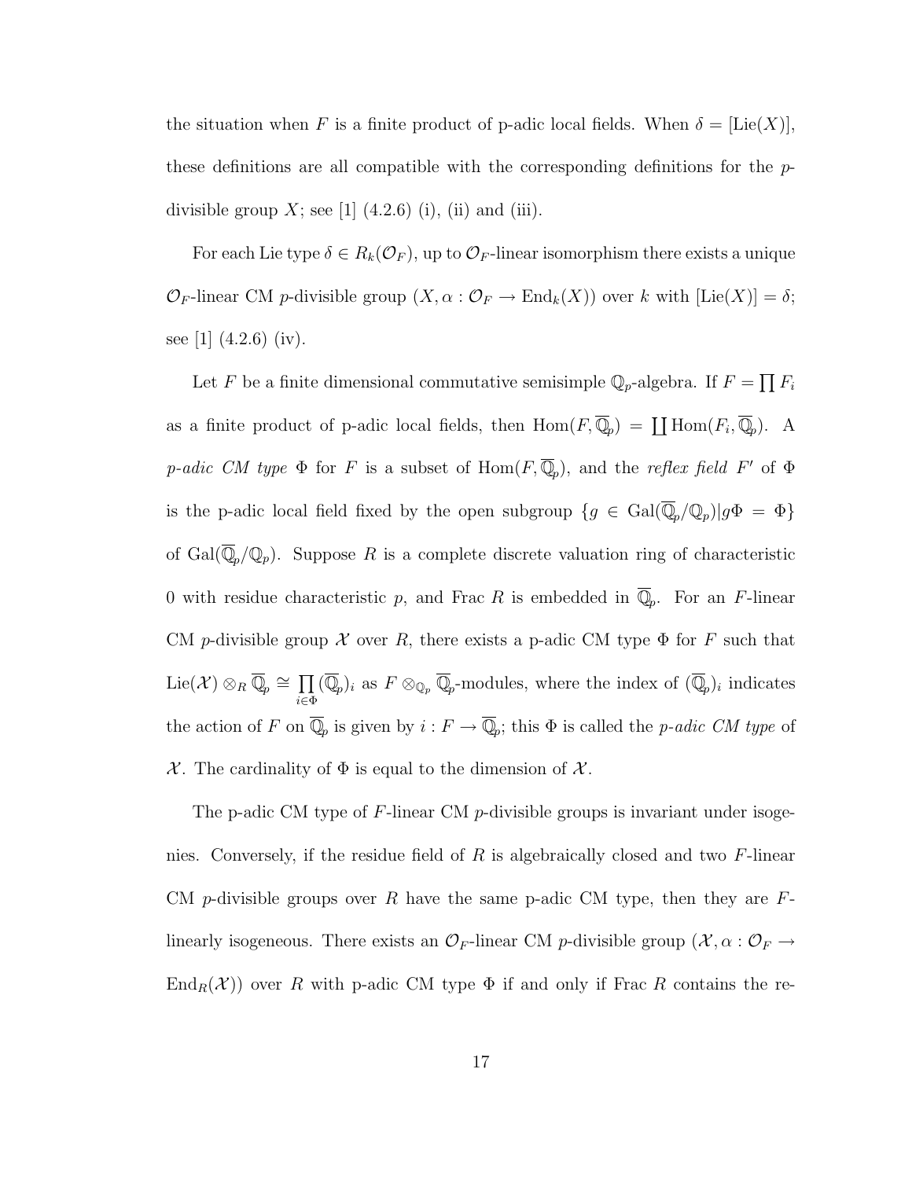the situation when $F$ is a finite product of p-adic local fields. When $\delta = [\mathrm{Lie}(X)]$, these definitions are all compatible with the corresponding definitions for the $p$-divisible group $X$; see [1] (4.2.6) (i), (ii) and (iii).

For each Lie type $\delta \in R_k(\mathcal{O}_F)$, up to $\mathcal{O}_F$-linear isomorphism there exists a unique $\mathcal{O}_F$-linear CM $p$-divisible group $(X, \alpha : \mathcal{O}_F \to \mathrm{End}_k(X))$ over $k$ with $[\mathrm{Lie}(X)] = \delta$; see [1] (4.2.6) (iv).

Let $F$ be a finite dimensional commutative semisimple $\mathbb{Q}_p$-algebra. If $F = \prod F_i$ as a finite product of p-adic local fields, then $\mathrm{Hom}(F, \overline{\mathbb{Q}}_p) = \coprod \mathrm{Hom}(F_i, \overline{\mathbb{Q}}_p)$. A *p-adic CM type* $\Phi$ for $F$ is a subset of $\mathrm{Hom}(F, \overline{\mathbb{Q}}_p)$, and the *reflex field* $F'$ of $\Phi$ is the p-adic local field fixed by the open subgroup $\{g \in \mathrm{Gal}(\overline{\mathbb{Q}}_p/\mathbb{Q}_p) | g\Phi = \Phi\}$ of $\mathrm{Gal}(\overline{\mathbb{Q}}_p/\mathbb{Q}_p)$. Suppose $R$ is a complete discrete valuation ring of characteristic 0 with residue characteristic $p$, and $\mathrm{Frac}\, R$ is embedded in $\overline{\mathbb{Q}}_p$. For an $F$-linear CM $p$-divisible group $\mathcal{X}$ over $R$, there exists a p-adic CM type $\Phi$ for $F$ such that $\mathrm{Lie}(\mathcal{X}) \otimes_R \overline{\mathbb{Q}}_p \cong \prod_{i \in \Phi} (\overline{\mathbb{Q}}_p)_i$ as $F \otimes_{\mathbb{Q}_p} \overline{\mathbb{Q}}_p$-modules, where the index of $(\overline{\mathbb{Q}}_p)_i$ indicates the action of $F$ on $\overline{\mathbb{Q}}_p$ is given by $i : F \to \overline{\mathbb{Q}}_p$; this $\Phi$ is called the *p-adic CM type* of $\mathcal{X}$. The cardinality of $\Phi$ is equal to the dimension of $\mathcal{X}$.

The p-adic CM type of $F$-linear CM $p$-divisible groups is invariant under isogenies. Conversely, if the residue field of $R$ is algebraically closed and two $F$-linear CM $p$-divisible groups over $R$ have the same p-adic CM type, then they are $F$-linearly isogeneous. There exists an $\mathcal{O}_F$-linear CM $p$-divisible group $(\mathcal{X}, \alpha : \mathcal{O}_F \to \mathrm{End}_R(\mathcal{X}))$ over $R$ with p-adic CM type $\Phi$ if and only if $\mathrm{Frac}\, R$ contains the re-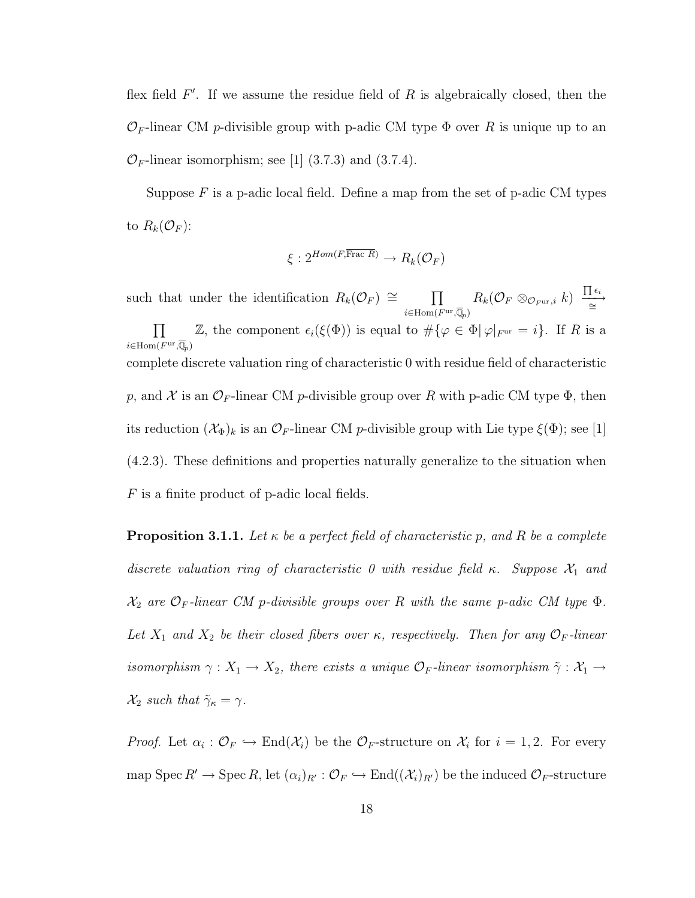flex field $F'$. If we assume the residue field of $R$ is algebraically closed, then the $\mathcal{O}_F$-linear CM $p$-divisible group with p-adic CM type $\Phi$ over $R$ is unique up to an $\mathcal{O}_F$-linear isomorphism; see [1] (3.7.3) and (3.7.4).

Suppose $F$ is a p-adic local field. Define a map from the set of p-adic CM types to $R_k(\mathcal{O}_F)$:

$$\xi : 2^{Hom(F,\overline{\text{Frac } R})} \to R_k(\mathcal{O}_F)$$

such that under the identification $R_k(\mathcal{O}_F) \cong \prod_{i \in \text{Hom}(F^{\text{ur}},\overline{\mathbb{Q}}_p)} R_k(\mathcal{O}_F \otimes_{\mathcal{O}_{F^{\text{ur}}},i} k) \xrightarrow[\cong]{\prod \epsilon_i} \prod_{i \in \text{Hom}(F^{\text{ur}},\overline{\mathbb{Q}}_p)} \mathbb{Z}$, the component $\epsilon_i(\xi(\Phi))$ is equal to $\#\{\varphi \in \Phi | \, \varphi|_{F^{\text{ur}}} = i\}$. If $R$ is a complete discrete valuation ring of characteristic 0 with residue field of characteristic $p$, and $\mathcal{X}$ is an $\mathcal{O}_F$-linear CM $p$-divisible group over $R$ with p-adic CM type $\Phi$, then its reduction $(\mathcal{X}_\Phi)_k$ is an $\mathcal{O}_F$-linear CM $p$-divisible group with Lie type $\xi(\Phi)$; see [1] (4.2.3). These definitions and properties naturally generalize to the situation when $F$ is a finite product of p-adic local fields.

**Proposition 3.1.1.** *Let $\kappa$ be a perfect field of characteristic $p$, and $R$ be a complete discrete valuation ring of characteristic 0 with residue field $\kappa$. Suppose $\mathcal{X}_1$ and $\mathcal{X}_2$ are $\mathcal{O}_F$-linear CM p-divisible groups over $R$ with the same p-adic CM type $\Phi$. Let $X_1$ and $X_2$ be their closed fibers over $\kappa$, respectively. Then for any $\mathcal{O}_F$-linear isomorphism $\gamma : X_1 \to X_2$, there exists a unique $\mathcal{O}_F$-linear isomorphism $\tilde{\gamma} : \mathcal{X}_1 \to \mathcal{X}_2$ such that $\tilde{\gamma}_\kappa = \gamma$.*

*Proof.* Let $\alpha_i : \mathcal{O}_F \hookrightarrow \text{End}(\mathcal{X}_i)$ be the $\mathcal{O}_F$-structure on $\mathcal{X}_i$ for $i = 1, 2$. For every map $\text{Spec}\, R' \to \text{Spec}\, R$, let $(\alpha_i)_{R'} : \mathcal{O}_F \hookrightarrow \text{End}((\mathcal{X}_i)_{R'})$ be the induced $\mathcal{O}_F$-structure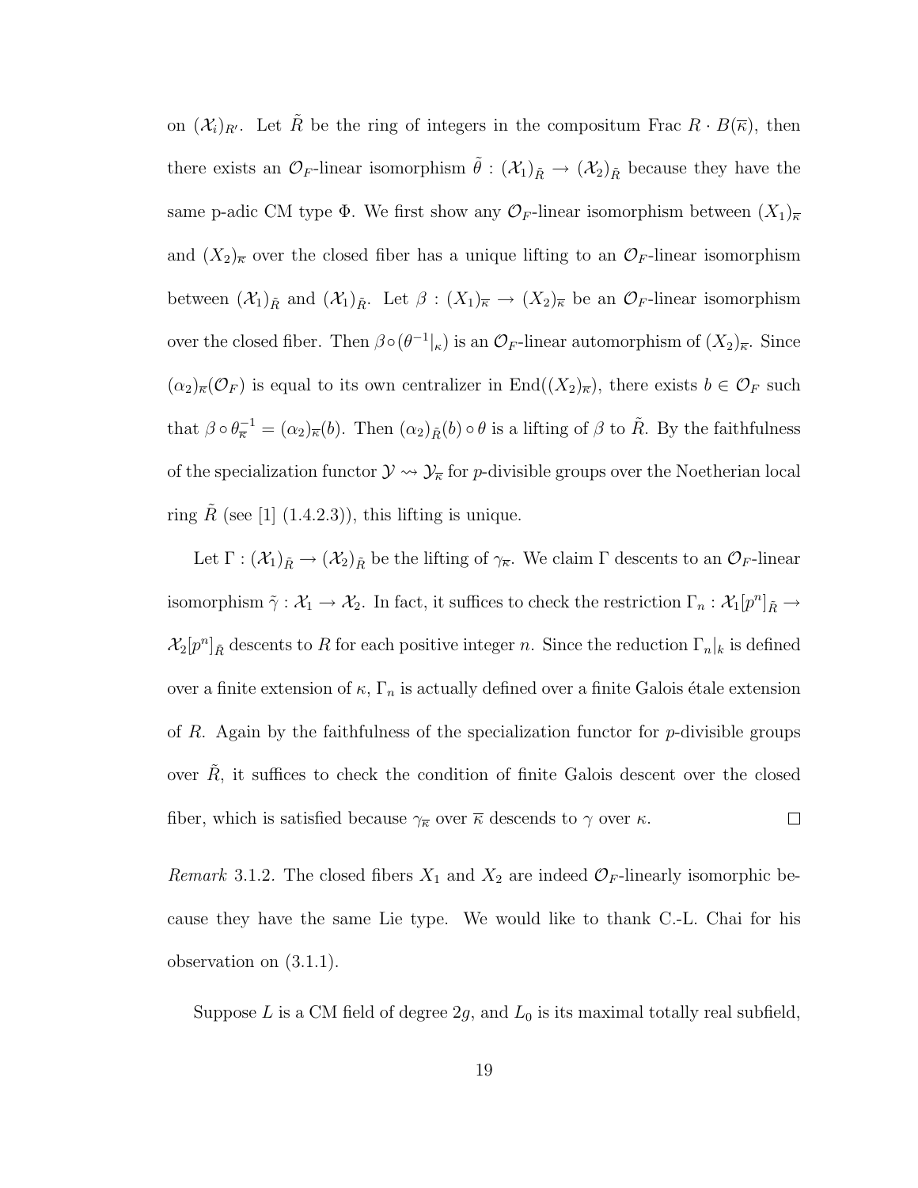on $(\mathcal{X}_i)_{R'}$. Let $\tilde{R}$ be the ring of integers in the compositum Frac $R \cdot B(\overline{\kappa})$, then there exists an $\mathcal{O}_F$-linear isomorphism $\tilde{\theta} : (\mathcal{X}_1)_{\tilde{R}} \to (\mathcal{X}_2)_{\tilde{R}}$ because they have the same p-adic CM type $\Phi$. We first show any $\mathcal{O}_F$-linear isomorphism between $(X_1)_{\overline{\kappa}}$ and $(X_2)_{\overline{\kappa}}$ over the closed fiber has a unique lifting to an $\mathcal{O}_F$-linear isomorphism between $(\mathcal{X}_1)_{\tilde{R}}$ and $(\mathcal{X}_1)_{\tilde{R}}$. Let $\beta : (X_1)_{\overline{\kappa}} \to (X_2)_{\overline{\kappa}}$ be an $\mathcal{O}_F$-linear isomorphism over the closed fiber. Then $\beta \circ (\theta^{-1}|_{\kappa})$ is an $\mathcal{O}_F$-linear automorphism of $(X_2)_{\overline{\kappa}}$. Since $(\alpha_2)_{\overline{\kappa}}(\mathcal{O}_F)$ is equal to its own centralizer in $\mathrm{End}((X_2)_{\overline{\kappa}})$, there exists $b \in \mathcal{O}_F$ such that $\beta \circ \theta_{\overline{\kappa}}^{-1} = (\alpha_2)_{\overline{\kappa}}(b)$. Then $(\alpha_2)_{\tilde{R}}(b) \circ \theta$ is a lifting of $\beta$ to $\tilde{R}$. By the faithfulness of the specialization functor $\mathcal{Y} \rightsquigarrow \mathcal{Y}_{\overline{\kappa}}$ for $p$-divisible groups over the Noetherian local ring $\tilde{R}$ (see [1] (1.4.2.3)), this lifting is unique.

Let $\Gamma : (\mathcal{X}_1)_{\tilde{R}} \to (\mathcal{X}_2)_{\tilde{R}}$ be the lifting of $\gamma_{\overline{\kappa}}$. We claim $\Gamma$ descents to an $\mathcal{O}_F$-linear isomorphism $\tilde{\gamma} : \mathcal{X}_1 \to \mathcal{X}_2$. In fact, it suffices to check the restriction $\Gamma_n : \mathcal{X}_1[p^n]_{\tilde{R}} \to \mathcal{X}_2[p^n]_{\tilde{R}}$ descents to $R$ for each positive integer $n$. Since the reduction $\Gamma_n|_k$ is defined over a finite extension of $\kappa$, $\Gamma_n$ is actually defined over a finite Galois étale extension of $R$. Again by the faithfulness of the specialization functor for $p$-divisible groups over $\tilde{R}$, it suffices to check the condition of finite Galois descent over the closed fiber, which is satisfied because $\gamma_{\overline{\kappa}}$ over $\overline{\kappa}$ descends to $\gamma$ over $\kappa$. ☐

*Remark* 3.1.2. The closed fibers $X_1$ and $X_2$ are indeed $\mathcal{O}_F$-linearly isomorphic because they have the same Lie type. We would like to thank C.-L. Chai for his observation on (3.1.1).

Suppose $L$ is a CM field of degree $2g$, and $L_0$ is its maximal totally real subfield,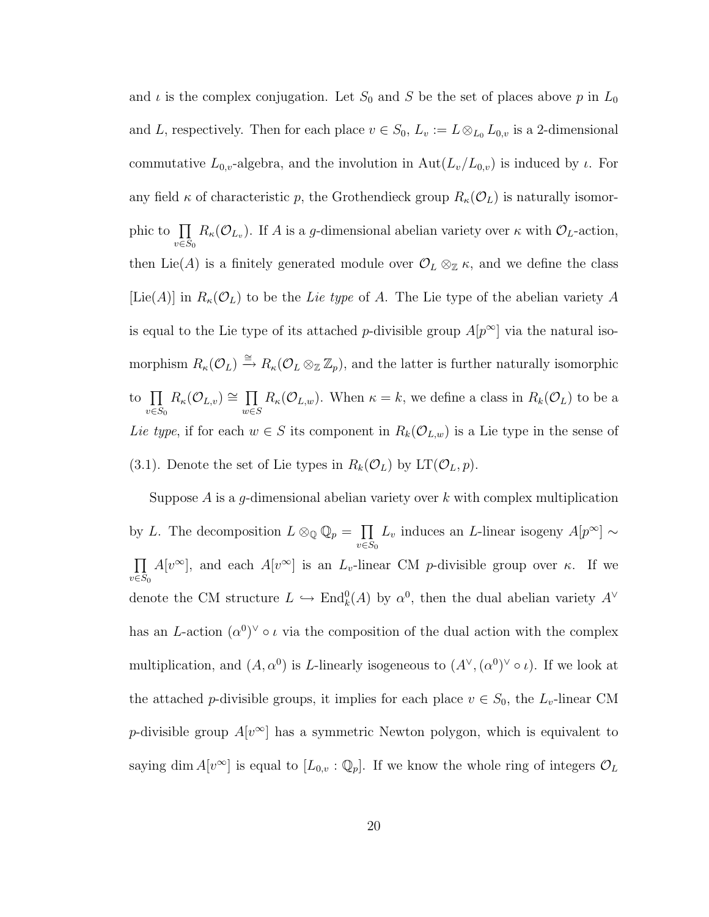and $\iota$ is the complex conjugation. Let $S_0$ and $S$ be the set of places above $p$ in $L_0$ and $L$, respectively. Then for each place $v \in S_0$, $L_v := L \otimes_{L_0} L_{0,v}$ is a 2-dimensional commutative $L_{0,v}$-algebra, and the involution in $\mathrm{Aut}(L_v/L_{0,v})$ is induced by $\iota$. For any field $\kappa$ of characteristic $p$, the Grothendieck group $R_\kappa(\mathcal{O}_L)$ is naturally isomorphic to $\prod_{v\in S_0} R_\kappa(\mathcal{O}_{L_v})$. If $A$ is a $g$-dimensional abelian variety over $\kappa$ with $\mathcal{O}_L$-action, then $\mathrm{Lie}(A)$ is a finitely generated module over $\mathcal{O}_L \otimes_{\mathbb{Z}} \kappa$, and we define the class $[\mathrm{Lie}(A)]$ in $R_\kappa(\mathcal{O}_L)$ to be the *Lie type* of $A$. The Lie type of the abelian variety $A$ is equal to the Lie type of its attached $p$-divisible group $A[p^\infty]$ via the natural isomorphism $R_\kappa(\mathcal{O}_L) \xrightarrow{\cong} R_\kappa(\mathcal{O}_L \otimes_{\mathbb{Z}} \mathbb{Z}_p)$, and the latter is further naturally isomorphic to $\prod_{v\in S_0} R_\kappa(\mathcal{O}_{L,v}) \cong \prod_{w\in S} R_\kappa(\mathcal{O}_{L,w})$. When $\kappa = k$, we define a class in $R_k(\mathcal{O}_L)$ to be a *Lie type*, if for each $w \in S$ its component in $R_k(\mathcal{O}_{L,w})$ is a Lie type in the sense of (3.1). Denote the set of Lie types in $R_k(\mathcal{O}_L)$ by $\mathrm{LT}(\mathcal{O}_L, p)$.

Suppose $A$ is a $g$-dimensional abelian variety over $k$ with complex multiplication by $L$. The decomposition $L \otimes_{\mathbb{Q}} \mathbb{Q}_p = \prod_{v\in S_0} L_v$ induces an $L$-linear isogeny $A[p^\infty] \sim \prod_{v\in S_0} A[v^\infty]$, and each $A[v^\infty]$ is an $L_v$-linear CM $p$-divisible group over $\kappa$. If we denote the CM structure $L \hookrightarrow \mathrm{End}^0_k(A)$ by $\alpha^0$, then the dual abelian variety $A^\vee$ has an $L$-action $(\alpha^0)^\vee \circ \iota$ via the composition of the dual action with the complex multiplication, and $(A, \alpha^0)$ is $L$-linearly isogeneous to $(A^\vee, (\alpha^0)^\vee \circ \iota)$. If we look at the attached $p$-divisible groups, it implies for each place $v \in S_0$, the $L_v$-linear CM $p$-divisible group $A[v^\infty]$ has a symmetric Newton polygon, which is equivalent to saying $\dim A[v^\infty]$ is equal to $[L_{0,v} : \mathbb{Q}_p]$. If we know the whole ring of integers $\mathcal{O}_L$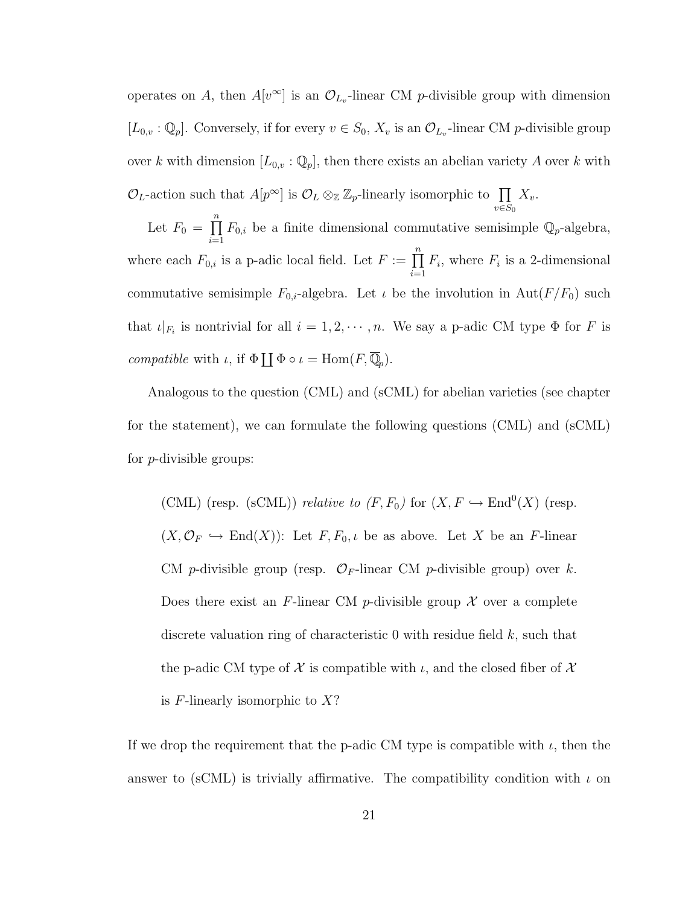operates on $A$, then $A[v^\infty]$ is an $\mathcal{O}_{L_v}$-linear CM $p$-divisible group with dimension $[L_{0,v} : \mathbb{Q}_p]$. Conversely, if for every $v \in S_0$, $X_v$ is an $\mathcal{O}_{L_v}$-linear CM $p$-divisible group over $k$ with dimension $[L_{0,v} : \mathbb{Q}_p]$, then there exists an abelian variety $A$ over $k$ with $\mathcal{O}_L$-action such that $A[p^\infty]$ is $\mathcal{O}_L \otimes_{\mathbb{Z}} \mathbb{Z}_p$-linearly isomorphic to $\prod_{v \in S_0} X_v$.

Let $F_0 = \prod_{i=1}^{n} F_{0,i}$ be a finite dimensional commutative semisimple $\mathbb{Q}_p$-algebra, where each $F_{0,i}$ is a p-adic local field. Let $F := \prod_{i=1}^{n} F_i$, where $F_i$ is a 2-dimensional commutative semisimple $F_{0,i}$-algebra. Let $\iota$ be the involution in $\mathrm{Aut}(F/F_0)$ such that $\iota|_{F_i}$ is nontrivial for all $i = 1, 2, \cdots, n$. We say a p-adic CM type $\Phi$ for $F$ is *compatible* with $\iota$, if $\Phi \coprod \Phi \circ \iota = \mathrm{Hom}(F, \overline{\mathbb{Q}}_p)$.

Analogous to the question (CML) and (sCML) for abelian varieties (see chapter for the statement), we can formulate the following questions (CML) and (sCML) for $p$-divisible groups:

> (CML) (resp. (sCML)) *relative to* $(F, F_0)$ for $(X, F \hookrightarrow \mathrm{End}^0(X)$ (resp. $(X, \mathcal{O}_F \hookrightarrow \mathrm{End}(X))$: Let $F, F_0, \iota$ be as above. Let $X$ be an $F$-linear CM $p$-divisible group (resp. $\mathcal{O}_F$-linear CM $p$-divisible group) over $k$. Does there exist an $F$-linear CM $p$-divisible group $\mathcal{X}$ over a complete discrete valuation ring of characteristic 0 with residue field $k$, such that the p-adic CM type of $\mathcal{X}$ is compatible with $\iota$, and the closed fiber of $\mathcal{X}$ is $F$-linearly isomorphic to $X$?

If we drop the requirement that the p-adic CM type is compatible with $\iota$, then the answer to (sCML) is trivially affirmative. The compatibility condition with $\iota$ on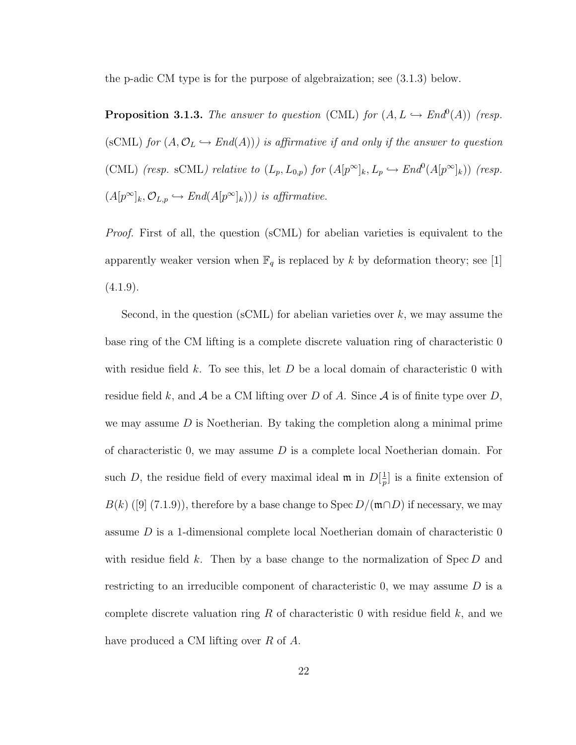the p-adic CM type is for the purpose of algebraization; see (3.1.3) below.

**Proposition 3.1.3.** *The answer to question* (CML) *for* $(A, L \hookrightarrow End^0(A))$ *(resp.* (sCML) *for* $(A, \mathcal{O}_L \hookrightarrow End(A))$*) is affirmative if and only if the answer to question* (CML) *(resp.* sCML*) relative to* $(L_p, L_{0,p})$ *for* $(A[p^\infty]_k, L_p \hookrightarrow End^0(A[p^\infty]_k))$ *(resp.* $(A[p^\infty]_k, \mathcal{O}_{L,p} \hookrightarrow End(A[p^\infty]_k))$*) is affirmative.*

*Proof.* First of all, the question (sCML) for abelian varieties is equivalent to the apparently weaker version when $\mathbb{F}_q$ is replaced by $k$ by deformation theory; see [1] (4.1.9).

Second, in the question (sCML) for abelian varieties over $k$, we may assume the base ring of the CM lifting is a complete discrete valuation ring of characteristic 0 with residue field $k$. To see this, let $D$ be a local domain of characteristic 0 with residue field $k$, and $\mathcal{A}$ be a CM lifting over $D$ of $A$. Since $\mathcal{A}$ is of finite type over $D$, we may assume $D$ is Noetherian. By taking the completion along a minimal prime of characteristic 0, we may assume $D$ is a complete local Noetherian domain. For such $D$, the residue field of every maximal ideal $\mathfrak{m}$ in $D[\frac{1}{p}]$ is a finite extension of $B(k)$ ([9] (7.1.9)), therefore by a base change to $\operatorname{Spec} D/(\mathfrak{m} \cap D)$ if necessary, we may assume $D$ is a 1-dimensional complete local Noetherian domain of characteristic 0 with residue field $k$. Then by a base change to the normalization of $\operatorname{Spec} D$ and restricting to an irreducible component of characteristic 0, we may assume $D$ is a complete discrete valuation ring $R$ of characteristic 0 with residue field $k$, and we have produced a CM lifting over $R$ of $A$.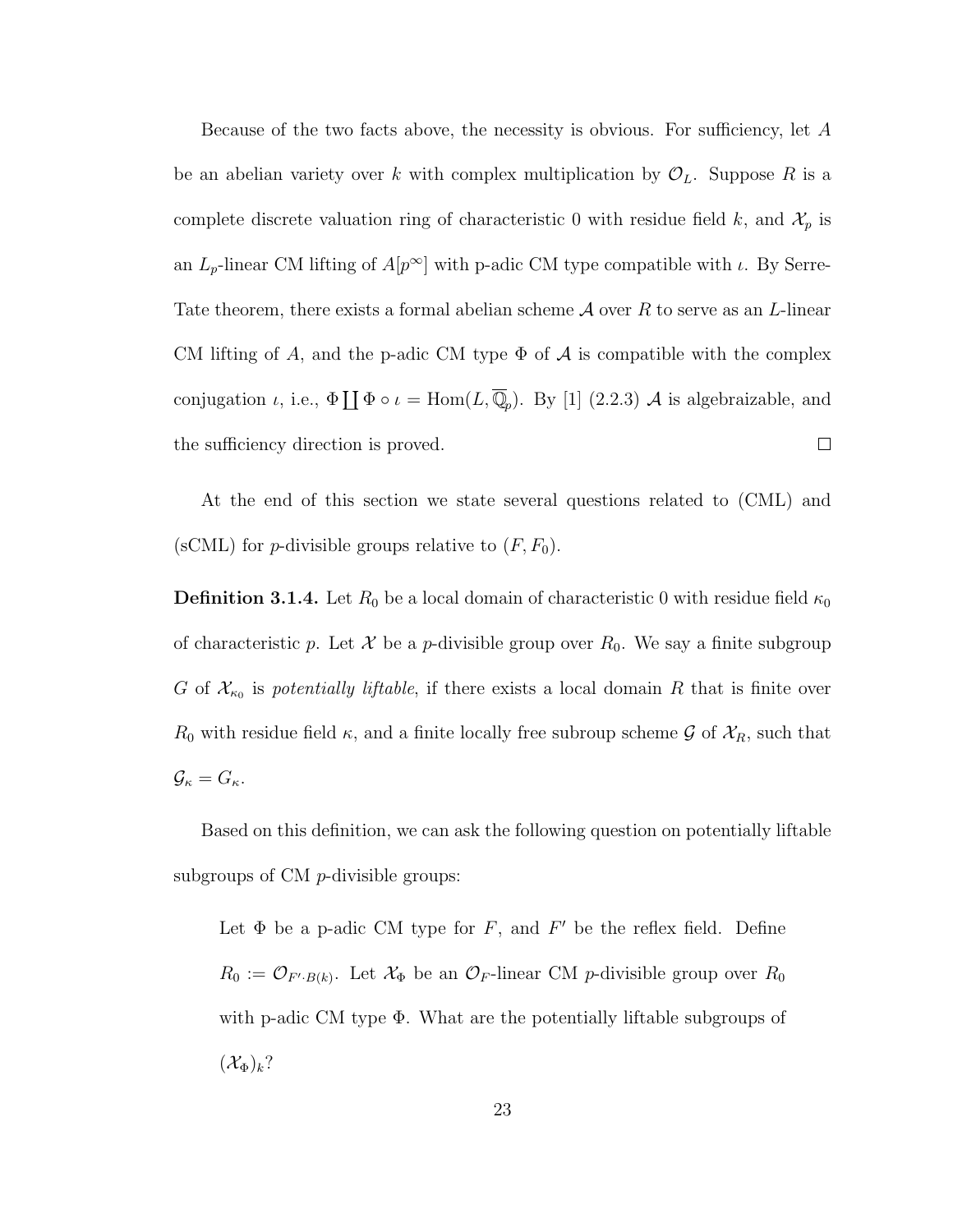Because of the two facts above, the necessity is obvious. For sufficiency, let $A$ be an abelian variety over $k$ with complex multiplication by $\mathcal{O}_L$. Suppose $R$ is a complete discrete valuation ring of characteristic 0 with residue field $k$, and $\mathcal{X}_p$ is an $L_p$-linear CM lifting of $A[p^\infty]$ with p-adic CM type compatible with $\iota$. By Serre-Tate theorem, there exists a formal abelian scheme $\mathcal{A}$ over $R$ to serve as an $L$-linear CM lifting of $A$, and the p-adic CM type $\Phi$ of $\mathcal{A}$ is compatible with the complex conjugation $\iota$, i.e., $\Phi \coprod \Phi \circ \iota = \mathrm{Hom}(L, \overline{\mathbb{Q}}_p)$. By [1] (2.2.3) $\mathcal{A}$ is algebraizable, and the sufficiency direction is proved. $\square$

At the end of this section we state several questions related to (CML) and (sCML) for $p$-divisible groups relative to $(F, F_0)$.

**Definition 3.1.4.** Let $R_0$ be a local domain of characteristic 0 with residue field $\kappa_0$ of characteristic $p$. Let $\mathcal{X}$ be a $p$-divisible group over $R_0$. We say a finite subgroup $G$ of $\mathcal{X}_{\kappa_0}$ is *potentially liftable*, if there exists a local domain $R$ that is finite over $R_0$ with residue field $\kappa$, and a finite locally free subroup scheme $\mathcal{G}$ of $\mathcal{X}_R$, such that $\mathcal{G}_\kappa = G_\kappa$.

Based on this definition, we can ask the following question on potentially liftable subgroups of CM $p$-divisible groups:

> Let $\Phi$ be a p-adic CM type for $F$, and $F'$ be the reflex field. Define $R_0 := \mathcal{O}_{F' \cdot B(k)}$. Let $\mathcal{X}_\Phi$ be an $\mathcal{O}_F$-linear CM $p$-divisible group over $R_0$ with p-adic CM type $\Phi$. What are the potentially liftable subgroups of $(\mathcal{X}_\Phi)_k$?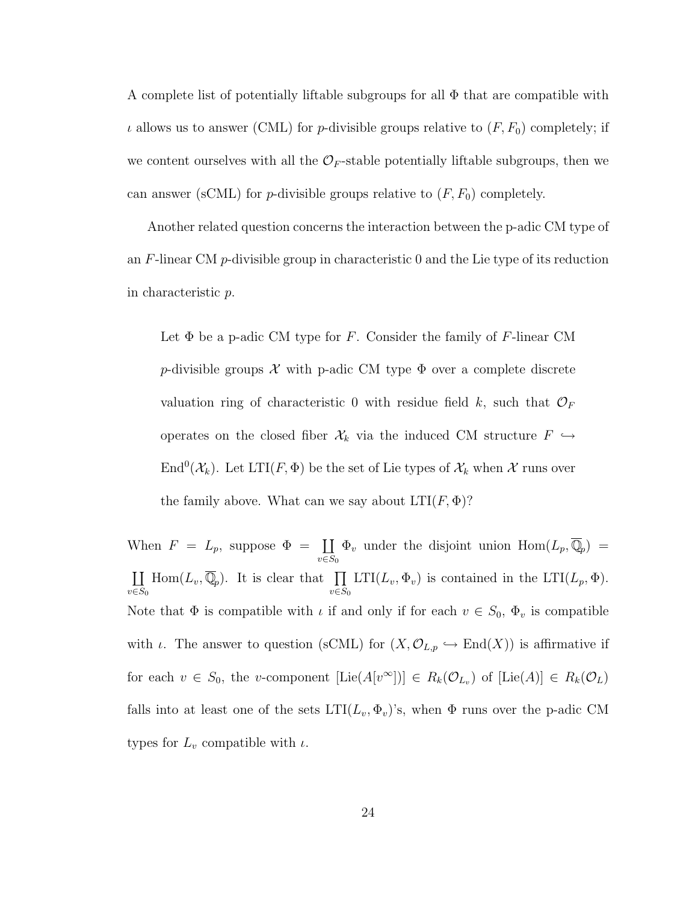A complete list of potentially liftable subgroups for all $\Phi$ that are compatible with $\iota$ allows us to answer (CML) for $p$-divisible groups relative to $(F, F_0)$ completely; if we content ourselves with all the $\mathcal{O}_F$-stable potentially liftable subgroups, then we can answer (sCML) for $p$-divisible groups relative to $(F, F_0)$ completely.

Another related question concerns the interaction between the p-adic CM type of an $F$-linear CM $p$-divisible group in characteristic 0 and the Lie type of its reduction in characteristic $p$.

> Let $\Phi$ be a p-adic CM type for $F$. Consider the family of $F$-linear CM $p$-divisible groups $\mathcal{X}$ with p-adic CM type $\Phi$ over a complete discrete valuation ring of characteristic 0 with residue field $k$, such that $\mathcal{O}_F$ operates on the closed fiber $\mathcal{X}_k$ via the induced CM structure $F \hookrightarrow \mathrm{End}^0(\mathcal{X}_k)$. Let $\mathrm{LTI}(F, \Phi)$ be the set of Lie types of $\mathcal{X}_k$ when $\mathcal{X}$ runs over the family above. What can we say about $\mathrm{LTI}(F, \Phi)$?

When $F = L_p$, suppose $\Phi = \coprod_{v \in S_0} \Phi_v$ under the disjoint union $\mathrm{Hom}(L_p, \overline{\mathbb{Q}}_p) = \coprod_{v \in S_0} \mathrm{Hom}(L_v, \overline{\mathbb{Q}}_p)$. It is clear that $\prod_{v \in S_0} \mathrm{LTI}(L_v, \Phi_v)$ is contained in the $\mathrm{LTI}(L_p, \Phi)$. Note that $\Phi$ is compatible with $\iota$ if and only if for each $v \in S_0$, $\Phi_v$ is compatible with $\iota$. The answer to question (sCML) for $(X, \mathcal{O}_{L,p} \hookrightarrow \mathrm{End}(X))$ is affirmative if for each $v \in S_0$, the $v$-component $[\mathrm{Lie}(A[v^\infty])] \in R_k(\mathcal{O}_{L_v})$ of $[\mathrm{Lie}(A)] \in R_k(\mathcal{O}_L)$ falls into at least one of the sets $\mathrm{LTI}(L_v, \Phi_v)$'s, when $\Phi$ runs over the p-adic CM types for $L_v$ compatible with $\iota$.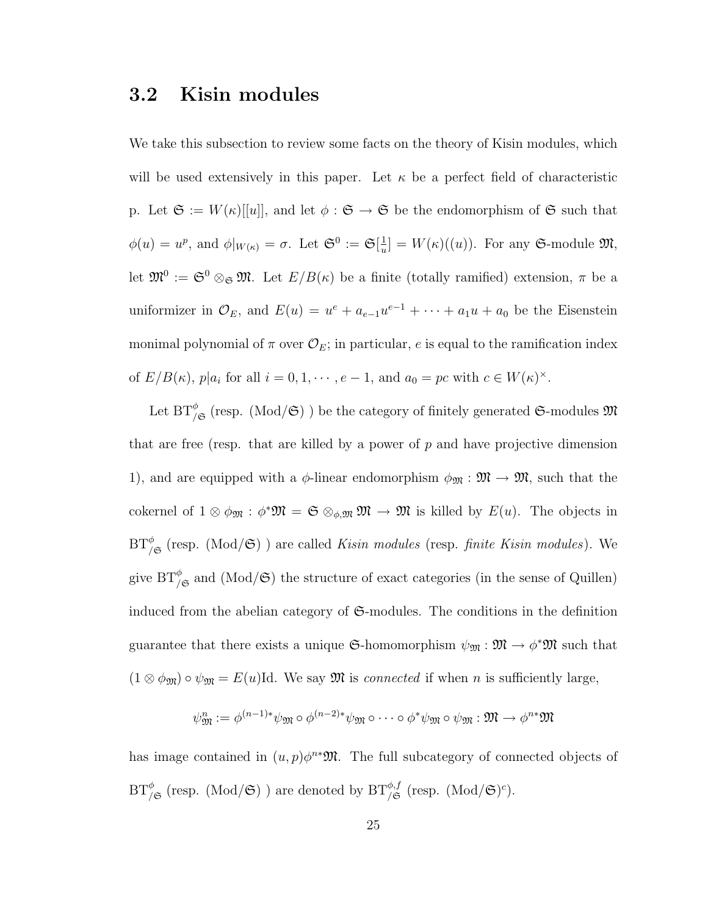## 3.2 Kisin modules

We take this subsection to review some facts on the theory of Kisin modules, which will be used extensively in this paper. Let $\kappa$ be a perfect field of characteristic p. Let $\mathfrak{S} := W(\kappa)[[u]]$, and let $\phi : \mathfrak{S} \to \mathfrak{S}$ be the endomorphism of $\mathfrak{S}$ such that $\phi(u) = u^p$, and $\phi|_{W(\kappa)} = \sigma$. Let $\mathfrak{S}^0 := \mathfrak{S}[\frac{1}{u}] = W(\kappa)((u))$. For any $\mathfrak{S}$-module $\mathfrak{M}$, let $\mathfrak{M}^0 := \mathfrak{S}^0 \otimes_{\mathfrak{S}} \mathfrak{M}$. Let $E/B(\kappa)$ be a finite (totally ramified) extension, $\pi$ be a uniformizer in $\mathcal{O}_E$, and $E(u) = u^e + a_{e-1}u^{e-1} + \cdots + a_1 u + a_0$ be the Eisenstein monimal polynomial of $\pi$ over $\mathcal{O}_E$; in particular, $e$ is equal to the ramification index of $E/B(\kappa)$, $p|a_i$ for all $i = 0, 1, \cdots, e-1$, and $a_0 = pc$ with $c \in W(\kappa)^{\times}$.

Let $\mathrm{BT}^{\phi}_{/\mathfrak{S}}$ (resp. $(\mathrm{Mod}/\mathfrak{S})$ ) be the category of finitely generated $\mathfrak{S}$-modules $\mathfrak{M}$ that are free (resp. that are killed by a power of $p$ and have projective dimension 1), and are equipped with a $\phi$-linear endomorphism $\phi_{\mathfrak{M}} : \mathfrak{M} \to \mathfrak{M}$, such that the cokernel of $1 \otimes \phi_{\mathfrak{M}} : \phi^*\mathfrak{M} = \mathfrak{S} \otimes_{\phi, \mathfrak{M}} \mathfrak{M} \to \mathfrak{M}$ is killed by $E(u)$. The objects in $\mathrm{BT}^{\phi}_{/\mathfrak{S}}$ (resp. $(\mathrm{Mod}/\mathfrak{S})$ ) are called *Kisin modules* (resp. *finite Kisin modules*). We give $\mathrm{BT}^{\phi}_{/\mathfrak{S}}$ and $(\mathrm{Mod}/\mathfrak{S})$ the structure of exact categories (in the sense of Quillen) induced from the abelian category of $\mathfrak{S}$-modules. The conditions in the definition guarantee that there exists a unique $\mathfrak{S}$-homomorphism $\psi_{\mathfrak{M}} : \mathfrak{M} \to \phi^*\mathfrak{M}$ such that $(1 \otimes \phi_{\mathfrak{M}}) \circ \psi_{\mathfrak{M}} = E(u)\mathrm{Id}$. We say $\mathfrak{M}$ is *connected* if when $n$ is sufficiently large,

$$\psi^n_{\mathfrak{M}} := \phi^{(n-1)*}\psi_{\mathfrak{M}} \circ \phi^{(n-2)*}\psi_{\mathfrak{M}} \circ \cdots \circ \phi^*\psi_{\mathfrak{M}} \circ \psi_{\mathfrak{M}} : \mathfrak{M} \to \phi^{n*}\mathfrak{M}$$

has image contained in $(u, p)\phi^{n*}\mathfrak{M}$. The full subcategory of connected objects of $\mathrm{BT}^{\phi}_{/\mathfrak{S}}$ (resp. $(\mathrm{Mod}/\mathfrak{S})$ ) are denoted by $\mathrm{BT}^{\phi,f}_{/\mathfrak{S}}$ (resp. $(\mathrm{Mod}/\mathfrak{S})^c$).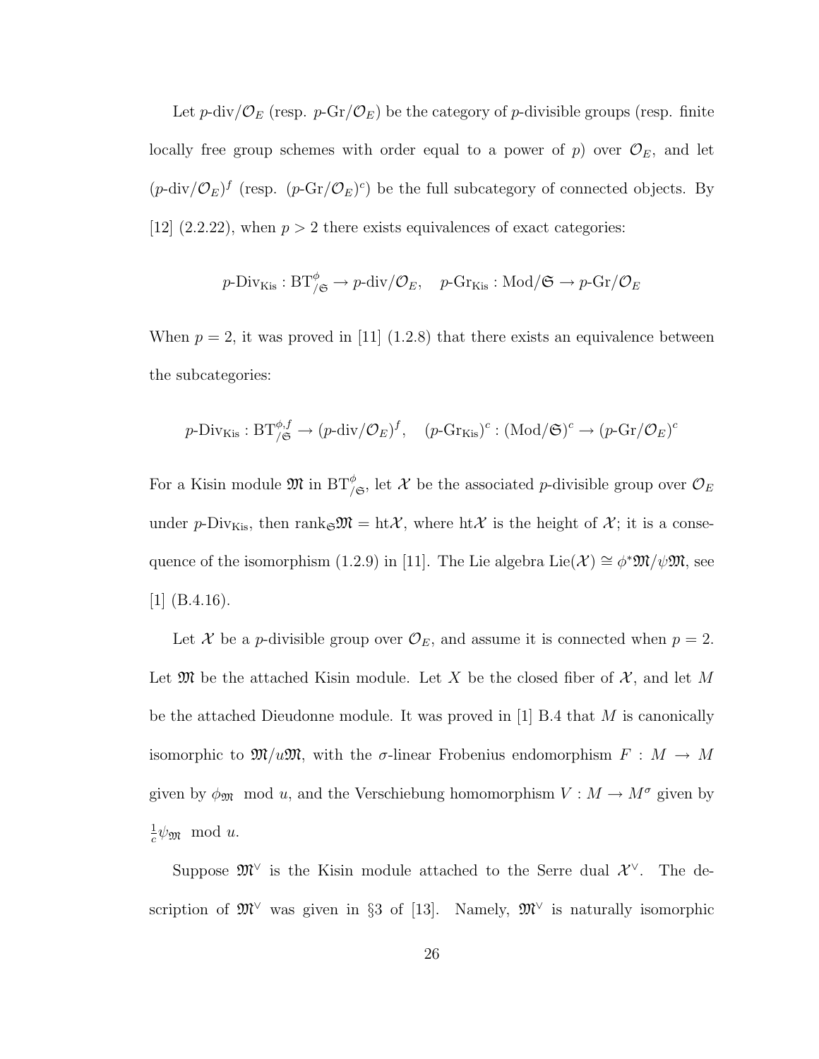Let $p$-div$/\mathcal{O}_E$ (resp. $p$-Gr$/\mathcal{O}_E$) be the category of $p$-divisible groups (resp. finite locally free group schemes with order equal to a power of $p$) over $\mathcal{O}_E$, and let $(p\text{-div}/\mathcal{O}_E)^f$ (resp. $(p\text{-Gr}/\mathcal{O}_E)^c$) be the full subcategory of connected objects. By [12] (2.2.22), when $p > 2$ there exists equivalences of exact categories:

$$p\text{-Div}_{\text{Kis}} : \text{BT}^{\phi}_{/\mathfrak{S}} \to p\text{-div}/\mathcal{O}_E, \quad p\text{-Gr}_{\text{Kis}} : \text{Mod}/\mathfrak{S} \to p\text{-Gr}/\mathcal{O}_E$$

When $p = 2$, it was proved in [11] (1.2.8) that there exists an equivalence between the subcategories:

$$p\text{-Div}_{\text{Kis}} : \text{BT}^{\phi,f}_{/\mathfrak{S}} \to (p\text{-div}/\mathcal{O}_E)^f, \quad (p\text{-Gr}_{\text{Kis}})^c : (\text{Mod}/\mathfrak{S})^c \to (p\text{-Gr}/\mathcal{O}_E)^c$$

For a Kisin module $\mathfrak{M}$ in $\text{BT}^{\phi}_{/\mathfrak{S}}$, let $\mathcal{X}$ be the associated $p$-divisible group over $\mathcal{O}_E$ under $p$-Div$_{\text{Kis}}$, then $\text{rank}_{\mathfrak{S}}\mathfrak{M} = \text{ht}\mathcal{X}$, where $\text{ht}\mathcal{X}$ is the height of $\mathcal{X}$; it is a consequence of the isomorphism (1.2.9) in [11]. The Lie algebra $\text{Lie}(\mathcal{X}) \cong \phi^*\mathfrak{M}/\psi\mathfrak{M}$, see [1] (B.4.16).

Let $\mathcal{X}$ be a $p$-divisible group over $\mathcal{O}_E$, and assume it is connected when $p = 2$. Let $\mathfrak{M}$ be the attached Kisin module. Let $X$ be the closed fiber of $\mathcal{X}$, and let $M$ be the attached Dieudonne module. It was proved in [1] B.4 that $M$ is canonically isomorphic to $\mathfrak{M}/u\mathfrak{M}$, with the $\sigma$-linear Frobenius endomorphism $F : M \to M$ given by $\phi_{\mathfrak{M}} \mod u$, and the Verschiebung homomorphism $V : M \to M^{\sigma}$ given by $\frac{1}{c}\psi_{\mathfrak{M}} \mod u$.

Suppose $\mathfrak{M}^{\vee}$ is the Kisin module attached to the Serre dual $\mathcal{X}^{\vee}$. The description of $\mathfrak{M}^{\vee}$ was given in §3 of [13]. Namely, $\mathfrak{M}^{\vee}$ is naturally isomorphic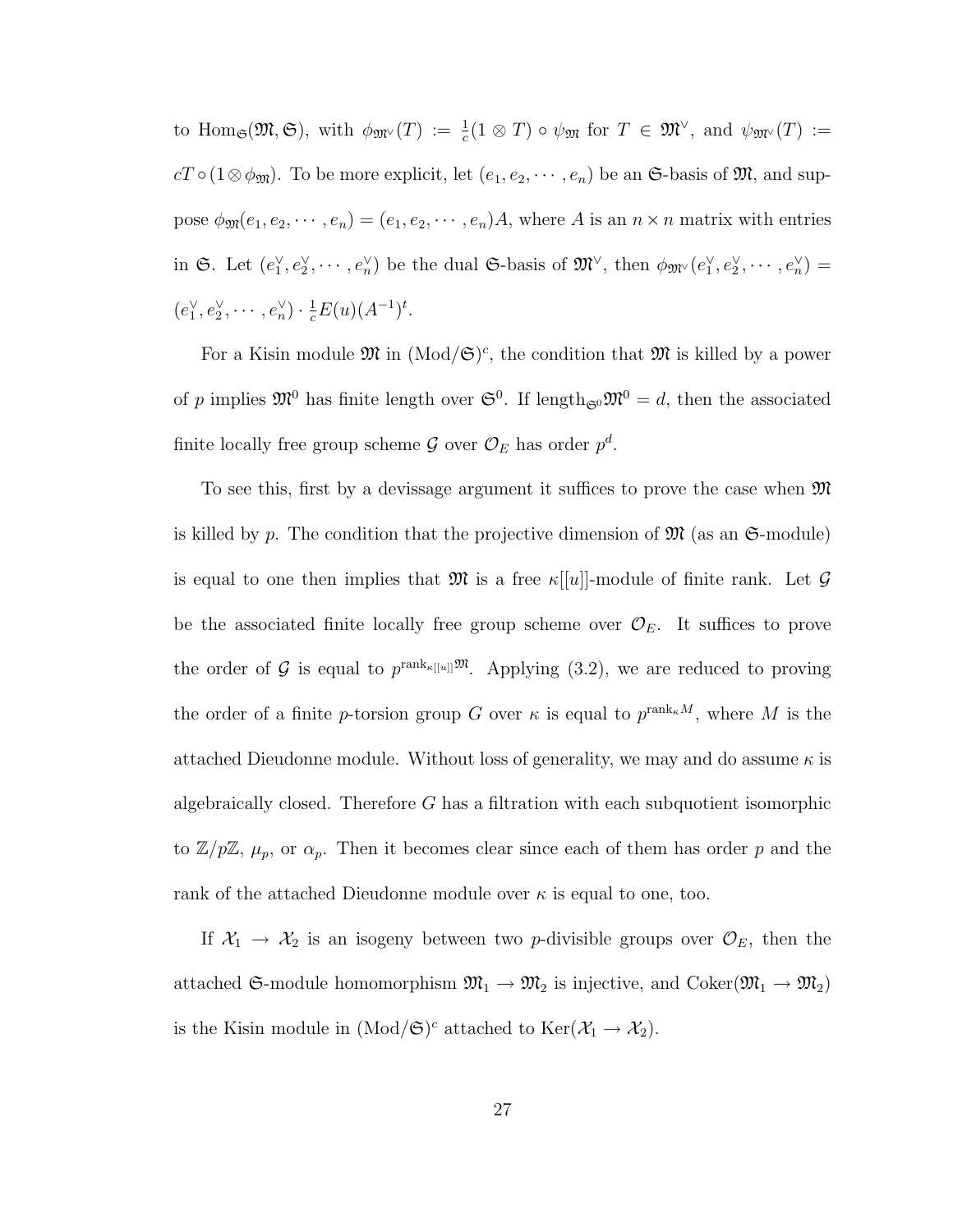to $\mathrm{Hom}_{\mathfrak{S}}(\mathfrak{M}, \mathfrak{S})$, with $\phi_{\mathfrak{M}^\vee}(T) := \frac{1}{c}(1 \otimes T) \circ \psi_{\mathfrak{M}}$ for $T \in \mathfrak{M}^\vee$, and $\psi_{\mathfrak{M}^\vee}(T) := cT \circ (1 \otimes \phi_{\mathfrak{M}})$. To be more explicit, let $(e_1, e_2, \cdots, e_n)$ be an $\mathfrak{S}$-basis of $\mathfrak{M}$, and suppose $\phi_{\mathfrak{M}}(e_1, e_2, \cdots, e_n) = (e_1, e_2, \cdots, e_n)A$, where $A$ is an $n \times n$ matrix with entries in $\mathfrak{S}$. Let $(e_1^\vee, e_2^\vee, \cdots, e_n^\vee)$ be the dual $\mathfrak{S}$-basis of $\mathfrak{M}^\vee$, then $\phi_{\mathfrak{M}^\vee}(e_1^\vee, e_2^\vee, \cdots, e_n^\vee) = (e_1^\vee, e_2^\vee, \cdots, e_n^\vee) \cdot \frac{1}{c}E(u)(A^{-1})^t$.

For a Kisin module $\mathfrak{M}$ in $(\mathrm{Mod}/\mathfrak{S})^c$, the condition that $\mathfrak{M}$ is killed by a power of $p$ implies $\mathfrak{M}^0$ has finite length over $\mathfrak{S}^0$. If $\mathrm{length}_{\mathfrak{S}^0}\mathfrak{M}^0 = d$, then the associated finite locally free group scheme $\mathcal{G}$ over $\mathcal{O}_E$ has order $p^d$.

To see this, first by a devissage argument it suffices to prove the case when $\mathfrak{M}$ is killed by $p$. The condition that the projective dimension of $\mathfrak{M}$ (as an $\mathfrak{S}$-module) is equal to one then implies that $\mathfrak{M}$ is a free $\kappa[[u]]$-module of finite rank. Let $\mathcal{G}$ be the associated finite locally free group scheme over $\mathcal{O}_E$. It suffices to prove the order of $\mathcal{G}$ is equal to $p^{\mathrm{rank}_{\kappa[[u]]}\mathfrak{M}}$. Applying (3.2), we are reduced to proving the order of a finite $p$-torsion group $G$ over $\kappa$ is equal to $p^{\mathrm{rank}_\kappa M}$, where $M$ is the attached Dieudonne module. Without loss of generality, we may and do assume $\kappa$ is algebraically closed. Therefore $G$ has a filtration with each subquotient isomorphic to $\mathbb{Z}/p\mathbb{Z}$, $\mu_p$, or $\alpha_p$. Then it becomes clear since each of them has order $p$ and the rank of the attached Dieudonne module over $\kappa$ is equal to one, too.

If $\mathcal{X}_1 \to \mathcal{X}_2$ is an isogeny between two $p$-divisible groups over $\mathcal{O}_E$, then the attached $\mathfrak{S}$-module homomorphism $\mathfrak{M}_1 \to \mathfrak{M}_2$ is injective, and $\mathrm{Coker}(\mathfrak{M}_1 \to \mathfrak{M}_2)$ is the Kisin module in $(\mathrm{Mod}/\mathfrak{S})^c$ attached to $\mathrm{Ker}(\mathcal{X}_1 \to \mathcal{X}_2)$.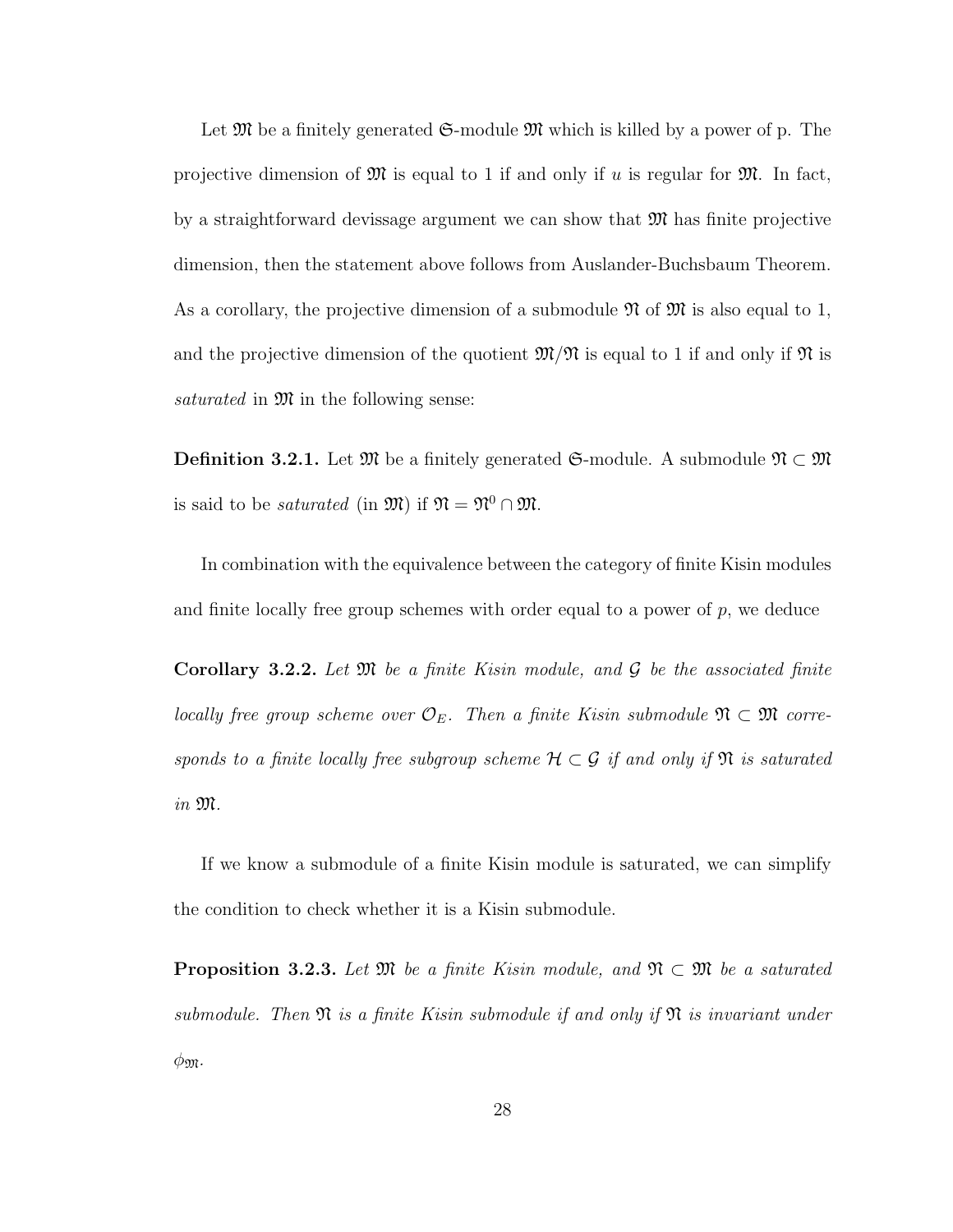Let $\mathfrak{M}$ be a finitely generated $\mathfrak{S}$-module $\mathfrak{M}$ which is killed by a power of p. The projective dimension of $\mathfrak{M}$ is equal to 1 if and only if $u$ is regular for $\mathfrak{M}$. In fact, by a straightforward devissage argument we can show that $\mathfrak{M}$ has finite projective dimension, then the statement above follows from Auslander-Buchsbaum Theorem. As a corollary, the projective dimension of a submodule $\mathfrak{N}$ of $\mathfrak{M}$ is also equal to 1, and the projective dimension of the quotient $\mathfrak{M}/\mathfrak{N}$ is equal to 1 if and only if $\mathfrak{N}$ is *saturated* in $\mathfrak{M}$ in the following sense:

**Definition 3.2.1.** Let $\mathfrak{M}$ be a finitely generated $\mathfrak{S}$-module. A submodule $\mathfrak{N} \subset \mathfrak{M}$ is said to be *saturated* (in $\mathfrak{M}$) if $\mathfrak{N} = \mathfrak{N}^0 \cap \mathfrak{M}$.

In combination with the equivalence between the category of finite Kisin modules and finite locally free group schemes with order equal to a power of $p$, we deduce

**Corollary 3.2.2.** *Let $\mathfrak{M}$ be a finite Kisin module, and $\mathcal{G}$ be the associated finite locally free group scheme over $\mathcal{O}_E$. Then a finite Kisin submodule $\mathfrak{N} \subset \mathfrak{M}$ corresponds to a finite locally free subgroup scheme $\mathcal{H} \subset \mathcal{G}$ if and only if $\mathfrak{N}$ is saturated in $\mathfrak{M}$.*

If we know a submodule of a finite Kisin module is saturated, we can simplify the condition to check whether it is a Kisin submodule.

**Proposition 3.2.3.** *Let $\mathfrak{M}$ be a finite Kisin module, and $\mathfrak{N} \subset \mathfrak{M}$ be a saturated submodule. Then $\mathfrak{N}$ is a finite Kisin submodule if and only if $\mathfrak{N}$ is invariant under $\phi_{\mathfrak{M}}$.*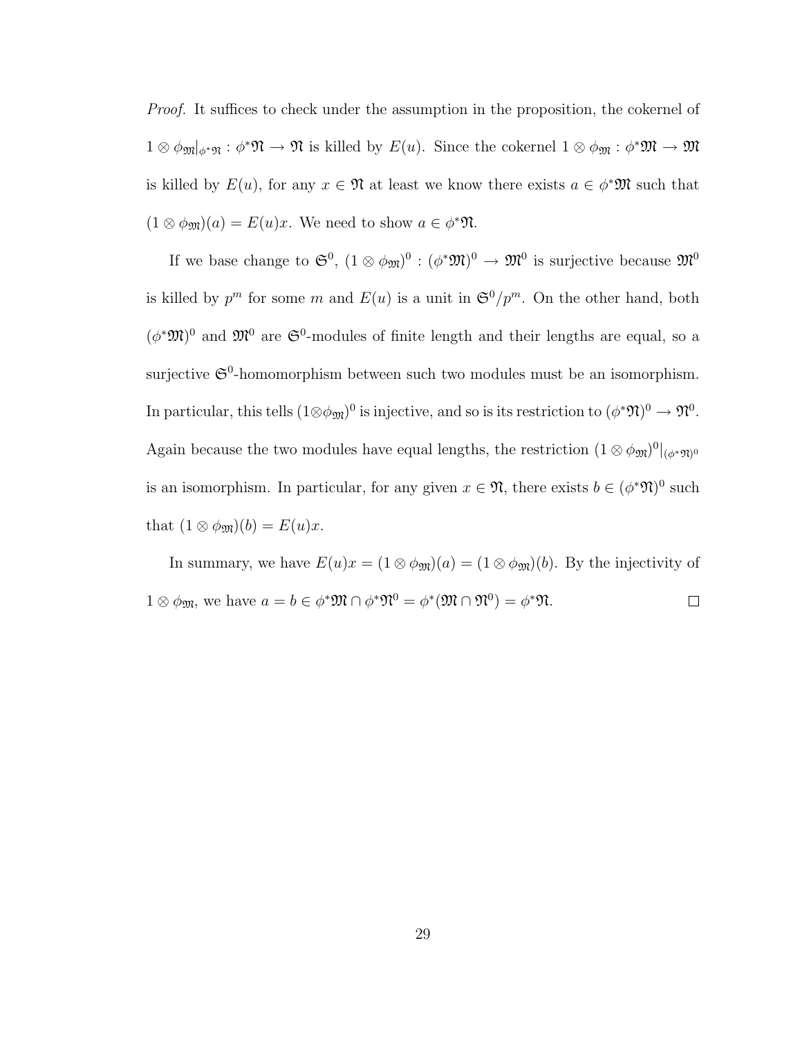*Proof.* It suffices to check under the assumption in the proposition, the cokernel of $1 \otimes \phi_{\mathfrak{M}}|_{\phi^*\mathfrak{N}} : \phi^*\mathfrak{N} \to \mathfrak{N}$ is killed by $E(u)$. Since the cokernel $1 \otimes \phi_{\mathfrak{M}} : \phi^*\mathfrak{M} \to \mathfrak{M}$ is killed by $E(u)$, for any $x \in \mathfrak{N}$ at least we know there exists $a \in \phi^*\mathfrak{M}$ such that $(1 \otimes \phi_{\mathfrak{M}})(a) = E(u)x$. We need to show $a \in \phi^*\mathfrak{N}$.

If we base change to $\mathfrak{S}^0$, $(1 \otimes \phi_{\mathfrak{M}})^0 : (\phi^*\mathfrak{M})^0 \to \mathfrak{M}^0$ is surjective because $\mathfrak{M}^0$ is killed by $p^m$ for some $m$ and $E(u)$ is a unit in $\mathfrak{S}^0/p^m$. On the other hand, both $(\phi^*\mathfrak{M})^0$ and $\mathfrak{M}^0$ are $\mathfrak{S}^0$-modules of finite length and their lengths are equal, so a surjective $\mathfrak{S}^0$-homomorphism between such two modules must be an isomorphism. In particular, this tells $(1\otimes\phi_{\mathfrak{M}})^0$ is injective, and so is its restriction to $(\phi^*\mathfrak{N})^0 \to \mathfrak{N}^0$. Again because the two modules have equal lengths, the restriction $(1 \otimes \phi_{\mathfrak{M}})^0|_{(\phi^*\mathfrak{N})^0}$ is an isomorphism. In particular, for any given $x \in \mathfrak{N}$, there exists $b \in (\phi^*\mathfrak{N})^0$ such that $(1 \otimes \phi_{\mathfrak{M}})(b) = E(u)x$.

In summary, we have $E(u)x = (1 \otimes \phi_{\mathfrak{M}})(a) = (1 \otimes \phi_{\mathfrak{M}})(b)$. By the injectivity of $1 \otimes \phi_{\mathfrak{M}}$, we have $a = b \in \phi^*\mathfrak{M} \cap \phi^*\mathfrak{N}^0 = \phi^*(\mathfrak{M} \cap \mathfrak{N}^0) = \phi^*\mathfrak{N}$. $\square$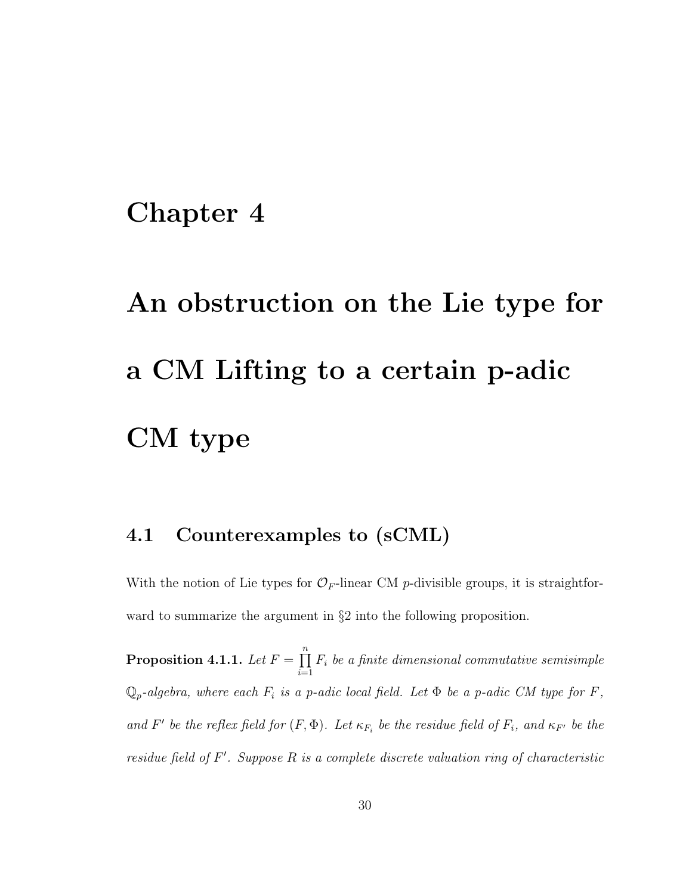# Chapter 4

# An obstruction on the Lie type for a CM Lifting to a certain p-adic CM type

## 4.1 Counterexamples to (sCML)

With the notion of Lie types for $\mathcal{O}_F$-linear CM $p$-divisible groups, it is straightforward to summarize the argument in §2 into the following proposition.

**Proposition 4.1.1.** *Let $F = \prod_{i=1}^{n} F_i$ be a finite dimensional commutative semisimple $\mathbb{Q}_p$-algebra, where each $F_i$ is a $p$-adic local field. Let $\Phi$ be a $p$-adic CM type for $F$, and $F'$ be the reflex field for $(F, \Phi)$. Let $\kappa_{F_i}$ be the residue field of $F_i$, and $\kappa_{F'}$ be the residue field of $F'$. Suppose $R$ is a complete discrete valuation ring of characteristic*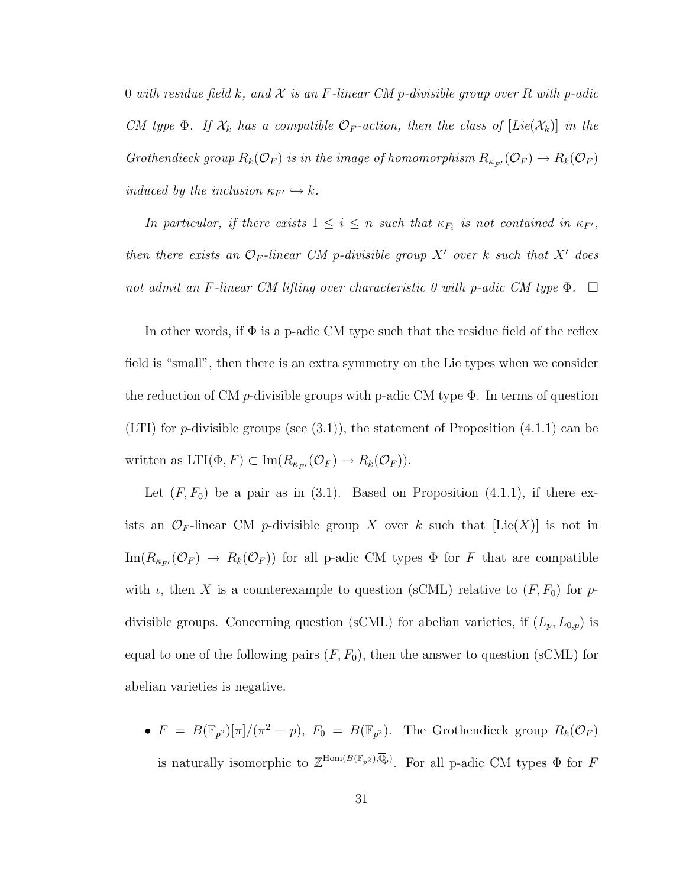*0 with residue field $k$, and $\mathcal{X}$ is an $F$-linear CM $p$-divisible group over $R$ with $p$-adic CM type $\Phi$. If $\mathcal{X}_k$ has a compatible $\mathcal{O}_F$-action, then the class of $[Lie(\mathcal{X}_k)]$ in the Grothendieck group $R_k(\mathcal{O}_F)$ is in the image of homomorphism $R_{\kappa_{F'}}(\mathcal{O}_F) \to R_k(\mathcal{O}_F)$ induced by the inclusion $\kappa_{F'} \hookrightarrow k$.*

*In particular, if there exists $1 \leq i \leq n$ such that $\kappa_{F_i}$ is not contained in $\kappa_{F'}$, then there exists an $\mathcal{O}_F$-linear CM $p$-divisible group $X'$ over $k$ such that $X'$ does not admit an $F$-linear CM lifting over characteristic 0 with $p$-adic CM type $\Phi$.* $\square$

In other words, if $\Phi$ is a p-adic CM type such that the residue field of the reflex field is "small", then there is an extra symmetry on the Lie types when we consider the reduction of CM $p$-divisible groups with p-adic CM type $\Phi$. In terms of question (LTI) for $p$-divisible groups (see (3.1)), the statement of Proposition (4.1.1) can be written as $\mathrm{LTI}(\Phi, F) \subset \mathrm{Im}(R_{\kappa_{F'}}(\mathcal{O}_F) \to R_k(\mathcal{O}_F))$.

Let $(F, F_0)$ be a pair as in (3.1). Based on Proposition (4.1.1), if there exists an $\mathcal{O}_F$-linear CM $p$-divisible group $X$ over $k$ such that $[\mathrm{Lie}(X)]$ is not in $\mathrm{Im}(R_{\kappa_{F'}}(\mathcal{O}_F) \to R_k(\mathcal{O}_F))$ for all p-adic CM types $\Phi$ for $F$ that are compatible with $\iota$, then $X$ is a counterexample to question (sCML) relative to $(F, F_0)$ for $p$-divisible groups. Concerning question (sCML) for abelian varieties, if $(L_p, L_{0,p})$ is equal to one of the following pairs $(F, F_0)$, then the answer to question (sCML) for abelian varieties is negative.

- $F = B(\mathbb{F}_{p^2})[\pi]/(\pi^2 - p)$, $F_0 = B(\mathbb{F}_{p^2})$. The Grothendieck group $R_k(\mathcal{O}_F)$ is naturally isomorphic to $\mathbb{Z}^{\mathrm{Hom}(B(\mathbb{F}_{p^2}), \overline{\mathbb{Q}}_p)}$. For all p-adic CM types $\Phi$ for $F$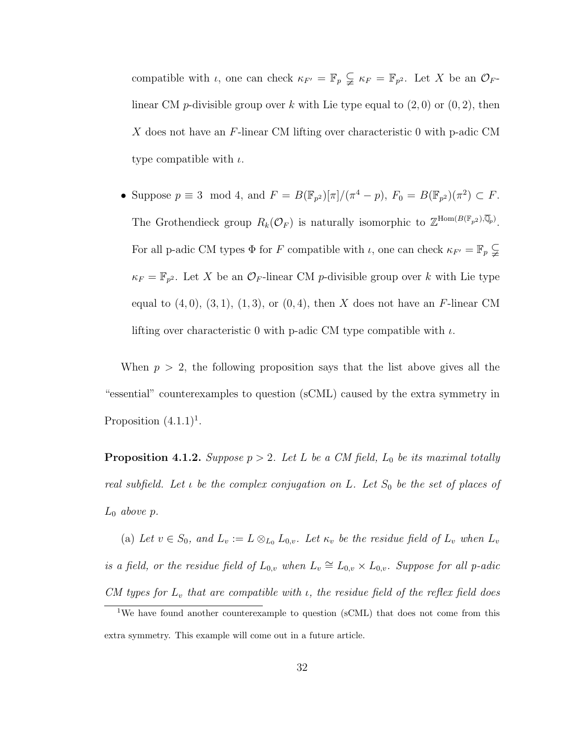compatible with $\iota$, one can check $\kappa_{F'} = \mathbb{F}_p \subsetneq \kappa_F = \mathbb{F}_{p^2}$. Let $X$ be an $\mathcal{O}_F$-linear CM $p$-divisible group over $k$ with Lie type equal to $(2, 0)$ or $(0, 2)$, then $X$ does not have an $F$-linear CM lifting over characteristic 0 with p-adic CM type compatible with $\iota$.

- Suppose $p \equiv 3 \mod 4$, and $F = B(\mathbb{F}_{p^2})[\pi]/(\pi^4 - p)$, $F_0 = B(\mathbb{F}_{p^2})(\pi^2) \subset F$. The Grothendieck group $R_k(\mathcal{O}_F)$ is naturally isomorphic to $\mathbb{Z}^{\mathrm{Hom}(B(\mathbb{F}_{p^2}), \overline{\mathbb{Q}}_p)}$. For all p-adic CM types $\Phi$ for $F$ compatible with $\iota$, one can check $\kappa_{F'} = \mathbb{F}_p \subsetneq \kappa_F = \mathbb{F}_{p^2}$. Let $X$ be an $\mathcal{O}_F$-linear CM $p$-divisible group over $k$ with Lie type equal to $(4, 0)$, $(3, 1)$, $(1, 3)$, or $(0, 4)$, then $X$ does not have an $F$-linear CM lifting over characteristic 0 with p-adic CM type compatible with $\iota$.

When $p > 2$, the following proposition says that the list above gives all the "essential" counterexamples to question (sCML) caused by the extra symmetry in Proposition (4.1.1)[1].

**Proposition 4.1.2.** *Suppose $p > 2$. Let $L$ be a CM field, $L_0$ be its maximal totally real subfield. Let $\iota$ be the complex conjugation on $L$. Let $S_0$ be the set of places of $L_0$ above $p$.*

(a) *Let $v \in S_0$, and $L_v := L \otimes_{L_0} L_{0,v}$. Let $\kappa_v$ be the residue field of $L_v$ when $L_v$ is a field, or the residue field of $L_{0,v}$ when $L_v \cong L_{0,v} \times L_{0,v}$. Suppose for all p-adic CM types for $L_v$ that are compatible with $\iota$, the residue field of the reflex field does*

[1]We have found another counterexample to question (sCML) that does not come from this extra symmetry. This example will come out in a future article.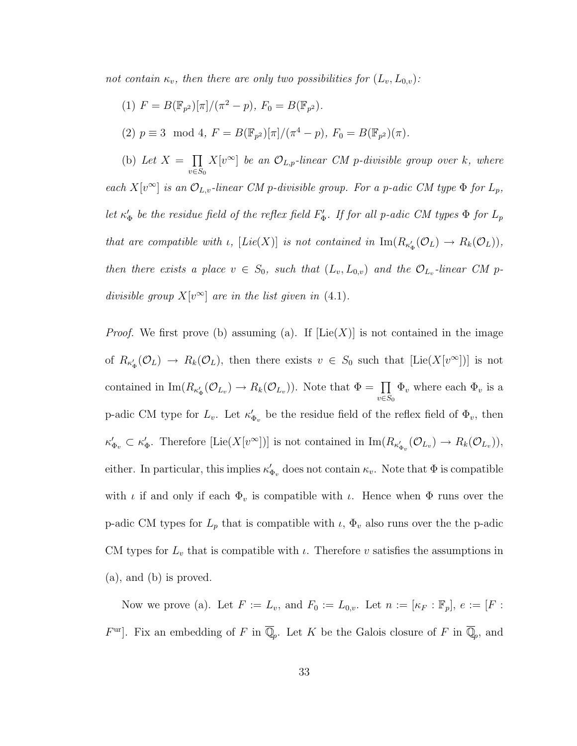*not contain $\kappa_v$, then there are only two possibilities for $(L_v, L_{0,v})$:*

(1) $F = B(\mathbb{F}_{p^2})[\pi]/(\pi^2 - p)$, $F_0 = B(\mathbb{F}_{p^2})$.

(2) $p \equiv 3 \mod 4$, $F = B(\mathbb{F}_{p^2})[\pi]/(\pi^4 - p)$, $F_0 = B(\mathbb{F}_{p^2})(\pi)$.

(b) *Let $X = \prod_{v \in S_0} X[v^\infty]$ be an $\mathcal{O}_{L,p}$-linear CM p-divisible group over $k$, where each $X[v^\infty]$ is an $\mathcal{O}_{L,v}$-linear CM p-divisible group. For a p-adic CM type $\Phi$ for $L_p$, let $\kappa'_\Phi$ be the residue field of the reflex field $F'_\Phi$. If for all p-adic CM types $\Phi$ for $L_p$ that are compatible with $\iota$, $[Lie(X)]$ is not contained in $\mathrm{Im}(R_{\kappa'_\Phi}(\mathcal{O}_L) \to R_k(\mathcal{O}_L))$, then there exists a place $v \in S_0$, such that $(L_v, L_{0,v})$ and the $\mathcal{O}_{L_v}$-linear CM p-divisible group $X[v^\infty]$ are in the list given in (4.1).*

*Proof.* We first prove (b) assuming (a). If $[\mathrm{Lie}(X)]$ is not contained in the image of $R_{\kappa'_\Phi}(\mathcal{O}_L) \to R_k(\mathcal{O}_L)$, then there exists $v \in S_0$ such that $[\mathrm{Lie}(X[v^\infty])]$ is not contained in $\mathrm{Im}(R_{\kappa'_\Phi}(\mathcal{O}_{L_v}) \to R_k(\mathcal{O}_{L_v}))$. Note that $\Phi = \prod_{v \in S_0} \Phi_v$ where each $\Phi_v$ is a p-adic CM type for $L_v$. Let $\kappa'_{\Phi_v}$ be the residue field of the reflex field of $\Phi_v$, then $\kappa'_{\Phi_v} \subset \kappa'_\Phi$. Therefore $[\mathrm{Lie}(X[v^\infty])]$ is not contained in $\mathrm{Im}(R_{\kappa'_{\Phi_v}}(\mathcal{O}_{L_v}) \to R_k(\mathcal{O}_{L_v}))$, either. In particular, this implies $\kappa'_{\Phi_v}$ does not contain $\kappa_v$. Note that $\Phi$ is compatible with $\iota$ if and only if each $\Phi_v$ is compatible with $\iota$. Hence when $\Phi$ runs over the p-adic CM types for $L_p$ that is compatible with $\iota$, $\Phi_v$ also runs over the the p-adic CM types for $L_v$ that is compatible with $\iota$. Therefore $v$ satisfies the assumptions in (a), and (b) is proved.

Now we prove (a). Let $F := L_v$, and $F_0 := L_{0,v}$. Let $n := [\kappa_F : \mathbb{F}_p]$, $e := [F : F^{\mathrm{ur}}]$. Fix an embedding of $F$ in $\overline{\mathbb{Q}}_p$. Let $K$ be the Galois closure of $F$ in $\overline{\mathbb{Q}}_p$, and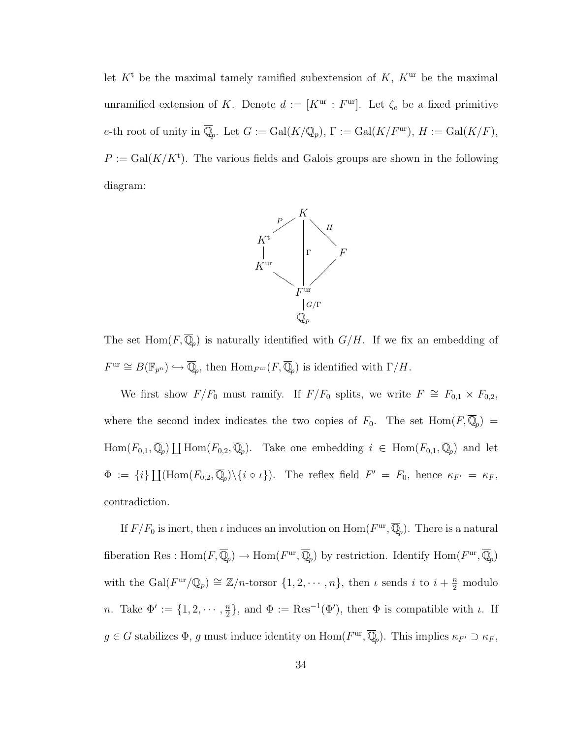let $K^{\mathrm{t}}$ be the maximal tamely ramified subextension of $K$, $K^{\mathrm{ur}}$ be the maximal unramified extension of $K$. Denote $d := [K^{\mathrm{ur}} : F^{\mathrm{ur}}]$. Let $\zeta_e$ be a fixed primitive $e$-th root of unity in $\overline{\mathbb{Q}}_p$. Let $G := \mathrm{Gal}(K/\mathbb{Q}_p)$, $\Gamma := \mathrm{Gal}(K/F^{\mathrm{ur}})$, $H := \mathrm{Gal}(K/F)$, $P := \mathrm{Gal}(K/K^{\mathrm{t}})$. The various fields and Galois groups are shown in the following diagram:

$$\begin{array}{ccccc}
 & & K & & \\
 & {}^{P}\diagup & \Big| & \diagdown^{H} & \\
K^{\mathrm{t}} & & \Gamma & & F \\
\Big| & & & & \\
K^{\mathrm{ur}} & & \Big| & \diagup & \\
 & \diagdown & & & \\
 & & F^{\mathrm{ur}} & & \\
 & & \Big|\, {\scriptstyle G/\Gamma} & & \\
 & & \mathbb{Q}_p & &
\end{array}$$

The set $\mathrm{Hom}(F, \overline{\mathbb{Q}}_p)$ is naturally identified with $G/H$. If we fix an embedding of $F^{\mathrm{ur}} \cong B(\mathbb{F}_{p^n}) \hookrightarrow \overline{\mathbb{Q}}_p$, then $\mathrm{Hom}_{F^{\mathrm{ur}}}(F, \overline{\mathbb{Q}}_p)$ is identified with $\Gamma/H$.

We first show $F/F_0$ must ramify. If $F/F_0$ splits, we write $F \cong F_{0,1} \times F_{0,2}$, where the second index indicates the two copies of $F_0$. The set $\mathrm{Hom}(F, \overline{\mathbb{Q}}_p) = \mathrm{Hom}(F_{0,1}, \overline{\mathbb{Q}}_p) \coprod \mathrm{Hom}(F_{0,2}, \overline{\mathbb{Q}}_p)$. Take one embedding $i \in \mathrm{Hom}(F_{0,1}, \overline{\mathbb{Q}}_p)$ and let $\Phi := \{i\} \coprod (\mathrm{Hom}(F_{0,2}, \overline{\mathbb{Q}}_p) \backslash \{i \circ \iota\})$. The reflex field $F' = F_0$, hence $\kappa_{F'} = \kappa_F$, contradiction.

If $F/F_0$ is inert, then $\iota$ induces an involution on $\mathrm{Hom}(F^{\mathrm{ur}}, \overline{\mathbb{Q}}_p)$. There is a natural fiberation $\mathrm{Res} : \mathrm{Hom}(F, \overline{\mathbb{Q}}_p) \to \mathrm{Hom}(F^{\mathrm{ur}}, \overline{\mathbb{Q}}_p)$ by restriction. Identify $\mathrm{Hom}(F^{\mathrm{ur}}, \overline{\mathbb{Q}}_p)$ with the $\mathrm{Gal}(F^{\mathrm{ur}}/\mathbb{Q}_p) \cong \mathbb{Z}/n$-torsor $\{1, 2, \cdots, n\}$, then $\iota$ sends $i$ to $i + \frac{n}{2}$ modulo $n$. Take $\Phi' := \{1, 2, \cdots, \frac{n}{2}\}$, and $\Phi := \mathrm{Res}^{-1}(\Phi')$, then $\Phi$ is compatible with $\iota$. If $g \in G$ stabilizes $\Phi$, $g$ must induce identity on $\mathrm{Hom}(F^{\mathrm{ur}}, \overline{\mathbb{Q}}_p)$. This implies $\kappa_{F'} \supset \kappa_F$,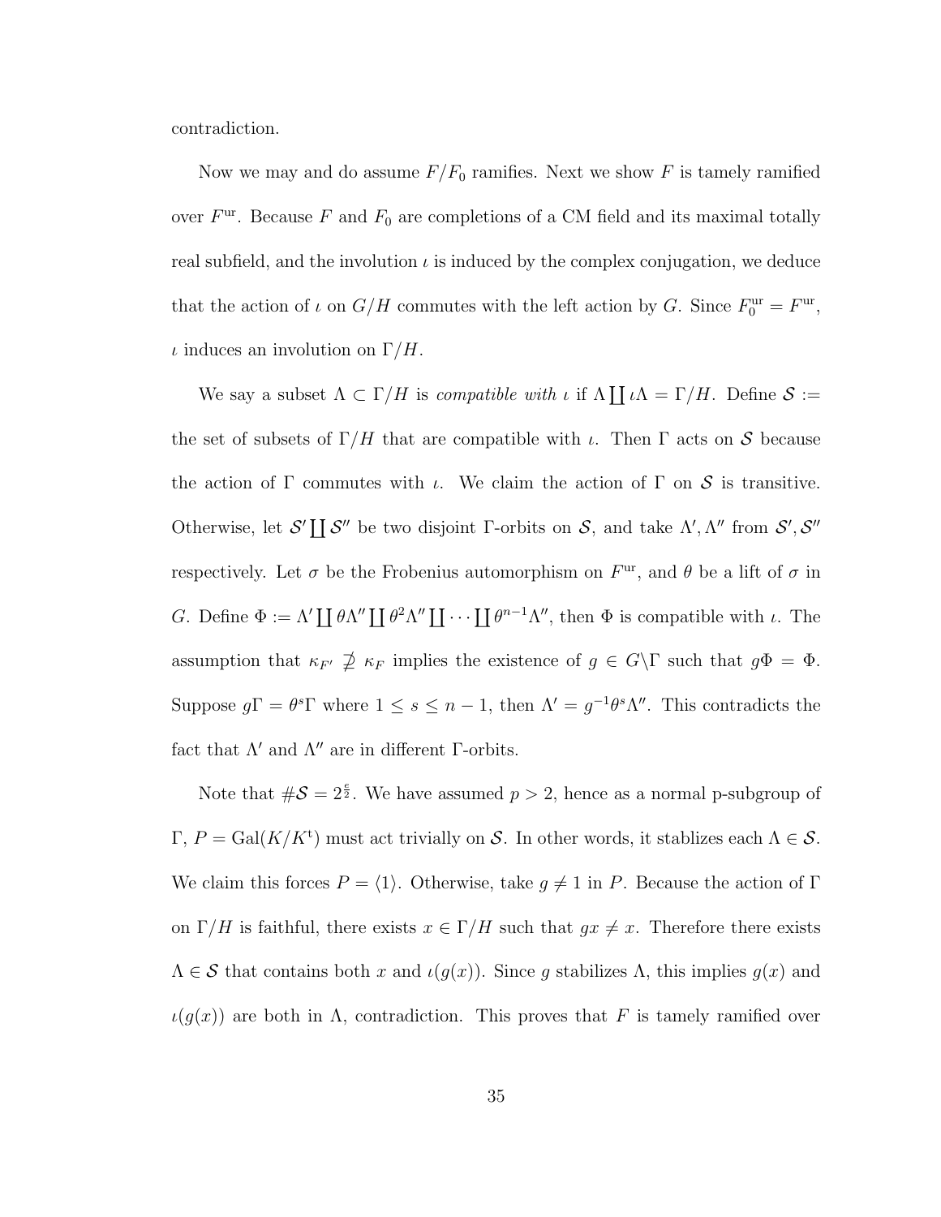contradiction.

Now we may and do assume $F/F_0$ ramifies. Next we show $F$ is tamely ramified over $F^{\mathrm{ur}}$. Because $F$ and $F_0$ are completions of a CM field and its maximal totally real subfield, and the involution $\iota$ is induced by the complex conjugation, we deduce that the action of $\iota$ on $G/H$ commutes with the left action by $G$. Since $F_0^{\mathrm{ur}} = F^{\mathrm{ur}}$, $\iota$ induces an involution on $\Gamma/H$.

We say a subset $\Lambda \subset \Gamma/H$ is *compatible with* $\iota$ if $\Lambda \coprod \iota\Lambda = \Gamma/H$. Define $\mathcal{S} :=$ the set of subsets of $\Gamma/H$ that are compatible with $\iota$. Then $\Gamma$ acts on $\mathcal{S}$ because the action of $\Gamma$ commutes with $\iota$. We claim the action of $\Gamma$ on $\mathcal{S}$ is transitive. Otherwise, let $\mathcal{S}' \coprod \mathcal{S}''$ be two disjoint $\Gamma$-orbits on $\mathcal{S}$, and take $\Lambda', \Lambda''$ from $\mathcal{S}', \mathcal{S}''$ respectively. Let $\sigma$ be the Frobenius automorphism on $F^{\mathrm{ur}}$, and $\theta$ be a lift of $\sigma$ in $G$. Define $\Phi := \Lambda' \coprod \theta\Lambda'' \coprod \theta^2\Lambda'' \coprod \cdots \coprod \theta^{n-1}\Lambda''$, then $\Phi$ is compatible with $\iota$. The assumption that $\kappa_{F'} \not\supseteq \kappa_F$ implies the existence of $g \in G\backslash\Gamma$ such that $g\Phi = \Phi$. Suppose $g\Gamma = \theta^s\Gamma$ where $1 \leq s \leq n-1$, then $\Lambda' = g^{-1}\theta^s\Lambda''$. This contradicts the fact that $\Lambda'$ and $\Lambda''$ are in different $\Gamma$-orbits.

Note that $\#\mathcal{S} = 2^{\frac{e}{2}}$. We have assumed $p > 2$, hence as a normal p-subgroup of $\Gamma$, $P = \mathrm{Gal}(K/K^{\mathrm{t}})$ must act trivially on $\mathcal{S}$. In other words, it stablizes each $\Lambda \in \mathcal{S}$. We claim this forces $P = \langle 1 \rangle$. Otherwise, take $g \neq 1$ in $P$. Because the action of $\Gamma$ on $\Gamma/H$ is faithful, there exists $x \in \Gamma/H$ such that $gx \neq x$. Therefore there exists $\Lambda \in \mathcal{S}$ that contains both $x$ and $\iota(g(x))$. Since $g$ stabilizes $\Lambda$, this implies $g(x)$ and $\iota(g(x))$ are both in $\Lambda$, contradiction. This proves that $F$ is tamely ramified over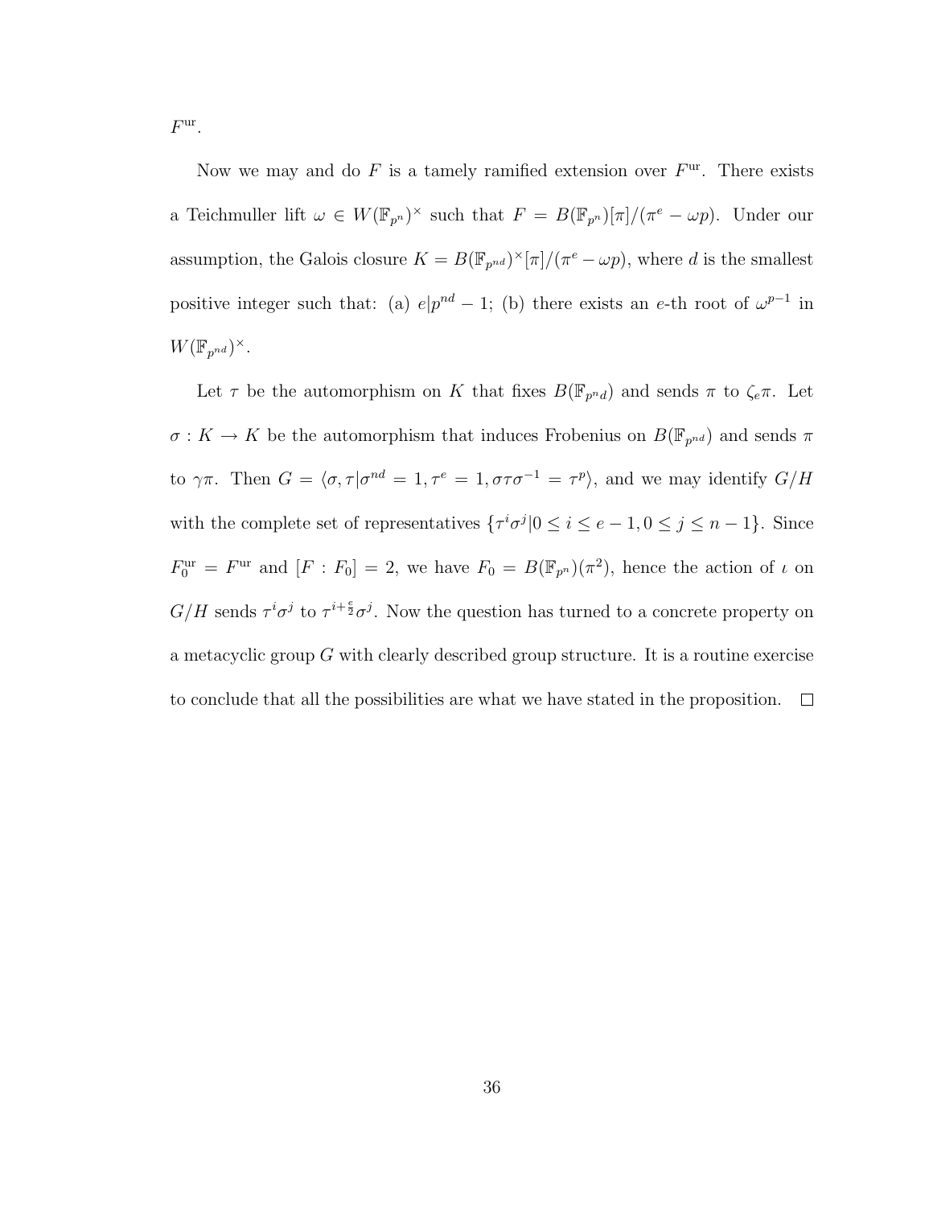$F^{\mathrm{ur}}$.

Now we may and do $F$ is a tamely ramified extension over $F^{\mathrm{ur}}$. There exists a Teichmuller lift $\omega \in W(\mathbb{F}_{p^n})^\times$ such that $F = B(\mathbb{F}_{p^n})[\pi]/(\pi^e - \omega p)$. Under our assumption, the Galois closure $K = B(\mathbb{F}_{p^{nd}})^\times[\pi]/(\pi^e - \omega p)$, where $d$ is the smallest positive integer such that: (a) $e | p^{nd} - 1$; (b) there exists an $e$-th root of $\omega^{p-1}$ in $W(\mathbb{F}_{p^{nd}})^\times$.

Let $\tau$ be the automorphism on $K$ that fixes $B(\mathbb{F}_{p^n d})$ and sends $\pi$ to $\zeta_e \pi$. Let $\sigma : K \to K$ be the automorphism that induces Frobenius on $B(\mathbb{F}_{p^{nd}})$ and sends $\pi$ to $\gamma\pi$. Then $G = \langle \sigma, \tau | \sigma^{nd} = 1, \tau^e = 1, \sigma\tau\sigma^{-1} = \tau^p \rangle$, and we may identify $G/H$ with the complete set of representatives $\{\tau^i \sigma^j | 0 \leq i \leq e-1, 0 \leq j \leq n-1\}$. Since $F_0^{\mathrm{ur}} = F^{\mathrm{ur}}$ and $[F : F_0] = 2$, we have $F_0 = B(\mathbb{F}_{p^n})(\pi^2)$, hence the action of $\iota$ on $G/H$ sends $\tau^i\sigma^j$ to $\tau^{i+\frac{e}{2}}\sigma^j$. Now the question has turned to a concrete property on a metacyclic group $G$ with clearly described group structure. It is a routine exercise to conclude that all the possibilities are what we have stated in the proposition. $\square$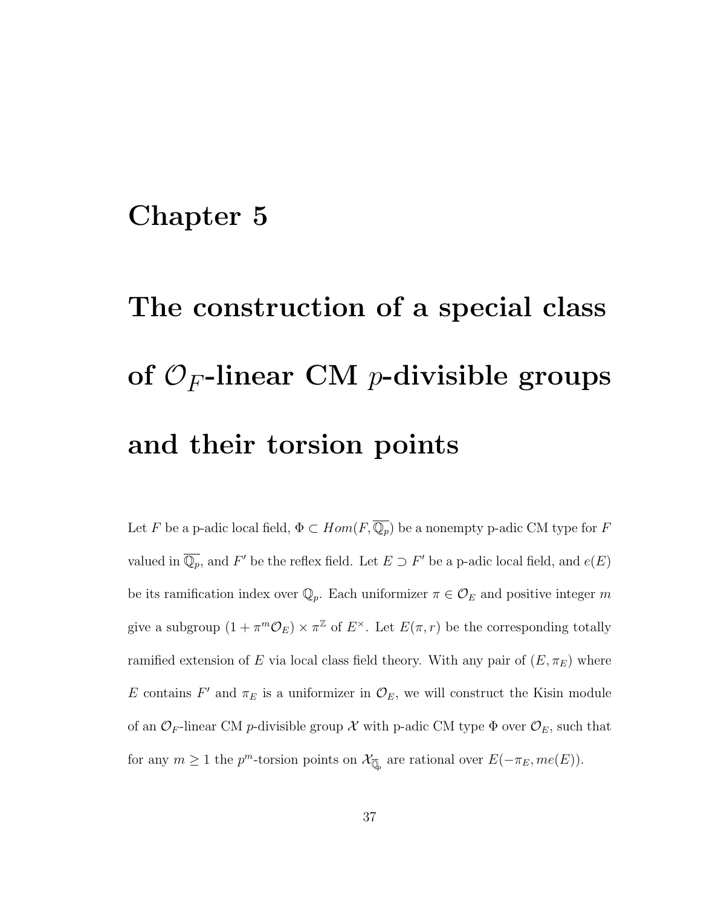# Chapter 5

# The construction of a special class of $\mathcal{O}_F$-linear CM $p$-divisible groups and their torsion points

Let $F$ be a p-adic local field, $\Phi \subset Hom(F, \overline{\mathbb{Q}_p})$ be a nonempty p-adic CM type for $F$ valued in $\overline{\mathbb{Q}_p}$, and $F'$ be the reflex field. Let $E \supset F'$ be a p-adic local field, and $e(E)$ be its ramification index over $\mathbb{Q}_p$. Each uniformizer $\pi \in \mathcal{O}_E$ and positive integer $m$ give a subgroup $(1 + \pi^m \mathcal{O}_E) \times \pi^{\mathbb{Z}}$ of $E^\times$. Let $E(\pi, r)$ be the corresponding totally ramified extension of $E$ via local class field theory. With any pair of $(E, \pi_E)$ where $E$ contains $F'$ and $\pi_E$ is a uniformizer in $\mathcal{O}_E$, we will construct the Kisin module of an $\mathcal{O}_F$-linear CM $p$-divisible group $\mathcal{X}$ with p-adic CM type $\Phi$ over $\mathcal{O}_E$, such that for any $m \geq 1$ the $p^m$-torsion points on $\mathcal{X}_{\overline{\mathbb{Q}}_p}$ are rational over $E(-\pi_E, me(E))$.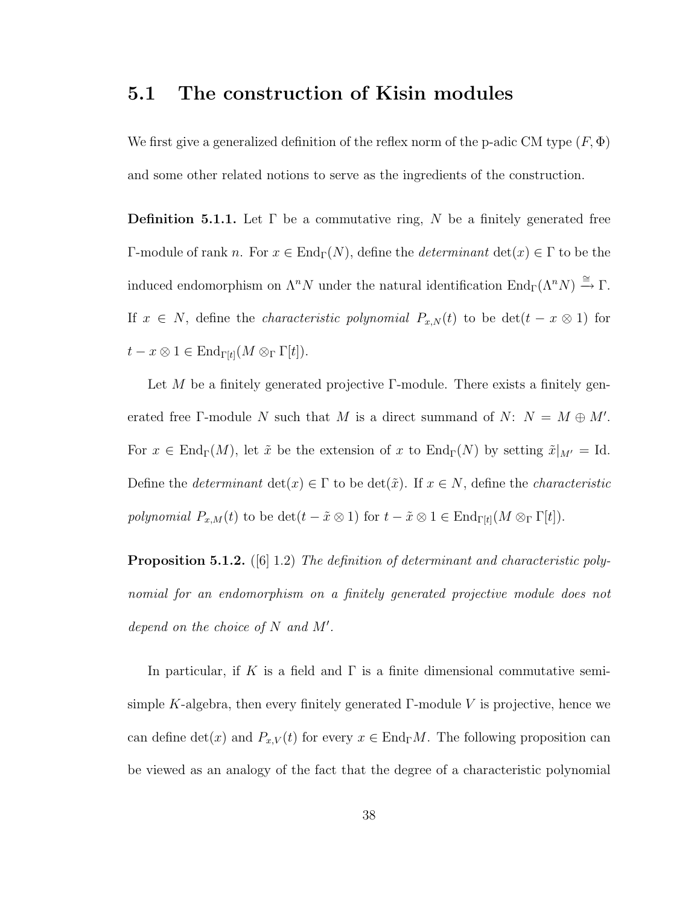## 5.1 The construction of Kisin modules

We first give a generalized definition of the reflex norm of the p-adic CM type $(F, \Phi)$ and some other related notions to serve as the ingredients of the construction.

**Definition 5.1.1.** Let $\Gamma$ be a commutative ring, $N$ be a finitely generated free $\Gamma$-module of rank $n$. For $x \in \mathrm{End}_\Gamma(N)$, define the *determinant* $\det(x) \in \Gamma$ to be the induced endomorphism on $\Lambda^n N$ under the natural identification $\mathrm{End}_\Gamma(\Lambda^n N) \xrightarrow{\cong} \Gamma$. If $x \in N$, define the *characteristic polynomial* $P_{x,N}(t)$ to be $\det(t - x \otimes 1)$ for $t - x \otimes 1 \in \mathrm{End}_{\Gamma[t]}(M \otimes_\Gamma \Gamma[t])$.

Let $M$ be a finitely generated projective $\Gamma$-module. There exists a finitely generated free $\Gamma$-module $N$ such that $M$ is a direct summand of $N$: $N = M \oplus M'$. For $x \in \mathrm{End}_\Gamma(M)$, let $\tilde{x}$ be the extension of $x$ to $\mathrm{End}_\Gamma(N)$ by setting $\tilde{x}|_{M'} = \mathrm{Id}$. Define the *determinant* $\det(x) \in \Gamma$ to be $\det(\tilde{x})$. If $x \in N$, define the *characteristic polynomial* $P_{x,M}(t)$ to be $\det(t - \tilde{x} \otimes 1)$ for $t - \tilde{x} \otimes 1 \in \mathrm{End}_{\Gamma[t]}(M \otimes_\Gamma \Gamma[t])$.

**Proposition 5.1.2.** ([6] 1.2) *The definition of determinant and characteristic polynomial for an endomorphism on a finitely generated projective module does not depend on the choice of $N$ and $M'$.*

In particular, if $K$ is a field and $\Gamma$ is a finite dimensional commutative semi-simple $K$-algebra, then every finitely generated $\Gamma$-module $V$ is projective, hence we can define $\det(x)$ and $P_{x,V}(t)$ for every $x \in \mathrm{End}_\Gamma M$. The following proposition can be viewed as an analogy of the fact that the degree of a characteristic polynomial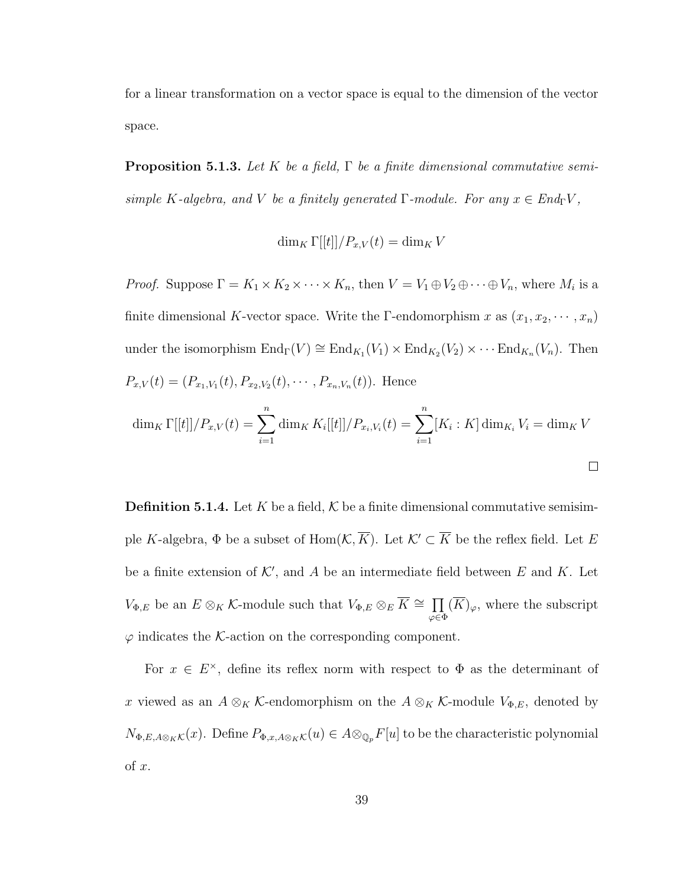for a linear transformation on a vector space is equal to the dimension of the vector space.

**Proposition 5.1.3.** *Let $K$ be a field, $\Gamma$ be a finite dimensional commutative semisimple $K$-algebra, and $V$ be a finitely generated $\Gamma$-module. For any $x \in End_\Gamma V$,*

$$\dim_K \Gamma[[t]]/P_{x,V}(t) = \dim_K V$$

*Proof.* Suppose $\Gamma = K_1 \times K_2 \times \cdots \times K_n$, then $V = V_1 \oplus V_2 \oplus \cdots \oplus V_n$, where $M_i$ is a finite dimensional $K$-vector space. Write the $\Gamma$-endomorphism $x$ as $(x_1, x_2, \cdots, x_n)$ under the isomorphism $\mathrm{End}_\Gamma(V) \cong \mathrm{End}_{K_1}(V_1) \times \mathrm{End}_{K_2}(V_2) \times \cdots \mathrm{End}_{K_n}(V_n)$. Then $P_{x,V}(t) = (P_{x_1,V_1}(t), P_{x_2,V_2}(t), \cdots, P_{x_n,V_n}(t))$. Hence

$$\dim_K \Gamma[[t]]/P_{x,V}(t) = \sum_{i=1}^{n} \dim_K K_i[[t]]/P_{x_i,V_i}(t) = \sum_{i=1}^{n} [K_i : K] \dim_{K_i} V_i = \dim_K V$$

□

**Definition 5.1.4.** Let $K$ be a field, $\mathcal{K}$ be a finite dimensional commutative semisimple $K$-algebra, $\Phi$ be a subset of $\mathrm{Hom}(\mathcal{K}, \overline{K})$. Let $\mathcal{K}' \subset \overline{K}$ be the reflex field. Let $E$ be a finite extension of $\mathcal{K}'$, and $A$ be an intermediate field between $E$ and $K$. Let $V_{\Phi,E}$ be an $E \otimes_K \mathcal{K}$-module such that $V_{\Phi,E} \otimes_E \overline{K} \cong \prod_{\varphi \in \Phi} (\overline{K})_\varphi$, where the subscript $\varphi$ indicates the $\mathcal{K}$-action on the corresponding component.

For $x \in E^\times$, define its reflex norm with respect to $\Phi$ as the determinant of $x$ viewed as an $A \otimes_K \mathcal{K}$-endomorphism on the $A \otimes_K \mathcal{K}$-module $V_{\Phi,E}$, denoted by $N_{\Phi,E,A\otimes_K\mathcal{K}}(x)$. Define $P_{\Phi,x,A\otimes_K\mathcal{K}}(u) \in A \otimes_{\mathbb{Q}_p} F[u]$ to be the characteristic polynomial of $x$.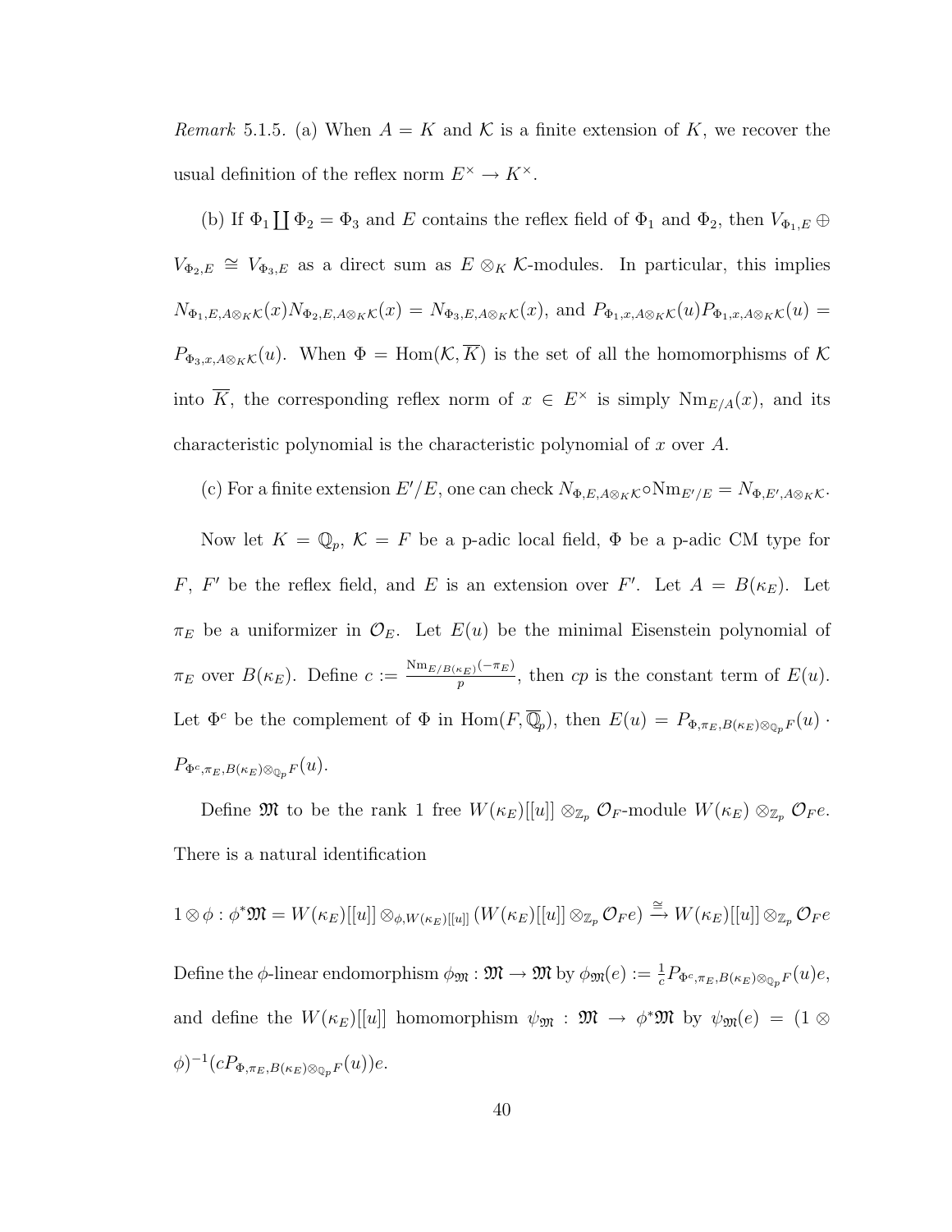*Remark* 5.1.5. (a) When $A = K$ and $\mathcal{K}$ is a finite extension of $K$, we recover the usual definition of the reflex norm $E^\times \to K^\times$.

(b) If $\Phi_1 \coprod \Phi_2 = \Phi_3$ and $E$ contains the reflex field of $\Phi_1$ and $\Phi_2$, then $V_{\Phi_1,E} \oplus V_{\Phi_2,E} \cong V_{\Phi_3,E}$ as a direct sum as $E \otimes_K \mathcal{K}$-modules. In particular, this implies $N_{\Phi_1,E,A\otimes_K\mathcal{K}}(x) N_{\Phi_2,E,A\otimes_K\mathcal{K}}(x) = N_{\Phi_3,E,A\otimes_K\mathcal{K}}(x)$, and $P_{\Phi_1,x,A\otimes_K\mathcal{K}}(u) P_{\Phi_1,x,A\otimes_K\mathcal{K}}(u) = P_{\Phi_3,x,A\otimes_K\mathcal{K}}(u)$. When $\Phi = \mathrm{Hom}(\mathcal{K}, \overline{K})$ is the set of all the homomorphisms of $\mathcal{K}$ into $\overline{K}$, the corresponding reflex norm of $x \in E^\times$ is simply $\mathrm{Nm}_{E/A}(x)$, and its characteristic polynomial is the characteristic polynomial of $x$ over $A$.

(c) For a finite extension $E'/E$, one can check $N_{\Phi,E,A\otimes_K\mathcal{K}} \circ \mathrm{Nm}_{E'/E} = N_{\Phi,E',A\otimes_K\mathcal{K}}$.

Now let $K = \mathbb{Q}_p$, $\mathcal{K} = F$ be a p-adic local field, $\Phi$ be a p-adic CM type for $F$, $F'$ be the reflex field, and $E$ is an extension over $F'$. Let $A = B(\kappa_E)$. Let $\pi_E$ be a uniformizer in $\mathcal{O}_E$. Let $E(u)$ be the minimal Eisenstein polynomial of $\pi_E$ over $B(\kappa_E)$. Define $c := \frac{\mathrm{Nm}_{E/B(\kappa_E)}(-\pi_E)}{p}$, then $cp$ is the constant term of $E(u)$. Let $\Phi^c$ be the complement of $\Phi$ in $\mathrm{Hom}(F, \overline{\mathbb{Q}}_p)$, then $E(u) = P_{\Phi,\pi_E,B(\kappa_E)\otimes_{\mathbb{Q}_p}F}(u) \cdot P_{\Phi^c,\pi_E,B(\kappa_E)\otimes_{\mathbb{Q}_p}F}(u)$.

Define $\mathfrak{M}$ to be the rank 1 free $W(\kappa_E)[[u]] \otimes_{\mathbb{Z}_p} \mathcal{O}_F$-module $W(\kappa_E) \otimes_{\mathbb{Z}_p} \mathcal{O}_F e$. There is a natural identification

$$1 \otimes \phi : \phi^*\mathfrak{M} = W(\kappa_E)[[u]] \otimes_{\phi, W(\kappa_E)[[u]]} (W(\kappa_E)[[u]] \otimes_{\mathbb{Z}_p} \mathcal{O}_F e) \xrightarrow{\cong} W(\kappa_E)[[u]] \otimes_{\mathbb{Z}_p} \mathcal{O}_F e$$

Define the $\phi$-linear endomorphism $\phi_{\mathfrak{M}} : \mathfrak{M} \to \mathfrak{M}$ by $\phi_{\mathfrak{M}}(e) := \frac{1}{c} P_{\Phi^c,\pi_E,B(\kappa_E)\otimes_{\mathbb{Q}_p}F}(u) e$, and define the $W(\kappa_E)[[u]]$ homomorphism $\psi_{\mathfrak{M}} : \mathfrak{M} \to \phi^*\mathfrak{M}$ by $\psi_{\mathfrak{M}}(e) = (1 \otimes \phi)^{-1}(c P_{\Phi,\pi_E,B(\kappa_E)\otimes_{\mathbb{Q}_p}F}(u)) e$.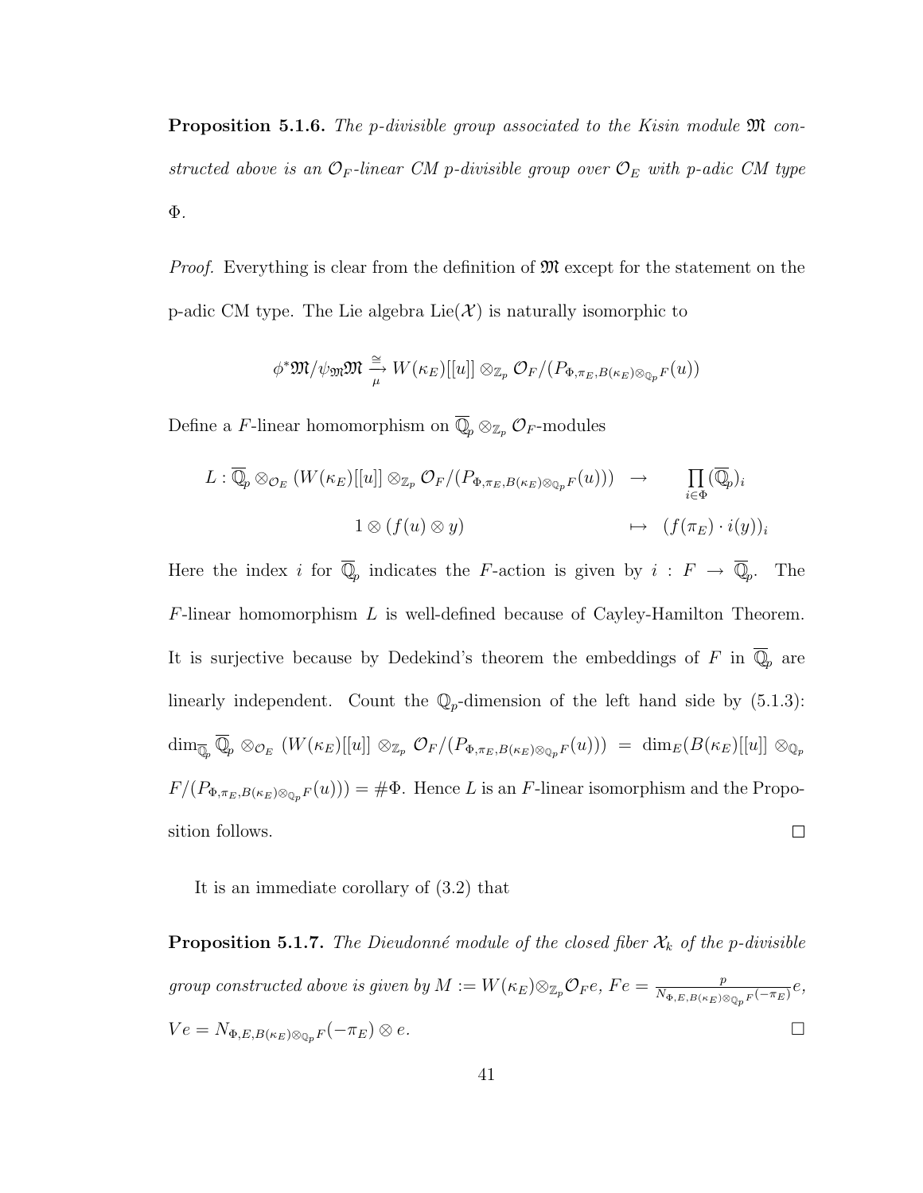**Proposition 5.1.6.** *The p-divisible group associated to the Kisin module $\mathfrak{M}$ constructed above is an $\mathcal{O}_F$-linear CM p-divisible group over $\mathcal{O}_E$ with p-adic CM type $\Phi$.*

*Proof.* Everything is clear from the definition of $\mathfrak{M}$ except for the statement on the p-adic CM type. The Lie algebra $\mathrm{Lie}(\mathcal{X})$ is naturally isomorphic to

$$\phi^*\mathfrak{M}/\psi_{\mathfrak{M}}\mathfrak{M} \xrightarrow[\mu]{\cong} W(\kappa_E)[[u]] \otimes_{\mathbb{Z}_p} \mathcal{O}_F/(P_{\Phi,\pi_E,B(\kappa_E)\otimes_{\mathbb{Q}_p}F}(u))$$

Define a $F$-linear homomorphism on $\overline{\mathbb{Q}}_p \otimes_{\mathbb{Z}_p} \mathcal{O}_F$-modules

$$\begin{array}{rcl} L : \overline{\mathbb{Q}}_p \otimes_{\mathcal{O}_E} (W(\kappa_E)[[u]] \otimes_{\mathbb{Z}_p} \mathcal{O}_F/(P_{\Phi,\pi_E,B(\kappa_E)\otimes_{\mathbb{Q}_p}F}(u))) & \to & \prod_{i\in\Phi} (\overline{\mathbb{Q}}_p)_i \\ 1 \otimes (f(u) \otimes y) & \mapsto & (f(\pi_E) \cdot i(y))_i \end{array}$$

Here the index $i$ for $\overline{\mathbb{Q}}_p$ indicates the $F$-action is given by $i : F \to \overline{\mathbb{Q}}_p$. The $F$-linear homomorphism $L$ is well-defined because of Cayley-Hamilton Theorem. It is surjective because by Dedekind's theorem the embeddings of $F$ in $\overline{\mathbb{Q}}_p$ are linearly independent. Count the $\mathbb{Q}_p$-dimension of the left hand side by (5.1.3): $\dim_{\overline{\mathbb{Q}}_p} \overline{\mathbb{Q}}_p \otimes_{\mathcal{O}_E} (W(\kappa_E)[[u]] \otimes_{\mathbb{Z}_p} \mathcal{O}_F/(P_{\Phi,\pi_E,B(\kappa_E)\otimes_{\mathbb{Q}_p}F}(u))) = \dim_E(B(\kappa_E)[[u]] \otimes_{\mathbb{Q}_p} F/(P_{\Phi,\pi_E,B(\kappa_E)\otimes_{\mathbb{Q}_p}F}(u))) = \#\Phi$. Hence $L$ is an $F$-linear isomorphism and the Proposition follows. $\square$

It is an immediate corollary of (3.2) that

**Proposition 5.1.7.** *The Dieudonné module of the closed fiber $\mathcal{X}_k$ of the p-divisible group constructed above is given by $M := W(\kappa_E)\otimes_{\mathbb{Z}_p}\mathcal{O}_F e$, $Fe = \frac{p}{N_{\Phi,E,B(\kappa_E)\otimes_{\mathbb{Q}_p}F}(-\pi_E)}e$, $Ve = N_{\Phi,E,B(\kappa_E)\otimes_{\mathbb{Q}_p}F}(-\pi_E) \otimes e$.* $\square$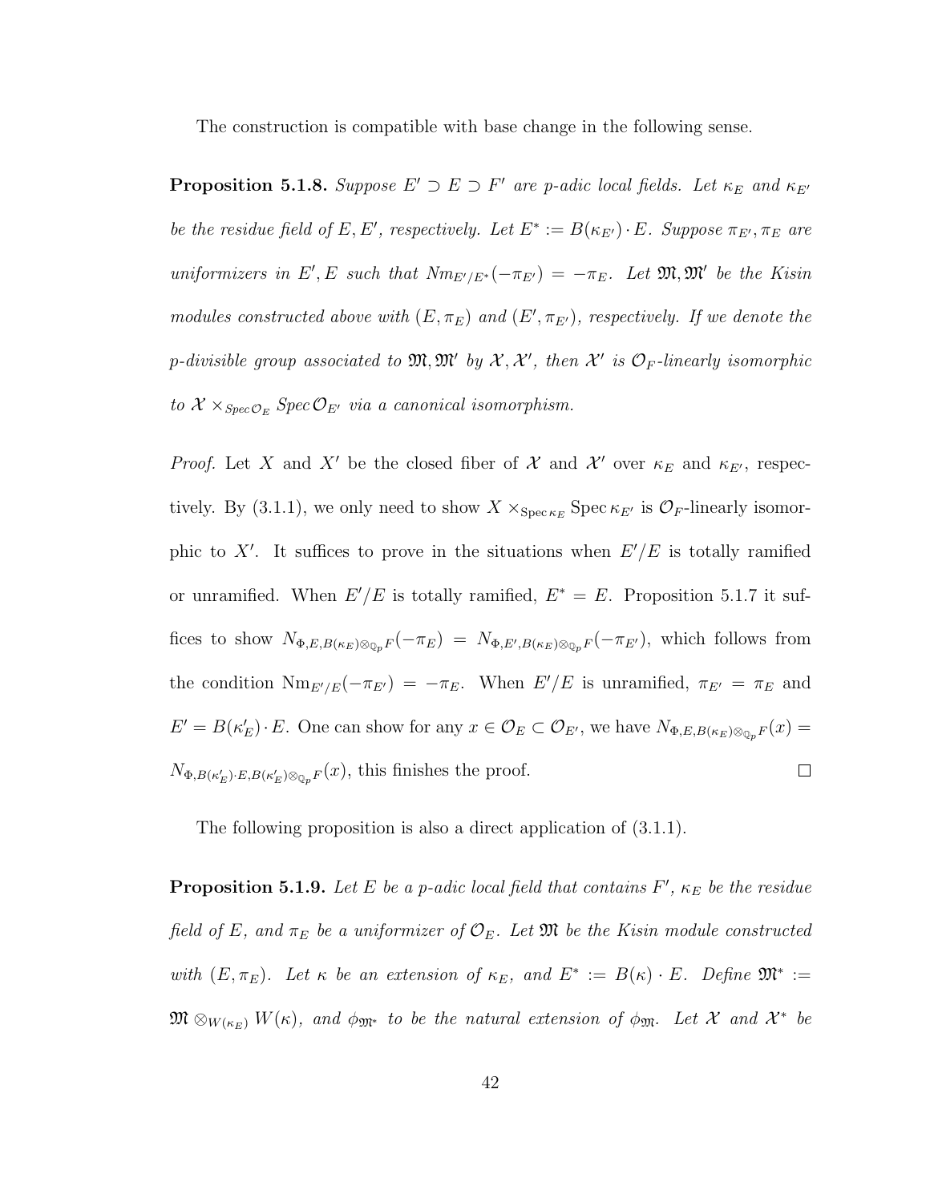The construction is compatible with base change in the following sense.

**Proposition 5.1.8.** *Suppose $E' \supset E \supset F'$ are p-adic local fields. Let $\kappa_E$ and $\kappa_{E'}$ be the residue field of $E, E'$, respectively. Let $E^* := B(\kappa_{E'}) \cdot E$. Suppose $\pi_{E'}, \pi_E$ are uniformizers in $E', E$ such that $Nm_{E'/E^*}(-\pi_{E'}) = -\pi_E$. Let $\mathfrak{M}, \mathfrak{M}'$ be the Kisin modules constructed above with $(E, \pi_E)$ and $(E', \pi_{E'})$, respectively. If we denote the p-divisible group associated to $\mathfrak{M}, \mathfrak{M}'$ by $\mathcal{X}, \mathcal{X}'$, then $\mathcal{X}'$ is $\mathcal{O}_F$-linearly isomorphic to $\mathcal{X} \times_{Spec\, \mathcal{O}_E} Spec\, \mathcal{O}_{E'}$ via a canonical isomorphism.*

*Proof.* Let $X$ and $X'$ be the closed fiber of $\mathcal{X}$ and $\mathcal{X}'$ over $\kappa_E$ and $\kappa_{E'}$, respectively. By (3.1.1), we only need to show $X \times_{\operatorname{Spec} \kappa_E} \operatorname{Spec} \kappa_{E'}$ is $\mathcal{O}_F$-linearly isomorphic to $X'$. It suffices to prove in the situations when $E'/E$ is totally ramified or unramified. When $E'/E$ is totally ramified, $E^* = E$. Proposition 5.1.7 it suffices to show $N_{\Phi, E, B(\kappa_E) \otimes_{\mathbb{Q}_p} F}(-\pi_E) = N_{\Phi, E', B(\kappa_E) \otimes_{\mathbb{Q}_p} F}(-\pi_{E'})$, which follows from the condition $\operatorname{Nm}_{E'/E}(-\pi_{E'}) = -\pi_E$. When $E'/E$ is unramified, $\pi_{E'} = \pi_E$ and $E' = B(\kappa'_E) \cdot E$. One can show for any $x \in \mathcal{O}_E \subset \mathcal{O}_{E'}$, we have $N_{\Phi, E, B(\kappa_E) \otimes_{\mathbb{Q}_p} F}(x) = N_{\Phi, B(\kappa'_E) \cdot E, B(\kappa'_E) \otimes_{\mathbb{Q}_p} F}(x)$, this finishes the proof. $\square$

The following proposition is also a direct application of (3.1.1).

**Proposition 5.1.9.** *Let $E$ be a p-adic local field that contains $F'$, $\kappa_E$ be the residue field of $E$, and $\pi_E$ be a uniformizer of $\mathcal{O}_E$. Let $\mathfrak{M}$ be the Kisin module constructed with $(E, \pi_E)$. Let $\kappa$ be an extension of $\kappa_E$, and $E^* := B(\kappa) \cdot E$. Define $\mathfrak{M}^* := \mathfrak{M} \otimes_{W(\kappa_E)} W(\kappa)$, and $\phi_{\mathfrak{M}^*}$ to be the natural extension of $\phi_{\mathfrak{M}}$. Let $\mathcal{X}$ and $\mathcal{X}^*$ be*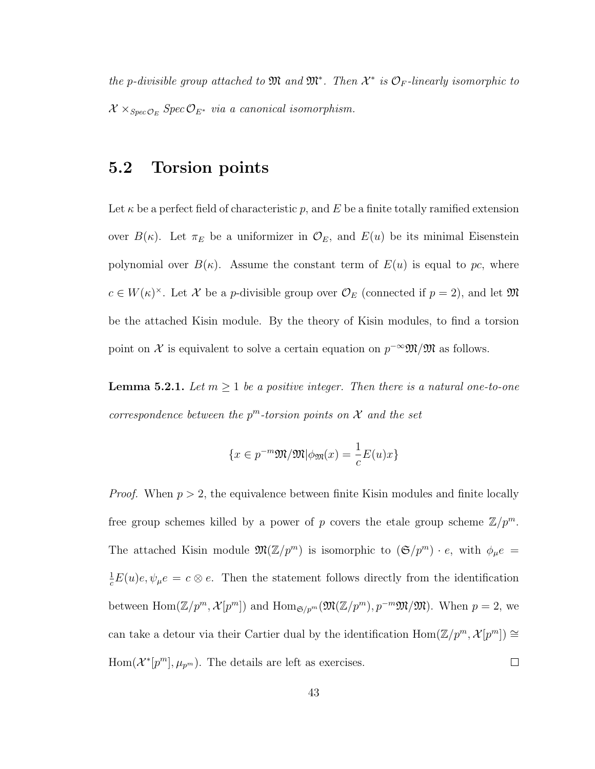*the p-divisible group attached to $\mathfrak{M}$ and $\mathfrak{M}^*$. Then $\mathcal{X}^*$ is $\mathcal{O}_F$-linearly isomorphic to $\mathcal{X} \times_{\text{Spec}\,\mathcal{O}_E} \text{Spec}\,\mathcal{O}_{E^*}$ via a canonical isomorphism.*

## 5.2 Torsion points

Let $\kappa$ be a perfect field of characteristic $p$, and $E$ be a finite totally ramified extension over $B(\kappa)$. Let $\pi_E$ be a uniformizer in $\mathcal{O}_E$, and $E(u)$ be its minimal Eisenstein polynomial over $B(\kappa)$. Assume the constant term of $E(u)$ is equal to $pc$, where $c \in W(\kappa)^\times$. Let $\mathcal{X}$ be a $p$-divisible group over $\mathcal{O}_E$ (connected if $p = 2$), and let $\mathfrak{M}$ be the attached Kisin module. By the theory of Kisin modules, to find a torsion point on $\mathcal{X}$ is equivalent to solve a certain equation on $p^{-\infty}\mathfrak{M}/\mathfrak{M}$ as follows.

**Lemma 5.2.1.** *Let $m \geq 1$ be a positive integer. Then there is a natural one-to-one correspondence between the $p^m$-torsion points on $\mathcal{X}$ and the set*

$$\{x \in p^{-m}\mathfrak{M}/\mathfrak{M} | \phi_{\mathfrak{M}}(x) = \frac{1}{c}E(u)x\}$$

*Proof.* When $p > 2$, the equivalence between finite Kisin modules and finite locally free group schemes killed by a power of $p$ covers the etale group scheme $\mathbb{Z}/p^m$. The attached Kisin module $\mathfrak{M}(\mathbb{Z}/p^m)$ is isomorphic to $(\mathfrak{S}/p^m) \cdot e$, with $\phi_\mu e = \frac{1}{c}E(u)e, \psi_\mu e = c \otimes e$. Then the statement follows directly from the identification between $\text{Hom}(\mathbb{Z}/p^m, \mathcal{X}[p^m])$ and $\text{Hom}_{\mathfrak{S}/p^m}(\mathfrak{M}(\mathbb{Z}/p^m), p^{-m}\mathfrak{M}/\mathfrak{M})$. When $p = 2$, we can take a detour via their Cartier dual by the identification $\text{Hom}(\mathbb{Z}/p^m, \mathcal{X}[p^m]) \cong \text{Hom}(\mathcal{X}^*[p^m], \mu_{p^m})$. The details are left as exercises. $\square$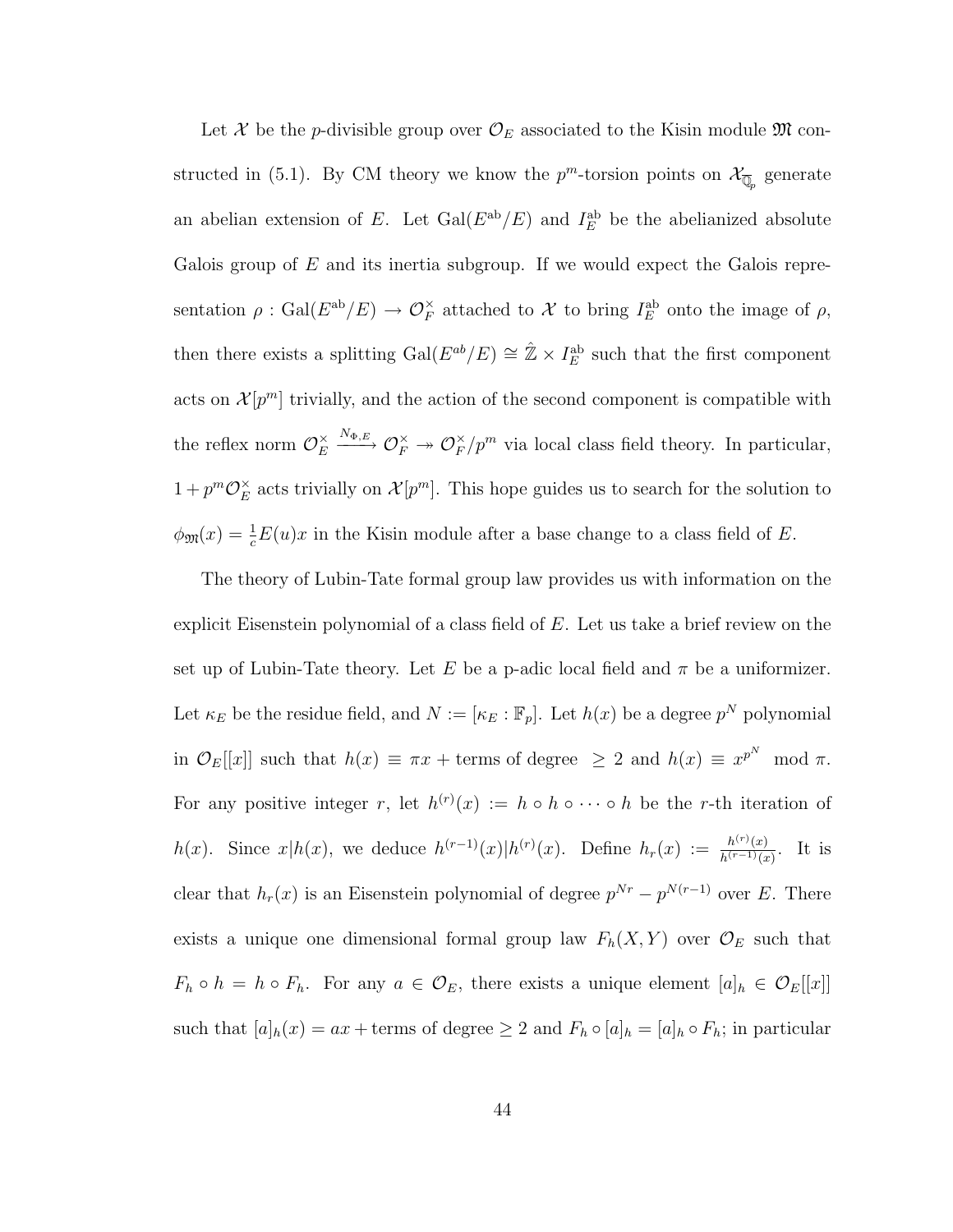Let $\mathcal{X}$ be the $p$-divisible group over $\mathcal{O}_E$ associated to the Kisin module $\mathfrak{M}$ constructed in (5.1). By CM theory we know the $p^m$-torsion points on $\mathcal{X}_{\overline{\mathbb{Q}}_p}$ generate an abelian extension of $E$. Let $\mathrm{Gal}(E^{\mathrm{ab}}/E)$ and $I_E^{\mathrm{ab}}$ be the abelianized absolute Galois group of $E$ and its inertia subgroup. If we would expect the Galois representation $\rho : \mathrm{Gal}(E^{\mathrm{ab}}/E) \to \mathcal{O}_F^\times$ attached to $\mathcal{X}$ to bring $I_E^{\mathrm{ab}}$ onto the image of $\rho$, then there exists a splitting $\mathrm{Gal}(E^{ab}/E) \cong \hat{\mathbb{Z}} \times I_E^{\mathrm{ab}}$ such that the first component acts on $\mathcal{X}[p^m]$ trivially, and the action of the second component is compatible with the reflex norm $\mathcal{O}_E^\times \xrightarrow{N_{\Phi,E}} \mathcal{O}_F^\times \twoheadrightarrow \mathcal{O}_F^\times/p^m$ via local class field theory. In particular, $1 + p^m\mathcal{O}_E^\times$ acts trivially on $\mathcal{X}[p^m]$. This hope guides us to search for the solution to $\phi_{\mathfrak{M}}(x) = \frac{1}{c}E(u)x$ in the Kisin module after a base change to a class field of $E$.

The theory of Lubin-Tate formal group law provides us with information on the explicit Eisenstein polynomial of a class field of $E$. Let us take a brief review on the set up of Lubin-Tate theory. Let $E$ be a p-adic local field and $\pi$ be a uniformizer. Let $\kappa_E$ be the residue field, and $N := [\kappa_E : \mathbb{F}_p]$. Let $h(x)$ be a degree $p^N$ polynomial in $\mathcal{O}_E[[x]]$ such that $h(x) \equiv \pi x + \text{terms of degree } \geq 2$ and $h(x) \equiv x^{p^N} \mod \pi$. For any positive integer $r$, let $h^{(r)}(x) := h \circ h \circ \cdots \circ h$ be the $r$-th iteration of $h(x)$. Since $x|h(x)$, we deduce $h^{(r-1)}(x)|h^{(r)}(x)$. Define $h_r(x) := \frac{h^{(r)}(x)}{h^{(r-1)}(x)}$. It is clear that $h_r(x)$ is an Eisenstein polynomial of degree $p^{Nr} - p^{N(r-1)}$ over $E$. There exists a unique one dimensional formal group law $F_h(X,Y)$ over $\mathcal{O}_E$ such that $F_h \circ h = h \circ F_h$. For any $a \in \mathcal{O}_E$, there exists a unique element $[a]_h \in \mathcal{O}_E[[x]]$ such that $[a]_h(x) = ax + \text{terms of degree} \geq 2$ and $F_h \circ [a]_h = [a]_h \circ F_h$; in particular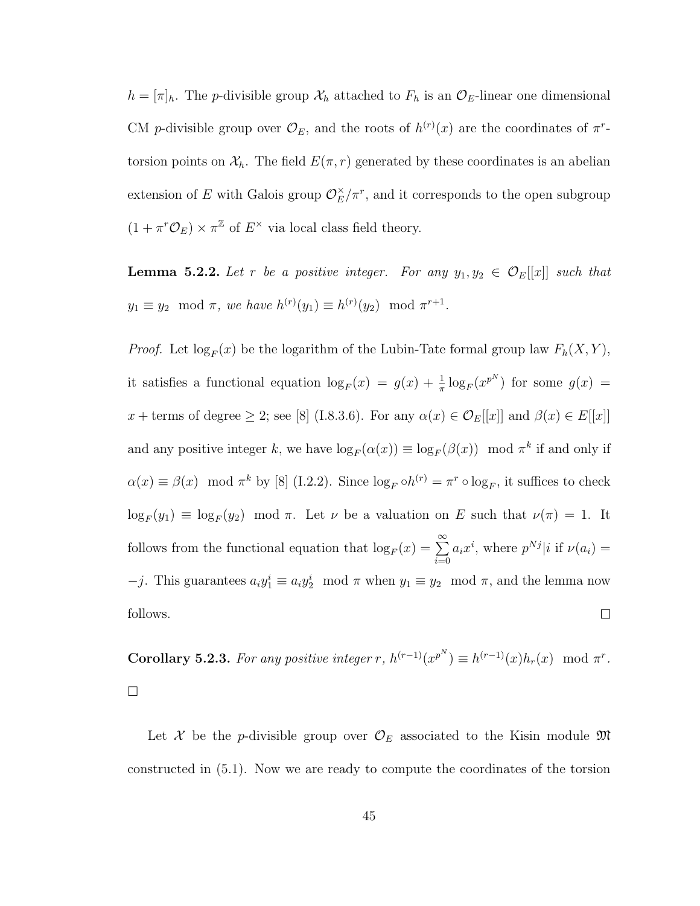$h = [\pi]_h$. The $p$-divisible group $\mathcal{X}_h$ attached to $F_h$ is an $\mathcal{O}_E$-linear one dimensional CM $p$-divisible group over $\mathcal{O}_E$, and the roots of $h^{(r)}(x)$ are the coordinates of $\pi^r$-torsion points on $\mathcal{X}_h$. The field $E(\pi, r)$ generated by these coordinates is an abelian extension of $E$ with Galois group $\mathcal{O}_E^\times/\pi^r$, and it corresponds to the open subgroup $(1 + \pi^r\mathcal{O}_E) \times \pi^{\mathbb{Z}}$ of $E^\times$ via local class field theory.

**Lemma 5.2.2.** *Let $r$ be a positive integer. For any $y_1, y_2 \in \mathcal{O}_E[[x]]$ such that $y_1 \equiv y_2 \mod \pi$, we have $h^{(r)}(y_1) \equiv h^{(r)}(y_2) \mod \pi^{r+1}$.*

*Proof.* Let $\log_F(x)$ be the logarithm of the Lubin-Tate formal group law $F_h(X, Y)$, it satisfies a functional equation $\log_F(x) = g(x) + \frac{1}{\pi}\log_F(x^{p^N})$ for some $g(x) = x + \text{terms of degree} \geq 2$; see [8] (I.8.3.6). For any $\alpha(x) \in \mathcal{O}_E[[x]]$ and $\beta(x) \in E[[x]]$ and any positive integer $k$, we have $\log_F(\alpha(x)) \equiv \log_F(\beta(x)) \mod \pi^k$ if and only if $\alpha(x) \equiv \beta(x) \mod \pi^k$ by [8] (I.2.2). Since $\log_F \circ h^{(r)} = \pi^r \circ \log_F$, it suffices to check $\log_F(y_1) \equiv \log_F(y_2) \mod \pi$. Let $\nu$ be a valuation on $E$ such that $\nu(\pi) = 1$. It follows from the functional equation that $\log_F(x) = \sum_{i=0}^{\infty} a_i x^i$, where $p^{Nj}|i$ if $\nu(a_i) = -j$. This guarantees $a_i y_1^i \equiv a_i y_2^i \mod \pi$ when $y_1 \equiv y_2 \mod \pi$, and the lemma now follows. $\square$

**Corollary 5.2.3.** *For any positive integer $r$, $h^{(r-1)}(x^{p^N}) \equiv h^{(r-1)}(x)h_r(x) \mod \pi^r$.*
$\square$

Let $\mathcal{X}$ be the $p$-divisible group over $\mathcal{O}_E$ associated to the Kisin module $\mathfrak{M}$ constructed in (5.1). Now we are ready to compute the coordinates of the torsion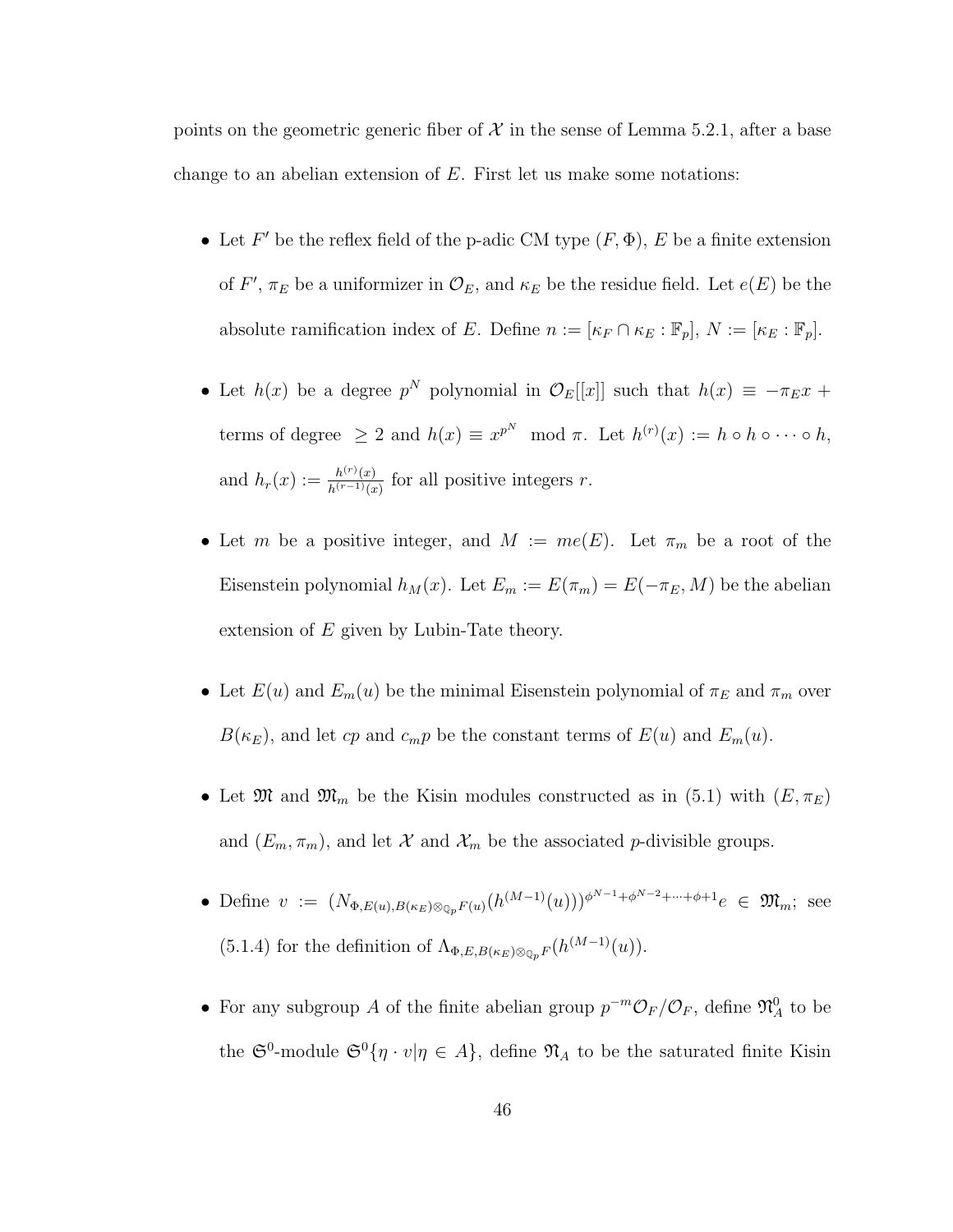points on the geometric generic fiber of $\mathcal{X}$ in the sense of Lemma 5.2.1, after a base change to an abelian extension of $E$. First let us make some notations:

- Let $F'$ be the reflex field of the p-adic CM type $(F, \Phi)$, $E$ be a finite extension of $F'$, $\pi_E$ be a uniformizer in $\mathcal{O}_E$, and $\kappa_E$ be the residue field. Let $e(E)$ be the absolute ramification index of $E$. Define $n := [\kappa_F \cap \kappa_E : \mathbb{F}_p]$, $N := [\kappa_E : \mathbb{F}_p]$.

- Let $h(x)$ be a degree $p^N$ polynomial in $\mathcal{O}_E[[x]]$ such that $h(x) \equiv -\pi_E x +$ terms of degree $\geq 2$ and $h(x) \equiv x^{p^N} \mod \pi$. Let $h^{(r)}(x) := h \circ h \circ \cdots \circ h$, and $h_r(x) := \frac{h^{(r)}(x)}{h^{(r-1)}(x)}$ for all positive integers $r$.

- Let $m$ be a positive integer, and $M := me(E)$. Let $\pi_m$ be a root of the Eisenstein polynomial $h_M(x)$. Let $E_m := E(\pi_m) = E(-\pi_E, M)$ be the abelian extension of $E$ given by Lubin-Tate theory.

- Let $E(u)$ and $E_m(u)$ be the minimal Eisenstein polynomial of $\pi_E$ and $\pi_m$ over $B(\kappa_E)$, and let $cp$ and $c_m p$ be the constant terms of $E(u)$ and $E_m(u)$.

- Let $\mathfrak{M}$ and $\mathfrak{M}_m$ be the Kisin modules constructed as in (5.1) with $(E, \pi_E)$ and $(E_m, \pi_m)$, and let $\mathcal{X}$ and $\mathcal{X}_m$ be the associated $p$-divisible groups.

- Define $v := (N_{\Phi, E(u), B(\kappa_E)\otimes_{\mathbb{Q}_p} F(u)}(h^{(M-1)}(u)))^{\phi^{N-1}+\phi^{N-2}+\cdots+\phi+1} e \in \mathfrak{M}_m$; see (5.1.4) for the definition of $\Lambda_{\Phi, E, B(\kappa_E)\otimes_{\mathbb{Q}_p} F}(h^{(M-1)}(u))$.

- For any subgroup $A$ of the finite abelian group $p^{-m}\mathcal{O}_F/\mathcal{O}_F$, define $\mathfrak{N}_A^0$ to be the $\mathfrak{S}^0$-module $\mathfrak{S}^0\{\eta \cdot v | \eta \in A\}$, define $\mathfrak{N}_A$ to be the saturated finite Kisin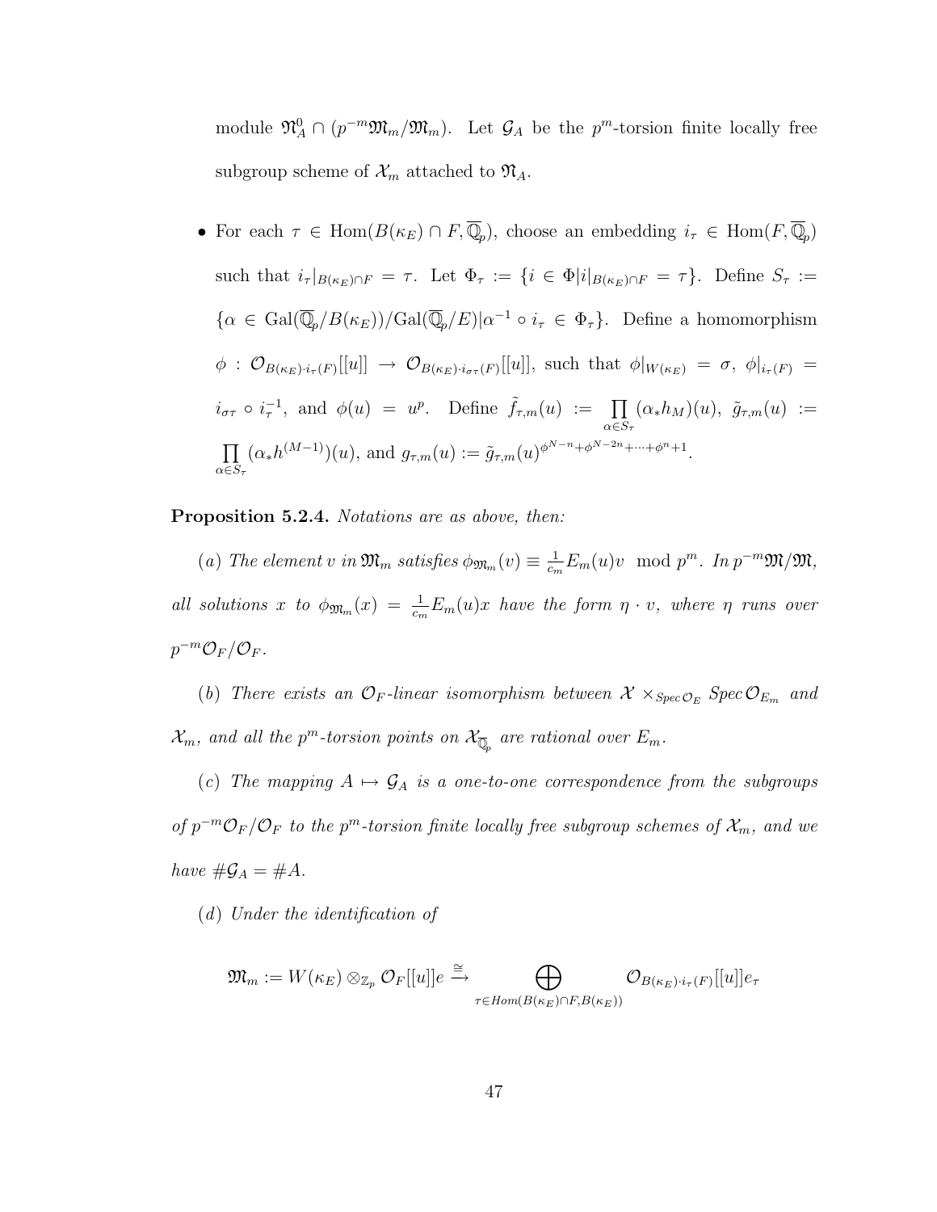module $\mathfrak{N}_A^0 \cap (p^{-m}\mathfrak{M}_m/\mathfrak{M}_m)$. Let $\mathcal{G}_A$ be the $p^m$-torsion finite locally free subgroup scheme of $\mathcal{X}_m$ attached to $\mathfrak{N}_A$.

- For each $\tau \in \mathrm{Hom}(B(\kappa_E) \cap F, \overline{\mathbb{Q}}_p)$, choose an embedding $i_\tau \in \mathrm{Hom}(F, \overline{\mathbb{Q}}_p)$ such that $i_\tau|_{B(\kappa_E)\cap F} = \tau$. Let $\Phi_\tau := \{i \in \Phi | i|_{B(\kappa_E)\cap F} = \tau\}$. Define $S_\tau := \{\alpha \in \mathrm{Gal}(\overline{\mathbb{Q}}_p/B(\kappa_E))/\mathrm{Gal}(\overline{\mathbb{Q}}_p/E) | \alpha^{-1} \circ i_\tau \in \Phi_\tau\}$. Define a homomorphism $\phi : \mathcal{O}_{B(\kappa_E)\cdot i_\tau(F)}[[u]] \to \mathcal{O}_{B(\kappa_E)\cdot i_{\sigma\tau}(F)}[[u]]$, such that $\phi|_{W(\kappa_E)} = \sigma$, $\phi|_{i_\tau(F)} = i_{\sigma\tau} \circ i_\tau^{-1}$, and $\phi(u) = u^p$. Define $\tilde{f}_{\tau,m}(u) := \prod_{\alpha \in S_\tau} (\alpha_* h_M)(u)$, $\tilde{g}_{\tau,m}(u) := \prod_{\alpha \in S_\tau} (\alpha_* h^{(M-1)})(u)$, and $g_{\tau,m}(u) := \tilde{g}_{\tau,m}(u)^{\phi^{N-n}+\phi^{N-2n}+\cdots+\phi^n+1}$.

**Proposition 5.2.4.** *Notations are as above, then:*

*(a) The element $v$ in $\mathfrak{M}_m$ satisfies $\phi_{\mathfrak{M}_m}(v) \equiv \frac{1}{c_m} E_m(u) v \mod p^m$. In $p^{-m}\mathfrak{M}/\mathfrak{M}$, all solutions $x$ to $\phi_{\mathfrak{M}_m}(x) = \frac{1}{c_m} E_m(u) x$ have the form $\eta \cdot v$, where $\eta$ runs over $p^{-m}\mathcal{O}_F/\mathcal{O}_F$.*

*(b) There exists an $\mathcal{O}_F$-linear isomorphism between $\mathcal{X} \times_{Spec\,\mathcal{O}_E} Spec\,\mathcal{O}_{E_m}$ and $\mathcal{X}_m$, and all the $p^m$-torsion points on $\mathcal{X}_{\overline{\mathbb{Q}}_p}$ are rational over $E_m$.*

*(c) The mapping $A \mapsto \mathcal{G}_A$ is a one-to-one correspondence from the subgroups of $p^{-m}\mathcal{O}_F/\mathcal{O}_F$ to the $p^m$-torsion finite locally free subgroup schemes of $\mathcal{X}_m$, and we have $\#\mathcal{G}_A = \#A$.*

*(d) Under the identification of*

$$\mathfrak{M}_m := W(\kappa_E) \otimes_{\mathbb{Z}_p} \mathcal{O}_F[[u]]e \xrightarrow{\cong} \bigoplus_{\tau \in Hom(B(\kappa_E)\cap F, B(\kappa_E))} \mathcal{O}_{B(\kappa_E)\cdot i_\tau(F)}[[u]]e_\tau$$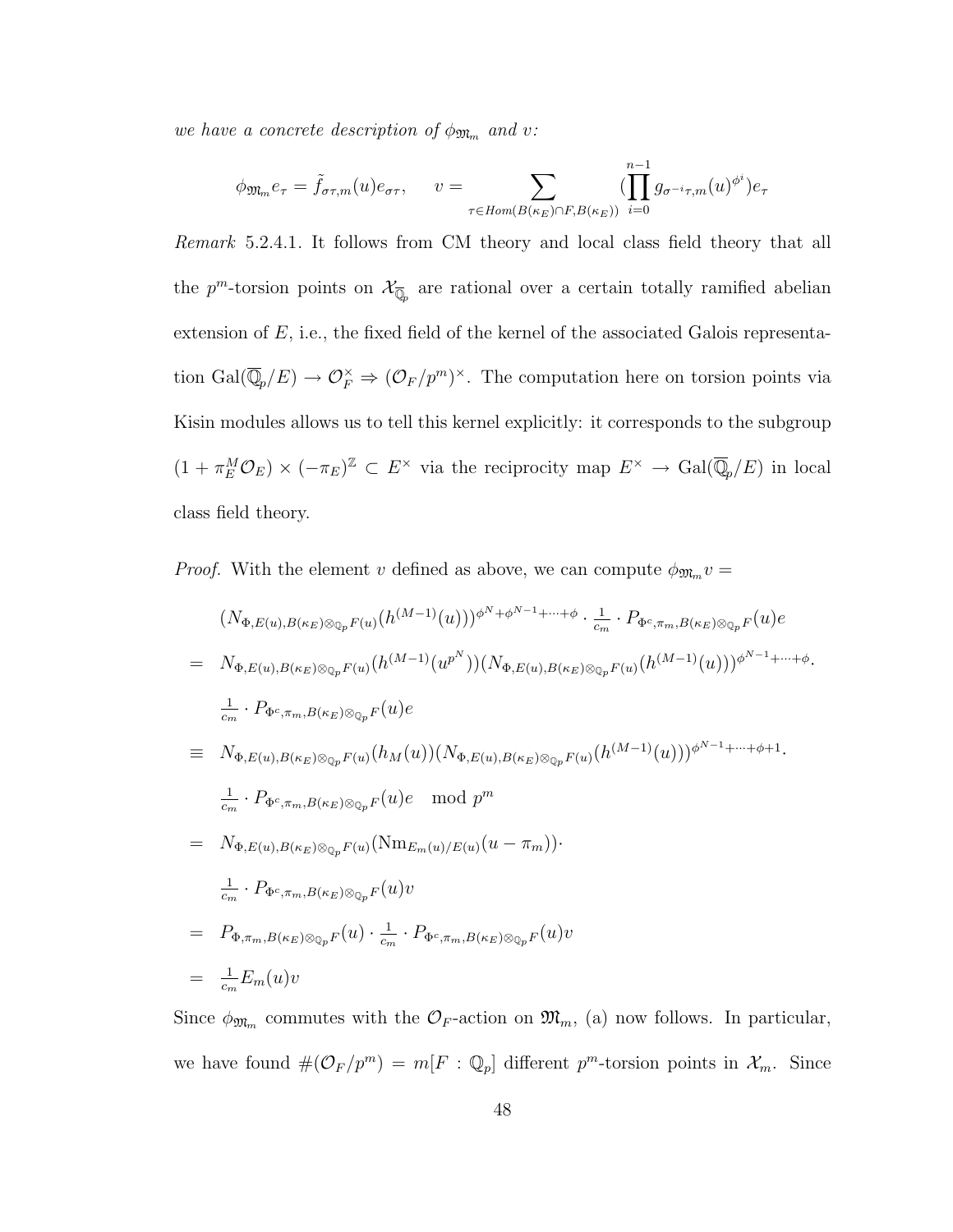*we have a concrete description of $\phi_{\mathfrak{M}_m}$ and $v$:*

$$\phi_{\mathfrak{M}_m} e_\tau = \tilde{f}_{\sigma\tau,m}(u) e_{\sigma\tau}, \qquad v = \sum_{\tau \in Hom(B(\kappa_E) \cap F, B(\kappa_E))} \left( \prod_{i=0}^{n-1} g_{\sigma^{-i}\tau,m}(u)^{\phi^i} \right) e_\tau$$

*Remark* 5.2.4.1. It follows from CM theory and local class field theory that all the $p^m$-torsion points on $\mathcal{X}_{\overline{\mathbb{Q}}_p}$ are rational over a certain totally ramified abelian extension of $E$, i.e., the fixed field of the kernel of the associated Galois representation $\mathrm{Gal}(\overline{\mathbb{Q}}_p/E) \to \mathcal{O}_F^\times \Rightarrow (\mathcal{O}_F/p^m)^\times$. The computation here on torsion points via Kisin modules allows us to tell this kernel explicitly: it corresponds to the subgroup $(1 + \pi_E^M \mathcal{O}_E) \times (-\pi_E)^{\mathbb{Z}} \subset E^\times$ via the reciprocity map $E^\times \to \mathrm{Gal}(\overline{\mathbb{Q}}_p/E)$ in local class field theory.

*Proof.* With the element $v$ defined as above, we can compute $\phi_{\mathfrak{M}_m} v =$

$$\begin{aligned}
& (N_{\Phi,E(u),B(\kappa_E)\otimes_{\mathbb{Q}_p}F(u)}(h^{(M-1)}(u)))^{\phi^N+\phi^{N-1}+\cdots+\phi} \cdot \tfrac{1}{c_m} \cdot P_{\Phi^c,\pi_m,B(\kappa_E)\otimes_{\mathbb{Q}_p}F}(u) e \\
= \;& N_{\Phi,E(u),B(\kappa_E)\otimes_{\mathbb{Q}_p}F(u)}(h^{(M-1)}(u^{p^N}))(N_{\Phi,E(u),B(\kappa_E)\otimes_{\mathbb{Q}_p}F(u)}(h^{(M-1)}(u)))^{\phi^{N-1}+\cdots+\phi} \cdot \\
& \tfrac{1}{c_m} \cdot P_{\Phi^c,\pi_m,B(\kappa_E)\otimes_{\mathbb{Q}_p}F}(u) e \\
\equiv \;& N_{\Phi,E(u),B(\kappa_E)\otimes_{\mathbb{Q}_p}F(u)}(h_M(u))(N_{\Phi,E(u),B(\kappa_E)\otimes_{\mathbb{Q}_p}F(u)}(h^{(M-1)}(u)))^{\phi^{N-1}+\cdots+\phi+1} \cdot \\
& \tfrac{1}{c_m} \cdot P_{\Phi^c,\pi_m,B(\kappa_E)\otimes_{\mathbb{Q}_p}F}(u) e \mod p^m \\
= \;& N_{\Phi,E(u),B(\kappa_E)\otimes_{\mathbb{Q}_p}F(u)}(\mathrm{Nm}_{E_m(u)/E(u)}(u - \pi_m)) \cdot \\
& \tfrac{1}{c_m} \cdot P_{\Phi^c,\pi_m,B(\kappa_E)\otimes_{\mathbb{Q}_p}F}(u) v \\
= \;& P_{\Phi,\pi_m,B(\kappa_E)\otimes_{\mathbb{Q}_p}F}(u) \cdot \tfrac{1}{c_m} \cdot P_{\Phi^c,\pi_m,B(\kappa_E)\otimes_{\mathbb{Q}_p}F}(u) v \\
= \;& \tfrac{1}{c_m} E_m(u) v
\end{aligned}$$

Since $\phi_{\mathfrak{M}_m}$ commutes with the $\mathcal{O}_F$-action on $\mathfrak{M}_m$, (a) now follows. In particular, we have found $\#(\mathcal{O}_F/p^m) = m[F : \mathbb{Q}_p]$ different $p^m$-torsion points in $\mathcal{X}_m$. Since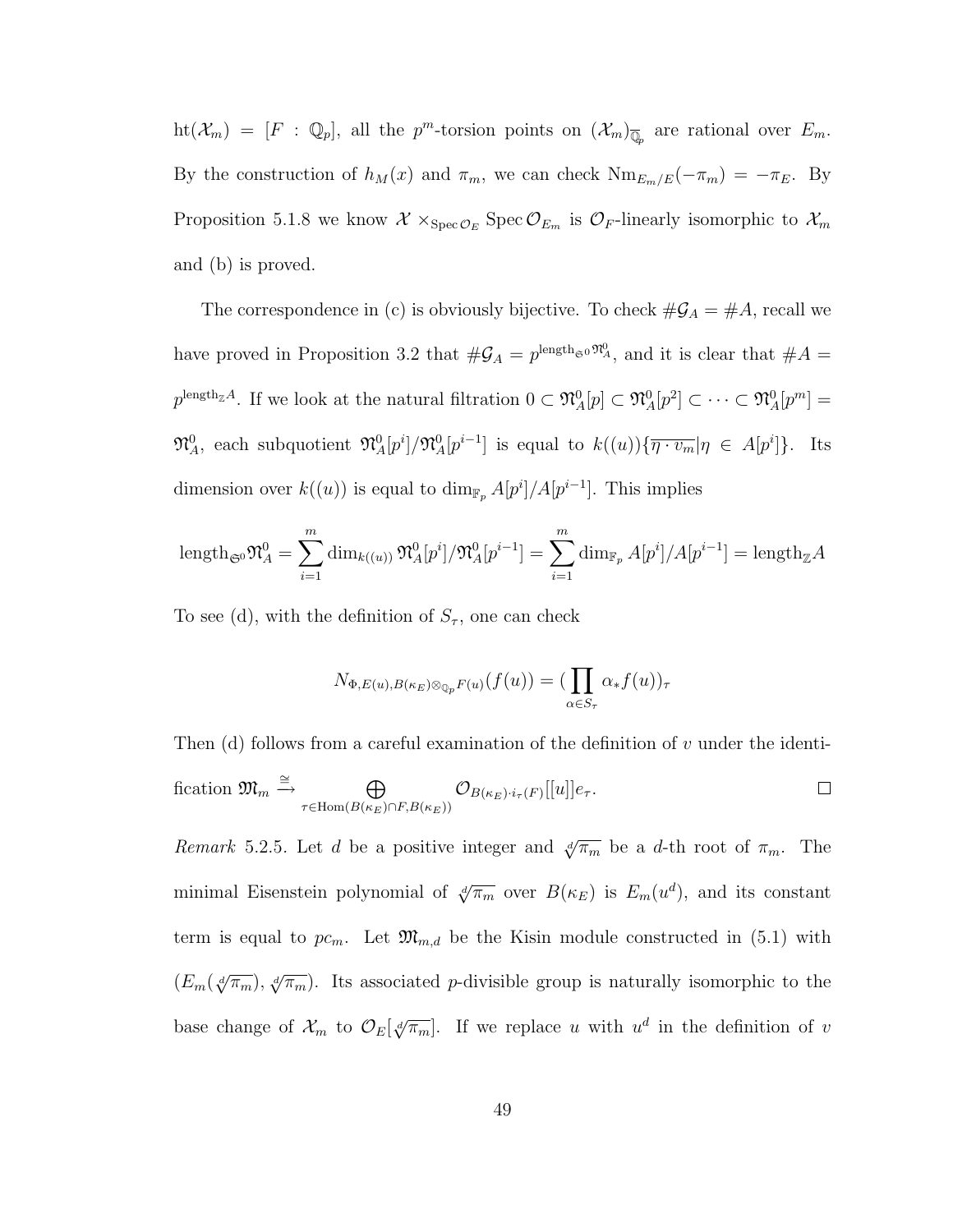$\mathrm{ht}(\mathcal{X}_m) = [F : \mathbb{Q}_p]$, all the $p^m$-torsion points on $(\mathcal{X}_m)_{\overline{\mathbb{Q}}_p}$ are rational over $E_m$. By the construction of $h_M(x)$ and $\pi_m$, we can check $\mathrm{Nm}_{E_m/E}(-\pi_m) = -\pi_E$. By Proposition 5.1.8 we know $\mathcal{X} \times_{\mathrm{Spec}\, \mathcal{O}_E} \mathrm{Spec}\, \mathcal{O}_{E_m}$ is $\mathcal{O}_F$-linearly isomorphic to $\mathcal{X}_m$ and (b) is proved.

The correspondence in (c) is obviously bijective. To check $\#\mathcal{G}_A = \#A$, recall we have proved in Proposition 3.2 that $\#\mathcal{G}_A = p^{\mathrm{length}_{\mathfrak{S}^0}\mathfrak{N}^0_A}$, and it is clear that $\#A = p^{\mathrm{length}_{\mathbb{Z}}A}$. If we look at the natural filtration $0 \subset \mathfrak{N}^0_A[p] \subset \mathfrak{N}^0_A[p^2] \subset \cdots \subset \mathfrak{N}^0_A[p^m] = \mathfrak{N}^0_A$, each subquotient $\mathfrak{N}^0_A[p^i]/\mathfrak{N}^0_A[p^{i-1}]$ is equal to $k((u))\{\overline{\eta \cdot v_m} | \eta \in A[p^i]\}$. Its dimension over $k((u))$ is equal to $\dim_{\mathbb{F}_p} A[p^i]/A[p^{i-1}]$. This implies

$$\mathrm{length}_{\mathfrak{S}^0}\mathfrak{N}^0_A = \sum_{i=1}^{m} \dim_{k((u))} \mathfrak{N}^0_A[p^i]/\mathfrak{N}^0_A[p^{i-1}] = \sum_{i=1}^{m} \dim_{\mathbb{F}_p} A[p^i]/A[p^{i-1}] = \mathrm{length}_{\mathbb{Z}}A$$

To see (d), with the definition of $S_\tau$, one can check

$$N_{\Phi, E(u), B(\kappa_E)\otimes_{\mathbb{Q}_p} F(u)}(f(u)) = (\prod_{\alpha \in S_\tau} \alpha_* f(u))_\tau$$

Then (d) follows from a careful examination of the definition of $v$ under the identification $\mathfrak{M}_m \xrightarrow{\cong} \bigoplus_{\tau \in \mathrm{Hom}(B(\kappa_E)\cap F, B(\kappa_E))} \mathcal{O}_{B(\kappa_E)\cdot i_\tau(F)}[[u]]e_\tau$. $\square$

*Remark* 5.2.5. Let $d$ be a positive integer and $\sqrt[d]{\pi_m}$ be a $d$-th root of $\pi_m$. The minimal Eisenstein polynomial of $\sqrt[d]{\pi_m}$ over $B(\kappa_E)$ is $E_m(u^d)$, and its constant term is equal to $pc_m$. Let $\mathfrak{M}_{m,d}$ be the Kisin module constructed in (5.1) with $(E_m(\sqrt[d]{\pi_m}), \sqrt[d]{\pi_m})$. Its associated $p$-divisible group is naturally isomorphic to the base change of $\mathcal{X}_m$ to $\mathcal{O}_E[\sqrt[d]{\pi_m}]$. If we replace $u$ with $u^d$ in the definition of $v$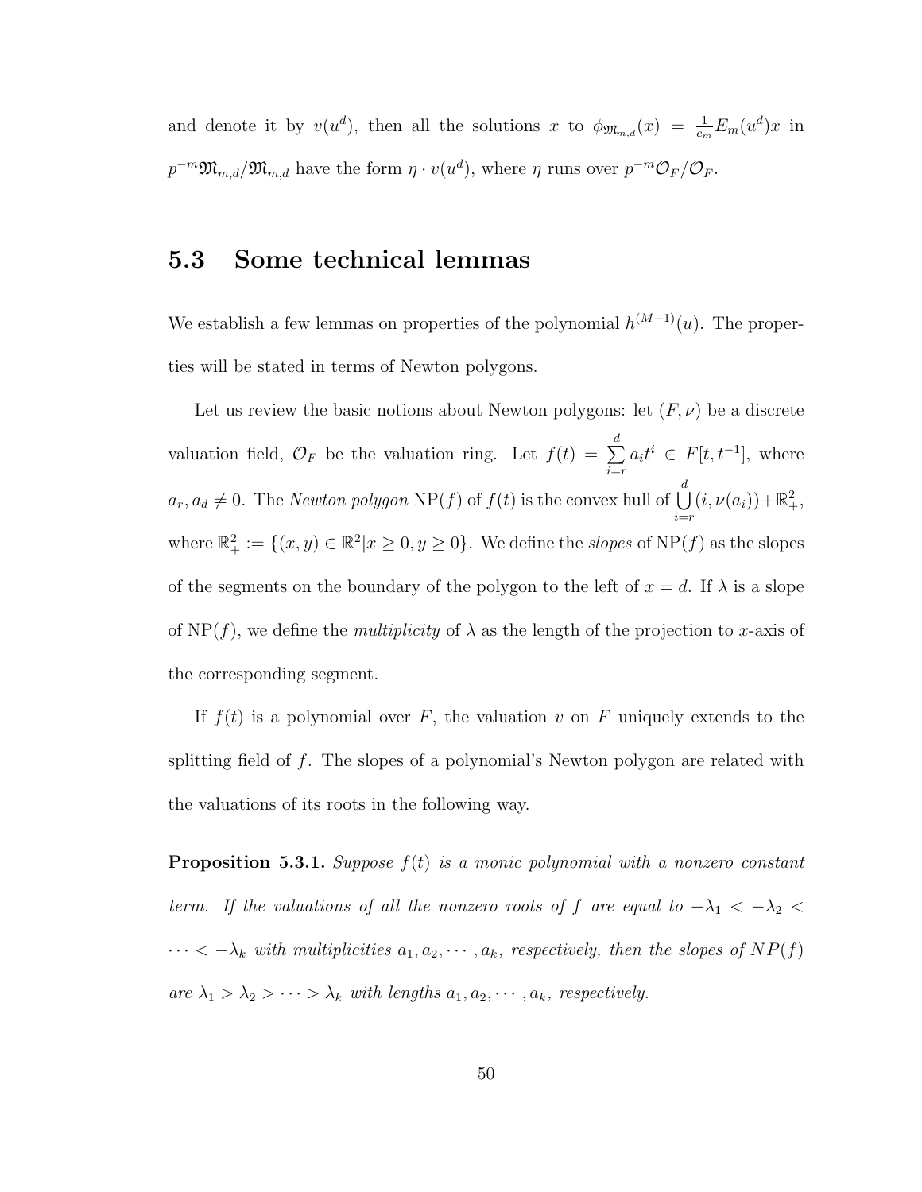and denote it by $v(u^d)$, then all the solutions $x$ to $\phi_{\mathfrak{M}_{m,d}}(x) = \frac{1}{c_m}E_m(u^d)x$ in $p^{-m}\mathfrak{M}_{m,d}/\mathfrak{M}_{m,d}$ have the form $\eta \cdot v(u^d)$, where $\eta$ runs over $p^{-m}\mathcal{O}_F/\mathcal{O}_F$.

## 5.3 Some technical lemmas

We establish a few lemmas on properties of the polynomial $h^{(M-1)}(u)$. The properties will be stated in terms of Newton polygons.

Let us review the basic notions about Newton polygons: let $(F, \nu)$ be a discrete valuation field, $\mathcal{O}_F$ be the valuation ring. Let $f(t) = \sum_{i=r}^{d} a_i t^i \in F[t, t^{-1}]$, where $a_r, a_d \neq 0$. The *Newton polygon* $\mathrm{NP}(f)$ of $f(t)$ is the convex hull of $\bigcup_{i=r}^{d}(i, \nu(a_i)) + \mathbb{R}_+^2$, where $\mathbb{R}_+^2 := \{(x, y) \in \mathbb{R}^2 | x \geq 0, y \geq 0\}$. We define the *slopes* of $\mathrm{NP}(f)$ as the slopes of the segments on the boundary of the polygon to the left of $x = d$. If $\lambda$ is a slope of $\mathrm{NP}(f)$, we define the *multiplicity* of $\lambda$ as the length of the projection to $x$-axis of the corresponding segment.

If $f(t)$ is a polynomial over $F$, the valuation $v$ on $F$ uniquely extends to the splitting field of $f$. The slopes of a polynomial's Newton polygon are related with the valuations of its roots in the following way.

**Proposition 5.3.1.** *Suppose $f(t)$ is a monic polynomial with a nonzero constant term. If the valuations of all the nonzero roots of $f$ are equal to $-\lambda_1 < -\lambda_2 < \cdots < -\lambda_k$ with multiplicities $a_1, a_2, \cdots, a_k$, respectively, then the slopes of $NP(f)$ are $\lambda_1 > \lambda_2 > \cdots > \lambda_k$ with lengths $a_1, a_2, \cdots, a_k$, respectively.*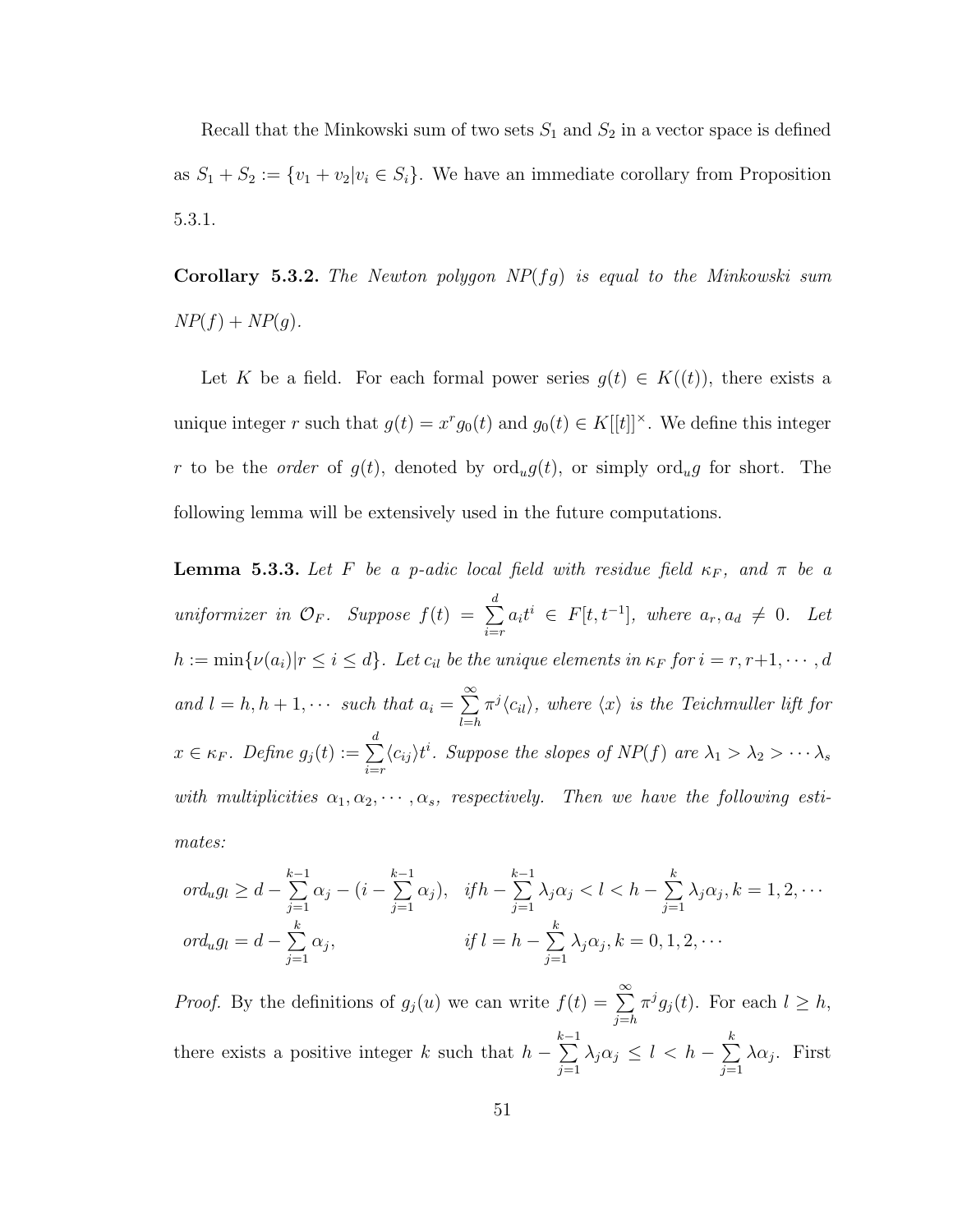Recall that the Minkowski sum of two sets $S_1$ and $S_2$ in a vector space is defined as $S_1 + S_2 := \{v_1 + v_2 | v_i \in S_i\}$. We have an immediate corollary from Proposition 5.3.1.

**Corollary 5.3.2.** *The Newton polygon $NP(fg)$ is equal to the Minkowski sum $NP(f) + NP(g)$.*

Let $K$ be a field. For each formal power series $g(t) \in K((t))$, there exists a unique integer $r$ such that $g(t) = x^r g_0(t)$ and $g_0(t) \in K[[t]]^\times$. We define this integer $r$ to be the *order* of $g(t)$, denoted by $\mathrm{ord}_u g(t)$, or simply $\mathrm{ord}_u g$ for short. The following lemma will be extensively used in the future computations.

**Lemma 5.3.3.** *Let $F$ be a $p$-adic local field with residue field $\kappa_F$, and $\pi$ be a uniformizer in $\mathcal{O}_F$. Suppose $f(t) = \sum_{i=r}^{d} a_i t^i \in F[t, t^{-1}]$, where $a_r, a_d \neq 0$. Let $h := \min\{\nu(a_i) | r \leq i \leq d\}$. Let $c_{il}$ be the unique elements in $\kappa_F$ for $i = r, r+1, \cdots, d$ and $l = h, h+1, \cdots$ such that $a_i = \sum_{l=h}^{\infty} \pi^j \langle c_{il} \rangle$, where $\langle x \rangle$ is the Teichmuller lift for $x \in \kappa_F$. Define $g_j(t) := \sum_{i=r}^{d} \langle c_{ij} \rangle t^i$. Suppose the slopes of $NP(f)$ are $\lambda_1 > \lambda_2 > \cdots \lambda_s$ with multiplicities $\alpha_1, \alpha_2, \cdots, \alpha_s$, respectively. Then we have the following estimates:*

$$
\begin{aligned}
&\mathrm{ord}_u g_l \geq d - \sum_{j=1}^{k-1} \alpha_j - (i - \sum_{j=1}^{k-1} \alpha_j), \quad \text{if} \, h - \sum_{j=1}^{k-1} \lambda_j \alpha_j < l < h - \sum_{j=1}^{k} \lambda_j \alpha_j, k = 1, 2, \cdots \\
&\mathrm{ord}_u g_l = d - \sum_{j=1}^{k} \alpha_j, \qquad\qquad\qquad\quad \text{if} \, l = h - \sum_{j=1}^{k} \lambda_j \alpha_j, k = 0, 1, 2, \cdots
\end{aligned}
$$

*Proof.* By the definitions of $g_j(u)$ we can write $f(t) = \sum_{j=h}^{\infty} \pi^j g_j(t)$. For each $l \geq h$, there exists a positive integer $k$ such that $h - \sum_{j=1}^{k-1} \lambda_j \alpha_j \leq l < h - \sum_{j=1}^{k} \lambda \alpha_j$. First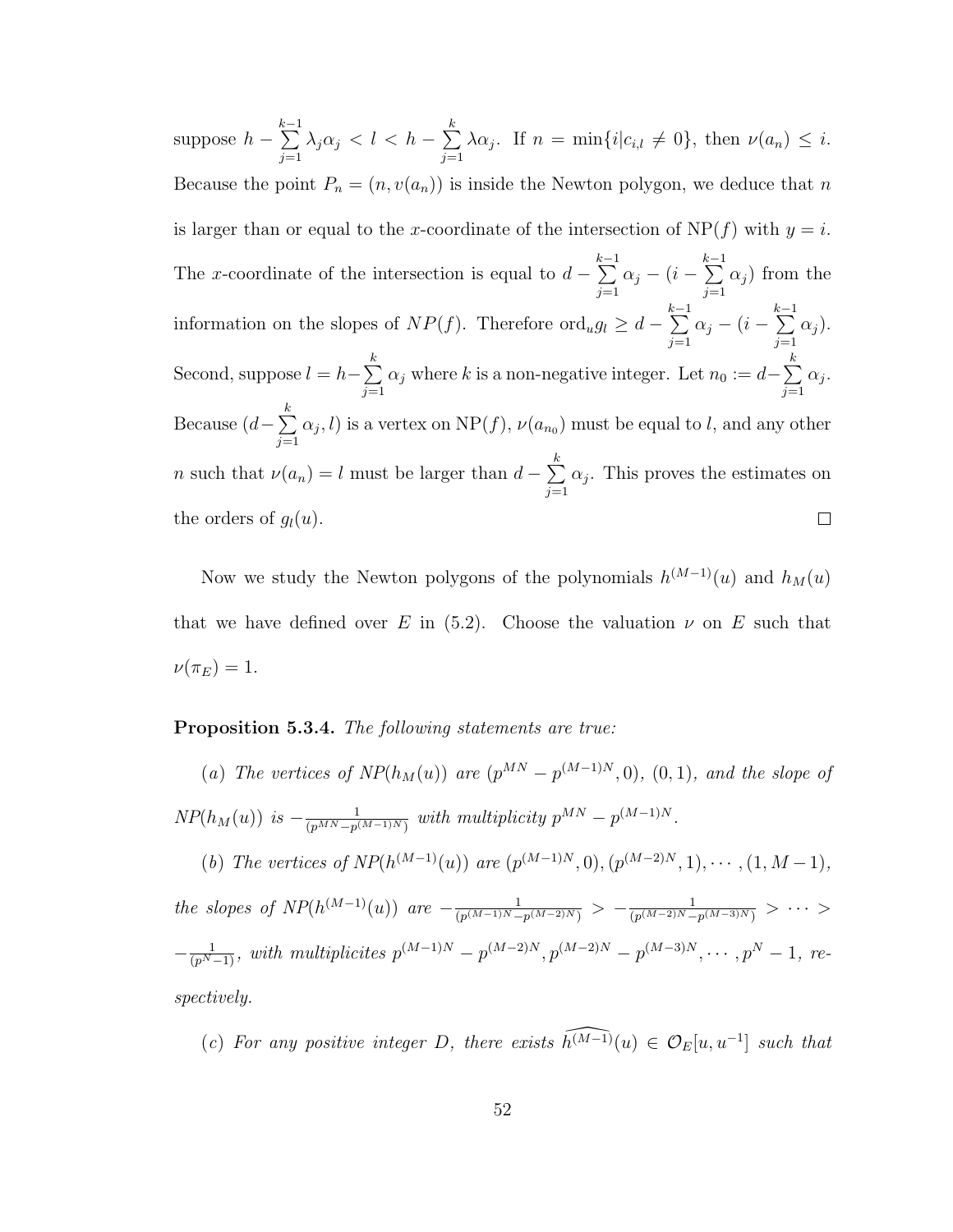suppose $h - \sum_{j=1}^{k-1} \lambda_j \alpha_j < l < h - \sum_{j=1}^{k} \lambda \alpha_j$. If $n = \min\{i | c_{i,l} \neq 0\}$, then $\nu(a_n) \leq i$. Because the point $P_n = (n, v(a_n))$ is inside the Newton polygon, we deduce that $n$ is larger than or equal to the $x$-coordinate of the intersection of NP$(f)$ with $y = i$. The $x$-coordinate of the intersection is equal to $d - \sum_{j=1}^{k-1} \alpha_j - (i - \sum_{j=1}^{k-1} \alpha_j)$ from the information on the slopes of $NP(f)$. Therefore $\text{ord}_u g_l \geq d - \sum_{j=1}^{k-1} \alpha_j - (i - \sum_{j=1}^{k-1} \alpha_j)$. Second, suppose $l = h - \sum_{j=1}^{k} \alpha_j$ where $k$ is a non-negative integer. Let $n_0 := d - \sum_{j=1}^{k} \alpha_j$. Because $(d - \sum_{j=1}^{k} \alpha_j, l)$ is a vertex on NP$(f)$, $\nu(a_{n_0})$ must be equal to $l$, and any other $n$ such that $\nu(a_n) = l$ must be larger than $d - \sum_{j=1}^{k} \alpha_j$. This proves the estimates on the orders of $g_l(u)$. ◻

Now we study the Newton polygons of the polynomials $h^{(M-1)}(u)$ and $h_M(u)$ that we have defined over $E$ in (5.2). Choose the valuation $\nu$ on $E$ such that $\nu(\pi_E) = 1$.

**Proposition 5.3.4.** *The following statements are true:*

(*a*) *The vertices of $NP(h_M(u))$ are $(p^{MN} - p^{(M-1)N}, 0)$, $(0, 1)$, and the slope of $NP(h_M(u))$ is $-\frac{1}{(p^{MN} - p^{(M-1)N})}$ with multiplicity $p^{MN} - p^{(M-1)N}$.*

(*b*) *The vertices of $NP(h^{(M-1)}(u))$ are $(p^{(M-1)N}, 0), (p^{(M-2)N}, 1), \cdots, (1, M-1)$, the slopes of $NP(h^{(M-1)}(u))$ are $-\frac{1}{(p^{(M-1)N} - p^{(M-2)N})} > -\frac{1}{(p^{(M-2)N} - p^{(M-3)N})} > \cdots > -\frac{1}{(p^N - 1)}$, with multiplicites $p^{(M-1)N} - p^{(M-2)N}, p^{(M-2)N} - p^{(M-3)N}, \cdots, p^N - 1$, respectively.*

(*c*) *For any positive integer $D$, there exists $\widehat{h^{(M-1)}}(u) \in \mathcal{O}_E[u, u^{-1}]$ such that*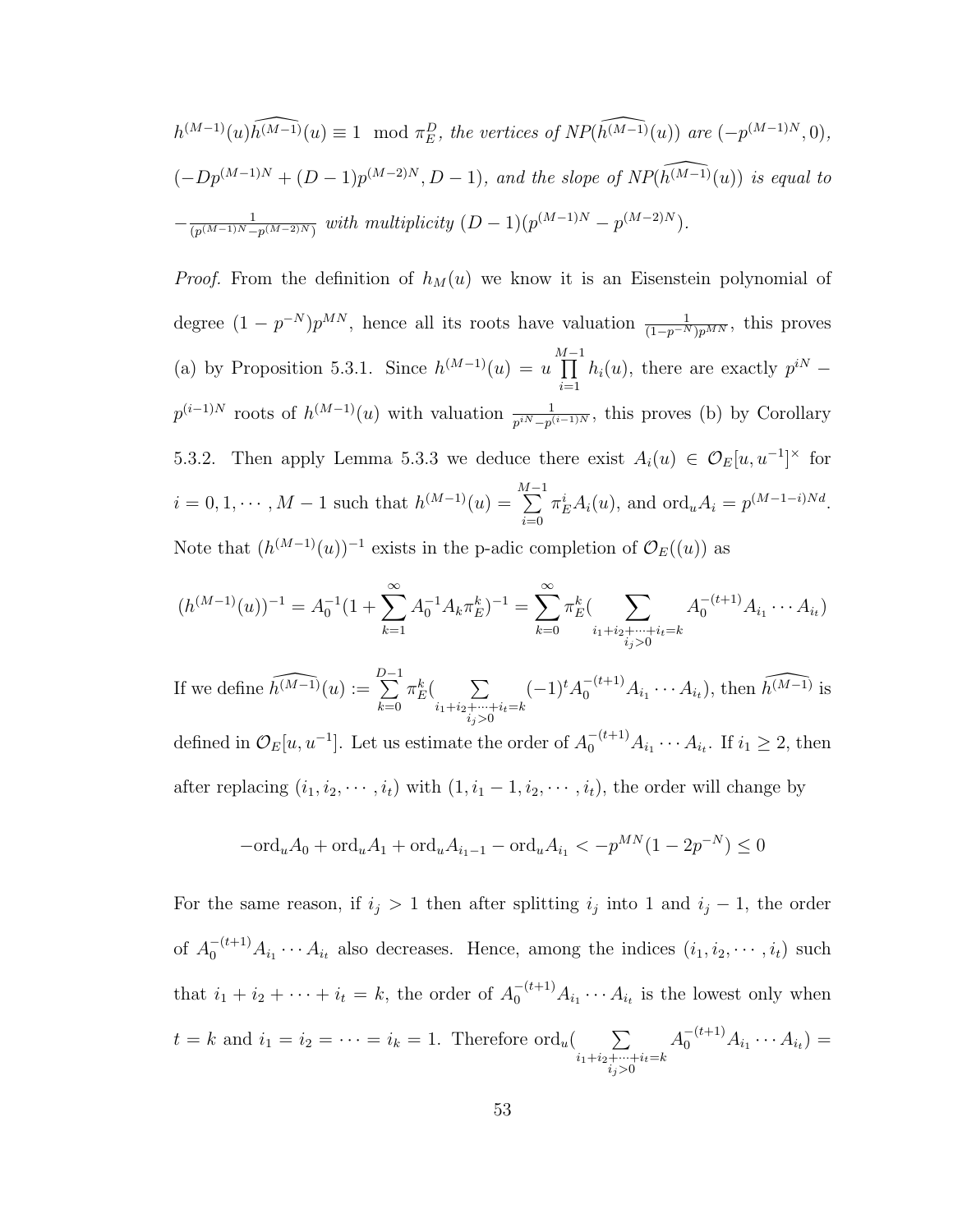$h^{(M-1)}(u)\widehat{h^{(M-1)}}(u) \equiv 1 \mod \pi_E^D$*, the vertices of* $NP(\widehat{h^{(M-1)}}(u))$ *are* $(-p^{(M-1)N}, 0)$, $(-Dp^{(M-1)N} + (D-1)p^{(M-2)N}, D-1)$*, and the slope of* $NP(\widehat{h^{(M-1)}}(u))$ *is equal to* $-\frac{1}{(p^{(M-1)N}-p^{(M-2)N})}$ *with multiplicity* $(D-1)(p^{(M-1)N} - p^{(M-2)N})$.

*Proof.* From the definition of $h_M(u)$ we know it is an Eisenstein polynomial of degree $(1-p^{-N})p^{MN}$, hence all its roots have valuation $\frac{1}{(1-p^{-N})p^{MN}}$, this proves (a) by Proposition 5.3.1. Since $h^{(M-1)}(u) = u\prod_{i=1}^{M-1} h_i(u)$, there are exactly $p^{iN} - p^{(i-1)N}$ roots of $h^{(M-1)}(u)$ with valuation $\frac{1}{p^{iN}-p^{(i-1)N}}$, this proves (b) by Corollary 5.3.2. Then apply Lemma 5.3.3 we deduce there exist $A_i(u) \in \mathcal{O}_E[u, u^{-1}]^\times$ for $i = 0, 1, \cdots, M-1$ such that $h^{(M-1)}(u) = \sum_{i=0}^{M-1} \pi_E^i A_i(u)$, and $\mathrm{ord}_u A_i = p^{(M-1-i)Nd}$. Note that $(h^{(M-1)}(u))^{-1}$ exists in the p-adic completion of $\mathcal{O}_E((u))$ as

$$(h^{(M-1)}(u))^{-1} = A_0^{-1}(1 + \sum_{k=1}^{\infty} A_0^{-1}A_k\pi_E^k)^{-1} = \sum_{k=0}^{\infty} \pi_E^k (\sum_{\substack{i_1+i_2+\cdots+i_t=k \\ i_j>0}} A_0^{-(t+1)} A_{i_1}\cdots A_{i_t})$$

If we define $\widehat{h^{(M-1)}}(u) := \sum_{k=0}^{D-1} \pi_E^k (\sum_{\substack{i_1+i_2+\cdots+i_t=k \\ i_j>0}} (-1)^t A_0^{-(t+1)} A_{i_1}\cdots A_{i_t})$, then $\widehat{h^{(M-1)}}$ is defined in $\mathcal{O}_E[u, u^{-1}]$. Let us estimate the order of $A_0^{-(t+1)}A_{i_1}\cdots A_{i_t}$. If $i_1 \geq 2$, then after replacing $(i_1, i_2, \cdots, i_t)$ with $(1, i_1 - 1, i_2, \cdots, i_t)$, the order will change by

$$-\mathrm{ord}_u A_0 + \mathrm{ord}_u A_1 + \mathrm{ord}_u A_{i_1-1} - \mathrm{ord}_u A_{i_1} < -p^{MN}(1 - 2p^{-N}) \leq 0$$

For the same reason, if $i_j > 1$ then after splitting $i_j$ into 1 and $i_j - 1$, the order of $A_0^{-(t+1)}A_{i_1}\cdots A_{i_t}$ also decreases. Hence, among the indices $(i_1, i_2, \cdots, i_t)$ such that $i_1 + i_2 + \cdots + i_t = k$, the order of $A_0^{-(t+1)}A_{i_1}\cdots A_{i_t}$ is the lowest only when $t = k$ and $i_1 = i_2 = \cdots = i_k = 1$. Therefore $\mathrm{ord}_u(\sum_{\substack{i_1+i_2+\cdots+i_t=k \\ i_j>0}} A_0^{-(t+1)}A_{i_1}\cdots A_{i_t}) =$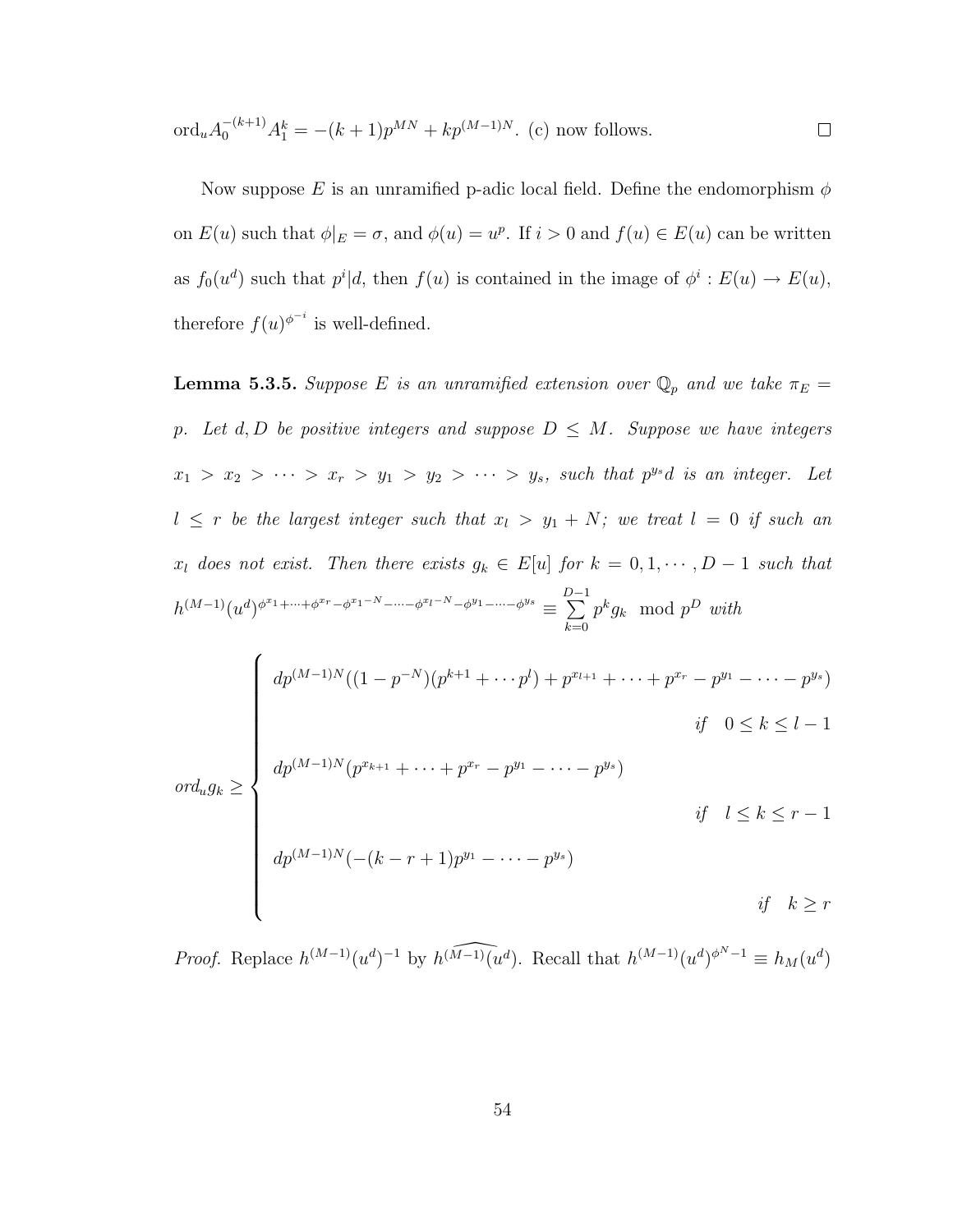$\text{ord}_u A_0^{-(k+1)} A_1^k = -(k+1)p^{MN} + kp^{(M-1)N}$. (c) now follows. $\square$

Now suppose $E$ is an unramified p-adic local field. Define the endomorphism $\phi$ on $E(u)$ such that $\phi|_E = \sigma$, and $\phi(u) = u^p$. If $i > 0$ and $f(u) \in E(u)$ can be written as $f_0(u^d)$ such that $p^i | d$, then $f(u)$ is contained in the image of $\phi^i : E(u) \to E(u)$, therefore $f(u)^{\phi^{-i}}$ is well-defined.

**Lemma 5.3.5.** *Suppose $E$ is an unramified extension over $\mathbb{Q}_p$ and we take $\pi_E = p$. Let $d, D$ be positive integers and suppose $D \leq M$. Suppose we have integers $x_1 > x_2 > \cdots > x_r > y_1 > y_2 > \cdots > y_s$, such that $p^{y_s} d$ is an integer. Let $l \leq r$ be the largest integer such that $x_l > y_1 + N$; we treat $l = 0$ if such an $x_l$ does not exist. Then there exists $g_k \in E[u]$ for $k = 0, 1, \cdots, D-1$ such that $h^{(M-1)}(u^d)^{\phi^{x_1} + \cdots + \phi^{x_r} - \phi^{x_1 - N} - \cdots - \phi^{x_l - N} - \phi^{y_1} - \cdots - \phi^{y_s}} \equiv \sum_{k=0}^{D-1} p^k g_k \mod p^D$ with*

$$
\text{ord}_u g_k \geq \begin{cases} dp^{(M-1)N}((1 - p^{-N})(p^{k+1} + \cdots p^l) + p^{x_{l+1}} + \cdots + p^{x_r} - p^{y_1} - \cdots - p^{y_s}) & \text{if} \quad 0 \leq k \leq l-1 \\ dp^{(M-1)N}(p^{x_{k+1}} + \cdots + p^{x_r} - p^{y_1} - \cdots - p^{y_s}) & \text{if} \quad l \leq k \leq r-1 \\ dp^{(M-1)N}(-(k-r+1)p^{y_1} - \cdots - p^{y_s}) & \text{if} \quad k \geq r \end{cases}
$$

*Proof.* Replace $h^{(M-1)}(u^d)^{-1}$ by $h^{\widehat{(M-1)}}(u^d)$. Recall that $h^{(M-1)}(u^d)^{\phi^N - 1} \equiv h_M(u^d)$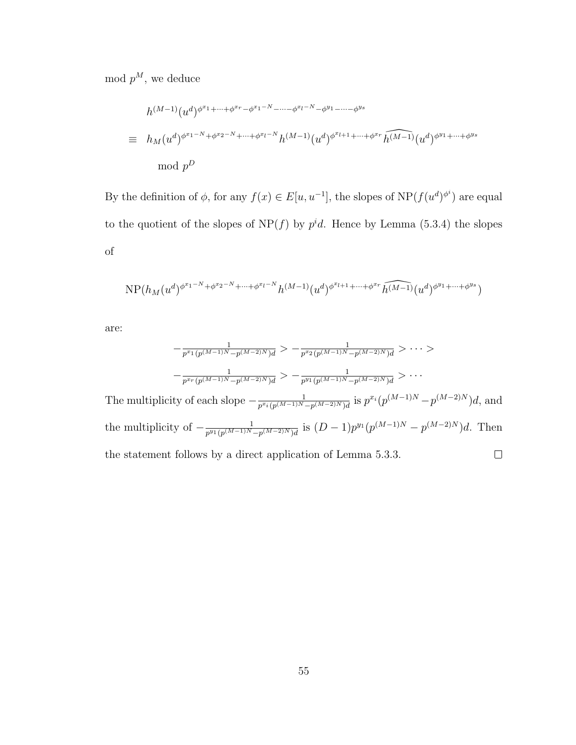mod $p^M$, we deduce

$$
\begin{aligned}
& h^{(M-1)}(u^d)^{\phi^{x_1}+\cdots+\phi^{x_r}-\phi^{x_1-N}-\cdots-\phi^{x_l-N}-\phi^{y_1}-\cdots-\phi^{y_s}} \\
\equiv \;\; & h_M(u^d)^{\phi^{x_1-N}+\phi^{x_2-N}+\cdots+\phi^{x_l-N}} h^{(M-1)}(u^d)^{\phi^{x_{l+1}}+\cdots+\phi^{x_r}} \widehat{h^{(M-1)}}(u^d)^{\phi^{y_1}+\cdots+\phi^{y_s}} \\
& \mod p^D
\end{aligned}
$$

By the definition of $\phi$, for any $f(x) \in E[u, u^{-1}]$, the slopes of $\mathrm{NP}(f(u^d)^{\phi^i})$ are equal to the quotient of the slopes of $\mathrm{NP}(f)$ by $p^i d$. Hence by Lemma (5.3.4) the slopes of

$$
\mathrm{NP}(h_M(u^d)^{\phi^{x_1-N}+\phi^{x_2-N}+\cdots+\phi^{x_l-N}} h^{(M-1)}(u^d)^{\phi^{x_{l+1}}+\cdots+\phi^{x_r}} \widehat{h^{(M-1)}}(u^d)^{\phi^{y_1}+\cdots+\phi^{y_s}})
$$

are:

$$
\begin{gathered}
-\frac{1}{p^{x_1}(p^{(M-1)N}-p^{(M-2)N})d} > -\frac{1}{p^{x_2}(p^{(M-1)N}-p^{(M-2)N})d} > \cdots > \\
-\frac{1}{p^{x_r}(p^{(M-1)N}-p^{(M-2)N})d} > -\frac{1}{p^{y_1}(p^{(M-1)N}-p^{(M-2)N})d} > \cdots
\end{gathered}
$$

The multiplicity of each slope $-\frac{1}{p^{x_i}(p^{(M-1)N}-p^{(M-2)N})d}$ is $p^{x_i}(p^{(M-1)N}-p^{(M-2)N})d$, and the multiplicity of $-\frac{1}{p^{y_1}(p^{(M-1)N}-p^{(M-2)N})d}$ is $(D-1)p^{y_1}(p^{(M-1)N}-p^{(M-2)N})d$. Then the statement follows by a direct application of Lemma 5.3.3. $\square$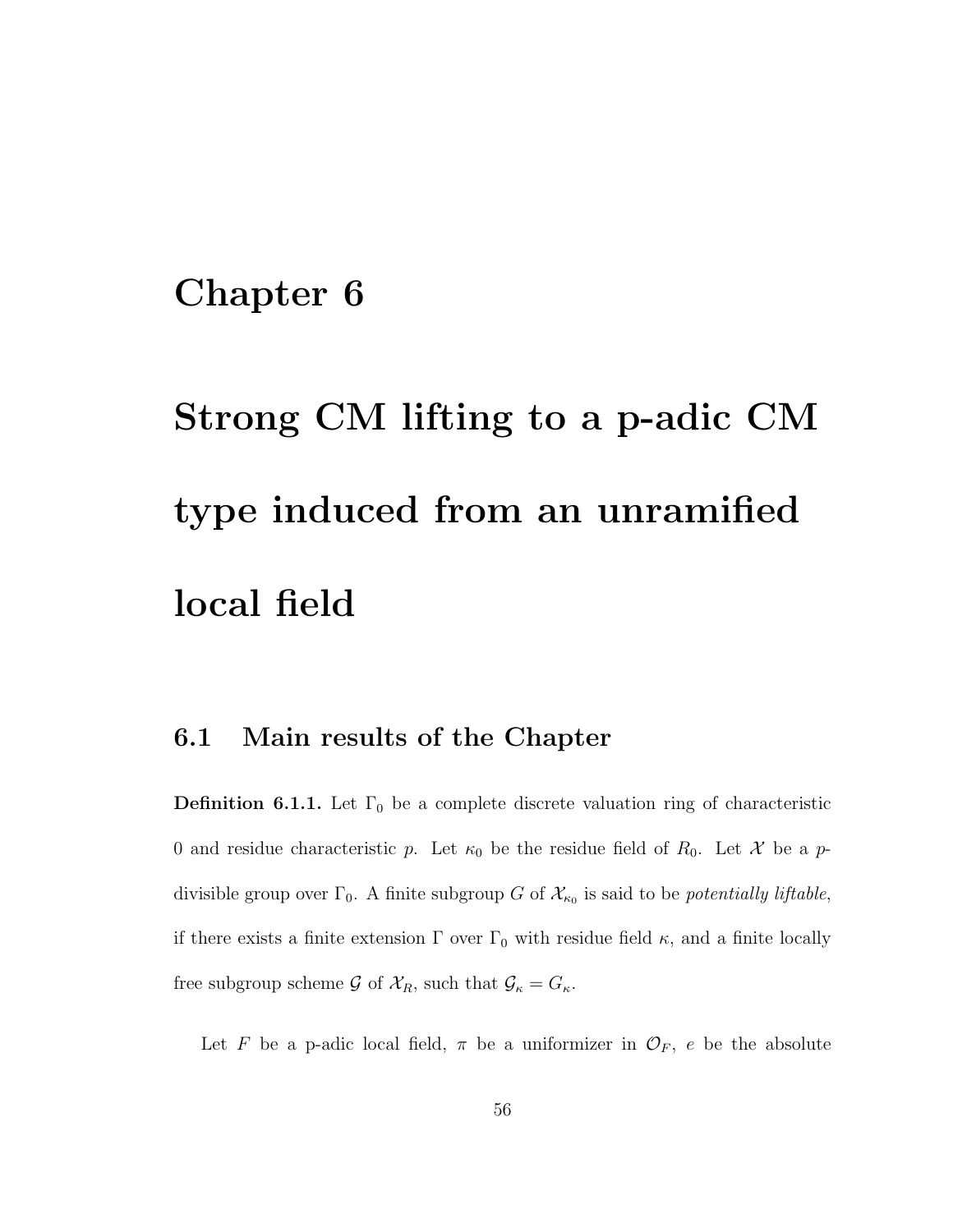# Chapter 6

# Strong CM lifting to a p-adic CM type induced from an unramified local field

## 6.1 Main results of the Chapter

**Definition 6.1.1.** Let $\Gamma_0$ be a complete discrete valuation ring of characteristic 0 and residue characteristic $p$. Let $\kappa_0$ be the residue field of $R_0$. Let $\mathcal{X}$ be a $p$-divisible group over $\Gamma_0$. A finite subgroup $G$ of $\mathcal{X}_{\kappa_0}$ is said to be *potentially liftable*, if there exists a finite extension $\Gamma$ over $\Gamma_0$ with residue field $\kappa$, and a finite locally free subgroup scheme $\mathcal{G}$ of $\mathcal{X}_R$, such that $\mathcal{G}_\kappa = G_\kappa$.

Let $F$ be a p-adic local field, $\pi$ be a uniformizer in $\mathcal{O}_F$, $e$ be the absolute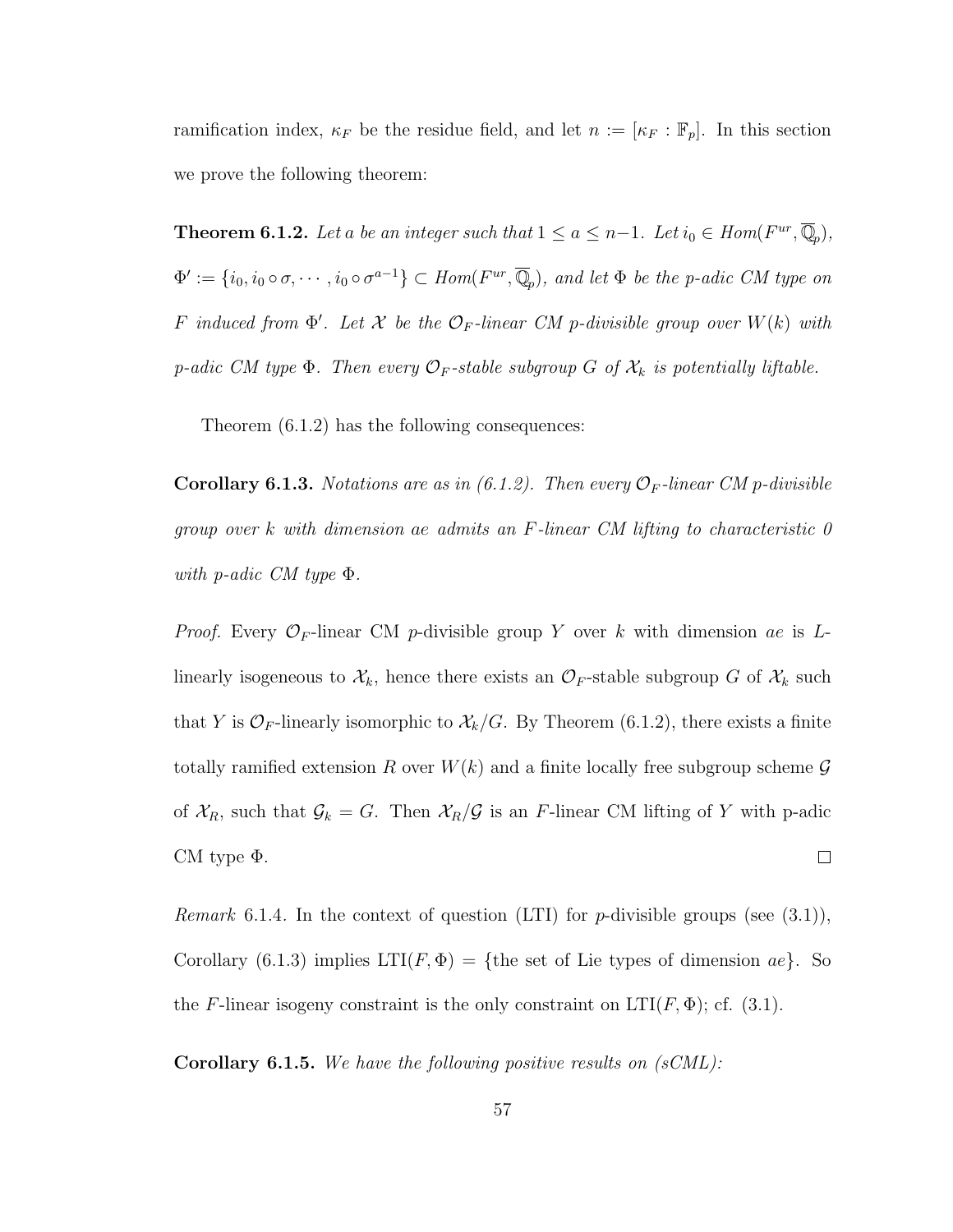ramification index, $\kappa_F$ be the residue field, and let $n := [\kappa_F : \mathbb{F}_p]$. In this section we prove the following theorem:

**Theorem 6.1.2.** *Let $a$ be an integer such that $1 \leq a \leq n-1$. Let $i_0 \in Hom(F^{ur}, \overline{\mathbb{Q}}_p)$, $\Phi' := \{i_0, i_0 \circ \sigma, \cdots, i_0 \circ \sigma^{a-1}\} \subset Hom(F^{ur}, \overline{\mathbb{Q}}_p)$, and let $\Phi$ be the p-adic CM type on $F$ induced from $\Phi'$. Let $\mathcal{X}$ be the $\mathcal{O}_F$-linear CM p-divisible group over $W(k)$ with p-adic CM type $\Phi$. Then every $\mathcal{O}_F$-stable subgroup $G$ of $\mathcal{X}_k$ is potentially liftable.*

Theorem (6.1.2) has the following consequences:

**Corollary 6.1.3.** *Notations are as in (6.1.2). Then every $\mathcal{O}_F$-linear CM p-divisible group over $k$ with dimension $ae$ admits an $F$-linear CM lifting to characteristic 0 with p-adic CM type $\Phi$.*

*Proof.* Every $\mathcal{O}_F$-linear CM $p$-divisible group $Y$ over $k$ with dimension $ae$ is $L$-linearly isogeneous to $\mathcal{X}_k$, hence there exists an $\mathcal{O}_F$-stable subgroup $G$ of $\mathcal{X}_k$ such that $Y$ is $\mathcal{O}_F$-linearly isomorphic to $\mathcal{X}_k/G$. By Theorem (6.1.2), there exists a finite totally ramified extension $R$ over $W(k)$ and a finite locally free subgroup scheme $\mathcal{G}$ of $\mathcal{X}_R$, such that $\mathcal{G}_k = G$. Then $\mathcal{X}_R/\mathcal{G}$ is an $F$-linear CM lifting of $Y$ with p-adic CM type $\Phi$. ∎

*Remark* 6.1.4. In the context of question (LTI) for $p$-divisible groups (see (3.1)), Corollary (6.1.3) implies $\mathrm{LTI}(F, \Phi) = \{$the set of Lie types of dimension $ae\}$. So the $F$-linear isogeny constraint is the only constraint on $\mathrm{LTI}(F, \Phi)$; cf. (3.1).

**Corollary 6.1.5.** *We have the following positive results on (sCML):*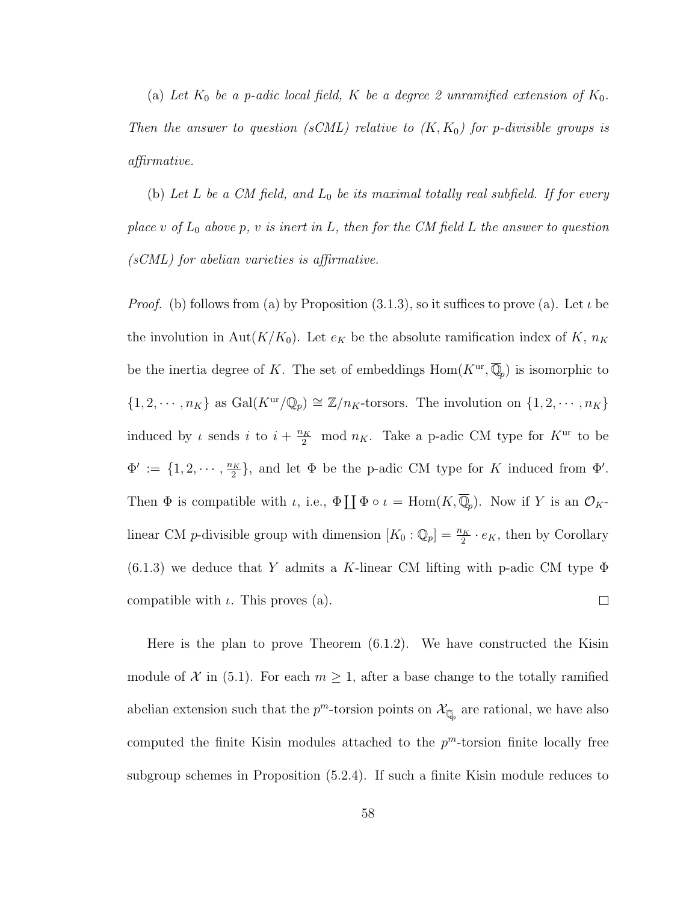(a) *Let $K_0$ be a p-adic local field, $K$ be a degree 2 unramified extension of $K_0$. Then the answer to question (sCML) relative to $(K, K_0)$ for p-divisible groups is affirmative.*

(b) *Let $L$ be a CM field, and $L_0$ be its maximal totally real subfield. If for every place $v$ of $L_0$ above $p$, $v$ is inert in $L$, then for the CM field $L$ the answer to question (sCML) for abelian varieties is affirmative.*

*Proof.* (b) follows from (a) by Proposition (3.1.3), so it suffices to prove (a). Let $\iota$ be the involution in $\mathrm{Aut}(K/K_0)$. Let $e_K$ be the absolute ramification index of $K$, $n_K$ be the inertia degree of $K$. The set of embeddings $\mathrm{Hom}(K^{\mathrm{ur}}, \overline{\mathbb{Q}}_p)$ is isomorphic to $\{1, 2, \cdots, n_K\}$ as $\mathrm{Gal}(K^{\mathrm{ur}}/\mathbb{Q}_p) \cong \mathbb{Z}/n_K$-torsors. The involution on $\{1, 2, \cdots, n_K\}$ induced by $\iota$ sends $i$ to $i + \frac{n_K}{2} \mod n_K$. Take a p-adic CM type for $K^{\mathrm{ur}}$ to be $\Phi' := \{1, 2, \cdots, \frac{n_K}{2}\}$, and let $\Phi$ be the p-adic CM type for $K$ induced from $\Phi'$. Then $\Phi$ is compatible with $\iota$, i.e., $\Phi \coprod \Phi \circ \iota = \mathrm{Hom}(K, \overline{\mathbb{Q}}_p)$. Now if $Y$ is an $\mathcal{O}_K$-linear CM $p$-divisible group with dimension $[K_0 : \mathbb{Q}_p] = \frac{n_K}{2} \cdot e_K$, then by Corollary (6.1.3) we deduce that $Y$ admits a $K$-linear CM lifting with p-adic CM type $\Phi$ compatible with $\iota$. This proves (a). $\square$

Here is the plan to prove Theorem (6.1.2). We have constructed the Kisin module of $\mathcal{X}$ in (5.1). For each $m \geq 1$, after a base change to the totally ramified abelian extension such that the $p^m$-torsion points on $\mathcal{X}_{\overline{\mathbb{Q}}_p}$ are rational, we have also computed the finite Kisin modules attached to the $p^m$-torsion finite locally free subgroup schemes in Proposition (5.2.4). If such a finite Kisin module reduces to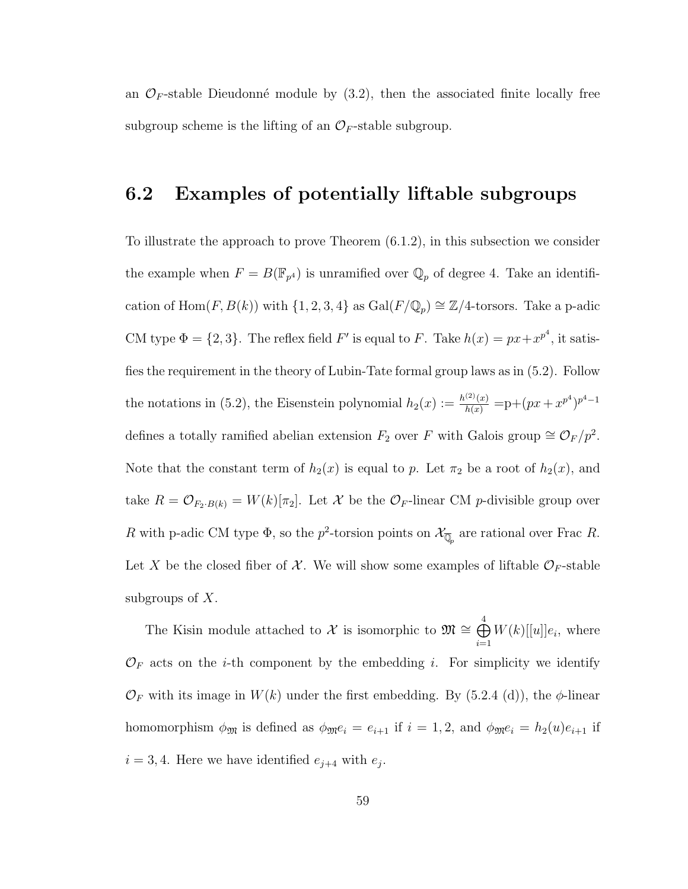an $\mathcal{O}_F$-stable Dieudonné module by (3.2), then the associated finite locally free subgroup scheme is the lifting of an $\mathcal{O}_F$-stable subgroup.

## 6.2 Examples of potentially liftable subgroups

To illustrate the approach to prove Theorem (6.1.2), in this subsection we consider the example when $F = B(\mathbb{F}_{p^4})$ is unramified over $\mathbb{Q}_p$ of degree 4. Take an identification of $\mathrm{Hom}(F, B(k))$ with $\{1, 2, 3, 4\}$ as $\mathrm{Gal}(F/\mathbb{Q}_p) \cong \mathbb{Z}/4$-torsors. Take a p-adic CM type $\Phi = \{2, 3\}$. The reflex field $F'$ is equal to $F$. Take $h(x) = px + x^{p^4}$, it satisfies the requirement in the theory of Lubin-Tate formal group laws as in (5.2). Follow the notations in (5.2), the Eisenstein polynomial $h_2(x) := \frac{h^{(2)}(x)}{h(x)} = \mathrm{p} + (px + x^{p^4})^{p^4-1}$ defines a totally ramified abelian extension $F_2$ over $F$ with Galois group $\cong \mathcal{O}_F/p^2$. Note that the constant term of $h_2(x)$ is equal to $p$. Let $\pi_2$ be a root of $h_2(x)$, and take $R = \mathcal{O}_{F_2 \cdot B(k)} = W(k)[\pi_2]$. Let $\mathcal{X}$ be the $\mathcal{O}_F$-linear CM $p$-divisible group over $R$ with p-adic CM type $\Phi$, so the $p^2$-torsion points on $\mathcal{X}_{\overline{\mathbb{Q}}_p}$ are rational over Frac $R$. Let $X$ be the closed fiber of $\mathcal{X}$. We will show some examples of liftable $\mathcal{O}_F$-stable subgroups of $X$.

The Kisin module attached to $\mathcal{X}$ is isomorphic to $\mathfrak{M} \cong \bigoplus_{i=1}^{4} W(k)[[u]]e_i$, where $\mathcal{O}_F$ acts on the $i$-th component by the embedding $i$. For simplicity we identify $\mathcal{O}_F$ with its image in $W(k)$ under the first embedding. By (5.2.4 (d)), the $\phi$-linear homomorphism $\phi_{\mathfrak{M}}$ is defined as $\phi_{\mathfrak{M}} e_i = e_{i+1}$ if $i = 1, 2$, and $\phi_{\mathfrak{M}} e_i = h_2(u) e_{i+1}$ if $i = 3, 4$. Here we have identified $e_{j+4}$ with $e_j$.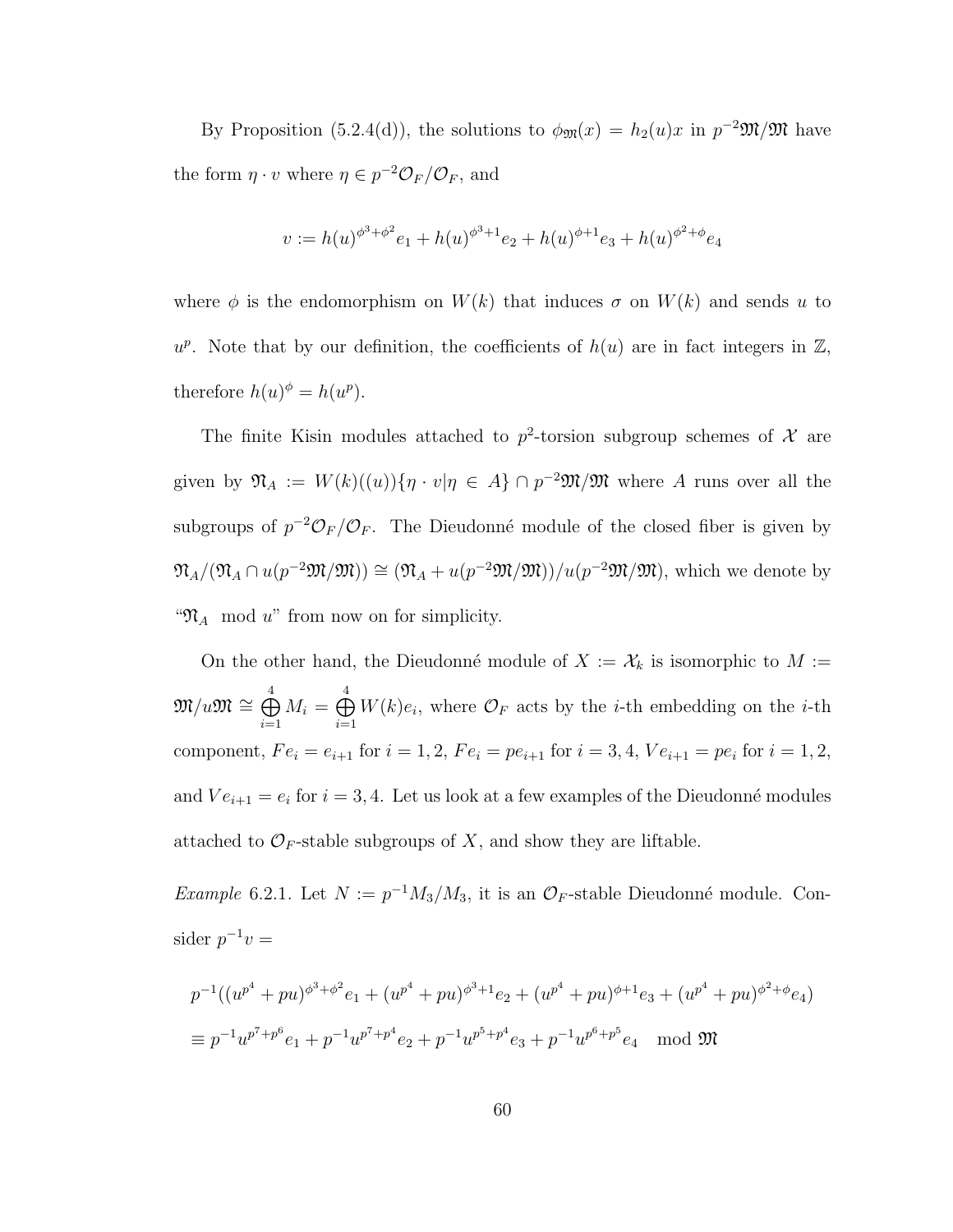By Proposition (5.2.4(d)), the solutions to $\phi_{\mathfrak{M}}(x) = h_2(u)x$ in $p^{-2}\mathfrak{M}/\mathfrak{M}$ have the form $\eta \cdot v$ where $\eta \in p^{-2}\mathcal{O}_F/\mathcal{O}_F$, and

$$v := h(u)^{\phi^3+\phi^2}e_1 + h(u)^{\phi^3+1}e_2 + h(u)^{\phi+1}e_3 + h(u)^{\phi^2+\phi}e_4$$

where $\phi$ is the endomorphism on $W(k)$ that induces $\sigma$ on $W(k)$ and sends $u$ to $u^p$. Note that by our definition, the coefficients of $h(u)$ are in fact integers in $\mathbb{Z}$, therefore $h(u)^\phi = h(u^p)$.

The finite Kisin modules attached to $p^2$-torsion subgroup schemes of $\mathcal{X}$ are given by $\mathfrak{N}_A := W(k)((u))\{\eta \cdot v | \eta \in A\} \cap p^{-2}\mathfrak{M}/\mathfrak{M}$ where $A$ runs over all the subgroups of $p^{-2}\mathcal{O}_F/\mathcal{O}_F$. The Dieudonné module of the closed fiber is given by $\mathfrak{N}_A/(\mathfrak{N}_A \cap u(p^{-2}\mathfrak{M}/\mathfrak{M})) \cong (\mathfrak{N}_A + u(p^{-2}\mathfrak{M}/\mathfrak{M}))/u(p^{-2}\mathfrak{M}/\mathfrak{M})$, which we denote by "$\mathfrak{N}_A \mod u$" from now on for simplicity.

On the other hand, the Dieudonné module of $X := \mathcal{X}_k$ is isomorphic to $M := \mathfrak{M}/u\mathfrak{M} \cong \bigoplus_{i=1}^{4} M_i = \bigoplus_{i=1}^{4} W(k)e_i$, where $\mathcal{O}_F$ acts by the $i$-th embedding on the $i$-th component, $Fe_i = e_{i+1}$ for $i = 1, 2$, $Fe_i = pe_{i+1}$ for $i = 3, 4$, $Ve_{i+1} = pe_i$ for $i = 1, 2$, and $Ve_{i+1} = e_i$ for $i = 3, 4$. Let us look at a few examples of the Dieudonné modules attached to $\mathcal{O}_F$-stable subgroups of $X$, and show they are liftable.

*Example* 6.2.1. Let $N := p^{-1}M_3/M_3$, it is an $\mathcal{O}_F$-stable Dieudonné module. Consider $p^{-1}v =$

$$p^{-1}((u^{p^4} + pu)^{\phi^3+\phi^2}e_1 + (u^{p^4} + pu)^{\phi^3+1}e_2 + (u^{p^4} + pu)^{\phi+1}e_3 + (u^{p^4} + pu)^{\phi^2+\phi}e_4)$$
$$\equiv p^{-1}u^{p^7+p^6}e_1 + p^{-1}u^{p^7+p^4}e_2 + p^{-1}u^{p^5+p^4}e_3 + p^{-1}u^{p^6+p^5}e_4 \mod \mathfrak{M}$$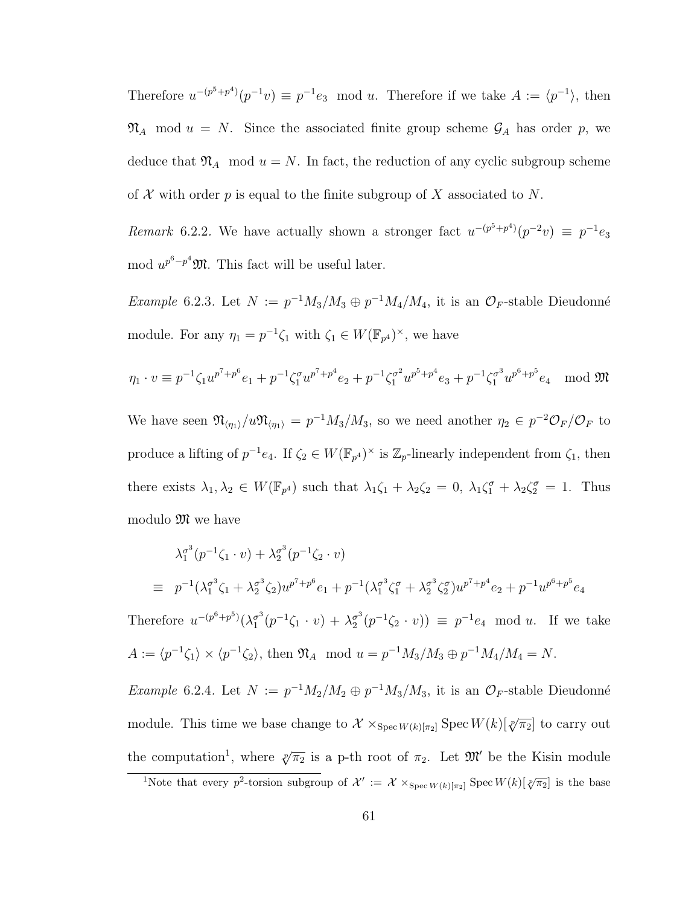Therefore $u^{-(p^5+p^4)}(p^{-1}v) \equiv p^{-1}e_3 \mod u$. Therefore if we take $A := \langle p^{-1}\rangle$, then $\mathfrak{N}_A \mod u = N$. Since the associated finite group scheme $\mathcal{G}_A$ has order $p$, we deduce that $\mathfrak{N}_A \mod u = N$. In fact, the reduction of any cyclic subgroup scheme of $\mathcal{X}$ with order $p$ is equal to the finite subgroup of $X$ associated to $N$.

*Remark* 6.2.2. We have actually shown a stronger fact $u^{-(p^5+p^4)}(p^{-2}v) \equiv p^{-1}e_3 \mod u^{p^6-p^4}\mathfrak{M}$. This fact will be useful later.

*Example* 6.2.3. Let $N := p^{-1}M_3/M_3 \oplus p^{-1}M_4/M_4$, it is an $\mathcal{O}_F$-stable Dieudonné module. For any $\eta_1 = p^{-1}\zeta_1$ with $\zeta_1 \in W(\mathbb{F}_{p^4})^\times$, we have

$$\eta_1 \cdot v \equiv p^{-1}\zeta_1 u^{p^7+p^6}e_1 + p^{-1}\zeta_1^{\sigma}u^{p^7+p^4}e_2 + p^{-1}\zeta_1^{\sigma^2}u^{p^5+p^4}e_3 + p^{-1}\zeta_1^{\sigma^3}u^{p^6+p^5}e_4 \mod \mathfrak{M}$$

We have seen $\mathfrak{N}_{\langle\eta_1\rangle}/u\mathfrak{N}_{\langle\eta_1\rangle} = p^{-1}M_3/M_3$, so we need another $\eta_2 \in p^{-2}\mathcal{O}_F/\mathcal{O}_F$ to produce a lifting of $p^{-1}e_4$. If $\zeta_2 \in W(\mathbb{F}_{p^4})^\times$ is $\mathbb{Z}_p$-linearly independent from $\zeta_1$, then there exists $\lambda_1, \lambda_2 \in W(\mathbb{F}_{p^4})$ such that $\lambda_1\zeta_1 + \lambda_2\zeta_2 = 0$, $\lambda_1\zeta_1^{\sigma} + \lambda_2\zeta_2^{\sigma} = 1$. Thus modulo $\mathfrak{M}$ we have

$$\begin{aligned}
&\lambda_1^{\sigma^3}(p^{-1}\zeta_1 \cdot v) + \lambda_2^{\sigma^3}(p^{-1}\zeta_2 \cdot v) \\
\equiv\ & p^{-1}(\lambda_1^{\sigma^3}\zeta_1 + \lambda_2^{\sigma^3}\zeta_2)u^{p^7+p^6}e_1 + p^{-1}(\lambda_1^{\sigma^3}\zeta_1^{\sigma} + \lambda_2^{\sigma^3}\zeta_2^{\sigma})u^{p^7+p^4}e_2 + p^{-1}u^{p^6+p^5}e_4
\end{aligned}$$

Therefore $u^{-(p^6+p^5)}(\lambda_1^{\sigma^3}(p^{-1}\zeta_1 \cdot v) + \lambda_2^{\sigma^3}(p^{-1}\zeta_2 \cdot v)) \equiv p^{-1}e_4 \mod u$. If we take $A := \langle p^{-1}\zeta_1\rangle \times \langle p^{-1}\zeta_2\rangle$, then $\mathfrak{N}_A \mod u = p^{-1}M_3/M_3 \oplus p^{-1}M_4/M_4 = N$.

*Example* 6.2.4. Let $N := p^{-1}M_2/M_2 \oplus p^{-1}M_3/M_3$, it is an $\mathcal{O}_F$-stable Dieudonné module. This time we base change to $\mathcal{X} \times_{\operatorname{Spec} W(k)[\pi_2]} \operatorname{Spec} W(k)[\sqrt[p]{\pi_2}]$ to carry out the computation[1], where $\sqrt[p]{\pi_2}$ is a p-th root of $\pi_2$. Let $\mathfrak{M}'$ be the Kisin module

[1] Note that every $p^2$-torsion subgroup of $\mathcal{X}' := \mathcal{X} \times_{\operatorname{Spec} W(k)[\pi_2]} \operatorname{Spec} W(k)[\sqrt[p]{\pi_2}]$ is the base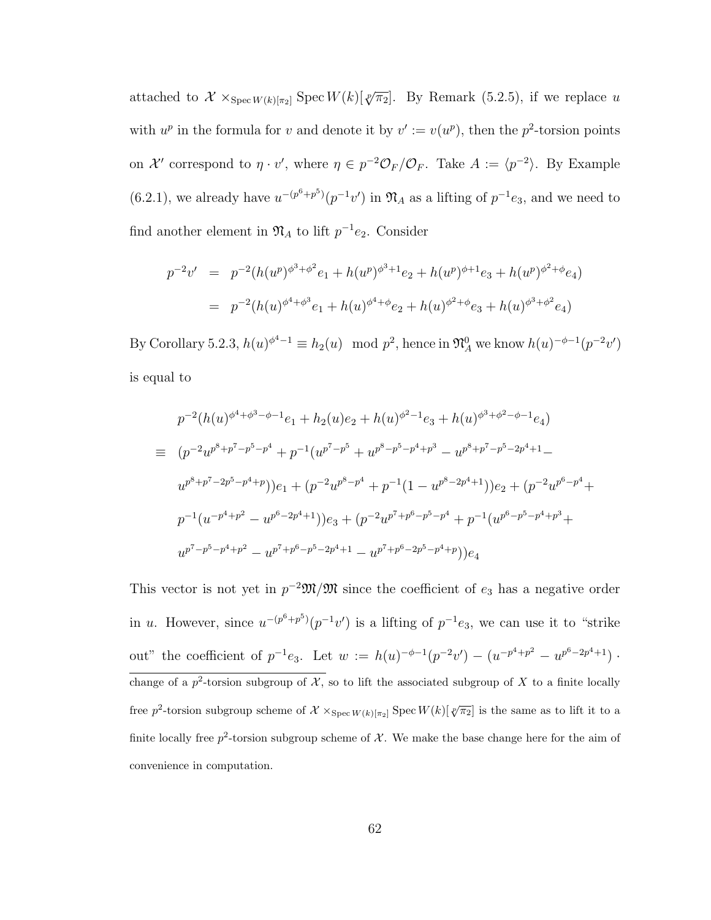attached to $\mathcal{X} \times_{\operatorname{Spec} W(k)[\pi_2]} \operatorname{Spec} W(k)[\sqrt[p]{\pi_2}]$. By Remark (5.2.5), if we replace $u$ with $u^p$ in the formula for $v$ and denote it by $v' := v(u^p)$, then the $p^2$-torsion points on $\mathcal{X}'$ correspond to $\eta \cdot v'$, where $\eta \in p^{-2}\mathcal{O}_F/\mathcal{O}_F$. Take $A := \langle p^{-2} \rangle$. By Example (6.2.1), we already have $u^{-(p^6+p^5)}(p^{-1}v')$ in $\mathfrak{N}_A$ as a lifting of $p^{-1}e_3$, and we need to find another element in $\mathfrak{N}_A$ to lift $p^{-1}e_2$. Consider

$$
\begin{aligned}
p^{-2}v' &= p^{-2}(h(u^p)^{\phi^3+\phi^2}e_1 + h(u^p)^{\phi^3+1}e_2 + h(u^p)^{\phi+1}e_3 + h(u^p)^{\phi^2+\phi}e_4) \\
&= p^{-2}(h(u)^{\phi^4+\phi^3}e_1 + h(u)^{\phi^4+\phi}e_2 + h(u)^{\phi^2+\phi}e_3 + h(u)^{\phi^3+\phi^2}e_4)
\end{aligned}
$$

By Corollary 5.2.3, $h(u)^{\phi^4-1} \equiv h_2(u) \mod p^2$, hence in $\mathfrak{N}_A^0$ we know $h(u)^{-\phi-1}(p^{-2}v')$ is equal to

$$
\begin{aligned}
& p^{-2}(h(u)^{\phi^4+\phi^3-\phi-1}e_1 + h_2(u)e_2 + h(u)^{\phi^2-1}e_3 + h(u)^{\phi^3+\phi^2-\phi-1}e_4) \\
\equiv\ & (p^{-2}u^{p^8+p^7-p^5-p^4} + p^{-1}(u^{p^7-p^5} + u^{p^8-p^5-p^4+p^3} - u^{p^8+p^7-p^5-2p^4+1} - \\
& u^{p^8+p^7-2p^5-p^4+p}))e_1 + (p^{-2}u^{p^8-p^4} + p^{-1}(1 - u^{p^8-2p^4+1}))e_2 + (p^{-2}u^{p^6-p^4} + \\
& p^{-1}(u^{-p^4+p^2} - u^{p^6-2p^4+1}))e_3 + (p^{-2}u^{p^7+p^6-p^5-p^4} + p^{-1}(u^{p^6-p^5-p^4+p^3} + \\
& u^{p^7-p^5-p^4+p^2} - u^{p^7+p^6-p^5-2p^4+1} - u^{p^7+p^6-2p^5-p^4+p}))e_4
\end{aligned}
$$

This vector is not yet in $p^{-2}\mathfrak{M}/\mathfrak{M}$ since the coefficient of $e_3$ has a negative order in $u$. However, since $u^{-(p^6+p^5)}(p^{-1}v')$ is a lifting of $p^{-1}e_3$, we can use it to "strike out" the coefficient of $p^{-1}e_3$. Let $w := h(u)^{-\phi-1}(p^{-2}v') - (u^{-p^4+p^2} - u^{p^6-2p^4+1}) \cdot$

change of a $p^2$-torsion subgroup of $\mathcal{X}$, so to lift the associated subgroup of $X$ to a finite locally free $p^2$-torsion subgroup scheme of $\mathcal{X} \times_{\operatorname{Spec} W(k)[\pi_2]} \operatorname{Spec} W(k)[\sqrt[p]{\pi_2}]$ is the same as to lift it to a finite locally free $p^2$-torsion subgroup scheme of $\mathcal{X}$. We make the base change here for the aim of convenience in computation.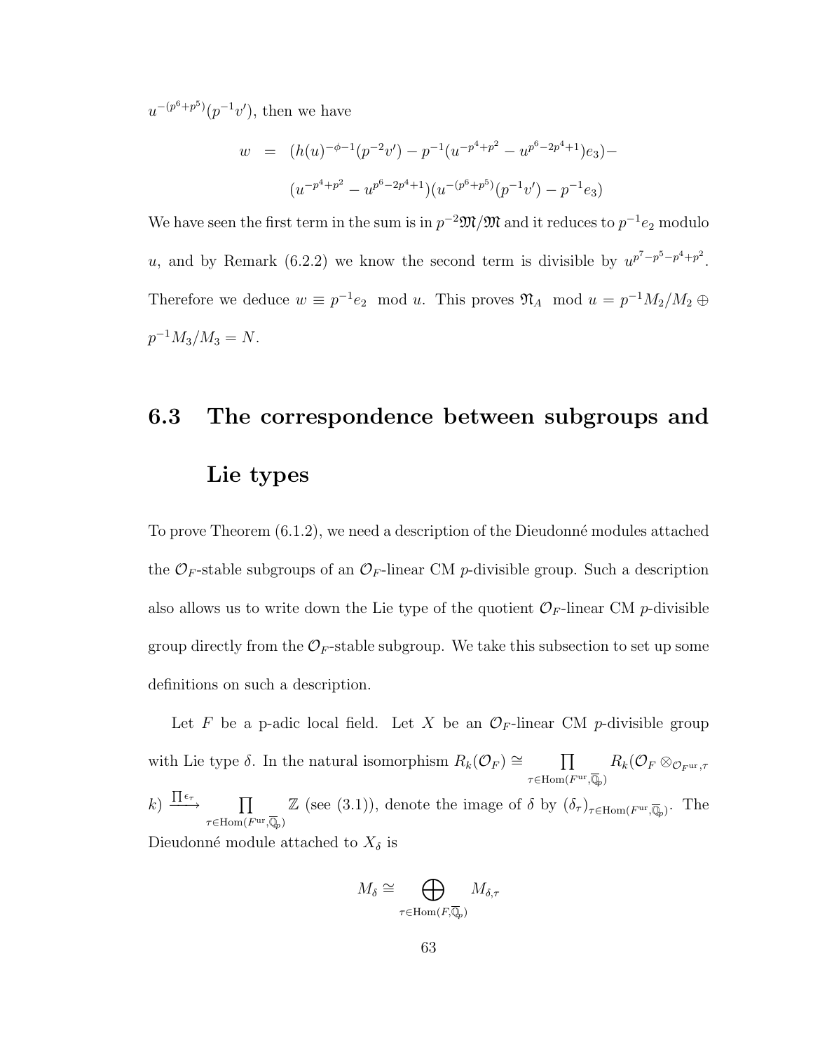$u^{-(p^6+p^5)}(p^{-1}v')$, then we have

$$
\begin{aligned}
w &= (h(u)^{-\phi-1}(p^{-2}v') - p^{-1}(u^{-p^4+p^2} - u^{p^6-2p^4+1})e_3) - \\
&\quad (u^{-p^4+p^2} - u^{p^6-2p^4+1})(u^{-(p^6+p^5)}(p^{-1}v') - p^{-1}e_3)
\end{aligned}
$$

We have seen the first term in the sum is in $p^{-2}\mathfrak{M}/\mathfrak{M}$ and it reduces to $p^{-1}e_2$ modulo $u$, and by Remark (6.2.2) we know the second term is divisible by $u^{p^7-p^5-p^4+p^2}$. Therefore we deduce $w \equiv p^{-1}e_2 \mod u$. This proves $\mathfrak{N}_A \mod u = p^{-1}M_2/M_2 \oplus p^{-1}M_3/M_3 = N$.

## 6.3 The correspondence between subgroups and Lie types

To prove Theorem (6.1.2), we need a description of the Dieudonné modules attached the $\mathcal{O}_F$-stable subgroups of an $\mathcal{O}_F$-linear CM $p$-divisible group. Such a description also allows us to write down the Lie type of the quotient $\mathcal{O}_F$-linear CM $p$-divisible group directly from the $\mathcal{O}_F$-stable subgroup. We take this subsection to set up some definitions on such a description.

Let $F$ be a p-adic local field. Let $X$ be an $\mathcal{O}_F$-linear CM $p$-divisible group with Lie type $\delta$. In the natural isomorphism $R_k(\mathcal{O}_F) \cong \prod_{\tau \in \mathrm{Hom}(F^{\mathrm{ur}}, \overline{\mathbb{Q}}_p)} R_k(\mathcal{O}_F \otimes_{\mathcal{O}_{F^{\mathrm{ur}}},\tau} k) \xrightarrow{\prod \epsilon_\tau} \prod_{\tau \in \mathrm{Hom}(F^{\mathrm{ur}}, \overline{\mathbb{Q}}_p)} \mathbb{Z}$ (see (3.1)), denote the image of $\delta$ by $(\delta_\tau)_{\tau \in \mathrm{Hom}(F^{\mathrm{ur}}, \overline{\mathbb{Q}}_p)}$. The Dieudonné module attached to $X_\delta$ is

$$
M_\delta \cong \bigoplus_{\tau \in \mathrm{Hom}(F, \overline{\mathbb{Q}}_p)} M_{\delta,\tau}
$$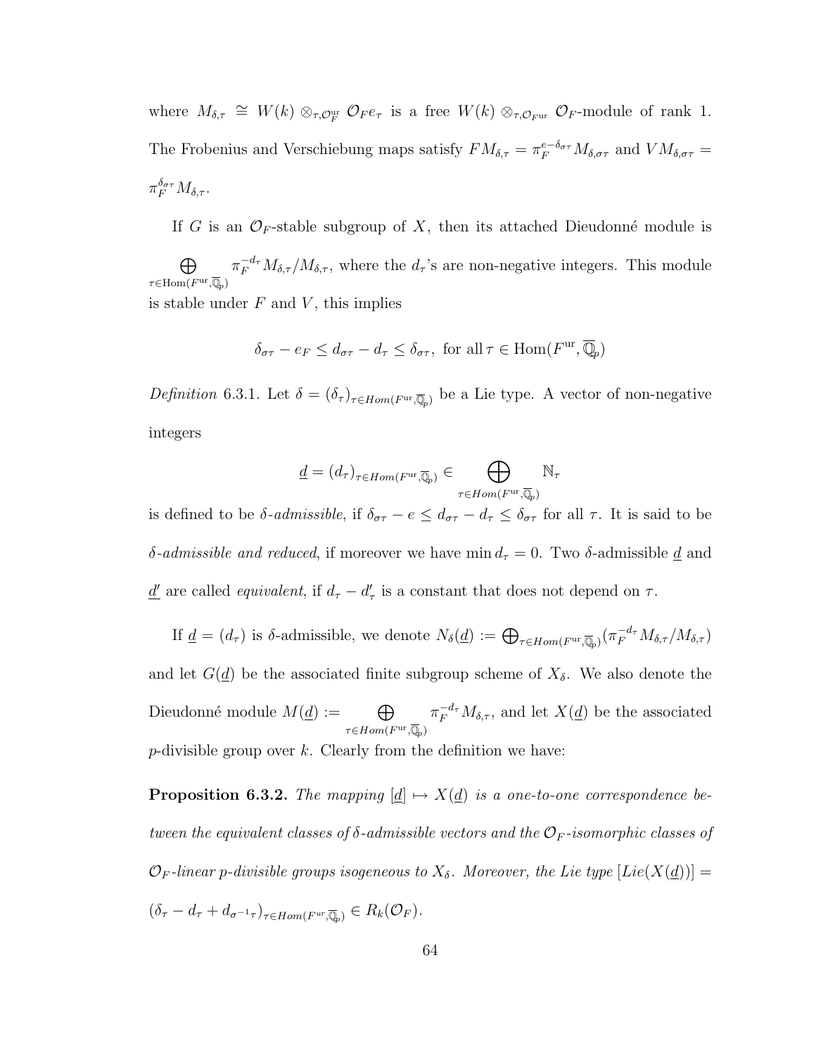where $M_{\delta,\tau} \cong W(k) \otimes_{\tau,\mathcal{O}_F^{\mathrm{ur}}} \mathcal{O}_F e_\tau$ is a free $W(k) \otimes_{\tau,\mathcal{O}_{F^{\mathrm{ur}}}} \mathcal{O}_F$-module of rank 1. The Frobenius and Verschiebung maps satisfy $FM_{\delta,\tau} = \pi_F^{e-\delta_{\sigma\tau}} M_{\delta,\sigma\tau}$ and $VM_{\delta,\sigma\tau} = \pi_F^{\delta_{\sigma\tau}} M_{\delta,\tau}$.

If $G$ is an $\mathcal{O}_F$-stable subgroup of $X$, then its attached Dieudonné module is $\bigoplus_{\tau \in \mathrm{Hom}(F^{\mathrm{ur}},\overline{\mathbb{Q}}_p)} \pi_F^{-d_\tau} M_{\delta,\tau}/M_{\delta,\tau}$, where the $d_\tau$'s are non-negative integers. This module is stable under $F$ and $V$, this implies

$$\delta_{\sigma\tau} - e_F \leq d_{\sigma\tau} - d_\tau \leq \delta_{\sigma\tau}, \text{ for all } \tau \in \mathrm{Hom}(F^{\mathrm{ur}}, \overline{\mathbb{Q}}_p)$$

*Definition* 6.3.1. Let $\delta = (\delta_\tau)_{\tau \in Hom(F^{\mathrm{ur}},\overline{\mathbb{Q}}_p)}$ be a Lie type. A vector of non-negative integers

$$\underline{d} = (d_\tau)_{\tau \in Hom(F^{\mathrm{ur}},\overline{\mathbb{Q}}_p)} \in \bigoplus_{\tau \in Hom(F^{\mathrm{ur}},\overline{\mathbb{Q}}_p)} \mathbb{N}_\tau$$

is defined to be *$\delta$-admissible*, if $\delta_{\sigma\tau} - e \leq d_{\sigma\tau} - d_\tau \leq \delta_{\sigma\tau}$ for all $\tau$. It is said to be *$\delta$-admissible and reduced*, if moreover we have $\min d_\tau = 0$. Two $\delta$-admissible $\underline{d}$ and $\underline{d}'$ are called *equivalent*, if $d_\tau - d'_\tau$ is a constant that does not depend on $\tau$.

If $\underline{d} = (d_\tau)$ is $\delta$-admissible, we denote $N_\delta(\underline{d}) := \bigoplus_{\tau \in Hom(F^{\mathrm{ur}},\overline{\mathbb{Q}}_p)} (\pi_F^{-d_\tau} M_{\delta,\tau}/M_{\delta,\tau})$ and let $G(\underline{d})$ be the associated finite subgroup scheme of $X_\delta$. We also denote the Dieudonné module $M(\underline{d}) := \bigoplus_{\tau \in Hom(F^{\mathrm{ur}},\overline{\mathbb{Q}}_p)} \pi_F^{-d_\tau} M_{\delta,\tau}$, and let $X(\underline{d})$ be the associated $p$-divisible group over $k$. Clearly from the definition we have:

**Proposition 6.3.2.** *The mapping $[\underline{d}] \mapsto X(\underline{d})$ is a one-to-one correspondence between the equivalent classes of $\delta$-admissible vectors and the $\mathcal{O}_F$-isomorphic classes of $\mathcal{O}_F$-linear $p$-divisible groups isogeneous to $X_\delta$. Moreover, the Lie type $[Lie(X(\underline{d}))] = (\delta_\tau - d_\tau + d_{\sigma^{-1}\tau})_{\tau \in Hom(F^{ur},\overline{\mathbb{Q}}_p)} \in R_k(\mathcal{O}_F)$.*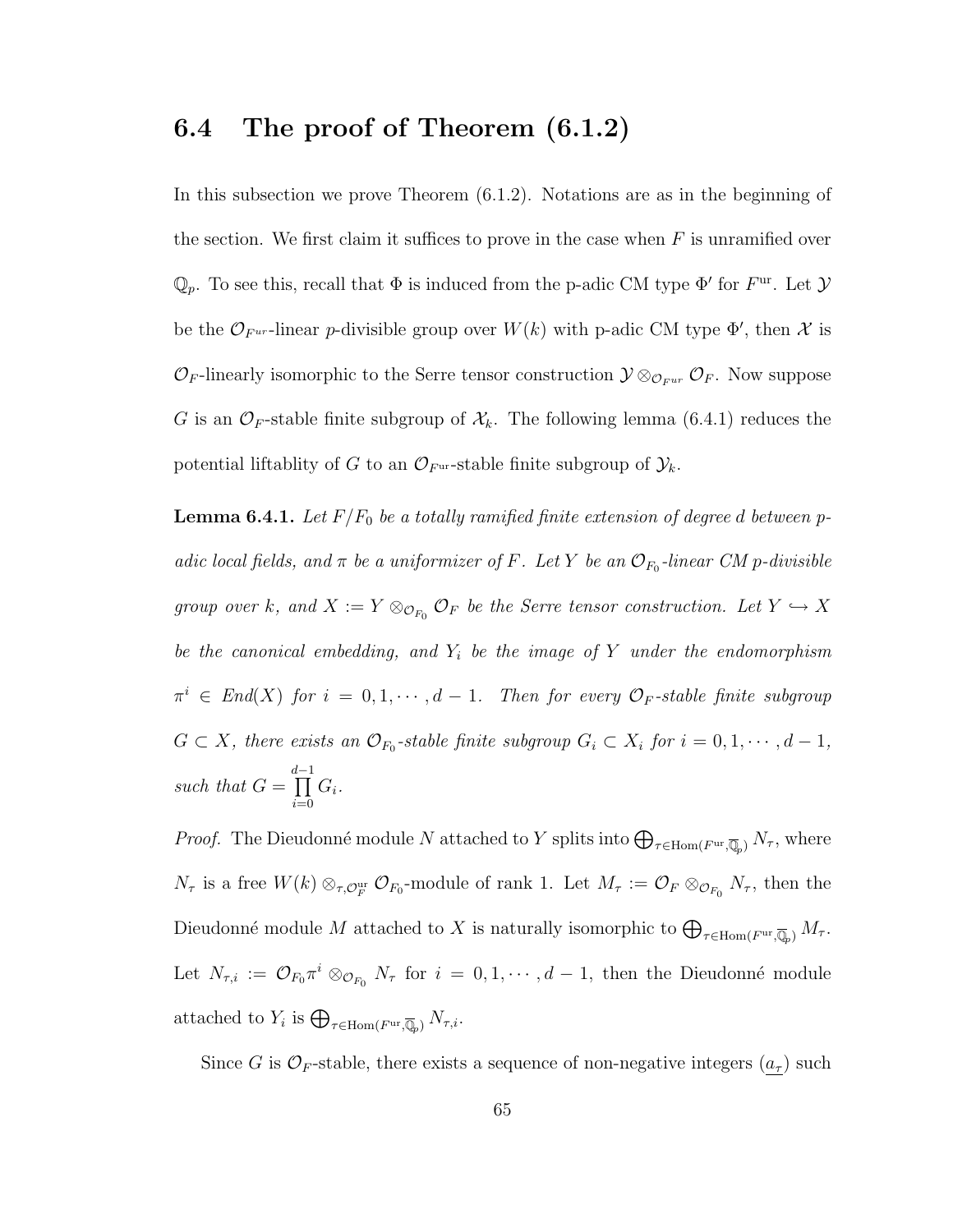## 6.4 The proof of Theorem (6.1.2)

In this subsection we prove Theorem (6.1.2). Notations are as in the beginning of the section. We first claim it suffices to prove in the case when $F$ is unramified over $\mathbb{Q}_p$. To see this, recall that $\Phi$ is induced from the p-adic CM type $\Phi'$ for $F^{\mathrm{ur}}$. Let $\mathcal{Y}$ be the $\mathcal{O}_{F^{ur}}$-linear $p$-divisible group over $W(k)$ with p-adic CM type $\Phi'$, then $\mathcal{X}$ is $\mathcal{O}_F$-linearly isomorphic to the Serre tensor construction $\mathcal{Y} \otimes_{\mathcal{O}_{F^{ur}}} \mathcal{O}_F$. Now suppose $G$ is an $\mathcal{O}_F$-stable finite subgroup of $\mathcal{X}_k$. The following lemma (6.4.1) reduces the potential liftablity of $G$ to an $\mathcal{O}_{F^{\mathrm{ur}}}$-stable finite subgroup of $\mathcal{Y}_k$.

**Lemma 6.4.1.** *Let $F/F_0$ be a totally ramified finite extension of degree $d$ between p-adic local fields, and $\pi$ be a uniformizer of $F$. Let $Y$ be an $\mathcal{O}_{F_0}$-linear CM p-divisible group over $k$, and $X := Y \otimes_{\mathcal{O}_{F_0}} \mathcal{O}_F$ be the Serre tensor construction. Let $Y \hookrightarrow X$ be the canonical embedding, and $Y_i$ be the image of $Y$ under the endomorphism $\pi^i \in End(X)$ for $i = 0, 1, \cdots, d-1$. Then for every $\mathcal{O}_F$-stable finite subgroup $G \subset X$, there exists an $\mathcal{O}_{F_0}$-stable finite subgroup $G_i \subset X_i$ for $i = 0, 1, \cdots, d-1$, such that $G = \prod_{i=0}^{d-1} G_i$.*

*Proof.* The Dieudonné module $N$ attached to $Y$ splits into $\bigoplus_{\tau \in \mathrm{Hom}(F^{\mathrm{ur}}, \overline{\mathbb{Q}}_p)} N_\tau$, where $N_\tau$ is a free $W(k) \otimes_{\tau, \mathcal{O}_F^{\mathrm{ur}}} \mathcal{O}_{F_0}$-module of rank 1. Let $M_\tau := \mathcal{O}_F \otimes_{\mathcal{O}_{F_0}} N_\tau$, then the Dieudonné module $M$ attached to $X$ is naturally isomorphic to $\bigoplus_{\tau \in \mathrm{Hom}(F^{\mathrm{ur}}, \overline{\mathbb{Q}}_p)} M_\tau$. Let $N_{\tau,i} := \mathcal{O}_{F_0} \pi^i \otimes_{\mathcal{O}_{F_0}} N_\tau$ for $i = 0, 1, \cdots, d-1$, then the Dieudonné module attached to $Y_i$ is $\bigoplus_{\tau \in \mathrm{Hom}(F^{\mathrm{ur}}, \overline{\mathbb{Q}}_p)} N_{\tau,i}$.

Since $G$ is $\mathcal{O}_F$-stable, there exists a sequence of non-negative integers $(\underline{a_\tau})$ such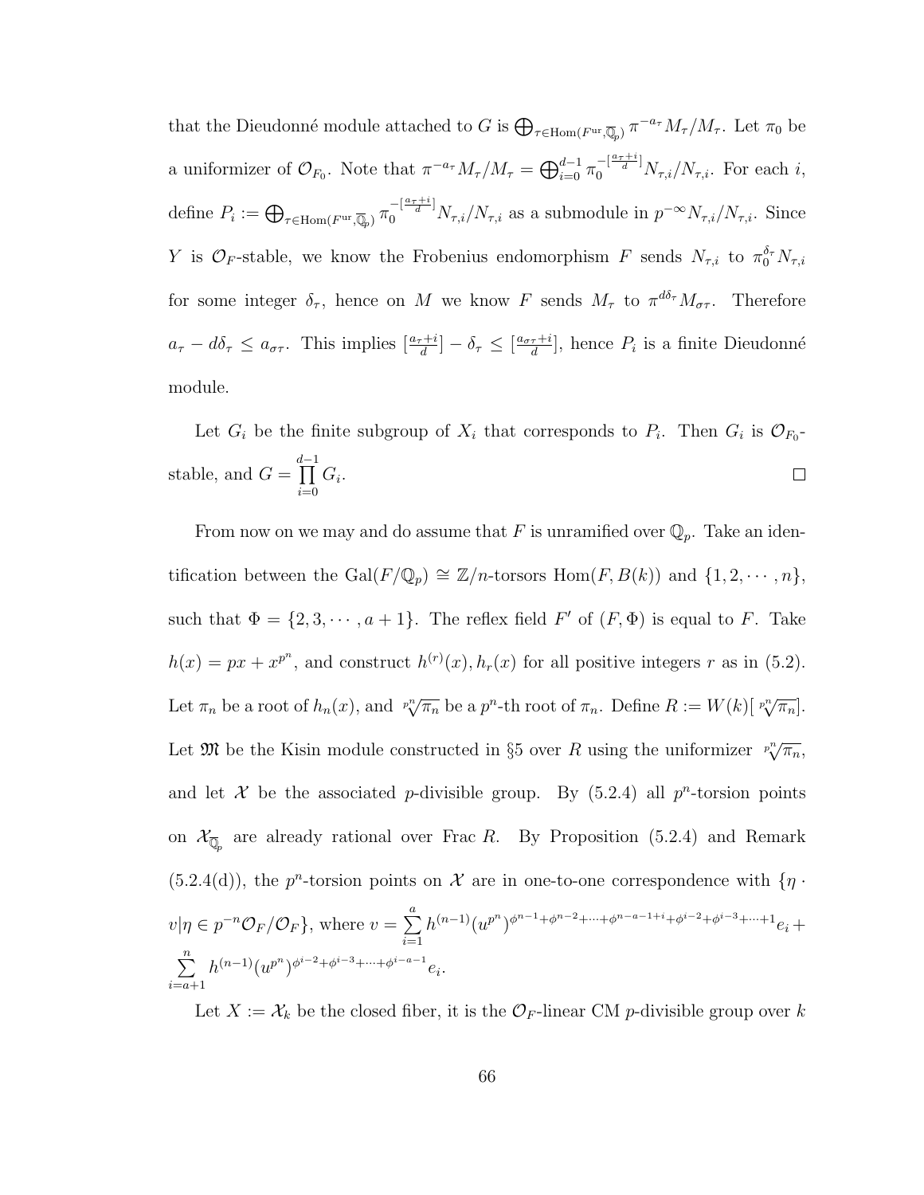that the Dieudonné module attached to $G$ is $\bigoplus_{\tau \in \mathrm{Hom}(F^{\mathrm{ur}}, \overline{\mathbb{Q}}_p)} \pi^{-a_\tau} M_\tau / M_\tau$. Let $\pi_0$ be a uniformizer of $\mathcal{O}_{F_0}$. Note that $\pi^{-a_\tau} M_\tau / M_\tau = \bigoplus_{i=0}^{d-1} \pi_0^{-[\frac{a_\tau + i}{d}]} N_{\tau,i}/N_{\tau,i}$. For each $i$, define $P_i := \bigoplus_{\tau \in \mathrm{Hom}(F^{\mathrm{ur}}, \overline{\mathbb{Q}}_p)} \pi_0^{-[\frac{a_\tau+i}{d}]} N_{\tau,i}/N_{\tau,i}$ as a submodule in $p^{-\infty} N_{\tau,i}/N_{\tau,i}$. Since $Y$ is $\mathcal{O}_F$-stable, we know the Frobenius endomorphism $F$ sends $N_{\tau,i}$ to $\pi_0^{\delta_\tau} N_{\tau,i}$ for some integer $\delta_\tau$, hence on $M$ we know $F$ sends $M_\tau$ to $\pi^{d\delta_\tau} M_{\sigma\tau}$. Therefore $a_\tau - d\delta_\tau \leq a_{\sigma\tau}$. This implies $[\frac{a_\tau+i}{d}] - \delta_\tau \leq [\frac{a_{\sigma\tau}+i}{d}]$, hence $P_i$ is a finite Dieudonné module.

Let $G_i$ be the finite subgroup of $X_i$ that corresponds to $P_i$. Then $G_i$ is $\mathcal{O}_{F_0}$-stable, and $G = \prod_{i=0}^{d-1} G_i$. □

From now on we may and do assume that $F$ is unramified over $\mathbb{Q}_p$. Take an identification between the $\mathrm{Gal}(F/\mathbb{Q}_p) \cong \mathbb{Z}/n$-torsors $\mathrm{Hom}(F, B(k))$ and $\{1, 2, \cdots, n\}$, such that $\Phi = \{2, 3, \cdots, a+1\}$. The reflex field $F'$ of $(F, \Phi)$ is equal to $F$. Take $h(x) = px + x^{p^n}$, and construct $h^{(r)}(x), h_r(x)$ for all positive integers $r$ as in (5.2). Let $\pi_n$ be a root of $h_n(x)$, and $\sqrt[p^n]{\pi_n}$ be a $p^n$-th root of $\pi_n$. Define $R := W(k)[\sqrt[p^n]{\pi_n}]$. Let $\mathfrak{M}$ be the Kisin module constructed in §5 over $R$ using the uniformizer $\sqrt[p^n]{\pi_n}$, and let $\mathcal{X}$ be the associated $p$-divisible group. By (5.2.4) all $p^n$-torsion points on $\mathcal{X}_{\overline{\mathbb{Q}}_p}$ are already rational over $\mathrm{Frac}\, R$. By Proposition (5.2.4) and Remark (5.2.4(d)), the $p^n$-torsion points on $\mathcal{X}$ are in one-to-one correspondence with $\{\eta \cdot v | \eta \in p^{-n}\mathcal{O}_F/\mathcal{O}_F\}$, where $v = \sum_{i=1}^{a} h^{(n-1)}(u^{p^n})^{\phi^{n-1}+\phi^{n-2}+\cdots+\phi^{n-a-1+i}+\phi^{i-2}+\phi^{i-3}+\cdots+1} e_i + \sum_{i=a+1}^{n} h^{(n-1)}(u^{p^n})^{\phi^{i-2}+\phi^{i-3}+\cdots+\phi^{i-a-1}} e_i$.

Let $X := \mathcal{X}_k$ be the closed fiber, it is the $\mathcal{O}_F$-linear CM $p$-divisible group over $k$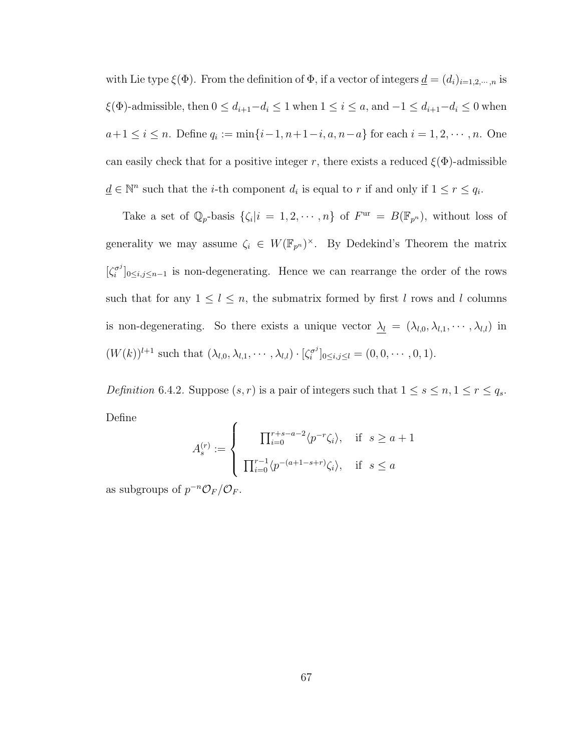with Lie type $\xi(\Phi)$. From the definition of $\Phi$, if a vector of integers $\underline{d} = (d_i)_{i=1,2,\cdots,n}$ is $\xi(\Phi)$-admissible, then $0 \leq d_{i+1} - d_i \leq 1$ when $1 \leq i \leq a$, and $-1 \leq d_{i+1} - d_i \leq 0$ when $a+1 \leq i \leq n$. Define $q_i := \min\{i-1, n+1-i, a, n-a\}$ for each $i = 1, 2, \cdots, n$. One can easily check that for a positive integer $r$, there exists a reduced $\xi(\Phi)$-admissible $\underline{d} \in \mathbb{N}^n$ such that the $i$-th component $d_i$ is equal to $r$ if and only if $1 \leq r \leq q_i$.

Take a set of $\mathbb{Q}_p$-basis $\{\zeta_i | i = 1, 2, \cdots, n\}$ of $F^{\mathrm{ur}} = B(\mathbb{F}_{p^n})$, without loss of generality we may assume $\zeta_i \in W(\mathbb{F}_{p^n})^\times$. By Dedekind's Theorem the matrix $[\zeta_i^{\sigma^j}]_{0 \leq i,j \leq n-1}$ is non-degenerating. Hence we can rearrange the order of the rows such that for any $1 \leq l \leq n$, the submatrix formed by first $l$ rows and $l$ columns is non-degenerating. So there exists a unique vector $\underline{\lambda_l} = (\lambda_{l,0}, \lambda_{l,1}, \cdots, \lambda_{l,l})$ in $(W(k))^{l+1}$ such that $(\lambda_{l,0}, \lambda_{l,1}, \cdots, \lambda_{l,l}) \cdot [\zeta_i^{\sigma^j}]_{0 \leq i,j \leq l} = (0, 0, \cdots, 0, 1)$.

*Definition* 6.4.2. Suppose $(s, r)$ is a pair of integers such that $1 \leq s \leq n, 1 \leq r \leq q_s$. Define

$$A_s^{(r)} := \begin{cases} \prod_{i=0}^{r+s-a-2} \langle p^{-r} \zeta_i \rangle, & \text{if } s \geq a+1 \\ \prod_{i=0}^{r-1} \langle p^{-(a+1-s+r)} \zeta_i \rangle, & \text{if } s \leq a \end{cases}$$

as subgroups of $p^{-n}\mathcal{O}_F/\mathcal{O}_F$.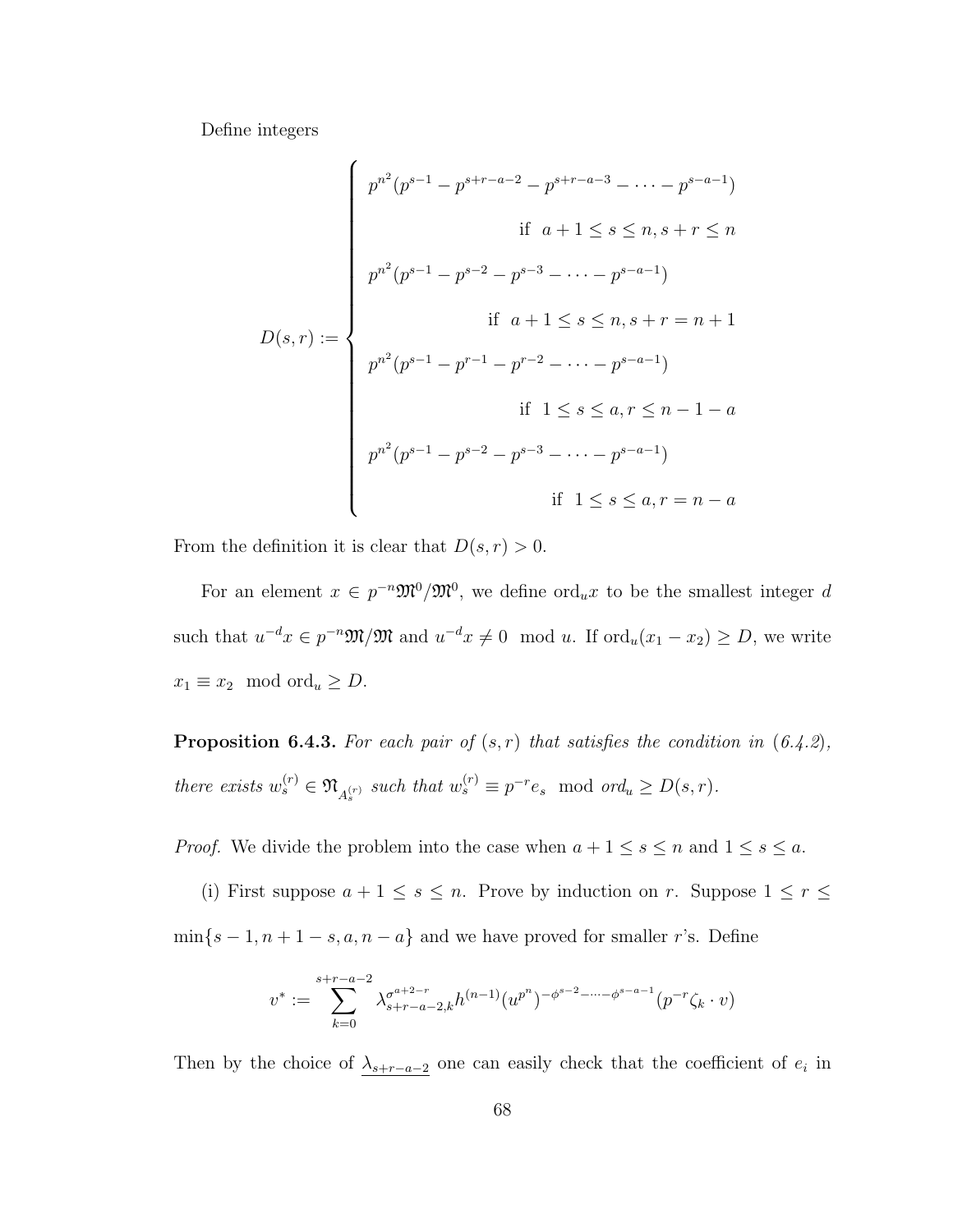Define integers

$$
D(s,r) := \begin{cases} p^{n^2}(p^{s-1} - p^{s+r-a-2} - p^{s+r-a-3} - \cdots - p^{s-a-1}) \\ \qquad\qquad\qquad \text{if } \ a+1 \leq s \leq n, s+r \leq n \\ p^{n^2}(p^{s-1} - p^{s-2} - p^{s-3} - \cdots - p^{s-a-1}) \\ \qquad\qquad\qquad \text{if } \ a+1 \leq s \leq n, s+r = n+1 \\ p^{n^2}(p^{s-1} - p^{r-1} - p^{r-2} - \cdots - p^{s-a-1}) \\ \qquad\qquad\qquad \text{if } \ 1 \leq s \leq a, r \leq n-1-a \\ p^{n^2}(p^{s-1} - p^{s-2} - p^{s-3} - \cdots - p^{s-a-1}) \\ \qquad\qquad\qquad \text{if } \ 1 \leq s \leq a, r = n-a \end{cases}
$$

From the definition it is clear that $D(s,r) > 0$.

For an element $x \in p^{-n}\mathfrak{M}^0/\mathfrak{M}^0$, we define $\mathrm{ord}_u x$ to be the smallest integer $d$ such that $u^{-d}x \in p^{-n}\mathfrak{M}/\mathfrak{M}$ and $u^{-d}x \neq 0 \mod u$. If $\mathrm{ord}_u(x_1 - x_2) \geq D$, we write $x_1 \equiv x_2 \mod \mathrm{ord}_u \geq D$.

**Proposition 6.4.3.** *For each pair of $(s,r)$ that satisfies the condition in (6.4.2), there exists $w_s^{(r)} \in \mathfrak{N}_{A_s^{(r)}}$ such that $w_s^{(r)} \equiv p^{-r}e_s \mod ord_u \geq D(s,r)$.*

*Proof.* We divide the problem into the case when $a+1 \leq s \leq n$ and $1 \leq s \leq a$.

(i) First suppose $a+1 \leq s \leq n$. Prove by induction on $r$. Suppose $1 \leq r \leq \min\{s-1, n+1-s, a, n-a\}$ and we have proved for smaller $r$'s. Define

$$
v^* := \sum_{k=0}^{s+r-a-2} \lambda_{s+r-a-2,k}^{\sigma^{a+2-r}} h^{(n-1)}(u^{p^n})^{-\phi^{s-2}-\cdots-\phi^{s-a-1}}(p^{-r}\zeta_k \cdot v)
$$

Then by the choice of $\underline{\lambda_{s+r-a-2}}$ one can easily check that the coefficient of $e_i$ in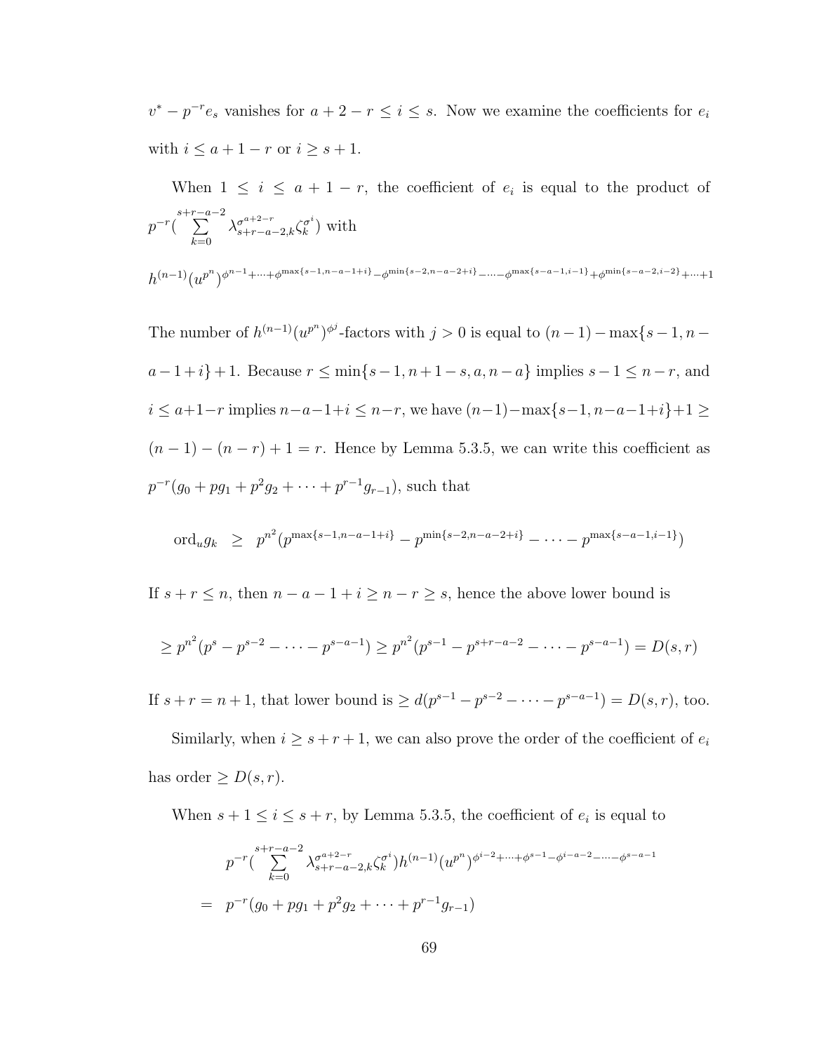$v^* - p^{-r}e_s$ vanishes for $a+2-r \le i \le s$. Now we examine the coefficients for $e_i$ with $i \le a+1-r$ or $i \ge s+1$.

When $1 \le i \le a+1-r$, the coefficient of $e_i$ is equal to the product of $p^{-r}(\sum_{k=0}^{s+r-a-2} \lambda_{s+r-a-2,k}^{\sigma^{a+2-r}} \zeta_k^{\sigma^i})$ with

$$h^{(n-1)}(u^{p^n})^{\phi^{n-1}+\cdots+\phi^{\max\{s-1,n-a-1+i\}}-\phi^{\min\{s-2,n-a-2+i\}}-\cdots-\phi^{\max\{s-a-1,i-1\}}+\phi^{\min\{s-a-2,i-2\}}+\cdots+1}$$

The number of $h^{(n-1)}(u^{p^n})^{\phi^j}$-factors with $j>0$ is equal to $(n-1)-\max\{s-1,n-a-1+i\}+1$. Because $r \le \min\{s-1, n+1-s, a, n-a\}$ implies $s-1 \le n-r$, and $i \le a+1-r$ implies $n-a-1+i \le n-r$, we have $(n-1)-\max\{s-1,n-a-1+i\}+1 \ge (n-1)-(n-r)+1 = r$. Hence by Lemma 5.3.5, we can write this coefficient as $p^{-r}(g_0 + pg_1 + p^2g_2 + \cdots + p^{r-1}g_{r-1})$, such that

$$\mathrm{ord}_u g_k \ \ge \ p^{n^2}(p^{\max\{s-1,n-a-1+i\}} - p^{\min\{s-2,n-a-2+i\}} - \cdots - p^{\max\{s-a-1,i-1\}})$$

If $s+r \le n$, then $n-a-1+i \ge n-r \ge s$, hence the above lower bound is

$$\ge p^{n^2}(p^s - p^{s-2} - \cdots - p^{s-a-1}) \ge p^{n^2}(p^{s-1} - p^{s+r-a-2} - \cdots - p^{s-a-1}) = D(s,r)$$

If $s+r = n+1$, that lower bound is $\ge d(p^{s-1} - p^{s-2} - \cdots - p^{s-a-1}) = D(s,r)$, too.

Similarly, when $i \ge s+r+1$, we can also prove the order of the coefficient of $e_i$ has order $\ge D(s,r)$.

When $s+1 \le i \le s+r$, by Lemma 5.3.5, the coefficient of $e_i$ is equal to

$$\begin{aligned} & p^{-r}(\sum_{k=0}^{s+r-a-2} \lambda_{s+r-a-2,k}^{\sigma^{a+2-r}} \zeta_k^{\sigma^i}) h^{(n-1)}(u^{p^n})^{\phi^{i-2}+\cdots+\phi^{s-1}-\phi^{i-a-2}-\cdots-\phi^{s-a-1}} \\ = \ & p^{-r}(g_0 + pg_1 + p^2g_2 + \cdots + p^{r-1}g_{r-1}) \end{aligned}$$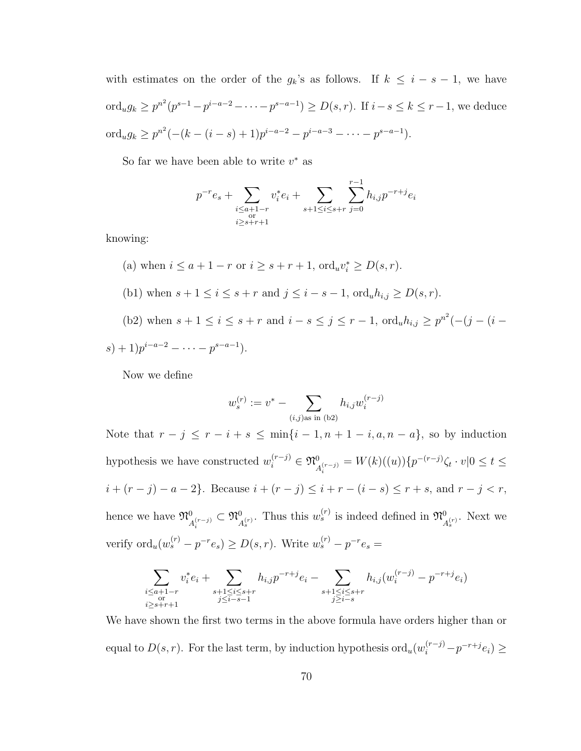with estimates on the order of the $g_k$'s as follows. If $k \le i - s - 1$, we have $\mathrm{ord}_u g_k \ge p^{n^2}(p^{s-1} - p^{i-a-2} - \cdots - p^{s-a-1}) \ge D(s,r)$. If $i - s \le k \le r-1$, we deduce $\mathrm{ord}_u g_k \ge p^{n^2}(-(k-(i-s)+1)p^{i-a-2} - p^{i-a-3} - \cdots - p^{s-a-1})$.

So far we have been able to write $v^*$ as

$$p^{-r}e_s + \sum_{\substack{i \le a+1-r \\ \text{or} \\ i \ge s+r+1}} v_i^* e_i + \sum_{s+1 \le i \le s+r} \sum_{j=0}^{r-1} h_{i,j} p^{-r+j} e_i$$

knowing:

(a) when $i \le a+1-r$ or $i \ge s+r+1$, $\mathrm{ord}_u v_i^* \ge D(s,r)$.

(b1) when $s+1 \le i \le s+r$ and $j \le i-s-1$, $\mathrm{ord}_u h_{i,j} \ge D(s,r)$.

(b2) when $s+1 \le i \le s+r$ and $i-s \le j \le r-1$, $\mathrm{ord}_u h_{i,j} \ge p^{n^2}(-(j-(i-s)+1)p^{i-a-2} - \cdots - p^{s-a-1})$.

Now we define

$$w_s^{(r)} := v^* - \sum_{(i,j)\text{as in (b2)}} h_{i,j} w_i^{(r-j)}$$

Note that $r - j \le r - i + s \le \min\{i-1, n+1-i, a, n-a\}$, so by induction hypothesis we have constructed $w_i^{(r-j)} \in \mathfrak{N}^0_{A_i^{(r-j)}} = W(k)((u))\{p^{-(r-j)}\zeta_t \cdot v | 0 \le t \le i + (r-j) - a - 2\}$. Because $i + (r-j) \le i + r - (i-s) \le r+s$, and $r - j < r$, hence we have $\mathfrak{N}^0_{A_i^{(r-j)}} \subset \mathfrak{N}^0_{A_s^{(r)}}$. Thus this $w_s^{(r)}$ is indeed defined in $\mathfrak{N}^0_{A_s^{(r)}}$. Next we verify $\mathrm{ord}_u(w_s^{(r)} - p^{-r}e_s) \ge D(s,r)$. Write $w_s^{(r)} - p^{-r}e_s =$

$$\sum_{\substack{i \le a+1-r \\ \text{or} \\ i \ge s+r+1}} v_i^* e_i + \sum_{\substack{s+1 \le i \le s+r \\ j \le i-s-1}} h_{i,j} p^{-r+j} e_i - \sum_{\substack{s+1 \le i \le s+r \\ j \ge i-s}} h_{i,j}(w_i^{(r-j)} - p^{-r+j}e_i)$$

We have shown the first two terms in the above formula have orders higher than or equal to $D(s,r)$. For the last term, by induction hypothesis $\mathrm{ord}_u(w_i^{(r-j)} - p^{-r+j}e_i) \ge$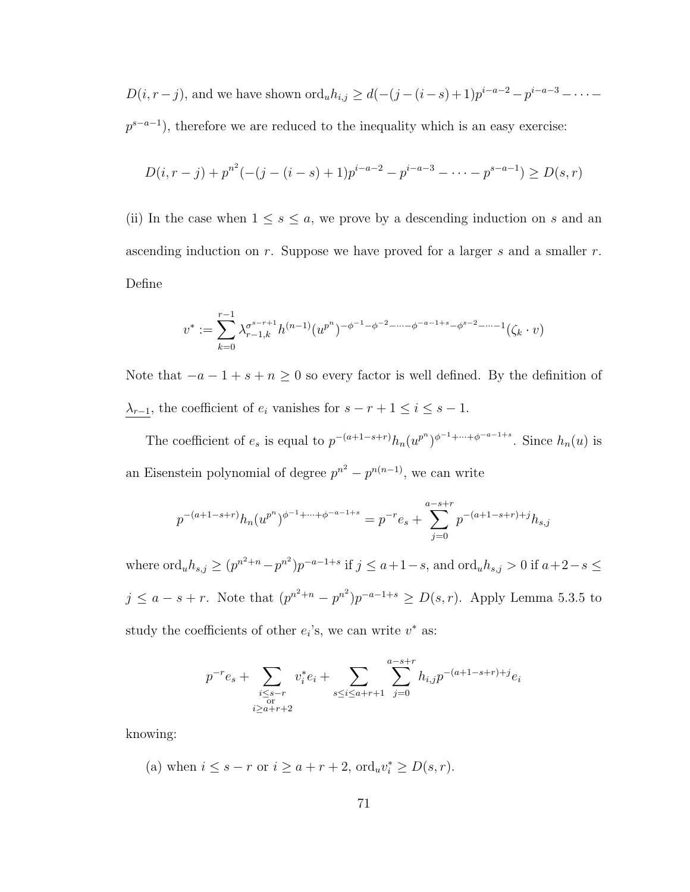$D(i, r-j)$, and we have shown $\mathrm{ord}_u h_{i,j} \geq d(-(j-(i-s)+1)p^{i-a-2} - p^{i-a-3} - \cdots - p^{s-a-1})$, therefore we are reduced to the inequality which is an easy exercise:

$$D(i, r-j) + p^{n^2}(-(j-(i-s)+1)p^{i-a-2} - p^{i-a-3} - \cdots - p^{s-a-1}) \geq D(s, r)$$

(ii) In the case when $1 \leq s \leq a$, we prove by a descending induction on $s$ and an ascending induction on $r$. Suppose we have proved for a larger $s$ and a smaller $r$. Define

$$v^* := \sum_{k=0}^{r-1} \lambda_{r-1,k}^{\sigma^{s-r+1}} h^{(n-1)}(u^{p^n})^{-\phi^{-1}-\phi^{-2}-\cdots-\phi^{-a-1+s}-\phi^{s-2}-\cdots-1}(\zeta_k \cdot v)$$

Note that $-a-1+s+n \geq 0$ so every factor is well defined. By the definition of $\underline{\lambda_{r-1}}$, the coefficient of $e_i$ vanishes for $s-r+1 \leq i \leq s-1$.

The coefficient of $e_s$ is equal to $p^{-(a+1-s+r)}h_n(u^{p^n})^{\phi^{-1}+\cdots+\phi^{-a-1+s}}$. Since $h_n(u)$ is an Eisenstein polynomial of degree $p^{n^2} - p^{n(n-1)}$, we can write

$$p^{-(a+1-s+r)}h_n(u^{p^n})^{\phi^{-1}+\cdots+\phi^{-a-1+s}} = p^{-r}e_s + \sum_{j=0}^{a-s+r} p^{-(a+1-s+r)+j}h_{s,j}$$

where $\mathrm{ord}_u h_{s,j} \geq (p^{n^2+n} - p^{n^2})p^{-a-1+s}$ if $j \leq a+1-s$, and $\mathrm{ord}_u h_{s,j} > 0$ if $a+2-s \leq j \leq a-s+r$. Note that $(p^{n^2+n} - p^{n^2})p^{-a-1+s} \geq D(s, r)$. Apply Lemma 5.3.5 to study the coefficients of other $e_i$'s, we can write $v^*$ as:

$$p^{-r}e_s + \sum_{\substack{i \leq s-r \\ \text{or} \\ i \geq a+r+2}} v_i^* e_i + \sum_{s \leq i \leq a+r+1} \sum_{j=0}^{a-s+r} h_{i,j}p^{-(a+1-s+r)+j}e_i$$

knowing:

(a) when $i \leq s-r$ or $i \geq a+r+2$, $\mathrm{ord}_u v_i^* \geq D(s, r)$.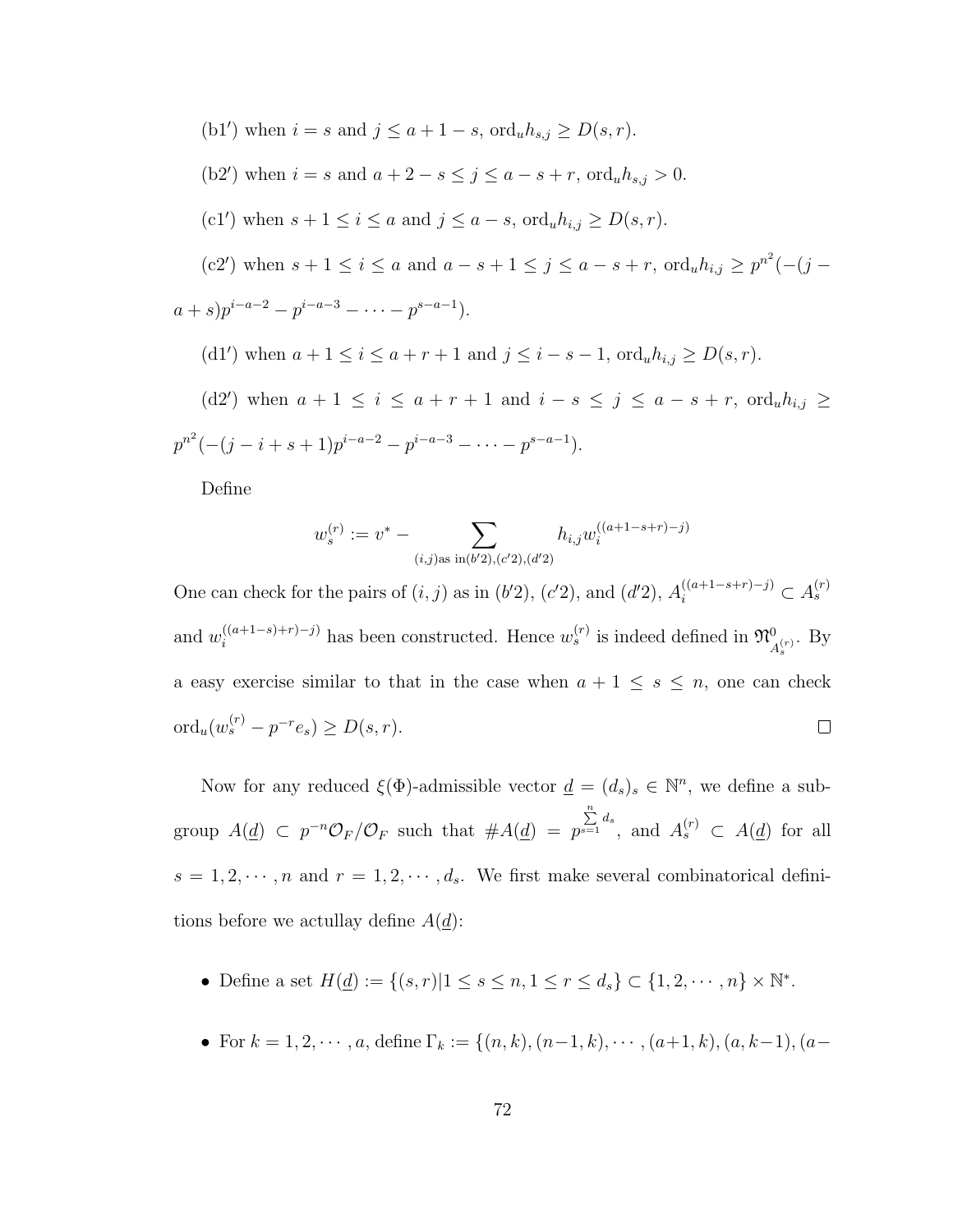(b1′) when $i = s$ and $j \leq a + 1 - s$, $\text{ord}_u h_{s,j} \geq D(s, r)$.

(b2′) when $i = s$ and $a + 2 - s \leq j \leq a - s + r$, $\text{ord}_u h_{s,j} > 0$.

(c1′) when $s + 1 \leq i \leq a$ and $j \leq a - s$, $\text{ord}_u h_{i,j} \geq D(s, r)$.

(c2′) when $s + 1 \leq i \leq a$ and $a - s + 1 \leq j \leq a - s + r$, $\text{ord}_u h_{i,j} \geq p^{n^2}(-(j - a + s)p^{i-a-2} - p^{i-a-3} - \cdots - p^{s-a-1})$.

(d1′) when $a + 1 \leq i \leq a + r + 1$ and $j \leq i - s - 1$, $\text{ord}_u h_{i,j} \geq D(s, r)$.

(d2′) when $a + 1 \leq i \leq a + r + 1$ and $i - s \leq j \leq a - s + r$, $\text{ord}_u h_{i,j} \geq p^{n^2}(-(j - i + s + 1)p^{i-a-2} - p^{i-a-3} - \cdots - p^{s-a-1})$.

Define

$$w_s^{(r)} := v^* - \sum_{(i,j)\text{as in}(b'2),(c'2),(d'2)} h_{i,j} w_i^{((a+1-s+r)-j)}$$

One can check for the pairs of $(i, j)$ as in $(b'2)$, $(c'2)$, and $(d'2)$, $A_i^{((a+1-s+r)-j)} \subset A_s^{(r)}$ and $w_i^{((a+1-s)+r)-j)}$ has been constructed. Hence $w_s^{(r)}$ is indeed defined in $\mathfrak{M}^0_{A_s^{(r)}}$. By a easy exercise similar to that in the case when $a + 1 \leq s \leq n$, one can check $\text{ord}_u(w_s^{(r)} - p^{-r}e_s) \geq D(s, r)$. $\square$

Now for any reduced $\xi(\Phi)$-admissible vector $\underline{d} = (d_s)_s \in \mathbb{N}^n$, we define a subgroup $A(\underline{d}) \subset p^{-n}\mathcal{O}_F/\mathcal{O}_F$ such that $\#A(\underline{d}) = p^{\sum_{s=1}^{n} d_s}$, and $A_s^{(r)} \subset A(\underline{d})$ for all $s = 1, 2, \cdots, n$ and $r = 1, 2, \cdots, d_s$. We first make several combinatorical definitions before we actullay define $A(\underline{d})$:

- Define a set $H(\underline{d}) := \{(s, r) | 1 \leq s \leq n, 1 \leq r \leq d_s\} \subset \{1, 2, \cdots, n\} \times \mathbb{N}^*$.

- For $k = 1, 2, \cdots, a$, define $\Gamma_k := \{(n, k), (n-1, k), \cdots, (a+1, k), (a, k-1), (a-$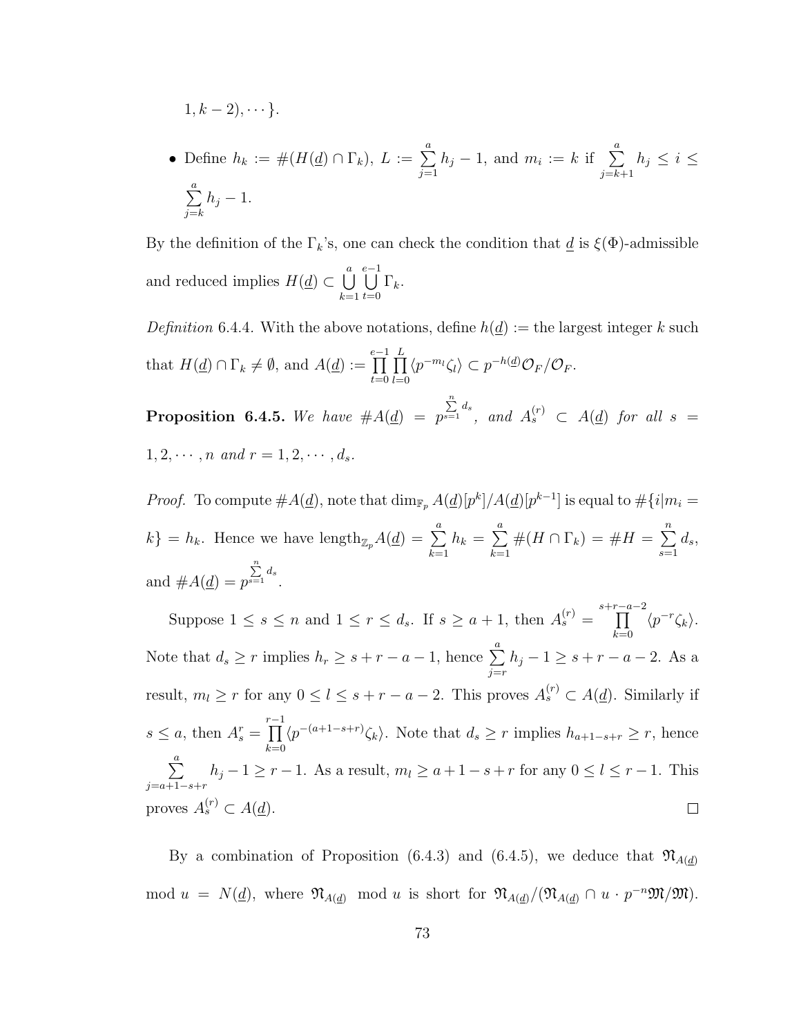$1, k-2), \cdots \}$.

- Define $h_k := \#(H(\underline{d}) \cap \Gamma_k)$, $L := \sum_{j=1}^{a} h_j - 1$, and $m_i := k$ if $\sum_{j=k+1}^{a} h_j \leq i \leq \sum_{j=k}^{a} h_j - 1$.

By the definition of the $\Gamma_k$'s, one can check the condition that $\underline{d}$ is $\xi(\Phi)$-admissible and reduced implies $H(\underline{d}) \subset \bigcup_{k=1}^{a} \bigcup_{t=0}^{e-1} \Gamma_k$.

*Definition* 6.4.4. With the above notations, define $h(\underline{d}) :=$ the largest integer $k$ such that $H(\underline{d}) \cap \Gamma_k \neq \emptyset$, and $A(\underline{d}) := \prod_{t=0}^{e-1} \prod_{l=0}^{L} \langle p^{-m_l} \zeta_l \rangle \subset p^{-h(\underline{d})} \mathcal{O}_F / \mathcal{O}_F$.

**Proposition 6.4.5.** *We have* $\#A(\underline{d}) = p^{\sum_{s=1}^{n} d_s}$, *and* $A_s^{(r)} \subset A(\underline{d})$ *for all* $s = 1, 2, \cdots, n$ *and* $r = 1, 2, \cdots, d_s$.

*Proof.* To compute $\#A(\underline{d})$, note that $\dim_{\mathbb{F}_p} A(\underline{d})[p^k]/A(\underline{d})[p^{k-1}]$ is equal to $\#\{i | m_i = k\} = h_k$. Hence we have $\text{length}_{\mathbb{Z}_p} A(\underline{d}) = \sum_{k=1}^{a} h_k = \sum_{k=1}^{a} \#(H \cap \Gamma_k) = \#H = \sum_{s=1}^{n} d_s$, and $\#A(\underline{d}) = p^{\sum_{s=1}^{n} d_s}$.

Suppose $1 \leq s \leq n$ and $1 \leq r \leq d_s$. If $s \geq a+1$, then $A_s^{(r)} = \prod_{k=0}^{s+r-a-2} \langle p^{-r} \zeta_k \rangle$. Note that $d_s \geq r$ implies $h_r \geq s+r-a-1$, hence $\sum_{j=r}^{a} h_j - 1 \geq s+r-a-2$. As a result, $m_l \geq r$ for any $0 \leq l \leq s+r-a-2$. This proves $A_s^{(r)} \subset A(\underline{d})$. Similarly if $s \leq a$, then $A_s^r = \prod_{k=0}^{r-1} \langle p^{-(a+1-s+r)} \zeta_k \rangle$. Note that $d_s \geq r$ implies $h_{a+1-s+r} \geq r$, hence $\sum_{j=a+1-s+r}^{a} h_j - 1 \geq r-1$. As a result, $m_l \geq a+1-s+r$ for any $0 \leq l \leq r-1$. This proves $A_s^{(r)} \subset A(\underline{d})$. $\square$

By a combination of Proposition (6.4.3) and (6.4.5), we deduce that $\mathfrak{N}_{A(\underline{d})} \mod u = N(\underline{d})$, where $\mathfrak{N}_{A(\underline{d})} \mod u$ is short for $\mathfrak{N}_{A(\underline{d})} / (\mathfrak{N}_{A(\underline{d})} \cap u \cdot p^{-n}\mathfrak{M}/\mathfrak{M})$.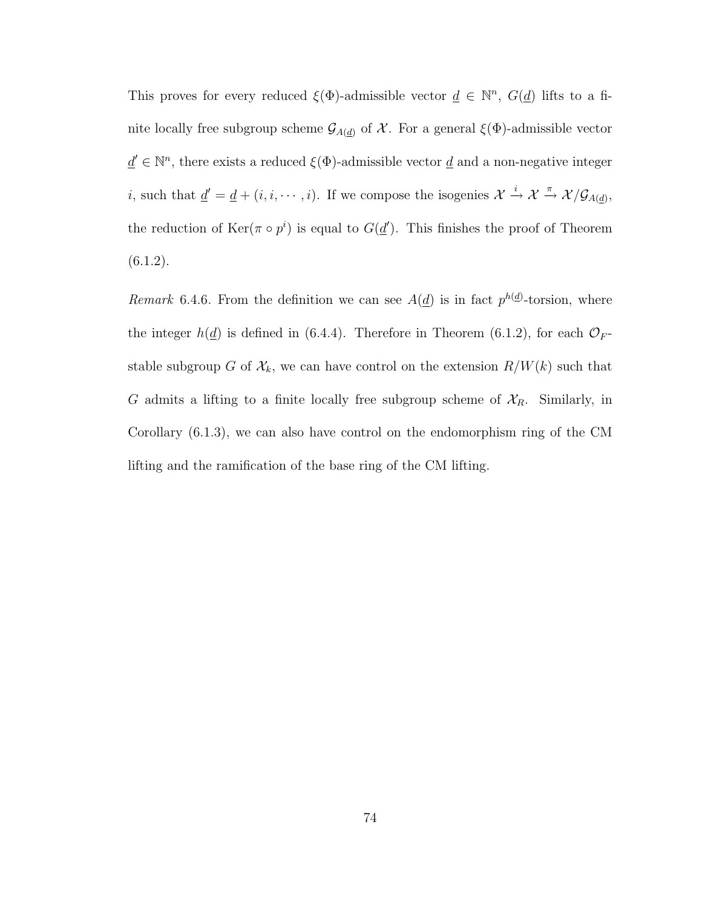This proves for every reduced $\xi(\Phi)$-admissible vector $\underline{d} \in \mathbb{N}^n$, $G(\underline{d})$ lifts to a finite locally free subgroup scheme $\mathcal{G}_{A(\underline{d})}$ of $\mathcal{X}$. For a general $\xi(\Phi)$-admissible vector $\underline{d}' \in \mathbb{N}^n$, there exists a reduced $\xi(\Phi)$-admissible vector $\underline{d}$ and a non-negative integer $i$, such that $\underline{d}' = \underline{d} + (i, i, \cdots, i)$. If we compose the isogenies $\mathcal{X} \xrightarrow{i} \mathcal{X} \xrightarrow{\pi} \mathcal{X}/\mathcal{G}_{A(\underline{d})}$, the reduction of $\mathrm{Ker}(\pi \circ p^i)$ is equal to $G(\underline{d}')$. This finishes the proof of Theorem (6.1.2).

*Remark* 6.4.6. From the definition we can see $A(\underline{d})$ is in fact $p^{h(\underline{d})}$-torsion, where the integer $h(\underline{d})$ is defined in (6.4.4). Therefore in Theorem (6.1.2), for each $\mathcal{O}_F$-stable subgroup $G$ of $\mathcal{X}_k$, we can have control on the extension $R/W(k)$ such that $G$ admits a lifting to a finite locally free subgroup scheme of $\mathcal{X}_R$. Similarly, in Corollary (6.1.3), we can also have control on the endomorphism ring of the CM lifting and the ramification of the base ring of the CM lifting.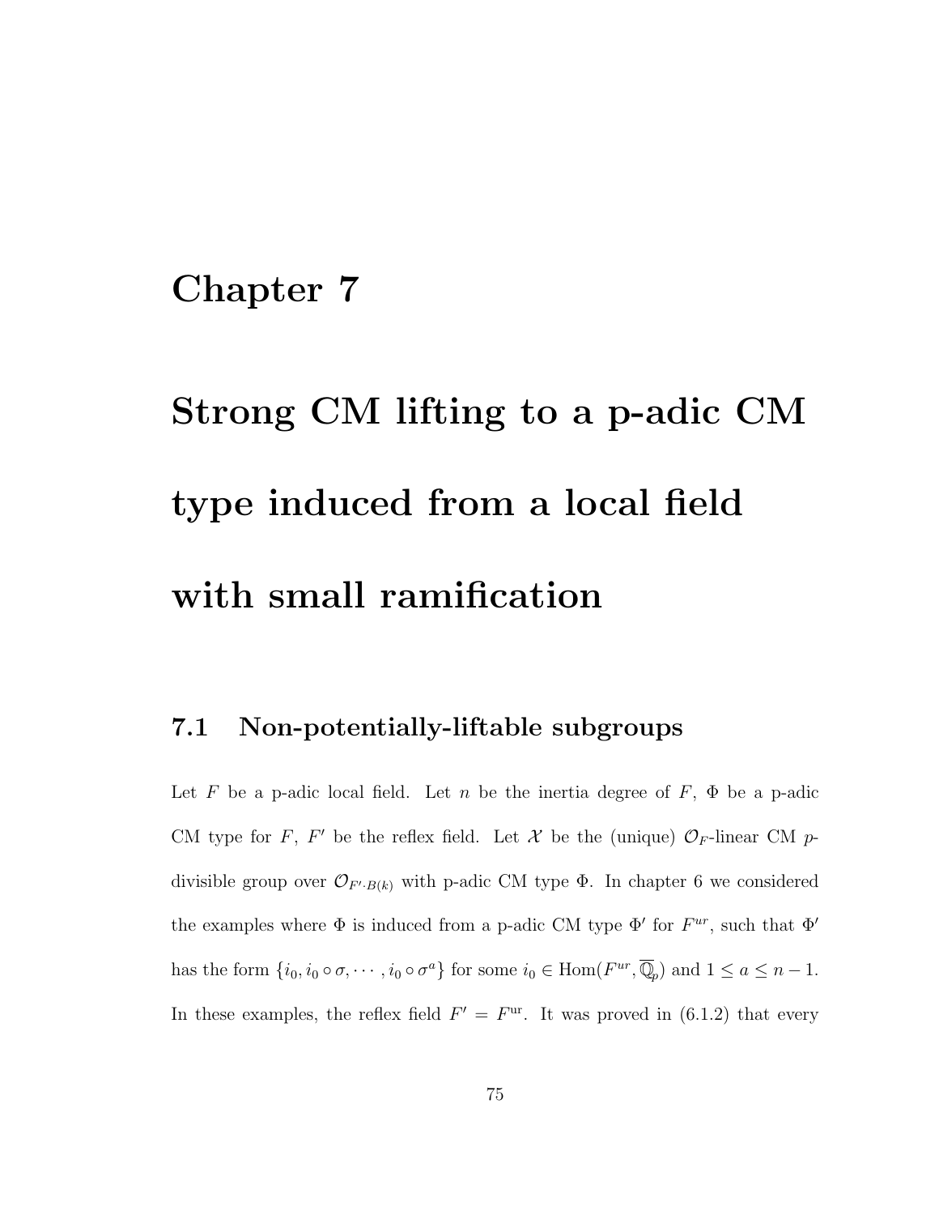# Chapter 7

# Strong CM lifting to a p-adic CM type induced from a local field with small ramification

## 7.1 Non-potentially-liftable subgroups

Let $F$ be a p-adic local field. Let $n$ be the inertia degree of $F$, $\Phi$ be a p-adic CM type for $F$, $F'$ be the reflex field. Let $\mathcal{X}$ be the (unique) $\mathcal{O}_F$-linear CM $p$-divisible group over $\mathcal{O}_{F' \cdot B(k)}$ with p-adic CM type $\Phi$. In chapter 6 we considered the examples where $\Phi$ is induced from a p-adic CM type $\Phi'$ for $F^{ur}$, such that $\Phi'$ has the form $\{i_0, i_0 \circ \sigma, \cdots, i_0 \circ \sigma^a\}$ for some $i_0 \in \mathrm{Hom}(F^{ur}, \overline{\mathbb{Q}}_p)$ and $1 \leq a \leq n-1$. In these examples, the reflex field $F' = F^{\mathrm{ur}}$. It was proved in (6.1.2) that every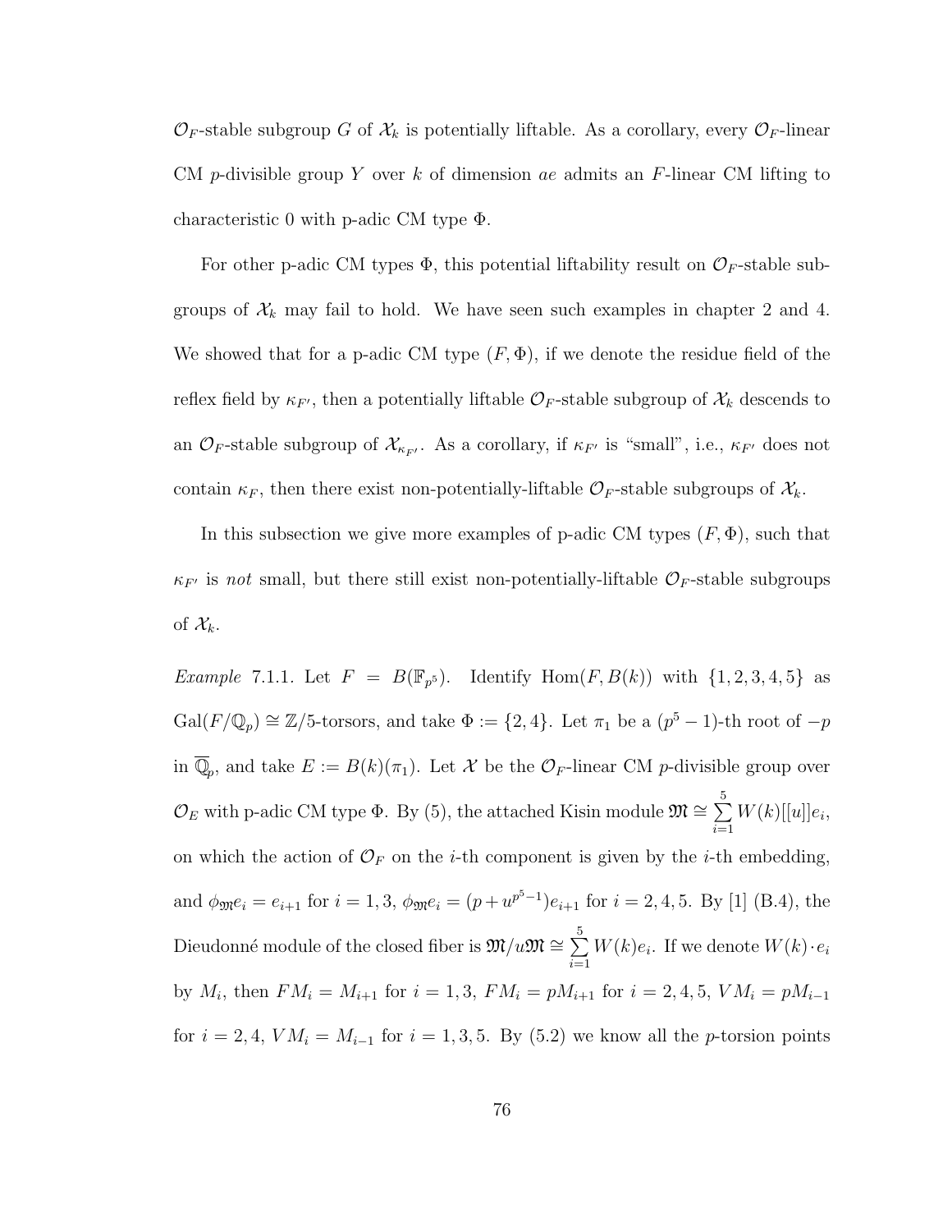$\mathcal{O}_F$-stable subgroup $G$ of $\mathcal{X}_k$ is potentially liftable. As a corollary, every $\mathcal{O}_F$-linear CM $p$-divisible group $Y$ over $k$ of dimension $ae$ admits an $F$-linear CM lifting to characteristic 0 with p-adic CM type $\Phi$.

For other p-adic CM types $\Phi$, this potential liftability result on $\mathcal{O}_F$-stable subgroups of $\mathcal{X}_k$ may fail to hold. We have seen such examples in chapter 2 and 4. We showed that for a p-adic CM type $(F, \Phi)$, if we denote the residue field of the reflex field by $\kappa_{F'}$, then a potentially liftable $\mathcal{O}_F$-stable subgroup of $\mathcal{X}_k$ descends to an $\mathcal{O}_F$-stable subgroup of $\mathcal{X}_{\kappa_{F'}}$. As a corollary, if $\kappa_{F'}$ is "small", i.e., $\kappa_{F'}$ does not contain $\kappa_F$, then there exist non-potentially-liftable $\mathcal{O}_F$-stable subgroups of $\mathcal{X}_k$.

In this subsection we give more examples of p-adic CM types $(F, \Phi)$, such that $\kappa_{F'}$ is *not* small, but there still exist non-potentially-liftable $\mathcal{O}_F$-stable subgroups of $\mathcal{X}_k$.

*Example* 7.1.1. Let $F = B(\mathbb{F}_{p^5})$. Identify $\mathrm{Hom}(F, B(k))$ with $\{1, 2, 3, 4, 5\}$ as $\mathrm{Gal}(F/\mathbb{Q}_p) \cong \mathbb{Z}/5$-torsors, and take $\Phi := \{2, 4\}$. Let $\pi_1$ be a $(p^5-1)$-th root of $-p$ in $\overline{\mathbb{Q}}_p$, and take $E := B(k)(\pi_1)$. Let $\mathcal{X}$ be the $\mathcal{O}_F$-linear CM $p$-divisible group over $\mathcal{O}_E$ with p-adic CM type $\Phi$. By (5), the attached Kisin module $\mathfrak{M} \cong \sum_{i=1}^{5} W(k)[[u]]e_i$, on which the action of $\mathcal{O}_F$ on the $i$-th component is given by the $i$-th embedding, and $\phi_{\mathfrak{M}} e_i = e_{i+1}$ for $i = 1, 3$, $\phi_{\mathfrak{M}} e_i = (p + u^{p^5-1})e_{i+1}$ for $i = 2, 4, 5$. By [1] (B.4), the Dieudonné module of the closed fiber is $\mathfrak{M}/u\mathfrak{M} \cong \sum_{i=1}^{5} W(k)e_i$. If we denote $W(k) \cdot e_i$ by $M_i$, then $FM_i = M_{i+1}$ for $i = 1, 3$, $FM_i = pM_{i+1}$ for $i = 2, 4, 5$, $VM_i = pM_{i-1}$ for $i = 2, 4$, $VM_i = M_{i-1}$ for $i = 1, 3, 5$. By (5.2) we know all the $p$-torsion points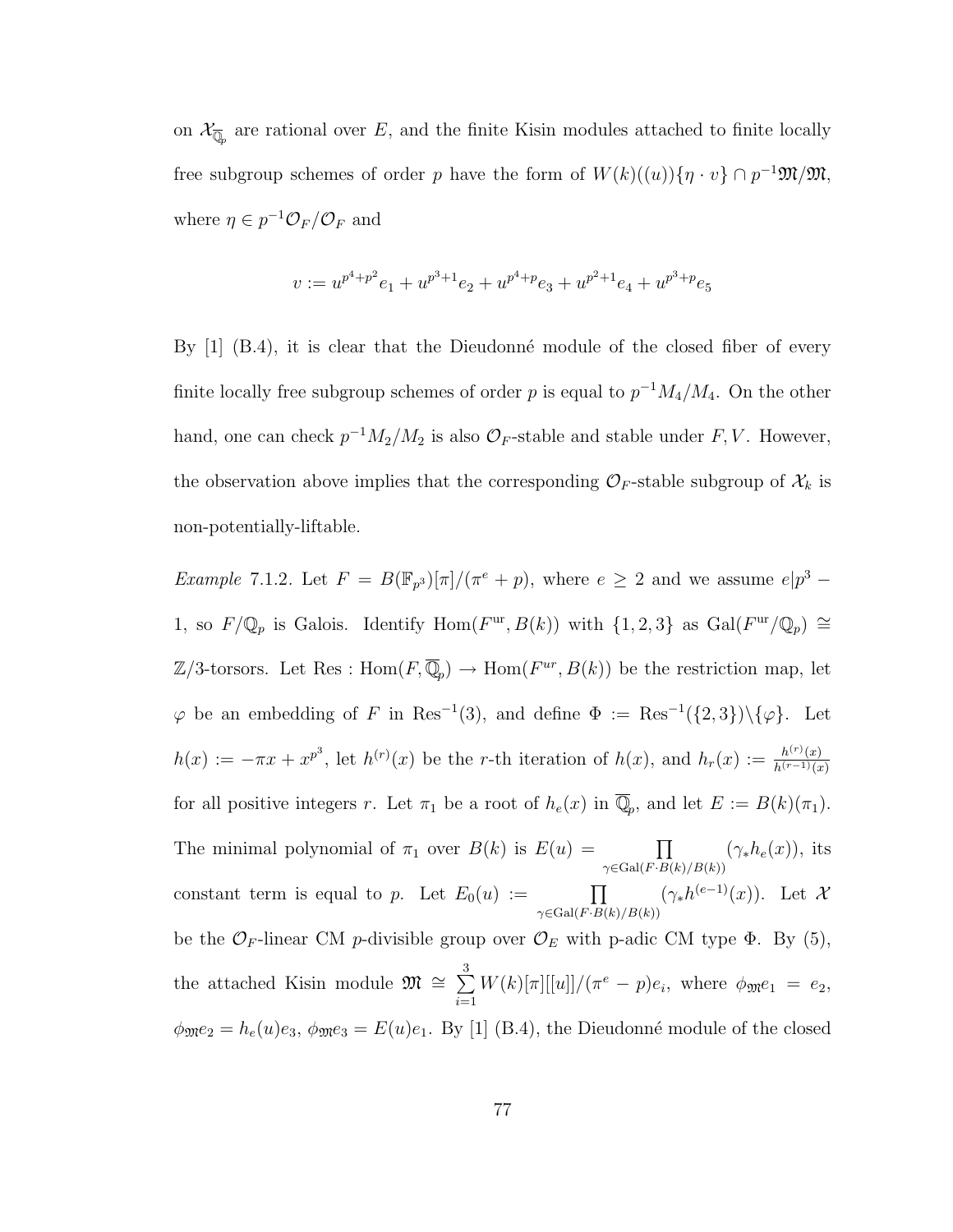on $\mathcal{X}_{\overline{\mathbb{Q}}_p}$ are rational over $E$, and the finite Kisin modules attached to finite locally free subgroup schemes of order $p$ have the form of $W(k)((u))\{\eta \cdot v\} \cap p^{-1}\mathfrak{M}/\mathfrak{M}$, where $\eta \in p^{-1}\mathcal{O}_F/\mathcal{O}_F$ and

$$v := u^{p^4+p^2}e_1 + u^{p^3+1}e_2 + u^{p^4+p}e_3 + u^{p^2+1}e_4 + u^{p^3+p}e_5$$

By [1] (B.4), it is clear that the Dieudonné module of the closed fiber of every finite locally free subgroup schemes of order $p$ is equal to $p^{-1}M_4/M_4$. On the other hand, one can check $p^{-1}M_2/M_2$ is also $\mathcal{O}_F$-stable and stable under $F, V$. However, the observation above implies that the corresponding $\mathcal{O}_F$-stable subgroup of $\mathcal{X}_k$ is non-potentially-liftable.

*Example* 7.1.2. Let $F = B(\mathbb{F}_{p^3})[\pi]/(\pi^e + p)$, where $e \geq 2$ and we assume $e|p^3 - 1$, so $F/\mathbb{Q}_p$ is Galois. Identify $\mathrm{Hom}(F^{\mathrm{ur}}, B(k))$ with $\{1, 2, 3\}$ as $\mathrm{Gal}(F^{\mathrm{ur}}/\mathbb{Q}_p) \cong \mathbb{Z}/3$-torsors. Let $\mathrm{Res} : \mathrm{Hom}(F, \overline{\mathbb{Q}}_p) \to \mathrm{Hom}(F^{ur}, B(k))$ be the restriction map, let $\varphi$ be an embedding of $F$ in $\mathrm{Res}^{-1}(3)$, and define $\Phi := \mathrm{Res}^{-1}(\{2,3\})\backslash\{\varphi\}$. Let $h(x) := -\pi x + x^{p^3}$, let $h^{(r)}(x)$ be the $r$-th iteration of $h(x)$, and $h_r(x) := \frac{h^{(r)}(x)}{h^{(r-1)}(x)}$ for all positive integers $r$. Let $\pi_1$ be a root of $h_e(x)$ in $\overline{\mathbb{Q}}_p$, and let $E := B(k)(\pi_1)$. The minimal polynomial of $\pi_1$ over $B(k)$ is $E(u) = \prod_{\gamma \in \mathrm{Gal}(F \cdot B(k)/B(k))} (\gamma_* h_e(x))$, its constant term is equal to $p$. Let $E_0(u) := \prod_{\gamma \in \mathrm{Gal}(F \cdot B(k)/B(k))} (\gamma_* h^{(e-1)}(x))$. Let $\mathcal{X}$ be the $\mathcal{O}_F$-linear CM $p$-divisible group over $\mathcal{O}_E$ with p-adic CM type $\Phi$. By (5), the attached Kisin module $\mathfrak{M} \cong \sum_{i=1}^{3} W(k)[\pi][[u]]/(\pi^e - p)e_i$, where $\phi_{\mathfrak{M}}e_1 = e_2$, $\phi_{\mathfrak{M}}e_2 = h_e(u)e_3$, $\phi_{\mathfrak{M}}e_3 = E(u)e_1$. By [1] (B.4), the Dieudonné module of the closed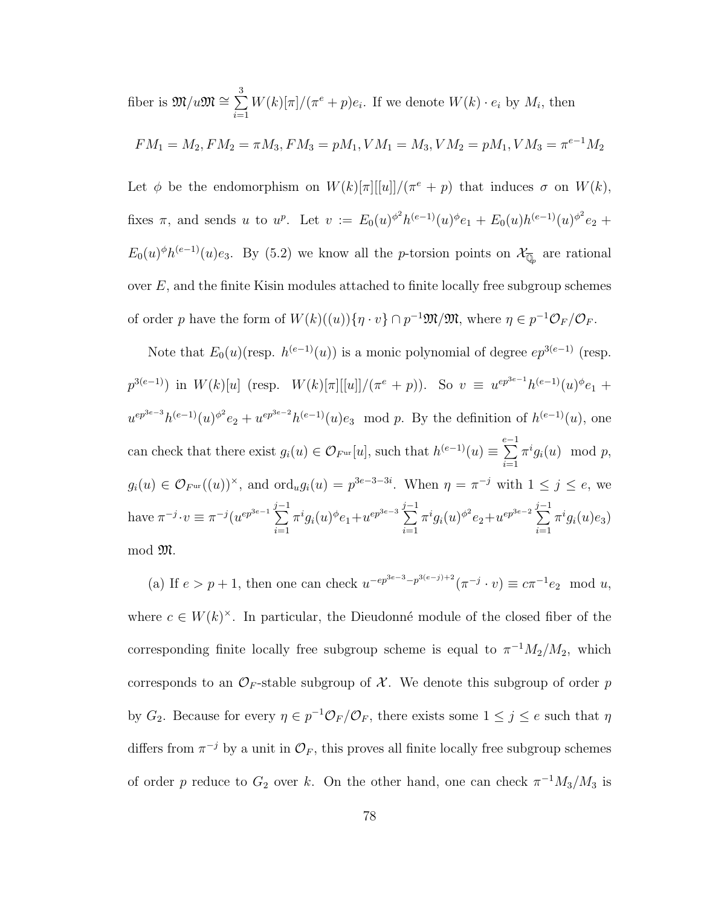fiber is $\mathfrak{M}/u\mathfrak{M} \cong \sum_{i=1}^{3} W(k)[\pi]/(\pi^e + p)e_i$. If we denote $W(k) \cdot e_i$ by $M_i$, then

$$FM_1 = M_2, FM_2 = \pi M_3, FM_3 = pM_1, VM_1 = M_3, VM_2 = pM_1, VM_3 = \pi^{e-1}M_2$$

Let $\phi$ be the endomorphism on $W(k)[\pi][[u]]/(\pi^e + p)$ that induces $\sigma$ on $W(k)$, fixes $\pi$, and sends $u$ to $u^p$. Let $v := E_0(u)^{\phi^2}h^{(e-1)}(u)^{\phi}e_1 + E_0(u)h^{(e-1)}(u)^{\phi^2}e_2 + E_0(u)^{\phi}h^{(e-1)}(u)e_3$. By (5.2) we know all the $p$-torsion points on $\mathcal{X}_{\overline{\mathbb{Q}}_p}$ are rational over $E$, and the finite Kisin modules attached to finite locally free subgroup schemes of order $p$ have the form of $W(k)((u))\{\eta \cdot v\} \cap p^{-1}\mathfrak{M}/\mathfrak{M}$, where $\eta \in p^{-1}\mathcal{O}_F/\mathcal{O}_F$.

Note that $E_0(u)$(resp. $h^{(e-1)}(u)$) is a monic polynomial of degree $ep^{3(e-1)}$ (resp. $p^{3(e-1)}$) in $W(k)[u]$ (resp. $W(k)[\pi][[u]]/(\pi^e + p)$). So $v \equiv u^{ep^{3e-1}}h^{(e-1)}(u)^{\phi}e_1 + u^{ep^{3e-3}}h^{(e-1)}(u)^{\phi^2}e_2 + u^{ep^{3e-2}}h^{(e-1)}(u)e_3 \mod p$. By the definition of $h^{(e-1)}(u)$, one can check that there exist $g_i(u) \in \mathcal{O}_{F^{\mathrm{ur}}}[u]$, such that $h^{(e-1)}(u) \equiv \sum_{i=1}^{e-1} \pi^i g_i(u) \mod p$, $g_i(u) \in \mathcal{O}_{F^{\mathrm{ur}}}((u))^{\times}$, and $\mathrm{ord}_u g_i(u) = p^{3e-3-3i}$. When $\eta = \pi^{-j}$ with $1 \leq j \leq e$, we have $\pi^{-j} \cdot v \equiv \pi^{-j}(u^{ep^{3e-1}} \sum_{i=1}^{j-1} \pi^i g_i(u)^{\phi} e_1 + u^{ep^{3e-3}} \sum_{i=1}^{j-1} \pi^i g_i(u)^{\phi^2} e_2 + u^{ep^{3e-2}} \sum_{i=1}^{j-1} \pi^i g_i(u) e_3)$ mod $\mathfrak{M}$.

(a) If $e > p + 1$, then one can check $u^{-ep^{3e-3}-p^{3(e-j)+2}}(\pi^{-j} \cdot v) \equiv c\pi^{-1}e_2 \mod u$, where $c \in W(k)^{\times}$. In particular, the Dieudonné module of the closed fiber of the corresponding finite locally free subgroup scheme is equal to $\pi^{-1}M_2/M_2$, which corresponds to an $\mathcal{O}_F$-stable subgroup of $\mathcal{X}$. We denote this subgroup of order $p$ by $G_2$. Because for every $\eta \in p^{-1}\mathcal{O}_F/\mathcal{O}_F$, there exists some $1 \leq j \leq e$ such that $\eta$ differs from $\pi^{-j}$ by a unit in $\mathcal{O}_F$, this proves all finite locally free subgroup schemes of order $p$ reduce to $G_2$ over $k$. On the other hand, one can check $\pi^{-1}M_3/M_3$ is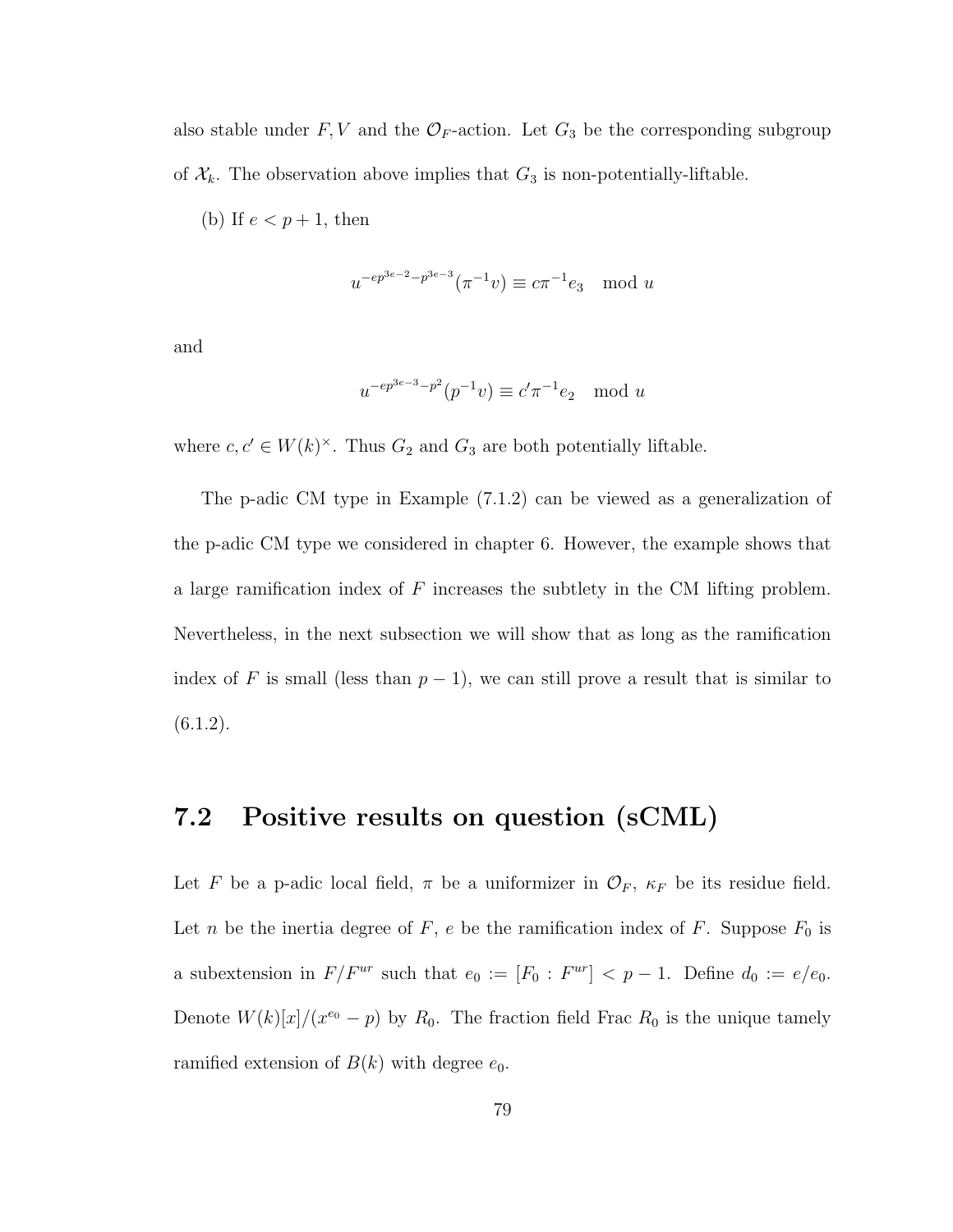also stable under $F, V$ and the $\mathcal{O}_F$-action. Let $G_3$ be the corresponding subgroup of $\mathcal{X}_k$. The observation above implies that $G_3$ is non-potentially-liftable.

(b) If $e < p+1$, then

$$u^{-ep^{3e-2}-p^{3e-3}}(\pi^{-1}v) \equiv c\pi^{-1}e_3 \mod u$$

and

$$u^{-ep^{3e-3}-p^2}(p^{-1}v) \equiv c'\pi^{-1}e_2 \mod u$$

where $c, c' \in W(k)^\times$. Thus $G_2$ and $G_3$ are both potentially liftable.

The p-adic CM type in Example (7.1.2) can be viewed as a generalization of the p-adic CM type we considered in chapter 6. However, the example shows that a large ramification index of $F$ increases the subtlety in the CM lifting problem. Nevertheless, in the next subsection we will show that as long as the ramification index of $F$ is small (less than $p-1$), we can still prove a result that is similar to (6.1.2).

## 7.2 Positive results on question (sCML)

Let $F$ be a p-adic local field, $\pi$ be a uniformizer in $\mathcal{O}_F$, $\kappa_F$ be its residue field. Let $n$ be the inertia degree of $F$, $e$ be the ramification index of $F$. Suppose $F_0$ is a subextension in $F/F^{ur}$ such that $e_0 := [F_0 : F^{ur}] < p-1$. Define $d_0 := e/e_0$. Denote $W(k)[x]/(x^{e_0} - p)$ by $R_0$. The fraction field Frac $R_0$ is the unique tamely ramified extension of $B(k)$ with degree $e_0$.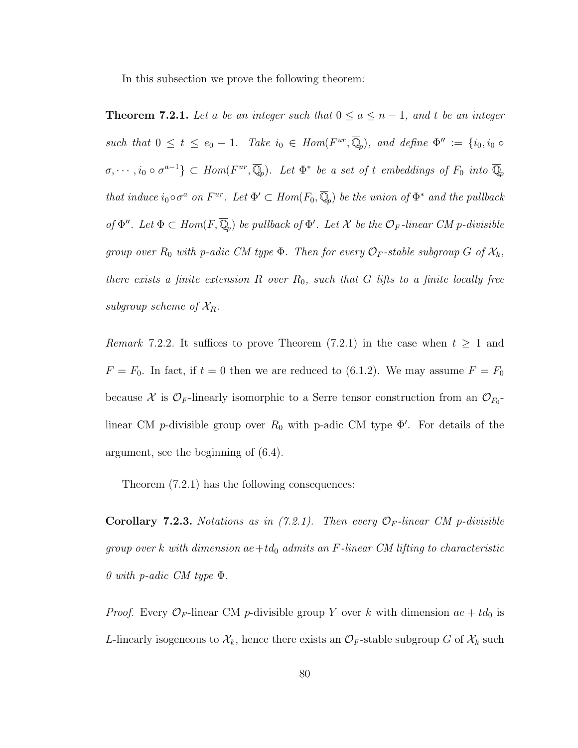In this subsection we prove the following theorem:

**Theorem 7.2.1.** *Let $a$ be an integer such that $0 \leq a \leq n-1$, and $t$ be an integer such that $0 \leq t \leq e_0 - 1$. Take $i_0 \in Hom(F^{ur}, \overline{\mathbb{Q}}_p)$, and define $\Phi'' := \{i_0, i_0 \circ \sigma, \cdots, i_0 \circ \sigma^{a-1}\} \subset Hom(F^{ur}, \overline{\mathbb{Q}}_p)$. Let $\Phi^*$ be a set of $t$ embeddings of $F_0$ into $\overline{\mathbb{Q}}_p$ that induce $i_0 \circ \sigma^a$ on $F^{ur}$. Let $\Phi' \subset Hom(F_0, \overline{\mathbb{Q}}_p)$ be the union of $\Phi^*$ and the pullback of $\Phi''$. Let $\Phi \subset Hom(F, \overline{\mathbb{Q}}_p)$ be pullback of $\Phi'$. Let $\mathcal{X}$ be the $\mathcal{O}_F$-linear CM $p$-divisible group over $R_0$ with $p$-adic CM type $\Phi$. Then for every $\mathcal{O}_F$-stable subgroup $G$ of $\mathcal{X}_k$, there exists a finite extension $R$ over $R_0$, such that $G$ lifts to a finite locally free subgroup scheme of $\mathcal{X}_R$.*

*Remark* 7.2.2. It suffices to prove Theorem (7.2.1) in the case when $t \geq 1$ and $F = F_0$. In fact, if $t = 0$ then we are reduced to (6.1.2). We may assume $F = F_0$ because $\mathcal{X}$ is $\mathcal{O}_F$-linearly isomorphic to a Serre tensor construction from an $\mathcal{O}_{F_0}$-linear CM $p$-divisible group over $R_0$ with p-adic CM type $\Phi'$. For details of the argument, see the beginning of (6.4).

Theorem (7.2.1) has the following consequences:

**Corollary 7.2.3.** *Notations as in (7.2.1). Then every $\mathcal{O}_F$-linear CM $p$-divisible group over $k$ with dimension $ae + td_0$ admits an $F$-linear CM lifting to characteristic 0 with p-adic CM type $\Phi$.*

*Proof.* Every $\mathcal{O}_F$-linear CM $p$-divisible group $Y$ over $k$ with dimension $ae + td_0$ is $L$-linearly isogeneous to $\mathcal{X}_k$, hence there exists an $\mathcal{O}_F$-stable subgroup $G$ of $\mathcal{X}_k$ such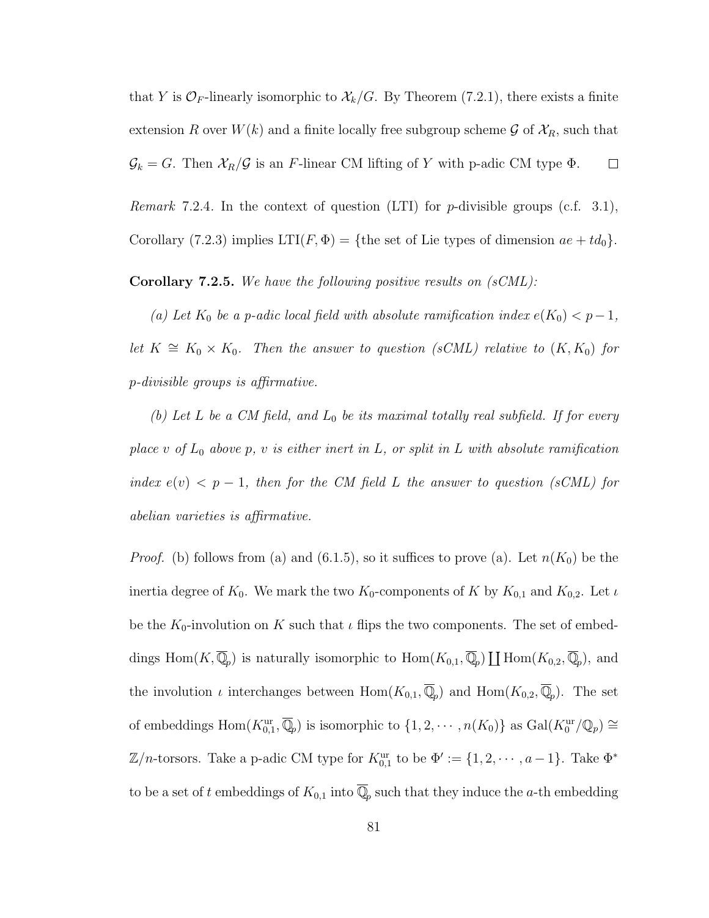that $Y$ is $\mathcal{O}_F$-linearly isomorphic to $\mathcal{X}_k/G$. By Theorem (7.2.1), there exists a finite extension $R$ over $W(k)$ and a finite locally free subgroup scheme $\mathcal{G}$ of $\mathcal{X}_R$, such that $\mathcal{G}_k = G$. Then $\mathcal{X}_R/\mathcal{G}$ is an $F$-linear CM lifting of $Y$ with p-adic CM type $\Phi$. $\square$

*Remark* 7.2.4. In the context of question (LTI) for $p$-divisible groups (c.f. 3.1), Corollary (7.2.3) implies $\mathrm{LTI}(F, \Phi) = \{$the set of Lie types of dimension $ae + td_0\}$.

**Corollary 7.2.5.** *We have the following positive results on (sCML):*

*(a) Let $K_0$ be a p-adic local field with absolute ramification index $e(K_0) < p-1$, let $K \cong K_0 \times K_0$. Then the answer to question (sCML) relative to $(K, K_0)$ for p-divisible groups is affirmative.*

*(b) Let $L$ be a CM field, and $L_0$ be its maximal totally real subfield. If for every place $v$ of $L_0$ above $p$, $v$ is either inert in $L$, or split in $L$ with absolute ramification index $e(v) < p-1$, then for the CM field $L$ the answer to question (sCML) for abelian varieties is affirmative.*

*Proof.* (b) follows from (a) and (6.1.5), so it suffices to prove (a). Let $n(K_0)$ be the inertia degree of $K_0$. We mark the two $K_0$-components of $K$ by $K_{0,1}$ and $K_{0,2}$. Let $\iota$ be the $K_0$-involution on $K$ such that $\iota$ flips the two components. The set of embeddings $\mathrm{Hom}(K, \overline{\mathbb{Q}}_p)$ is naturally isomorphic to $\mathrm{Hom}(K_{0,1}, \overline{\mathbb{Q}}_p) \coprod \mathrm{Hom}(K_{0,2}, \overline{\mathbb{Q}}_p)$, and the involution $\iota$ interchanges between $\mathrm{Hom}(K_{0,1}, \overline{\mathbb{Q}}_p)$ and $\mathrm{Hom}(K_{0,2}, \overline{\mathbb{Q}}_p)$. The set of embeddings $\mathrm{Hom}(K_{0,1}^{\mathrm{ur}}, \overline{\mathbb{Q}}_p)$ is isomorphic to $\{1, 2, \cdots, n(K_0)\}$ as $\mathrm{Gal}(K_0^{\mathrm{ur}}/\mathbb{Q}_p) \cong \mathbb{Z}/n$-torsors. Take a p-adic CM type for $K_{0,1}^{\mathrm{ur}}$ to be $\Phi' := \{1, 2, \cdots, a-1\}$. Take $\Phi^*$ to be a set of $t$ embeddings of $K_{0,1}$ into $\overline{\mathbb{Q}}_p$ such that they induce the $a$-th embedding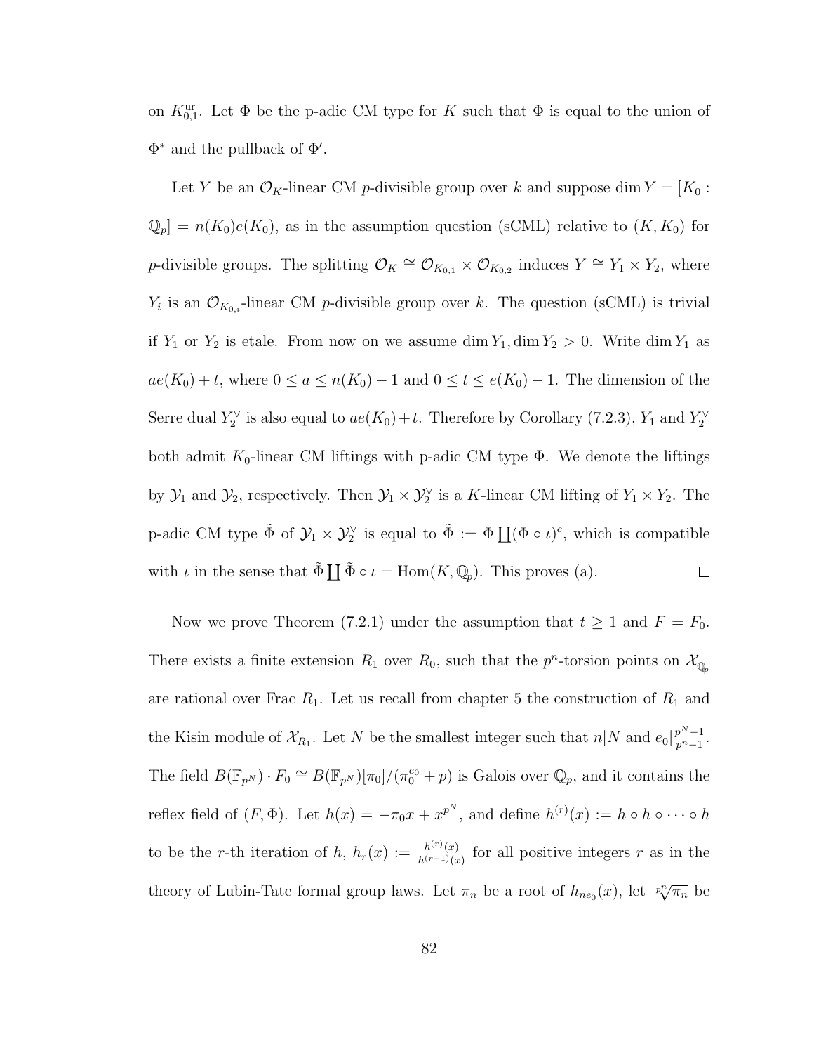on $K_{0,1}^{\mathrm{ur}}$. Let $\Phi$ be the p-adic CM type for $K$ such that $\Phi$ is equal to the union of $\Phi^*$ and the pullback of $\Phi'$.

Let $Y$ be an $\mathcal{O}_K$-linear CM $p$-divisible group over $k$ and suppose $\dim Y = [K_0 : \mathbb{Q}_p] = n(K_0)e(K_0)$, as in the assumption question (sCML) relative to $(K, K_0)$ for $p$-divisible groups. The splitting $\mathcal{O}_K \cong \mathcal{O}_{K_{0,1}} \times \mathcal{O}_{K_{0,2}}$ induces $Y \cong Y_1 \times Y_2$, where $Y_i$ is an $\mathcal{O}_{K_{0,i}}$-linear CM $p$-divisible group over $k$. The question (sCML) is trivial if $Y_1$ or $Y_2$ is etale. From now on we assume $\dim Y_1, \dim Y_2 > 0$. Write $\dim Y_1$ as $ae(K_0) + t$, where $0 \leq a \leq n(K_0) - 1$ and $0 \leq t \leq e(K_0) - 1$. The dimension of the Serre dual $Y_2^\vee$ is also equal to $ae(K_0) + t$. Therefore by Corollary (7.2.3), $Y_1$ and $Y_2^\vee$ both admit $K_0$-linear CM liftings with p-adic CM type $\Phi$. We denote the liftings by $\mathcal{Y}_1$ and $\mathcal{Y}_2$, respectively. Then $\mathcal{Y}_1 \times \mathcal{Y}_2^\vee$ is a $K$-linear CM lifting of $Y_1 \times Y_2$. The p-adic CM type $\tilde{\Phi}$ of $\mathcal{Y}_1 \times \mathcal{Y}_2^\vee$ is equal to $\tilde{\Phi} := \Phi \coprod (\Phi \circ \iota)^c$, which is compatible with $\iota$ in the sense that $\tilde{\Phi} \coprod \tilde{\Phi} \circ \iota = \mathrm{Hom}(K, \overline{\mathbb{Q}}_p)$. This proves (a). $\square$

Now we prove Theorem (7.2.1) under the assumption that $t \geq 1$ and $F = F_0$. There exists a finite extension $R_1$ over $R_0$, such that the $p^n$-torsion points on $\mathcal{X}_{\overline{\mathbb{Q}}_p}$ are rational over Frac $R_1$. Let us recall from chapter 5 the construction of $R_1$ and the Kisin module of $\mathcal{X}_{R_1}$. Let $N$ be the smallest integer such that $n | N$ and $e_0 | \frac{p^N - 1}{p^n - 1}$. The field $B(\mathbb{F}_{p^N}) \cdot F_0 \cong B(\mathbb{F}_{p^N})[\pi_0]/(\pi_0^{e_0} + p)$ is Galois over $\mathbb{Q}_p$, and it contains the reflex field of $(F, \Phi)$. Let $h(x) = -\pi_0 x + x^{p^N}$, and define $h^{(r)}(x) := h \circ h \circ \cdots \circ h$ to be the $r$-th iteration of $h$, $h_r(x) := \frac{h^{(r)}(x)}{h^{(r-1)}(x)}$ for all positive integers $r$ as in the theory of Lubin-Tate formal group laws. Let $\pi_n$ be a root of $h_{ne_0}(x)$, let $\sqrt[p^n]{\pi_n}$ be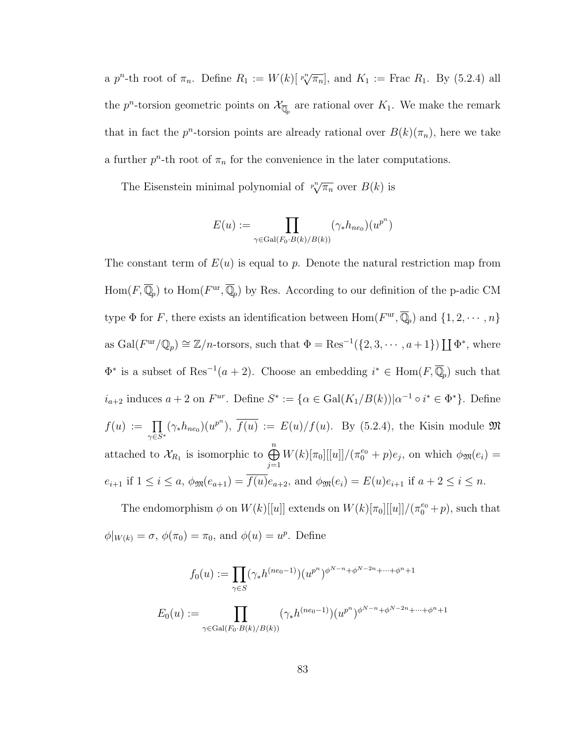a $p^n$-th root of $\pi_n$. Define $R_1 := W(k)[\sqrt[p^n]{\pi_n}]$, and $K_1 := \text{Frac } R_1$. By (5.2.4) all the $p^n$-torsion geometric points on $\mathcal{X}_{\overline{\mathbb{Q}}_p}$ are rational over $K_1$. We make the remark that in fact the $p^n$-torsion points are already rational over $B(k)(\pi_n)$, here we take a further $p^n$-th root of $\pi_n$ for the convenience in the later computations.

The Eisenstein minimal polynomial of $\sqrt[p^n]{\pi_n}$ over $B(k)$ is

$$E(u) := \prod_{\gamma \in \text{Gal}(F_0 \cdot B(k)/B(k))} (\gamma_* h_{ne_0})(u^{p^n})$$

The constant term of $E(u)$ is equal to $p$. Denote the natural restriction map from $\text{Hom}(F, \overline{\mathbb{Q}}_p)$ to $\text{Hom}(F^{\text{ur}}, \overline{\mathbb{Q}}_p)$ by Res. According to our definition of the p-adic CM type $\Phi$ for $F$, there exists an identification between $\text{Hom}(F^{\text{ur}}, \overline{\mathbb{Q}}_p)$ and $\{1, 2, \cdots, n\}$ as $\text{Gal}(F^{\text{ur}}/\mathbb{Q}_p) \cong \mathbb{Z}/n$-torsors, such that $\Phi = \text{Res}^{-1}(\{2, 3, \cdots, a+1\}) \coprod \Phi^*$, where $\Phi^*$ is a subset of $\text{Res}^{-1}(a+2)$. Choose an embedding $i^* \in \text{Hom}(F, \overline{\mathbb{Q}}_p)$ such that $i_{a+2}$ induces $a+2$ on $F^{ur}$. Define $S^* := \{\alpha \in \text{Gal}(K_1/B(k)) | \alpha^{-1} \circ i^* \in \Phi^*\}$. Define $f(u) := \prod_{\gamma \in S^*} (\gamma_* h_{ne_0})(u^{p^n})$, $\overline{f(u)} := E(u)/f(u)$. By (5.2.4), the Kisin module $\mathfrak{M}$ attached to $\mathcal{X}_{R_1}$ is isomorphic to $\bigoplus_{j=1}^{n} W(k)[\pi_0][[u]]/(\pi_0^{e_0} + p)e_j$, on which $\phi_{\mathfrak{M}}(e_i) = e_{i+1}$ if $1 \leq i \leq a$, $\phi_{\mathfrak{M}}(e_{a+1}) = \overline{f(u)} e_{a+2}$, and $\phi_{\mathfrak{M}}(e_i) = E(u) e_{i+1}$ if $a+2 \leq i \leq n$.

The endomorphism $\phi$ on $W(k)[[u]]$ extends on $W(k)[\pi_0][[u]]/(\pi_0^{e_0} + p)$, such that $\phi|_{W(k)} = \sigma$, $\phi(\pi_0) = \pi_0$, and $\phi(u) = u^p$. Define

$$f_0(u) := \prod_{\gamma \in S} (\gamma_* h^{(ne_0 - 1)})(u^{p^n})^{\phi^{N-n} + \phi^{N-2n} + \cdots + \phi^n + 1}$$

$$E_0(u) := \prod_{\gamma \in \text{Gal}(F_0 \cdot B(k)/B(k))} (\gamma_* h^{(ne_0 - 1)})(u^{p^n})^{\phi^{N-n} + \phi^{N-2n} + \cdots + \phi^n + 1}$$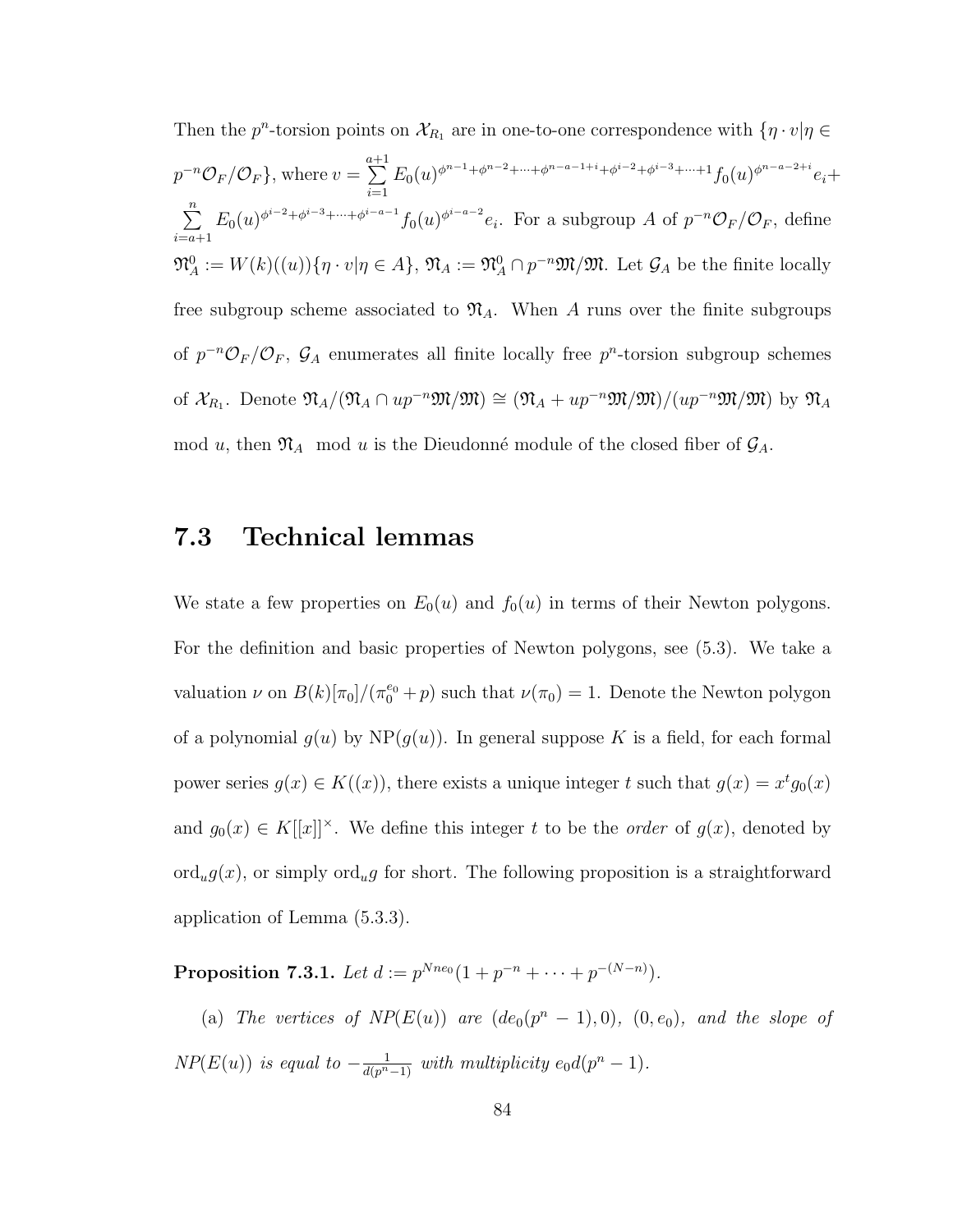Then the $p^n$-torsion points on $\mathcal{X}_{R_1}$ are in one-to-one correspondence with $\{\eta \cdot v | \eta \in p^{-n}\mathcal{O}_F/\mathcal{O}_F\}$, where $v = \sum_{i=1}^{a+1} E_0(u)^{\phi^{n-1}+\phi^{n-2}+\cdots+\phi^{n-a-1+i}+\phi^{i-2}+\phi^{i-3}+\cdots+1} f_0(u)^{\phi^{n-a-2+i}} e_i + \sum_{i=a+1}^{n} E_0(u)^{\phi^{i-2}+\phi^{i-3}+\cdots+\phi^{i-a-1}} f_0(u)^{\phi^{i-a-2}} e_i$. For a subgroup $A$ of $p^{-n}\mathcal{O}_F/\mathcal{O}_F$, define $\mathfrak{N}_A^0 := W(k)((u))\{\eta \cdot v | \eta \in A\}$, $\mathfrak{N}_A := \mathfrak{N}_A^0 \cap p^{-n}\mathfrak{M}/\mathfrak{M}$. Let $\mathcal{G}_A$ be the finite locally free subgroup scheme associated to $\mathfrak{N}_A$. When $A$ runs over the finite subgroups of $p^{-n}\mathcal{O}_F/\mathcal{O}_F$, $\mathcal{G}_A$ enumerates all finite locally free $p^n$-torsion subgroup schemes of $\mathcal{X}_{R_1}$. Denote $\mathfrak{N}_A/(\mathfrak{N}_A \cap up^{-n}\mathfrak{M}/\mathfrak{M}) \cong (\mathfrak{N}_A + up^{-n}\mathfrak{M}/\mathfrak{M})/(up^{-n}\mathfrak{M}/\mathfrak{M})$ by $\mathfrak{N}_A$ mod $u$, then $\mathfrak{N}_A \mod u$ is the Dieudonné module of the closed fiber of $\mathcal{G}_A$.

## 7.3 Technical lemmas

We state a few properties on $E_0(u)$ and $f_0(u)$ in terms of their Newton polygons. For the definition and basic properties of Newton polygons, see (5.3). We take a valuation $\nu$ on $B(k)[\pi_0]/(\pi_0^{e_0} + p)$ such that $\nu(\pi_0) = 1$. Denote the Newton polygon of a polynomial $g(u)$ by $\mathrm{NP}(g(u))$. In general suppose $K$ is a field, for each formal power series $g(x) \in K((x))$, there exists a unique integer $t$ such that $g(x) = x^t g_0(x)$ and $g_0(x) \in K[[x]]^\times$. We define this integer $t$ to be the *order* of $g(x)$, denoted by $\mathrm{ord}_u g(x)$, or simply $\mathrm{ord}_u g$ for short. The following proposition is a straightforward application of Lemma (5.3.3).

**Proposition 7.3.1.** *Let $d := p^{Nne_0}(1 + p^{-n} + \cdots + p^{-(N-n)})$.*

(a) *The vertices of $NP(E(u))$ are $(de_0(p^n - 1), 0)$, $(0, e_0)$, and the slope of $NP(E(u))$ is equal to $-\frac{1}{d(p^n-1)}$ with multiplicity $e_0 d(p^n - 1)$.*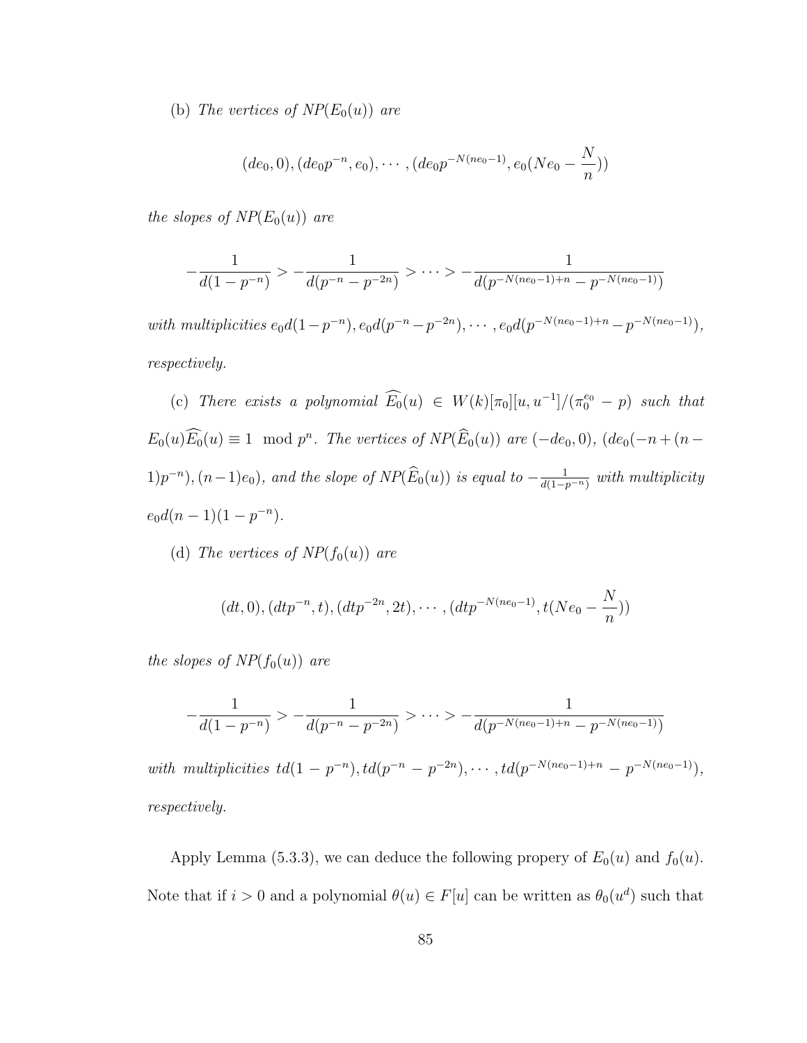(b) *The vertices of $NP(E_0(u))$ are*

$$(de_0, 0), (de_0 p^{-n}, e_0), \cdots, (de_0 p^{-N(ne_0-1)}, e_0(Ne_0 - \frac{N}{n}))$$

*the slopes of $NP(E_0(u))$ are*

$$-\frac{1}{d(1-p^{-n})} > -\frac{1}{d(p^{-n}-p^{-2n})} > \cdots > -\frac{1}{d(p^{-N(ne_0-1)+n} - p^{-N(ne_0-1)})}$$

*with multiplicities $e_0 d(1-p^{-n}), e_0 d(p^{-n}-p^{-2n}), \cdots, e_0 d(p^{-N(ne_0-1)+n} - p^{-N(ne_0-1)})$, respectively.*

(c) *There exists a polynomial $\widehat{E_0}(u) \in W(k)[\pi_0][u, u^{-1}]/(\pi_0^{e_0} - p)$ such that $E_0(u)\widehat{E_0}(u) \equiv 1 \mod p^n$. The vertices of $NP(\widehat{E}_0(u))$ are $(-de_0, 0)$, $(de_0(-n+(n-1)p^{-n}), (n-1)e_0)$, and the slope of $NP(\widehat{E}_0(u))$ is equal to $-\frac{1}{d(1-p^{-n})}$ with multiplicity $e_0 d(n-1)(1-p^{-n})$.*

(d) *The vertices of $NP(f_0(u))$ are*

$$(dt, 0), (dtp^{-n}, t), (dtp^{-2n}, 2t), \cdots, (dtp^{-N(ne_0-1)}, t(Ne_0 - \frac{N}{n}))$$

*the slopes of $NP(f_0(u))$ are*

$$-\frac{1}{d(1-p^{-n})} > -\frac{1}{d(p^{-n}-p^{-2n})} > \cdots > -\frac{1}{d(p^{-N(ne_0-1)+n} - p^{-N(ne_0-1)})}$$

*with multiplicities $td(1-p^{-n}), td(p^{-n}-p^{-2n}), \cdots, td(p^{-N(ne_0-1)+n} - p^{-N(ne_0-1)})$, respectively.*

Apply Lemma (5.3.3), we can deduce the following propery of $E_0(u)$ and $f_0(u)$. Note that if $i > 0$ and a polynomial $\theta(u) \in F[u]$ can be written as $\theta_0(u^d)$ such that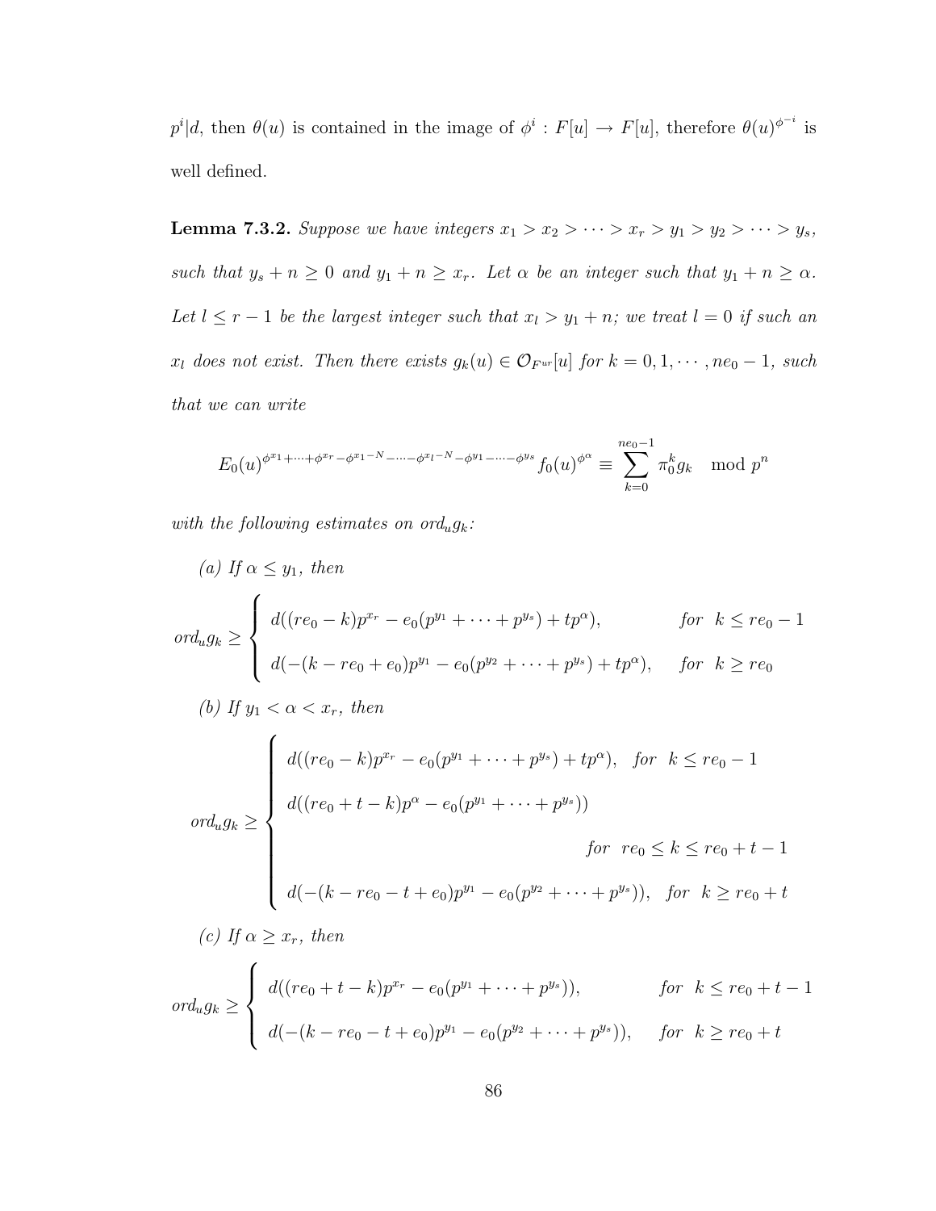$p^i|d$, then $\theta(u)$ is contained in the image of $\phi^i : F[u] \to F[u]$, therefore $\theta(u)^{\phi^{-i}}$ is well defined.

**Lemma 7.3.2.** *Suppose we have integers $x_1 > x_2 > \cdots > x_r > y_1 > y_2 > \cdots > y_s$, such that $y_s + n \geq 0$ and $y_1 + n \geq x_r$. Let $\alpha$ be an integer such that $y_1 + n \geq \alpha$. Let $l \leq r-1$ be the largest integer such that $x_l > y_1 + n$; we treat $l = 0$ if such an $x_l$ does not exist. Then there exists $g_k(u) \in \mathcal{O}_{F^{ur}}[u]$ for $k = 0, 1, \cdots, ne_0 - 1$, such that we can write*

$$E_0(u)^{\phi^{x_1}+\cdots+\phi^{x_r}-\phi^{x_1-N}-\cdots-\phi^{x_l-N}-\phi^{y_1}-\cdots-\phi^{y_s}} f_0(u)^{\phi^{\alpha}} \equiv \sum_{k=0}^{ne_0-1} \pi_0^k g_k \mod p^n$$

*with the following estimates on $ord_u g_k$:*

*(a) If $\alpha \leq y_1$, then*

$$ord_u g_k \geq \begin{cases} d((re_0 - k)p^{x_r} - e_0(p^{y_1} + \cdots + p^{y_s}) + tp^{\alpha}), & for \quad k \leq re_0 - 1 \\ d(-(k - re_0 + e_0)p^{y_1} - e_0(p^{y_2} + \cdots + p^{y_s}) + tp^{\alpha}), & for \quad k \geq re_0 \end{cases}$$

*(b) If $y_1 < \alpha < x_r$, then*

$$ord_u g_k \geq \begin{cases} d((re_0 - k)p^{x_r} - e_0(p^{y_1} + \cdots + p^{y_s}) + tp^{\alpha}), & for \quad k \leq re_0 - 1 \\ d((re_0 + t - k)p^{\alpha} - e_0(p^{y_1} + \cdots + p^{y_s})) & for \quad re_0 \leq k \leq re_0 + t - 1 \\ d(-(k - re_0 - t + e_0)p^{y_1} - e_0(p^{y_2} + \cdots + p^{y_s})), & for \quad k \geq re_0 + t \end{cases}$$

*(c) If $\alpha \geq x_r$, then*

$$ord_u g_k \geq \begin{cases} d((re_0 + t - k)p^{x_r} - e_0(p^{y_1} + \cdots + p^{y_s})), & for \quad k \leq re_0 + t - 1 \\ d(-(k - re_0 - t + e_0)p^{y_1} - e_0(p^{y_2} + \cdots + p^{y_s})), & for \quad k \geq re_0 + t \end{cases}$$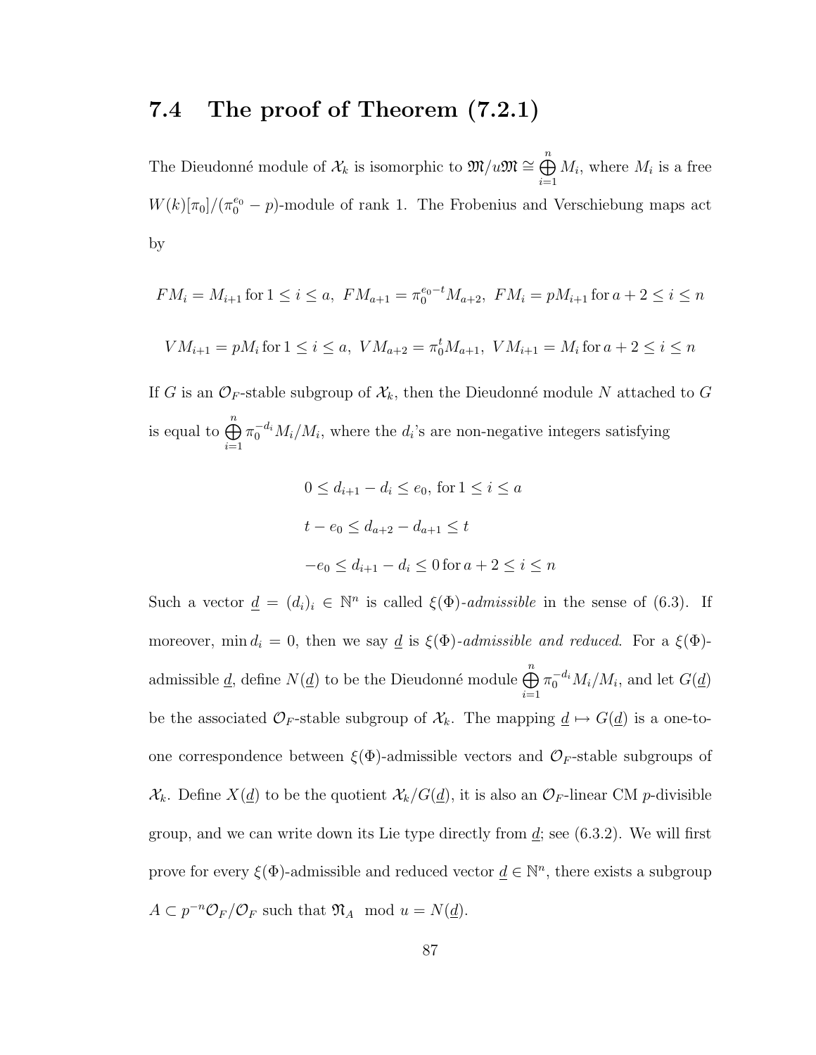## 7.4 The proof of Theorem (7.2.1)

The Dieudonné module of $\mathcal{X}_k$ is isomorphic to $\mathfrak{M}/u\mathfrak{M} \cong \bigoplus_{i=1}^{n} M_i$, where $M_i$ is a free $W(k)[\pi_0]/(\pi_0^{e_0} - p)$-module of rank 1. The Frobenius and Verschiebung maps act by

$$FM_i = M_{i+1} \text{ for } 1 \leq i \leq a,\ FM_{a+1} = \pi_0^{e_0 - t} M_{a+2},\ FM_i = pM_{i+1} \text{ for } a+2 \leq i \leq n$$

$$VM_{i+1} = pM_i \text{ for } 1 \leq i \leq a,\ VM_{a+2} = \pi_0^{t} M_{a+1},\ VM_{i+1} = M_i \text{ for } a+2 \leq i \leq n$$

If $G$ is an $\mathcal{O}_F$-stable subgroup of $\mathcal{X}_k$, then the Dieudonné module $N$ attached to $G$ is equal to $\bigoplus_{i=1}^{n} \pi_0^{-d_i} M_i / M_i$, where the $d_i$'s are non-negative integers satisfying

$$0 \leq d_{i+1} - d_i \leq e_0, \text{ for } 1 \leq i \leq a$$

$$t - e_0 \leq d_{a+2} - d_{a+1} \leq t$$

$$-e_0 \leq d_{i+1} - d_i \leq 0 \text{ for } a+2 \leq i \leq n$$

Such a vector $\underline{d} = (d_i)_i \in \mathbb{N}^n$ is called $\xi(\Phi)$-*admissible* in the sense of (6.3). If moreover, $\min d_i = 0$, then we say $\underline{d}$ is $\xi(\Phi)$-*admissible and reduced*. For a $\xi(\Phi)$-admissible $\underline{d}$, define $N(\underline{d})$ to be the Dieudonné module $\bigoplus_{i=1}^{n} \pi_0^{-d_i} M_i / M_i$, and let $G(\underline{d})$ be the associated $\mathcal{O}_F$-stable subgroup of $\mathcal{X}_k$. The mapping $\underline{d} \mapsto G(\underline{d})$ is a one-to-one correspondence between $\xi(\Phi)$-admissible vectors and $\mathcal{O}_F$-stable subgroups of $\mathcal{X}_k$. Define $X(\underline{d})$ to be the quotient $\mathcal{X}_k / G(\underline{d})$, it is also an $\mathcal{O}_F$-linear CM $p$-divisible group, and we can write down its Lie type directly from $\underline{d}$; see (6.3.2). We will first prove for every $\xi(\Phi)$-admissible and reduced vector $\underline{d} \in \mathbb{N}^n$, there exists a subgroup $A \subset p^{-n}\mathcal{O}_F/\mathcal{O}_F$ such that $\mathfrak{N}_A \mod u = N(\underline{d})$.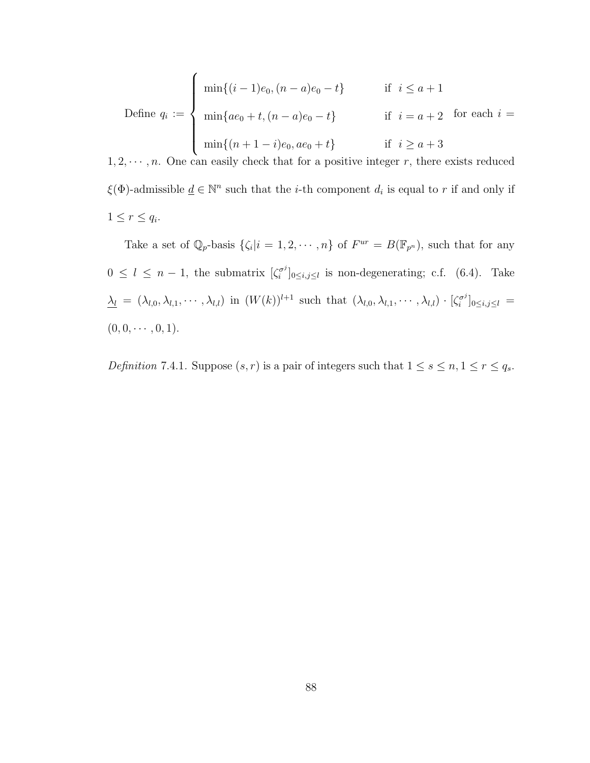Define $q_i := \begin{cases} \min\{(i-1)e_0, (n-a)e_0 - t\} & \text{if } \ i \leq a+1 \\ \min\{ae_0 + t, (n-a)e_0 - t\} & \text{if } \ i = a+2 \\ \min\{(n+1-i)e_0, ae_0 + t\} & \text{if } \ i \geq a+3 \end{cases}$ for each $i = 1, 2, \cdots, n$. One can easily check that for a positive integer $r$, there exists reduced $\xi(\Phi)$-admissible $\underline{d} \in \mathbb{N}^n$ such that the $i$-th component $d_i$ is equal to $r$ if and only if $1 \leq r \leq q_i$.

Take a set of $\mathbb{Q}_p$-basis $\{\zeta_i | i = 1, 2, \cdots, n\}$ of $F^{ur} = B(\mathbb{F}_{p^n})$, such that for any $0 \leq l \leq n-1$, the submatrix $[\zeta_i^{\sigma^j}]_{0 \leq i,j \leq l}$ is non-degenerating; c.f. (6.4). Take $\underline{\lambda_l} = (\lambda_{l,0}, \lambda_{l,1}, \cdots, \lambda_{l,l})$ in $(W(k))^{l+1}$ such that $(\lambda_{l,0}, \lambda_{l,1}, \cdots, \lambda_{l,l}) \cdot [\zeta_i^{\sigma^j}]_{0 \leq i,j \leq l} = (0, 0, \cdots, 0, 1)$.

*Definition* 7.4.1. Suppose $(s, r)$ is a pair of integers such that $1 \leq s \leq n, 1 \leq r \leq q_s$.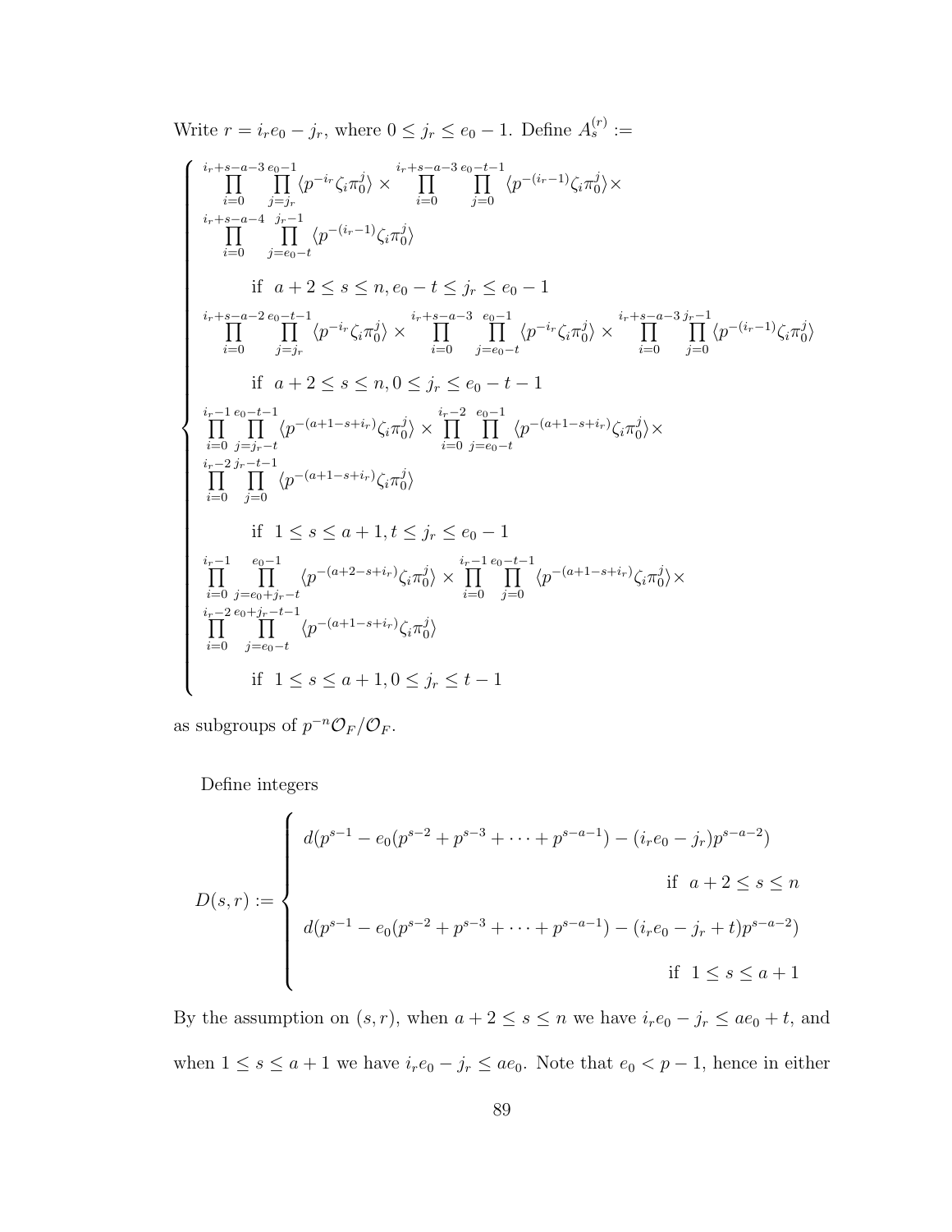Write $r = i_r e_0 - j_r$, where $0 \leq j_r \leq e_0 - 1$. Define $A_s^{(r)} :=$

$$
\begin{cases}
\prod_{i=0}^{i_r+s-a-3} \prod_{j=j_r}^{e_0-1} \langle p^{-i_r} \zeta_i \pi_0^j \rangle \times \prod_{i=0}^{i_r+s-a-3} \prod_{j=0}^{e_0-t-1} \langle p^{-(i_r-1)} \zeta_i \pi_0^j \rangle \times \\
\prod_{i=0}^{i_r+s-a-4} \prod_{j=e_0-t}^{j_r-1} \langle p^{-(i_r-1)} \zeta_i \pi_0^j \rangle \\
\qquad \text{if} \;\; a+2 \leq s \leq n, e_0 - t \leq j_r \leq e_0 - 1 \\
\prod_{i=0}^{i_r+s-a-2} \prod_{j=j_r}^{e_0-t-1} \langle p^{-i_r} \zeta_i \pi_0^j \rangle \times \prod_{i=0}^{i_r+s-a-3} \prod_{j=e_0-t}^{e_0-1} \langle p^{-i_r} \zeta_i \pi_0^j \rangle \times \prod_{i=0}^{i_r+s-a-3} \prod_{j=0}^{j_r-1} \langle p^{-(i_r-1)} \zeta_i \pi_0^j \rangle \\
\qquad \text{if} \;\; a+2 \leq s \leq n, 0 \leq j_r \leq e_0 - t - 1 \\
\prod_{i=0}^{i_r-1} \prod_{j=j_r-t}^{e_0-t-1} \langle p^{-(a+1-s+i_r)} \zeta_i \pi_0^j \rangle \times \prod_{i=0}^{i_r-2} \prod_{j=e_0-t}^{e_0-1} \langle p^{-(a+1-s+i_r)} \zeta_i \pi_0^j \rangle \times \\
\prod_{i=0}^{i_r-2} \prod_{j=0}^{j_r-t-1} \langle p^{-(a+1-s+i_r)} \zeta_i \pi_0^j \rangle \\
\qquad \text{if} \;\; 1 \leq s \leq a+1, t \leq j_r \leq e_0 - 1 \\
\prod_{i=0}^{i_r-1} \prod_{j=e_0+j_r-t}^{e_0-1} \langle p^{-(a+2-s+i_r)} \zeta_i \pi_0^j \rangle \times \prod_{i=0}^{i_r-1} \prod_{j=0}^{e_0-t-1} \langle p^{-(a+1-s+i_r)} \zeta_i \pi_0^j \rangle \times \\
\prod_{i=0}^{i_r-2} \prod_{j=e_0-t}^{e_0+j_r-t-1} \langle p^{-(a+1-s+i_r)} \zeta_i \pi_0^j \rangle \\
\qquad \text{if} \;\; 1 \leq s \leq a+1, 0 \leq j_r \leq t - 1
\end{cases}
$$

as subgroups of $p^{-n}\mathcal{O}_F/\mathcal{O}_F$.

Define integers

$$
D(s,r) := \begin{cases}
d(p^{s-1} - e_0(p^{s-2} + p^{s-3} + \cdots + p^{s-a-1}) - (i_r e_0 - j_r)p^{s-a-2}) \\
\qquad\qquad\qquad\qquad\qquad\qquad\qquad\qquad \text{if} \;\; a+2 \leq s \leq n \\
d(p^{s-1} - e_0(p^{s-2} + p^{s-3} + \cdots + p^{s-a-1}) - (i_r e_0 - j_r + t)p^{s-a-2}) \\
\qquad\qquad\qquad\qquad\qquad\qquad\qquad\qquad \text{if} \;\; 1 \leq s \leq a+1
\end{cases}
$$

By the assumption on $(s,r)$, when $a+2 \leq s \leq n$ we have $i_r e_0 - j_r \leq a e_0 + t$, and when $1 \leq s \leq a+1$ we have $i_r e_0 - j_r \leq a e_0$. Note that $e_0 < p - 1$, hence in either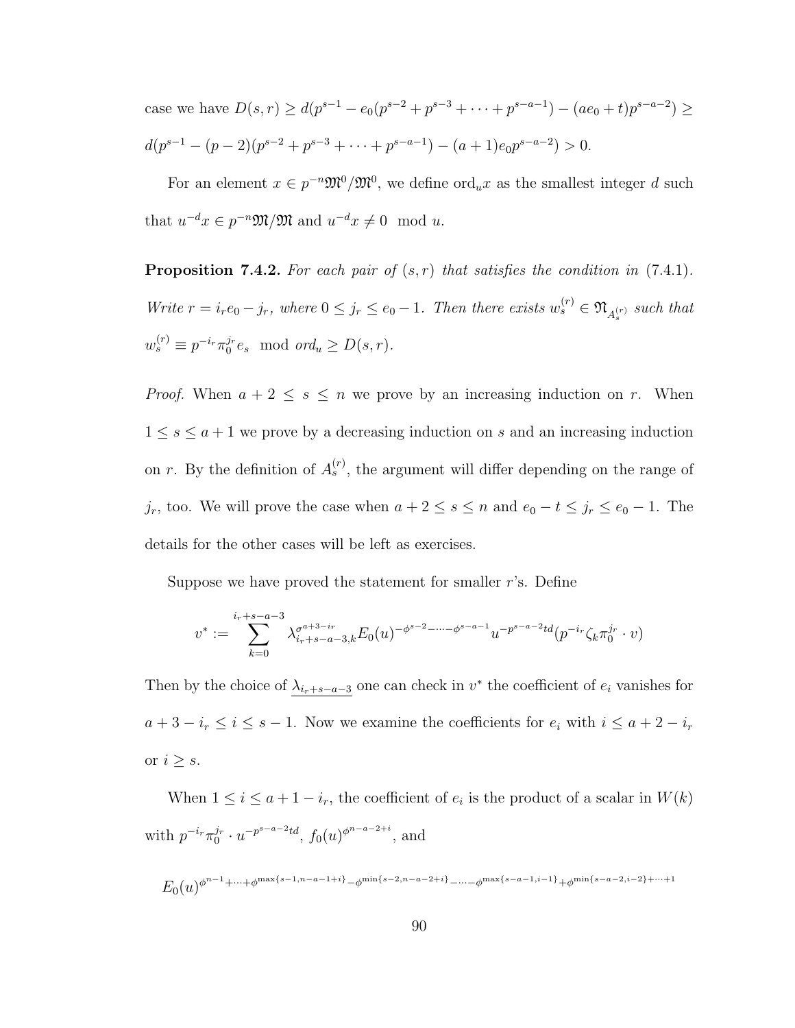case we have $D(s,r) \geq d(p^{s-1} - e_0(p^{s-2} + p^{s-3} + \cdots + p^{s-a-1}) - (ae_0 + t)p^{s-a-2}) \geq$

$d(p^{s-1} - (p-2)(p^{s-2} + p^{s-3} + \cdots + p^{s-a-1}) - (a+1)e_0 p^{s-a-2}) > 0.$

For an element $x \in p^{-n}\mathfrak{M}^0/\mathfrak{M}^0$, we define $\mathrm{ord}_u x$ as the smallest integer $d$ such that $u^{-d}x \in p^{-n}\mathfrak{M}/\mathfrak{M}$ and $u^{-d}x \neq 0 \mod u$.

**Proposition 7.4.2.** *For each pair of $(s,r)$ that satisfies the condition in* (7.4.1)*. Write $r = i_r e_0 - j_r$, where $0 \leq j_r \leq e_0 - 1$. Then there exists $w_s^{(r)} \in \mathfrak{N}_{A_s^{(r)}}$ such that $w_s^{(r)} \equiv p^{-i_r}\pi_0^{j_r} e_s \mod \mathit{ord}_u \geq D(s,r)$.*

*Proof.* When $a+2 \leq s \leq n$ we prove by an increasing induction on $r$. When $1 \leq s \leq a+1$ we prove by a decreasing induction on $s$ and an increasing induction on $r$. By the definition of $A_s^{(r)}$, the argument will differ depending on the range of $j_r$, too. We will prove the case when $a+2 \leq s \leq n$ and $e_0 - t \leq j_r \leq e_0 - 1$. The details for the other cases will be left as exercises.

Suppose we have proved the statement for smaller $r$'s. Define

$$v^* := \sum_{k=0}^{i_r+s-a-3} \lambda_{i_r+s-a-3,k}^{\sigma^{a+3-i_r}} E_0(u)^{-\phi^{s-2}-\cdots-\phi^{s-a-1}} u^{-p^{s-a-2}td}(p^{-i_r}\zeta_k \pi_0^{j_r} \cdot v)$$

Then by the choice of $\underline{\lambda_{i_r+s-a-3}}$ one can check in $v^*$ the coefficient of $e_i$ vanishes for $a+3-i_r \leq i \leq s-1$. Now we examine the coefficients for $e_i$ with $i \leq a+2-i_r$ or $i \geq s$.

When $1 \leq i \leq a+1-i_r$, the coefficient of $e_i$ is the product of a scalar in $W(k)$ with $p^{-i_r}\pi_0^{j_r} \cdot u^{-p^{s-a-2}td}$, $f_0(u)^{\phi^{n-a-2+i}}$, and

$$E_0(u)^{\phi^{n-1}+\cdots+\phi^{\max\{s-1,n-a-1+i\}}-\phi^{\min\{s-2,n-a-2+i\}}-\cdots-\phi^{\max\{s-a-1,i-1\}}+\phi^{\min\{s-a-2,i-2\}}+\cdots+1}$$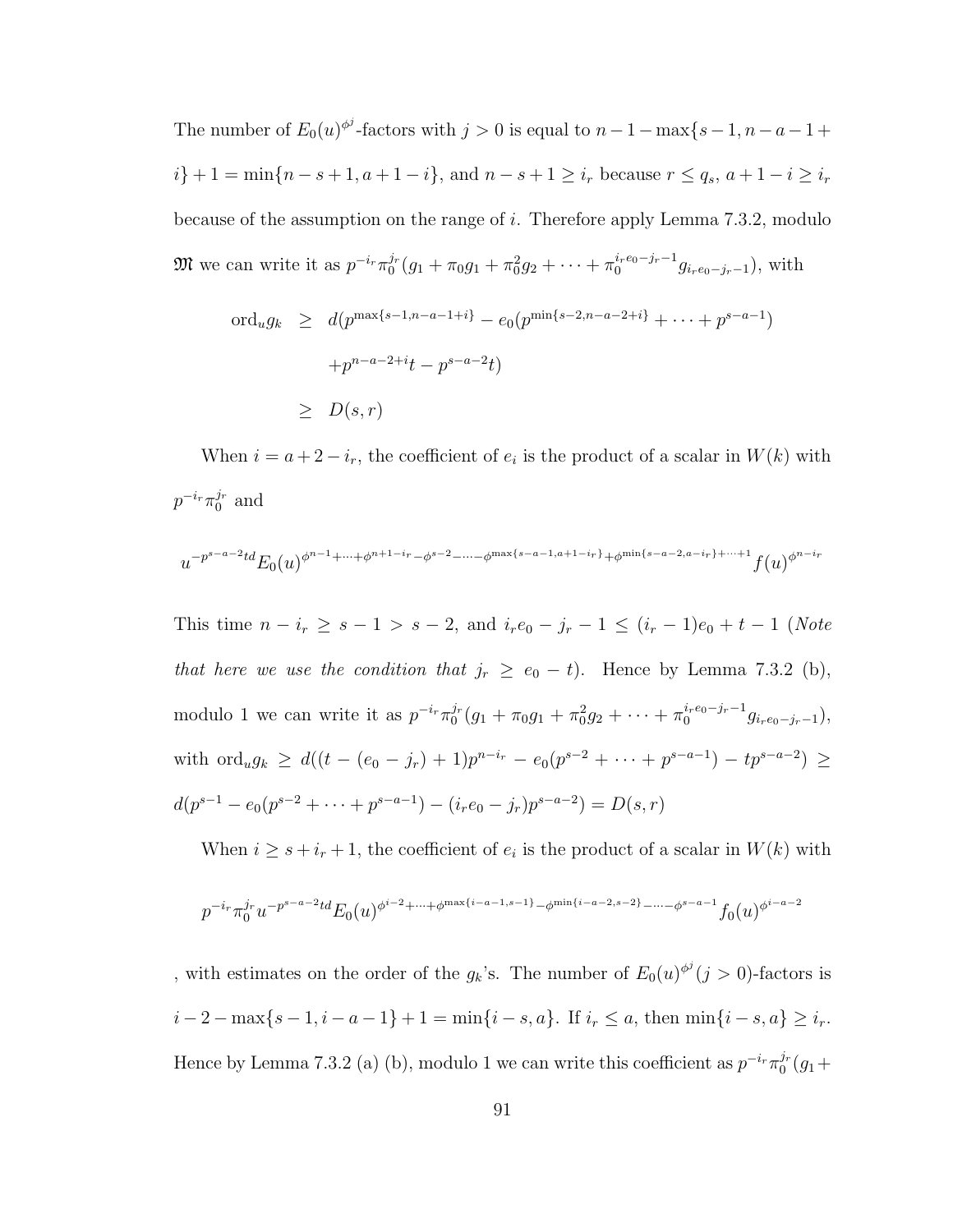The number of $E_0(u)^{\phi^j}$-factors with $j > 0$ is equal to $n-1-\max\{s-1, n-a-1+i\}+1 = \min\{n-s+1, a+1-i\}$, and $n-s+1 \geq i_r$ because $r \leq q_s$, $a+1-i \geq i_r$ because of the assumption on the range of $i$. Therefore apply Lemma 7.3.2, modulo $\mathfrak{M}$ we can write it as $p^{-i_r}\pi_0^{j_r}(g_1 + \pi_0 g_1 + \pi_0^2 g_2 + \cdots + \pi_0^{i_r e_0 - j_r - 1} g_{i_r e_0 - j_r - 1})$, with

$$\begin{aligned}
\mathrm{ord}_u g_k &\geq d(p^{\max\{s-1,n-a-1+i\}} - e_0(p^{\min\{s-2,n-a-2+i\}} + \cdots + p^{s-a-1}) \\
&\quad + p^{n-a-2+i}t - p^{s-a-2}t) \\
&\geq D(s,r)
\end{aligned}$$

When $i = a+2-i_r$, the coefficient of $e_i$ is the product of a scalar in $W(k)$ with $p^{-i_r}\pi_0^{j_r}$ and

$$u^{-p^{s-a-2}td} E_0(u)^{\phi^{n-1}+\cdots+\phi^{n+1-i_r}-\phi^{s-2}-\cdots-\phi^{\max\{s-a-1,a+1-i_r\}}+\phi^{\min\{s-a-2,a-i_r\}+\cdots+1}} f(u)^{\phi^{n-i_r}}$$

This time $n - i_r \geq s-1 > s-2$, and $i_r e_0 - j_r - 1 \leq (i_r - 1)e_0 + t - 1$ (*Note that here we use the condition that $j_r \geq e_0 - t$*). Hence by Lemma 7.3.2 (b), modulo 1 we can write it as $p^{-i_r}\pi_0^{j_r}(g_1 + \pi_0 g_1 + \pi_0^2 g_2 + \cdots + \pi_0^{i_r e_0 - j_r - 1} g_{i_r e_0 - j_r - 1})$, with $\mathrm{ord}_u g_k \geq d((t-(e_0-j_r)+1)p^{n-i_r} - e_0(p^{s-2} + \cdots + p^{s-a-1}) - tp^{s-a-2}) \geq d(p^{s-1} - e_0(p^{s-2} + \cdots + p^{s-a-1}) - (i_r e_0 - j_r)p^{s-a-2}) = D(s,r)$

When $i \geq s + i_r + 1$, the coefficient of $e_i$ is the product of a scalar in $W(k)$ with

$$p^{-i_r}\pi_0^{j_r} u^{-p^{s-a-2}td} E_0(u)^{\phi^{i-2}+\cdots+\phi^{\max\{i-a-1,s-1\}}-\phi^{\min\{i-a-2,s-2\}}-\cdots-\phi^{s-a-1}} f_0(u)^{\phi^{i-a-2}}$$

, with estimates on the order of the $g_k$'s. The number of $E_0(u)^{\phi^j}$ $(j > 0)$-factors is $i - 2 - \max\{s-1, i-a-1\} + 1 = \min\{i-s, a\}$. If $i_r \leq a$, then $\min\{i-s, a\} \geq i_r$. Hence by Lemma 7.3.2 (a) (b), modulo 1 we can write this coefficient as $p^{-i_r}\pi_0^{j_r}(g_1+$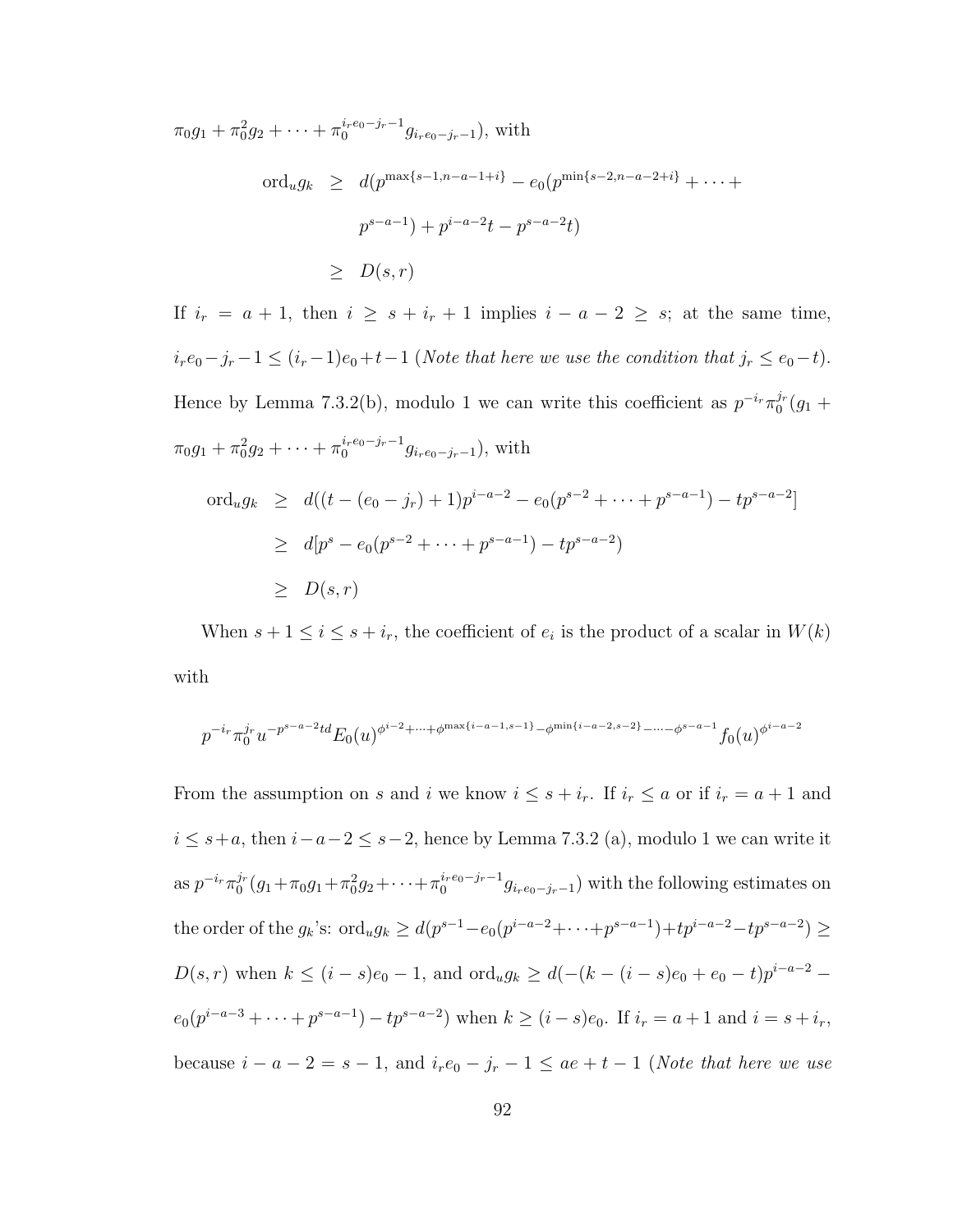$\pi_0 g_1 + \pi_0^2 g_2 + \cdots + \pi_0^{i_r e_0 - j_r - 1} g_{i_r e_0 - j_r - 1})$, with

$$
\begin{aligned}
\mathrm{ord}_u g_k &\geq d(p^{\max\{s-1, n-a-1+i\}} - e_0(p^{\min\{s-2, n-a-2+i\}} + \cdots + \\
&\quad p^{s-a-1}) + p^{i-a-2}t - p^{s-a-2}t) \\
&\geq D(s, r)
\end{aligned}
$$

If $i_r = a + 1$, then $i \geq s + i_r + 1$ implies $i - a - 2 \geq s$; at the same time, $i_r e_0 - j_r - 1 \leq (i_r - 1)e_0 + t - 1$ (*Note that here we use the condition that* $j_r \leq e_0 - t$). Hence by Lemma 7.3.2(b), modulo 1 we can write this coefficient as $p^{-i_r}\pi_0^{j_r}(g_1 + \pi_0 g_1 + \pi_0^2 g_2 + \cdots + \pi_0^{i_r e_0 - j_r - 1} g_{i_r e_0 - j_r - 1})$, with

$$
\begin{aligned}
\mathrm{ord}_u g_k &\geq d((t - (e_0 - j_r) + 1)p^{i-a-2} - e_0(p^{s-2} + \cdots + p^{s-a-1}) - tp^{s-a-2}] \\
&\geq d[p^s - e_0(p^{s-2} + \cdots + p^{s-a-1}) - tp^{s-a-2}) \\
&\geq D(s, r)
\end{aligned}
$$

When $s + 1 \leq i \leq s + i_r$, the coefficient of $e_i$ is the product of a scalar in $W(k)$ with

$$
p^{-i_r}\pi_0^{j_r} u^{-p^{s-a-2}td} E_0(u)^{\phi^{i-2}+\cdots+\phi^{\max\{i-a-1,s-1\}} - \phi^{\min\{i-a-2,s-2\}} - \cdots - \phi^{s-a-1}} f_0(u)^{\phi^{i-a-2}}
$$

From the assumption on $s$ and $i$ we know $i \leq s + i_r$. If $i_r \leq a$ or if $i_r = a + 1$ and $i \leq s + a$, then $i - a - 2 \leq s - 2$, hence by Lemma 7.3.2 (a), modulo 1 we can write it as $p^{-i_r}\pi_0^{j_r}(g_1 + \pi_0 g_1 + \pi_0^2 g_2 + \cdots + \pi_0^{i_r e_0 - j_r - 1} g_{i_r e_0 - j_r - 1})$ with the following estimates on the order of the $g_k$'s: $\mathrm{ord}_u g_k \geq d(p^{s-1} - e_0(p^{i-a-2} + \cdots + p^{s-a-1}) + tp^{i-a-2} - tp^{s-a-2}) \geq D(s, r)$ when $k \leq (i - s)e_0 - 1$, and $\mathrm{ord}_u g_k \geq d(-(k - (i - s)e_0 + e_0 - t)p^{i-a-2} - e_0(p^{i-a-3} + \cdots + p^{s-a-1}) - tp^{s-a-2})$ when $k \geq (i - s)e_0$. If $i_r = a + 1$ and $i = s + i_r$, because $i - a - 2 = s - 1$, and $i_r e_0 - j_r - 1 \leq ae + t - 1$ (*Note that here we use*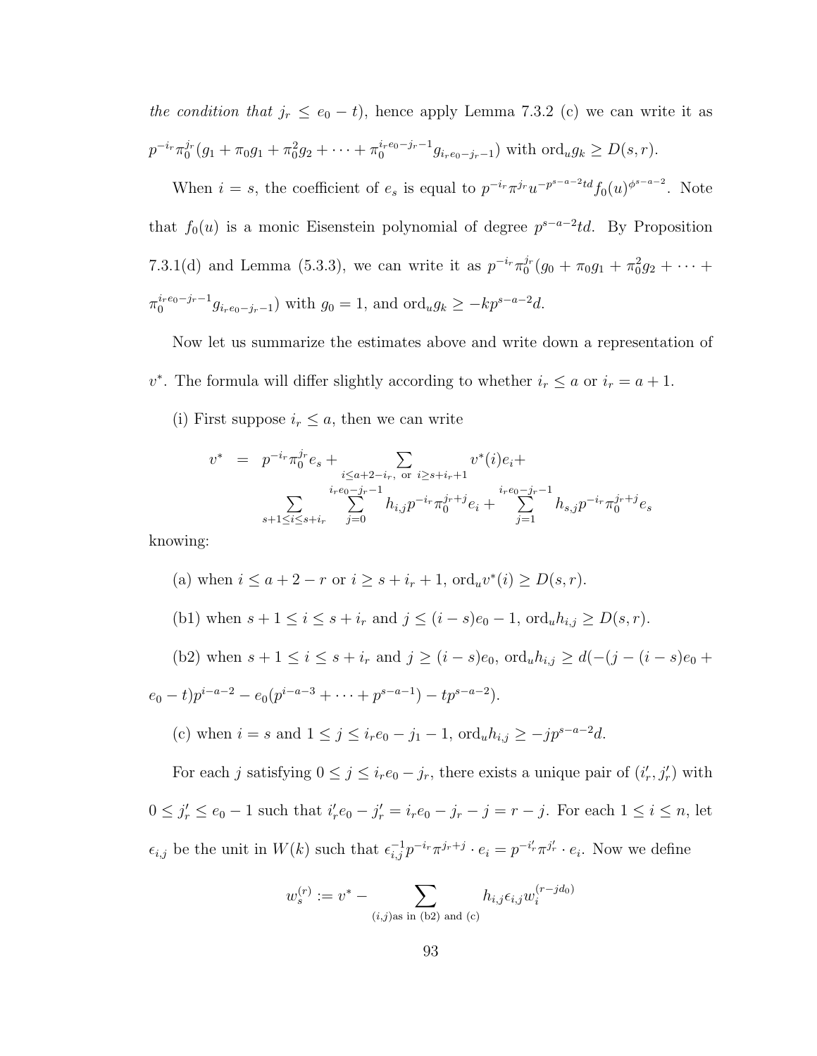*the condition that* $j_r \le e_0 - t$), hence apply Lemma 7.3.2 (c) we can write it as $p^{-i_r}\pi_0^{j_r}(g_1 + \pi_0 g_1 + \pi_0^2 g_2 + \cdots + \pi_0^{i_r e_0 - j_r - 1} g_{i_r e_0 - j_r - 1})$ with $\mathrm{ord}_u g_k \ge D(s,r)$.

When $i = s$, the coefficient of $e_s$ is equal to $p^{-i_r}\pi^{j_r} u^{-p^{s-a-2}td} f_0(u)^{\phi^{s-a-2}}$. Note that $f_0(u)$ is a monic Eisenstein polynomial of degree $p^{s-a-2}td$. By Proposition 7.3.1(d) and Lemma (5.3.3), we can write it as $p^{-i_r}\pi_0^{j_r}(g_0 + \pi_0 g_1 + \pi_0^2 g_2 + \cdots + \pi_0^{i_r e_0 - j_r - 1} g_{i_r e_0 - j_r - 1})$ with $g_0 = 1$, and $\mathrm{ord}_u g_k \ge -kp^{s-a-2}d$.

Now let us summarize the estimates above and write down a representation of $v^*$. The formula will differ slightly according to whether $i_r \le a$ or $i_r = a+1$.

(i) First suppose $i_r \le a$, then we can write

$$
\begin{aligned}
v^* \;&=\; p^{-i_r}\pi_0^{j_r} e_s + \sum_{i \le a+2-i_r,\ \text{or}\ i \ge s+i_r+1} v^*(i) e_i + \\
&\sum_{s+1 \le i \le s+i_r} \sum_{j=0}^{i_r e_0 - j_r - 1} h_{i,j} p^{-i_r} \pi_0^{j_r + j} e_i + \sum_{j=1}^{i_r e_0 - j_r - 1} h_{s,j} p^{-i_r} \pi_0^{j_r + j} e_s
\end{aligned}
$$

knowing:

(a) when $i \le a+2-r$ or $i \ge s+i_r+1$, $\mathrm{ord}_u v^*(i) \ge D(s,r)$.

(b1) when $s+1 \le i \le s+i_r$ and $j \le (i-s)e_0 - 1$, $\mathrm{ord}_u h_{i,j} \ge D(s,r)$.

(b2) when $s+1 \le i \le s+i_r$ and $j \ge (i-s)e_0$, $\mathrm{ord}_u h_{i,j} \ge d(-(j-(i-s)e_0 + e_0 - t)p^{i-a-2} - e_0(p^{i-a-3} + \cdots + p^{s-a-1}) - tp^{s-a-2})$.

(c) when $i = s$ and $1 \le j \le i_r e_0 - j_1 - 1$, $\mathrm{ord}_u h_{i,j} \ge -jp^{s-a-2}d$.

For each $j$ satisfying $0 \le j \le i_r e_0 - j_r$, there exists a unique pair of $(i'_r, j'_r)$ with $0 \le j'_r \le e_0 - 1$ such that $i'_r e_0 - j'_r = i_r e_0 - j_r - j = r - j$. For each $1 \le i \le n$, let $\epsilon_{i,j}$ be the unit in $W(k)$ such that $\epsilon_{i,j}^{-1} p^{-i_r}\pi^{j_r+j} \cdot e_i = p^{-i'_r}\pi^{j'_r} \cdot e_i$. Now we define

$$
w_s^{(r)} := v^* - \sum_{(i,j)\text{as in (b2) and (c)}} h_{i,j}\epsilon_{i,j} w_i^{(r-jd_0)}
$$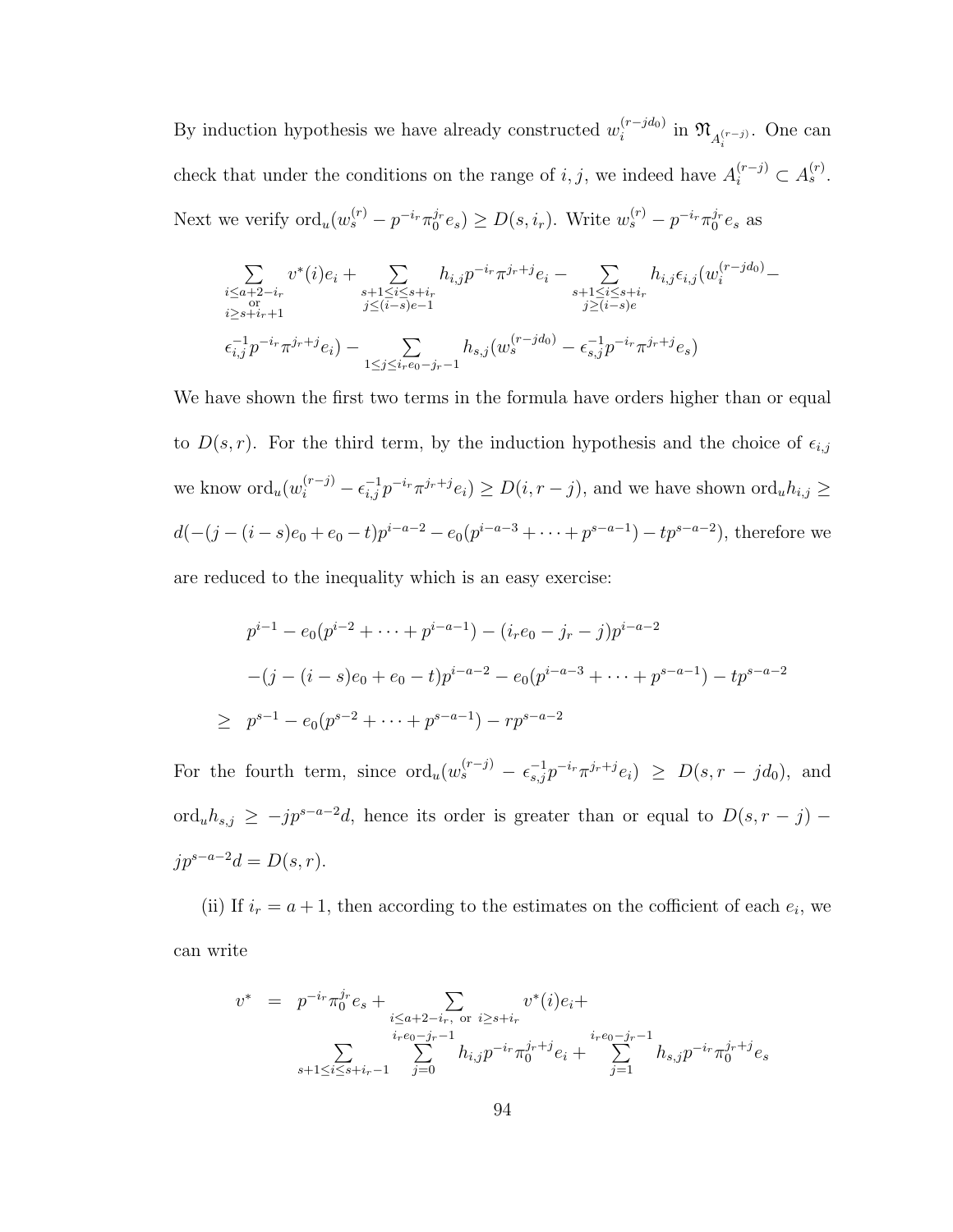By induction hypothesis we have already constructed $w_i^{(r-jd_0)}$ in $\mathfrak{N}_{A_i^{(r-j)}}$. One can check that under the conditions on the range of $i, j$, we indeed have $A_i^{(r-j)} \subset A_s^{(r)}$. Next we verify $\mathrm{ord}_u(w_s^{(r)} - p^{-i_r}\pi_0^{j_r}e_s) \geq D(s, i_r)$. Write $w_s^{(r)} - p^{-i_r}\pi_0^{j_r}e_s$ as

$$\sum_{\substack{i \leq a+2-i_r \\ \text{or} \\ i \geq s+i_r+1}} v^*(i)e_i + \sum_{\substack{s+1 \leq i \leq s+i_r \\ j \leq (i-s)e-1}} h_{i,j}p^{-i_r}\pi^{j_r+j}e_i - \sum_{\substack{s+1 \leq i \leq s+i_r \\ j \geq (i-s)e}} h_{i,j}\epsilon_{i,j}(w_i^{(r-jd_0)} -$$

$$\epsilon_{i,j}^{-1}p^{-i_r}\pi^{j_r+j}e_i) - \sum_{1 \leq j \leq i_r e_0 - j_r - 1} h_{s,j}(w_s^{(r-jd_0)} - \epsilon_{s,j}^{-1}p^{-i_r}\pi^{j_r+j}e_s)$$

We have shown the first two terms in the formula have orders higher than or equal to $D(s, r)$. For the third term, by the induction hypothesis and the choice of $\epsilon_{i,j}$ we know $\mathrm{ord}_u(w_i^{(r-j)} - \epsilon_{i,j}^{-1}p^{-i_r}\pi^{j_r+j}e_i) \geq D(i, r-j)$, and we have shown $\mathrm{ord}_u h_{i,j} \geq d(-(j-(i-s)e_0+e_0-t)p^{i-a-2} - e_0(p^{i-a-3}+\cdots+p^{s-a-1}) - tp^{s-a-2})$, therefore we are reduced to the inequality which is an easy exercise:

$$\begin{aligned}
& p^{i-1} - e_0(p^{i-2}+\cdots+p^{i-a-1}) - (i_r e_0 - j_r - j)p^{i-a-2} \\
& -(j-(i-s)e_0+e_0-t)p^{i-a-2} - e_0(p^{i-a-3}+\cdots+p^{s-a-1}) - tp^{s-a-2} \\
\geq \;& p^{s-1} - e_0(p^{s-2}+\cdots+p^{s-a-1}) - rp^{s-a-2}
\end{aligned}$$

For the fourth term, since $\mathrm{ord}_u(w_s^{(r-j)} - \epsilon_{s,j}^{-1}p^{-i_r}\pi^{j_r+j}e_i) \geq D(s, r-jd_0)$, and $\mathrm{ord}_u h_{s,j} \geq -jp^{s-a-2}d$, hence its order is greater than or equal to $D(s, r-j) - jp^{s-a-2}d = D(s, r)$.

(ii) If $i_r = a+1$, then according to the estimates on the cofficient of each $e_i$, we can write

$$\begin{aligned}
v^* \;=\;& p^{-i_r}\pi_0^{j_r}e_s + \sum_{i \leq a+2-i_r, \text{ or } i \geq s+i_r} v^*(i)e_i + \\
& \sum_{s+1 \leq i \leq s+i_r-1} \sum_{j=0}^{i_r e_0 - j_r - 1} h_{i,j}p^{-i_r}\pi_0^{j_r+j}e_i + \sum_{j=1}^{i_r e_0 - j_r - 1} h_{s,j}p^{-i_r}\pi_0^{j_r+j}e_s
\end{aligned}$$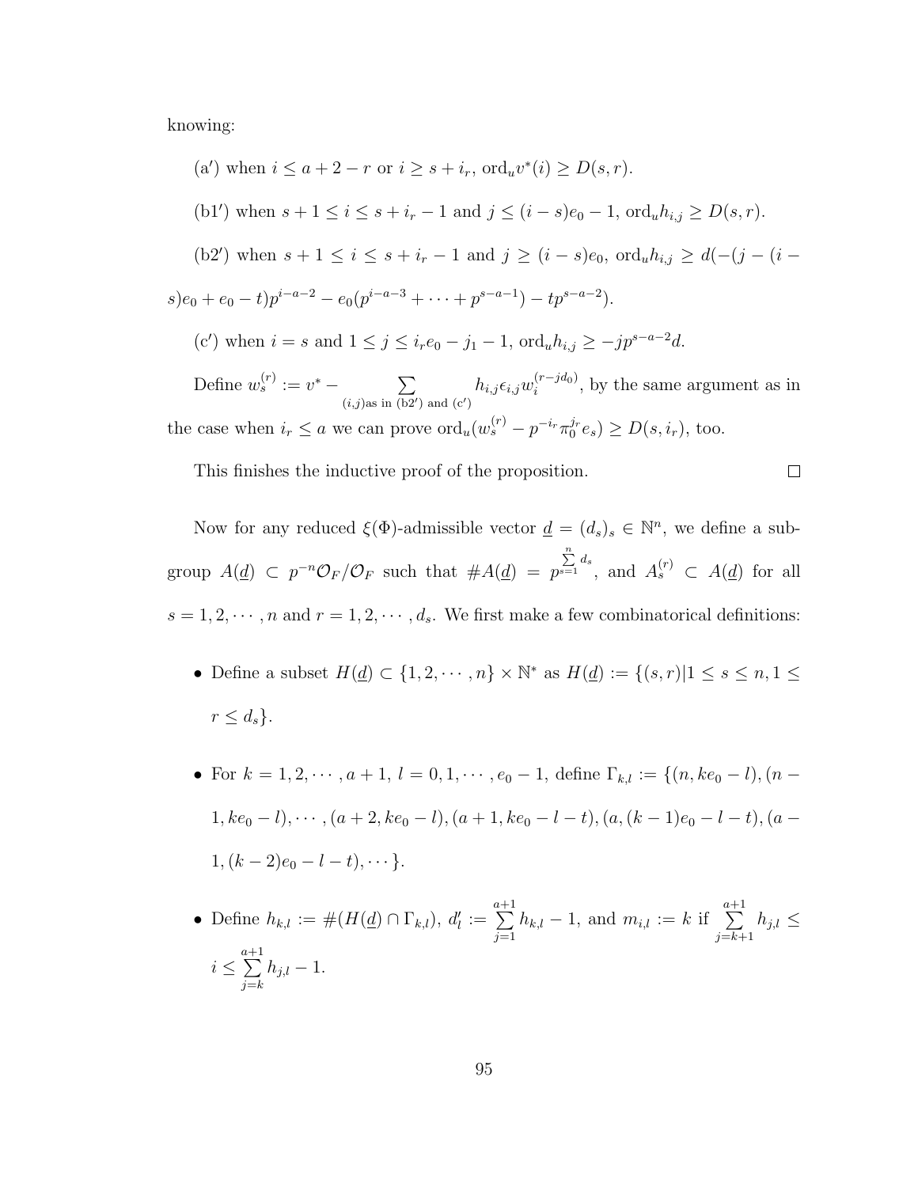knowing:

(a′) when $i \leq a+2-r$ or $i \geq s+i_r$, $\mathrm{ord}_u v^*(i) \geq D(s,r)$.

(b1′) when $s+1 \leq i \leq s+i_r-1$ and $j \leq (i-s)e_0-1$, $\mathrm{ord}_u h_{i,j} \geq D(s,r)$.

(b2′) when $s+1 \leq i \leq s+i_r-1$ and $j \geq (i-s)e_0$, $\mathrm{ord}_u h_{i,j} \geq d(-(j-(i-s)e_0+e_0-t)p^{i-a-2} - e_0(p^{i-a-3}+\cdots+p^{s-a-1}) - tp^{s-a-2})$.

(c′) when $i = s$ and $1 \leq j \leq i_r e_0 - j_1 - 1$, $\mathrm{ord}_u h_{i,j} \geq -jp^{s-a-2}d$.

Define $w_s^{(r)} := v^* - \sum_{(i,j)\text{as in (b2′) and (c′)}} h_{i,j}\epsilon_{i,j}w_i^{(r-jd_0)}$, by the same argument as in the case when $i_r \leq a$ we can prove $\mathrm{ord}_u(w_s^{(r)} - p^{-i_r}\pi_0^{j_r}e_s) \geq D(s,i_r)$, too.

This finishes the inductive proof of the proposition. $\square$

Now for any reduced $\xi(\Phi)$-admissible vector $\underline{d} = (d_s)_s \in \mathbb{N}^n$, we define a subgroup $A(\underline{d}) \subset p^{-n}\mathcal{O}_F/\mathcal{O}_F$ such that $\#A(\underline{d}) = p^{\sum_{s=1}^{n} d_s}$, and $A_s^{(r)} \subset A(\underline{d})$ for all $s = 1,2,\cdots,n$ and $r = 1,2,\cdots,d_s$. We first make a few combinatorical definitions:

- Define a subset $H(\underline{d}) \subset \{1,2,\cdots,n\} \times \mathbb{N}^*$ as $H(\underline{d}) := \{(s,r) | 1 \leq s \leq n, 1 \leq r \leq d_s\}$.

- For $k = 1,2,\cdots,a+1$, $l = 0,1,\cdots,e_0-1$, define $\Gamma_{k,l} := \{(n,ke_0-l),(n-1,ke_0-l),\cdots,(a+2,ke_0-l),(a+1,ke_0-l-t),(a,(k-1)e_0-l-t),(a-1,(k-2)e_0-l-t),\cdots\}$.

- Define $h_{k,l} := \#(H(\underline{d}) \cap \Gamma_{k,l})$, $d'_l := \sum_{j=1}^{a+1} h_{k,l} - 1$, and $m_{i,l} := k$ if $\sum_{j=k+1}^{a+1} h_{j,l} \leq i \leq \sum_{j=k}^{a+1} h_{j,l} - 1$.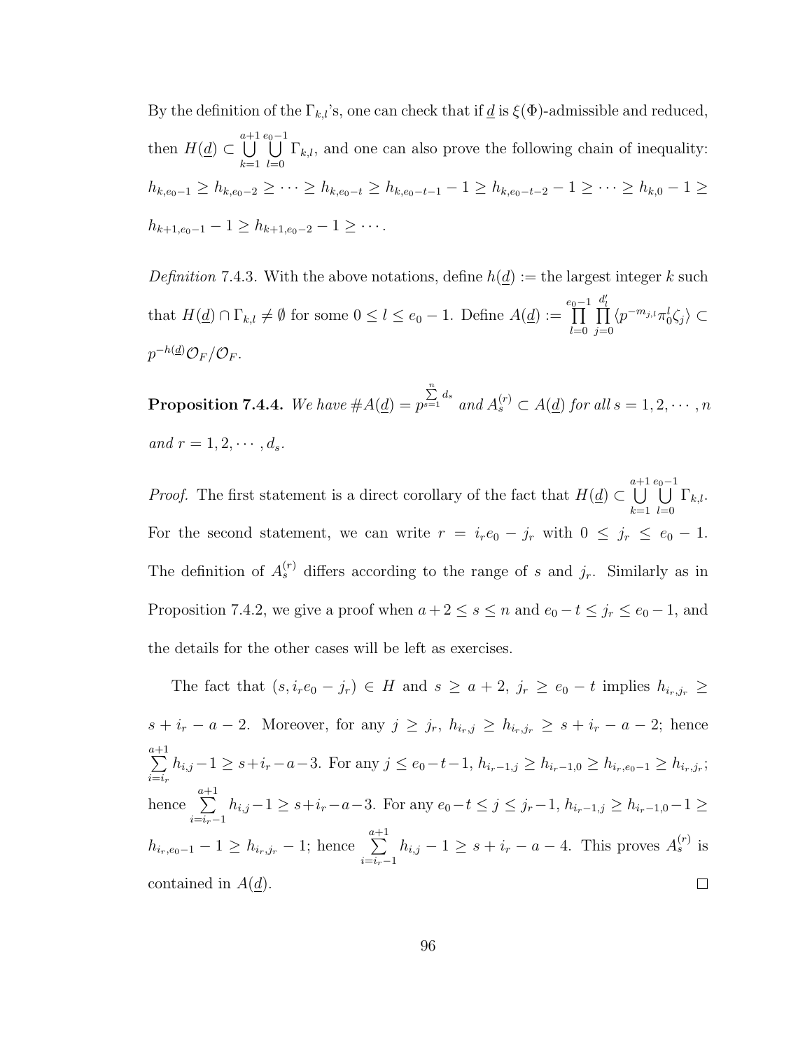By the definition of the $\Gamma_{k,l}$'s, one can check that if $\underline{d}$ is $\xi(\Phi)$-admissible and reduced, then $H(\underline{d}) \subset \bigcup_{k=1}^{a+1} \bigcup_{l=0}^{e_0-1} \Gamma_{k,l}$, and one can also prove the following chain of inequality: $h_{k,e_0-1} \geq h_{k,e_0-2} \geq \cdots \geq h_{k,e_0-t} \geq h_{k,e_0-t-1} - 1 \geq h_{k,e_0-t-2} - 1 \geq \cdots \geq h_{k,0} - 1 \geq h_{k+1,e_0-1} - 1 \geq h_{k+1,e_0-2} - 1 \geq \cdots$.

*Definition* 7.4.3. With the above notations, define $h(\underline{d}) :=$ the largest integer $k$ such that $H(\underline{d}) \cap \Gamma_{k,l} \neq \emptyset$ for some $0 \leq l \leq e_0 - 1$. Define $A(\underline{d}) := \prod_{l=0}^{e_0-1} \prod_{j=0}^{d'_l} \langle p^{-m_{j,l}} \pi_0^l \zeta_j \rangle \subset p^{-h(\underline{d})} \mathcal{O}_F / \mathcal{O}_F$.

**Proposition 7.4.4.** *We have* $\# A(\underline{d}) = p^{\sum_{s=1}^{n} d_s}$ *and* $A_s^{(r)} \subset A(\underline{d})$ *for all* $s = 1, 2, \cdots, n$ *and* $r = 1, 2, \cdots, d_s$.

*Proof.* The first statement is a direct corollary of the fact that $H(\underline{d}) \subset \bigcup_{k=1}^{a+1} \bigcup_{l=0}^{e_0-1} \Gamma_{k,l}$. For the second statement, we can write $r = i_r e_0 - j_r$ with $0 \leq j_r \leq e_0 - 1$. The definition of $A_s^{(r)}$ differs according to the range of $s$ and $j_r$. Similarly as in Proposition 7.4.2, we give a proof when $a + 2 \leq s \leq n$ and $e_0 - t \leq j_r \leq e_0 - 1$, and the details for the other cases will be left as exercises.

The fact that $(s, i_r e_0 - j_r) \in H$ and $s \geq a + 2$, $j_r \geq e_0 - t$ implies $h_{i_r,j_r} \geq s + i_r - a - 2$. Moreover, for any $j \geq j_r$, $h_{i_r,j} \geq h_{i_r,j_r} \geq s + i_r - a - 2$; hence $\sum_{i=i_r}^{a+1} h_{i,j} - 1 \geq s + i_r - a - 3$. For any $j \leq e_0 - t - 1$, $h_{i_r-1,j} \geq h_{i_r-1,0} \geq h_{i_r,e_0-1} \geq h_{i_r,j_r}$; hence $\sum_{i=i_r-1}^{a+1} h_{i,j} - 1 \geq s + i_r - a - 3$. For any $e_0 - t \leq j \leq j_r - 1$, $h_{i_r-1,j} \geq h_{i_r-1,0} - 1 \geq h_{i_r,e_0-1} - 1 \geq h_{i_r,j_r} - 1$; hence $\sum_{i=i_r-1}^{a+1} h_{i,j} - 1 \geq s + i_r - a - 4$. This proves $A_s^{(r)}$ is contained in $A(\underline{d})$. $\square$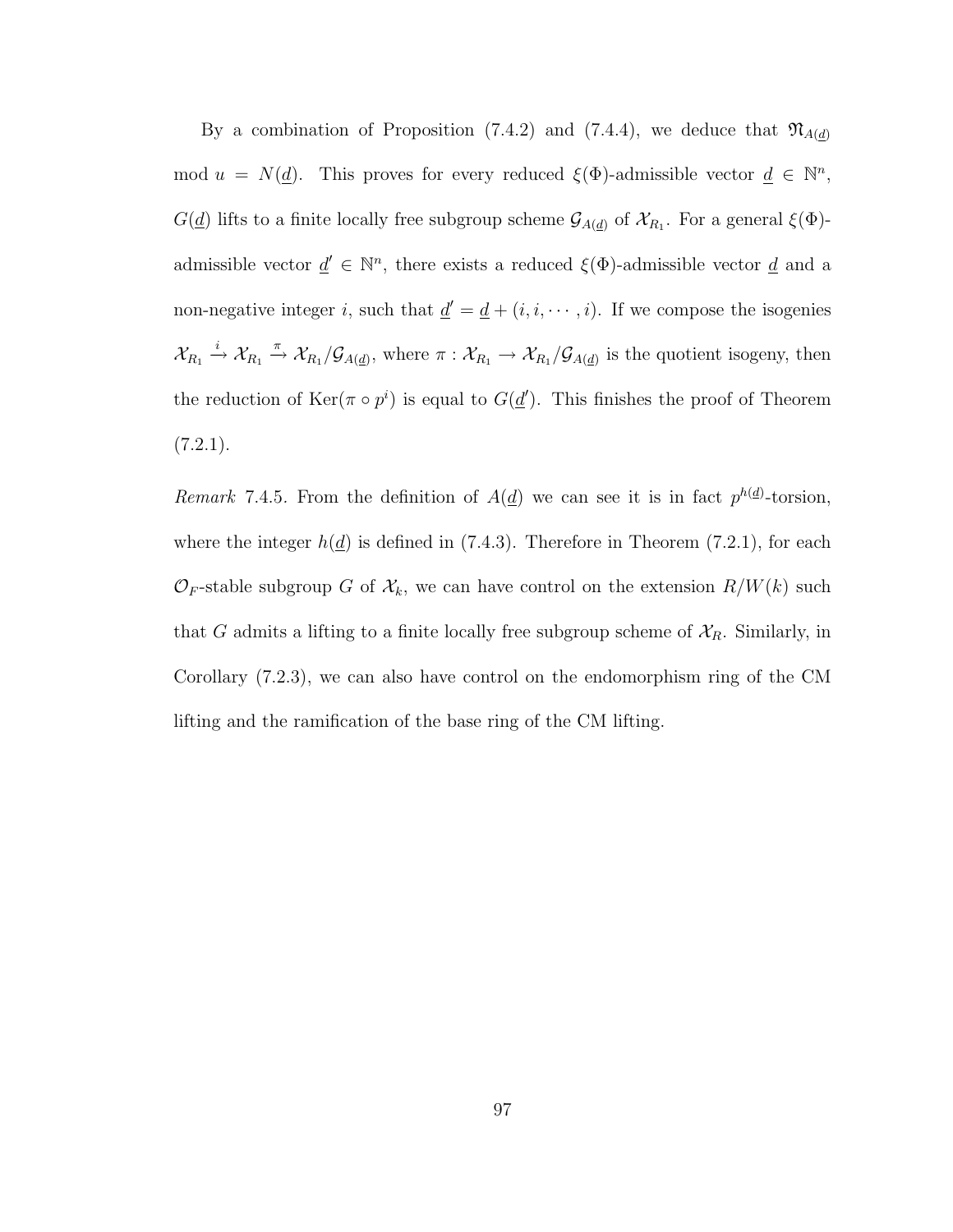By a combination of Proposition (7.4.2) and (7.4.4), we deduce that $\mathfrak{N}_{A(\underline{d})} \mod u = N(\underline{d})$. This proves for every reduced $\xi(\Phi)$-admissible vector $\underline{d} \in \mathbb{N}^n$, $G(\underline{d})$ lifts to a finite locally free subgroup scheme $\mathcal{G}_{A(\underline{d})}$ of $\mathcal{X}_{R_1}$. For a general $\xi(\Phi)$-admissible vector $\underline{d}' \in \mathbb{N}^n$, there exists a reduced $\xi(\Phi)$-admissible vector $\underline{d}$ and a non-negative integer $i$, such that $\underline{d}' = \underline{d} + (i, i, \cdots, i)$. If we compose the isogenies $\mathcal{X}_{R_1} \xrightarrow{i} \mathcal{X}_{R_1} \xrightarrow{\pi} \mathcal{X}_{R_1}/\mathcal{G}_{A(\underline{d})}$, where $\pi : \mathcal{X}_{R_1} \to \mathcal{X}_{R_1}/\mathcal{G}_{A(\underline{d})}$ is the quotient isogeny, then the reduction of $\mathrm{Ker}(\pi \circ p^i)$ is equal to $G(\underline{d}')$. This finishes the proof of Theorem (7.2.1).

*Remark* 7.4.5. From the definition of $A(\underline{d})$ we can see it is in fact $p^{h(\underline{d})}$-torsion, where the integer $h(\underline{d})$ is defined in (7.4.3). Therefore in Theorem (7.2.1), for each $\mathcal{O}_F$-stable subgroup $G$ of $\mathcal{X}_k$, we can have control on the extension $R/W(k)$ such that $G$ admits a lifting to a finite locally free subgroup scheme of $\mathcal{X}_R$. Similarly, in Corollary (7.2.3), we can also have control on the endomorphism ring of the CM lifting and the ramification of the base ring of the CM lifting.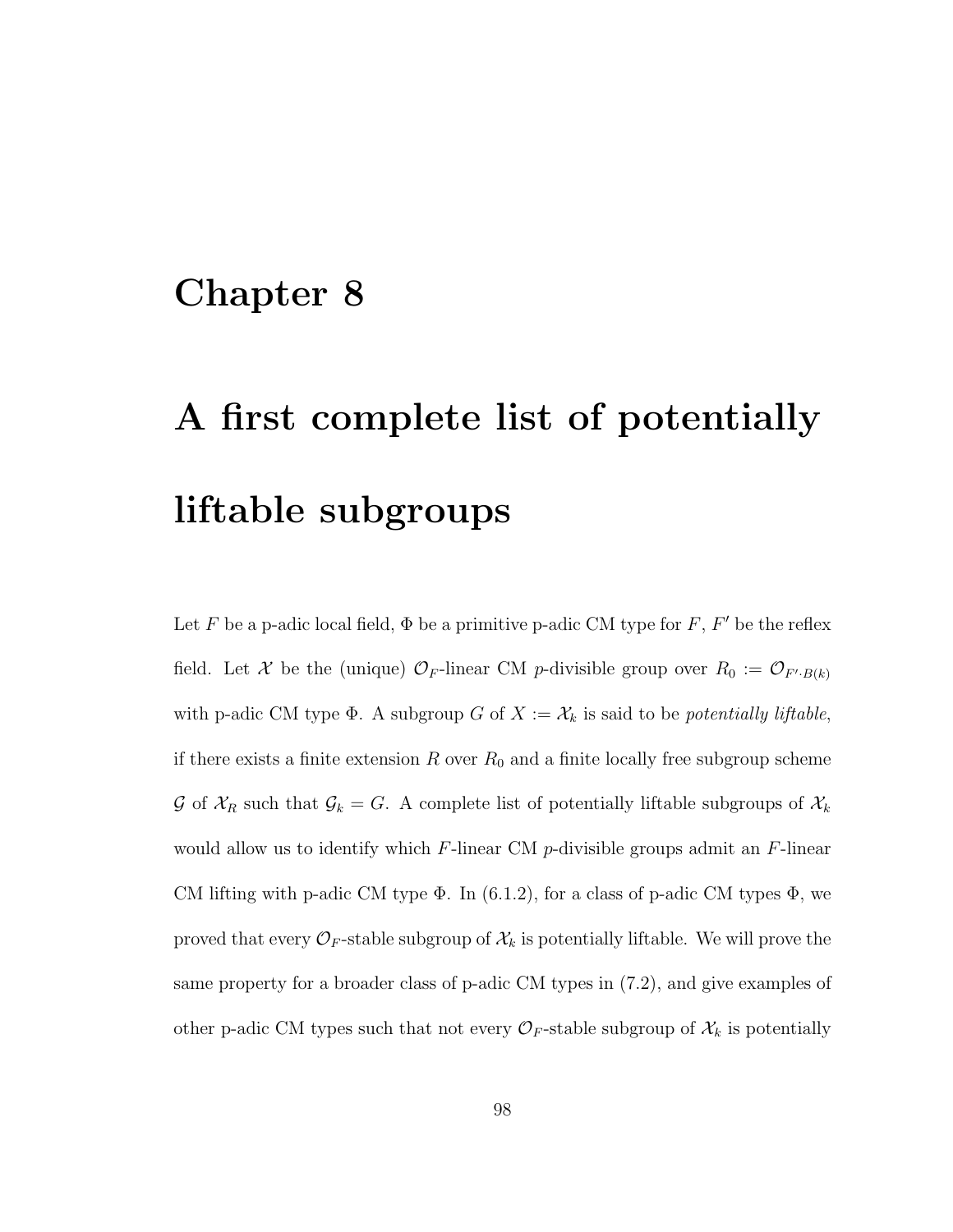# Chapter 8

# A first complete list of potentially liftable subgroups

Let $F$ be a p-adic local field, $\Phi$ be a primitive p-adic CM type for $F$, $F'$ be the reflex field. Let $\mathcal{X}$ be the (unique) $\mathcal{O}_F$-linear CM $p$-divisible group over $R_0 := \mathcal{O}_{F' \cdot B(k)}$ with p-adic CM type $\Phi$. A subgroup $G$ of $X := \mathcal{X}_k$ is said to be *potentially liftable*, if there exists a finite extension $R$ over $R_0$ and a finite locally free subgroup scheme $\mathcal{G}$ of $\mathcal{X}_R$ such that $\mathcal{G}_k = G$. A complete list of potentially liftable subgroups of $\mathcal{X}_k$ would allow us to identify which $F$-linear CM $p$-divisible groups admit an $F$-linear CM lifting with p-adic CM type $\Phi$. In (6.1.2), for a class of p-adic CM types $\Phi$, we proved that every $\mathcal{O}_F$-stable subgroup of $\mathcal{X}_k$ is potentially liftable. We will prove the same property for a broader class of p-adic CM types in (7.2), and give examples of other p-adic CM types such that not every $\mathcal{O}_F$-stable subgroup of $\mathcal{X}_k$ is potentially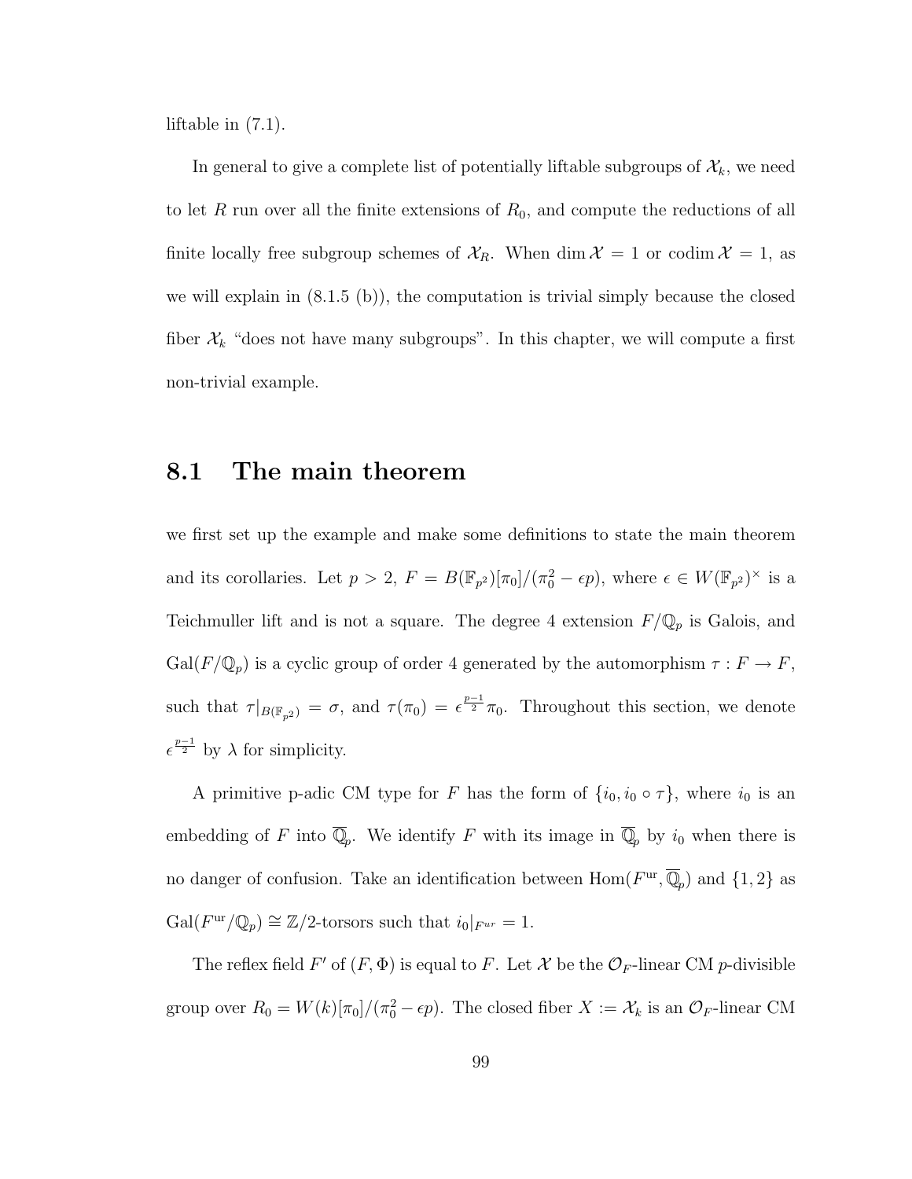liftable in (7.1).

In general to give a complete list of potentially liftable subgroups of $\mathcal{X}_k$, we need to let $R$ run over all the finite extensions of $R_0$, and compute the reductions of all finite locally free subgroup schemes of $\mathcal{X}_R$. When $\dim \mathcal{X} = 1$ or $\operatorname{codim} \mathcal{X} = 1$, as we will explain in (8.1.5 (b)), the computation is trivial simply because the closed fiber $\mathcal{X}_k$ "does not have many subgroups". In this chapter, we will compute a first non-trivial example.

## 8.1 The main theorem

we first set up the example and make some definitions to state the main theorem and its corollaries. Let $p > 2$, $F = B(\mathbb{F}_{p^2})[\pi_0]/(\pi_0^2 - \epsilon p)$, where $\epsilon \in W(\mathbb{F}_{p^2})^\times$ is a Teichmuller lift and is not a square. The degree 4 extension $F/\mathbb{Q}_p$ is Galois, and $\mathrm{Gal}(F/\mathbb{Q}_p)$ is a cyclic group of order 4 generated by the automorphism $\tau : F \to F$, such that $\tau|_{B(\mathbb{F}_{p^2})} = \sigma$, and $\tau(\pi_0) = \epsilon^{\frac{p-1}{2}}\pi_0$. Throughout this section, we denote $\epsilon^{\frac{p-1}{2}}$ by $\lambda$ for simplicity.

A primitive p-adic CM type for $F$ has the form of $\{i_0, i_0 \circ \tau\}$, where $i_0$ is an embedding of $F$ into $\overline{\mathbb{Q}}_p$. We identify $F$ with its image in $\overline{\mathbb{Q}}_p$ by $i_0$ when there is no danger of confusion. Take an identification between $\mathrm{Hom}(F^{\mathrm{ur}}, \overline{\mathbb{Q}}_p)$ and $\{1, 2\}$ as $\mathrm{Gal}(F^{\mathrm{ur}}/\mathbb{Q}_p) \cong \mathbb{Z}/2$-torsors such that $i_0|_{F^{ur}} = 1$.

The reflex field $F'$ of $(F, \Phi)$ is equal to $F$. Let $\mathcal{X}$ be the $\mathcal{O}_F$-linear CM $p$-divisible group over $R_0 = W(k)[\pi_0]/(\pi_0^2 - \epsilon p)$. The closed fiber $X := \mathcal{X}_k$ is an $\mathcal{O}_F$-linear CM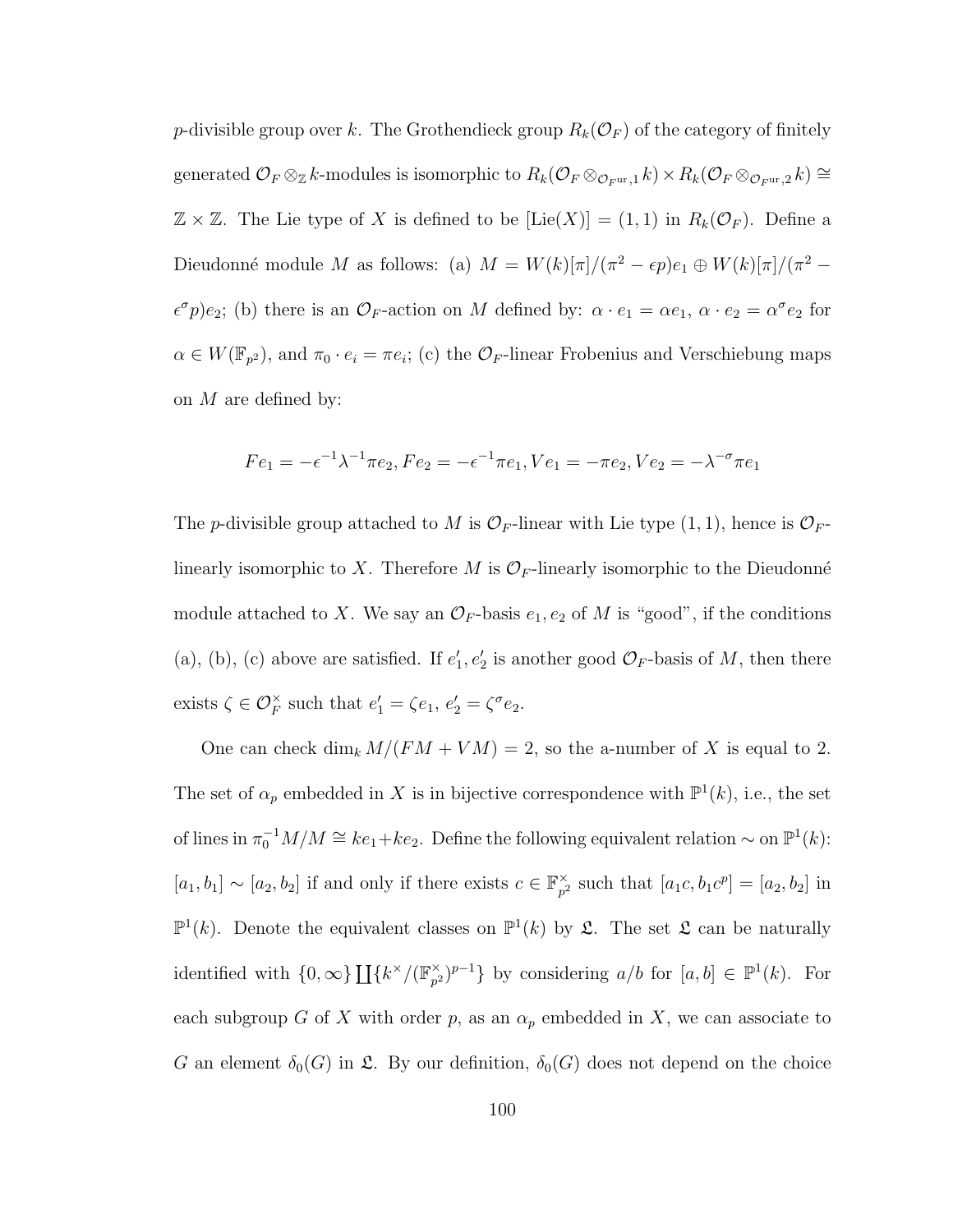$p$-divisible group over $k$. The Grothendieck group $R_k(\mathcal{O}_F)$ of the category of finitely generated $\mathcal{O}_F \otimes_{\mathbb{Z}} k$-modules is isomorphic to $R_k(\mathcal{O}_F \otimes_{\mathcal{O}_{F^{\mathrm{ur}},1}} k) \times R_k(\mathcal{O}_F \otimes_{\mathcal{O}_{F^{\mathrm{ur}},2}} k) \cong \mathbb{Z} \times \mathbb{Z}$. The Lie type of $X$ is defined to be $[\mathrm{Lie}(X)] = (1, 1)$ in $R_k(\mathcal{O}_F)$. Define a Dieudonné module $M$ as follows: (a) $M = W(k)[\pi]/(\pi^2 - \epsilon p)e_1 \oplus W(k)[\pi]/(\pi^2 - \epsilon^\sigma p)e_2$; (b) there is an $\mathcal{O}_F$-action on $M$ defined by: $\alpha \cdot e_1 = \alpha e_1$, $\alpha \cdot e_2 = \alpha^\sigma e_2$ for $\alpha \in W(\mathbb{F}_{p^2})$, and $\pi_0 \cdot e_i = \pi e_i$; (c) the $\mathcal{O}_F$-linear Frobenius and Verschiebung maps on $M$ are defined by:

$$Fe_1 = -\epsilon^{-1}\lambda^{-1}\pi e_2, Fe_2 = -\epsilon^{-1}\pi e_1, Ve_1 = -\pi e_2, Ve_2 = -\lambda^{-\sigma}\pi e_1$$

The $p$-divisible group attached to $M$ is $\mathcal{O}_F$-linear with Lie type $(1, 1)$, hence is $\mathcal{O}_F$-linearly isomorphic to $X$. Therefore $M$ is $\mathcal{O}_F$-linearly isomorphic to the Dieudonné module attached to $X$. We say an $\mathcal{O}_F$-basis $e_1, e_2$ of $M$ is "good", if the conditions (a), (b), (c) above are satisfied. If $e_1', e_2'$ is another good $\mathcal{O}_F$-basis of $M$, then there exists $\zeta \in \mathcal{O}_F^\times$ such that $e_1' = \zeta e_1$, $e_2' = \zeta^\sigma e_2$.

One can check $\dim_k M/(FM + VM) = 2$, so the a-number of $X$ is equal to 2. The set of $\alpha_p$ embedded in $X$ is in bijective correspondence with $\mathbb{P}^1(k)$, i.e., the set of lines in $\pi_0^{-1}M/M \cong ke_1 + ke_2$. Define the following equivalent relation $\sim$ on $\mathbb{P}^1(k)$: $[a_1, b_1] \sim [a_2, b_2]$ if and only if there exists $c \in \mathbb{F}_{p^2}^\times$ such that $[a_1 c, b_1 c^p] = [a_2, b_2]$ in $\mathbb{P}^1(k)$. Denote the equivalent classes on $\mathbb{P}^1(k)$ by $\mathfrak{L}$. The set $\mathfrak{L}$ can be naturally identified with $\{0, \infty\} \coprod \{k^\times/(\mathbb{F}_{p^2}^\times)^{p-1}\}$ by considering $a/b$ for $[a, b] \in \mathbb{P}^1(k)$. For each subgroup $G$ of $X$ with order $p$, as an $\alpha_p$ embedded in $X$, we can associate to $G$ an element $\delta_0(G)$ in $\mathfrak{L}$. By our definition, $\delta_0(G)$ does not depend on the choice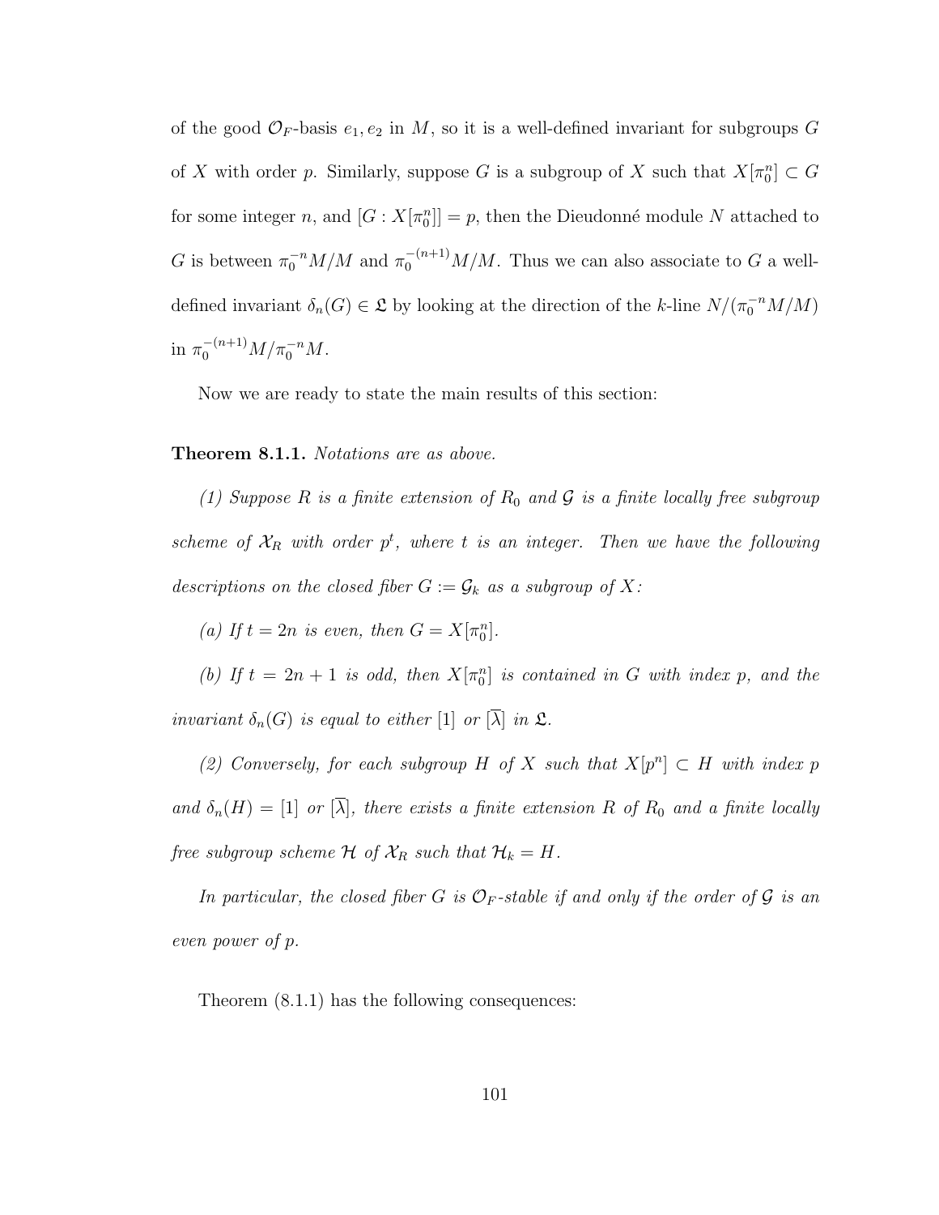of the good $\mathcal{O}_F$-basis $e_1, e_2$ in $M$, so it is a well-defined invariant for subgroups $G$ of $X$ with order $p$. Similarly, suppose $G$ is a subgroup of $X$ such that $X[\pi_0^n] \subset G$ for some integer $n$, and $[G : X[\pi_0^n]] = p$, then the Dieudonné module $N$ attached to $G$ is between $\pi_0^{-n}M/M$ and $\pi_0^{-(n+1)}M/M$. Thus we can also associate to $G$ a well-defined invariant $\delta_n(G) \in \mathfrak{L}$ by looking at the direction of the $k$-line $N/(\pi_0^{-n}M/M)$ in $\pi_0^{-(n+1)}M/\pi_0^{-n}M$.

Now we are ready to state the main results of this section:

**Theorem 8.1.1.** *Notations are as above.*

*(1) Suppose $R$ is a finite extension of $R_0$ and $\mathcal{G}$ is a finite locally free subgroup scheme of $\mathcal{X}_R$ with order $p^t$, where $t$ is an integer. Then we have the following descriptions on the closed fiber $G := \mathcal{G}_k$ as a subgroup of $X$:*

*(a) If $t = 2n$ is even, then $G = X[\pi_0^n]$.*

*(b) If $t = 2n + 1$ is odd, then $X[\pi_0^n]$ is contained in $G$ with index $p$, and the invariant $\delta_n(G)$ is equal to either $[1]$ or $[\overline{\lambda}]$ in $\mathfrak{L}$.*

*(2) Conversely, for each subgroup $H$ of $X$ such that $X[p^n] \subset H$ with index $p$ and $\delta_n(H) = [1]$ or $[\overline{\lambda}]$, there exists a finite extension $R$ of $R_0$ and a finite locally free subgroup scheme $\mathcal{H}$ of $\mathcal{X}_R$ such that $\mathcal{H}_k = H$.*

*In particular, the closed fiber $G$ is $\mathcal{O}_F$-stable if and only if the order of $\mathcal{G}$ is an even power of $p$.*

Theorem (8.1.1) has the following consequences: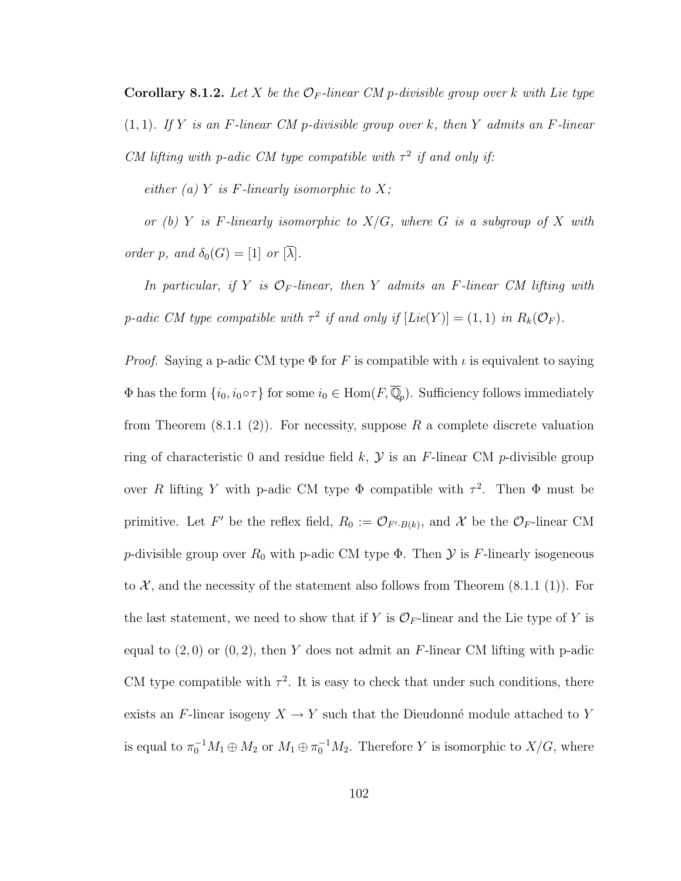**Corollary 8.1.2.** *Let $X$ be the $\mathcal{O}_F$-linear CM p-divisible group over $k$ with Lie type $(1,1)$. If $Y$ is an $F$-linear CM p-divisible group over $k$, then $Y$ admits an $F$-linear CM lifting with p-adic CM type compatible with $\tau^2$ if and only if:*

*either (a) $Y$ is $F$-linearly isomorphic to $X$;*

*or (b) $Y$ is $F$-linearly isomorphic to $X/G$, where $G$ is a subgroup of $X$ with order $p$, and $\delta_0(G) = [1]$ or $[\overline{\lambda}]$.*

*In particular, if $Y$ is $\mathcal{O}_F$-linear, then $Y$ admits an $F$-linear CM lifting with p-adic CM type compatible with $\tau^2$ if and only if $[Lie(Y)] = (1,1)$ in $R_k(\mathcal{O}_F)$.*

*Proof.* Saying a p-adic CM type $\Phi$ for $F$ is compatible with $\iota$ is equivalent to saying $\Phi$ has the form $\{i_0, i_0 \circ \tau\}$ for some $i_0 \in \mathrm{Hom}(F, \overline{\mathbb{Q}}_p)$. Sufficiency follows immediately from Theorem (8.1.1 (2)). For necessity, suppose $R$ a complete discrete valuation ring of characteristic 0 and residue field $k$, $\mathcal{Y}$ is an $F$-linear CM $p$-divisible group over $R$ lifting $Y$ with p-adic CM type $\Phi$ compatible with $\tau^2$. Then $\Phi$ must be primitive. Let $F'$ be the reflex field, $R_0 := \mathcal{O}_{F' \cdot B(k)}$, and $\mathcal{X}$ be the $\mathcal{O}_F$-linear CM $p$-divisible group over $R_0$ with p-adic CM type $\Phi$. Then $\mathcal{Y}$ is $F$-linearly isogeneous to $\mathcal{X}$, and the necessity of the statement also follows from Theorem (8.1.1 (1)). For the last statement, we need to show that if $Y$ is $\mathcal{O}_F$-linear and the Lie type of $Y$ is equal to $(2,0)$ or $(0,2)$, then $Y$ does not admit an $F$-linear CM lifting with p-adic CM type compatible with $\tau^2$. It is easy to check that under such conditions, there exists an $F$-linear isogeny $X \to Y$ such that the Dieudonné module attached to $Y$ is equal to $\pi_0^{-1} M_1 \oplus M_2$ or $M_1 \oplus \pi_0^{-1} M_2$. Therefore $Y$ is isomorphic to $X/G$, where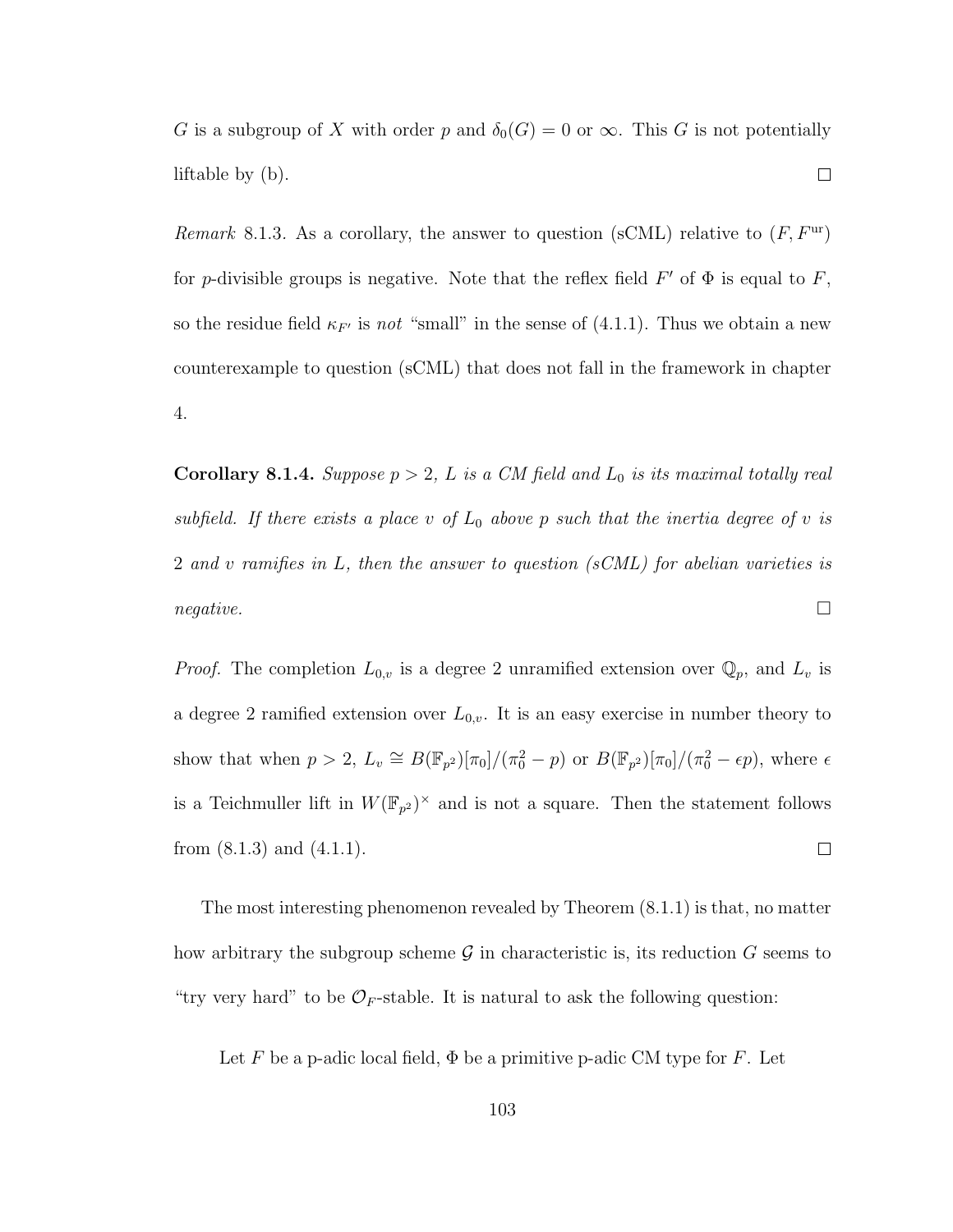$G$ is a subgroup of $X$ with order $p$ and $\delta_0(G) = 0$ or $\infty$. This $G$ is not potentially liftable by (b). □

*Remark* 8.1.3. As a corollary, the answer to question (sCML) relative to $(F, F^{\mathrm{ur}})$ for $p$-divisible groups is negative. Note that the reflex field $F'$ of $\Phi$ is equal to $F$, so the residue field $\kappa_{F'}$ is *not* "small" in the sense of (4.1.1). Thus we obtain a new counterexample to question (sCML) that does not fall in the framework in chapter 4.

**Corollary 8.1.4.** *Suppose $p > 2$, $L$ is a CM field and $L_0$ is its maximal totally real subfield. If there exists a place $v$ of $L_0$ above $p$ such that the inertia degree of $v$ is 2 and $v$ ramifies in $L$, then the answer to question (sCML) for abelian varieties is negative.* □

*Proof.* The completion $L_{0,v}$ is a degree 2 unramified extension over $\mathbb{Q}_p$, and $L_v$ is a degree 2 ramified extension over $L_{0,v}$. It is an easy exercise in number theory to show that when $p > 2$, $L_v \cong B(\mathbb{F}_{p^2})[\pi_0]/(\pi_0^2 - p)$ or $B(\mathbb{F}_{p^2})[\pi_0]/(\pi_0^2 - \epsilon p)$, where $\epsilon$ is a Teichmuller lift in $W(\mathbb{F}_{p^2})^\times$ and is not a square. Then the statement follows from (8.1.3) and (4.1.1). □

The most interesting phenomenon revealed by Theorem (8.1.1) is that, no matter how arbitrary the subgroup scheme $\mathcal{G}$ in characteristic is, its reduction $G$ seems to "try very hard" to be $\mathcal{O}_F$-stable. It is natural to ask the following question:

Let $F$ be a p-adic local field, $\Phi$ be a primitive p-adic CM type for $F$. Let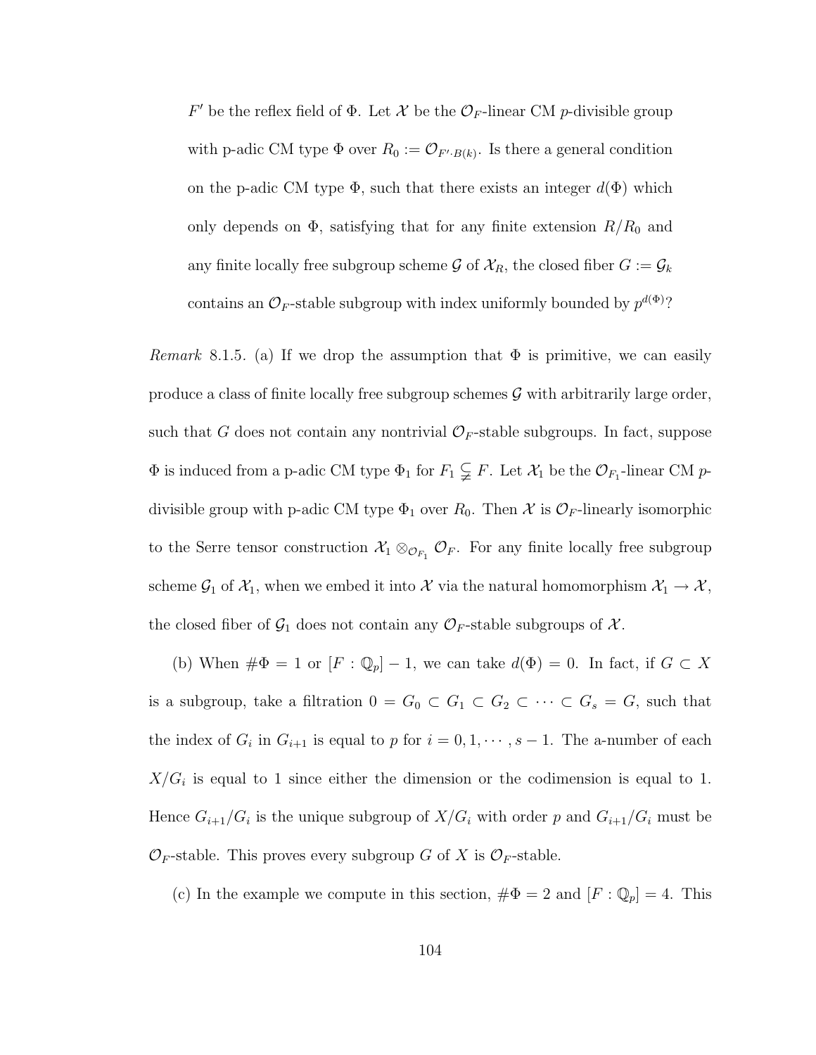$F'$ be the reflex field of $\Phi$. Let $\mathcal{X}$ be the $\mathcal{O}_F$-linear CM $p$-divisible group with p-adic CM type $\Phi$ over $R_0 := \mathcal{O}_{F'\cdot B(k)}$. Is there a general condition on the p-adic CM type $\Phi$, such that there exists an integer $d(\Phi)$ which only depends on $\Phi$, satisfying that for any finite extension $R/R_0$ and any finite locally free subgroup scheme $\mathcal{G}$ of $\mathcal{X}_R$, the closed fiber $G := \mathcal{G}_k$ contains an $\mathcal{O}_F$-stable subgroup with index uniformly bounded by $p^{d(\Phi)}$?

*Remark* 8.1.5. (a) If we drop the assumption that $\Phi$ is primitive, we can easily produce a class of finite locally free subgroup schemes $\mathcal{G}$ with arbitrarily large order, such that $G$ does not contain any nontrivial $\mathcal{O}_F$-stable subgroups. In fact, suppose $\Phi$ is induced from a p-adic CM type $\Phi_1$ for $F_1 \subsetneq F$. Let $\mathcal{X}_1$ be the $\mathcal{O}_{F_1}$-linear CM $p$-divisible group with p-adic CM type $\Phi_1$ over $R_0$. Then $\mathcal{X}$ is $\mathcal{O}_F$-linearly isomorphic to the Serre tensor construction $\mathcal{X}_1 \otimes_{\mathcal{O}_{F_1}} \mathcal{O}_F$. For any finite locally free subgroup scheme $\mathcal{G}_1$ of $\mathcal{X}_1$, when we embed it into $\mathcal{X}$ via the natural homomorphism $\mathcal{X}_1 \to \mathcal{X}$, the closed fiber of $\mathcal{G}_1$ does not contain any $\mathcal{O}_F$-stable subgroups of $\mathcal{X}$.

(b) When $\#\Phi = 1$ or $[F : \mathbb{Q}_p] - 1$, we can take $d(\Phi) = 0$. In fact, if $G \subset X$ is a subgroup, take a filtration $0 = G_0 \subset G_1 \subset G_2 \subset \cdots \subset G_s = G$, such that the index of $G_i$ in $G_{i+1}$ is equal to $p$ for $i = 0, 1, \cdots, s-1$. The a-number of each $X/G_i$ is equal to 1 since either the dimension or the codimension is equal to 1. Hence $G_{i+1}/G_i$ is the unique subgroup of $X/G_i$ with order $p$ and $G_{i+1}/G_i$ must be $\mathcal{O}_F$-stable. This proves every subgroup $G$ of $X$ is $\mathcal{O}_F$-stable.

(c) In the example we compute in this section, $\#\Phi = 2$ and $[F : \mathbb{Q}_p] = 4$. This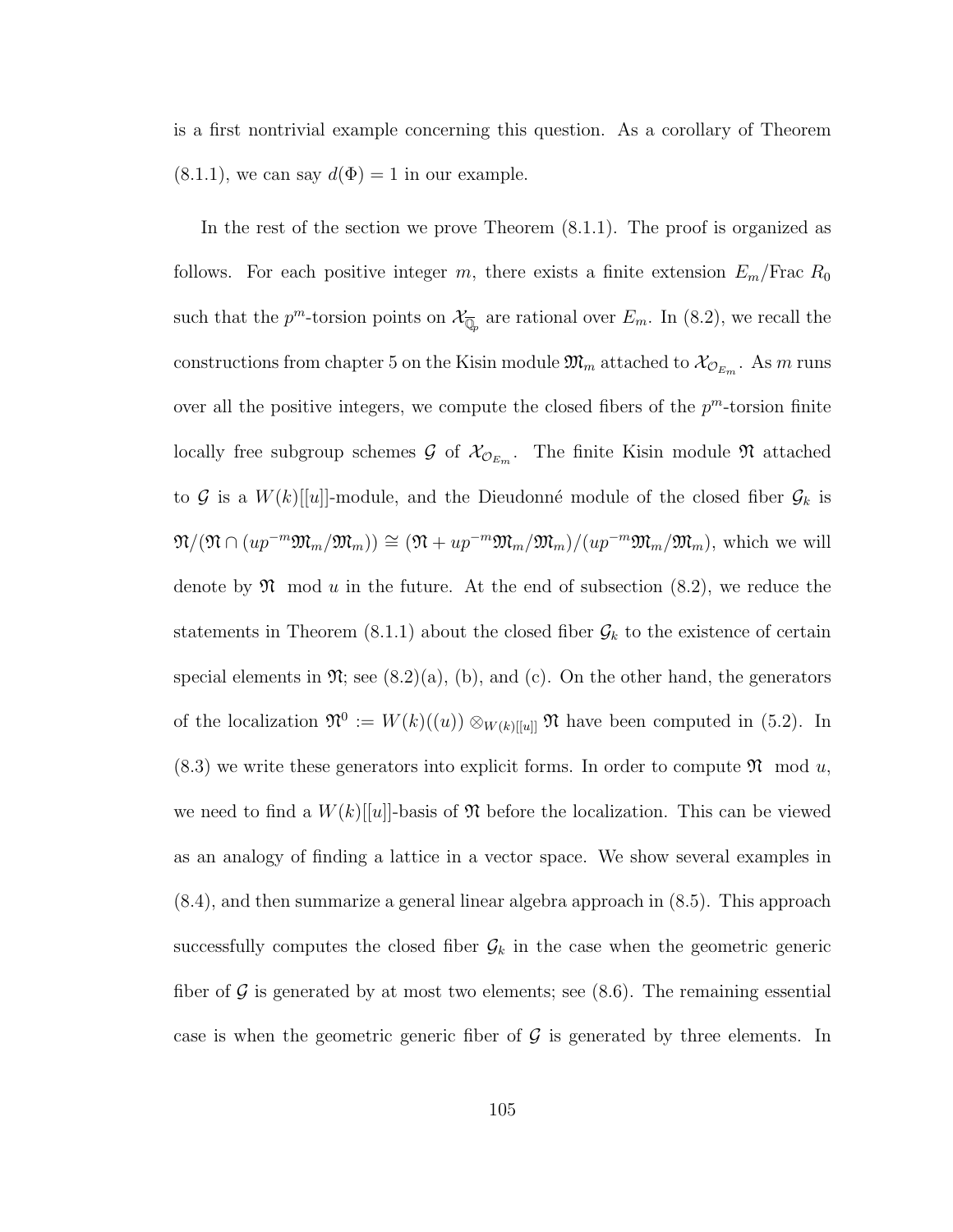is a first nontrivial example concerning this question. As a corollary of Theorem (8.1.1), we can say $d(\Phi) = 1$ in our example.

In the rest of the section we prove Theorem (8.1.1). The proof is organized as follows. For each positive integer $m$, there exists a finite extension $E_m/\mathrm{Frac}\ R_0$ such that the $p^m$-torsion points on $\mathcal{X}_{\overline{\mathbb{Q}}_p}$ are rational over $E_m$. In (8.2), we recall the constructions from chapter 5 on the Kisin module $\mathfrak{M}_m$ attached to $\mathcal{X}_{\mathcal{O}_{E_m}}$. As $m$ runs over all the positive integers, we compute the closed fibers of the $p^m$-torsion finite locally free subgroup schemes $\mathcal{G}$ of $\mathcal{X}_{\mathcal{O}_{E_m}}$. The finite Kisin module $\mathfrak{N}$ attached to $\mathcal{G}$ is a $W(k)[[u]]$-module, and the Dieudonné module of the closed fiber $\mathcal{G}_k$ is $\mathfrak{N}/(\mathfrak{N} \cap (up^{-m}\mathfrak{M}_m/\mathfrak{M}_m)) \cong (\mathfrak{N} + up^{-m}\mathfrak{M}_m/\mathfrak{M}_m)/(up^{-m}\mathfrak{M}_m/\mathfrak{M}_m)$, which we will denote by $\mathfrak{N} \mod u$ in the future. At the end of subsection (8.2), we reduce the statements in Theorem (8.1.1) about the closed fiber $\mathcal{G}_k$ to the existence of certain special elements in $\mathfrak{N}$; see (8.2)(a), (b), and (c). On the other hand, the generators of the localization $\mathfrak{N}^0 := W(k)((u)) \otimes_{W(k)[[u]]} \mathfrak{N}$ have been computed in (5.2). In (8.3) we write these generators into explicit forms. In order to compute $\mathfrak{N} \mod u$, we need to find a $W(k)[[u]]$-basis of $\mathfrak{N}$ before the localization. This can be viewed as an analogy of finding a lattice in a vector space. We show several examples in (8.4), and then summarize a general linear algebra approach in (8.5). This approach successfully computes the closed fiber $\mathcal{G}_k$ in the case when the geometric generic fiber of $\mathcal{G}$ is generated by at most two elements; see (8.6). The remaining essential case is when the geometric generic fiber of $\mathcal{G}$ is generated by three elements. In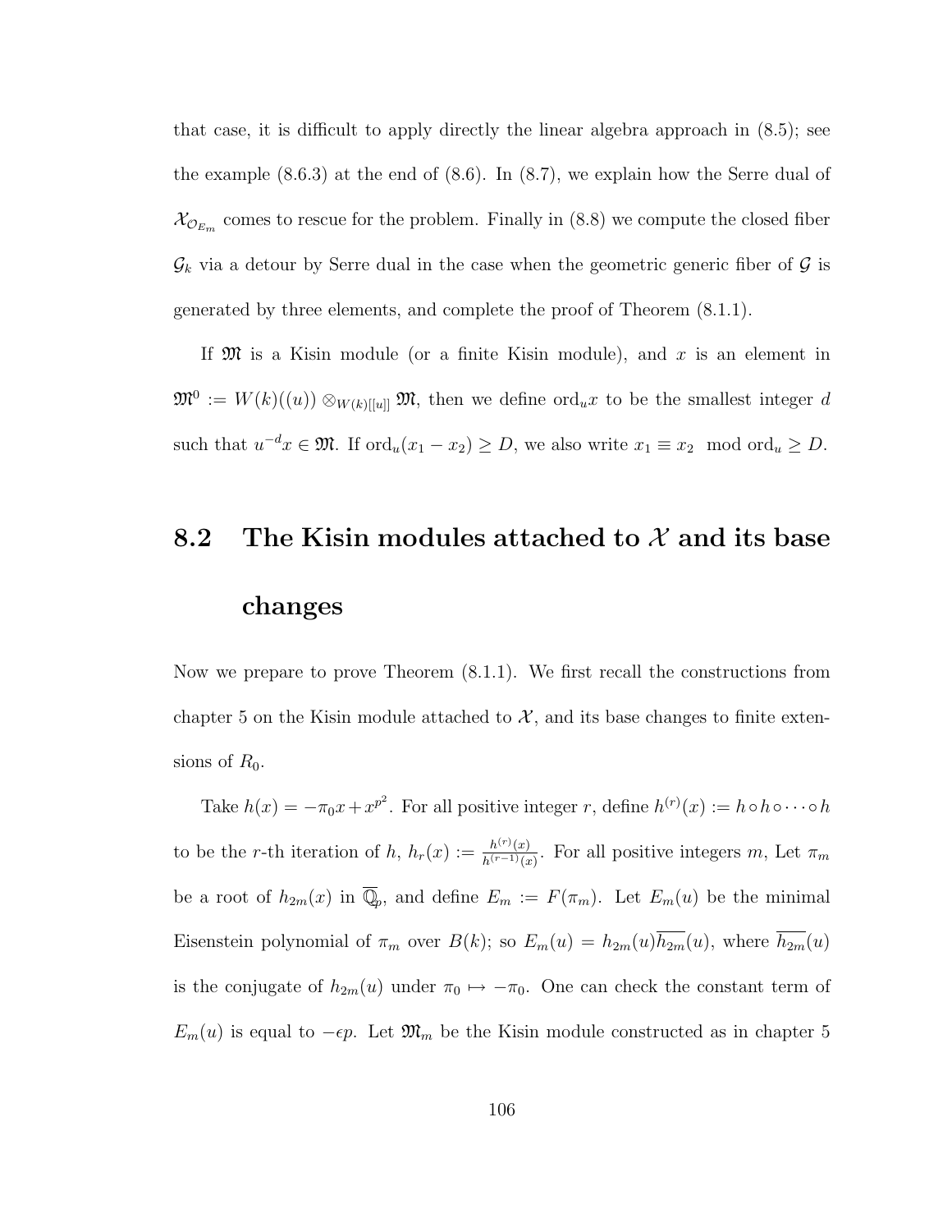that case, it is difficult to apply directly the linear algebra approach in (8.5); see the example (8.6.3) at the end of (8.6). In (8.7), we explain how the Serre dual of $\mathcal{X}_{\mathcal{O}_{E_m}}$ comes to rescue for the problem. Finally in (8.8) we compute the closed fiber $\mathcal{G}_k$ via a detour by Serre dual in the case when the geometric generic fiber of $\mathcal{G}$ is generated by three elements, and complete the proof of Theorem (8.1.1).

If $\mathfrak{M}$ is a Kisin module (or a finite Kisin module), and $x$ is an element in $\mathfrak{M}^0 := W(k)((u)) \otimes_{W(k)[[u]]} \mathfrak{M}$, then we define $\text{ord}_u x$ to be the smallest integer $d$ such that $u^{-d}x \in \mathfrak{M}$. If $\text{ord}_u(x_1 - x_2) \geq D$, we also write $x_1 \equiv x_2 \mod \text{ord}_u \geq D$.

## 8.2 The Kisin modules attached to $\mathcal{X}$ and its base changes

Now we prepare to prove Theorem (8.1.1). We first recall the constructions from chapter 5 on the Kisin module attached to $\mathcal{X}$, and its base changes to finite extensions of $R_0$.

Take $h(x) = -\pi_0 x + x^{p^2}$. For all positive integer $r$, define $h^{(r)}(x) := h \circ h \circ \cdots \circ h$ to be the $r$-th iteration of $h$, $h_r(x) := \frac{h^{(r)}(x)}{h^{(r-1)}(x)}$. For all positive integers $m$, Let $\pi_m$ be a root of $h_{2m}(x)$ in $\overline{\mathbb{Q}}_p$, and define $E_m := F(\pi_m)$. Let $E_m(u)$ be the minimal Eisenstein polynomial of $\pi_m$ over $B(k)$; so $E_m(u) = h_{2m}(u)\overline{h_{2m}}(u)$, where $\overline{h_{2m}}(u)$ is the conjugate of $h_{2m}(u)$ under $\pi_0 \mapsto -\pi_0$. One can check the constant term of $E_m(u)$ is equal to $-\epsilon p$. Let $\mathfrak{M}_m$ be the Kisin module constructed as in chapter 5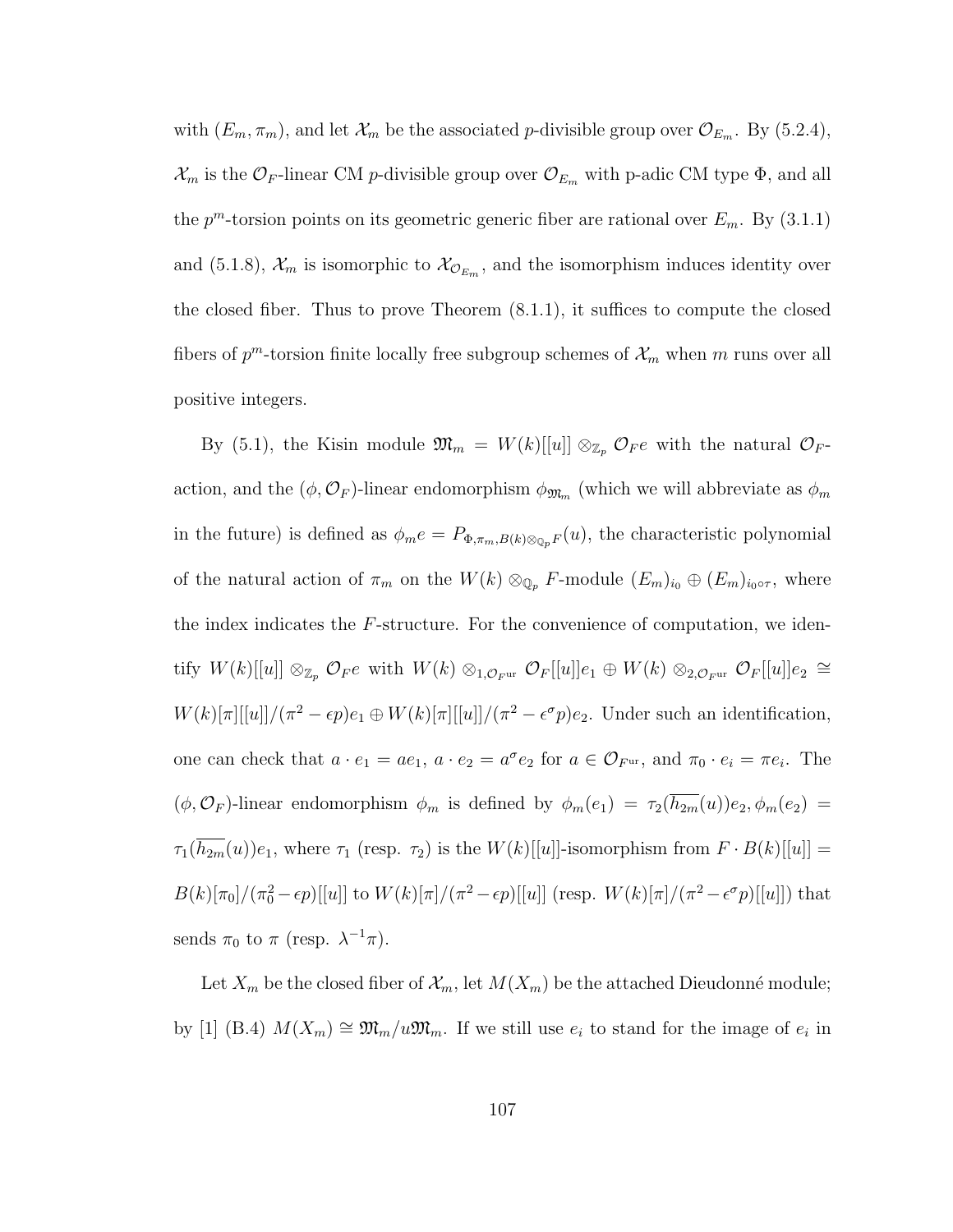with $(E_m, \pi_m)$, and let $\mathcal{X}_m$ be the associated $p$-divisible group over $\mathcal{O}_{E_m}$. By (5.2.4), $\mathcal{X}_m$ is the $\mathcal{O}_F$-linear CM $p$-divisible group over $\mathcal{O}_{E_m}$ with p-adic CM type $\Phi$, and all the $p^m$-torsion points on its geometric generic fiber are rational over $E_m$. By (3.1.1) and (5.1.8), $\mathcal{X}_m$ is isomorphic to $\mathcal{X}_{\mathcal{O}_{E_m}}$, and the isomorphism induces identity over the closed fiber. Thus to prove Theorem (8.1.1), it suffices to compute the closed fibers of $p^m$-torsion finite locally free subgroup schemes of $\mathcal{X}_m$ when $m$ runs over all positive integers.

By (5.1), the Kisin module $\mathfrak{M}_m = W(k)[[u]] \otimes_{\mathbb{Z}_p} \mathcal{O}_F e$ with the natural $\mathcal{O}_F$-action, and the $(\phi, \mathcal{O}_F)$-linear endomorphism $\phi_{\mathfrak{M}_m}$ (which we will abbreviate as $\phi_m$ in the future) is defined as $\phi_m e = P_{\Phi, \pi_m, B(k)\otimes_{\mathbb{Q}_p} F}(u)$, the characteristic polynomial of the natural action of $\pi_m$ on the $W(k) \otimes_{\mathbb{Q}_p} F$-module $(E_m)_{i_0} \oplus (E_m)_{i_0 \circ \tau}$, where the index indicates the $F$-structure. For the convenience of computation, we identify $W(k)[[u]] \otimes_{\mathbb{Z}_p} \mathcal{O}_F e$ with $W(k) \otimes_{1,\mathcal{O}_{F^{\mathrm{ur}}}} \mathcal{O}_F[[u]]e_1 \oplus W(k) \otimes_{2,\mathcal{O}_{F^{\mathrm{ur}}}} \mathcal{O}_F[[u]]e_2 \cong W(k)[\pi][[u]]/(\pi^2 - \epsilon p)e_1 \oplus W(k)[\pi][[u]]/(\pi^2 - \epsilon^\sigma p)e_2$. Under such an identification, one can check that $a \cdot e_1 = ae_1$, $a \cdot e_2 = a^\sigma e_2$ for $a \in \mathcal{O}_{F^{\mathrm{ur}}}$, and $\pi_0 \cdot e_i = \pi e_i$. The $(\phi, \mathcal{O}_F)$-linear endomorphism $\phi_m$ is defined by $\phi_m(e_1) = \tau_2(\overline{h_{2m}}(u))e_2, \phi_m(e_2) = \tau_1(\overline{h_{2m}}(u))e_1$, where $\tau_1$ (resp. $\tau_2$) is the $W(k)[[u]]$-isomorphism from $F \cdot B(k)[[u]] = B(k)[\pi_0]/(\pi_0^2 - \epsilon p)[[u]]$ to $W(k)[\pi]/(\pi^2 - \epsilon p)[[u]]$ (resp. $W(k)[\pi]/(\pi^2 - \epsilon^\sigma p)[[u]]$) that sends $\pi_0$ to $\pi$ (resp. $\lambda^{-1}\pi$).

Let $X_m$ be the closed fiber of $\mathcal{X}_m$, let $M(X_m)$ be the attached Dieudonné module; by [1] (B.4) $M(X_m) \cong \mathfrak{M}_m/u\mathfrak{M}_m$. If we still use $e_i$ to stand for the image of $e_i$ in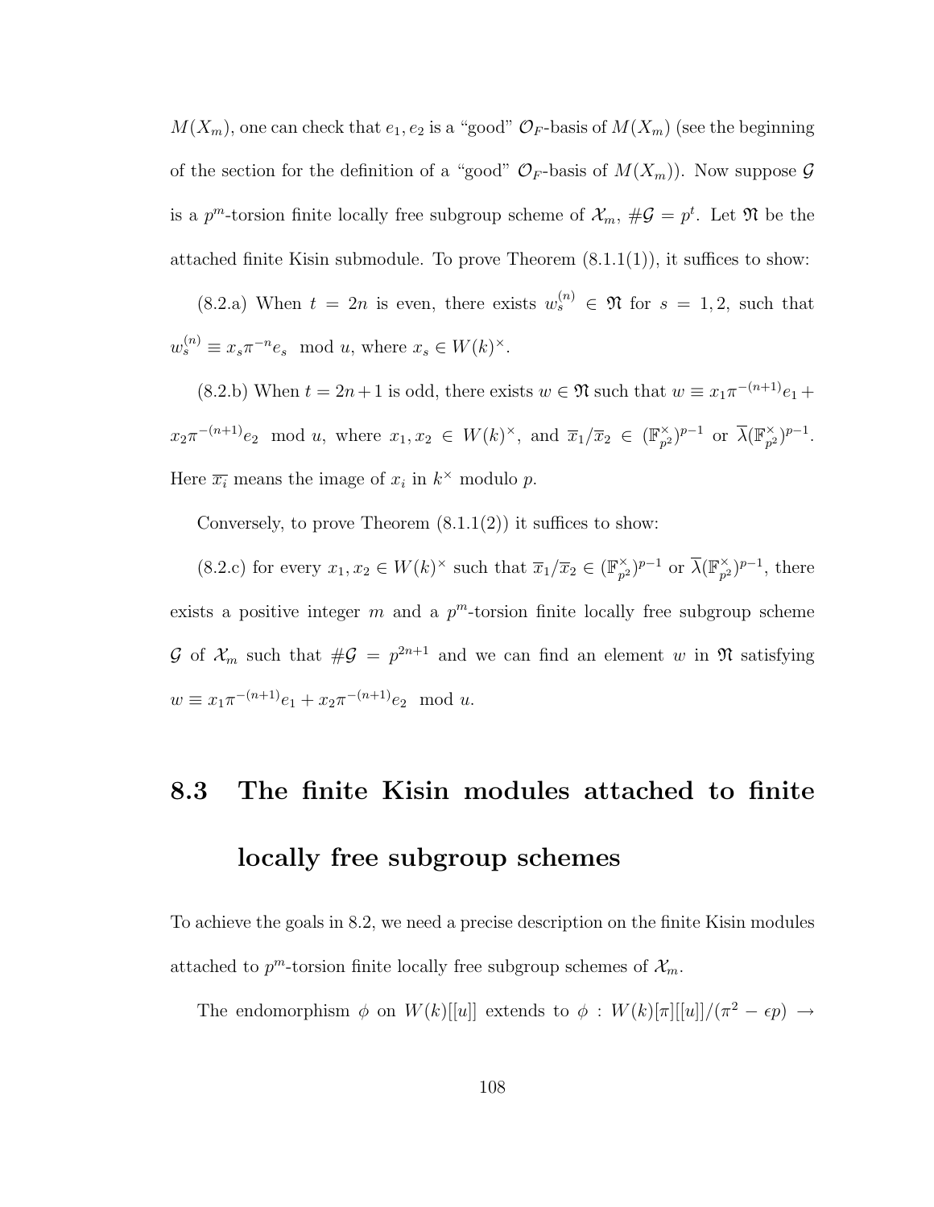$M(X_m)$, one can check that $e_1, e_2$ is a "good" $\mathcal{O}_F$-basis of $M(X_m)$ (see the beginning of the section for the definition of a "good" $\mathcal{O}_F$-basis of $M(X_m)$). Now suppose $\mathcal{G}$ is a $p^m$-torsion finite locally free subgroup scheme of $\mathcal{X}_m$, $\#\mathcal{G} = p^t$. Let $\mathfrak{N}$ be the attached finite Kisin submodule. To prove Theorem (8.1.1(1)), it suffices to show:

(8.2.a) When $t = 2n$ is even, there exists $w_s^{(n)} \in \mathfrak{N}$ for $s = 1, 2$, such that $w_s^{(n)} \equiv x_s \pi^{-n} e_s \mod u$, where $x_s \in W(k)^\times$.

(8.2.b) When $t = 2n+1$ is odd, there exists $w \in \mathfrak{N}$ such that $w \equiv x_1 \pi^{-(n+1)} e_1 + x_2 \pi^{-(n+1)} e_2 \mod u$, where $x_1, x_2 \in W(k)^\times$, and $\overline{x}_1/\overline{x}_2 \in (\mathbb{F}_{p^2}^\times)^{p-1}$ or $\overline{\lambda}(\mathbb{F}_{p^2}^\times)^{p-1}$. Here $\overline{x_i}$ means the image of $x_i$ in $k^\times$ modulo $p$.

Conversely, to prove Theorem (8.1.1(2)) it suffices to show:

(8.2.c) for every $x_1, x_2 \in W(k)^\times$ such that $\overline{x}_1/\overline{x}_2 \in (\mathbb{F}_{p^2}^\times)^{p-1}$ or $\overline{\lambda}(\mathbb{F}_{p^2}^\times)^{p-1}$, there exists a positive integer $m$ and a $p^m$-torsion finite locally free subgroup scheme $\mathcal{G}$ of $\mathcal{X}_m$ such that $\#\mathcal{G} = p^{2n+1}$ and we can find an element $w$ in $\mathfrak{N}$ satisfying $w \equiv x_1 \pi^{-(n+1)} e_1 + x_2 \pi^{-(n+1)} e_2 \mod u$.

## 8.3 The finite Kisin modules attached to finite locally free subgroup schemes

To achieve the goals in 8.2, we need a precise description on the finite Kisin modules attached to $p^m$-torsion finite locally free subgroup schemes of $\mathcal{X}_m$.

The endomorphism $\phi$ on $W(k)[[u]]$ extends to $\phi : W(k)[\pi][[u]]/(\pi^2 - \epsilon p) \to$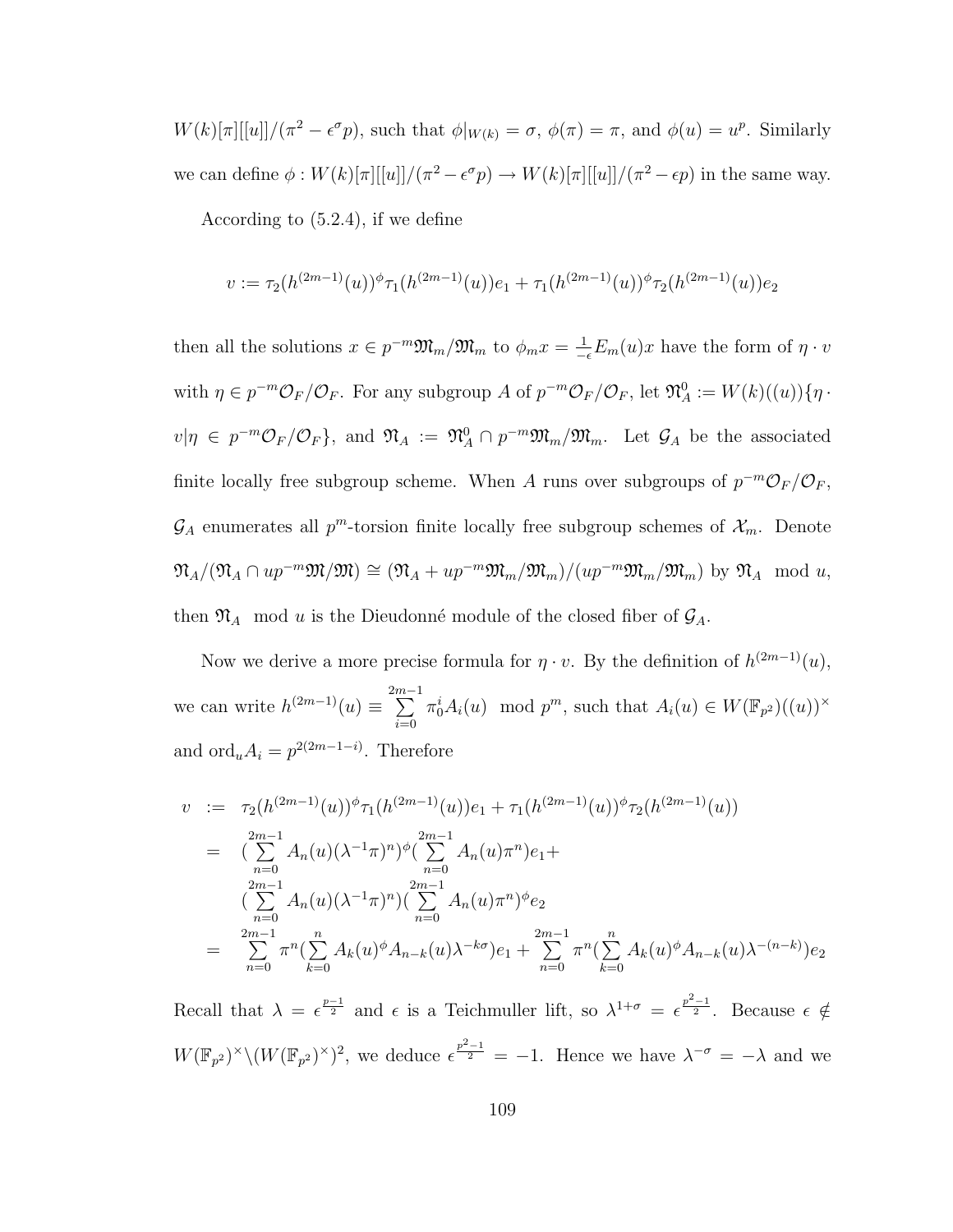$W(k)[\pi][[u]]/(\pi^2 - \epsilon^\sigma p)$, such that $\phi|_{W(k)} = \sigma$, $\phi(\pi) = \pi$, and $\phi(u) = u^p$. Similarly we can define $\phi : W(k)[\pi][[u]]/(\pi^2 - \epsilon^\sigma p) \to W(k)[\pi][[u]]/(\pi^2 - \epsilon p)$ in the same way.

According to (5.2.4), if we define

$$v := \tau_2(h^{(2m-1)}(u))^\phi \tau_1(h^{(2m-1)}(u))e_1 + \tau_1(h^{(2m-1)}(u))^\phi \tau_2(h^{(2m-1)}(u))e_2$$

then all the solutions $x \in p^{-m}\mathfrak{M}_m/\mathfrak{M}_m$ to $\phi_m x = \frac{1}{-\epsilon}E_m(u)x$ have the form of $\eta \cdot v$ with $\eta \in p^{-m}\mathcal{O}_F/\mathcal{O}_F$. For any subgroup $A$ of $p^{-m}\mathcal{O}_F/\mathcal{O}_F$, let $\mathfrak{N}_A^0 := W(k)((u))\{\eta \cdot v | \eta \in p^{-m}\mathcal{O}_F/\mathcal{O}_F\}$, and $\mathfrak{N}_A := \mathfrak{N}_A^0 \cap p^{-m}\mathfrak{M}_m/\mathfrak{M}_m$. Let $\mathcal{G}_A$ be the associated finite locally free subgroup scheme. When $A$ runs over subgroups of $p^{-m}\mathcal{O}_F/\mathcal{O}_F$, $\mathcal{G}_A$ enumerates all $p^m$-torsion finite locally free subgroup schemes of $\mathcal{X}_m$. Denote $\mathfrak{N}_A/(\mathfrak{N}_A \cap up^{-m}\mathfrak{M}/\mathfrak{M}) \cong (\mathfrak{N}_A + up^{-m}\mathfrak{M}_m/\mathfrak{M}_m)/(up^{-m}\mathfrak{M}_m/\mathfrak{M}_m)$ by $\mathfrak{N}_A \mod u$, then $\mathfrak{N}_A \mod u$ is the Dieudonné module of the closed fiber of $\mathcal{G}_A$.

Now we derive a more precise formula for $\eta \cdot v$. By the definition of $h^{(2m-1)}(u)$, we can write $h^{(2m-1)}(u) \equiv \sum_{i=0}^{2m-1} \pi_0^i A_i(u) \mod p^m$, such that $A_i(u) \in W(\mathbb{F}_{p^2})((u))^\times$ and $\mathrm{ord}_u A_i = p^{2(2m-1-i)}$. Therefore

$$\begin{aligned}
v &:= \tau_2(h^{(2m-1)}(u))^\phi \tau_1(h^{(2m-1)}(u))e_1 + \tau_1(h^{(2m-1)}(u))^\phi \tau_2(h^{(2m-1)}(u)) \\
&= (\sum_{n=0}^{2m-1} A_n(u)(\lambda^{-1}\pi)^n)^\phi (\sum_{n=0}^{2m-1} A_n(u)\pi^n)e_1 + \\
&\quad (\sum_{n=0}^{2m-1} A_n(u)(\lambda^{-1}\pi)^n)(\sum_{n=0}^{2m-1} A_n(u)\pi^n)^\phi e_2 \\
&= \sum_{n=0}^{2m-1} \pi^n (\sum_{k=0}^{n} A_k(u)^\phi A_{n-k}(u)\lambda^{-k\sigma})e_1 + \sum_{n=0}^{2m-1} \pi^n (\sum_{k=0}^{n} A_k(u)^\phi A_{n-k}(u)\lambda^{-(n-k)})e_2
\end{aligned}$$

Recall that $\lambda = \epsilon^{\frac{p-1}{2}}$ and $\epsilon$ is a Teichmuller lift, so $\lambda^{1+\sigma} = \epsilon^{\frac{p^2-1}{2}}$. Because $\epsilon \notin W(\mathbb{F}_{p^2})^\times \backslash (W(\mathbb{F}_{p^2})^\times)^2$, we deduce $\epsilon^{\frac{p^2-1}{2}} = -1$. Hence we have $\lambda^{-\sigma} = -\lambda$ and we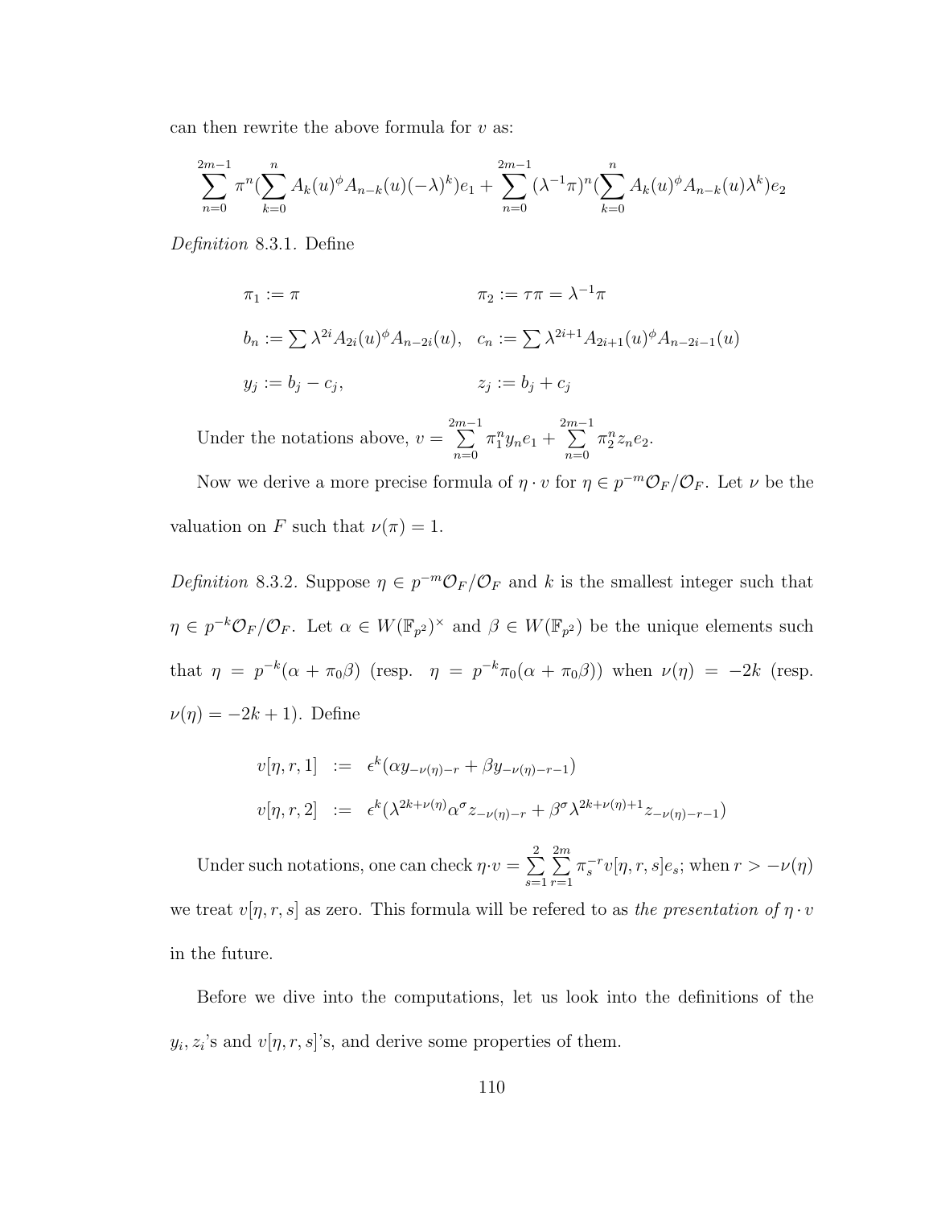can then rewrite the above formula for $v$ as:

$$\sum_{n=0}^{2m-1} \pi^n (\sum_{k=0}^{n} A_k(u)^\phi A_{n-k}(u)(-\lambda)^k)e_1 + \sum_{n=0}^{2m-1} (\lambda^{-1}\pi)^n (\sum_{k=0}^{n} A_k(u)^\phi A_{n-k}(u)\lambda^k)e_2$$

*Definition* 8.3.1. Define

$$\pi_1 := \pi \qquad\qquad \pi_2 := \tau\pi = \lambda^{-1}\pi$$

$$b_n := \sum \lambda^{2i} A_{2i}(u)^\phi A_{n-2i}(u), \quad c_n := \sum \lambda^{2i+1} A_{2i+1}(u)^\phi A_{n-2i-1}(u)$$

$$y_j := b_j - c_j, \qquad\qquad z_j := b_j + c_j$$

Under the notations above, $v = \sum_{n=0}^{2m-1} \pi_1^n y_n e_1 + \sum_{n=0}^{2m-1} \pi_2^n z_n e_2$.

Now we derive a more precise formula of $\eta \cdot v$ for $\eta \in p^{-m}\mathcal{O}_F/\mathcal{O}_F$. Let $\nu$ be the valuation on $F$ such that $\nu(\pi) = 1$.

*Definition* 8.3.2. Suppose $\eta \in p^{-m}\mathcal{O}_F/\mathcal{O}_F$ and $k$ is the smallest integer such that $\eta \in p^{-k}\mathcal{O}_F/\mathcal{O}_F$. Let $\alpha \in W(\mathbb{F}_{p^2})^\times$ and $\beta \in W(\mathbb{F}_{p^2})$ be the unique elements such that $\eta = p^{-k}(\alpha + \pi_0\beta)$ (resp. $\eta = p^{-k}\pi_0(\alpha + \pi_0\beta)$) when $\nu(\eta) = -2k$ (resp. $\nu(\eta) = -2k+1$). Define

$$v[\eta, r, 1] \;:=\; \epsilon^k(\alpha y_{-\nu(\eta)-r} + \beta y_{-\nu(\eta)-r-1})$$

$$v[\eta, r, 2] \;:=\; \epsilon^k(\lambda^{2k+\nu(\eta)}\alpha^\sigma z_{-\nu(\eta)-r} + \beta^\sigma \lambda^{2k+\nu(\eta)+1} z_{-\nu(\eta)-r-1})$$

Under such notations, one can check $\eta \cdot v = \sum_{s=1}^{2}\sum_{r=1}^{2m} \pi_s^{-r} v[\eta, r, s]e_s$; when $r > -\nu(\eta)$ we treat $v[\eta, r, s]$ as zero. This formula will be refered to as *the presentation of* $\eta \cdot v$ in the future.

Before we dive into the computations, let us look into the definitions of the $y_i, z_i$'s and $v[\eta, r, s]$'s, and derive some properties of them.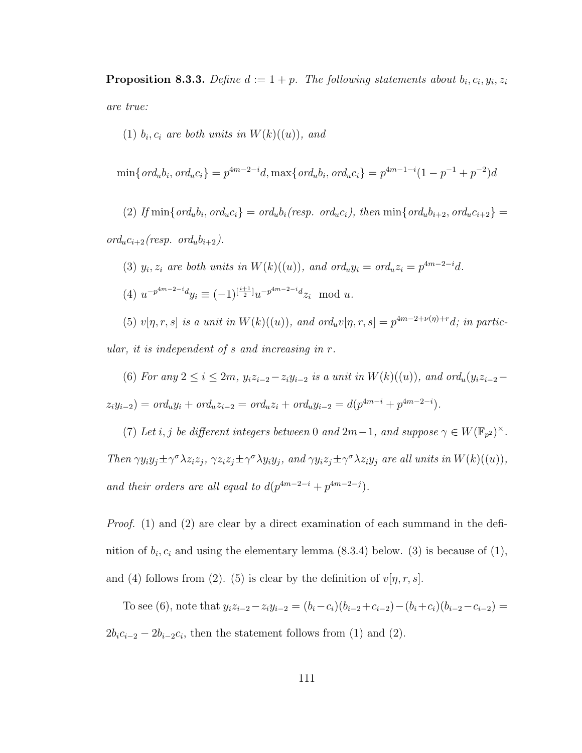**Proposition 8.3.3.** *Define $d := 1 + p$. The following statements about $b_i, c_i, y_i, z_i$ are true:*

*(1) $b_i, c_i$ are both units in $W(k)((u))$, and*

$$\min\{ord_u b_i, ord_u c_i\} = p^{4m-2-i}d, \max\{ord_u b_i, ord_u c_i\} = p^{4m-1-i}(1 - p^{-1} + p^{-2})d$$

*(2) If $\min\{ord_u b_i, ord_u c_i\} = ord_u b_i$ (resp. $ord_u c_i$), then $\min\{ord_u b_{i+2}, ord_u c_{i+2}\} = ord_u c_{i+2}$ (resp. $ord_u b_{i+2}$).*

*(3) $y_i, z_i$ are both units in $W(k)((u))$, and $ord_u y_i = ord_u z_i = p^{4m-2-i}d$.*

*(4) $u^{-p^{4m-2-i}d} y_i \equiv (-1)^{[\frac{i+1}{2}]} u^{-p^{4m-2-i}d} z_i \mod u$.*

*(5) $v[\eta, r, s]$ is a unit in $W(k)((u))$, and $ord_u v[\eta, r, s] = p^{4m-2+\nu(\eta)+r}d$; in particular, it is independent of $s$ and increasing in $r$.*

*(6) For any $2 \leq i \leq 2m$, $y_i z_{i-2} - z_i y_{i-2}$ is a unit in $W(k)((u))$, and $ord_u(y_i z_{i-2} - z_i y_{i-2}) = ord_u y_i + ord_u z_{i-2} = ord_u z_i + ord_u y_{i-2} = d(p^{4m-i} + p^{4m-2-i})$.*

*(7) Let $i, j$ be different integers between $0$ and $2m-1$, and suppose $\gamma \in W(\mathbb{F}_{p^2})^\times$. Then $\gamma y_i y_j \pm \gamma^\sigma \lambda z_i z_j$, $\gamma z_i z_j \pm \gamma^\sigma \lambda y_i y_j$, and $\gamma y_i z_j \pm \gamma^\sigma \lambda z_i y_j$ are all units in $W(k)((u))$, and their orders are all equal to $d(p^{4m-2-i} + p^{4m-2-j})$.*

*Proof.* (1) and (2) are clear by a direct examination of each summand in the definition of $b_i, c_i$ and using the elementary lemma (8.3.4) below. (3) is because of (1), and (4) follows from (2). (5) is clear by the definition of $v[\eta, r, s]$.

To see (6), note that $y_i z_{i-2} - z_i y_{i-2} = (b_i - c_i)(b_{i-2} + c_{i-2}) - (b_i + c_i)(b_{i-2} - c_{i-2}) = 2b_i c_{i-2} - 2b_{i-2} c_i$, then the statement follows from (1) and (2).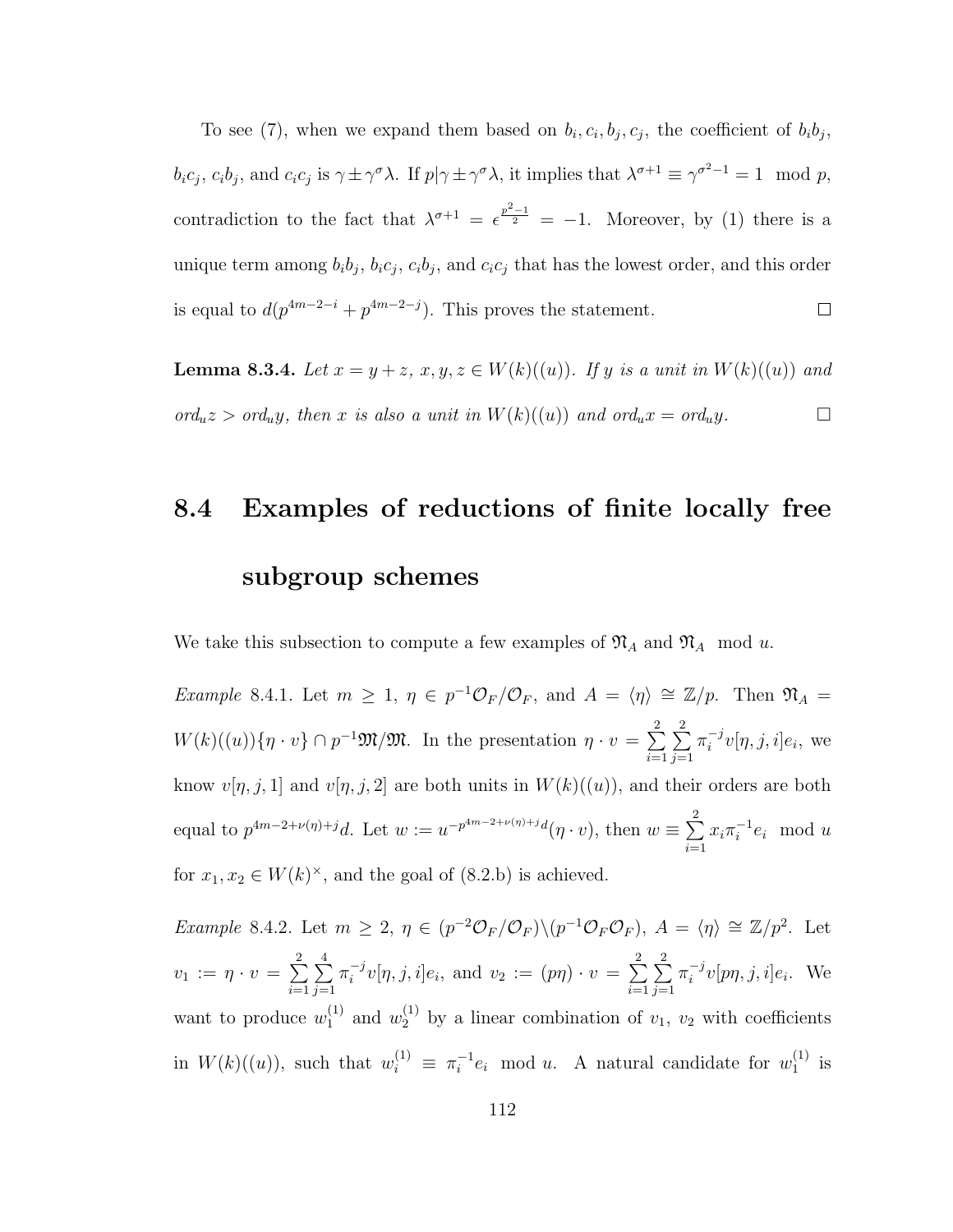To see (7), when we expand them based on $b_i, c_i, b_j, c_j$, the coefficient of $b_ib_j$, $b_ic_j$, $c_ib_j$, and $c_ic_j$ is $\gamma \pm \gamma^\sigma \lambda$. If $p | \gamma \pm \gamma^\sigma \lambda$, it implies that $\lambda^{\sigma+1} \equiv \gamma^{\sigma^2-1} = 1 \mod p$, contradiction to the fact that $\lambda^{\sigma+1} = \epsilon^{\frac{p^2-1}{2}} = -1$. Moreover, by (1) there is a unique term among $b_ib_j$, $b_ic_j$, $c_ib_j$, and $c_ic_j$ that has the lowest order, and this order is equal to $d(p^{4m-2-i} + p^{4m-2-j})$. This proves the statement. $\square$

**Lemma 8.3.4.** *Let $x = y + z$, $x, y, z \in W(k)((u))$. If $y$ is a unit in $W(k)((u))$ and $ord_u z > ord_u y$, then $x$ is also a unit in $W(k)((u))$ and $ord_u x = ord_u y$.* $\square$

## 8.4 Examples of reductions of finite locally free subgroup schemes

We take this subsection to compute a few examples of $\mathfrak{N}_A$ and $\mathfrak{N}_A \mod u$.

*Example* 8.4.1. Let $m \geq 1$, $\eta \in p^{-1}\mathcal{O}_F/\mathcal{O}_F$, and $A = \langle \eta \rangle \cong \mathbb{Z}/p$. Then $\mathfrak{N}_A = W(k)((u))\{\eta \cdot v\} \cap p^{-1}\mathfrak{M}/\mathfrak{M}$. In the presentation $\eta \cdot v = \sum_{i=1}^{2}\sum_{j=1}^{2} \pi_i^{-j} v[\eta, j, i] e_i$, we know $v[\eta, j, 1]$ and $v[\eta, j, 2]$ are both units in $W(k)((u))$, and their orders are both equal to $p^{4m-2+\nu(\eta)+j}d$. Let $w := u^{-p^{4m-2+\nu(\eta)+j}d}(\eta \cdot v)$, then $w \equiv \sum_{i=1}^{2} x_i \pi_i^{-1} e_i \mod u$ for $x_1, x_2 \in W(k)^\times$, and the goal of (8.2.b) is achieved.

*Example* 8.4.2. Let $m \geq 2$, $\eta \in (p^{-2}\mathcal{O}_F/\mathcal{O}_F)\backslash(p^{-1}\mathcal{O}_F\mathcal{O}_F)$, $A = \langle \eta \rangle \cong \mathbb{Z}/p^2$. Let $v_1 := \eta \cdot v = \sum_{i=1}^{2}\sum_{j=1}^{4} \pi_i^{-j} v[\eta, j, i] e_i$, and $v_2 := (p\eta) \cdot v = \sum_{i=1}^{2}\sum_{j=1}^{2} \pi_i^{-j} v[p\eta, j, i] e_i$. We want to produce $w_1^{(1)}$ and $w_2^{(1)}$ by a linear combination of $v_1$, $v_2$ with coefficients in $W(k)((u))$, such that $w_i^{(1)} \equiv \pi_i^{-1} e_i \mod u$. A natural candidate for $w_1^{(1)}$ is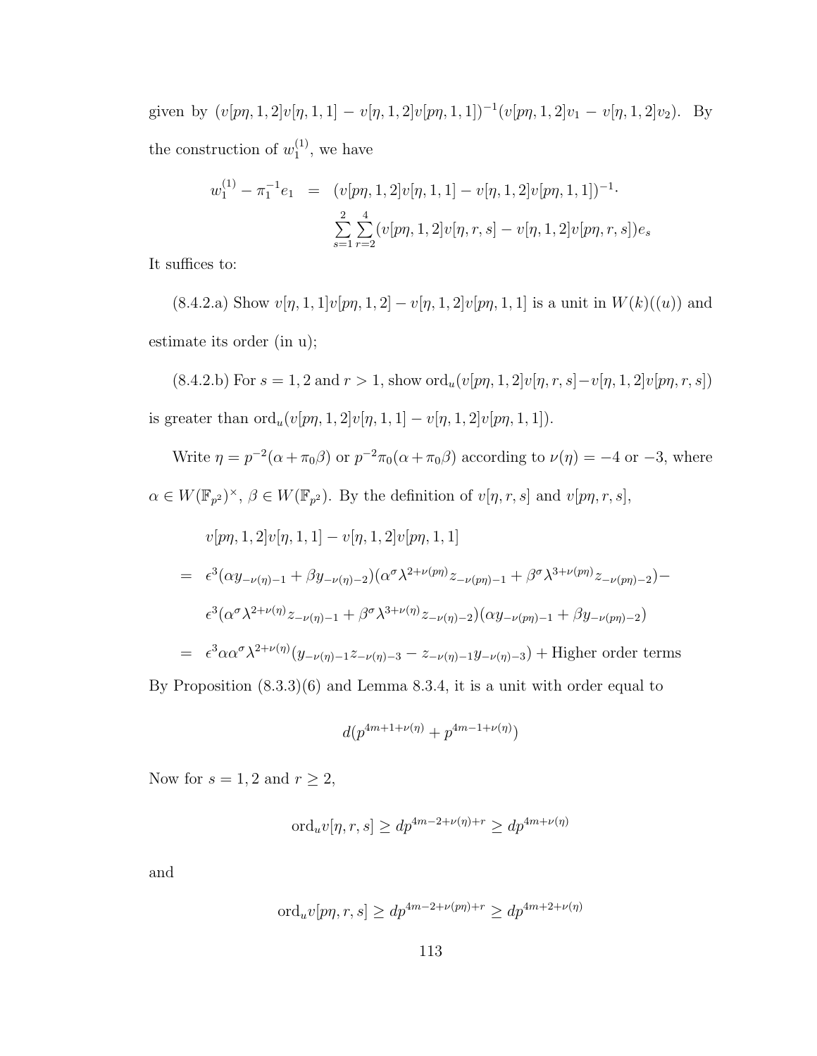given by $(v[p\eta,1,2]v[\eta,1,1]-v[\eta,1,2]v[p\eta,1,1])^{-1}(v[p\eta,1,2]v_1-v[\eta,1,2]v_2)$. By the construction of $w_1^{(1)}$, we have

$$
\begin{aligned}
w_1^{(1)} - \pi_1^{-1}e_1 &= (v[p\eta,1,2]v[\eta,1,1]-v[\eta,1,2]v[p\eta,1,1])^{-1}\cdot \\
&\qquad \sum_{s=1}^{2}\sum_{r=2}^{4}(v[p\eta,1,2]v[\eta,r,s]-v[\eta,1,2]v[p\eta,r,s])e_s
\end{aligned}
$$

It suffices to:

(8.4.2.a) Show $v[\eta,1,1]v[p\eta,1,2]-v[\eta,1,2]v[p\eta,1,1]$ is a unit in $W(k)((u))$ and estimate its order (in u);

(8.4.2.b) For $s=1,2$ and $r>1$, show $\mathrm{ord}_u(v[p\eta,1,2]v[\eta,r,s]-v[\eta,1,2]v[p\eta,r,s])$ is greater than $\mathrm{ord}_u(v[p\eta,1,2]v[\eta,1,1]-v[\eta,1,2]v[p\eta,1,1])$.

Write $\eta = p^{-2}(\alpha+\pi_0\beta)$ or $p^{-2}\pi_0(\alpha+\pi_0\beta)$ according to $\nu(\eta)=-4$ or $-3$, where $\alpha\in W(\mathbb{F}_{p^2})^\times$, $\beta\in W(\mathbb{F}_{p^2})$. By the definition of $v[\eta,r,s]$ and $v[p\eta,r,s]$,

$$
\begin{aligned}
& v[p\eta,1,2]v[\eta,1,1]-v[\eta,1,2]v[p\eta,1,1] \\
= \;& \epsilon^3(\alpha y_{-\nu(\eta)-1}+\beta y_{-\nu(\eta)-2})(\alpha^\sigma\lambda^{2+\nu(p\eta)}z_{-\nu(p\eta)-1}+\beta^\sigma\lambda^{3+\nu(p\eta)}z_{-\nu(p\eta)-2}) - \\
& \epsilon^3(\alpha^\sigma\lambda^{2+\nu(\eta)}z_{-\nu(\eta)-1}+\beta^\sigma\lambda^{3+\nu(\eta)}z_{-\nu(\eta)-2})(\alpha y_{-\nu(p\eta)-1}+\beta y_{-\nu(p\eta)-2}) \\
= \;& \epsilon^3\alpha\alpha^\sigma\lambda^{2+\nu(\eta)}(y_{-\nu(\eta)-1}z_{-\nu(\eta)-3}-z_{-\nu(\eta)-1}y_{-\nu(\eta)-3}) + \text{Higher order terms}
\end{aligned}
$$

By Proposition (8.3.3)(6) and Lemma 8.3.4, it is a unit with order equal to

$$
d(p^{4m+1+\nu(\eta)}+p^{4m-1+\nu(\eta)})
$$

Now for $s=1,2$ and $r\geq 2$,

$$
\mathrm{ord}_u v[\eta,r,s] \geq dp^{4m-2+\nu(\eta)+r} \geq dp^{4m+\nu(\eta)}
$$

and

$$
\mathrm{ord}_u v[p\eta,r,s] \geq dp^{4m-2+\nu(p\eta)+r} \geq dp^{4m+2+\nu(\eta)}
$$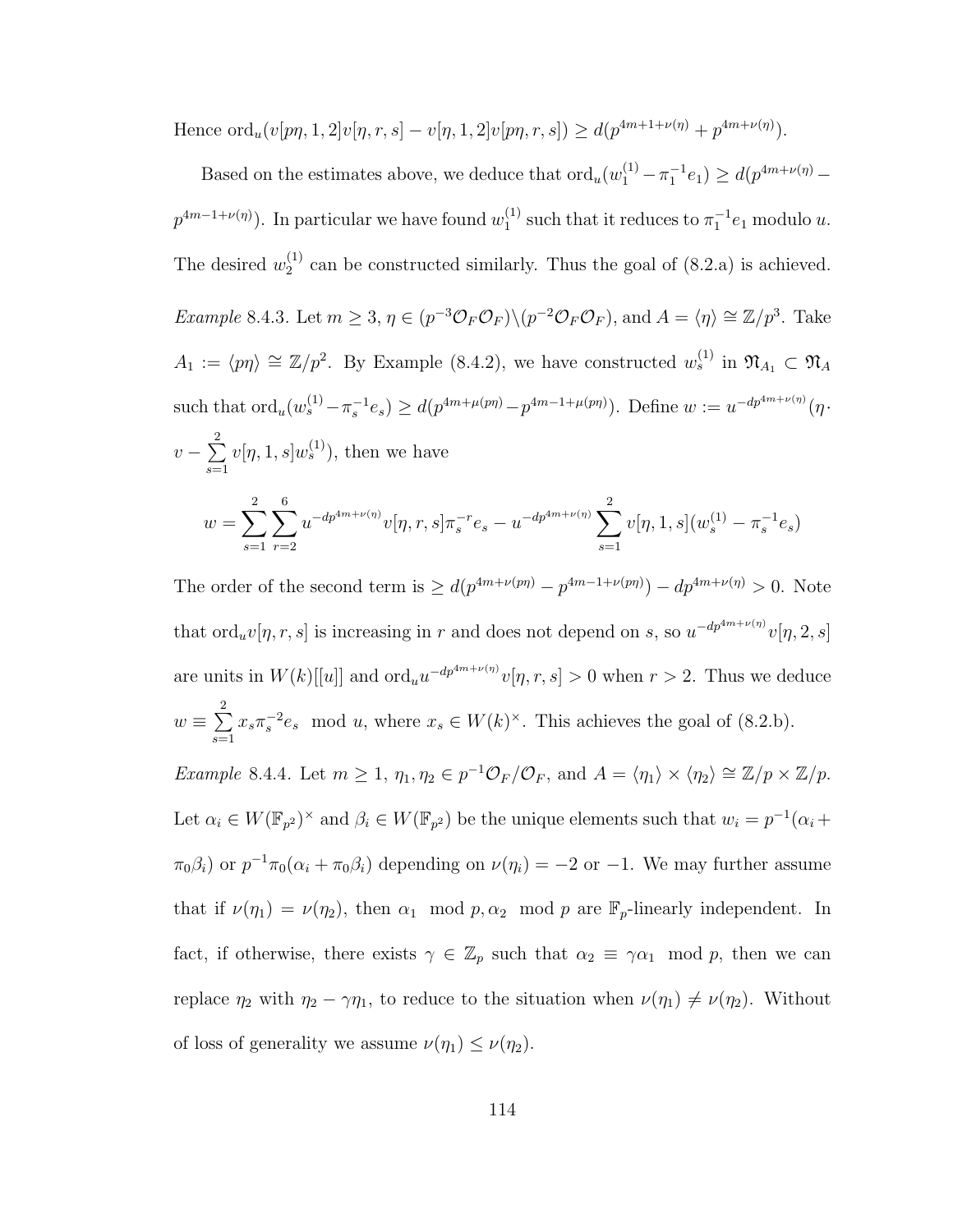Hence $\mathrm{ord}_u(v[p\eta, 1, 2]v[\eta, r, s] - v[\eta, 1, 2]v[p\eta, r, s]) \geq d(p^{4m+1+\nu(\eta)} + p^{4m+\nu(\eta)})$.

Based on the estimates above, we deduce that $\mathrm{ord}_u(w_1^{(1)} - \pi_1^{-1}e_1) \geq d(p^{4m+\nu(\eta)} - p^{4m-1+\nu(\eta)})$. In particular we have found $w_1^{(1)}$ such that it reduces to $\pi_1^{-1}e_1$ modulo $u$. The desired $w_2^{(1)}$ can be constructed similarly. Thus the goal of (8.2.a) is achieved.

*Example* 8.4.3. Let $m \geq 3$, $\eta \in (p^{-3}\mathcal{O}_F\mathcal{O}_F)\backslash(p^{-2}\mathcal{O}_F\mathcal{O}_F)$, and $A = \langle \eta \rangle \cong \mathbb{Z}/p^3$. Take $A_1 := \langle p\eta \rangle \cong \mathbb{Z}/p^2$. By Example (8.4.2), we have constructed $w_s^{(1)}$ in $\mathfrak{N}_{A_1} \subset \mathfrak{N}_A$ such that $\mathrm{ord}_u(w_s^{(1)} - \pi_s^{-1}e_s) \geq d(p^{4m+\mu(p\eta)} - p^{4m-1+\mu(p\eta)})$. Define $w := u^{-dp^{4m+\nu(\eta)}}(\eta \cdot v - \sum_{s=1}^{2} v[\eta, 1, s]w_s^{(1)})$, then we have

$$w = \sum_{s=1}^{2}\sum_{r=2}^{6} u^{-dp^{4m+\nu(\eta)}}v[\eta, r, s]\pi_s^{-r}e_s - u^{-dp^{4m+\nu(\eta)}}\sum_{s=1}^{2} v[\eta, 1, s](w_s^{(1)} - \pi_s^{-1}e_s)$$

The order of the second term is $\geq d(p^{4m+\nu(p\eta)} - p^{4m-1+\nu(p\eta)}) - dp^{4m+\nu(\eta)} > 0$. Note that $\mathrm{ord}_u v[\eta, r, s]$ is increasing in $r$ and does not depend on $s$, so $u^{-dp^{4m+\nu(\eta)}}v[\eta, 2, s]$ are units in $W(k)[[u]]$ and $\mathrm{ord}_u u^{-dp^{4m+\nu(\eta)}}v[\eta, r, s] > 0$ when $r > 2$. Thus we deduce $w \equiv \sum_{s=1}^{2} x_s\pi_s^{-2}e_s \mod u$, where $x_s \in W(k)^\times$. This achieves the goal of (8.2.b).

*Example* 8.4.4. Let $m \geq 1$, $\eta_1, \eta_2 \in p^{-1}\mathcal{O}_F/\mathcal{O}_F$, and $A = \langle \eta_1 \rangle \times \langle \eta_2 \rangle \cong \mathbb{Z}/p \times \mathbb{Z}/p$. Let $\alpha_i \in W(\mathbb{F}_{p^2})^\times$ and $\beta_i \in W(\mathbb{F}_{p^2})$ be the unique elements such that $w_i = p^{-1}(\alpha_i + \pi_0\beta_i)$ or $p^{-1}\pi_0(\alpha_i + \pi_0\beta_i)$ depending on $\nu(\eta_i) = -2$ or $-1$. We may further assume that if $\nu(\eta_1) = \nu(\eta_2)$, then $\alpha_1 \mod p, \alpha_2 \mod p$ are $\mathbb{F}_p$-linearly independent. In fact, if otherwise, there exists $\gamma \in \mathbb{Z}_p$ such that $\alpha_2 \equiv \gamma\alpha_1 \mod p$, then we can replace $\eta_2$ with $\eta_2 - \gamma\eta_1$, to reduce to the situation when $\nu(\eta_1) \neq \nu(\eta_2)$. Without of loss of generality we assume $\nu(\eta_1) \leq \nu(\eta_2)$.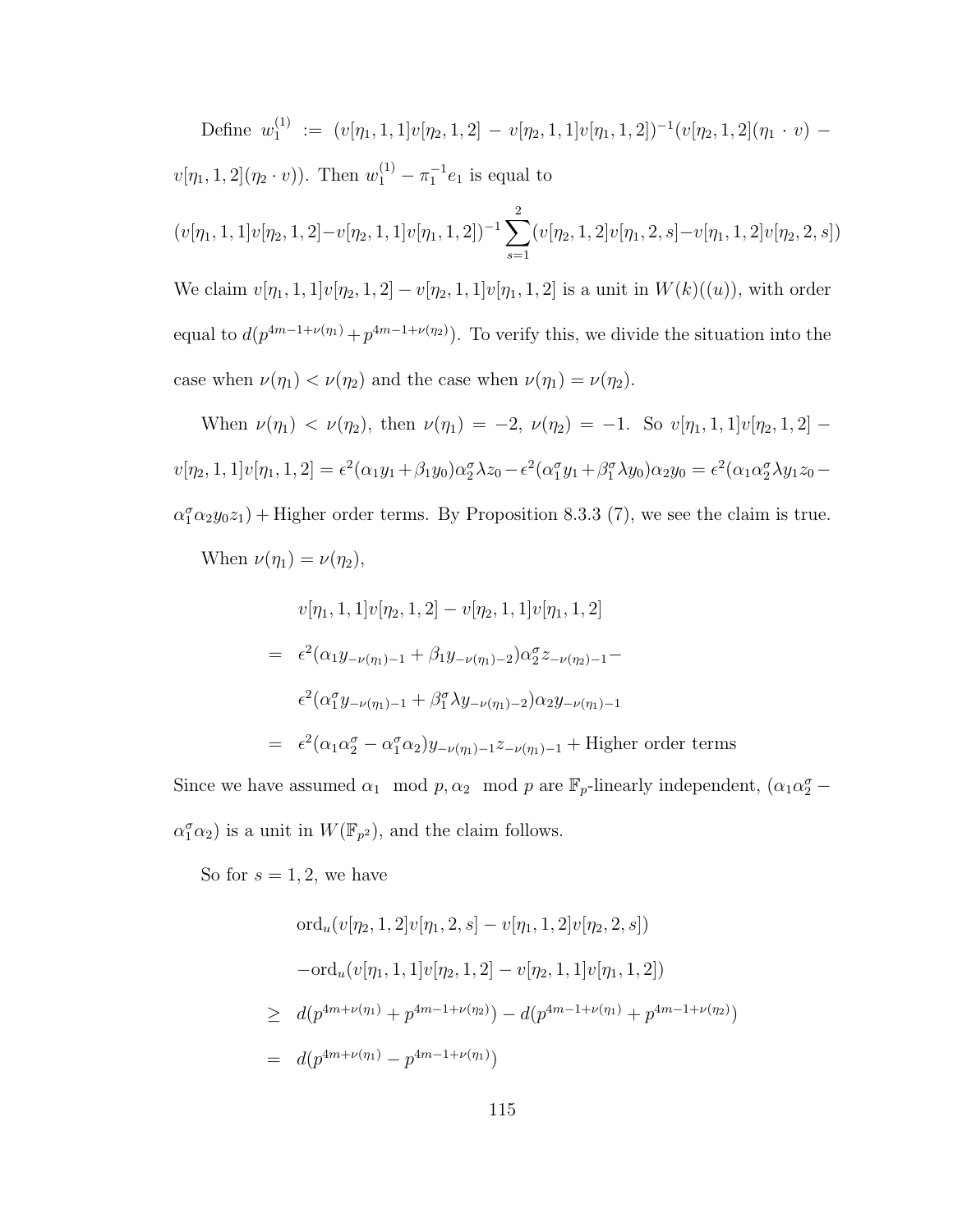Define $w_1^{(1)} := (v[\eta_1, 1, 1]v[\eta_2, 1, 2] - v[\eta_2, 1, 1]v[\eta_1, 1, 2])^{-1}(v[\eta_2, 1, 2](\eta_1 \cdot v) - v[\eta_1, 1, 2](\eta_2 \cdot v))$. Then $w_1^{(1)} - \pi_1^{-1}e_1$ is equal to

$$(v[\eta_1, 1, 1]v[\eta_2, 1, 2]-v[\eta_2, 1, 1]v[\eta_1, 1, 2])^{-1}\sum_{s=1}^{2}(v[\eta_2, 1, 2]v[\eta_1, 2, s]-v[\eta_1, 1, 2]v[\eta_2, 2, s])$$

We claim $v[\eta_1, 1, 1]v[\eta_2, 1, 2] - v[\eta_2, 1, 1]v[\eta_1, 1, 2]$ is a unit in $W(k)((u))$, with order equal to $d(p^{4m-1+\nu(\eta_1)} + p^{4m-1+\nu(\eta_2)})$. To verify this, we divide the situation into the case when $\nu(\eta_1) < \nu(\eta_2)$ and the case when $\nu(\eta_1) = \nu(\eta_2)$.

When $\nu(\eta_1) < \nu(\eta_2)$, then $\nu(\eta_1) = -2$, $\nu(\eta_2) = -1$. So $v[\eta_1, 1, 1]v[\eta_2, 1, 2] - v[\eta_2, 1, 1]v[\eta_1, 1, 2] = \epsilon^2(\alpha_1 y_1 + \beta_1 y_0)\alpha_2^\sigma \lambda z_0 - \epsilon^2(\alpha_1^\sigma y_1 + \beta_1^\sigma \lambda y_0)\alpha_2 y_0 = \epsilon^2(\alpha_1\alpha_2^\sigma \lambda y_1 z_0 - \alpha_1^\sigma \alpha_2 y_0 z_1) + \text{Higher order terms}$. By Proposition 8.3.3 (7), we see the claim is true.

When $\nu(\eta_1) = \nu(\eta_2)$,

$$\begin{aligned}
& v[\eta_1, 1, 1]v[\eta_2, 1, 2] - v[\eta_2, 1, 1]v[\eta_1, 1, 2] \\
= \;& \epsilon^2(\alpha_1 y_{-\nu(\eta_1)-1} + \beta_1 y_{-\nu(\eta_1)-2})\alpha_2^\sigma z_{-\nu(\eta_2)-1} - \\
& \epsilon^2(\alpha_1^\sigma y_{-\nu(\eta_1)-1} + \beta_1^\sigma \lambda y_{-\nu(\eta_1)-2})\alpha_2 y_{-\nu(\eta_1)-1} \\
= \;& \epsilon^2(\alpha_1\alpha_2^\sigma - \alpha_1^\sigma\alpha_2) y_{-\nu(\eta_1)-1} z_{-\nu(\eta_1)-1} + \text{Higher order terms}
\end{aligned}$$

Since we have assumed $\alpha_1 \mod p, \alpha_2 \mod p$ are $\mathbb{F}_p$-linearly independent, $(\alpha_1\alpha_2^\sigma - \alpha_1^\sigma\alpha_2)$ is a unit in $W(\mathbb{F}_{p^2})$, and the claim follows.

So for $s = 1, 2$, we have

$$\begin{aligned}
& \mathrm{ord}_u(v[\eta_2, 1, 2]v[\eta_1, 2, s] - v[\eta_1, 1, 2]v[\eta_2, 2, s]) \\
& -\mathrm{ord}_u(v[\eta_1, 1, 1]v[\eta_2, 1, 2] - v[\eta_2, 1, 1]v[\eta_1, 1, 2]) \\
\geq \;& d(p^{4m+\nu(\eta_1)} + p^{4m-1+\nu(\eta_2)}) - d(p^{4m-1+\nu(\eta_1)} + p^{4m-1+\nu(\eta_2)}) \\
= \;& d(p^{4m+\nu(\eta_1)} - p^{4m-1+\nu(\eta_1)})
\end{aligned}$$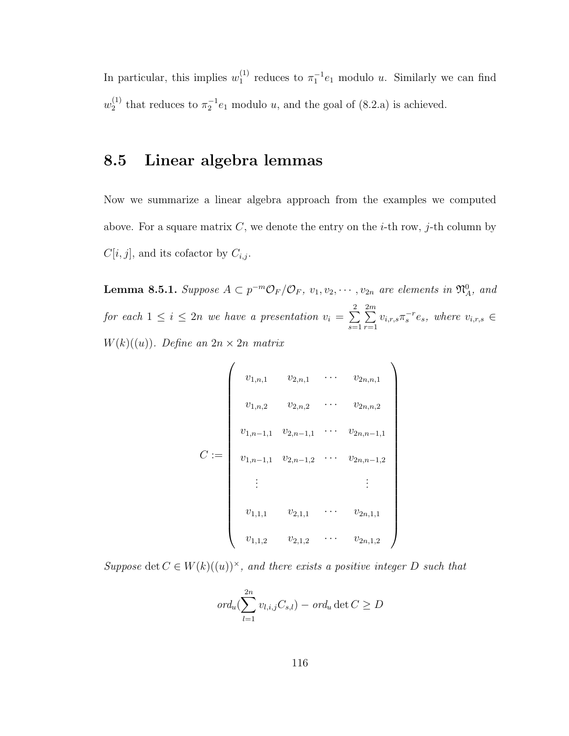In particular, this implies $w_1^{(1)}$ reduces to $\pi_1^{-1}e_1$ modulo $u$. Similarly we can find $w_2^{(1)}$ that reduces to $\pi_2^{-1}e_1$ modulo $u$, and the goal of (8.2.a) is achieved.

## 8.5 Linear algebra lemmas

Now we summarize a linear algebra approach from the examples we computed above. For a square matrix $C$, we denote the entry on the $i$-th row, $j$-th column by $C[i,j]$, and its cofactor by $C_{i,j}$.

**Lemma 8.5.1.** *Suppose $A \subset p^{-m}\mathcal{O}_F/\mathcal{O}_F$, $v_1, v_2, \cdots, v_{2n}$ are elements in $\mathfrak{N}_A^0$, and for each $1 \leq i \leq 2n$ we have a presentation $v_i = \sum_{s=1}^{2}\sum_{r=1}^{2m} v_{i,r,s}\pi_s^{-r}e_s$, where $v_{i,r,s} \in W(k)((u))$. Define an $2n \times 2n$ matrix*

$$C := \begin{pmatrix} v_{1,n,1} & v_{2,n,1} & \cdots & v_{2n,n,1} \\ v_{1,n,2} & v_{2,n,2} & \cdots & v_{2n,n,2} \\ v_{1,n-1,1} & v_{2,n-1,1} & \cdots & v_{2n,n-1,1} \\ v_{1,n-1,1} & v_{2,n-1,2} & \cdots & v_{2n,n-1,2} \\ \vdots & & & \vdots \\ v_{1,1,1} & v_{2,1,1} & \cdots & v_{2n,1,1} \\ v_{1,1,2} & v_{2,1,2} & \cdots & v_{2n,1,2} \end{pmatrix}$$

*Suppose $\det C \in W(k)((u))^\times$, and there exists a positive integer $D$ such that*

$$ord_u(\sum_{l=1}^{2n} v_{l,i,j}C_{s,l}) - ord_u \det C \geq D$$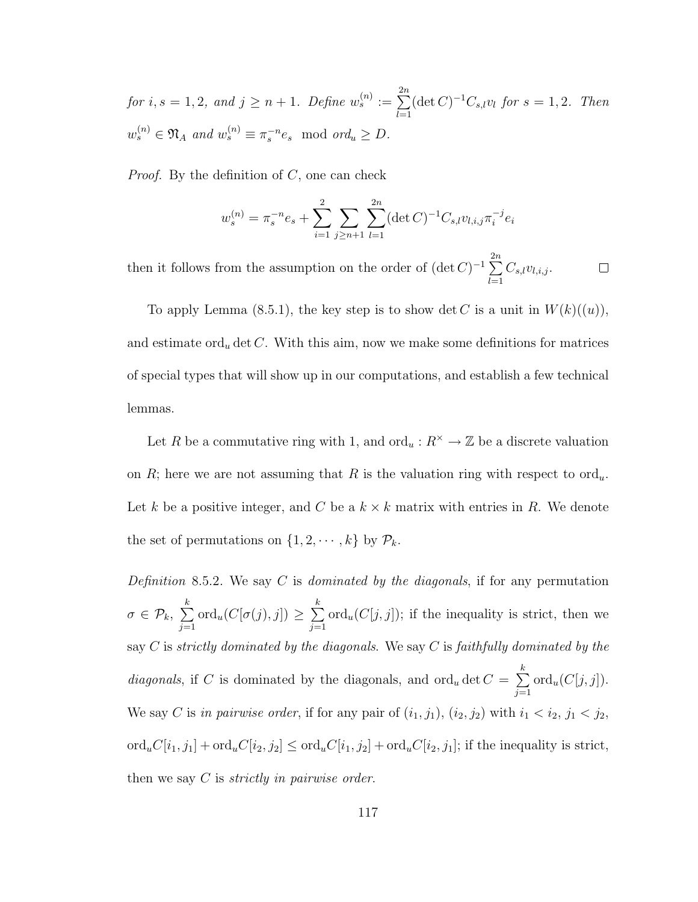*for* $i, s = 1, 2$, *and* $j \geq n+1$. *Define* $w_s^{(n)} := \sum_{l=1}^{2n} (\det C)^{-1} C_{s,l} v_l$ *for* $s = 1, 2$. *Then* $w_s^{(n)} \in \mathfrak{N}_A$ *and* $w_s^{(n)} \equiv \pi_s^{-n} e_s \mod ord_u \geq D$.

*Proof.* By the definition of $C$, one can check

$$w_s^{(n)} = \pi_s^{-n} e_s + \sum_{i=1}^{2} \sum_{j \geq n+1} \sum_{l=1}^{2n} (\det C)^{-1} C_{s,l} v_{l,i,j} \pi_i^{-j} e_i$$

then it follows from the assumption on the order of $(\det C)^{-1} \sum_{l=1}^{2n} C_{s,l} v_{l,i,j}$. □

To apply Lemma (8.5.1), the key step is to show $\det C$ is a unit in $W(k)((u))$, and estimate $\mathrm{ord}_u \det C$. With this aim, now we make some definitions for matrices of special types that will show up in our computations, and establish a few technical lemmas.

Let $R$ be a commutative ring with 1, and $\mathrm{ord}_u : R^\times \to \mathbb{Z}$ be a discrete valuation on $R$; here we are not assuming that $R$ is the valuation ring with respect to $\mathrm{ord}_u$. Let $k$ be a positive integer, and $C$ be a $k \times k$ matrix with entries in $R$. We denote the set of permutations on $\{1, 2, \cdots, k\}$ by $\mathcal{P}_k$.

*Definition* 8.5.2. We say $C$ is *dominated by the diagonals*, if for any permutation $\sigma \in \mathcal{P}_k$, $\sum_{j=1}^{k} \mathrm{ord}_u(C[\sigma(j), j]) \geq \sum_{j=1}^{k} \mathrm{ord}_u(C[j, j])$; if the inequality is strict, then we say $C$ is *strictly dominated by the diagonals*. We say $C$ is *faithfully dominated by the diagonals*, if $C$ is dominated by the diagonals, and $\mathrm{ord}_u \det C = \sum_{j=1}^{k} \mathrm{ord}_u(C[j, j])$. We say $C$ is *in pairwise order*, if for any pair of $(i_1, j_1)$, $(i_2, j_2)$ with $i_1 < i_2$, $j_1 < j_2$, $\mathrm{ord}_u C[i_1, j_1] + \mathrm{ord}_u C[i_2, j_2] \leq \mathrm{ord}_u C[i_1, j_2] + \mathrm{ord}_u C[i_2, j_1]$; if the inequality is strict, then we say $C$ is *strictly in pairwise order*.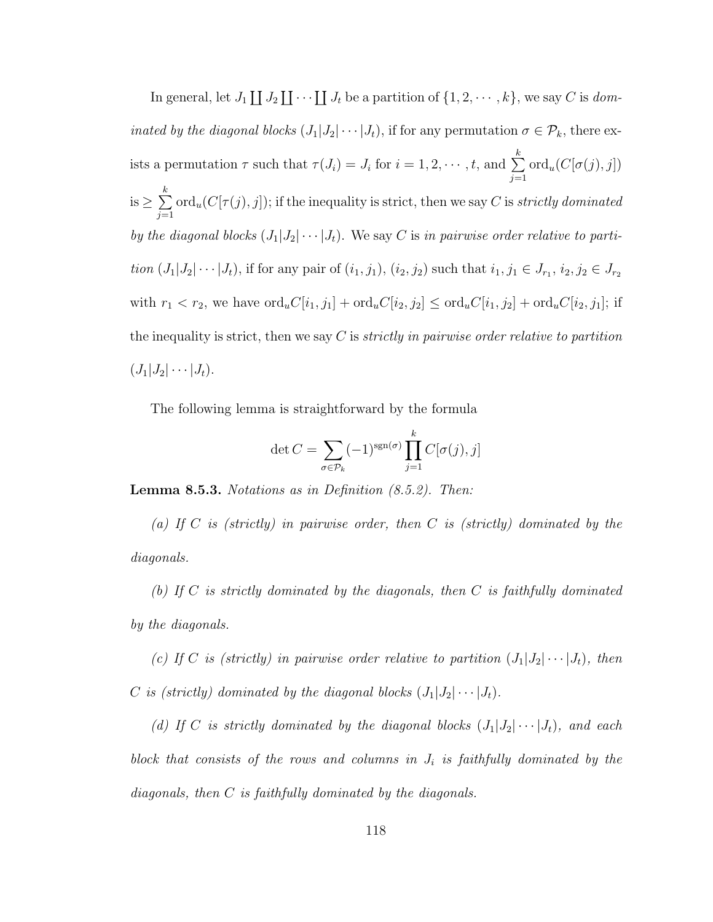In general, let $J_1 \coprod J_2 \coprod \cdots \coprod J_t$ be a partition of $\{1, 2, \cdots, k\}$, we say $C$ is *dominated by the diagonal blocks* $(J_1|J_2|\cdots|J_t)$, if for any permutation $\sigma \in \mathcal{P}_k$, there exists a permutation $\tau$ such that $\tau(J_i) = J_i$ for $i = 1, 2, \cdots, t$, and $\sum_{j=1}^{k} \mathrm{ord}_u(C[\sigma(j), j])$ is $\geq \sum_{j=1}^{k} \mathrm{ord}_u(C[\tau(j), j])$; if the inequality is strict, then we say $C$ is *strictly dominated by the diagonal blocks* $(J_1|J_2|\cdots|J_t)$. We say $C$ is *in pairwise order relative to partition* $(J_1|J_2|\cdots|J_t)$, if for any pair of $(i_1, j_1)$, $(i_2, j_2)$ such that $i_1, j_1 \in J_{r_1}$, $i_2, j_2 \in J_{r_2}$ with $r_1 < r_2$, we have $\mathrm{ord}_u C[i_1, j_1] + \mathrm{ord}_u C[i_2, j_2] \leq \mathrm{ord}_u C[i_1, j_2] + \mathrm{ord}_u C[i_2, j_1]$; if the inequality is strict, then we say $C$ is *strictly in pairwise order relative to partition* $(J_1|J_2|\cdots|J_t)$.

The following lemma is straightforward by the formula

$$\det C = \sum_{\sigma \in \mathcal{P}_k} (-1)^{\mathrm{sgn}(\sigma)} \prod_{j=1}^{k} C[\sigma(j), j]$$

**Lemma 8.5.3.** *Notations as in Definition (8.5.2). Then:*

*(a) If $C$ is (strictly) in pairwise order, then $C$ is (strictly) dominated by the diagonals.*

*(b) If $C$ is strictly dominated by the diagonals, then $C$ is faithfully dominated by the diagonals.*

*(c) If $C$ is (strictly) in pairwise order relative to partition $(J_1|J_2|\cdots|J_t)$, then $C$ is (strictly) dominated by the diagonal blocks $(J_1|J_2|\cdots|J_t)$.*

*(d) If $C$ is strictly dominated by the diagonal blocks $(J_1|J_2|\cdots|J_t)$, and each block that consists of the rows and columns in $J_i$ is faithfully dominated by the diagonals, then $C$ is faithfully dominated by the diagonals.*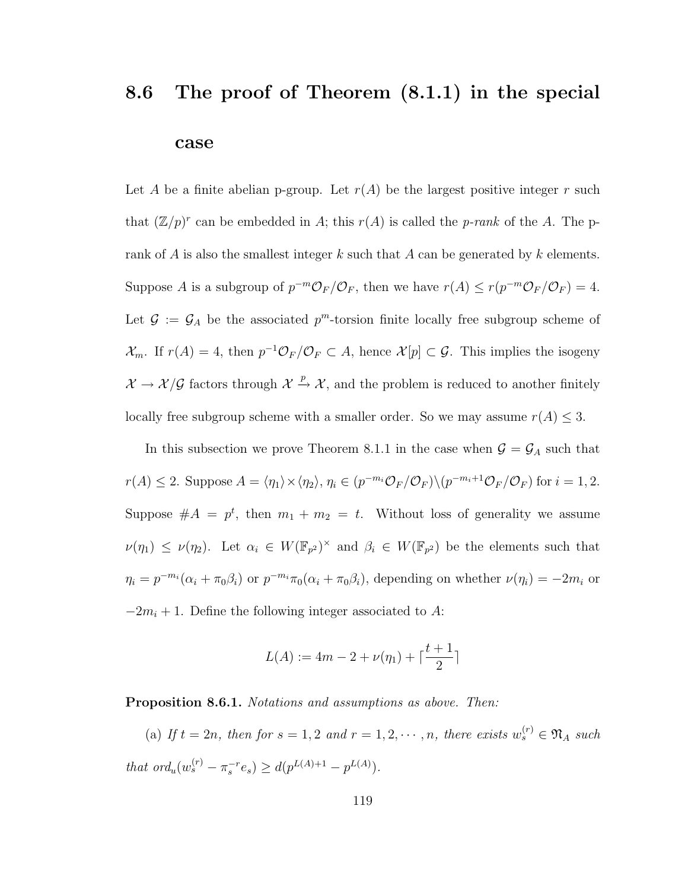## 8.6 The proof of Theorem (8.1.1) in the special case

Let $A$ be a finite abelian p-group. Let $r(A)$ be the largest positive integer $r$ such that $(\mathbb{Z}/p)^r$ can be embedded in $A$; this $r(A)$ is called the *p-rank* of the $A$. The p-rank of $A$ is also the smallest integer $k$ such that $A$ can be generated by $k$ elements. Suppose $A$ is a subgroup of $p^{-m}\mathcal{O}_F/\mathcal{O}_F$, then we have $r(A) \leq r(p^{-m}\mathcal{O}_F/\mathcal{O}_F) = 4$. Let $\mathcal{G} := \mathcal{G}_A$ be the associated $p^m$-torsion finite locally free subgroup scheme of $\mathcal{X}_m$. If $r(A) = 4$, then $p^{-1}\mathcal{O}_F/\mathcal{O}_F \subset A$, hence $\mathcal{X}[p] \subset \mathcal{G}$. This implies the isogeny $\mathcal{X} \to \mathcal{X}/\mathcal{G}$ factors through $\mathcal{X} \xrightarrow{p} \mathcal{X}$, and the problem is reduced to another finitely locally free subgroup scheme with a smaller order. So we may assume $r(A) \leq 3$.

In this subsection we prove Theorem 8.1.1 in the case when $\mathcal{G} = \mathcal{G}_A$ such that $r(A) \leq 2$. Suppose $A = \langle \eta_1 \rangle \times \langle \eta_2 \rangle$, $\eta_i \in (p^{-m_i}\mathcal{O}_F/\mathcal{O}_F) \backslash (p^{-m_i+1}\mathcal{O}_F/\mathcal{O}_F)$ for $i = 1, 2$. Suppose $\#A = p^t$, then $m_1 + m_2 = t$. Without loss of generality we assume $\nu(\eta_1) \leq \nu(\eta_2)$. Let $\alpha_i \in W(\mathbb{F}_{p^2})^\times$ and $\beta_i \in W(\mathbb{F}_{p^2})$ be the elements such that $\eta_i = p^{-m_i}(\alpha_i + \pi_0\beta_i)$ or $p^{-m_i}\pi_0(\alpha_i + \pi_0\beta_i)$, depending on whether $\nu(\eta_i) = -2m_i$ or $-2m_i + 1$. Define the following integer associated to $A$:

$$L(A) := 4m - 2 + \nu(\eta_1) + \lceil \frac{t+1}{2} \rceil$$

**Proposition 8.6.1.** *Notations and assumptions as above. Then:*

(a) *If $t = 2n$, then for $s = 1, 2$ and $r = 1, 2, \cdots, n$, there exists $w_s^{(r)} \in \mathfrak{N}_A$ such that $ord_u(w_s^{(r)} - \pi_s^{-r}e_s) \geq d(p^{L(A)+1} - p^{L(A)})$.*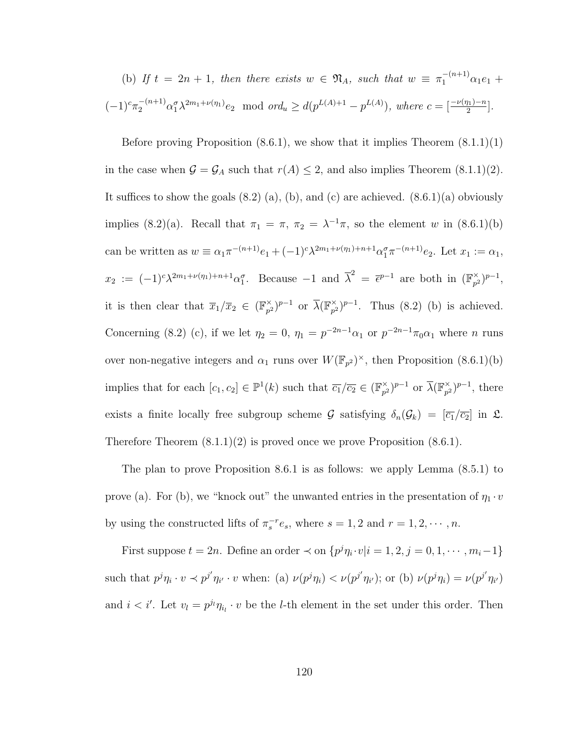(b) *If $t = 2n+1$, then there exists $w \in \mathfrak{N}_A$, such that $w \equiv \pi_1^{-(n+1)}\alpha_1 e_1 + (-1)^c \pi_2^{-(n+1)}\alpha_1^\sigma \lambda^{2m_1+\nu(\eta_1)} e_2 \mod ord_u \geq d(p^{L(A)+1} - p^{L(A)})$, where $c = [\frac{-\nu(\eta_1)-n}{2}]$.*

Before proving Proposition (8.6.1), we show that it implies Theorem (8.1.1)(1) in the case when $\mathcal{G} = \mathcal{G}_A$ such that $r(A) \leq 2$, and also implies Theorem (8.1.1)(2). It suffices to show the goals (8.2) (a), (b), and (c) are achieved. (8.6.1)(a) obviously implies (8.2)(a). Recall that $\pi_1 = \pi$, $\pi_2 = \lambda^{-1}\pi$, so the element $w$ in (8.6.1)(b) can be written as $w \equiv \alpha_1 \pi^{-(n+1)} e_1 + (-1)^c \lambda^{2m_1+\nu(\eta_1)+n+1}\alpha_1^\sigma \pi^{-(n+1)} e_2$. Let $x_1 := \alpha_1$, $x_2 := (-1)^c \lambda^{2m_1+\nu(\eta_1)+n+1}\alpha_1^\sigma$. Because $-1$ and $\overline{\lambda}^2 = \overline{\epsilon}^{p-1}$ are both in $(\mathbb{F}_{p^2}^\times)^{p-1}$, it is then clear that $\overline{x}_1/\overline{x}_2 \in (\mathbb{F}_{p^2}^\times)^{p-1}$ or $\overline{\lambda}(\mathbb{F}_{p^2}^\times)^{p-1}$. Thus (8.2) (b) is achieved. Concerning (8.2) (c), if we let $\eta_2 = 0$, $\eta_1 = p^{-2n-1}\alpha_1$ or $p^{-2n-1}\pi_0\alpha_1$ where $n$ runs over non-negative integers and $\alpha_1$ runs over $W(\mathbb{F}_{p^2})^\times$, then Proposition (8.6.1)(b) implies that for each $[c_1, c_2] \in \mathbb{P}^1(k)$ such that $\overline{c_1}/\overline{c_2} \in (\mathbb{F}_{p^2}^\times)^{p-1}$ or $\overline{\lambda}(\mathbb{F}_{p^2}^\times)^{p-1}$, there exists a finite locally free subgroup scheme $\mathcal{G}$ satisfying $\delta_n(\mathcal{G}_k) = [\overline{c_1}/\overline{c_2}]$ in $\mathfrak{L}$. Therefore Theorem (8.1.1)(2) is proved once we prove Proposition (8.6.1).

The plan to prove Proposition 8.6.1 is as follows: we apply Lemma (8.5.1) to prove (a). For (b), we "knock out" the unwanted entries in the presentation of $\eta_1 \cdot v$ by using the constructed lifts of $\pi_s^{-r} e_s$, where $s = 1, 2$ and $r = 1, 2, \cdots, n$.

First suppose $t = 2n$. Define an order $\prec$ on $\{p^j\eta_i \cdot v | i = 1, 2, j = 0, 1, \cdots, m_i - 1\}$ such that $p^j\eta_i \cdot v \prec p^{j'}\eta_{i'} \cdot v$ when: (a) $\nu(p^j\eta_i) < \nu(p^{j'}\eta_{i'})$; or (b) $\nu(p^j\eta_i) = \nu(p^{j'}\eta_{i'})$ and $i < i'$. Let $v_l = p^{j_l}\eta_{i_l} \cdot v$ be the $l$-th element in the set under this order. Then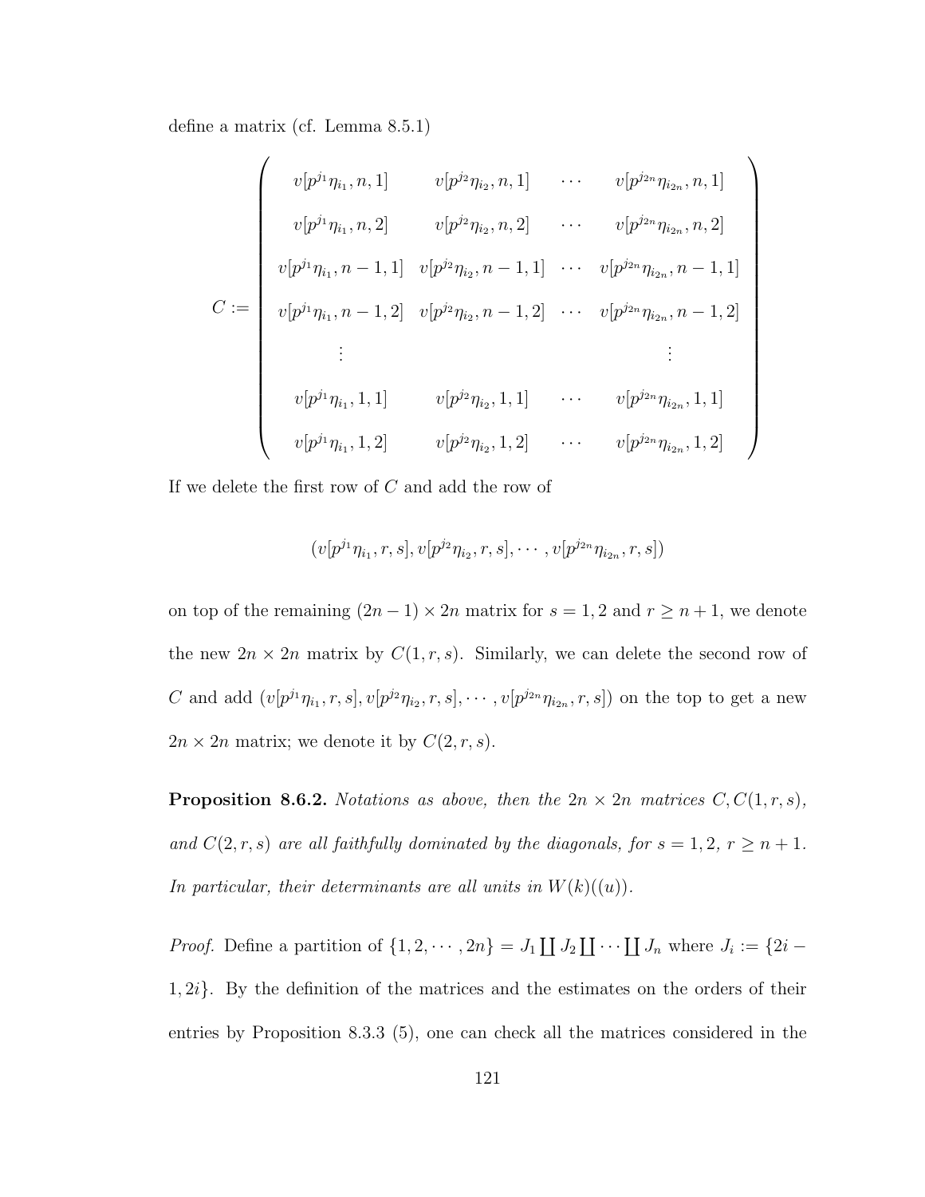define a matrix (cf. Lemma 8.5.1)

$$C := \begin{pmatrix} v[p^{j_1}\eta_{i_1}, n, 1] & v[p^{j_2}\eta_{i_2}, n, 1] & \cdots & v[p^{j_{2n}}\eta_{i_{2n}}, n, 1] \\ v[p^{j_1}\eta_{i_1}, n, 2] & v[p^{j_2}\eta_{i_2}, n, 2] & \cdots & v[p^{j_{2n}}\eta_{i_{2n}}, n, 2] \\ v[p^{j_1}\eta_{i_1}, n-1, 1] & v[p^{j_2}\eta_{i_2}, n-1, 1] & \cdots & v[p^{j_{2n}}\eta_{i_{2n}}, n-1, 1] \\ v[p^{j_1}\eta_{i_1}, n-1, 2] & v[p^{j_2}\eta_{i_2}, n-1, 2] & \cdots & v[p^{j_{2n}}\eta_{i_{2n}}, n-1, 2] \\ \vdots & & & \vdots \\ v[p^{j_1}\eta_{i_1}, 1, 1] & v[p^{j_2}\eta_{i_2}, 1, 1] & \cdots & v[p^{j_{2n}}\eta_{i_{2n}}, 1, 1] \\ v[p^{j_1}\eta_{i_1}, 1, 2] & v[p^{j_2}\eta_{i_2}, 1, 2] & \cdots & v[p^{j_{2n}}\eta_{i_{2n}}, 1, 2] \end{pmatrix}$$

If we delete the first row of $C$ and add the row of

$$(v[p^{j_1}\eta_{i_1}, r, s], v[p^{j_2}\eta_{i_2}, r, s], \cdots, v[p^{j_{2n}}\eta_{i_{2n}}, r, s])$$

on top of the remaining $(2n-1)\times 2n$ matrix for $s = 1, 2$ and $r \geq n+1$, we denote the new $2n \times 2n$ matrix by $C(1, r, s)$. Similarly, we can delete the second row of $C$ and add $(v[p^{j_1}\eta_{i_1}, r, s], v[p^{j_2}\eta_{i_2}, r, s], \cdots, v[p^{j_{2n}}\eta_{i_{2n}}, r, s])$ on the top to get a new $2n \times 2n$ matrix; we denote it by $C(2, r, s)$.

**Proposition 8.6.2.** *Notations as above, then the $2n \times 2n$ matrices $C, C(1, r, s)$, and $C(2, r, s)$ are all faithfully dominated by the diagonals, for $s = 1, 2$, $r \geq n+1$. In particular, their determinants are all units in $W(k)((u))$.*

*Proof.* Define a partition of $\{1, 2, \cdots, 2n\} = J_1 \coprod J_2 \coprod \cdots \coprod J_n$ where $J_i := \{2i - 1, 2i\}$. By the definition of the matrices and the estimates on the orders of their entries by Proposition 8.3.3 (5), one can check all the matrices considered in the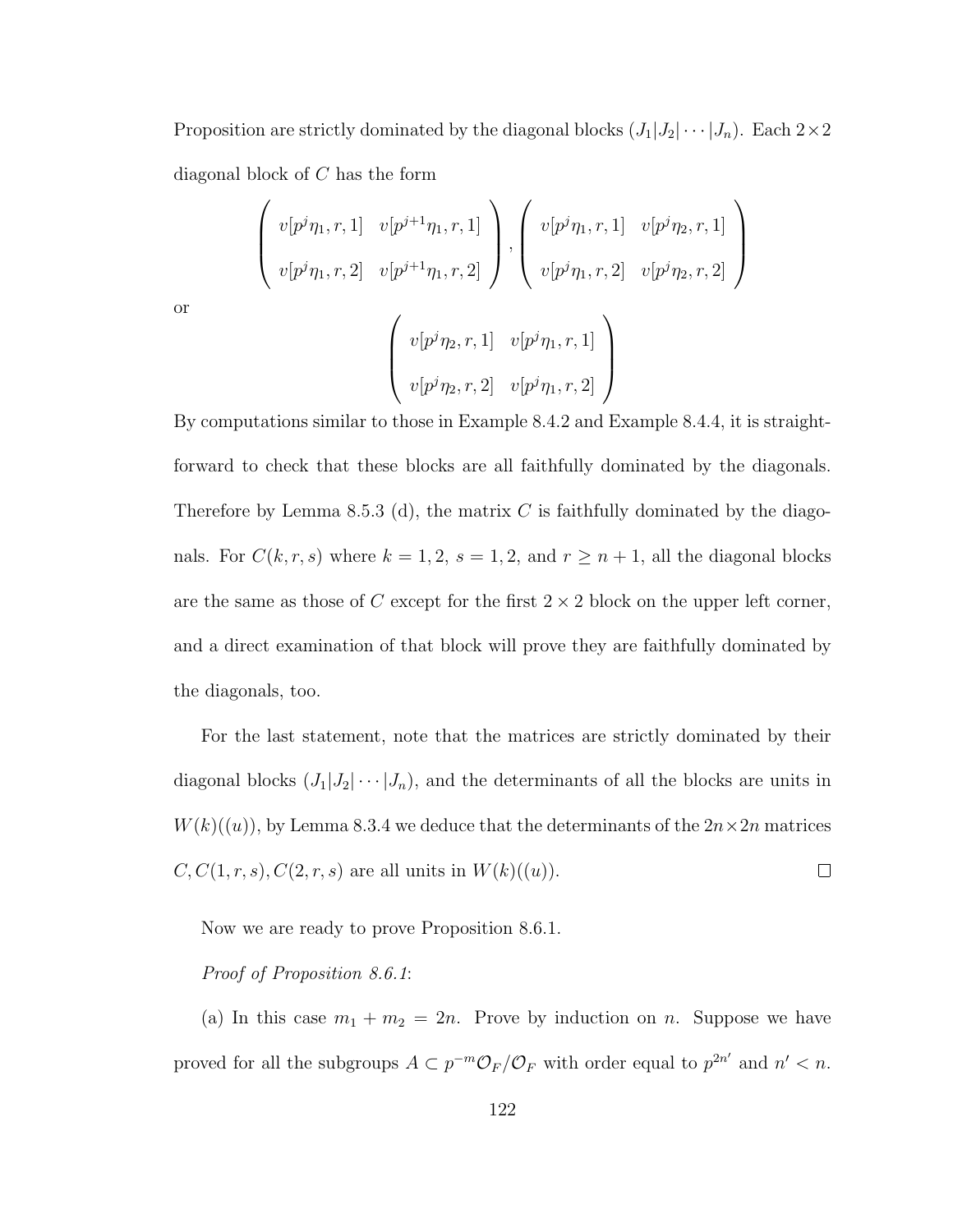Proposition are strictly dominated by the diagonal blocks $(J_1|J_2|\cdots|J_n)$. Each $2\times 2$ diagonal block of $C$ has the form

$$\begin{pmatrix} v[p^j\eta_1, r, 1] & v[p^{j+1}\eta_1, r, 1] \\ v[p^j\eta_1, r, 2] & v[p^{j+1}\eta_1, r, 2] \end{pmatrix}, \begin{pmatrix} v[p^j\eta_1, r, 1] & v[p^j\eta_2, r, 1] \\ v[p^j\eta_1, r, 2] & v[p^j\eta_2, r, 2] \end{pmatrix}$$

or

$$\begin{pmatrix} v[p^j\eta_2, r, 1] & v[p^j\eta_1, r, 1] \\ v[p^j\eta_2, r, 2] & v[p^j\eta_1, r, 2] \end{pmatrix}$$

By computations similar to those in Example 8.4.2 and Example 8.4.4, it is straightforward to check that these blocks are all faithfully dominated by the diagonals. Therefore by Lemma 8.5.3 (d), the matrix $C$ is faithfully dominated by the diagonals. For $C(k, r, s)$ where $k = 1, 2$, $s = 1, 2$, and $r \geq n + 1$, all the diagonal blocks are the same as those of $C$ except for the first $2 \times 2$ block on the upper left corner, and a direct examination of that block will prove they are faithfully dominated by the diagonals, too.

For the last statement, note that the matrices are strictly dominated by their diagonal blocks $(J_1|J_2|\cdots|J_n)$, and the determinants of all the blocks are units in $W(k)((u))$, by Lemma 8.3.4 we deduce that the determinants of the $2n\times 2n$ matrices $C, C(1, r, s), C(2, r, s)$ are all units in $W(k)((u))$. $\square$

Now we are ready to prove Proposition 8.6.1.

*Proof of Proposition 8.6.1*:

(a) In this case $m_1 + m_2 = 2n$. Prove by induction on $n$. Suppose we have proved for all the subgroups $A \subset p^{-m}\mathcal{O}_F/\mathcal{O}_F$ with order equal to $p^{2n'}$ and $n' < n$.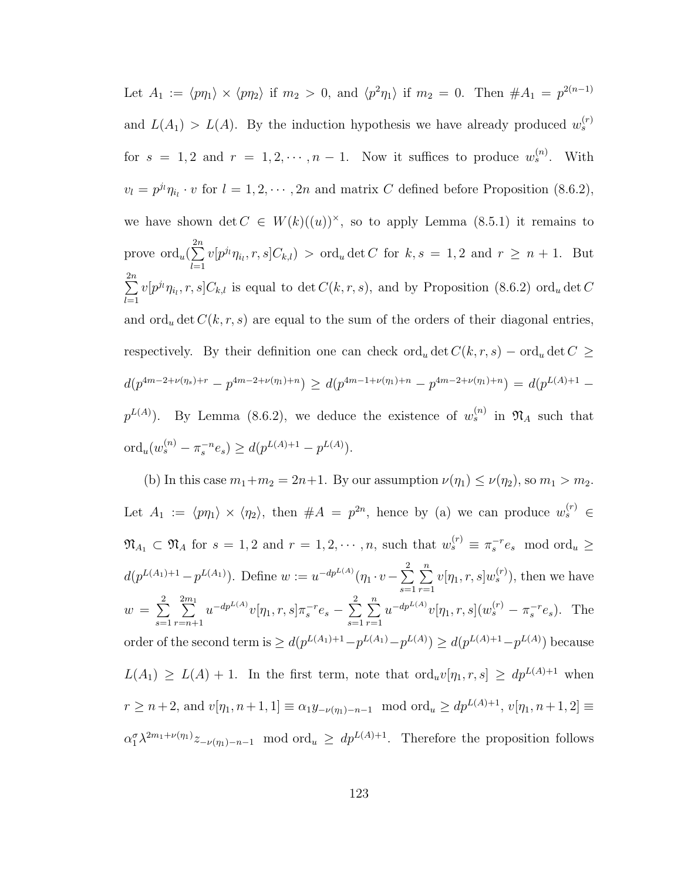Let $A_1 := \langle p\eta_1 \rangle \times \langle p\eta_2 \rangle$ if $m_2 > 0$, and $\langle p^2\eta_1 \rangle$ if $m_2 = 0$. Then $\# A_1 = p^{2(n-1)}$ and $L(A_1) > L(A)$. By the induction hypothesis we have already produced $w_s^{(r)}$ for $s = 1, 2$ and $r = 1, 2, \cdots, n-1$. Now it suffices to produce $w_s^{(n)}$. With $v_l = p^{j_l}\eta_{i_l} \cdot v$ for $l = 1, 2, \cdots, 2n$ and matrix $C$ defined before Proposition (8.6.2), we have shown $\det C \in W(k)((u))^\times$, so to apply Lemma (8.5.1) it remains to prove $\mathrm{ord}_u(\sum_{l=1}^{2n} v[p^{j_l}\eta_{i_l}, r, s]C_{k,l}) > \mathrm{ord}_u \det C$ for $k, s = 1, 2$ and $r \geq n+1$. But $\sum_{l=1}^{2n} v[p^{j_l}\eta_{i_l}, r, s]C_{k,l}$ is equal to $\det C(k, r, s)$, and by Proposition (8.6.2) $\mathrm{ord}_u \det C$ and $\mathrm{ord}_u \det C(k, r, s)$ are equal to the sum of the orders of their diagonal entries, respectively. By their definition one can check $\mathrm{ord}_u \det C(k, r, s) - \mathrm{ord}_u \det C \geq d(p^{4m-2+\nu(\eta_s)+r} - p^{4m-2+\nu(\eta_1)+n}) \geq d(p^{4m-1+\nu(\eta_1)+n} - p^{4m-2+\nu(\eta_1)+n}) = d(p^{L(A)+1} - p^{L(A)})$. By Lemma (8.6.2), we deduce the existence of $w_s^{(n)}$ in $\mathfrak{N}_A$ such that $\mathrm{ord}_u(w_s^{(n)} - \pi_s^{-n}e_s) \geq d(p^{L(A)+1} - p^{L(A)})$.

(b) In this case $m_1 + m_2 = 2n+1$. By our assumption $\nu(\eta_1) \leq \nu(\eta_2)$, so $m_1 > m_2$. Let $A_1 := \langle p\eta_1 \rangle \times \langle \eta_2 \rangle$, then $\# A = p^{2n}$, hence by (a) we can produce $w_s^{(r)} \in \mathfrak{N}_{A_1} \subset \mathfrak{N}_A$ for $s = 1, 2$ and $r = 1, 2, \cdots, n$, such that $w_s^{(r)} \equiv \pi_s^{-r}e_s \mod \mathrm{ord}_u \geq d(p^{L(A_1)+1} - p^{L(A_1)})$. Define $w := u^{-dp^{L(A)}}(\eta_1 \cdot v - \sum_{s=1}^{2}\sum_{r=1}^{n} v[\eta_1, r, s]w_s^{(r)})$, then we have $w = \sum_{s=1}^{2}\sum_{r=n+1}^{2m_1} u^{-dp^{L(A)}} v[\eta_1, r, s]\pi_s^{-r}e_s - \sum_{s=1}^{2}\sum_{r=1}^{n} u^{-dp^{L(A)}} v[\eta_1, r, s](w_s^{(r)} - \pi_s^{-r}e_s)$. The order of the second term is $\geq d(p^{L(A_1)+1} - p^{L(A_1)} - p^{L(A)}) \geq d(p^{L(A)+1} - p^{L(A)})$ because $L(A_1) \geq L(A) + 1$. In the first term, note that $\mathrm{ord}_u v[\eta_1, r, s] \geq dp^{L(A)+1}$ when $r \geq n+2$, and $v[\eta_1, n+1, 1] \equiv \alpha_1 y_{-\nu(\eta_1)-n-1} \mod \mathrm{ord}_u \geq dp^{L(A)+1}$, $v[\eta_1, n+1, 2] \equiv \alpha_1^\sigma \lambda^{2m_1+\nu(\eta_1)} z_{-\nu(\eta_1)-n-1} \mod \mathrm{ord}_u \geq dp^{L(A)+1}$. Therefore the proposition follows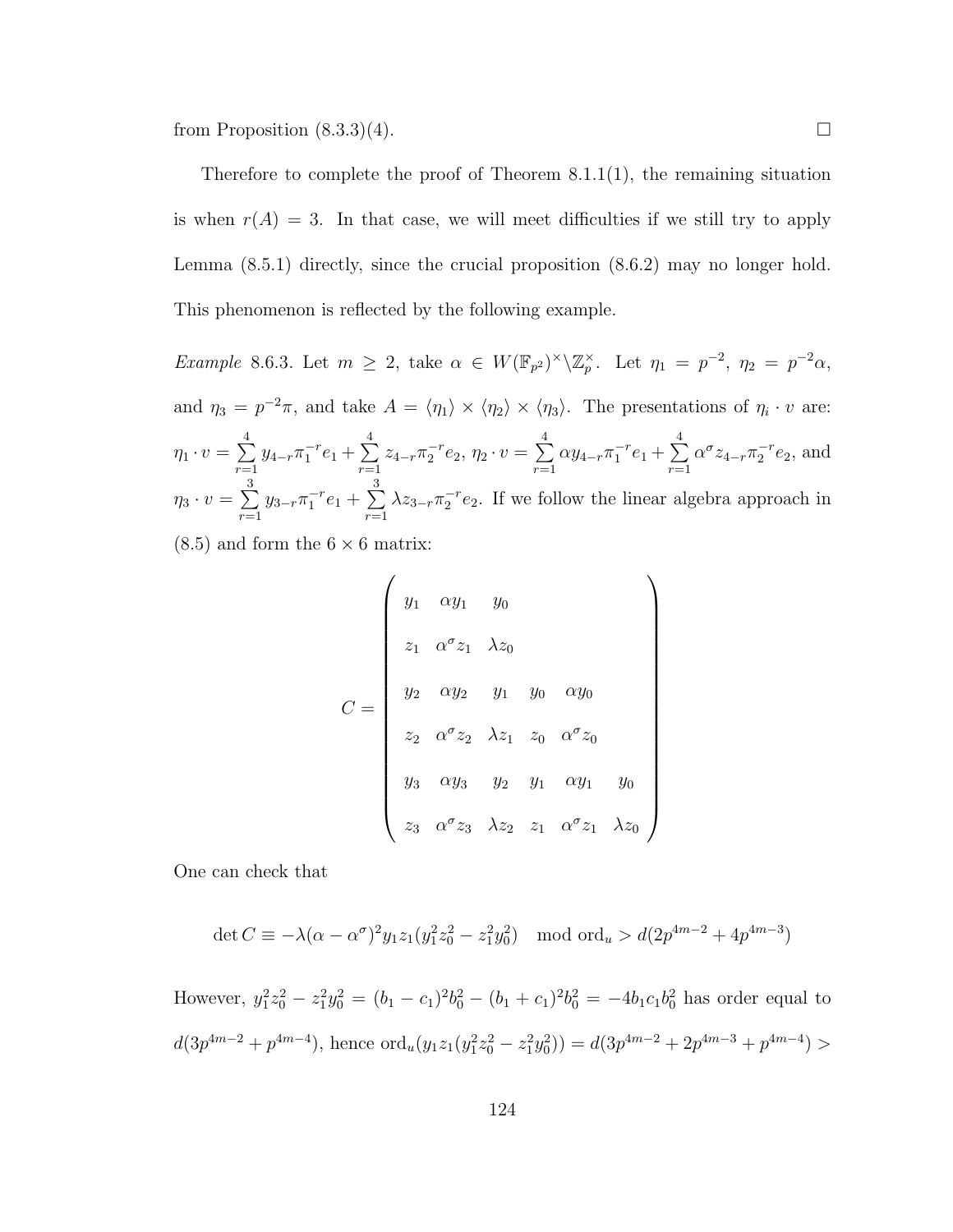from Proposition (8.3.3)(4). $\square$

Therefore to complete the proof of Theorem 8.1.1(1), the remaining situation is when $r(A) = 3$. In that case, we will meet difficulties if we still try to apply Lemma (8.5.1) directly, since the crucial proposition (8.6.2) may no longer hold. This phenomenon is reflected by the following example.

*Example* 8.6.3. Let $m \geq 2$, take $\alpha \in W(\mathbb{F}_{p^2})^\times \backslash \mathbb{Z}_p^\times$. Let $\eta_1 = p^{-2}$, $\eta_2 = p^{-2}\alpha$, and $\eta_3 = p^{-2}\pi$, and take $A = \langle \eta_1 \rangle \times \langle \eta_2 \rangle \times \langle \eta_3 \rangle$. The presentations of $\eta_i \cdot v$ are: $\eta_1 \cdot v = \sum_{r=1}^{4} y_{4-r}\pi_1^{-r}e_1 + \sum_{r=1}^{4} z_{4-r}\pi_2^{-r}e_2$, $\eta_2 \cdot v = \sum_{r=1}^{4} \alpha y_{4-r}\pi_1^{-r}e_1 + \sum_{r=1}^{4} \alpha^\sigma z_{4-r}\pi_2^{-r}e_2$, and $\eta_3 \cdot v = \sum_{r=1}^{3} y_{3-r}\pi_1^{-r}e_1 + \sum_{r=1}^{3} \lambda z_{3-r}\pi_2^{-r}e_2$. If we follow the linear algebra approach in (8.5) and form the $6 \times 6$ matrix:

$$
C = \begin{pmatrix}
y_1 & \alpha y_1 & y_0 & & & \\
z_1 & \alpha^\sigma z_1 & \lambda z_0 & & & \\
y_2 & \alpha y_2 & y_1 & y_0 & \alpha y_0 & \\
z_2 & \alpha^\sigma z_2 & \lambda z_1 & z_0 & \alpha^\sigma z_0 & \\
y_3 & \alpha y_3 & y_2 & y_1 & \alpha y_1 & y_0 \\
z_3 & \alpha^\sigma z_3 & \lambda z_2 & z_1 & \alpha^\sigma z_1 & \lambda z_0
\end{pmatrix}
$$

One can check that

$$
\det C \equiv -\lambda(\alpha - \alpha^\sigma)^2 y_1 z_1 (y_1^2 z_0^2 - z_1^2 y_0^2) \mod \operatorname{ord}_u > d(2p^{4m-2} + 4p^{4m-3})
$$

However, $y_1^2 z_0^2 - z_1^2 y_0^2 = (b_1 - c_1)^2 b_0^2 - (b_1 + c_1)^2 b_0^2 = -4b_1 c_1 b_0^2$ has order equal to $d(3p^{4m-2} + p^{4m-4})$, hence $\operatorname{ord}_u(y_1 z_1 (y_1^2 z_0^2 - z_1^2 y_0^2)) = d(3p^{4m-2} + 2p^{4m-3} + p^{4m-4}) >$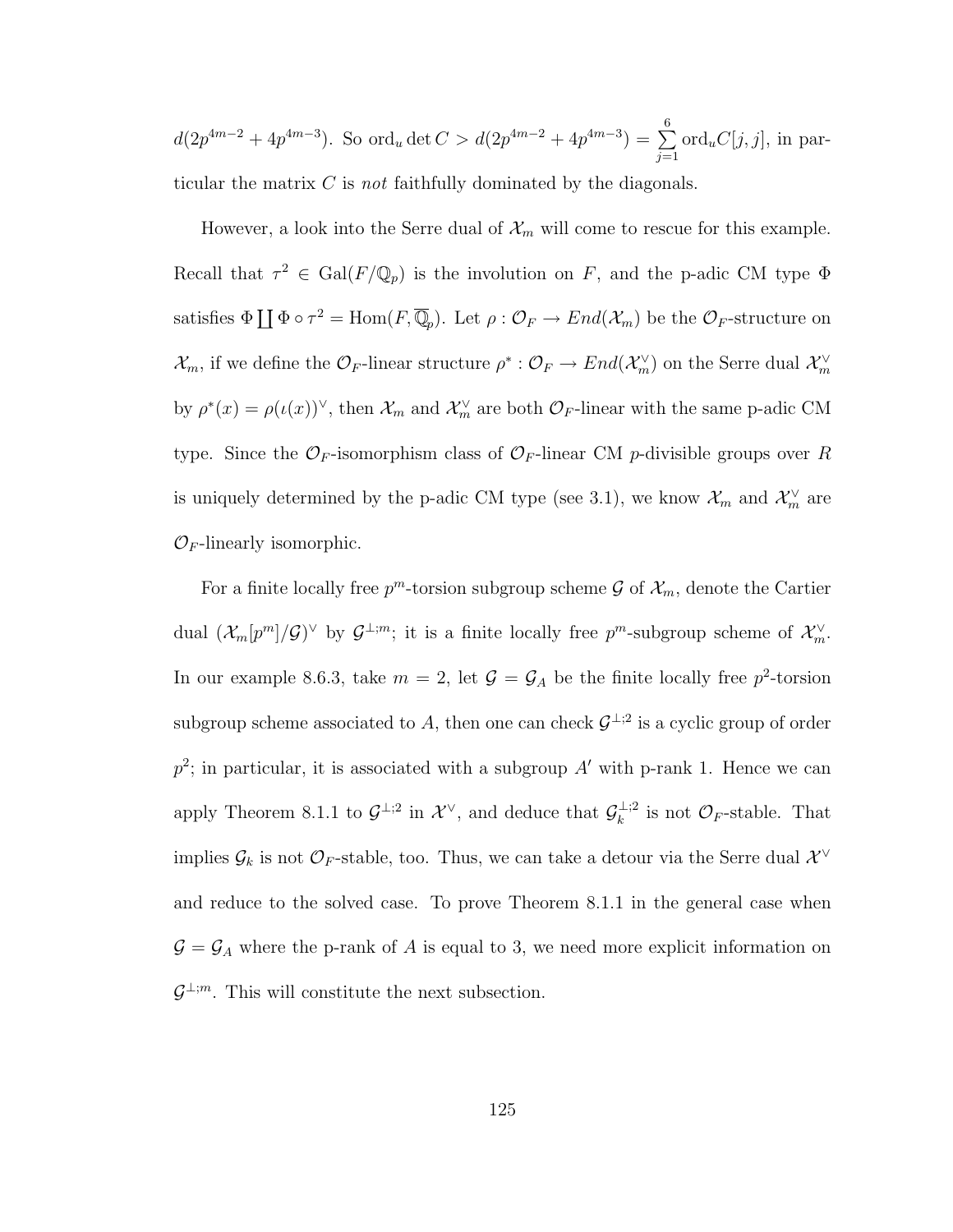$d(2p^{4m-2}+4p^{4m-3})$. So $\mathrm{ord}_u \det C > d(2p^{4m-2}+4p^{4m-3}) = \sum_{j=1}^{6} \mathrm{ord}_u C[j,j]$, in particular the matrix $C$ is *not* faithfully dominated by the diagonals.

However, a look into the Serre dual of $\mathcal{X}_m$ will come to rescue for this example. Recall that $\tau^2 \in \mathrm{Gal}(F/\mathbb{Q}_p)$ is the involution on $F$, and the p-adic CM type $\Phi$ satisfies $\Phi \coprod \Phi \circ \tau^2 = \mathrm{Hom}(F, \overline{\mathbb{Q}}_p)$. Let $\rho : \mathcal{O}_F \to End(\mathcal{X}_m)$ be the $\mathcal{O}_F$-structure on $\mathcal{X}_m$, if we define the $\mathcal{O}_F$-linear structure $\rho^* : \mathcal{O}_F \to End(\mathcal{X}_m^\vee)$ on the Serre dual $\mathcal{X}_m^\vee$ by $\rho^*(x) = \rho(\iota(x))^\vee$, then $\mathcal{X}_m$ and $\mathcal{X}_m^\vee$ are both $\mathcal{O}_F$-linear with the same p-adic CM type. Since the $\mathcal{O}_F$-isomorphism class of $\mathcal{O}_F$-linear CM $p$-divisible groups over $R$ is uniquely determined by the p-adic CM type (see 3.1), we know $\mathcal{X}_m$ and $\mathcal{X}_m^\vee$ are $\mathcal{O}_F$-linearly isomorphic.

For a finite locally free $p^m$-torsion subgroup scheme $\mathcal{G}$ of $\mathcal{X}_m$, denote the Cartier dual $(\mathcal{X}_m[p^m]/\mathcal{G})^\vee$ by $\mathcal{G}^{\perp;m}$; it is a finite locally free $p^m$-subgroup scheme of $\mathcal{X}_m^\vee$. In our example 8.6.3, take $m = 2$, let $\mathcal{G} = \mathcal{G}_A$ be the finite locally free $p^2$-torsion subgroup scheme associated to $A$, then one can check $\mathcal{G}^{\perp;2}$ is a cyclic group of order $p^2$; in particular, it is associated with a subgroup $A'$ with p-rank 1. Hence we can apply Theorem 8.1.1 to $\mathcal{G}^{\perp;2}$ in $\mathcal{X}^\vee$, and deduce that $\mathcal{G}_k^{\perp;2}$ is not $\mathcal{O}_F$-stable. That implies $\mathcal{G}_k$ is not $\mathcal{O}_F$-stable, too. Thus, we can take a detour via the Serre dual $\mathcal{X}^\vee$ and reduce to the solved case. To prove Theorem 8.1.1 in the general case when $\mathcal{G} = \mathcal{G}_A$ where the p-rank of $A$ is equal to 3, we need more explicit information on $\mathcal{G}^{\perp;m}$. This will constitute the next subsection.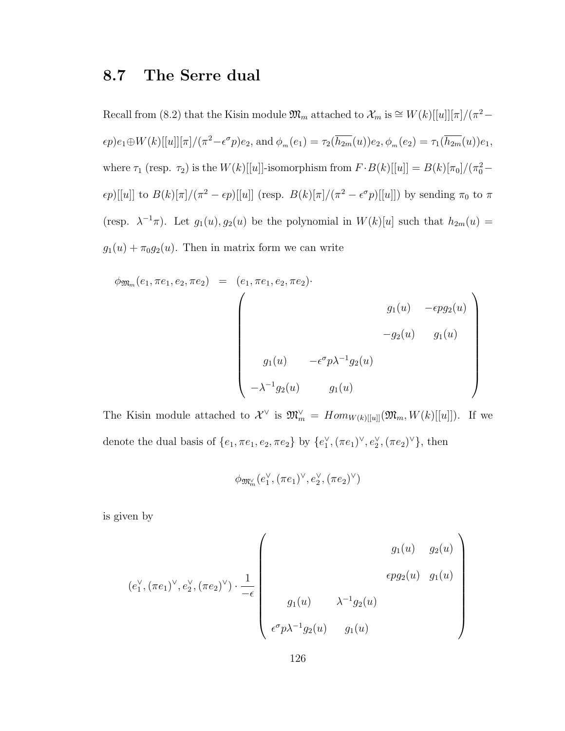## 8.7 The Serre dual

Recall from (8.2) that the Kisin module $\mathfrak{M}_m$ attached to $\mathcal{X}_m$ is $\cong W(k)[[u]][\pi]/(\pi^2-\epsilon p)e_1 \oplus W(k)[[u]][\pi]/(\pi^2-\epsilon^\sigma p)e_2$, and $\phi_m(e_1) = \tau_2(\overline{h_{2m}}(u))e_2, \phi_m(e_2) = \tau_1(\overline{h_{2m}}(u))e_1$, where $\tau_1$ (resp. $\tau_2$) is the $W(k)[[u]]$-isomorphism from $F \cdot B(k)[[u]] = B(k)[\pi_0]/(\pi_0^2 - \epsilon p)[[u]]$ to $B(k)[\pi]/(\pi^2-\epsilon p)[[u]]$ (resp. $B(k)[\pi]/(\pi^2-\epsilon^\sigma p)[[u]]$) by sending $\pi_0$ to $\pi$ (resp. $\lambda^{-1}\pi$). Let $g_1(u), g_2(u)$ be the polynomial in $W(k)[u]$ such that $h_{2m}(u) = g_1(u) + \pi_0 g_2(u)$. Then in matrix form we can write

$$
\phi_{\mathfrak{M}_m}(e_1, \pi e_1, e_2, \pi e_2) = (e_1, \pi e_1, e_2, \pi e_2) \cdot \begin{pmatrix} & & g_1(u) & -\epsilon p g_2(u) \\ & & -g_2(u) & g_1(u) \\ g_1(u) & -\epsilon^\sigma p \lambda^{-1} g_2(u) & & \\ -\lambda^{-1} g_2(u) & g_1(u) & & \end{pmatrix}
$$

The Kisin module attached to $\mathcal{X}^\vee$ is $\mathfrak{M}_m^\vee = Hom_{W(k)[[u]]}(\mathfrak{M}_m, W(k)[[u]])$. If we denote the dual basis of $\{e_1, \pi e_1, e_2, \pi e_2\}$ by $\{e_1^\vee, (\pi e_1)^\vee, e_2^\vee, (\pi e_2)^\vee\}$, then

$$
\phi_{\mathfrak{M}_m^\vee}(e_1^\vee, (\pi e_1)^\vee, e_2^\vee, (\pi e_2)^\vee)
$$

is given by

$$
(e_1^\vee, (\pi e_1)^\vee, e_2^\vee, (\pi e_2)^\vee) \cdot \frac{1}{-\epsilon} \begin{pmatrix} & & g_1(u) & g_2(u) \\ & & \epsilon p g_2(u) & g_1(u) \\ g_1(u) & \lambda^{-1} g_2(u) & & \\ \epsilon^\sigma p \lambda^{-1} g_2(u) & g_1(u) & & \end{pmatrix}
$$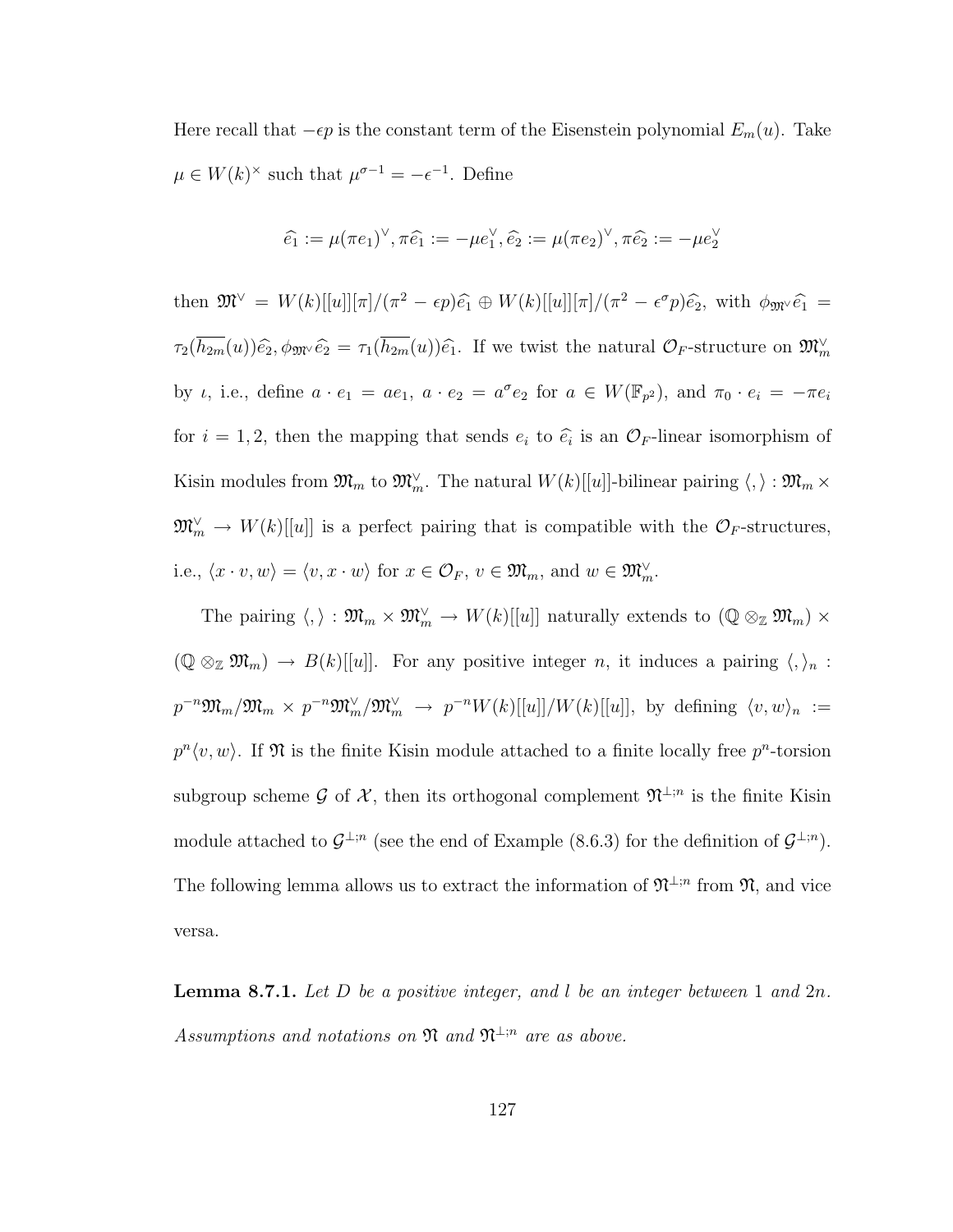Here recall that $-\epsilon p$ is the constant term of the Eisenstein polynomial $E_m(u)$. Take $\mu \in W(k)^\times$ such that $\mu^{\sigma-1} = -\epsilon^{-1}$. Define

$$\widehat{e_1} := \mu(\pi e_1)^\vee, \pi\widehat{e_1} := -\mu e_1^\vee, \widehat{e_2} := \mu(\pi e_2)^\vee, \pi\widehat{e_2} := -\mu e_2^\vee$$

then $\mathfrak{M}^\vee = W(k)[[u]][\pi]/(\pi^2 - \epsilon p)\widehat{e_1} \oplus W(k)[[u]][\pi]/(\pi^2 - \epsilon^\sigma p)\widehat{e_2}$, with $\phi_{\mathfrak{M}^\vee}\widehat{e_1} = \tau_2(\overline{h_{2m}}(u))\widehat{e_2}, \phi_{\mathfrak{M}^\vee}\widehat{e_2} = \tau_1(\overline{h_{2m}}(u))\widehat{e_1}$. If we twist the natural $\mathcal{O}_F$-structure on $\mathfrak{M}_m^\vee$ by $\iota$, i.e., define $a \cdot e_1 = ae_1$, $a \cdot e_2 = a^\sigma e_2$ for $a \in W(\mathbb{F}_{p^2})$, and $\pi_0 \cdot e_i = -\pi e_i$ for $i = 1, 2$, then the mapping that sends $e_i$ to $\widehat{e_i}$ is an $\mathcal{O}_F$-linear isomorphism of Kisin modules from $\mathfrak{M}_m$ to $\mathfrak{M}_m^\vee$. The natural $W(k)[[u]]$-bilinear pairing $\langle , \rangle : \mathfrak{M}_m \times \mathfrak{M}_m^\vee \to W(k)[[u]]$ is a perfect pairing that is compatible with the $\mathcal{O}_F$-structures, i.e., $\langle x \cdot v, w \rangle = \langle v, x \cdot w \rangle$ for $x \in \mathcal{O}_F$, $v \in \mathfrak{M}_m$, and $w \in \mathfrak{M}_m^\vee$.

The pairing $\langle , \rangle : \mathfrak{M}_m \times \mathfrak{M}_m^\vee \to W(k)[[u]]$ naturally extends to $(\mathbb{Q} \otimes_{\mathbb{Z}} \mathfrak{M}_m) \times (\mathbb{Q} \otimes_{\mathbb{Z}} \mathfrak{M}_m) \to B(k)[[u]]$. For any positive integer $n$, it induces a pairing $\langle , \rangle_n : p^{-n}\mathfrak{M}_m/\mathfrak{M}_m \times p^{-n}\mathfrak{M}_m^\vee/\mathfrak{M}_m^\vee \to p^{-n}W(k)[[u]]/W(k)[[u]]$, by defining $\langle v, w \rangle_n := p^n\langle v, w \rangle$. If $\mathfrak{N}$ is the finite Kisin module attached to a finite locally free $p^n$-torsion subgroup scheme $\mathcal{G}$ of $\mathcal{X}$, then its orthogonal complement $\mathfrak{N}^{\perp;n}$ is the finite Kisin module attached to $\mathcal{G}^{\perp;n}$ (see the end of Example (8.6.3) for the definition of $\mathcal{G}^{\perp;n}$). The following lemma allows us to extract the information of $\mathfrak{N}^{\perp;n}$ from $\mathfrak{N}$, and vice versa.

**Lemma 8.7.1.** *Let $D$ be a positive integer, and $l$ be an integer between $1$ and $2n$. Assumptions and notations on $\mathfrak{N}$ and $\mathfrak{N}^{\perp;n}$ are as above.*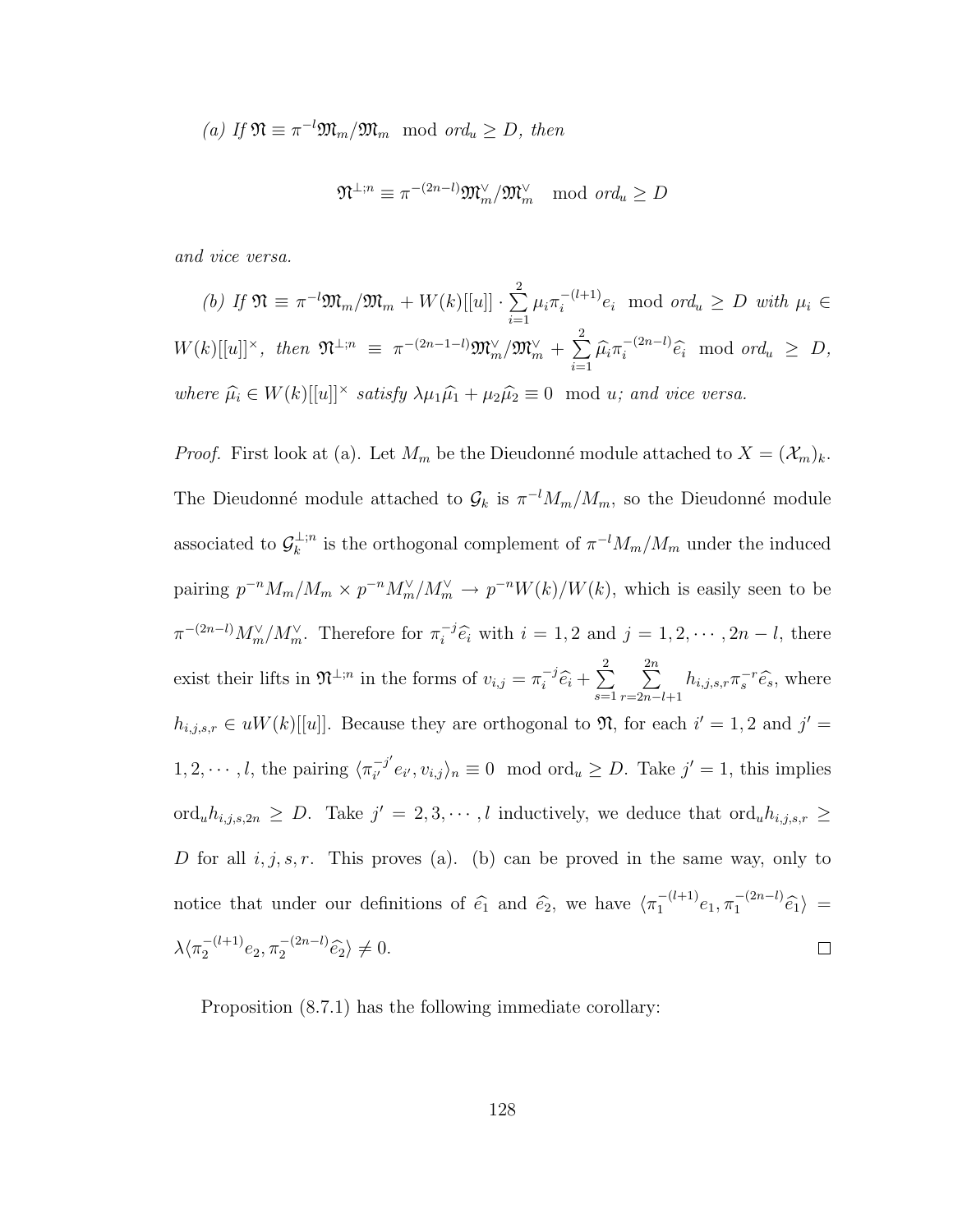*(a) If* $\mathfrak{N} \equiv \pi^{-l}\mathfrak{M}_m/\mathfrak{M}_m \mod ord_u \geq D$*, then*

$$\mathfrak{N}^{\perp;n} \equiv \pi^{-(2n-l)}\mathfrak{M}_m^\vee/\mathfrak{M}_m^\vee \mod ord_u \geq D$$

*and vice versa.*

*(b) If* $\mathfrak{N} \equiv \pi^{-l}\mathfrak{M}_m/\mathfrak{M}_m + W(k)[[u]] \cdot \sum_{i=1}^{2} \mu_i \pi_i^{-(l+1)} e_i \mod ord_u \geq D$ *with* $\mu_i \in W(k)[[u]]^\times$*, then* $\mathfrak{N}^{\perp;n} \equiv \pi^{-(2n-1-l)}\mathfrak{M}_m^\vee/\mathfrak{M}_m^\vee + \sum_{i=1}^{2} \widehat{\mu}_i \pi_i^{-(2n-l)} \widehat{e}_i \mod ord_u \geq D$*, where* $\widehat{\mu}_i \in W(k)[[u]]^\times$ *satisfy* $\lambda \mu_1 \widehat{\mu}_1 + \mu_2 \widehat{\mu}_2 \equiv 0 \mod u$*; and vice versa.*

*Proof.* First look at (a). Let $M_m$ be the Dieudonné module attached to $X = (\mathcal{X}_m)_k$. The Dieudonné module attached to $\mathcal{G}_k$ is $\pi^{-l}M_m/M_m$, so the Dieudonné module associated to $\mathcal{G}_k^{\perp;n}$ is the orthogonal complement of $\pi^{-l}M_m/M_m$ under the induced pairing $p^{-n}M_m/M_m \times p^{-n}M_m^\vee/M_m^\vee \to p^{-n}W(k)/W(k)$, which is easily seen to be $\pi^{-(2n-l)}M_m^\vee/M_m^\vee$. Therefore for $\pi_i^{-j}\widehat{e}_i$ with $i = 1, 2$ and $j = 1, 2, \cdots, 2n-l$, there exist their lifts in $\mathfrak{N}^{\perp;n}$ in the forms of $v_{i,j} = \pi_i^{-j}\widehat{e}_i + \sum_{s=1}^{2} \sum_{r=2n-l+1}^{2n} h_{i,j,s,r}\pi_s^{-r}\widehat{e}_s$, where $h_{i,j,s,r} \in uW(k)[[u]]$. Because they are orthogonal to $\mathfrak{N}$, for each $i' = 1, 2$ and $j' = 1, 2, \cdots, l$, the pairing $\langle \pi_{i'}^{-j'} e_{i'}, v_{i,j} \rangle_n \equiv 0 \mod \text{ord}_u \geq D$. Take $j' = 1$, this implies $\text{ord}_u h_{i,j,s,2n} \geq D$. Take $j' = 2, 3, \cdots, l$ inductively, we deduce that $\text{ord}_u h_{i,j,s,r} \geq D$ for all $i, j, s, r$. This proves (a). (b) can be proved in the same way, only to notice that under our definitions of $\widehat{e_1}$ and $\widehat{e_2}$, we have $\langle \pi_1^{-(l+1)} e_1, \pi_1^{-(2n-l)} \widehat{e_1} \rangle = \lambda \langle \pi_2^{-(l+1)} e_2, \pi_2^{-(2n-l)} \widehat{e_2} \rangle \neq 0$. $\square$

Proposition (8.7.1) has the following immediate corollary: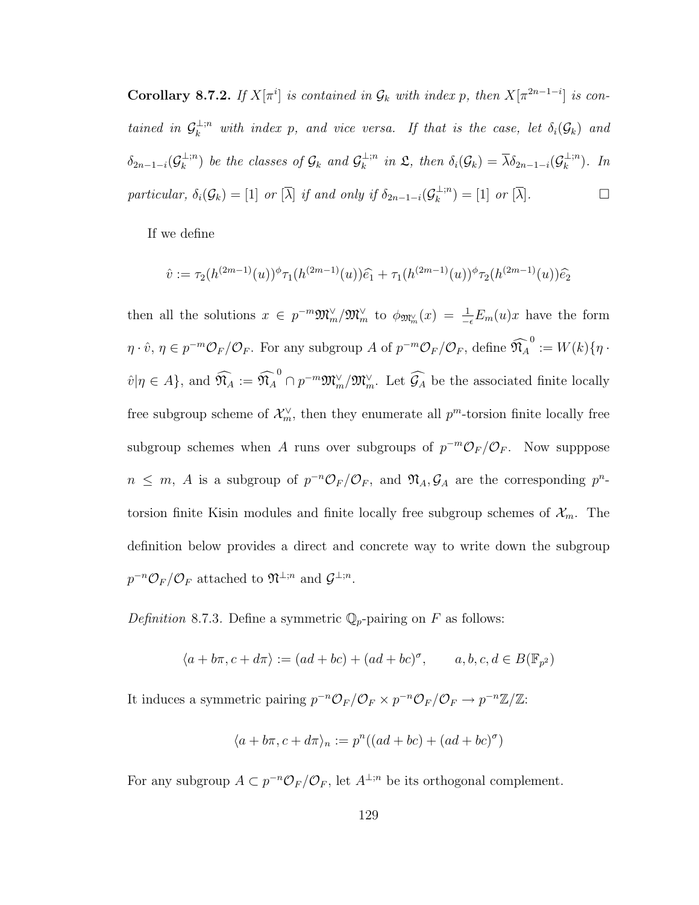**Corollary 8.7.2.** *If $X[\pi^i]$ is contained in $\mathcal{G}_k$ with index $p$, then $X[\pi^{2n-1-i}]$ is contained in $\mathcal{G}_k^{\perp;n}$ with index $p$, and vice versa. If that is the case, let $\delta_i(\mathcal{G}_k)$ and $\delta_{2n-1-i}(\mathcal{G}_k^{\perp;n})$ be the classes of $\mathcal{G}_k$ and $\mathcal{G}_k^{\perp;n}$ in $\mathfrak{L}$, then $\delta_i(\mathcal{G}_k) = \overline{\lambda}\delta_{2n-1-i}(\mathcal{G}_k^{\perp;n})$. In particular, $\delta_i(\mathcal{G}_k) = [1]$ or $[\overline{\lambda}]$ if and only if $\delta_{2n-1-i}(\mathcal{G}_k^{\perp;n}) = [1]$ or $[\overline{\lambda}]$.* □

If we define

$$\hat{v} := \tau_2(h^{(2m-1)}(u))^{\phi}\tau_1(h^{(2m-1)}(u))\widehat{e_1} + \tau_1(h^{(2m-1)}(u))^{\phi}\tau_2(h^{(2m-1)}(u))\widehat{e_2}$$

then all the solutions $x \in p^{-m}\mathfrak{M}_m^{\vee}/\mathfrak{M}_m^{\vee}$ to $\phi_{\mathfrak{M}_m^{\vee}}(x) = \frac{1}{-\epsilon}E_m(u)x$ have the form $\eta \cdot \hat{v}$, $\eta \in p^{-m}\mathcal{O}_F/\mathcal{O}_F$. For any subgroup $A$ of $p^{-m}\mathcal{O}_F/\mathcal{O}_F$, define $\widehat{\mathfrak{N}_A}^0 := W(k)\{\eta \cdot \hat{v} | \eta \in A\}$, and $\widehat{\mathfrak{N}_A} := \widehat{\mathfrak{N}_A}^0 \cap p^{-m}\mathfrak{M}_m^{\vee}/\mathfrak{M}_m^{\vee}$. Let $\widehat{\mathcal{G}_A}$ be the associated finite locally free subgroup scheme of $\mathcal{X}_m^{\vee}$, then they enumerate all $p^m$-torsion finite locally free subgroup schemes when $A$ runs over subgroups of $p^{-m}\mathcal{O}_F/\mathcal{O}_F$. Now supppose $n \leq m$, $A$ is a subgroup of $p^{-n}\mathcal{O}_F/\mathcal{O}_F$, and $\mathfrak{N}_A, \mathcal{G}_A$ are the corresponding $p^n$-torsion finite Kisin modules and finite locally free subgroup schemes of $\mathcal{X}_m$. The definition below provides a direct and concrete way to write down the subgroup $p^{-n}\mathcal{O}_F/\mathcal{O}_F$ attached to $\mathfrak{N}^{\perp;n}$ and $\mathcal{G}^{\perp;n}$.

*Definition* 8.7.3. Define a symmetric $\mathbb{Q}_p$-pairing on $F$ as follows:

$$\langle a + b\pi, c + d\pi \rangle := (ad + bc) + (ad + bc)^{\sigma}, \qquad a, b, c, d \in B(\mathbb{F}_{p^2})$$

It induces a symmetric pairing $p^{-n}\mathcal{O}_F/\mathcal{O}_F \times p^{-n}\mathcal{O}_F/\mathcal{O}_F \to p^{-n}\mathbb{Z}/\mathbb{Z}$:

$$\langle a + b\pi, c + d\pi \rangle_n := p^n((ad + bc) + (ad + bc)^{\sigma})$$

For any subgroup $A \subset p^{-n}\mathcal{O}_F/\mathcal{O}_F$, let $A^{\perp;n}$ be its orthogonal complement.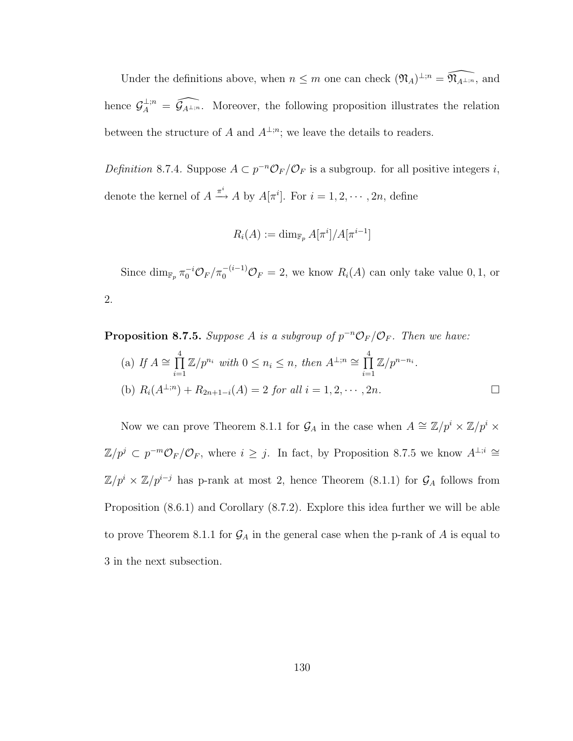Under the definitions above, when $n \leq m$ one can check $(\mathfrak{N}_A)^{\perp;n} = \widehat{\mathfrak{N}_{A^{\perp;n}}}$, and hence $\mathcal{G}_A^{\perp;n} = \widehat{\mathcal{G}_{A^{\perp;n}}}$. Moreover, the following proposition illustrates the relation between the structure of $A$ and $A^{\perp;n}$; we leave the details to readers.

*Definition* 8.7.4. Suppose $A \subset p^{-n}\mathcal{O}_F/\mathcal{O}_F$ is a subgroup. for all positive integers $i$, denote the kernel of $A \xrightarrow{\pi^i} A$ by $A[\pi^i]$. For $i = 1, 2, \cdots, 2n$, define

$$R_i(A) := \dim_{\mathbb{F}_p} A[\pi^i]/A[\pi^{i-1}]$$

Since $\dim_{\mathbb{F}_p} \pi_0^{-i}\mathcal{O}_F/\pi_0^{-(i-1)}\mathcal{O}_F = 2$, we know $R_i(A)$ can only take value $0, 1$, or $2$.

**Proposition 8.7.5.** *Suppose $A$ is a subgroup of $p^{-n}\mathcal{O}_F/\mathcal{O}_F$. Then we have:*

(a) *If $A \cong \prod_{i=1}^{4} \mathbb{Z}/p^{n_i}$ with $0 \leq n_i \leq n$, then $A^{\perp;n} \cong \prod_{i=1}^{4} \mathbb{Z}/p^{n-n_i}$.*

(b) *$R_i(A^{\perp;n}) + R_{2n+1-i}(A) = 2$ for all $i = 1, 2, \cdots, 2n$.* □

Now we can prove Theorem 8.1.1 for $\mathcal{G}_A$ in the case when $A \cong \mathbb{Z}/p^i \times \mathbb{Z}/p^i \times \mathbb{Z}/p^j \subset p^{-m}\mathcal{O}_F/\mathcal{O}_F$, where $i \geq j$. In fact, by Proposition 8.7.5 we know $A^{\perp;i} \cong \mathbb{Z}/p^i \times \mathbb{Z}/p^{i-j}$ has p-rank at most 2, hence Theorem (8.1.1) for $\mathcal{G}_A$ follows from Proposition (8.6.1) and Corollary (8.7.2). Explore this idea further we will be able to prove Theorem 8.1.1 for $\mathcal{G}_A$ in the general case when the p-rank of $A$ is equal to 3 in the next subsection.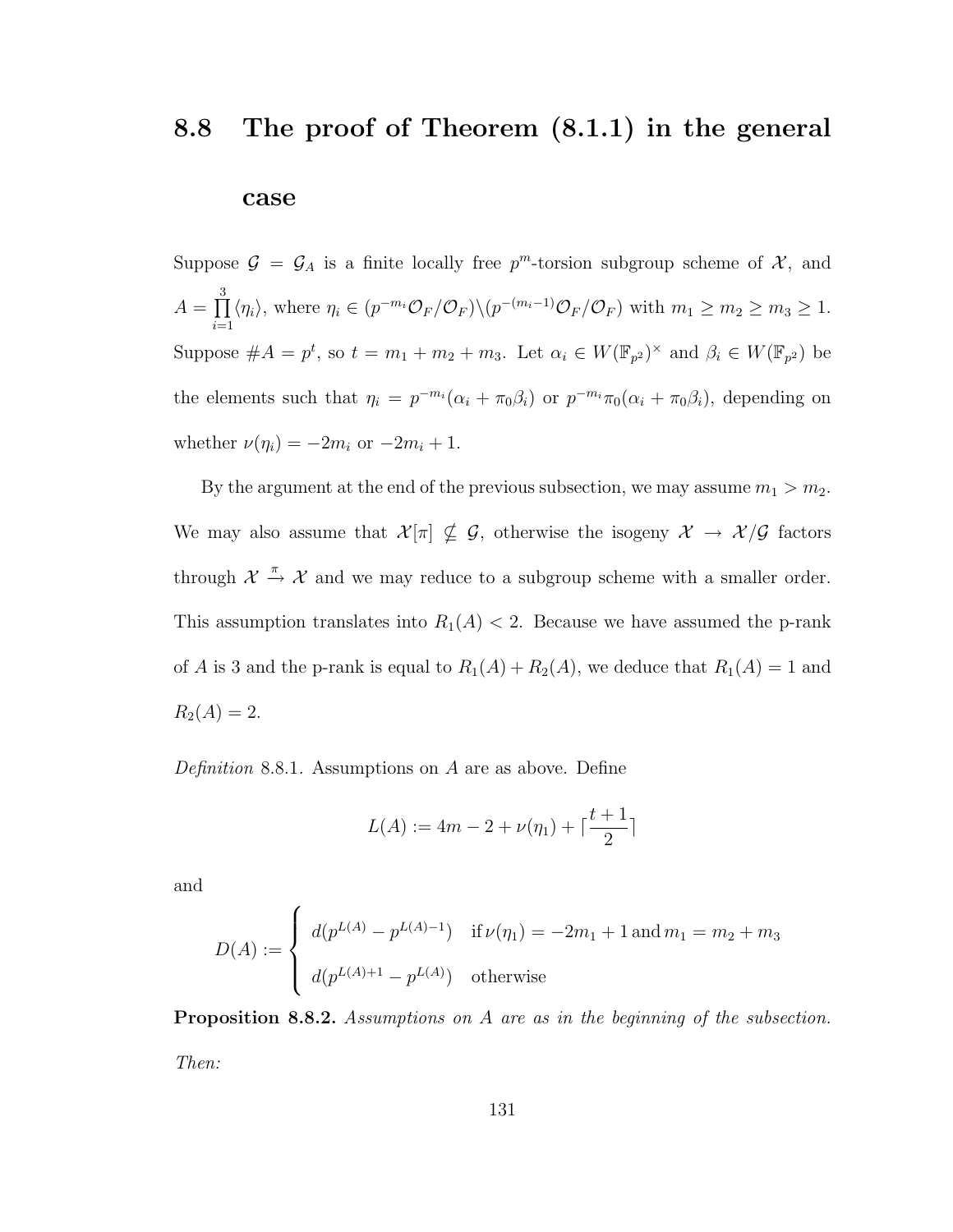## 8.8 The proof of Theorem (8.1.1) in the general case

Suppose $\mathcal{G} = \mathcal{G}_A$ is a finite locally free $p^m$-torsion subgroup scheme of $\mathcal{X}$, and $A = \prod_{i=1}^{3} \langle \eta_i \rangle$, where $\eta_i \in (p^{-m_i}\mathcal{O}_F/\mathcal{O}_F) \backslash (p^{-(m_i-1)}\mathcal{O}_F/\mathcal{O}_F)$ with $m_1 \geq m_2 \geq m_3 \geq 1$. Suppose $\#A = p^t$, so $t = m_1 + m_2 + m_3$. Let $\alpha_i \in W(\mathbb{F}_{p^2})^\times$ and $\beta_i \in W(\mathbb{F}_{p^2})$ be the elements such that $\eta_i = p^{-m_i}(\alpha_i + \pi_0\beta_i)$ or $p^{-m_i}\pi_0(\alpha_i + \pi_0\beta_i)$, depending on whether $\nu(\eta_i) = -2m_i$ or $-2m_i + 1$.

By the argument at the end of the previous subsection, we may assume $m_1 > m_2$. We may also assume that $\mathcal{X}[\pi] \nsubseteq \mathcal{G}$, otherwise the isogeny $\mathcal{X} \to \mathcal{X}/\mathcal{G}$ factors through $\mathcal{X} \xrightarrow{\pi} \mathcal{X}$ and we may reduce to a subgroup scheme with a smaller order. This assumption translates into $R_1(A) < 2$. Because we have assumed the p-rank of $A$ is 3 and the p-rank is equal to $R_1(A) + R_2(A)$, we deduce that $R_1(A) = 1$ and $R_2(A) = 2$.

*Definition* 8.8.1. Assumptions on $A$ are as above. Define

$$L(A) := 4m - 2 + \nu(\eta_1) + \lceil \frac{t+1}{2} \rceil$$

and

$$D(A) := \begin{cases} d(p^{L(A)} - p^{L(A)-1}) & \text{if } \nu(\eta_1) = -2m_1 + 1 \text{ and } m_1 = m_2 + m_3 \\ d(p^{L(A)+1} - p^{L(A)}) & \text{otherwise} \end{cases}$$

**Proposition 8.8.2.** *Assumptions on $A$ are as in the beginning of the subsection. Then:*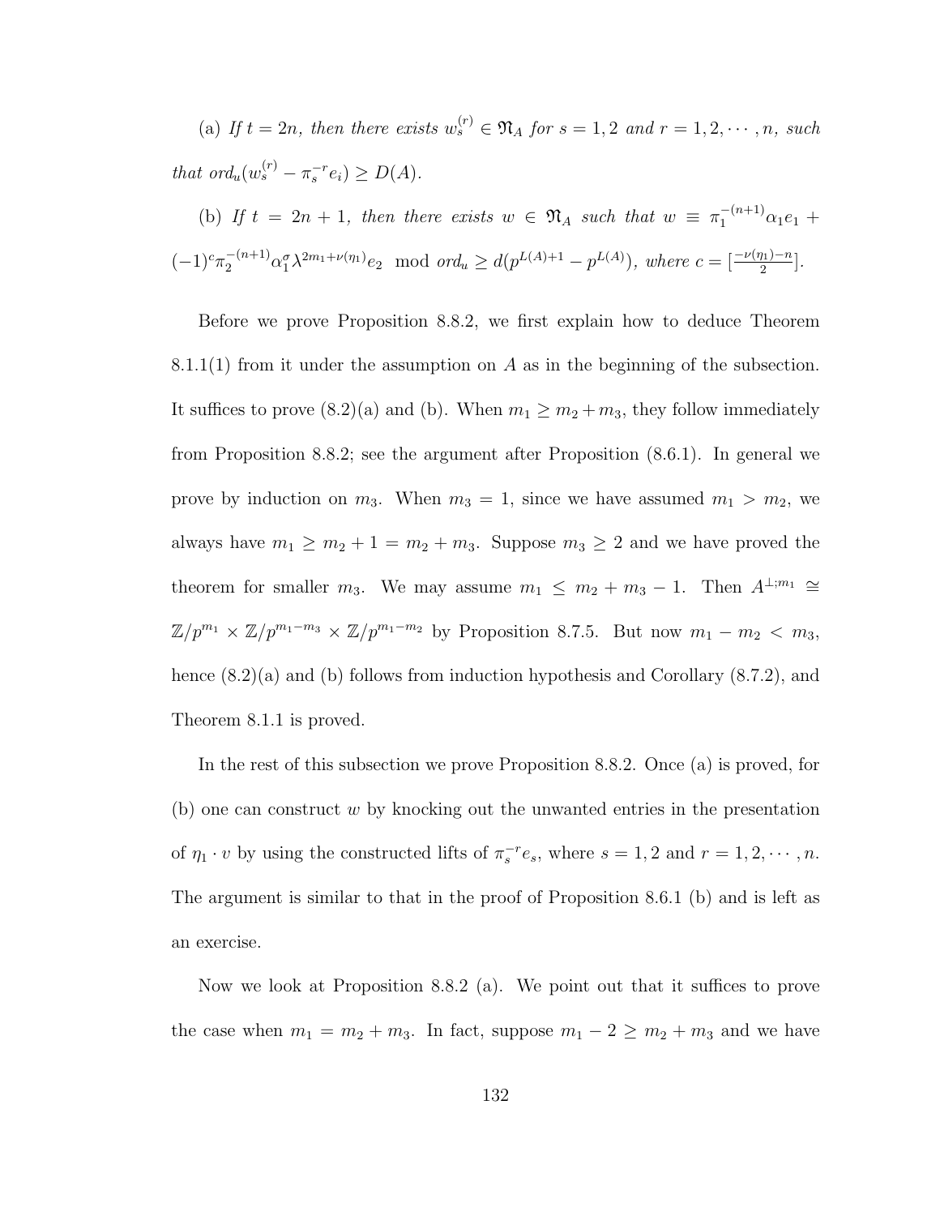(a) *If $t = 2n$, then there exists $w_s^{(r)} \in \mathfrak{N}_A$ for $s = 1, 2$ and $r = 1, 2, \cdots, n$, such that $ord_u(w_s^{(r)} - \pi_s^{-r} e_i) \geq D(A)$.*

(b) *If $t = 2n + 1$, then there exists $w \in \mathfrak{N}_A$ such that $w \equiv \pi_1^{-(n+1)} \alpha_1 e_1 + (-1)^c \pi_2^{-(n+1)} \alpha_1^\sigma \lambda^{2m_1 + \nu(\eta_1)} e_2 \mod ord_u \geq d(p^{L(A)+1} - p^{L(A)})$, where $c = [\frac{-\nu(\eta_1) - n}{2}]$.*

Before we prove Proposition 8.8.2, we first explain how to deduce Theorem 8.1.1(1) from it under the assumption on $A$ as in the beginning of the subsection. It suffices to prove (8.2)(a) and (b). When $m_1 \geq m_2 + m_3$, they follow immediately from Proposition 8.8.2; see the argument after Proposition (8.6.1). In general we prove by induction on $m_3$. When $m_3 = 1$, since we have assumed $m_1 > m_2$, we always have $m_1 \geq m_2 + 1 = m_2 + m_3$. Suppose $m_3 \geq 2$ and we have proved the theorem for smaller $m_3$. We may assume $m_1 \leq m_2 + m_3 - 1$. Then $A^{\perp; m_1} \cong \mathbb{Z}/p^{m_1} \times \mathbb{Z}/p^{m_1 - m_3} \times \mathbb{Z}/p^{m_1 - m_2}$ by Proposition 8.7.5. But now $m_1 - m_2 < m_3$, hence (8.2)(a) and (b) follows from induction hypothesis and Corollary (8.7.2), and Theorem 8.1.1 is proved.

In the rest of this subsection we prove Proposition 8.8.2. Once (a) is proved, for (b) one can construct $w$ by knocking out the unwanted entries in the presentation of $\eta_1 \cdot v$ by using the constructed lifts of $\pi_s^{-r} e_s$, where $s = 1, 2$ and $r = 1, 2, \cdots, n$. The argument is similar to that in the proof of Proposition 8.6.1 (b) and is left as an exercise.

Now we look at Proposition 8.8.2 (a). We point out that it suffices to prove the case when $m_1 = m_2 + m_3$. In fact, suppose $m_1 - 2 \geq m_2 + m_3$ and we have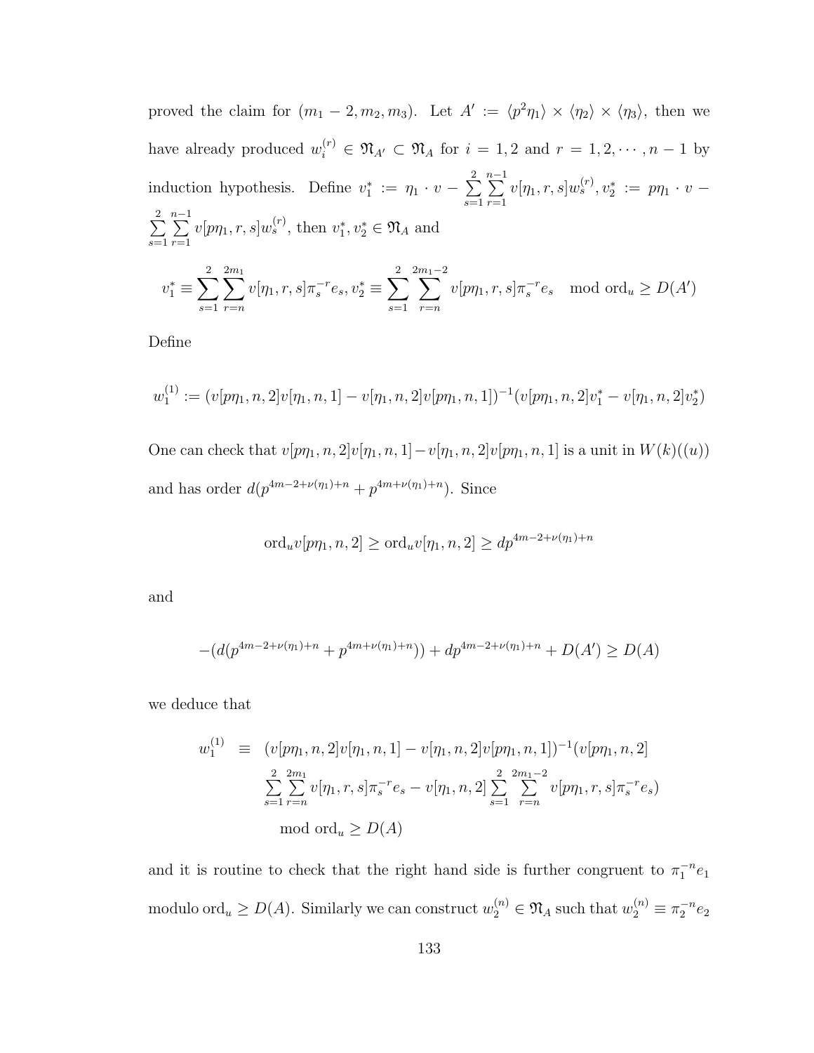proved the claim for $(m_1-2, m_2, m_3)$. Let $A' := \langle p^2\eta_1\rangle \times \langle \eta_2\rangle \times \langle \eta_3\rangle$, then we have already produced $w_i^{(r)} \in \mathfrak{N}_{A'} \subset \mathfrak{N}_A$ for $i = 1, 2$ and $r = 1, 2, \cdots, n-1$ by induction hypothesis. Define $v_1^* := \eta_1 \cdot v - \sum_{s=1}^{2}\sum_{r=1}^{n-1} v[\eta_1, r, s] w_s^{(r)}$, $v_2^* := p\eta_1 \cdot v - \sum_{s=1}^{2}\sum_{r=1}^{n-1} v[p\eta_1, r, s] w_s^{(r)}$, then $v_1^*, v_2^* \in \mathfrak{N}_A$ and

$$v_1^* \equiv \sum_{s=1}^{2}\sum_{r=n}^{2m_1} v[\eta_1, r, s]\pi_s^{-r} e_s, v_2^* \equiv \sum_{s=1}^{2}\sum_{r=n}^{2m_1-2} v[p\eta_1, r, s]\pi_s^{-r} e_s \mod \mathrm{ord}_u \geq D(A')$$

Define

$$w_1^{(1)} := (v[p\eta_1, n, 2]v[\eta_1, n, 1] - v[\eta_1, n, 2]v[p\eta_1, n, 1])^{-1}(v[p\eta_1, n, 2]v_1^* - v[\eta_1, n, 2]v_2^*)$$

One can check that $v[p\eta_1, n, 2]v[\eta_1, n, 1] - v[\eta_1, n, 2]v[p\eta_1, n, 1]$ is a unit in $W(k)((u))$ and has order $d(p^{4m-2+\nu(\eta_1)+n} + p^{4m+\nu(\eta_1)+n})$. Since

$$\mathrm{ord}_u v[p\eta_1, n, 2] \geq \mathrm{ord}_u v[\eta_1, n, 2] \geq dp^{4m-2+\nu(\eta_1)+n}$$

and

$$-(d(p^{4m-2+\nu(\eta_1)+n} + p^{4m+\nu(\eta_1)+n})) + dp^{4m-2+\nu(\eta_1)+n} + D(A') \geq D(A)$$

we deduce that

$$\begin{aligned} w_1^{(1)} \equiv\ & (v[p\eta_1, n, 2]v[\eta_1, n, 1] - v[\eta_1, n, 2]v[p\eta_1, n, 1])^{-1}(v[p\eta_1, n, 2] \\ & \sum_{s=1}^{2}\sum_{r=n}^{2m_1} v[\eta_1, r, s]\pi_s^{-r} e_s - v[\eta_1, n, 2]\sum_{s=1}^{2}\sum_{r=n}^{2m_1-2} v[p\eta_1, r, s]\pi_s^{-r} e_s) \\ & \mod \mathrm{ord}_u \geq D(A) \end{aligned}$$

and it is routine to check that the right hand side is further congruent to $\pi_1^{-n} e_1$ modulo $\mathrm{ord}_u \geq D(A)$. Similarly we can construct $w_2^{(n)} \in \mathfrak{N}_A$ such that $w_2^{(n)} \equiv \pi_2^{-n} e_2$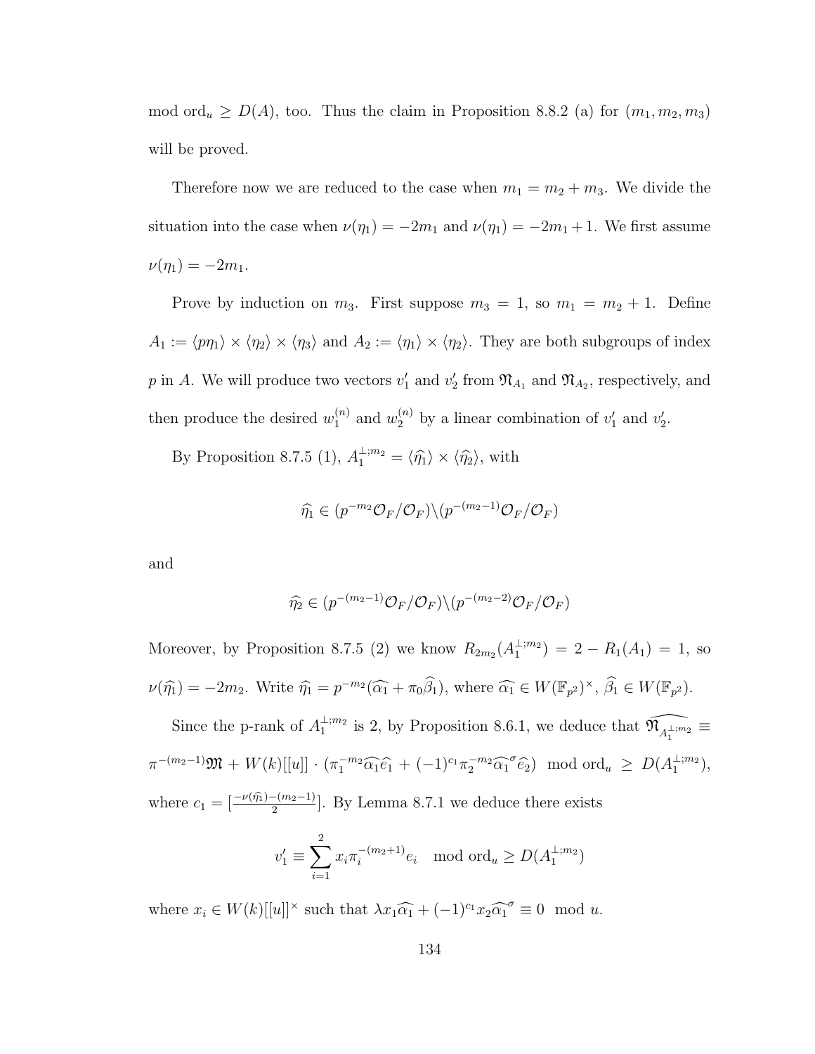mod $\mathrm{ord}_u \geq D(A)$, too. Thus the claim in Proposition 8.8.2 (a) for $(m_1, m_2, m_3)$ will be proved.

Therefore now we are reduced to the case when $m_1 = m_2 + m_3$. We divide the situation into the case when $\nu(\eta_1) = -2m_1$ and $\nu(\eta_1) = -2m_1 + 1$. We first assume $\nu(\eta_1) = -2m_1$.

Prove by induction on $m_3$. First suppose $m_3 = 1$, so $m_1 = m_2 + 1$. Define $A_1 := \langle p\eta_1 \rangle \times \langle \eta_2 \rangle \times \langle \eta_3 \rangle$ and $A_2 := \langle \eta_1 \rangle \times \langle \eta_2 \rangle$. They are both subgroups of index $p$ in $A$. We will produce two vectors $v_1'$ and $v_2'$ from $\mathfrak{N}_{A_1}$ and $\mathfrak{N}_{A_2}$, respectively, and then produce the desired $w_1^{(n)}$ and $w_2^{(n)}$ by a linear combination of $v_1'$ and $v_2'$.

By Proposition 8.7.5 (1), $A_1^{\perp;m_2} = \langle \widehat{\eta_1} \rangle \times \langle \widehat{\eta_2} \rangle$, with

$$\widehat{\eta_1} \in (p^{-m_2}\mathcal{O}_F/\mathcal{O}_F)\backslash(p^{-(m_2-1)}\mathcal{O}_F/\mathcal{O}_F)$$

and

$$\widehat{\eta_2} \in (p^{-(m_2-1)}\mathcal{O}_F/\mathcal{O}_F)\backslash(p^{-(m_2-2)}\mathcal{O}_F/\mathcal{O}_F)$$

Moreover, by Proposition 8.7.5 (2) we know $R_{2m_2}(A_1^{\perp;m_2}) = 2 - R_1(A_1) = 1$, so $\nu(\widehat{\eta_1}) = -2m_2$. Write $\widehat{\eta_1} = p^{-m_2}(\widehat{\alpha_1} + \pi_0\widehat{\beta_1})$, where $\widehat{\alpha_1} \in W(\mathbb{F}_{p^2})^\times$, $\widehat{\beta_1} \in W(\mathbb{F}_{p^2})$.

Since the p-rank of $A_1^{\perp;m_2}$ is 2, by Proposition 8.6.1, we deduce that $\widehat{\mathfrak{N}_{A_1^{\perp;m_2}}} \equiv \pi^{-(m_2-1)}\mathfrak{M} + W(k)[[u]] \cdot (\pi_1^{-m_2}\widehat{\alpha_1}\widehat{e_1} + (-1)^{c_1}\pi_2^{-m_2}\widehat{\alpha_1}^\sigma\widehat{e_2}) \mod \mathrm{ord}_u \geq D(A_1^{\perp;m_2})$, where $c_1 = [\frac{-\nu(\widehat{\eta_1})-(m_2-1)}{2}]$. By Lemma 8.7.1 we deduce there exists

$$v_1' \equiv \sum_{i=1}^{2} x_i \pi_i^{-(m_2+1)} e_i \mod \mathrm{ord}_u \geq D(A_1^{\perp;m_2})$$

where $x_i \in W(k)[[u]]^\times$ such that $\lambda x_1 \widehat{\alpha_1} + (-1)^{c_1} x_2 \widehat{\alpha_1}^\sigma \equiv 0 \mod u$.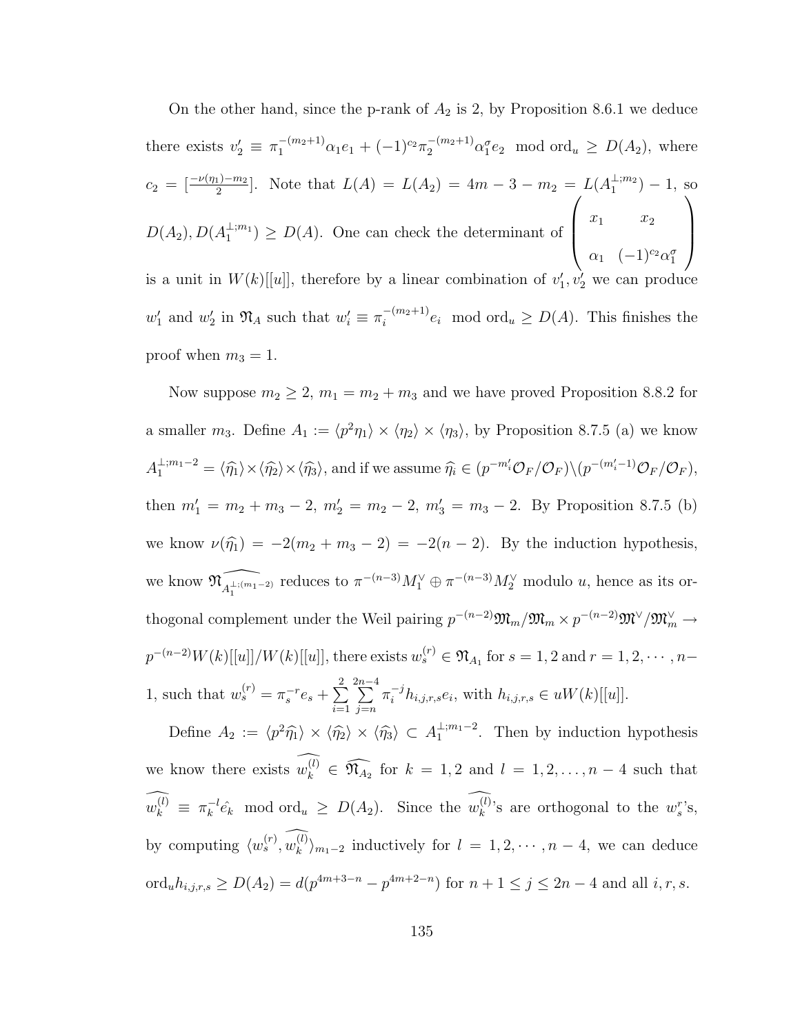On the other hand, since the p-rank of $A_2$ is 2, by Proposition 8.6.1 we deduce there exists $v_2' \equiv \pi_1^{-(m_2+1)}\alpha_1 e_1 + (-1)^{c_2}\pi_2^{-(m_2+1)}\alpha_1^\sigma e_2 \mod \mathrm{ord}_u \geq D(A_2)$, where $c_2 = [\frac{-\nu(\eta_1)-m_2}{2}]$. Note that $L(A) = L(A_2) = 4m - 3 - m_2 = L(A_1^{\perp;m_2}) - 1$, so $D(A_2), D(A_1^{\perp;m_1}) \geq D(A)$. One can check the determinant of $\begin{pmatrix} x_1 & x_2 \\ \alpha_1 & (-1)^{c_2}\alpha_1^\sigma \end{pmatrix}$ is a unit in $W(k)[[u]]$, therefore by a linear combination of $v_1', v_2'$ we can produce $w_1'$ and $w_2'$ in $\mathfrak{N}_A$ such that $w_i' \equiv \pi_i^{-(m_2+1)}e_i \mod \mathrm{ord}_u \geq D(A)$. This finishes the proof when $m_3 = 1$.

Now suppose $m_2 \geq 2$, $m_1 = m_2 + m_3$ and we have proved Proposition 8.8.2 for a smaller $m_3$. Define $A_1 := \langle p^2\eta_1 \rangle \times \langle \eta_2 \rangle \times \langle \eta_3 \rangle$, by Proposition 8.7.5 (a) we know $A_1^{\perp;m_1-2} = \langle \widehat{\eta_1} \rangle \times \langle \widehat{\eta_2} \rangle \times \langle \widehat{\eta_3} \rangle$, and if we assume $\widehat{\eta_i} \in (p^{-m_i'}\mathcal{O}_F/\mathcal{O}_F) \backslash (p^{-(m_i'-1)}\mathcal{O}_F/\mathcal{O}_F)$, then $m_1' = m_2 + m_3 - 2$, $m_2' = m_2 - 2$, $m_3' = m_3 - 2$. By Proposition 8.7.5 (b) we know $\nu(\widehat{\eta_1}) = -2(m_2 + m_3 - 2) = -2(n-2)$. By the induction hypothesis, we know $\widehat{\mathfrak{N}_{A_1^{\perp;(m_1-2)}}}$ reduces to $\pi^{-(n-3)}M_1^\vee \oplus \pi^{-(n-3)}M_2^\vee$ modulo $u$, hence as its orthogonal complement under the Weil pairing $p^{-(n-2)}\mathfrak{M}_m/\mathfrak{M}_m \times p^{-(n-2)}\mathfrak{M}^\vee/\mathfrak{M}_m^\vee \to p^{-(n-2)}W(k)[[u]]/W(k)[[u]]$, there exists $w_s^{(r)} \in \mathfrak{N}_{A_1}$ for $s = 1, 2$ and $r = 1, 2, \cdots, n-1$, such that $w_s^{(r)} = \pi_s^{-r}e_s + \sum_{i=1}^{2}\sum_{j=n}^{2n-4}\pi_i^{-j}h_{i,j,r,s}e_i$, with $h_{i,j,r,s} \in uW(k)[[u]]$.

Define $A_2 := \langle p^2\widehat{\eta_1} \rangle \times \langle \widehat{\eta_2} \rangle \times \langle \widehat{\eta_3} \rangle \subset A_1^{\perp;m_1-2}$. Then by induction hypothesis we know there exists $\widehat{w_k^{(l)}} \in \widehat{\mathfrak{N}_{A_2}}$ for $k = 1, 2$ and $l = 1, 2, \ldots, n-4$ such that $\widehat{w_k^{(l)}} \equiv \pi_k^{-l}\hat{e_k} \mod \mathrm{ord}_u \geq D(A_2)$. Since the $\widehat{w_k^{(l)}}$'s are orthogonal to the $w_s^r$'s, by computing $\langle w_s^{(r)}, \widehat{w_k^{(l)}} \rangle_{m_1-2}$ inductively for $l = 1, 2, \cdots, n-4$, we can deduce $\mathrm{ord}_u h_{i,j,r,s} \geq D(A_2) = d(p^{4m+3-n} - p^{4m+2-n})$ for $n+1 \leq j \leq 2n-4$ and all $i, r, s$.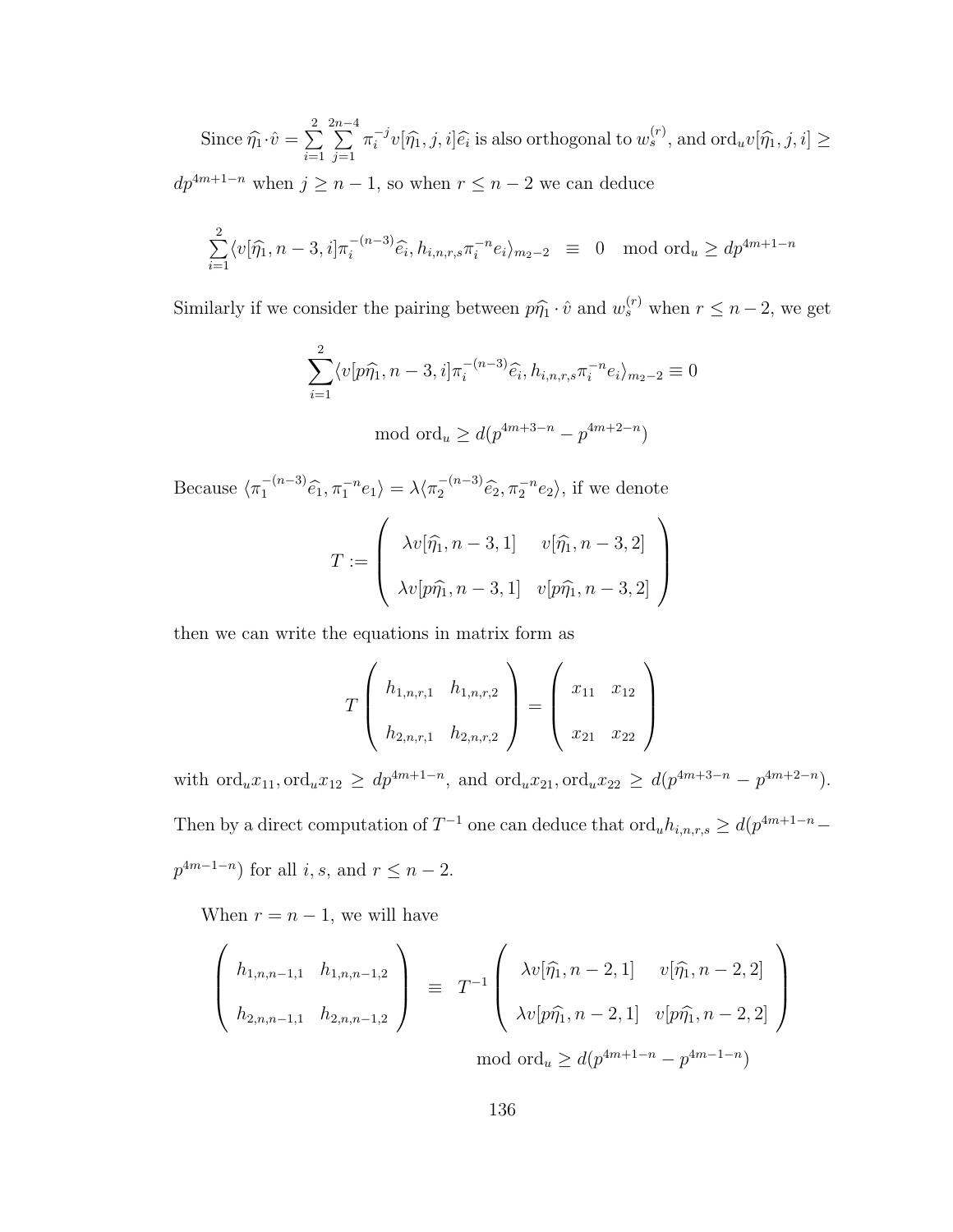Since $\widehat{\eta_1} \cdot \hat{v} = \sum_{i=1}^{2} \sum_{j=1}^{2n-4} \pi_i^{-j} v[\widehat{\eta_1}, j, i] \widehat{e_i}$ is also orthogonal to $w_s^{(r)}$, and $\mathrm{ord}_u v[\widehat{\eta_1}, j, i] \geq dp^{4m+1-n}$ when $j \geq n-1$, so when $r \leq n-2$ we can deduce

$$\sum_{i=1}^{2} \langle v[\widehat{\eta_1}, n-3, i] \pi_i^{-(n-3)} \widehat{e_i}, h_{i,n,r,s} \pi_i^{-n} e_i \rangle_{m_2-2} \equiv 0 \mod \mathrm{ord}_u \geq dp^{4m+1-n}$$

Similarly if we consider the pairing between $p\widehat{\eta_1} \cdot \hat{v}$ and $w_s^{(r)}$ when $r \leq n-2$, we get

$$\sum_{i=1}^{2} \langle v[p\widehat{\eta_1}, n-3, i] \pi_i^{-(n-3)} \widehat{e_i}, h_{i,n,r,s} \pi_i^{-n} e_i \rangle_{m_2-2} \equiv 0$$

$$\mod \mathrm{ord}_u \geq d(p^{4m+3-n} - p^{4m+2-n})$$

Because $\langle \pi_1^{-(n-3)} \widehat{e_1}, \pi_1^{-n} e_1 \rangle = \lambda \langle \pi_2^{-(n-3)} \widehat{e_2}, \pi_2^{-n} e_2 \rangle$, if we denote

$$T := \begin{pmatrix} \lambda v[\widehat{\eta_1}, n-3, 1] & v[\widehat{\eta_1}, n-3, 2] \\ \lambda v[p\widehat{\eta_1}, n-3, 1] & v[p\widehat{\eta_1}, n-3, 2] \end{pmatrix}$$

then we can write the equations in matrix form as

$$T \begin{pmatrix} h_{1,n,r,1} & h_{1,n,r,2} \\ h_{2,n,r,1} & h_{2,n,r,2} \end{pmatrix} = \begin{pmatrix} x_{11} & x_{12} \\ x_{21} & x_{22} \end{pmatrix}$$

with $\mathrm{ord}_u x_{11}, \mathrm{ord}_u x_{12} \geq dp^{4m+1-n}$, and $\mathrm{ord}_u x_{21}, \mathrm{ord}_u x_{22} \geq d(p^{4m+3-n} - p^{4m+2-n})$. Then by a direct computation of $T^{-1}$ one can deduce that $\mathrm{ord}_u h_{i,n,r,s} \geq d(p^{4m+1-n} - p^{4m-1-n})$ for all $i, s$, and $r \leq n-2$.

When $r = n-1$, we will have

$$\begin{pmatrix} h_{1,n,n-1,1} & h_{1,n,n-1,2} \\ h_{2,n,n-1,1} & h_{2,n,n-1,2} \end{pmatrix} \equiv T^{-1} \begin{pmatrix} \lambda v[\widehat{\eta_1}, n-2, 1] & v[\widehat{\eta_1}, n-2, 2] \\ \lambda v[p\widehat{\eta_1}, n-2, 1] & v[p\widehat{\eta_1}, n-2, 2] \end{pmatrix}$$

$$\mod \mathrm{ord}_u \geq d(p^{4m+1-n} - p^{4m-1-n})$$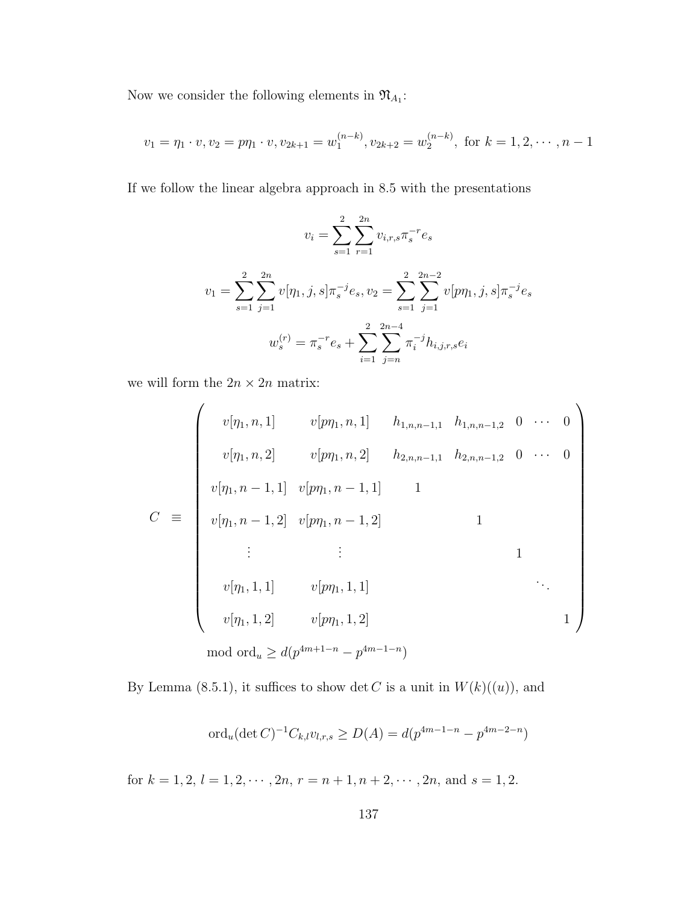Now we consider the following elements in $\mathfrak{N}_{A_1}$:

$$v_1 = \eta_1 \cdot v, v_2 = p\eta_1 \cdot v, v_{2k+1} = w_1^{(n-k)}, v_{2k+2} = w_2^{(n-k)}, \text{ for } k = 1, 2, \cdots, n-1$$

If we follow the linear algebra approach in 8.5 with the presentations

$$v_i = \sum_{s=1}^{2} \sum_{r=1}^{2n} v_{i,r,s} \pi_s^{-r} e_s$$

$$v_1 = \sum_{s=1}^{2} \sum_{j=1}^{2n} v[\eta_1, j, s] \pi_s^{-j} e_s, v_2 = \sum_{s=1}^{2} \sum_{j=1}^{2n-2} v[p\eta_1, j, s] \pi_s^{-j} e_s$$

$$w_s^{(r)} = \pi_s^{-r} e_s + \sum_{i=1}^{2} \sum_{j=n}^{2n-4} \pi_i^{-j} h_{i,j,r,s} e_i$$

we will form the $2n \times 2n$ matrix:

$$C \equiv \begin{pmatrix} v[\eta_1, n, 1] & v[p\eta_1, n, 1] & h_{1,n,n-1,1} & h_{1,n,n-1,2} & 0 & \cdots & 0 \\ v[\eta_1, n, 2] & v[p\eta_1, n, 2] & h_{2,n,n-1,1} & h_{2,n,n-1,2} & 0 & \cdots & 0 \\ v[\eta_1, n-1, 1] & v[p\eta_1, n-1, 1] & 1 & & & & \\ v[\eta_1, n-1, 2] & v[p\eta_1, n-1, 2] & & 1 & & & \\ \vdots & \vdots & & & 1 & & \\ v[\eta_1, 1, 1] & v[p\eta_1, 1, 1] & & & & \ddots & \\ v[\eta_1, 1, 2] & v[p\eta_1, 1, 2] & & & & & 1 \end{pmatrix}$$

$$\text{mod } \mathrm{ord}_u \geq d(p^{4m+1-n} - p^{4m-1-n})$$

By Lemma (8.5.1), it suffices to show $\det C$ is a unit in $W(k)((u))$, and

$$\mathrm{ord}_u (\det C)^{-1} C_{k,l} v_{l,r,s} \geq D(A) = d(p^{4m-1-n} - p^{4m-2-n})$$

for $k = 1, 2$, $l = 1, 2, \cdots, 2n$, $r = n+1, n+2, \cdots, 2n$, and $s = 1, 2$.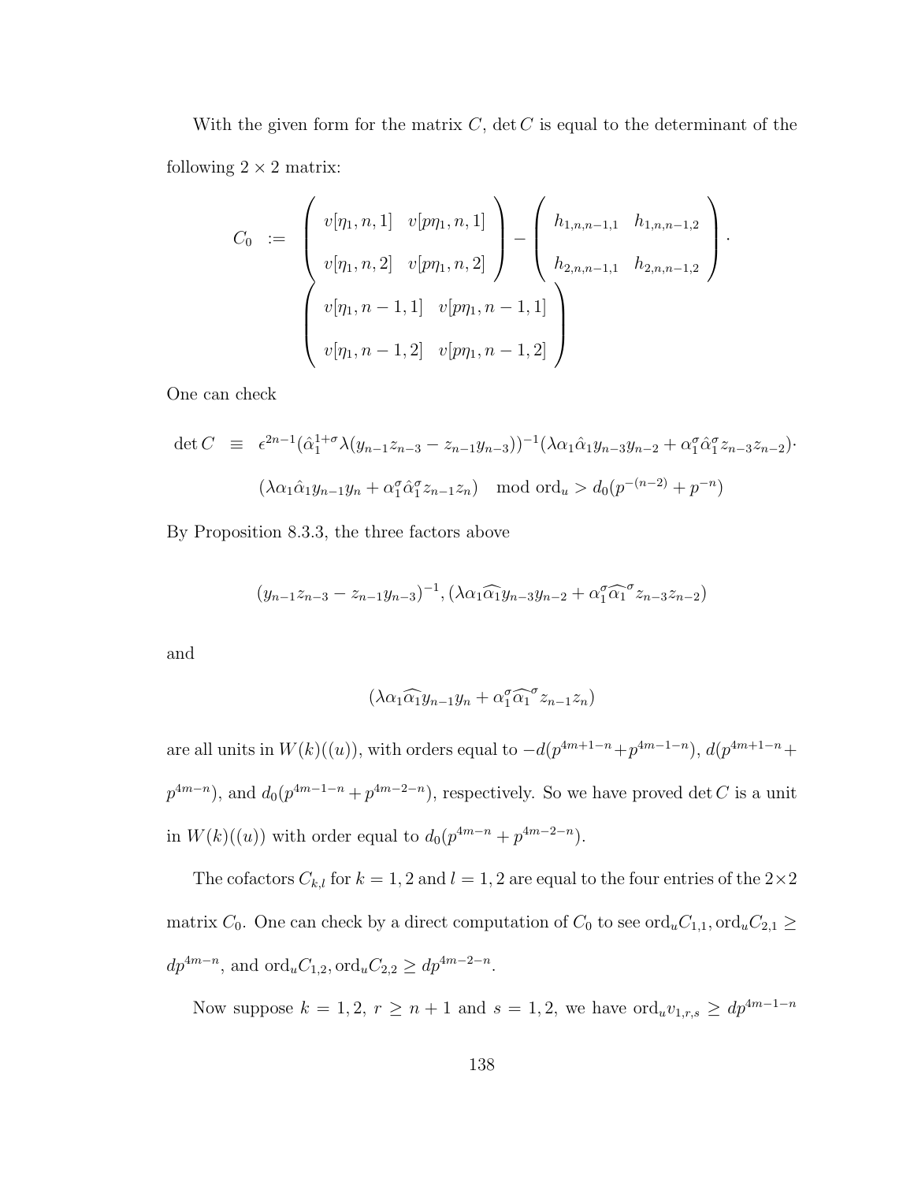With the given form for the matrix $C$, $\det C$ is equal to the determinant of the following $2 \times 2$ matrix:

$$C_0 := \begin{pmatrix} v[\eta_1, n, 1] & v[p\eta_1, n, 1] \\ v[\eta_1, n, 2] & v[p\eta_1, n, 2] \end{pmatrix} - \begin{pmatrix} h_{1,n,n-1,1} & h_{1,n,n-1,2} \\ h_{2,n,n-1,1} & h_{2,n,n-1,2} \end{pmatrix} \cdot \begin{pmatrix} v[\eta_1, n-1, 1] & v[p\eta_1, n-1, 1] \\ v[\eta_1, n-1, 2] & v[p\eta_1, n-1, 2] \end{pmatrix}$$

One can check

$$\begin{aligned} \det C \equiv \; & \epsilon^{2n-1}(\hat{\alpha}_1^{1+\sigma}\lambda(y_{n-1}z_{n-3} - z_{n-1}y_{n-3}))^{-1}(\lambda\alpha_1\hat{\alpha}_1 y_{n-3}y_{n-2} + \alpha_1^\sigma\hat{\alpha}_1^\sigma z_{n-3}z_{n-2}) \cdot \\ & (\lambda\alpha_1\hat{\alpha}_1 y_{n-1}y_n + \alpha_1^\sigma\hat{\alpha}_1^\sigma z_{n-1}z_n) \mod \mathrm{ord}_u > d_0(p^{-(n-2)} + p^{-n}) \end{aligned}$$

By Proposition 8.3.3, the three factors above

$$(y_{n-1}z_{n-3} - z_{n-1}y_{n-3})^{-1}, (\lambda\alpha_1\widehat{\alpha_1}y_{n-3}y_{n-2} + \alpha_1^\sigma\widehat{\alpha_1}^\sigma z_{n-3}z_{n-2})$$

and

$$(\lambda\alpha_1\widehat{\alpha_1}y_{n-1}y_n + \alpha_1^\sigma\widehat{\alpha_1}^\sigma z_{n-1}z_n)$$

are all units in $W(k)((u))$, with orders equal to $-d(p^{4m+1-n}+p^{4m-1-n})$, $d(p^{4m+1-n}+p^{4m-n})$, and $d_0(p^{4m-1-n}+p^{4m-2-n})$, respectively. So we have proved $\det C$ is a unit in $W(k)((u))$ with order equal to $d_0(p^{4m-n}+p^{4m-2-n})$.

The cofactors $C_{k,l}$ for $k=1,2$ and $l=1,2$ are equal to the four entries of the $2\times 2$ matrix $C_0$. One can check by a direct computation of $C_0$ to see $\mathrm{ord}_u C_{1,1}, \mathrm{ord}_u C_{2,1} \geq dp^{4m-n}$, and $\mathrm{ord}_u C_{1,2}, \mathrm{ord}_u C_{2,2} \geq dp^{4m-2-n}$.

Now suppose $k=1,2$, $r \geq n+1$ and $s=1,2$, we have $\mathrm{ord}_u v_{1,r,s} \geq dp^{4m-1-n}$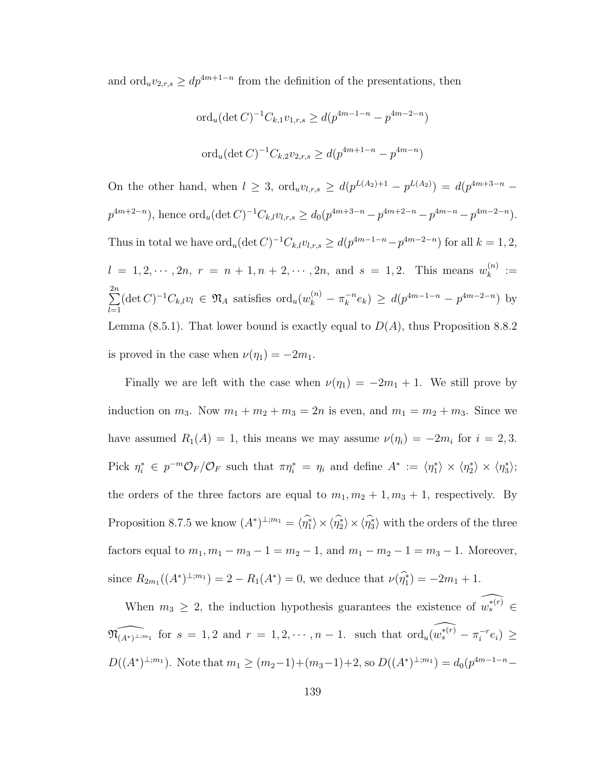and $\mathrm{ord}_u v_{2,r,s} \geq dp^{4m+1-n}$ from the definition of the presentations, then

$$\mathrm{ord}_u (\det C)^{-1} C_{k,1} v_{1,r,s} \geq d(p^{4m-1-n} - p^{4m-2-n})$$

$$\mathrm{ord}_u (\det C)^{-1} C_{k,2} v_{2,r,s} \geq d(p^{4m+1-n} - p^{4m-n})$$

On the other hand, when $l \geq 3$, $\mathrm{ord}_u v_{l,r,s} \geq d(p^{L(A_2)+1} - p^{L(A_2)}) = d(p^{4m+3-n} - p^{4m+2-n})$, hence $\mathrm{ord}_u (\det C)^{-1} C_{k,l} v_{l,r,s} \geq d_0(p^{4m+3-n} - p^{4m+2-n} - p^{4m-n} - p^{4m-2-n})$. Thus in total we have $\mathrm{ord}_u (\det C)^{-1} C_{k,l} v_{l,r,s} \geq d(p^{4m-1-n} - p^{4m-2-n})$ for all $k = 1, 2$, $l = 1, 2, \cdots, 2n$, $r = n+1, n+2, \cdots, 2n$, and $s = 1, 2$. This means $w_k^{(n)} := \sum_{l=1}^{2n} (\det C)^{-1} C_{k,l} v_l \in \mathfrak{N}_A$ satisfies $\mathrm{ord}_u (w_k^{(n)} - \pi_k^{-n} e_k) \geq d(p^{4m-1-n} - p^{4m-2-n})$ by Lemma (8.5.1). That lower bound is exactly equal to $D(A)$, thus Proposition 8.8.2 is proved in the case when $\nu(\eta_1) = -2m_1$.

Finally we are left with the case when $\nu(\eta_1) = -2m_1 + 1$. We still prove by induction on $m_3$. Now $m_1 + m_2 + m_3 = 2n$ is even, and $m_1 = m_2 + m_3$. Since we have assumed $R_1(A) = 1$, this means we may assume $\nu(\eta_i) = -2m_i$ for $i = 2, 3$. Pick $\eta_i^* \in p^{-m}\mathcal{O}_F/\mathcal{O}_F$ such that $\pi \eta_i^* = \eta_i$ and define $A^* := \langle \eta_1^* \rangle \times \langle \eta_2^* \rangle \times \langle \eta_3^* \rangle$; the orders of the three factors are equal to $m_1, m_2+1, m_3+1$, respectively. By Proposition 8.7.5 we know $(A^*)^{\perp;m_1} = \langle \widehat{\eta_1^*} \rangle \times \langle \widehat{\eta_2^*} \rangle \times \langle \widehat{\eta_3^*} \rangle$ with the orders of the three factors equal to $m_1, m_1 - m_3 - 1 = m_2 - 1$, and $m_1 - m_2 - 1 = m_3 - 1$. Moreover, since $R_{2m_1}((A^*)^{\perp;m_1}) = 2 - R_1(A^*) = 0$, we deduce that $\nu(\widehat{\eta_1^*}) = -2m_1 + 1$.

When $m_3 \geq 2$, the induction hypothesis guarantees the existence of $\widehat{w_s^{*(r)}} \in \mathfrak{N}_{\widehat{(A^*)^{\perp;m_1}}}$ for $s = 1, 2$ and $r = 1, 2, \cdots, n-1$. such that $\mathrm{ord}_u (\widehat{w_s^{*(r)}} - \pi_i^{-r} e_i) \geq D((A^*)^{\perp;m_1})$. Note that $m_1 \geq (m_2 - 1) + (m_3 - 1) + 2$, so $D((A^*)^{\perp;m_1}) = d_0(p^{4m-1-n} -$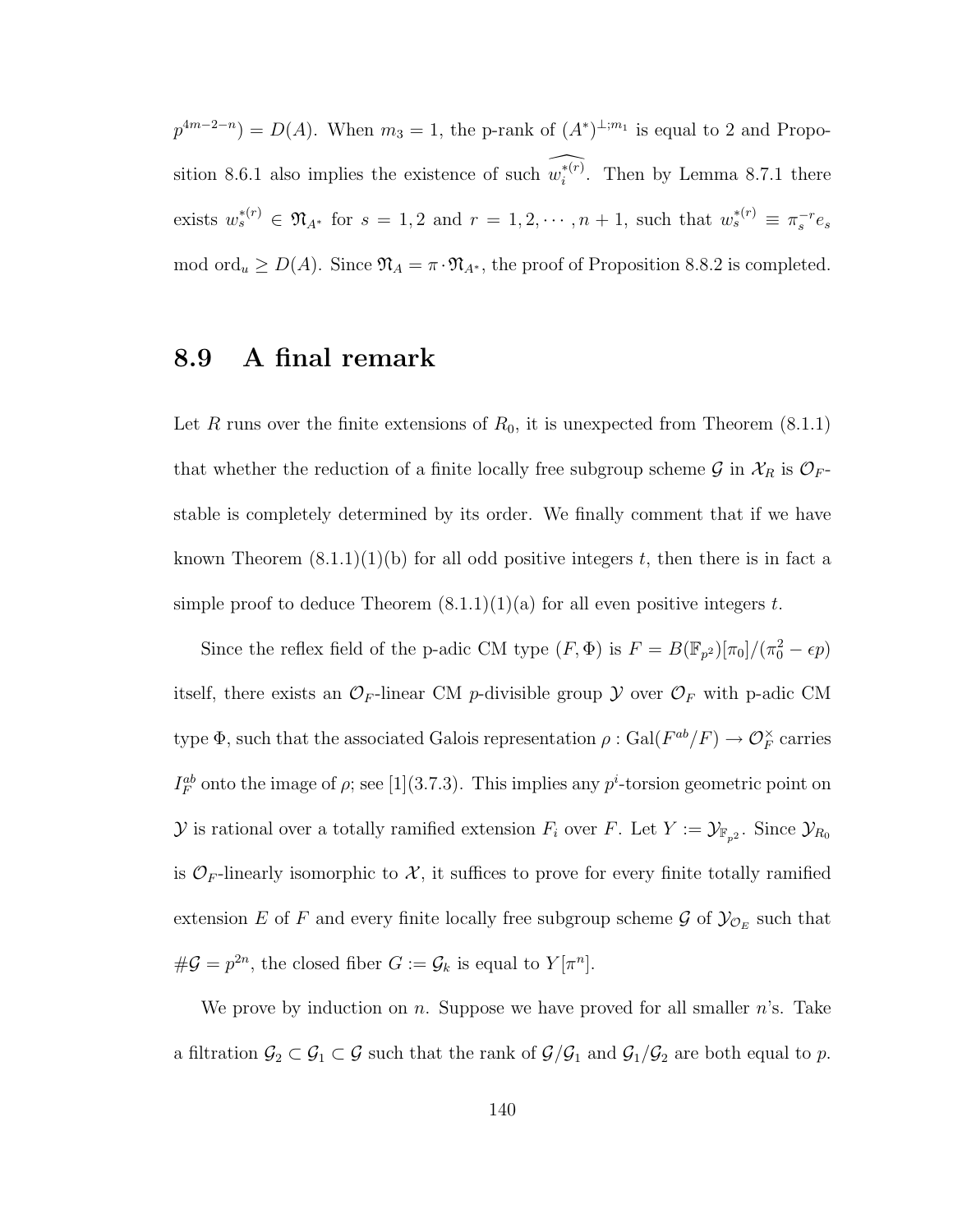$p^{4m-2-n}) = D(A)$. When $m_3 = 1$, the p-rank of $(A^*)^{\perp;m_1}$ is equal to 2 and Proposition 8.6.1 also implies the existence of such $\widehat{w_i^{*(r)}}$. Then by Lemma 8.7.1 there exists $w_s^{*(r)} \in \mathfrak{N}_{A^*}$ for $s = 1, 2$ and $r = 1, 2, \cdots, n+1$, such that $w_s^{*(r)} \equiv \pi_s^{-r} e_s$ mod $\text{ord}_u \geq D(A)$. Since $\mathfrak{N}_A = \pi \cdot \mathfrak{N}_{A^*}$, the proof of Proposition 8.8.2 is completed.

## 8.9 A final remark

Let $R$ runs over the finite extensions of $R_0$, it is unexpected from Theorem (8.1.1) that whether the reduction of a finite locally free subgroup scheme $\mathcal{G}$ in $\mathcal{X}_R$ is $\mathcal{O}_F$-stable is completely determined by its order. We finally comment that if we have known Theorem (8.1.1)(1)(b) for all odd positive integers $t$, then there is in fact a simple proof to deduce Theorem (8.1.1)(1)(a) for all even positive integers $t$.

Since the reflex field of the p-adic CM type $(F, \Phi)$ is $F = B(\mathbb{F}_{p^2})[\pi_0]/(\pi_0^2 - \epsilon p)$ itself, there exists an $\mathcal{O}_F$-linear CM $p$-divisible group $\mathcal{Y}$ over $\mathcal{O}_F$ with p-adic CM type $\Phi$, such that the associated Galois representation $\rho : \mathrm{Gal}(F^{ab}/F) \to \mathcal{O}_F^\times$ carries $I_F^{ab}$ onto the image of $\rho$; see [1](3.7.3). This implies any $p^i$-torsion geometric point on $\mathcal{Y}$ is rational over a totally ramified extension $F_i$ over $F$. Let $Y := \mathcal{Y}_{\mathbb{F}_{p^2}}$. Since $\mathcal{Y}_{R_0}$ is $\mathcal{O}_F$-linearly isomorphic to $\mathcal{X}$, it suffices to prove for every finite totally ramified extension $E$ of $F$ and every finite locally free subgroup scheme $\mathcal{G}$ of $\mathcal{Y}_{\mathcal{O}_E}$ such that $\#\mathcal{G} = p^{2n}$, the closed fiber $G := \mathcal{G}_k$ is equal to $Y[\pi^n]$.

We prove by induction on $n$. Suppose we have proved for all smaller $n$'s. Take a filtration $\mathcal{G}_2 \subset \mathcal{G}_1 \subset \mathcal{G}$ such that the rank of $\mathcal{G}/\mathcal{G}_1$ and $\mathcal{G}_1/\mathcal{G}_2$ are both equal to $p$.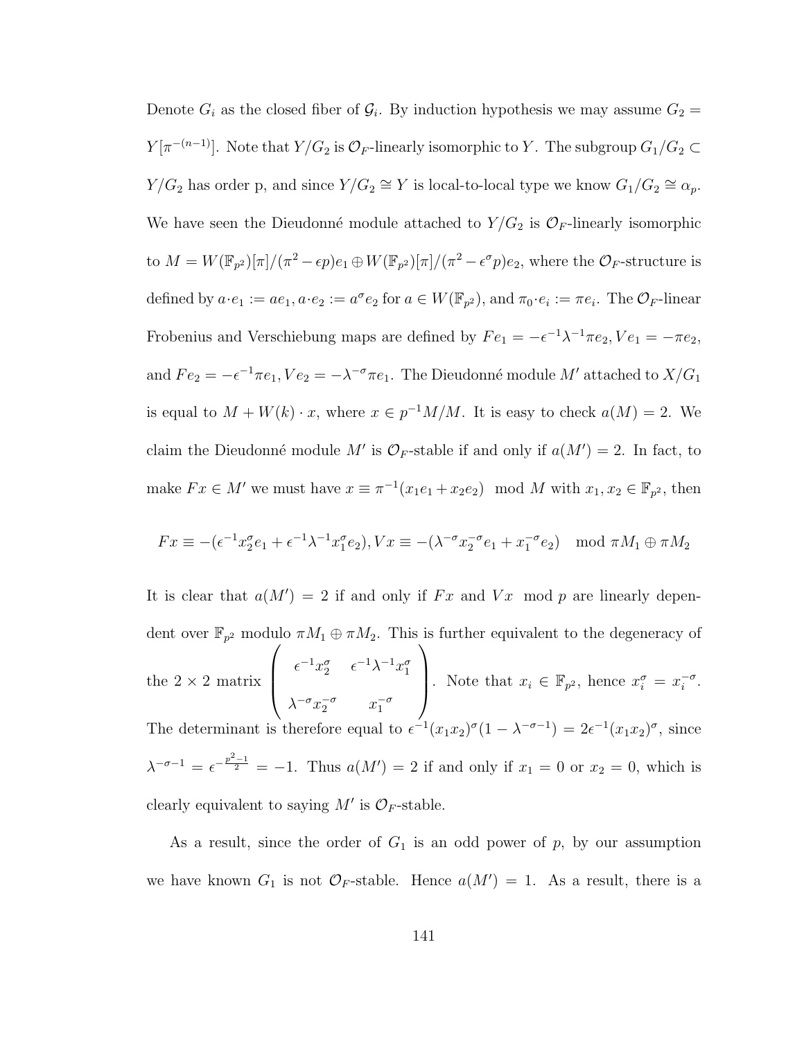Denote $G_i$ as the closed fiber of $\mathcal{G}_i$. By induction hypothesis we may assume $G_2 = Y[\pi^{-(n-1)}]$. Note that $Y/G_2$ is $\mathcal{O}_F$-linearly isomorphic to $Y$. The subgroup $G_1/G_2 \subset Y/G_2$ has order p, and since $Y/G_2 \cong Y$ is local-to-local type we know $G_1/G_2 \cong \alpha_p$. We have seen the Dieudonné module attached to $Y/G_2$ is $\mathcal{O}_F$-linearly isomorphic to $M = W(\mathbb{F}_{p^2})[\pi]/(\pi^2 - \epsilon p)e_1 \oplus W(\mathbb{F}_{p^2})[\pi]/(\pi^2 - \epsilon^\sigma p)e_2$, where the $\mathcal{O}_F$-structure is defined by $a \cdot e_1 := ae_1, a \cdot e_2 := a^\sigma e_2$ for $a \in W(\mathbb{F}_{p^2})$, and $\pi_0 \cdot e_i := \pi e_i$. The $\mathcal{O}_F$-linear Frobenius and Verschiebung maps are defined by $Fe_1 = -\epsilon^{-1}\lambda^{-1}\pi e_2, Ve_1 = -\pi e_2$, and $Fe_2 = -\epsilon^{-1}\pi e_1, Ve_2 = -\lambda^{-\sigma}\pi e_1$. The Dieudonné module $M'$ attached to $X/G_1$ is equal to $M + W(k) \cdot x$, where $x \in p^{-1}M/M$. It is easy to check $a(M) = 2$. We claim the Dieudonné module $M'$ is $\mathcal{O}_F$-stable if and only if $a(M') = 2$. In fact, to make $Fx \in M'$ we must have $x \equiv \pi^{-1}(x_1 e_1 + x_2 e_2) \mod M$ with $x_1, x_2 \in \mathbb{F}_{p^2}$, then

$$Fx \equiv -(\epsilon^{-1}x_2^\sigma e_1 + \epsilon^{-1}\lambda^{-1}x_1^\sigma e_2), Vx \equiv -(\lambda^{-\sigma}x_2^{-\sigma}e_1 + x_1^{-\sigma}e_2) \mod \pi M_1 \oplus \pi M_2$$

It is clear that $a(M') = 2$ if and only if $Fx$ and $Vx \mod p$ are linearly dependent over $\mathbb{F}_{p^2}$ modulo $\pi M_1 \oplus \pi M_2$. This is further equivalent to the degeneracy of the $2 \times 2$ matrix $\begin{pmatrix} \epsilon^{-1}x_2^\sigma & \epsilon^{-1}\lambda^{-1}x_1^\sigma \\ \lambda^{-\sigma}x_2^{-\sigma} & x_1^{-\sigma} \end{pmatrix}$. Note that $x_i \in \mathbb{F}_{p^2}$, hence $x_i^\sigma = x_i^{-\sigma}$. The determinant is therefore equal to $\epsilon^{-1}(x_1x_2)^\sigma(1 - \lambda^{-\sigma-1}) = 2\epsilon^{-1}(x_1x_2)^\sigma$, since $\lambda^{-\sigma-1} = \epsilon^{-\frac{p^2-1}{2}} = -1$. Thus $a(M') = 2$ if and only if $x_1 = 0$ or $x_2 = 0$, which is clearly equivalent to saying $M'$ is $\mathcal{O}_F$-stable.

As a result, since the order of $G_1$ is an odd power of $p$, by our assumption we have known $G_1$ is not $\mathcal{O}_F$-stable. Hence $a(M') = 1$. As a result, there is a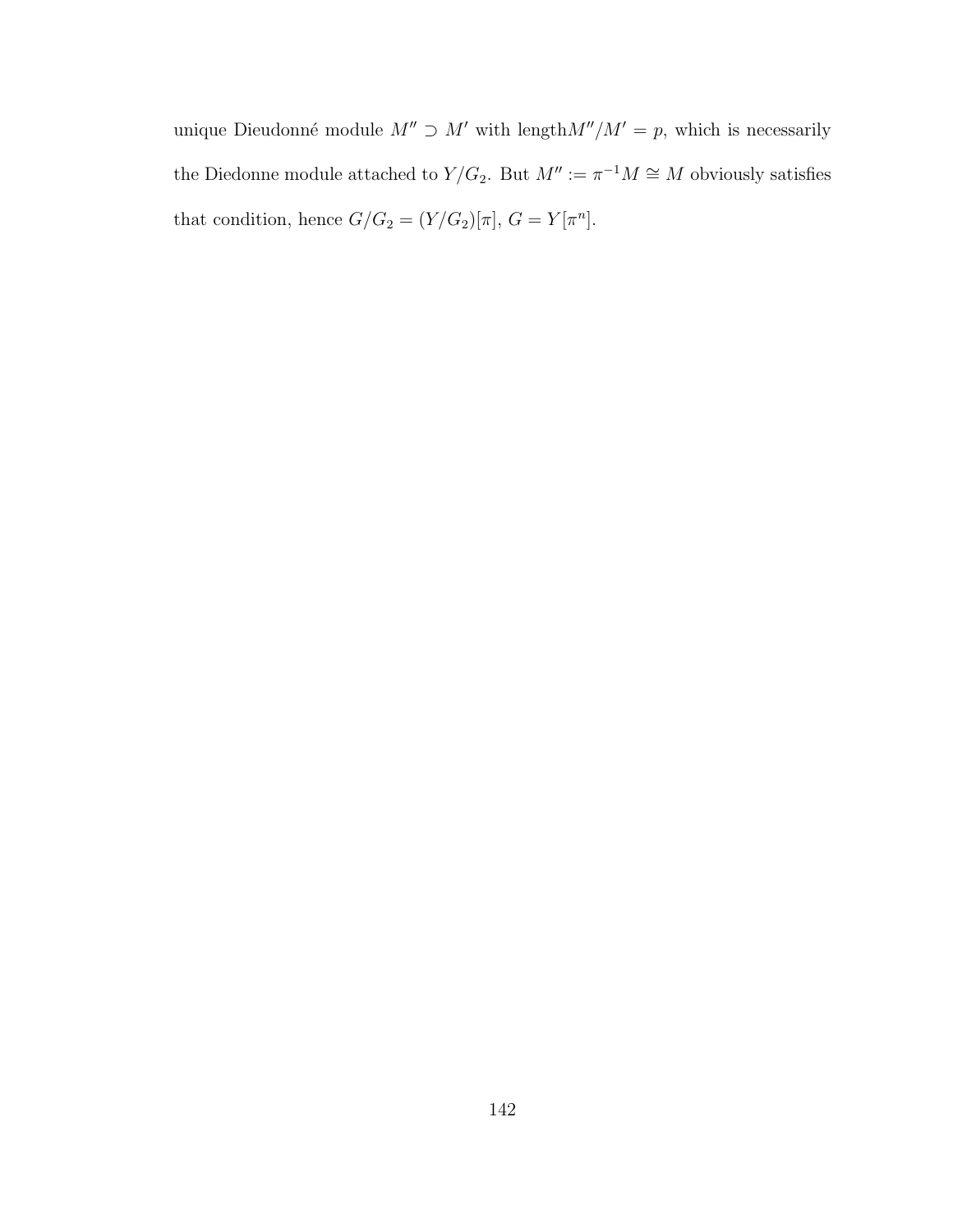unique Dieudonné module $M'' \supset M'$ with length$M''/M' = p$, which is necessarily the Diedonne module attached to $Y/G_2$. But $M'' := \pi^{-1}M \cong M$ obviously satisfies that condition, hence $G/G_2 = (Y/G_2)[\pi]$, $G = Y[\pi^n]$.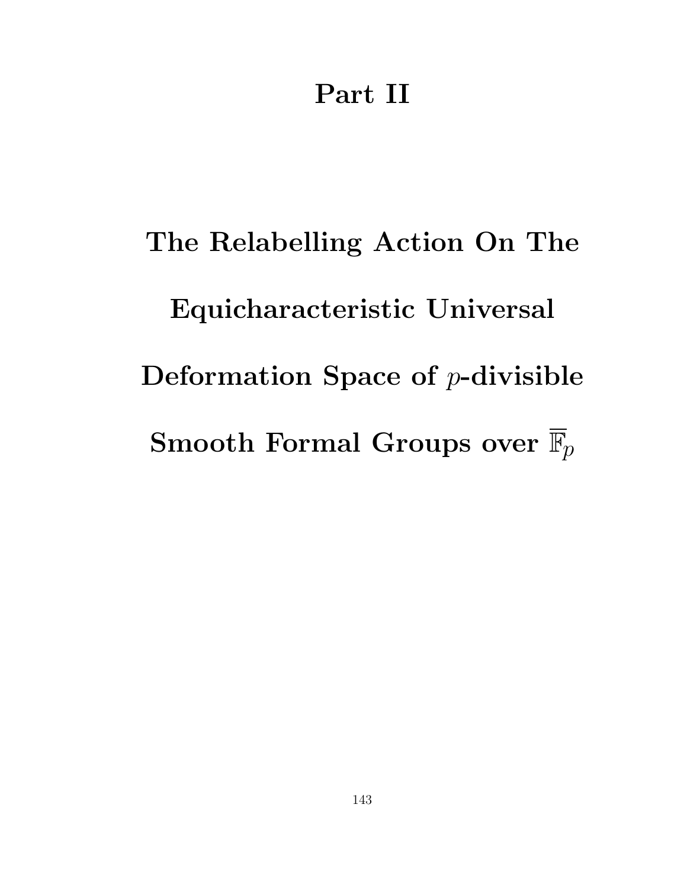# Part II

# The Relabelling Action On The Equicharacteristic Universal Deformation Space of $p$-divisible Smooth Formal Groups over $\overline{\mathbb{F}}_p$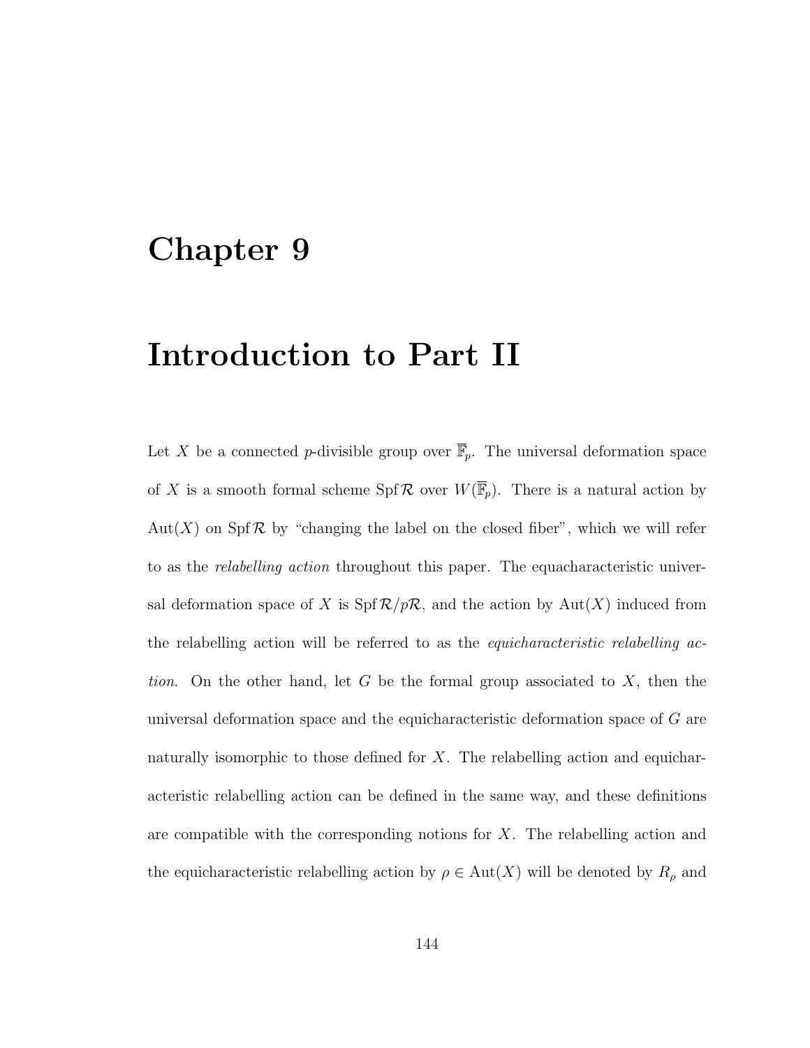# Chapter 9

# Introduction to Part II

Let $X$ be a connected $p$-divisible group over $\overline{\mathbb{F}}_p$. The universal deformation space of $X$ is a smooth formal scheme $\operatorname{Spf} \mathcal{R}$ over $W(\overline{\mathbb{F}}_p)$. There is a natural action by $\operatorname{Aut}(X)$ on $\operatorname{Spf} \mathcal{R}$ by "changing the label on the closed fiber", which we will refer to as the *relabelling action* throughout this paper. The equacharacteristic universal deformation space of $X$ is $\operatorname{Spf} \mathcal{R}/p\mathcal{R}$, and the action by $\operatorname{Aut}(X)$ induced from the relabelling action will be referred to as the *equicharacteristic relabelling action*. On the other hand, let $G$ be the formal group associated to $X$, then the universal deformation space and the equicharacteristic deformation space of $G$ are naturally isomorphic to those defined for $X$. The relabelling action and equicharacteristic relabelling action can be defined in the same way, and these definitions are compatible with the corresponding notions for $X$. The relabelling action and the equicharacteristic relabelling action by $\rho \in \operatorname{Aut}(X)$ will be denoted by $R_\rho$ and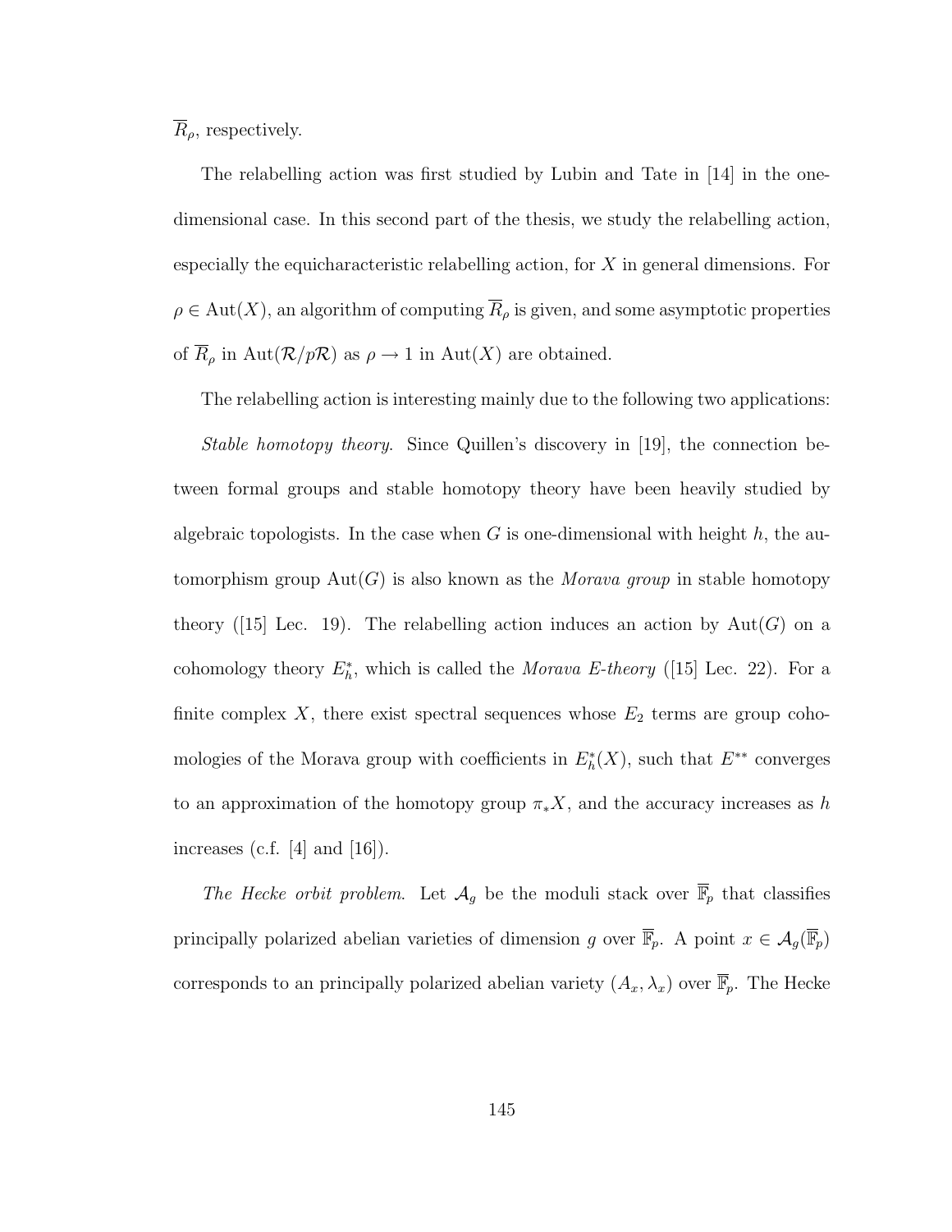$\overline{R}_\rho$, respectively.

The relabelling action was first studied by Lubin and Tate in [14] in the one-dimensional case. In this second part of the thesis, we study the relabelling action, especially the equicharacteristic relabelling action, for $X$ in general dimensions. For $\rho \in \mathrm{Aut}(X)$, an algorithm of computing $\overline{R}_\rho$ is given, and some asymptotic properties of $\overline{R}_\rho$ in $\mathrm{Aut}(\mathcal{R}/p\mathcal{R})$ as $\rho \to 1$ in $\mathrm{Aut}(X)$ are obtained.

The relabelling action is interesting mainly due to the following two applications:

*Stable homotopy theory.* Since Quillen's discovery in [19], the connection between formal groups and stable homotopy theory have been heavily studied by algebraic topologists. In the case when $G$ is one-dimensional with height $h$, the automorphism group $\mathrm{Aut}(G)$ is also known as the *Morava group* in stable homotopy theory ([15] Lec. 19). The relabelling action induces an action by $\mathrm{Aut}(G)$ on a cohomology theory $E_h^*$, which is called the *Morava E-theory* ([15] Lec. 22). For a finite complex $X$, there exist spectral sequences whose $E_2$ terms are group cohomologies of the Morava group with coefficients in $E_h^*(X)$, such that $E^{**}$ converges to an approximation of the homotopy group $\pi_* X$, and the accuracy increases as $h$ increases (c.f. [4] and [16]).

*The Hecke orbit problem.* Let $\mathcal{A}_g$ be the moduli stack over $\overline{\mathbb{F}}_p$ that classifies principally polarized abelian varieties of dimension $g$ over $\overline{\mathbb{F}}_p$. A point $x \in \mathcal{A}_g(\overline{\mathbb{F}}_p)$ corresponds to an principally polarized abelian variety $(A_x, \lambda_x)$ over $\overline{\mathbb{F}}_p$. The Hecke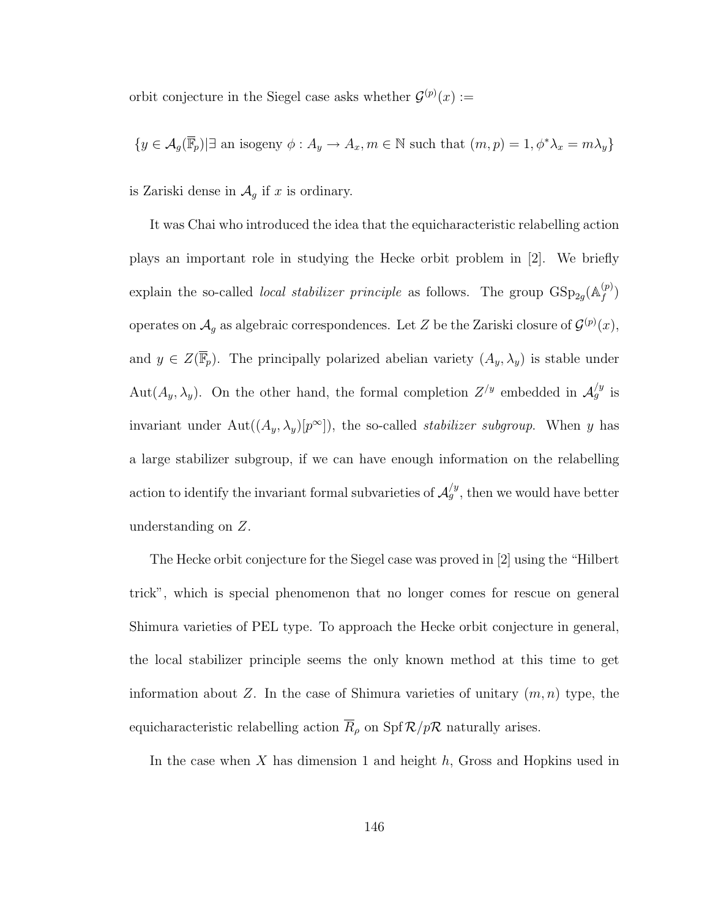orbit conjecture in the Siegel case asks whether $\mathcal{G}^{(p)}(x) :=$

$$\{y \in \mathcal{A}_g(\overline{\mathbb{F}}_p) | \exists \text{ an isogeny } \phi : A_y \to A_x, m \in \mathbb{N} \text{ such that } (m,p) = 1, \phi^*\lambda_x = m\lambda_y\}$$

is Zariski dense in $\mathcal{A}_g$ if $x$ is ordinary.

It was Chai who introduced the idea that the equicharacteristic relabelling action plays an important role in studying the Hecke orbit problem in [2]. We briefly explain the so-called *local stabilizer principle* as follows. The group $\mathrm{GSp}_{2g}(\mathbb{A}_f^{(p)})$ operates on $\mathcal{A}_g$ as algebraic correspondences. Let $Z$ be the Zariski closure of $\mathcal{G}^{(p)}(x)$, and $y \in Z(\overline{\mathbb{F}}_p)$. The principally polarized abelian variety $(A_y, \lambda_y)$ is stable under $\mathrm{Aut}(A_y, \lambda_y)$. On the other hand, the formal completion $Z^{/y}$ embedded in $\mathcal{A}_g^{/y}$ is invariant under $\mathrm{Aut}((A_y, \lambda_y)[p^\infty])$, the so-called *stabilizer subgroup*. When $y$ has a large stabilizer subgroup, if we can have enough information on the relabelling action to identify the invariant formal subvarieties of $\mathcal{A}_g^{/y}$, then we would have better understanding on $Z$.

The Hecke orbit conjecture for the Siegel case was proved in [2] using the "Hilbert trick", which is special phenomenon that no longer comes for rescue on general Shimura varieties of PEL type. To approach the Hecke orbit conjecture in general, the local stabilizer principle seems the only known method at this time to get information about $Z$. In the case of Shimura varieties of unitary $(m,n)$ type, the equicharacteristic relabelling action $\overline{R}_\rho$ on $\mathrm{Spf}\,\mathcal{R}/p\mathcal{R}$ naturally arises.

In the case when $X$ has dimension 1 and height $h$, Gross and Hopkins used in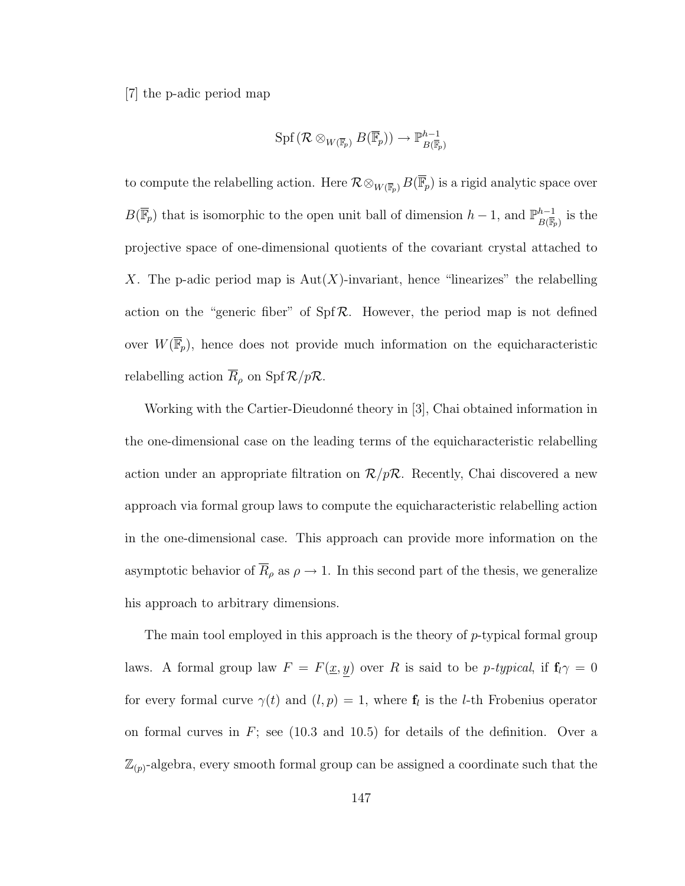[7] the p-adic period map

$$\mathrm{Spf}\,(\mathcal{R} \otimes_{W(\overline{\mathbb{F}}_p)} B(\overline{\mathbb{F}}_p)) \to \mathbb{P}^{h-1}_{B(\overline{\mathbb{F}}_p)}$$

to compute the relabelling action. Here $\mathcal{R} \otimes_{W(\overline{\mathbb{F}}_p)} B(\overline{\mathbb{F}}_p)$ is a rigid analytic space over $B(\overline{\mathbb{F}}_p)$ that is isomorphic to the open unit ball of dimension $h-1$, and $\mathbb{P}^{h-1}_{B(\overline{\mathbb{F}}_p)}$ is the projective space of one-dimensional quotients of the covariant crystal attached to $X$. The p-adic period map is $\mathrm{Aut}(X)$-invariant, hence "linearizes" the relabelling action on the "generic fiber" of $\mathrm{Spf}\,\mathcal{R}$. However, the period map is not defined over $W(\overline{\mathbb{F}}_p)$, hence does not provide much information on the equicharacteristic relabelling action $\overline{R}_\rho$ on $\mathrm{Spf}\,\mathcal{R}/p\mathcal{R}$.

Working with the Cartier-Dieudonné theory in [3], Chai obtained information in the one-dimensional case on the leading terms of the equicharacteristic relabelling action under an appropriate filtration on $\mathcal{R}/p\mathcal{R}$. Recently, Chai discovered a new approach via formal group laws to compute the equicharacteristic relabelling action in the one-dimensional case. This approach can provide more information on the asymptotic behavior of $\overline{R}_\rho$ as $\rho \to 1$. In this second part of the thesis, we generalize his approach to arbitrary dimensions.

The main tool employed in this approach is the theory of $p$-typical formal group laws. A formal group law $F = F(\underline{x}, \underline{y})$ over $R$ is said to be *p-typical*, if $\mathbf{f}_l \gamma = 0$ for every formal curve $\gamma(t)$ and $(l,p) = 1$, where $\mathbf{f}_l$ is the $l$-th Frobenius operator on formal curves in $F$; see (10.3 and 10.5) for details of the definition. Over a $\mathbb{Z}_{(p)}$-algebra, every smooth formal group can be assigned a coordinate such that the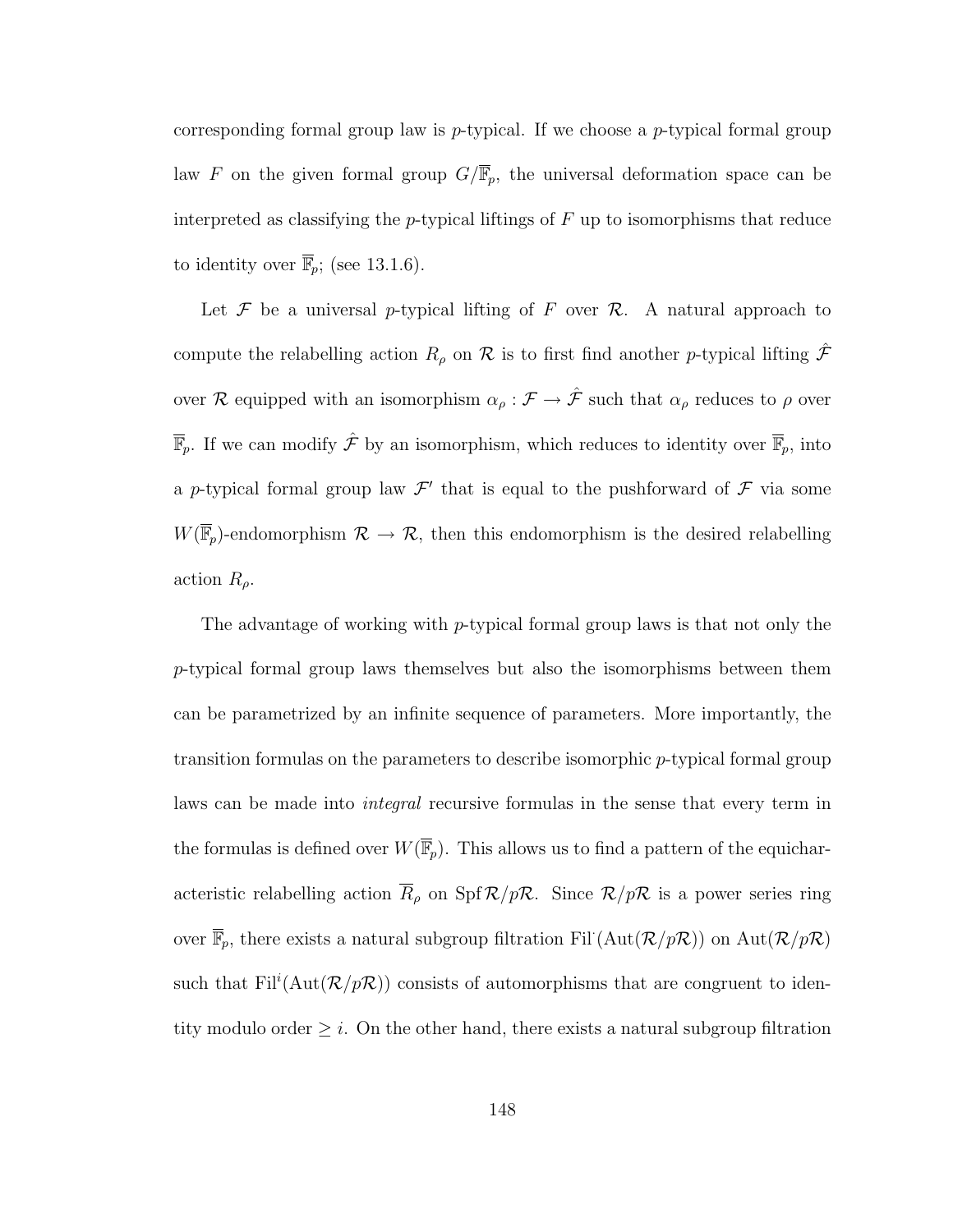corresponding formal group law is $p$-typical. If we choose a $p$-typical formal group law $F$ on the given formal group $G/\overline{\mathbb{F}}_p$, the universal deformation space can be interpreted as classifying the $p$-typical liftings of $F$ up to isomorphisms that reduce to identity over $\overline{\mathbb{F}}_p$; (see 13.1.6).

Let $\mathcal{F}$ be a universal $p$-typical lifting of $F$ over $\mathcal{R}$. A natural approach to compute the relabelling action $R_\rho$ on $\mathcal{R}$ is to first find another $p$-typical lifting $\hat{\mathcal{F}}$ over $\mathcal{R}$ equipped with an isomorphism $\alpha_\rho : \mathcal{F} \to \hat{\mathcal{F}}$ such that $\alpha_\rho$ reduces to $\rho$ over $\overline{\mathbb{F}}_p$. If we can modify $\hat{\mathcal{F}}$ by an isomorphism, which reduces to identity over $\overline{\mathbb{F}}_p$, into a $p$-typical formal group law $\mathcal{F}'$ that is equal to the pushforward of $\mathcal{F}$ via some $W(\overline{\mathbb{F}}_p)$-endomorphism $\mathcal{R} \to \mathcal{R}$, then this endomorphism is the desired relabelling action $R_\rho$.

The advantage of working with $p$-typical formal group laws is that not only the $p$-typical formal group laws themselves but also the isomorphisms between them can be parametrized by an infinite sequence of parameters. More importantly, the transition formulas on the parameters to describe isomorphic $p$-typical formal group laws can be made into *integral* recursive formulas in the sense that every term in the formulas is defined over $W(\overline{\mathbb{F}}_p)$. This allows us to find a pattern of the equicharacteristic relabelling action $\overline{R}_\rho$ on $\operatorname{Spf} \mathcal{R}/p\mathcal{R}$. Since $\mathcal{R}/p\mathcal{R}$ is a power series ring over $\overline{\mathbb{F}}_p$, there exists a natural subgroup filtration $\mathrm{Fil}^{\cdot}(\mathrm{Aut}(\mathcal{R}/p\mathcal{R}))$ on $\mathrm{Aut}(\mathcal{R}/p\mathcal{R})$ such that $\mathrm{Fil}^{i}(\mathrm{Aut}(\mathcal{R}/p\mathcal{R}))$ consists of automorphisms that are congruent to identity modulo order $\geq i$. On the other hand, there exists a natural subgroup filtration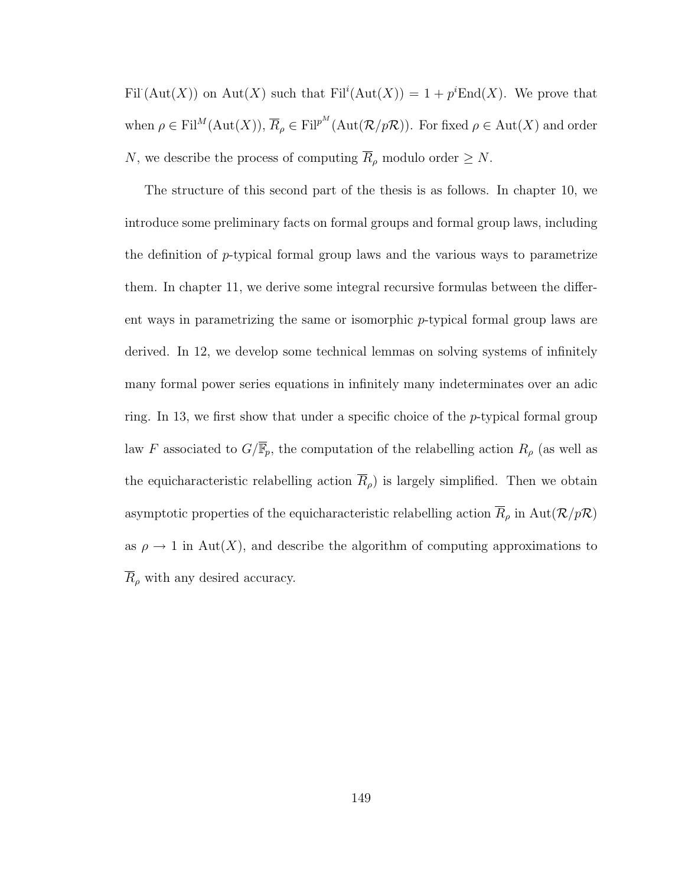$\mathrm{Fil}^{\cdot}(\mathrm{Aut}(X))$ on $\mathrm{Aut}(X)$ such that $\mathrm{Fil}^i(\mathrm{Aut}(X)) = 1 + p^i\mathrm{End}(X)$. We prove that when $\rho \in \mathrm{Fil}^M(\mathrm{Aut}(X))$, $\overline{R}_\rho \in \mathrm{Fil}^{p^M}(\mathrm{Aut}(\mathcal{R}/p\mathcal{R}))$. For fixed $\rho \in \mathrm{Aut}(X)$ and order $N$, we describe the process of computing $\overline{R}_\rho$ modulo order $\geq N$.

The structure of this second part of the thesis is as follows. In chapter 10, we introduce some preliminary facts on formal groups and formal group laws, including the definition of $p$-typical formal group laws and the various ways to parametrize them. In chapter 11, we derive some integral recursive formulas between the different ways in parametrizing the same or isomorphic $p$-typical formal group laws are derived. In 12, we develop some technical lemmas on solving systems of infinitely many formal power series equations in infinitely many indeterminates over an adic ring. In 13, we first show that under a specific choice of the $p$-typical formal group law $F$ associated to $G/\overline{\mathbb{F}}_p$, the computation of the relabelling action $R_\rho$ (as well as the equicharacteristic relabelling action $\overline{R}_\rho$) is largely simplified. Then we obtain asymptotic properties of the equicharacteristic relabelling action $\overline{R}_\rho$ in $\mathrm{Aut}(\mathcal{R}/p\mathcal{R})$ as $\rho \to 1$ in $\mathrm{Aut}(X)$, and describe the algorithm of computing approximations to $\overline{R}_\rho$ with any desired accuracy.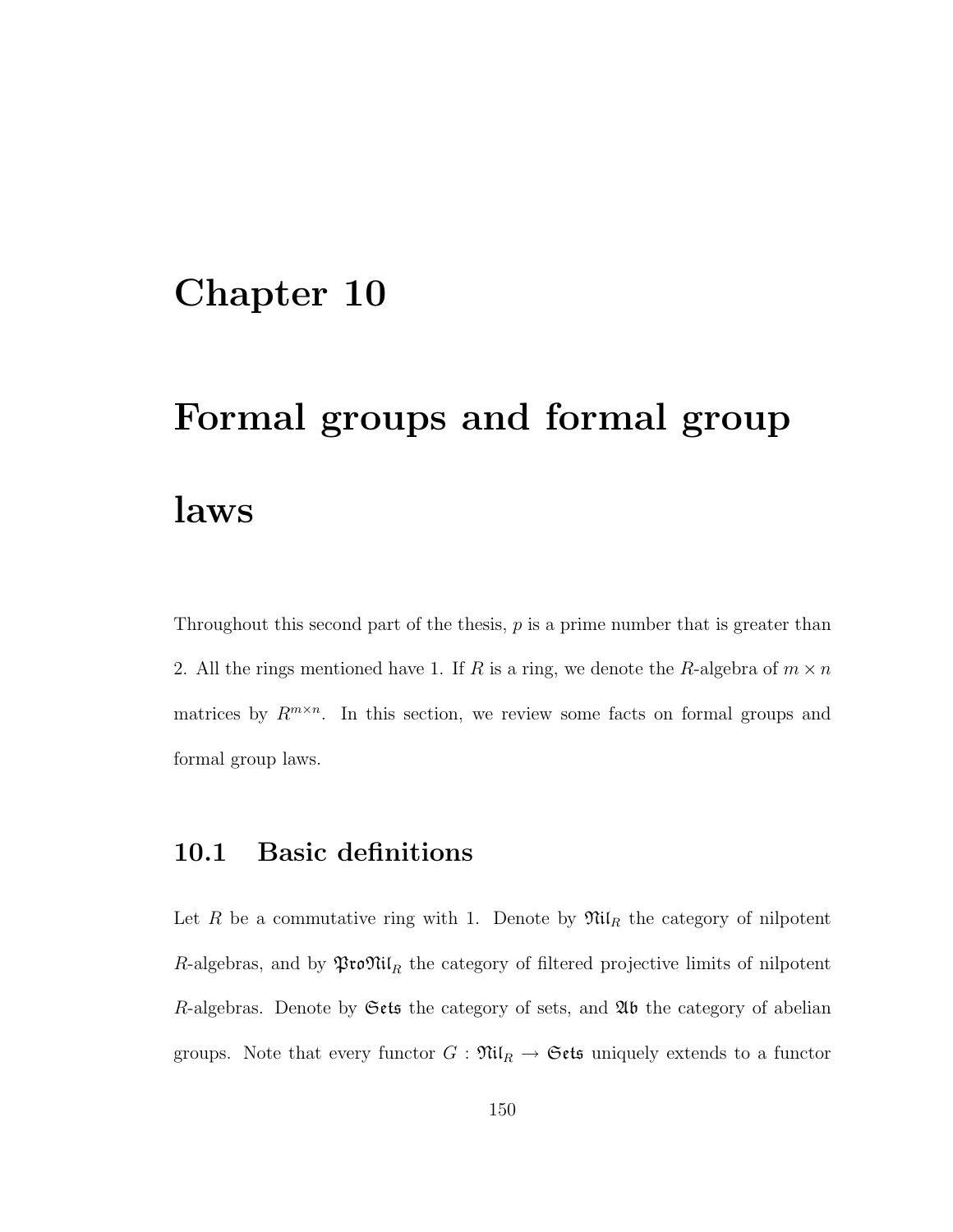# Chapter 10

# Formal groups and formal group laws

Throughout this second part of the thesis, $p$ is a prime number that is greater than 2. All the rings mentioned have 1. If $R$ is a ring, we denote the $R$-algebra of $m \times n$ matrices by $R^{m \times n}$. In this section, we review some facts on formal groups and formal group laws.

## 10.1 Basic definitions

Let $R$ be a commutative ring with 1. Denote by $\mathfrak{Nil}_R$ the category of nilpotent $R$-algebras, and by $\mathfrak{ProNil}_R$ the category of filtered projective limits of nilpotent $R$-algebras. Denote by $\mathfrak{Sets}$ the category of sets, and $\mathfrak{Ab}$ the category of abelian groups. Note that every functor $G : \mathfrak{Nil}_R \to \mathfrak{Sets}$ uniquely extends to a functor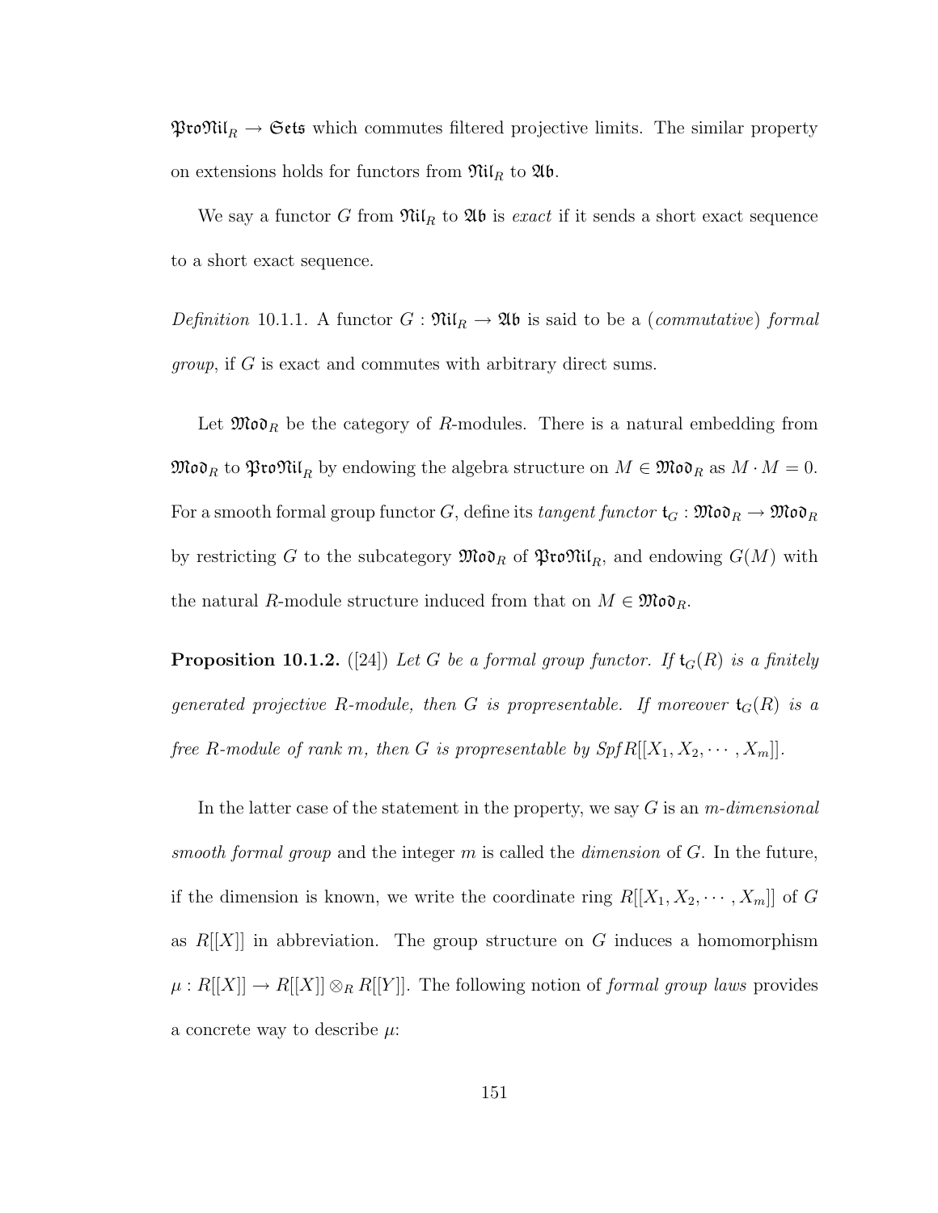$\mathfrak{ProNil}_R \to \mathfrak{Sets}$ which commutes filtered projective limits. The similar property on extensions holds for functors from $\mathfrak{Nil}_R$ to $\mathfrak{Ab}$.

We say a functor $G$ from $\mathfrak{Nil}_R$ to $\mathfrak{Ab}$ is *exact* if it sends a short exact sequence to a short exact sequence.

*Definition* 10.1.1. A functor $G : \mathfrak{Nil}_R \to \mathfrak{Ab}$ is said to be a (*commutative*) *formal group*, if $G$ is exact and commutes with arbitrary direct sums.

Let $\mathfrak{Mod}_R$ be the category of $R$-modules. There is a natural embedding from $\mathfrak{Mod}_R$ to $\mathfrak{ProNil}_R$ by endowing the algebra structure on $M \in \mathfrak{Mod}_R$ as $M \cdot M = 0$. For a smooth formal group functor $G$, define its *tangent functor* $\mathfrak{t}_G : \mathfrak{Mod}_R \to \mathfrak{Mod}_R$ by restricting $G$ to the subcategory $\mathfrak{Mod}_R$ of $\mathfrak{ProNil}_R$, and endowing $G(M)$ with the natural $R$-module structure induced from that on $M \in \mathfrak{Mod}_R$.

**Proposition 10.1.2.** ([24]) *Let $G$ be a formal group functor. If $\mathfrak{t}_G(R)$ is a finitely generated projective $R$-module, then $G$ is propresentable. If moreover $\mathfrak{t}_G(R)$ is a free $R$-module of rank $m$, then $G$ is propresentable by $Spf R[[X_1, X_2, \cdots, X_m]]$.*

In the latter case of the statement in the property, we say $G$ is an *$m$-dimensional smooth formal group* and the integer $m$ is called the *dimension* of $G$. In the future, if the dimension is known, we write the coordinate ring $R[[X_1, X_2, \cdots, X_m]]$ of $G$ as $R[[X]]$ in abbreviation. The group structure on $G$ induces a homomorphism $\mu : R[[X]] \to R[[X]] \otimes_R R[[Y]]$. The following notion of *formal group laws* provides a concrete way to describe $\mu$: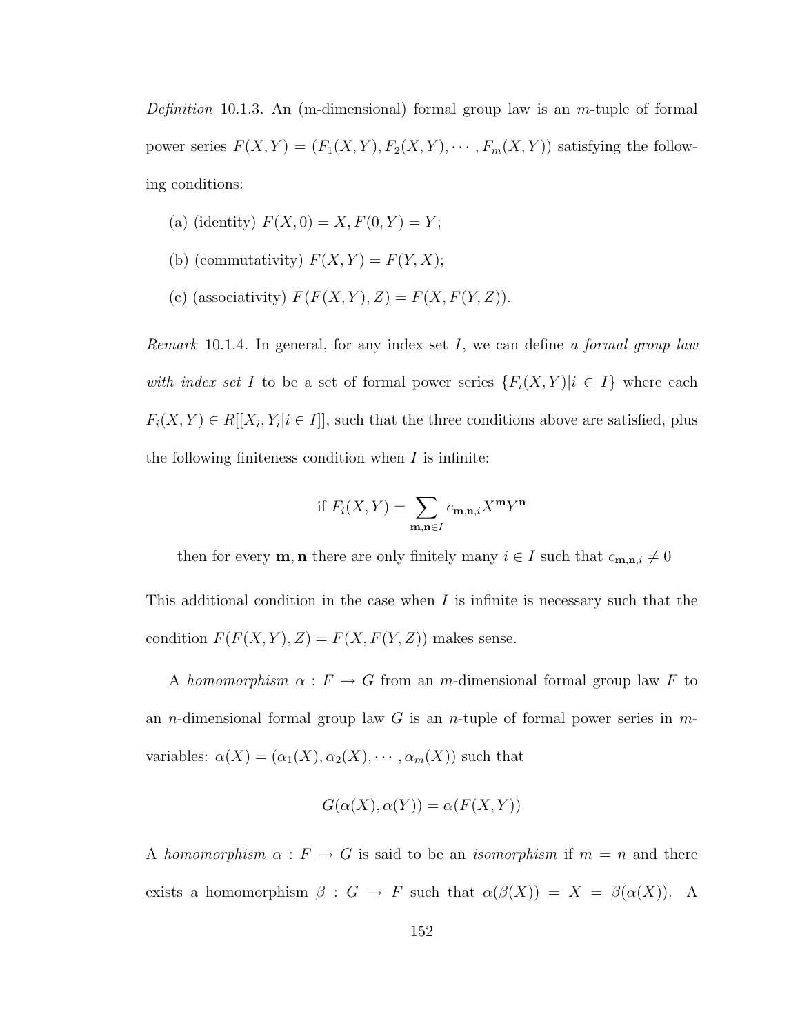*Definition* 10.1.3. An (m-dimensional) formal group law is an $m$-tuple of formal power series $F(X,Y) = (F_1(X,Y), F_2(X,Y), \cdots, F_m(X,Y))$ satisfying the following conditions:

(a) (identity) $F(X,0) = X, F(0,Y) = Y$;

(b) (commutativity) $F(X,Y) = F(Y,X)$;

(c) (associativity) $F(F(X,Y),Z) = F(X,F(Y,Z))$.

*Remark* 10.1.4. In general, for any index set $I$, we can define *a formal group law with index set $I$* to be a set of formal power series $\{F_i(X,Y)|i \in I\}$ where each $F_i(X,Y) \in R[[X_i, Y_i|i \in I]]$, such that the three conditions above are satisfied, plus the following finiteness condition when $I$ is infinite:

$$\text{if } F_i(X,Y) = \sum_{\mathbf{m},\mathbf{n} \in I} c_{\mathbf{m},\mathbf{n},i} X^{\mathbf{m}} Y^{\mathbf{n}}$$

then for every $\mathbf{m}, \mathbf{n}$ there are only finitely many $i \in I$ such that $c_{\mathbf{m},\mathbf{n},i} \neq 0$

This additional condition in the case when $I$ is infinite is necessary such that the condition $F(F(X,Y),Z) = F(X,F(Y,Z))$ makes sense.

A *homomorphism* $\alpha : F \to G$ from an $m$-dimensional formal group law $F$ to an $n$-dimensional formal group law $G$ is an $n$-tuple of formal power series in $m$-variables: $\alpha(X) = (\alpha_1(X), \alpha_2(X), \cdots, \alpha_m(X))$ such that

$$G(\alpha(X), \alpha(Y)) = \alpha(F(X,Y))$$

A *homomorphism* $\alpha : F \to G$ is said to be an *isomorphism* if $m = n$ and there exists a homomorphism $\beta : G \to F$ such that $\alpha(\beta(X)) = X = \beta(\alpha(X))$. A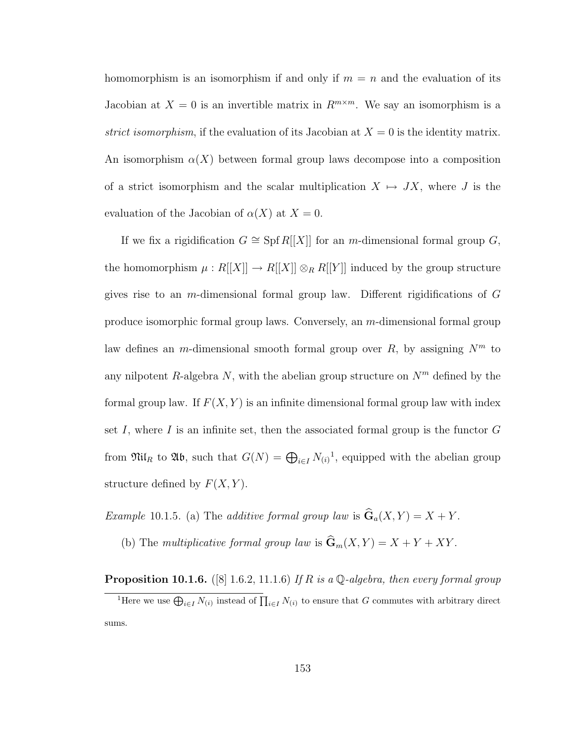homomorphism is an isomorphism if and only if $m = n$ and the evaluation of its Jacobian at $X = 0$ is an invertible matrix in $R^{m\times m}$. We say an isomorphism is a *strict isomorphism*, if the evaluation of its Jacobian at $X = 0$ is the identity matrix. An isomorphism $\alpha(X)$ between formal group laws decompose into a composition of a strict isomorphism and the scalar multiplication $X \mapsto JX$, where $J$ is the evaluation of the Jacobian of $\alpha(X)$ at $X = 0$.

If we fix a rigidification $G \cong \operatorname{Spf} R[[X]]$ for an $m$-dimensional formal group $G$, the homomorphism $\mu : R[[X]] \to R[[X]] \otimes_R R[[Y]]$ induced by the group structure gives rise to an $m$-dimensional formal group law. Different rigidifications of $G$ produce isomorphic formal group laws. Conversely, an $m$-dimensional formal group law defines an $m$-dimensional smooth formal group over $R$, by assigning $N^m$ to any nilpotent $R$-algebra $N$, with the abelian group structure on $N^m$ defined by the formal group law. If $F(X, Y)$ is an infinite dimensional formal group law with index set $I$, where $I$ is an infinite set, then the associated formal group is the functor $G$ from $\mathfrak{Nil}_R$ to $\mathfrak{Ab}$, such that $G(N) = \bigoplus_{i\in I} N_{(i)}$[1], equipped with the abelian group structure defined by $F(X, Y)$.

*Example* 10.1.5. (a) The *additive formal group law* is $\widehat{\mathbf{G}}_a(X, Y) = X + Y$.

(b) The *multiplicative formal group law* is $\widehat{\mathbf{G}}_m(X, Y) = X + Y + XY$.

**Proposition 10.1.6.** ([8] 1.6.2, 11.1.6) *If $R$ is a $\mathbb{Q}$-algebra, then every formal group*

[1] Here we use $\bigoplus_{i\in I} N_{(i)}$ instead of $\prod_{i\in I} N_{(i)}$ to ensure that $G$ commutes with arbitrary direct sums.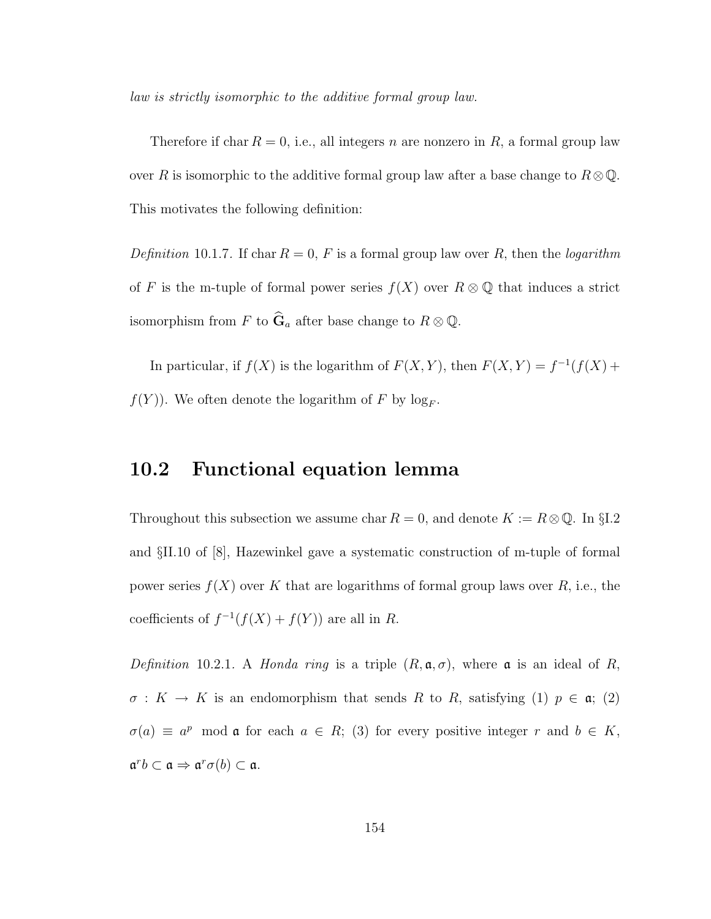*law is strictly isomorphic to the additive formal group law.*

Therefore if $\operatorname{char} R = 0$, i.e., all integers $n$ are nonzero in $R$, a formal group law over $R$ is isomorphic to the additive formal group law after a base change to $R \otimes \mathbb{Q}$. This motivates the following definition:

*Definition* 10.1.7. If $\operatorname{char} R = 0$, $F$ is a formal group law over $R$, then the *logarithm* of $F$ is the m-tuple of formal power series $f(X)$ over $R \otimes \mathbb{Q}$ that induces a strict isomorphism from $F$ to $\widehat{\mathbf{G}}_a$ after base change to $R \otimes \mathbb{Q}$.

In particular, if $f(X)$ is the logarithm of $F(X, Y)$, then $F(X, Y) = f^{-1}(f(X) + f(Y))$. We often denote the logarithm of $F$ by $\log_F$.

## 10.2 Functional equation lemma

Throughout this subsection we assume $\operatorname{char} R = 0$, and denote $K := R \otimes \mathbb{Q}$. In §I.2 and §II.10 of [8], Hazewinkel gave a systematic construction of m-tuple of formal power series $f(X)$ over $K$ that are logarithms of formal group laws over $R$, i.e., the coefficients of $f^{-1}(f(X) + f(Y))$ are all in $R$.

*Definition* 10.2.1. A *Honda ring* is a triple $(R, \mathfrak{a}, \sigma)$, where $\mathfrak{a}$ is an ideal of $R$, $\sigma : K \to K$ is an endomorphism that sends $R$ to $R$, satisfying (1) $p \in \mathfrak{a}$; (2) $\sigma(a) \equiv a^p \mod \mathfrak{a}$ for each $a \in R$; (3) for every positive integer $r$ and $b \in K$, $\mathfrak{a}^r b \subset \mathfrak{a} \Rightarrow \mathfrak{a}^r \sigma(b) \subset \mathfrak{a}$.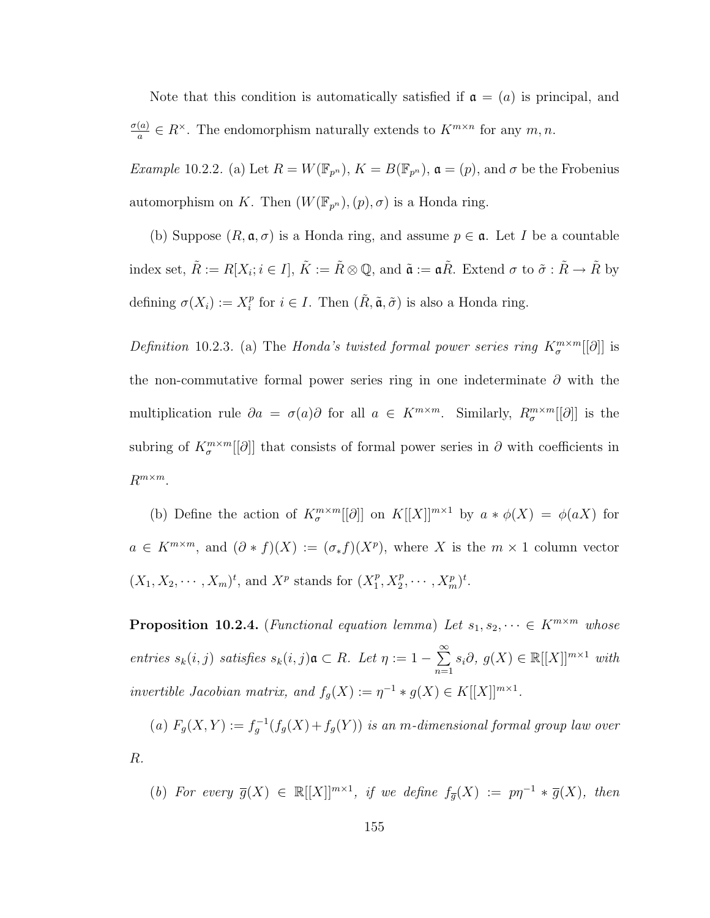Note that this condition is automatically satisfied if $\mathfrak{a} = (a)$ is principal, and $\frac{\sigma(a)}{a} \in R^\times$. The endomorphism naturally extends to $K^{m\times n}$ for any $m, n$.

*Example* 10.2.2. (a) Let $R = W(\mathbb{F}_{p^n})$, $K = B(\mathbb{F}_{p^n})$, $\mathfrak{a} = (p)$, and $\sigma$ be the Frobenius automorphism on $K$. Then $(W(\mathbb{F}_{p^n}), (p), \sigma)$ is a Honda ring.

(b) Suppose $(R, \mathfrak{a}, \sigma)$ is a Honda ring, and assume $p \in \mathfrak{a}$. Let $I$ be a countable index set, $\tilde{R} := R[X_i; i \in I]$, $\tilde{K} := \tilde{R} \otimes \mathbb{Q}$, and $\tilde{\mathfrak{a}} := \mathfrak{a}\tilde{R}$. Extend $\sigma$ to $\tilde{\sigma} : \tilde{R} \to \tilde{R}$ by defining $\sigma(X_i) := X_i^p$ for $i \in I$. Then $(\tilde{R}, \tilde{\mathfrak{a}}, \tilde{\sigma})$ is also a Honda ring.

*Definition* 10.2.3. (a) The *Honda's twisted formal power series ring* $K_\sigma^{m\times m}[[\partial]]$ is the non-commutative formal power series ring in one indeterminate $\partial$ with the multiplication rule $\partial a = \sigma(a)\partial$ for all $a \in K^{m\times m}$. Similarly, $R_\sigma^{m\times m}[[\partial]]$ is the subring of $K_\sigma^{m\times m}[[\partial]]$ that consists of formal power series in $\partial$ with coefficients in $R^{m\times m}$.

(b) Define the action of $K_\sigma^{m\times m}[[\partial]]$ on $K[[X]]^{m\times 1}$ by $a * \phi(X) = \phi(aX)$ for $a \in K^{m\times m}$, and $(\partial * f)(X) := (\sigma_* f)(X^p)$, where $X$ is the $m \times 1$ column vector $(X_1, X_2, \cdots, X_m)^t$, and $X^p$ stands for $(X_1^p, X_2^p, \cdots, X_m^p)^t$.

**Proposition 10.2.4.** (*Functional equation lemma*) *Let $s_1, s_2, \cdots \in K^{m\times m}$ whose entries $s_k(i,j)$ satisfies $s_k(i,j)\mathfrak{a} \subset R$. Let $\eta := 1 - \sum_{n=1}^{\infty} s_i\partial$, $g(X) \in \mathbb{R}[[X]]^{m\times 1}$ with invertible Jacobian matrix, and $f_g(X) := \eta^{-1} * g(X) \in K[[X]]^{m\times 1}$.*

(*a*) *$F_g(X,Y) := f_g^{-1}(f_g(X) + f_g(Y))$ is an $m$-dimensional formal group law over $R$.*

(*b*) *For every $\overline{g}(X) \in \mathbb{R}[[X]]^{m\times 1}$, if we define $f_{\overline{g}}(X) := p\eta^{-1} * \overline{g}(X)$, then*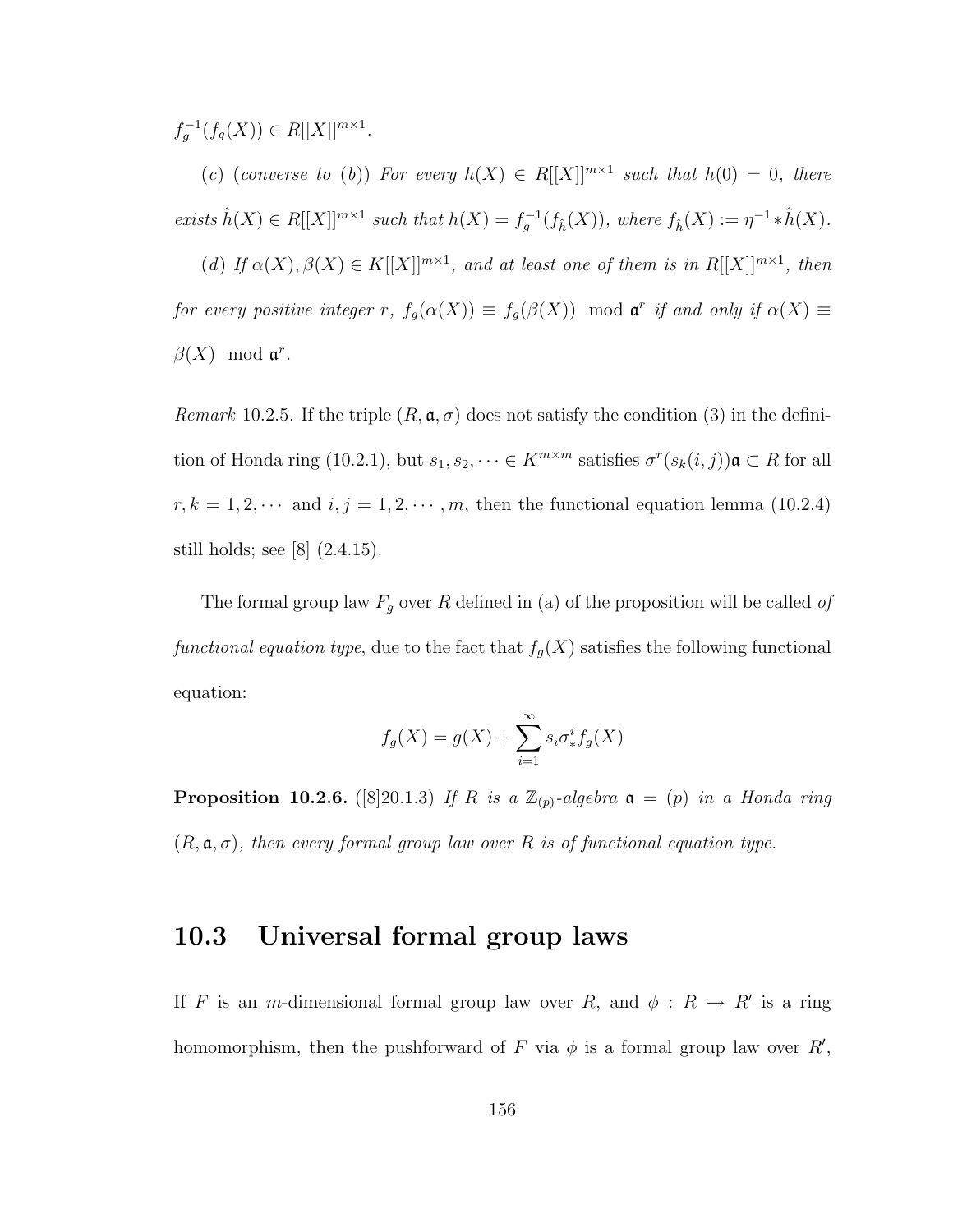$f_g^{-1}(f_{\overline{g}}(X)) \in R[[X]]^{m\times 1}$.

(*c*) (*converse to* (*b*)) *For every* $h(X) \in R[[X]]^{m\times 1}$ *such that* $h(0) = 0$*, there exists* $\hat{h}(X) \in R[[X]]^{m\times 1}$ *such that* $h(X) = f_g^{-1}(f_{\hat{h}}(X))$*, where* $f_{\hat{h}}(X) := \eta^{-1} * \hat{h}(X)$.

(*d*) *If* $\alpha(X), \beta(X) \in K[[X]]^{m\times 1}$*, and at least one of them is in* $R[[X]]^{m\times 1}$*, then for every positive integer* $r$*,* $f_g(\alpha(X)) \equiv f_g(\beta(X)) \mod \mathfrak{a}^r$ *if and only if* $\alpha(X) \equiv \beta(X) \mod \mathfrak{a}^r$.

*Remark* 10.2.5. If the triple $(R, \mathfrak{a}, \sigma)$ does not satisfy the condition (3) in the definition of Honda ring (10.2.1), but $s_1, s_2, \cdots \in K^{m\times m}$ satisfies $\sigma^r(s_k(i,j))\mathfrak{a} \subset R$ for all $r, k = 1, 2, \cdots$ and $i, j = 1, 2, \cdots, m$, then the functional equation lemma (10.2.4) still holds; see [8] (2.4.15).

The formal group law $F_g$ over $R$ defined in (a) of the proposition will be called *of functional equation type*, due to the fact that $f_g(X)$ satisfies the following functional equation:

$$f_g(X) = g(X) + \sum_{i=1}^{\infty} s_i \sigma_*^i f_g(X)$$

**Proposition 10.2.6.** ([8]20.1.3) *If* $R$ *is a* $\mathbb{Z}_{(p)}$*-algebra* $\mathfrak{a} = (p)$ *in a Honda ring* $(R, \mathfrak{a}, \sigma)$*, then every formal group law over* $R$ *is of functional equation type.*

## 10.3 Universal formal group laws

If $F$ is an $m$-dimensional formal group law over $R$, and $\phi : R \to R'$ is a ring homomorphism, then the pushforward of $F$ via $\phi$ is a formal group law over $R'$,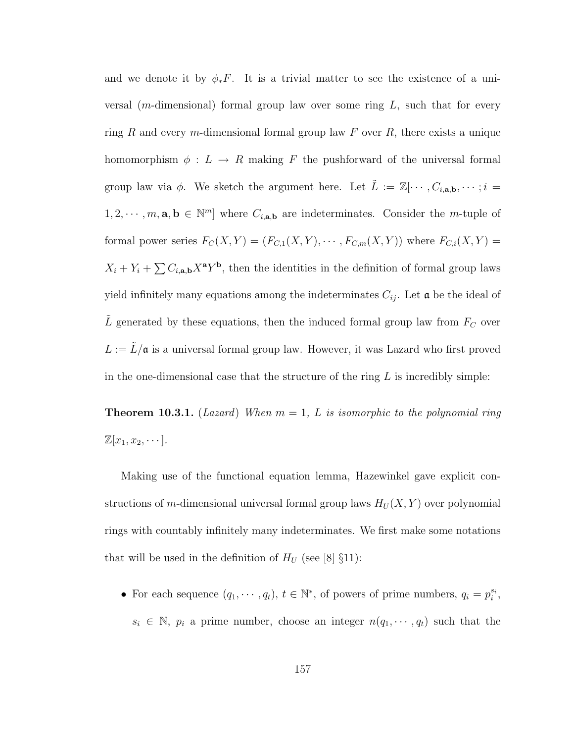and we denote it by $\phi_* F$. It is a trivial matter to see the existence of a universal ($m$-dimensional) formal group law over some ring $L$, such that for every ring $R$ and every $m$-dimensional formal group law $F$ over $R$, there exists a unique homomorphism $\phi : L \to R$ making $F$ the pushforward of the universal formal group law via $\phi$. We sketch the argument here. Let $\tilde{L} := \mathbb{Z}[\cdots, C_{i,\mathbf{a},\mathbf{b}}, \cdots; i = 1, 2, \cdots, m, \mathbf{a}, \mathbf{b} \in \mathbb{N}^m]$ where $C_{i,\mathbf{a},\mathbf{b}}$ are indeterminates. Consider the $m$-tuple of formal power series $F_C(X,Y) = (F_{C,1}(X,Y), \cdots, F_{C,m}(X,Y))$ where $F_{C,i}(X,Y) = X_i + Y_i + \sum C_{i,\mathbf{a},\mathbf{b}} X^{\mathbf{a}} Y^{\mathbf{b}}$, then the identities in the definition of formal group laws yield infinitely many equations among the indeterminates $C_{ij}$. Let $\mathfrak{a}$ be the ideal of $\tilde{L}$ generated by these equations, then the induced formal group law from $F_C$ over $L := \tilde{L}/\mathfrak{a}$ is a universal formal group law. However, it was Lazard who first proved in the one-dimensional case that the structure of the ring $L$ is incredibly simple:

**Theorem 10.3.1.** (*Lazard*) *When $m = 1$, $L$ is isomorphic to the polynomial ring $\mathbb{Z}[x_1, x_2, \cdots]$.*

Making use of the functional equation lemma, Hazewinkel gave explicit constructions of $m$-dimensional universal formal group laws $H_U(X,Y)$ over polynomial rings with countably infinitely many indeterminates. We first make some notations that will be used in the definition of $H_U$ (see [8] §11):

- For each sequence $(q_1, \cdots, q_t)$, $t \in \mathbb{N}^*$, of powers of prime numbers, $q_i = p_i^{s_i}$, $s_i \in \mathbb{N}$, $p_i$ a prime number, choose an integer $n(q_1, \cdots, q_t)$ such that the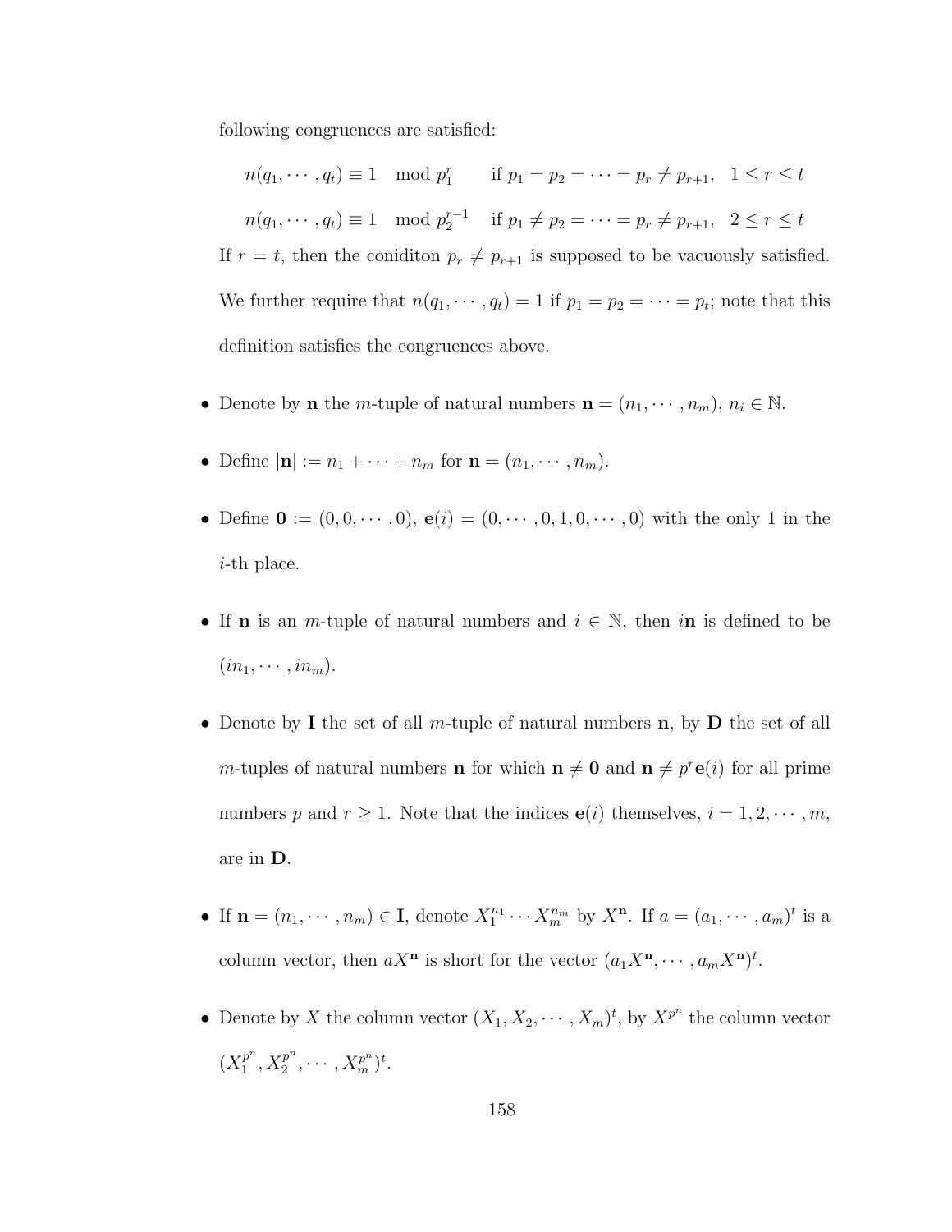following congruences are satisfied:

$$n(q_1, \cdots, q_t) \equiv 1 \mod p_1^r \qquad \text{if } p_1 = p_2 = \cdots = p_r \neq p_{r+1}, \quad 1 \leq r \leq t$$

$$n(q_1, \cdots, q_t) \equiv 1 \mod p_2^{r-1} \quad \text{if } p_1 \neq p_2 = \cdots = p_r \neq p_{r+1}, \quad 2 \leq r \leq t$$

If $r = t$, then the coniditon $p_r \neq p_{r+1}$ is supposed to be vacuously satisfied. We further require that $n(q_1, \cdots, q_t) = 1$ if $p_1 = p_2 = \cdots = p_t$; note that this definition satisfies the congruences above.

- Denote by $\mathbf{n}$ the $m$-tuple of natural numbers $\mathbf{n} = (n_1, \cdots, n_m)$, $n_i \in \mathbb{N}$.
- Define $|\mathbf{n}| := n_1 + \cdots + n_m$ for $\mathbf{n} = (n_1, \cdots, n_m)$.
- Define $\mathbf{0} := (0, 0, \cdots, 0)$, $\mathbf{e}(i) = (0, \cdots, 0, 1, 0, \cdots, 0)$ with the only 1 in the $i$-th place.
- If $\mathbf{n}$ is an $m$-tuple of natural numbers and $i \in \mathbb{N}$, then $i\mathbf{n}$ is defined to be $(in_1, \cdots, in_m)$.
- Denote by $\mathbf{I}$ the set of all $m$-tuple of natural numbers $\mathbf{n}$, by $\mathbf{D}$ the set of all $m$-tuples of natural numbers $\mathbf{n}$ for which $\mathbf{n} \neq \mathbf{0}$ and $\mathbf{n} \neq p^r\mathbf{e}(i)$ for all prime numbers $p$ and $r \geq 1$. Note that the indices $\mathbf{e}(i)$ themselves, $i = 1, 2, \cdots, m$, are in $\mathbf{D}$.
- If $\mathbf{n} = (n_1, \cdots, n_m) \in \mathbf{I}$, denote $X_1^{n_1} \cdots X_m^{n_m}$ by $X^{\mathbf{n}}$. If $a = (a_1, \cdots, a_m)^t$ is a column vector, then $aX^{\mathbf{n}}$ is short for the vector $(a_1X^{\mathbf{n}}, \cdots, a_mX^{\mathbf{n}})^t$.
- Denote by $X$ the column vector $(X_1, X_2, \cdots, X_m)^t$, by $X^{p^n}$ the column vector $(X_1^{p^n}, X_2^{p^n}, \cdots, X_m^{p^n})^t$.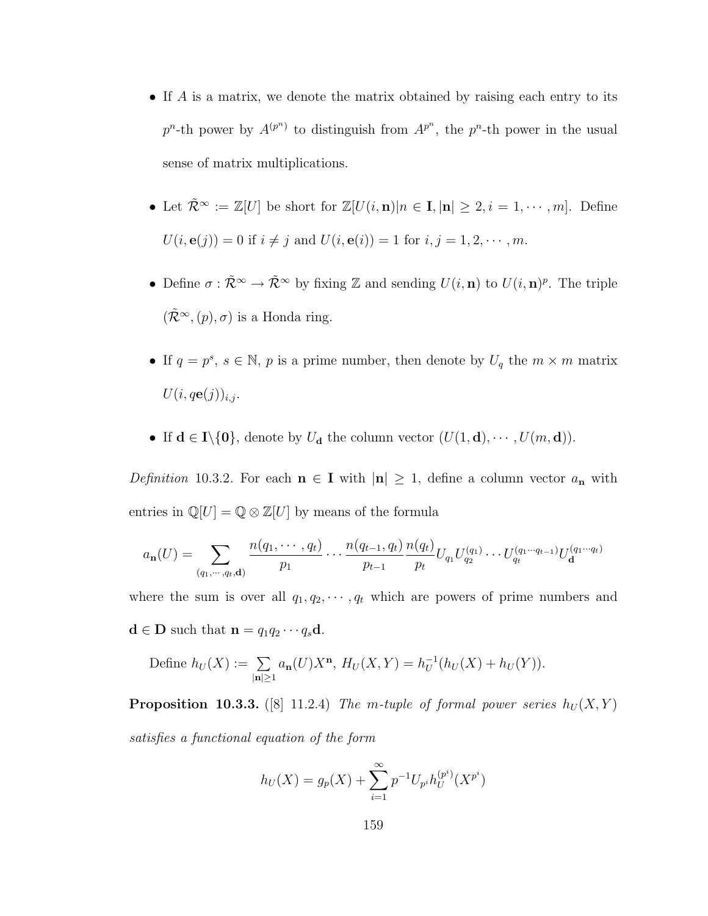- If $A$ is a matrix, we denote the matrix obtained by raising each entry to its $p^n$-th power by $A^{(p^n)}$ to distinguish from $A^{p^n}$, the $p^n$-th power in the usual sense of matrix multiplications.

- Let $\tilde{\mathcal{R}}^\infty := \mathbb{Z}[U]$ be short for $\mathbb{Z}[U(i,\mathbf{n})|n \in \mathbf{I}, |\mathbf{n}| \geq 2, i = 1, \cdots, m]$. Define $U(i, \mathbf{e}(j)) = 0$ if $i \neq j$ and $U(i, \mathbf{e}(i)) = 1$ for $i, j = 1, 2, \cdots, m$.

- Define $\sigma : \tilde{\mathcal{R}}^\infty \to \tilde{\mathcal{R}}^\infty$ by fixing $\mathbb{Z}$ and sending $U(i,\mathbf{n})$ to $U(i,\mathbf{n})^p$. The triple $(\tilde{\mathcal{R}}^\infty, (p), \sigma)$ is a Honda ring.

- If $q = p^s$, $s \in \mathbb{N}$, $p$ is a prime number, then denote by $U_q$ the $m \times m$ matrix $U(i, q\mathbf{e}(j))_{i,j}$.

- If $\mathbf{d} \in \mathbf{I}\backslash\{\mathbf{0}\}$, denote by $U_\mathbf{d}$ the column vector $(U(1,\mathbf{d}), \cdots, U(m,\mathbf{d}))$.

*Definition* 10.3.2. For each $\mathbf{n} \in \mathbf{I}$ with $|\mathbf{n}| \geq 1$, define a column vector $a_\mathbf{n}$ with entries in $\mathbb{Q}[U] = \mathbb{Q} \otimes \mathbb{Z}[U]$ by means of the formula

$$a_\mathbf{n}(U) = \sum_{(q_1,\cdots,q_t,\mathbf{d})} \frac{n(q_1,\cdots,q_t)}{p_1} \cdots \frac{n(q_{t-1},q_t)}{p_{t-1}} \frac{n(q_t)}{p_t} U_{q_1} U_{q_2}^{(q_1)} \cdots U_{q_t}^{(q_1\cdots q_{t-1})} U_\mathbf{d}^{(q_1\cdots q_t)}$$

where the sum is over all $q_1, q_2, \cdots, q_t$ which are powers of prime numbers and $\mathbf{d} \in \mathbf{D}$ such that $\mathbf{n} = q_1 q_2 \cdots q_s \mathbf{d}$.

Define $h_U(X) := \sum_{|\mathbf{n}|\geq 1} a_\mathbf{n}(U) X^\mathbf{n}$, $H_U(X,Y) = h_U^{-1}(h_U(X) + h_U(Y))$.

**Proposition 10.3.3.** ([8] 11.2.4) *The m-tuple of formal power series $h_U(X,Y)$ satisfies a functional equation of the form*

$$h_U(X) = g_p(X) + \sum_{i=1}^{\infty} p^{-1} U_{p^i} h_U^{(p^i)}(X^{p^i})$$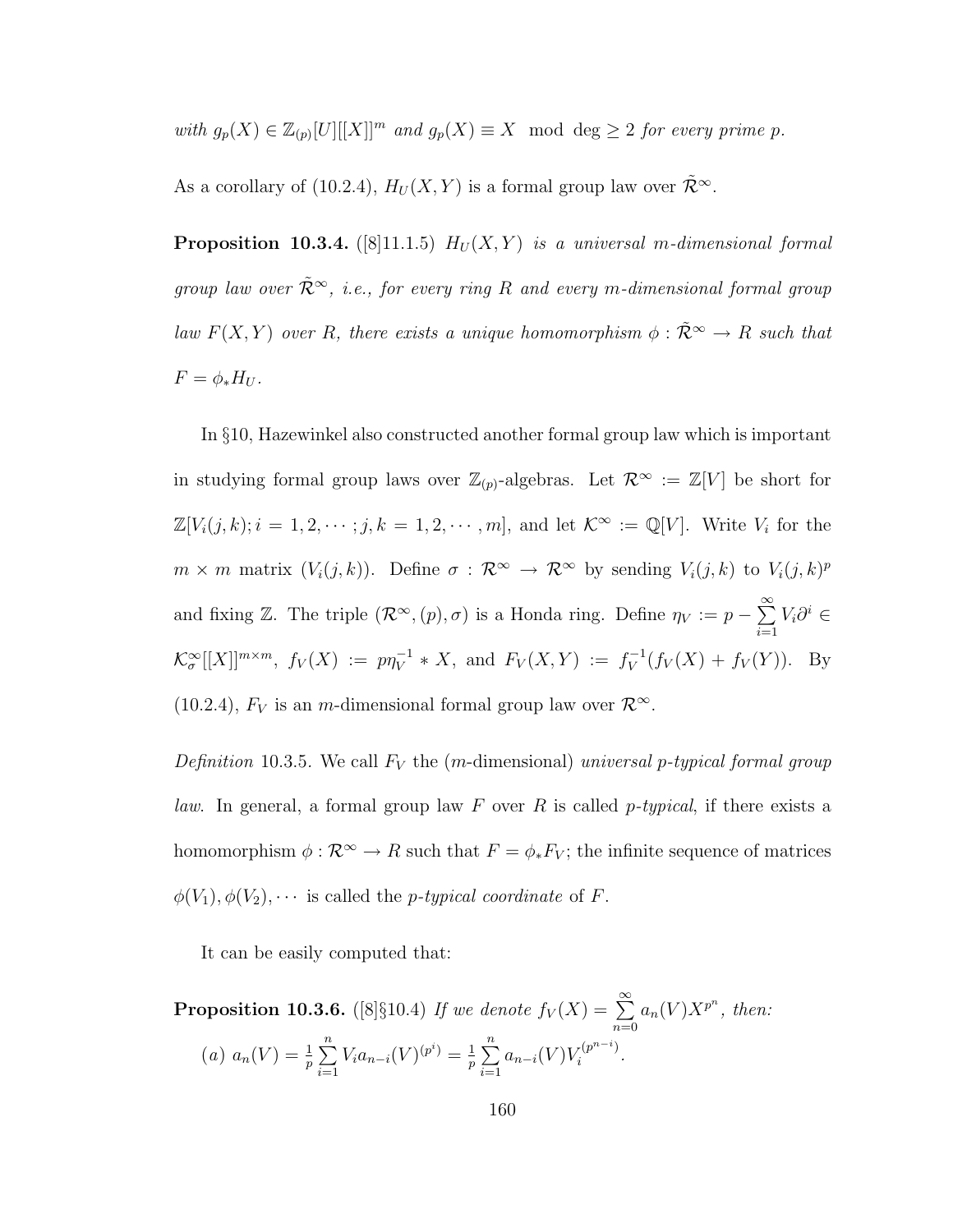*with* $g_p(X) \in \mathbb{Z}_{(p)}[U][[X]]^m$ *and* $g_p(X) \equiv X \mod \deg \geq 2$ *for every prime* $p$.

As a corollary of (10.2.4), $H_U(X,Y)$ is a formal group law over $\tilde{\mathcal{R}}^\infty$.

**Proposition 10.3.4.** ([8]11.1.5) *$H_U(X,Y)$ is a universal $m$-dimensional formal group law over $\tilde{\mathcal{R}}^\infty$, i.e., for every ring $R$ and every $m$-dimensional formal group law $F(X,Y)$ over $R$, there exists a unique homomorphism $\phi : \tilde{\mathcal{R}}^\infty \to R$ such that $F = \phi_* H_U$.*

In §10, Hazewinkel also constructed another formal group law which is important in studying formal group laws over $\mathbb{Z}_{(p)}$-algebras. Let $\mathcal{R}^\infty := \mathbb{Z}[V]$ be short for $\mathbb{Z}[V_i(j,k); i = 1, 2, \cdots; j, k = 1, 2, \cdots, m]$, and let $\mathcal{K}^\infty := \mathbb{Q}[V]$. Write $V_i$ for the $m \times m$ matrix $(V_i(j,k))$. Define $\sigma : \mathcal{R}^\infty \to \mathcal{R}^\infty$ by sending $V_i(j,k)$ to $V_i(j,k)^p$ and fixing $\mathbb{Z}$. The triple $(\mathcal{R}^\infty, (p), \sigma)$ is a Honda ring. Define $\eta_V := p - \sum_{i=1}^{\infty} V_i \partial^i \in \mathcal{K}^\infty_\sigma[[X]]^{m\times m}$, $f_V(X) := p\eta_V^{-1} * X$, and $F_V(X,Y) := f_V^{-1}(f_V(X) + f_V(Y))$. By (10.2.4), $F_V$ is an $m$-dimensional formal group law over $\mathcal{R}^\infty$.

*Definition* 10.3.5. We call $F_V$ the ($m$-dimensional) *universal p-typical formal group law*. In general, a formal group law $F$ over $R$ is called *p-typical*, if there exists a homomorphism $\phi : \mathcal{R}^\infty \to R$ such that $F = \phi_* F_V$; the infinite sequence of matrices $\phi(V_1), \phi(V_2), \cdots$ is called the *p-typical coordinate* of $F$.

It can be easily computed that:

**Proposition 10.3.6.** ([8]§10.4) *If we denote $f_V(X) = \sum_{n=0}^{\infty} a_n(V) X^{p^n}$, then:*

(*a*) $a_n(V) = \frac{1}{p} \sum_{i=1}^{n} V_i a_{n-i}(V)^{(p^i)} = \frac{1}{p} \sum_{i=1}^{n} a_{n-i}(V) V_i^{(p^{n-i})}$.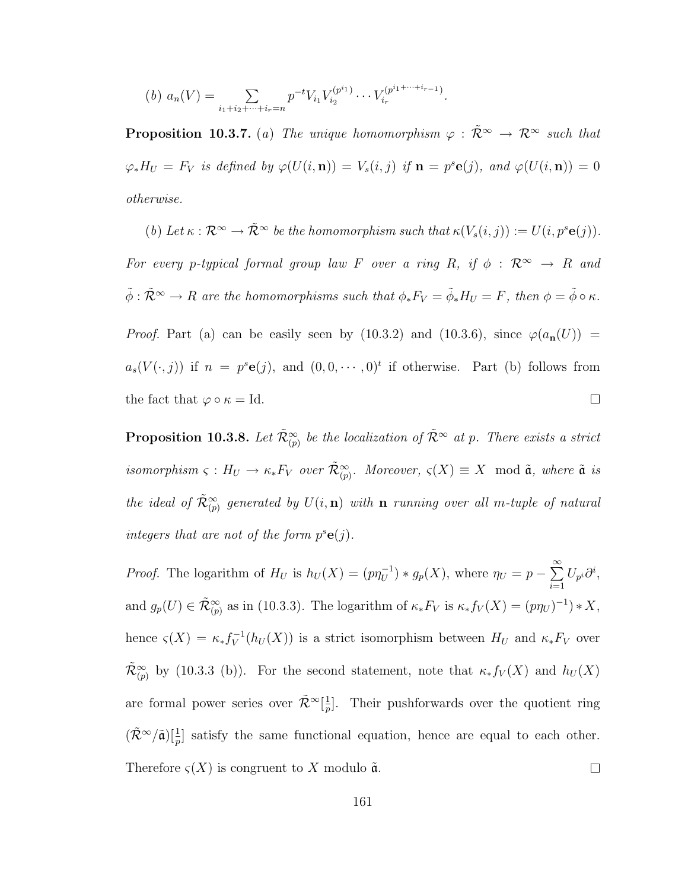(b) $a_n(V) = \sum_{i_1+i_2+\cdots+i_r=n} p^{-t} V_{i_1} V_{i_2}^{(p^{i_1})} \cdots V_{i_r}^{(p^{i_1+\cdots+i_{r-1}})}$.

**Proposition 10.3.7.** (a) *The unique homomorphism $\varphi : \tilde{\mathcal{R}}^\infty \to \mathcal{R}^\infty$ such that $\varphi_* H_U = F_V$ is defined by $\varphi(U(i, \mathbf{n})) = V_s(i,j)$ if $\mathbf{n} = p^s \mathbf{e}(j)$, and $\varphi(U(i,\mathbf{n})) = 0$ otherwise.*

(b) *Let $\kappa : \mathcal{R}^\infty \to \tilde{\mathcal{R}}^\infty$ be the homomorphism such that $\kappa(V_s(i,j)) := U(i, p^s\mathbf{e}(j))$. For every $p$-typical formal group law $F$ over a ring $R$, if $\phi : \mathcal{R}^\infty \to R$ and $\tilde{\phi} : \tilde{\mathcal{R}}^\infty \to R$ are the homomorphisms such that $\phi_* F_V = \tilde{\phi}_* H_U = F$, then $\phi = \tilde{\phi} \circ \kappa$.*

*Proof.* Part (a) can be easily seen by (10.3.2) and (10.3.6), since $\varphi(a_{\mathbf{n}}(U)) = a_s(V(\cdot, j))$ if $n = p^s\mathbf{e}(j)$, and $(0, 0, \cdots, 0)^t$ if otherwise. Part (b) follows from the fact that $\varphi \circ \kappa = \mathrm{Id}$. $\square$

**Proposition 10.3.8.** *Let $\tilde{\mathcal{R}}^\infty_{(p)}$ be the localization of $\tilde{\mathcal{R}}^\infty$ at $p$. There exists a strict isomorphism $\varsigma : H_U \to \kappa_* F_V$ over $\tilde{\mathcal{R}}^\infty_{(p)}$. Moreover, $\varsigma(X) \equiv X \mod \tilde{\mathfrak{a}}$, where $\tilde{\mathfrak{a}}$ is the ideal of $\tilde{\mathcal{R}}^\infty_{(p)}$ generated by $U(i, \mathbf{n})$ with $\mathbf{n}$ running over all $m$-tuple of natural integers that are not of the form $p^s\mathbf{e}(j)$.*

*Proof.* The logarithm of $H_U$ is $h_U(X) = (p\eta_U^{-1}) * g_p(X)$, where $\eta_U = p - \sum_{i=1}^{\infty} U_{p^i} \partial^i$, and $g_p(U) \in \tilde{\mathcal{R}}^\infty_{(p)}$ as in (10.3.3). The logarithm of $\kappa_* F_V$ is $\kappa_* f_V(X) = (p\eta_U)^{-1}) * X$, hence $\varsigma(X) = \kappa_* f_V^{-1}(h_U(X))$ is a strict isomorphism between $H_U$ and $\kappa_* F_V$ over $\tilde{\mathcal{R}}^\infty_{(p)}$ by (10.3.3 (b)). For the second statement, note that $\kappa_* f_V(X)$ and $h_U(X)$ are formal power series over $\tilde{\mathcal{R}}^\infty[\frac{1}{p}]$. Their pushforwards over the quotient ring $(\tilde{\mathcal{R}}^\infty/\tilde{\mathfrak{a}})[\frac{1}{p}]$ satisfy the same functional equation, hence are equal to each other. Therefore $\varsigma(X)$ is congruent to $X$ modulo $\tilde{\mathfrak{a}}$. $\square$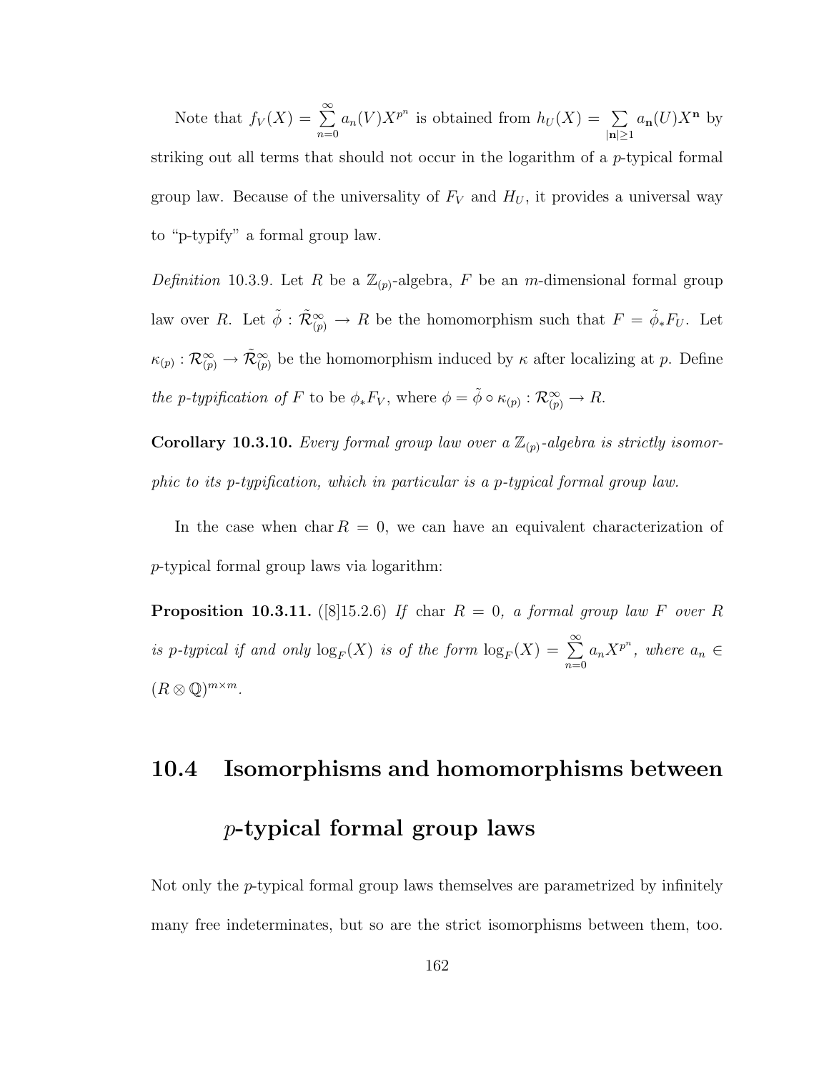Note that $f_V(X) = \sum_{n=0}^{\infty} a_n(V) X^{p^n}$ is obtained from $h_U(X) = \sum_{|\mathbf{n}|\geq 1} a_{\mathbf{n}}(U) X^{\mathbf{n}}$ by striking out all terms that should not occur in the logarithm of a $p$-typical formal group law. Because of the universality of $F_V$ and $H_U$, it provides a universal way to "p-typify" a formal group law.

*Definition* 10.3.9. Let $R$ be a $\mathbb{Z}_{(p)}$-algebra, $F$ be an $m$-dimensional formal group law over $R$. Let $\tilde{\phi} : \tilde{\mathcal{R}}^{\infty}_{(p)} \to R$ be the homomorphism such that $F = \tilde{\phi}_* F_U$. Let $\kappa_{(p)} : \mathcal{R}^{\infty}_{(p)} \to \tilde{\mathcal{R}}^{\infty}_{(p)}$ be the homomorphism induced by $\kappa$ after localizing at $p$. Define *the p-typification of* $F$ to be $\phi_* F_V$, where $\phi = \tilde{\phi} \circ \kappa_{(p)} : \mathcal{R}^{\infty}_{(p)} \to R$.

**Corollary 10.3.10.** *Every formal group law over a $\mathbb{Z}_{(p)}$-algebra is strictly isomorphic to its p-typification, which in particular is a p-typical formal group law.*

In the case when $\operatorname{char} R = 0$, we can have an equivalent characterization of $p$-typical formal group laws via logarithm:

**Proposition 10.3.11.** ([8]15.2.6) *If* $\operatorname{char} R = 0$*, a formal group law $F$ over $R$ is p-typical if and only* $\log_F(X)$ *is of the form* $\log_F(X) = \sum_{n=0}^{\infty} a_n X^{p^n}$*, where* $a_n \in (R \otimes \mathbb{Q})^{m\times m}$.

## 10.4 Isomorphisms and homomorphisms between $p$-typical formal group laws

Not only the $p$-typical formal group laws themselves are parametrized by infinitely many free indeterminates, but so are the strict isomorphisms between them, too.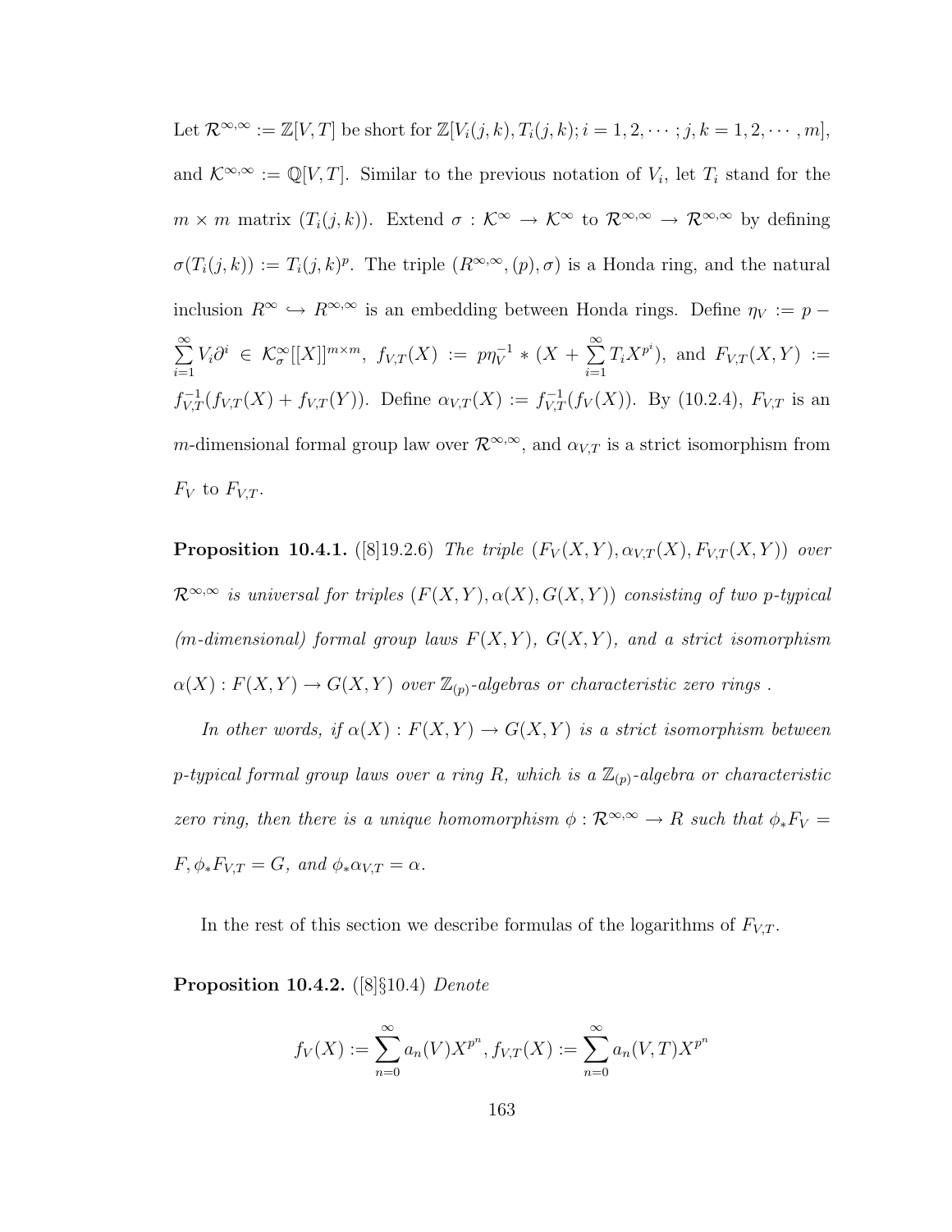Let $\mathcal{R}^{\infty,\infty} := \mathbb{Z}[V,T]$ be short for $\mathbb{Z}[V_i(j,k), T_i(j,k); i = 1, 2, \cdots; j, k = 1, 2, \cdots, m]$, and $\mathcal{K}^{\infty,\infty} := \mathbb{Q}[V,T]$. Similar to the previous notation of $V_i$, let $T_i$ stand for the $m \times m$ matrix $(T_i(j,k))$. Extend $\sigma : \mathcal{K}^{\infty} \to \mathcal{K}^{\infty}$ to $\mathcal{R}^{\infty,\infty} \to \mathcal{R}^{\infty,\infty}$ by defining $\sigma(T_i(j,k)) := T_i(j,k)^p$. The triple $(R^{\infty,\infty}, (p), \sigma)$ is a Honda ring, and the natural inclusion $R^{\infty} \hookrightarrow R^{\infty,\infty}$ is an embedding between Honda rings. Define $\eta_V := p - \sum_{i=1}^{\infty} V_i \partial^i \in \mathcal{K}_{\sigma}^{\infty}[[X]]^{m\times m}$, $f_{V,T}(X) := p\eta_V^{-1} * (X + \sum_{i=1}^{\infty} T_i X^{p^i})$, and $F_{V,T}(X,Y) := f_{V,T}^{-1}(f_{V,T}(X) + f_{V,T}(Y))$. Define $\alpha_{V,T}(X) := f_{V,T}^{-1}(f_V(X))$. By (10.2.4), $F_{V,T}$ is an $m$-dimensional formal group law over $\mathcal{R}^{\infty,\infty}$, and $\alpha_{V,T}$ is a strict isomorphism from $F_V$ to $F_{V,T}$.

**Proposition 10.4.1.** ([8]19.2.6) *The triple $(F_V(X,Y), \alpha_{V,T}(X), F_{V,T}(X,Y))$ over $\mathcal{R}^{\infty,\infty}$ is universal for triples $(F(X,Y), \alpha(X), G(X,Y))$ consisting of two $p$-typical ($m$-dimensional) formal group laws $F(X,Y)$, $G(X,Y)$, and a strict isomorphism $\alpha(X) : F(X,Y) \to G(X,Y)$ over $\mathbb{Z}_{(p)}$-algebras or characteristic zero rings .*

*In other words, if $\alpha(X) : F(X,Y) \to G(X,Y)$ is a strict isomorphism between $p$-typical formal group laws over a ring $R$, which is a $\mathbb{Z}_{(p)}$-algebra or characteristic zero ring, then there is a unique homomorphism $\phi : \mathcal{R}^{\infty,\infty} \to R$ such that $\phi_* F_V = F, \phi_* F_{V,T} = G$, and $\phi_* \alpha_{V,T} = \alpha$.*

In the rest of this section we describe formulas of the logarithms of $F_{V,T}$.

**Proposition 10.4.2.** ([8]§10.4) *Denote*

$$f_V(X) := \sum_{n=0}^{\infty} a_n(V) X^{p^n}, f_{V,T}(X) := \sum_{n=0}^{\infty} a_n(V,T) X^{p^n}$$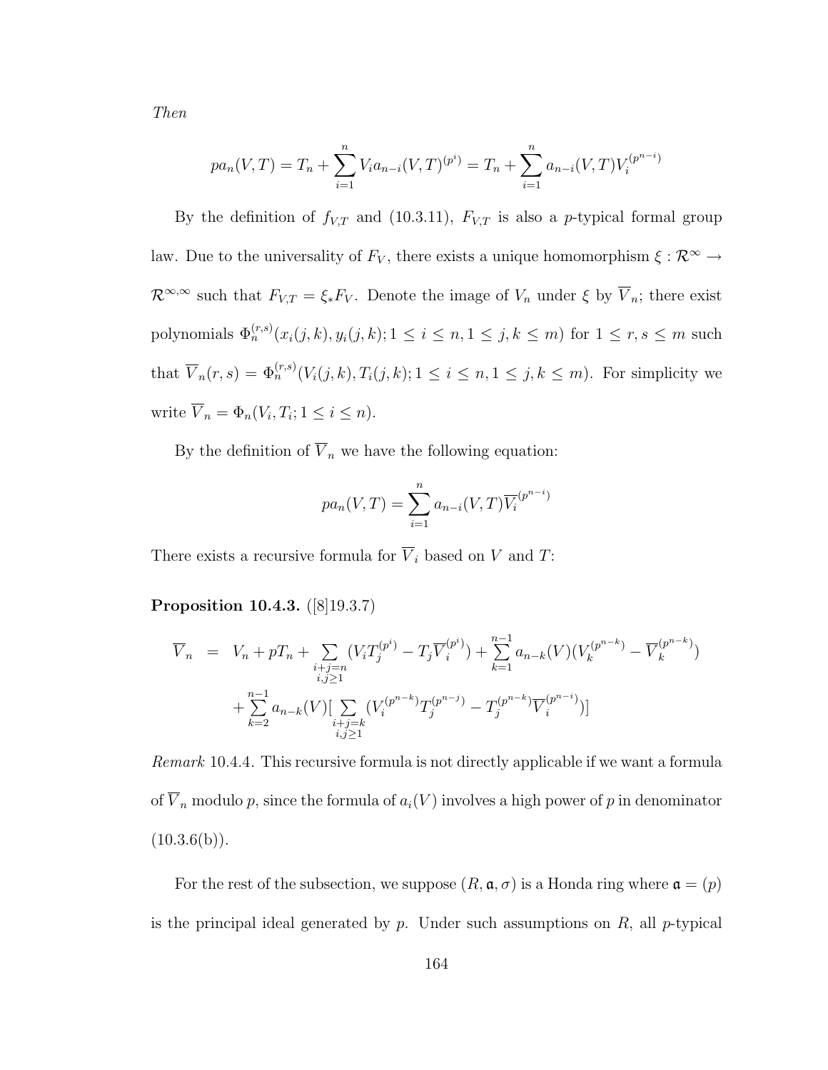*Then*

$$pa_n(V,T) = T_n + \sum_{i=1}^{n} V_i a_{n-i}(V,T)^{(p^i)} = T_n + \sum_{i=1}^{n} a_{n-i}(V,T) V_i^{(p^{n-i})}$$

By the definition of $f_{V,T}$ and (10.3.11), $F_{V,T}$ is also a $p$-typical formal group law. Due to the universality of $F_V$, there exists a unique homomorphism $\xi : \mathcal{R}^\infty \to \mathcal{R}^{\infty,\infty}$ such that $F_{V,T} = \xi_* F_V$. Denote the image of $V_n$ under $\xi$ by $\overline{V}_n$; there exist polynomials $\Phi_n^{(r,s)}(x_i(j,k), y_i(j,k); 1 \leq i \leq n, 1 \leq j,k \leq m)$ for $1 \leq r,s \leq m$ such that $\overline{V}_n(r,s) = \Phi_n^{(r,s)}(V_i(j,k), T_i(j,k); 1 \leq i \leq n, 1 \leq j,k \leq m)$. For simplicity we write $\overline{V}_n = \Phi_n(V_i, T_i; 1 \leq i \leq n)$.

By the definition of $\overline{V}_n$ we have the following equation:

$$pa_n(V,T) = \sum_{i=1}^{n} a_{n-i}(V,T) \overline{V}_i^{(p^{n-i})}$$

There exists a recursive formula for $\overline{V}_i$ based on $V$ and $T$:

**Proposition 10.4.3.** ([8]19.3.7)

$$\begin{aligned} \overline{V}_n &= V_n + pT_n + \sum_{\substack{i+j=n \\ i,j\geq 1}} (V_i T_j^{(p^i)} - T_j \overline{V}_i^{(p^j)}) + \sum_{k=1}^{n-1} a_{n-k}(V)(V_k^{(p^{n-k})} - \overline{V}_k^{(p^{n-k})}) \\ &\quad + \sum_{k=2}^{n-1} a_{n-k}(V)[\sum_{\substack{i+j=k \\ i,j\geq 1}} (V_i^{(p^{n-k})} T_j^{(p^{n-j})} - T_j^{(p^{n-k})} \overline{V}_i^{(p^{n-i})})] \end{aligned}$$

*Remark* 10.4.4. This recursive formula is not directly applicable if we want a formula of $\overline{V}_n$ modulo $p$, since the formula of $a_i(V)$ involves a high power of $p$ in denominator (10.3.6(b)).

For the rest of the subsection, we suppose $(R, \mathfrak{a}, \sigma)$ is a Honda ring where $\mathfrak{a} = (p)$ is the principal ideal generated by $p$. Under such assumptions on $R$, all $p$-typical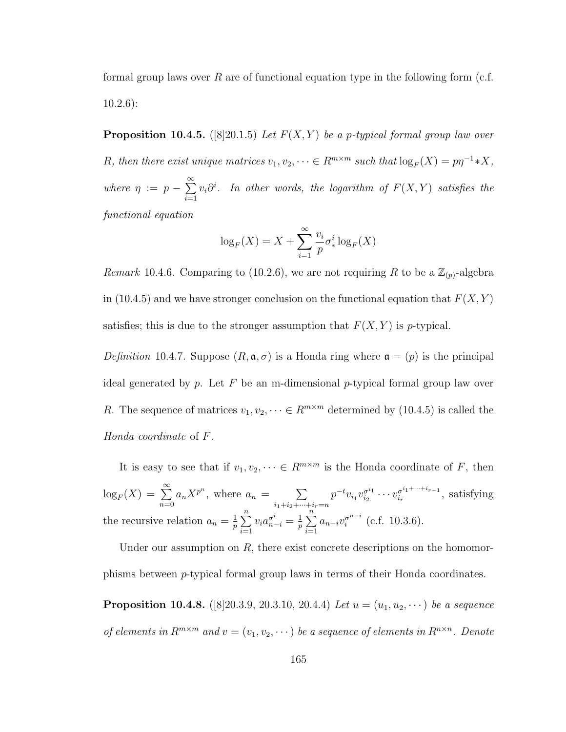formal group laws over $R$ are of functional equation type in the following form (c.f. 10.2.6):

**Proposition 10.4.5.** ([8]20.1.5) *Let $F(X,Y)$ be a $p$-typical formal group law over $R$, then there exist unique matrices $v_1, v_2, \cdots \in R^{m\times m}$ such that $\log_F(X) = p\eta^{-1} * X$, where $\eta := p - \sum_{i=1}^{\infty} v_i \partial^i$. In other words, the logarithm of $F(X,Y)$ satisfies the functional equation*

$$\log_F(X) = X + \sum_{i=1}^{\infty} \frac{v_i}{p} \sigma_*^i \log_F(X)$$

*Remark* 10.4.6. Comparing to (10.2.6), we are not requiring $R$ to be a $\mathbb{Z}_{(p)}$-algebra in (10.4.5) and we have stronger conclusion on the functional equation that $F(X,Y)$ satisfies; this is due to the stronger assumption that $F(X,Y)$ is $p$-typical.

*Definition* 10.4.7. Suppose $(R, \mathfrak{a}, \sigma)$ is a Honda ring where $\mathfrak{a} = (p)$ is the principal ideal generated by $p$. Let $F$ be an m-dimensional $p$-typical formal group law over $R$. The sequence of matrices $v_1, v_2, \cdots \in R^{m\times m}$ determined by (10.4.5) is called the *Honda coordinate* of $F$.

It is easy to see that if $v_1, v_2, \cdots \in R^{m\times m}$ is the Honda coordinate of $F$, then $\log_F(X) = \sum_{n=0}^{\infty} a_n X^{p^n}$, where $a_n = \sum_{i_1+i_2+\cdots+i_r=n} p^{-t} v_{i_1} v_{i_2}^{\sigma^{i_1}} \cdots v_{i_r}^{\sigma^{i_1+\cdots+i_{r-1}}}$, satisfying the recursive relation $a_n = \frac{1}{p}\sum_{i=1}^{n} v_i a_{n-i}^{\sigma^i} = \frac{1}{p}\sum_{i=1}^{n} a_{n-i} v_i^{\sigma^{n-i}}$ (c.f. 10.3.6).

Under our assumption on $R$, there exist concrete descriptions on the homomorphisms between $p$-typical formal group laws in terms of their Honda coordinates.

**Proposition 10.4.8.** ([8]20.3.9, 20.3.10, 20.4.4) *Let $u = (u_1, u_2, \cdots)$ be a sequence of elements in $R^{m\times m}$ and $v = (v_1, v_2, \cdots)$ be a sequence of elements in $R^{n\times n}$. Denote*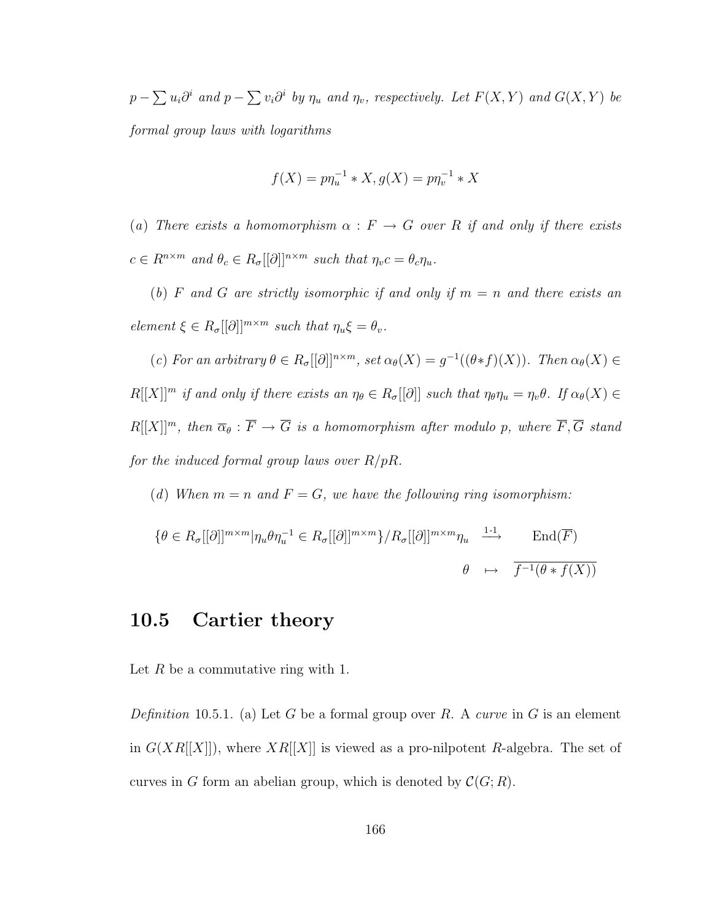*$p - \sum u_i \partial^i$ and $p - \sum v_i \partial^i$ by $\eta_u$ and $\eta_v$, respectively. Let $F(X,Y)$ and $G(X,Y)$ be formal group laws with logarithms*

$$f(X) = p\eta_u^{-1} * X, g(X) = p\eta_v^{-1} * X$$

*(a) There exists a homomorphism $\alpha : F \to G$ over $R$ if and only if there exists $c \in R^{n\times m}$ and $\theta_c \in R_\sigma[[\partial]]^{n\times m}$ such that $\eta_v c = \theta_c \eta_u$.*

*(b) $F$ and $G$ are strictly isomorphic if and only if $m = n$ and there exists an element $\xi \in R_\sigma[[\partial]]^{m\times m}$ such that $\eta_u \xi = \theta_v$.*

*(c) For an arbitrary $\theta \in R_\sigma[[\partial]]^{n\times m}$, set $\alpha_\theta(X) = g^{-1}((\theta * f)(X))$. Then $\alpha_\theta(X) \in R[[X]]^m$ if and only if there exists an $\eta_\theta \in R_\sigma[[\partial]]$ such that $\eta_\theta \eta_u = \eta_v \theta$. If $\alpha_\theta(X) \in R[[X]]^m$, then $\overline{\alpha}_\theta : \overline{F} \to \overline{G}$ is a homomorphism after modulo $p$, where $\overline{F}, \overline{G}$ stand for the induced formal group laws over $R/pR$.*

*(d) When $m = n$ and $F = G$, we have the following ring isomorphism:*

$$\begin{array}{rcl} \{\theta \in R_\sigma[[\partial]]^{m\times m} | \eta_u \theta \eta_u^{-1} \in R_\sigma[[\partial]]^{m\times m}\}/R_\sigma[[\partial]]^{m\times m}\eta_u & \xrightarrow{\text{1-1}} & \mathrm{End}(\overline{F}) \\ \theta & \mapsto & \overline{f^{-1}(\theta * f(X))} \end{array}$$

## 10.5 Cartier theory

Let $R$ be a commutative ring with 1.

*Definition* 10.5.1. (a) Let $G$ be a formal group over $R$. A *curve* in $G$ is an element in $G(XR[[X]])$, where $XR[[X]]$ is viewed as a pro-nilpotent $R$-algebra. The set of curves in $G$ form an abelian group, which is denoted by $\mathcal{C}(G;R)$.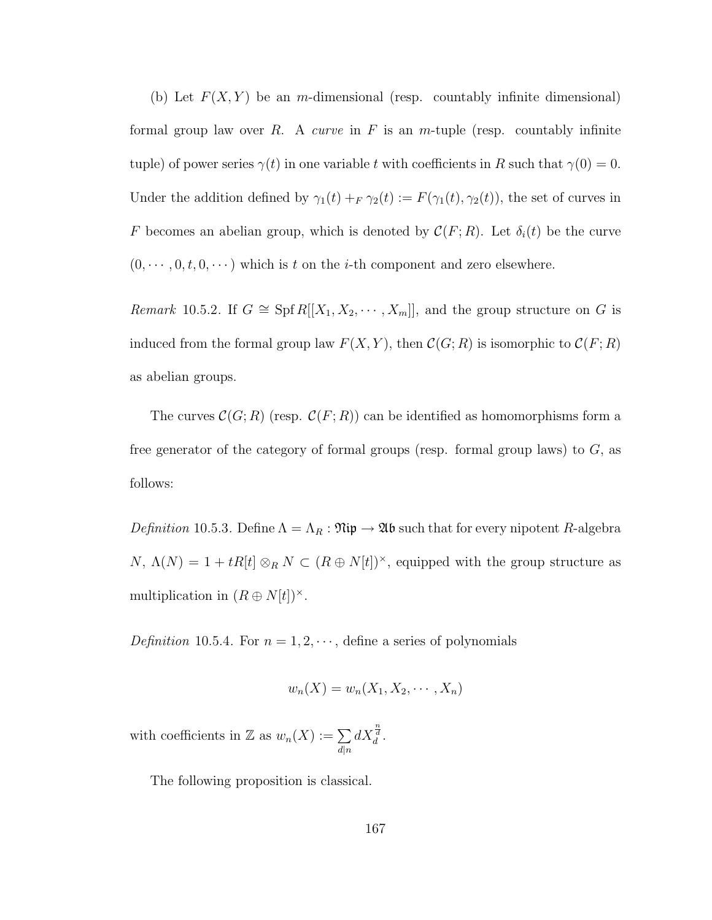(b) Let $F(X,Y)$ be an $m$-dimensional (resp. countably infinite dimensional) formal group law over $R$. A *curve* in $F$ is an $m$-tuple (resp. countably infinite tuple) of power series $\gamma(t)$ in one variable $t$ with coefficients in $R$ such that $\gamma(0) = 0$. Under the addition defined by $\gamma_1(t) +_F \gamma_2(t) := F(\gamma_1(t), \gamma_2(t))$, the set of curves in $F$ becomes an abelian group, which is denoted by $\mathcal{C}(F;R)$. Let $\delta_i(t)$ be the curve $(0, \cdots, 0, t, 0, \cdots)$ which is $t$ on the $i$-th component and zero elsewhere.

*Remark* 10.5.2. If $G \cong \operatorname{Spf} R[[X_1, X_2, \cdots, X_m]]$, and the group structure on $G$ is induced from the formal group law $F(X,Y)$, then $\mathcal{C}(G;R)$ is isomorphic to $\mathcal{C}(F;R)$ as abelian groups.

The curves $\mathcal{C}(G;R)$ (resp. $\mathcal{C}(F;R)$) can be identified as homomorphisms form a free generator of the category of formal groups (resp. formal group laws) to $G$, as follows:

*Definition* 10.5.3. Define $\Lambda = \Lambda_R : \mathfrak{Nip} \to \mathfrak{Ab}$ such that for every nipotent $R$-algebra $N$, $\Lambda(N) = 1 + tR[t] \otimes_R N \subset (R \oplus N[t])^\times$, equipped with the group structure as multiplication in $(R \oplus N[t])^\times$.

*Definition* 10.5.4. For $n = 1, 2, \cdots$, define a series of polynomials

$$w_n(X) = w_n(X_1, X_2, \cdots, X_n)$$

with coefficients in $\mathbb{Z}$ as $w_n(X) := \sum_{d|n} d X_d^{\frac{n}{d}}$.

The following proposition is classical.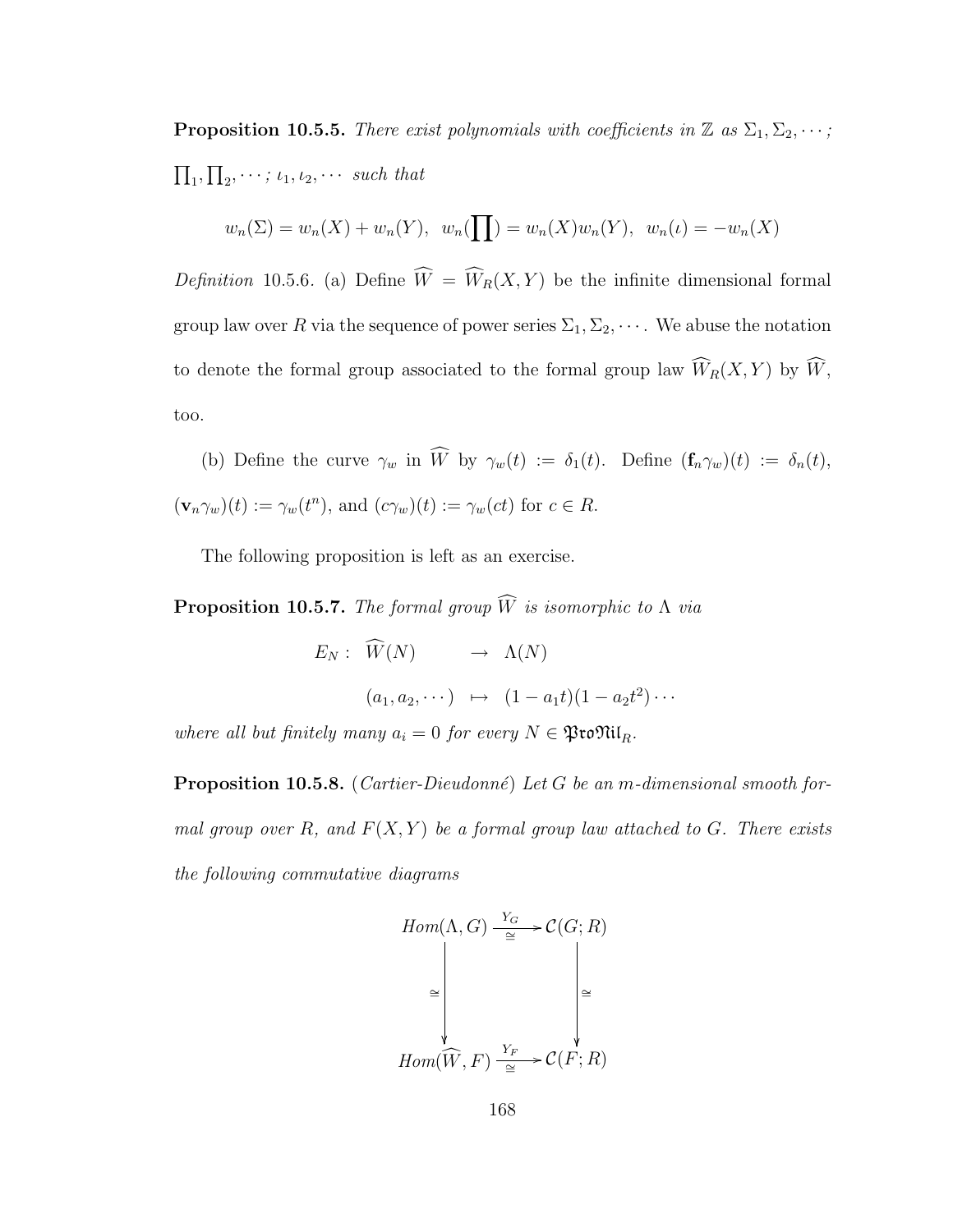**Proposition 10.5.5.** *There exist polynomials with coefficients in $\mathbb{Z}$ as $\Sigma_1, \Sigma_2, \cdots$; $\prod_1, \prod_2, \cdots$; $\iota_1, \iota_2, \cdots$ such that*

$$w_n(\Sigma) = w_n(X) + w_n(Y), \;\; w_n(\prod) = w_n(X)w_n(Y), \;\; w_n(\iota) = -w_n(X)$$

*Definition* 10.5.6. (a) Define $\widehat{W} = \widehat{W}_R(X, Y)$ be the infinite dimensional formal group law over $R$ via the sequence of power series $\Sigma_1, \Sigma_2, \cdots$. We abuse the notation to denote the formal group associated to the formal group law $\widehat{W}_R(X, Y)$ by $\widehat{W}$, too.

(b) Define the curve $\gamma_w$ in $\widehat{W}$ by $\gamma_w(t) := \delta_1(t)$. Define $(\mathbf{f}_n\gamma_w)(t) := \delta_n(t)$, $(\mathbf{v}_n\gamma_w)(t) := \gamma_w(t^n)$, and $(c\gamma_w)(t) := \gamma_w(ct)$ for $c \in R$.

The following proposition is left as an exercise.

**Proposition 10.5.7.** *The formal group $\widehat{W}$ is isomorphic to $\Lambda$ via*

$$\begin{array}{rccc} E_N: & \widehat{W}(N) & \to & \Lambda(N) \\ & (a_1, a_2, \cdots) & \mapsto & (1 - a_1 t)(1 - a_2 t^2)\cdots \end{array}$$

*where all but finitely many $a_i = 0$ for every $N \in \mathfrak{ProNil}_R$.*

**Proposition 10.5.8.** (*Cartier-Dieudonné*) *Let $G$ be an $m$-dimensional smooth formal group over $R$, and $F(X, Y)$ be a formal group law attached to $G$. There exists the following commutative diagrams*

$$\begin{array}{ccc} Hom(\Lambda, G) & \xrightarrow[\cong]{Y_G} & \mathcal{C}(G; R) \\ \Big\downarrow \cong & & \Big\downarrow \cong \\ Hom(\widehat{W}, F) & \xrightarrow[\cong]{Y_F} & \mathcal{C}(F; R) \end{array}$$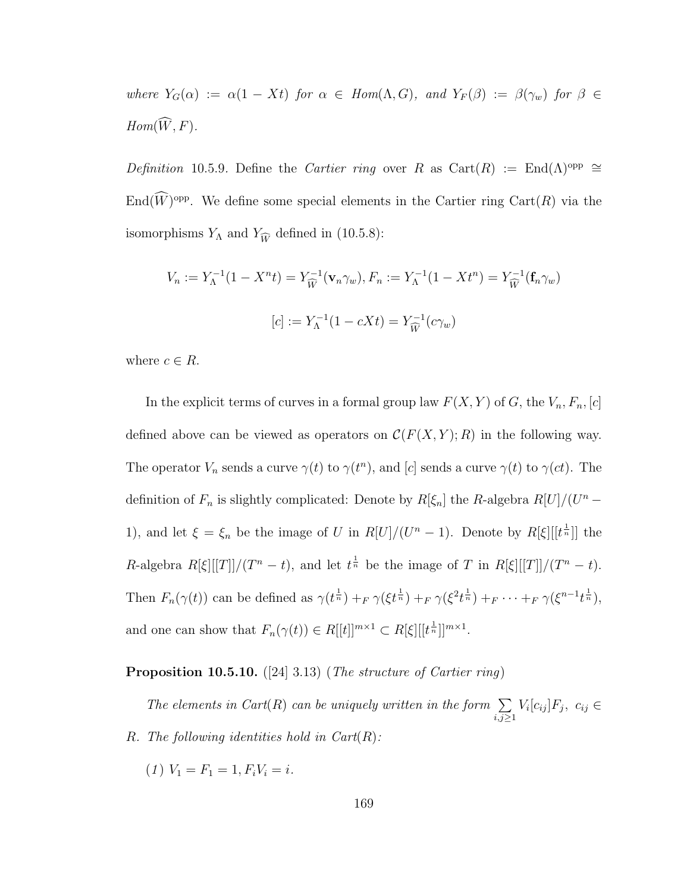*where* $Y_G(\alpha) := \alpha(1 - Xt)$ *for* $\alpha \in Hom(\Lambda, G)$*, and* $Y_F(\beta) := \beta(\gamma_w)$ *for* $\beta \in Hom(\widehat{W}, F)$*.*

*Definition* 10.5.9. Define the *Cartier ring* over $R$ as $\mathrm{Cart}(R) := \mathrm{End}(\Lambda)^{\mathrm{opp}} \cong \mathrm{End}(\widehat{W})^{\mathrm{opp}}$. We define some special elements in the Cartier ring $\mathrm{Cart}(R)$ via the isomorphisms $Y_\Lambda$ and $Y_{\widehat{W}}$ defined in (10.5.8):

$$V_n := Y_\Lambda^{-1}(1 - X^n t) = Y_{\widehat{W}}^{-1}(\mathbf{v}_n \gamma_w), F_n := Y_\Lambda^{-1}(1 - Xt^n) = Y_{\widehat{W}}^{-1}(\mathbf{f}_n \gamma_w)$$

$$[c] := Y_\Lambda^{-1}(1 - cXt) = Y_{\widehat{W}}^{-1}(c\gamma_w)$$

where $c \in R$.

In the explicit terms of curves in a formal group law $F(X,Y)$ of $G$, the $V_n, F_n, [c]$ defined above can be viewed as operators on $\mathcal{C}(F(X,Y);R)$ in the following way. The operator $V_n$ sends a curve $\gamma(t)$ to $\gamma(t^n)$, and $[c]$ sends a curve $\gamma(t)$ to $\gamma(ct)$. The definition of $F_n$ is slightly complicated: Denote by $R[\xi_n]$ the $R$-algebra $R[U]/(U^n - 1)$, and let $\xi = \xi_n$ be the image of $U$ in $R[U]/(U^n - 1)$. Denote by $R[\xi][[t^{\frac{1}{n}}]]$ the $R$-algebra $R[\xi][[T]]/(T^n - t)$, and let $t^{\frac{1}{n}}$ be the image of $T$ in $R[\xi][[T]]/(T^n - t)$. Then $F_n(\gamma(t))$ can be defined as $\gamma(t^{\frac{1}{n}}) +_F \gamma(\xi t^{\frac{1}{n}}) +_F \gamma(\xi^2 t^{\frac{1}{n}}) +_F \cdots +_F \gamma(\xi^{n-1} t^{\frac{1}{n}})$, and one can show that $F_n(\gamma(t)) \in R[[t]]^{m\times 1} \subset R[\xi][[t^{\frac{1}{n}}]]^{m\times 1}$.

**Proposition 10.5.10.** ([24] 3.13) (*The structure of Cartier ring*)

*The elements in Cart(R) can be uniquely written in the form* $\sum_{i,j\geq 1} V_i[c_{ij}]F_j$*,* $c_{ij} \in R$*. The following identities hold in Cart(R):*

*(1)* $V_1 = F_1 = 1, F_i V_i = i$*.*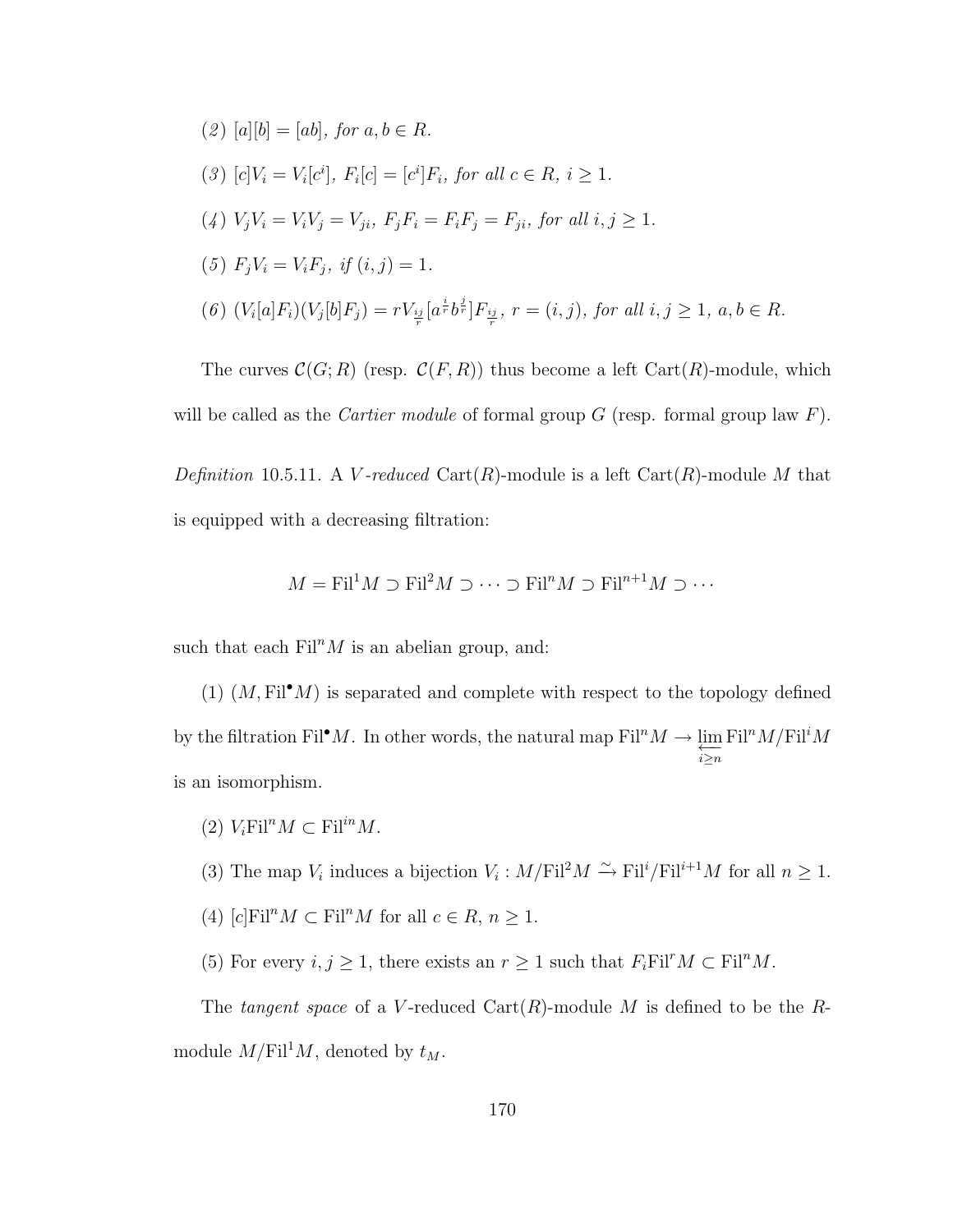*(2)* $[a][b] = [ab]$, *for* $a, b \in R$.

*(3)* $[c]V_i = V_i[c^i]$, $F_i[c] = [c^i]F_i$, *for all* $c \in R$, $i \geq 1$.

*(4)* $V_jV_i = V_iV_j = V_{ji}$, $F_jF_i = F_iF_j = F_{ji}$, *for all* $i, j \geq 1$.

*(5)* $F_jV_i = V_iF_j$, *if* $(i, j) = 1$.

*(6)* $(V_i[a]F_i)(V_j[b]F_j) = rV_{\frac{ij}{r}}[a^{\frac{i}{r}}b^{\frac{j}{r}}]F_{\frac{ij}{r}}$, $r = (i, j)$, *for all* $i, j \geq 1$, $a, b \in R$.

The curves $\mathcal{C}(G; R)$ (resp. $\mathcal{C}(F, R)$) thus become a left $\mathrm{Cart}(R)$-module, which will be called as the *Cartier module* of formal group $G$ (resp. formal group law $F$).

*Definition* 10.5.11. A *V-reduced* $\mathrm{Cart}(R)$-module is a left $\mathrm{Cart}(R)$-module $M$ that is equipped with a decreasing filtration:

$$M = \mathrm{Fil}^1 M \supset \mathrm{Fil}^2 M \supset \cdots \supset \mathrm{Fil}^n M \supset \mathrm{Fil}^{n+1} M \supset \cdots$$

such that each $\mathrm{Fil}^n M$ is an abelian group, and:

(1) $(M, \mathrm{Fil}^\bullet M)$ is separated and complete with respect to the topology defined by the filtration $\mathrm{Fil}^\bullet M$. In other words, the natural map $\mathrm{Fil}^n M \to \varprojlim_{i \geq n} \mathrm{Fil}^n M / \mathrm{Fil}^i M$ is an isomorphism.

(2) $V_i \mathrm{Fil}^n M \subset \mathrm{Fil}^{in} M$.

(3) The map $V_i$ induces a bijection $V_i : M/\mathrm{Fil}^2 M \xrightarrow{\sim} \mathrm{Fil}^i / \mathrm{Fil}^{i+1} M$ for all $n \geq 1$.

(4) $[c]\mathrm{Fil}^n M \subset \mathrm{Fil}^n M$ for all $c \in R$, $n \geq 1$.

(5) For every $i, j \geq 1$, there exists an $r \geq 1$ such that $F_i \mathrm{Fil}^r M \subset \mathrm{Fil}^n M$.

The *tangent space* of a $V$-reduced $\mathrm{Cart}(R)$-module $M$ is defined to be the $R$-module $M/\mathrm{Fil}^1 M$, denoted by $t_M$.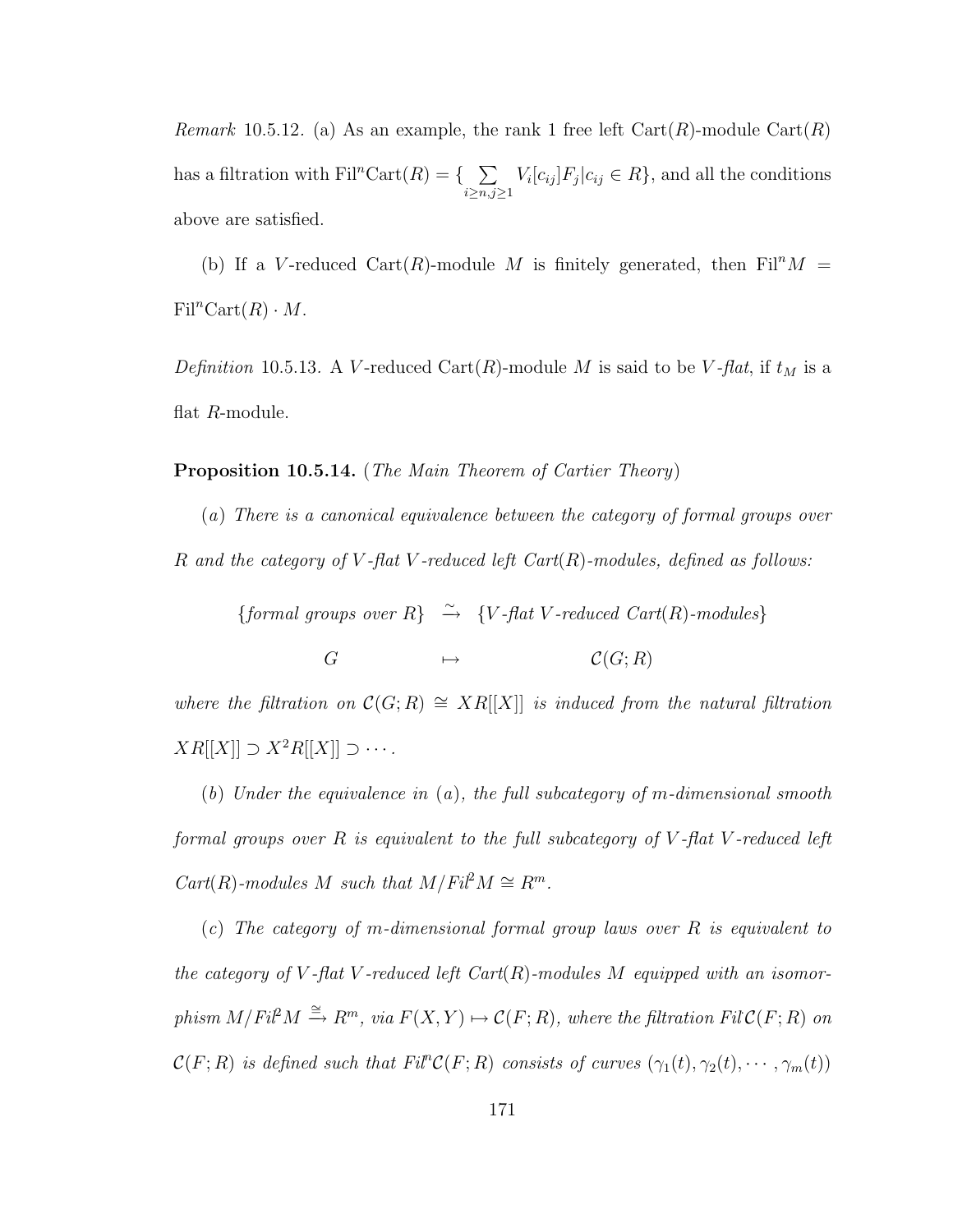*Remark* 10.5.12. (a) As an example, the rank 1 free left $\mathrm{Cart}(R)$-module $\mathrm{Cart}(R)$ has a filtration with $\mathrm{Fil}^n\mathrm{Cart}(R) = \{\sum_{i\geq n, j\geq 1} V_i[c_{ij}]F_j | c_{ij} \in R\}$, and all the conditions above are satisfied.

(b) If a $V$-reduced $\mathrm{Cart}(R)$-module $M$ is finitely generated, then $\mathrm{Fil}^n M = \mathrm{Fil}^n\mathrm{Cart}(R) \cdot M$.

*Definition* 10.5.13. A $V$-reduced $\mathrm{Cart}(R)$-module $M$ is said to be *$V$-flat*, if $t_M$ is a flat $R$-module.

**Proposition 10.5.14.** (*The Main Theorem of Cartier Theory*)

(*a*) *There is a canonical equivalence between the category of formal groups over $R$ and the category of $V$-flat $V$-reduced left Cart$(R)$-modules, defined as follows:*

$$\{\textit{formal groups over } R\} \xrightarrow{\sim} \{V\textit{-flat } V\textit{-reduced Cart}(R)\textit{-modules}\}$$

$$G \mapsto \mathcal{C}(G;R)$$

*where the filtration on $\mathcal{C}(G;R) \cong XR[[X]]$ is induced from the natural filtration $XR[[X]] \supset X^2R[[X]] \supset \cdots$.*

(*b*) *Under the equivalence in* (*a*), *the full subcategory of $m$-dimensional smooth formal groups over $R$ is equivalent to the full subcategory of $V$-flat $V$-reduced left Cart$(R)$-modules $M$ such that $M/Fil^2M \cong R^m$.*

(*c*) *The category of $m$-dimensional formal group laws over $R$ is equivalent to the category of $V$-flat $V$-reduced left Cart$(R)$-modules $M$ equipped with an isomorphism $M/Fil^2M \xrightarrow{\cong} R^m$, via $F(X,Y) \mapsto \mathcal{C}(F;R)$, where the filtration $Fil^{\cdot}\mathcal{C}(F;R)$ on $\mathcal{C}(F;R)$ is defined such that $Fil^n\mathcal{C}(F;R)$ consists of curves $(\gamma_1(t), \gamma_2(t), \cdots, \gamma_m(t))$*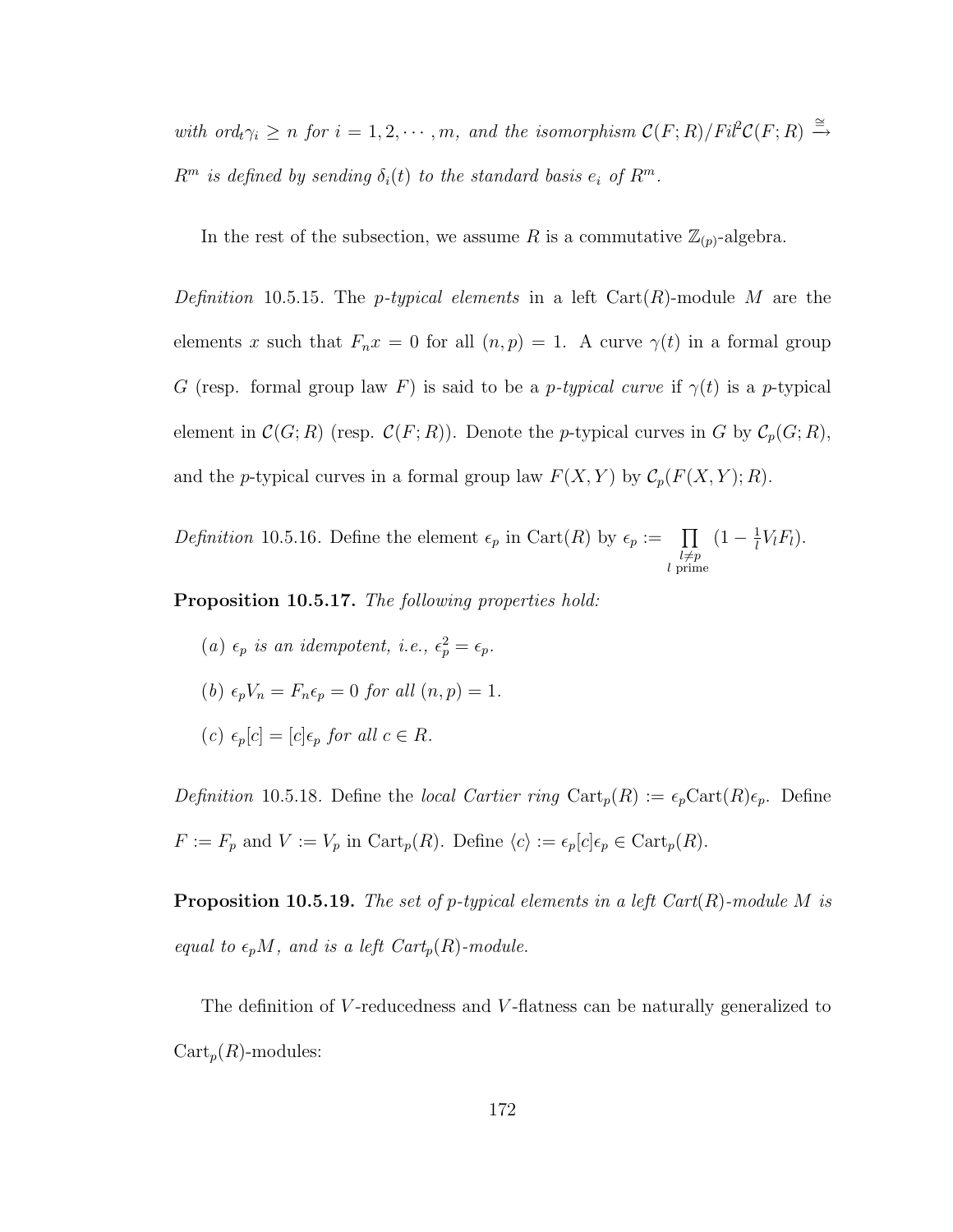*with* $ord_t \gamma_i \geq n$ *for* $i = 1, 2, \cdots, m$*, and the isomorphism* $\mathcal{C}(F;R)/Fil^2\mathcal{C}(F;R) \xrightarrow{\cong} R^m$ *is defined by sending* $\delta_i(t)$ *to the standard basis* $e_i$ *of* $R^m$*.*

In the rest of the subsection, we assume $R$ is a commutative $\mathbb{Z}_{(p)}$-algebra.

*Definition* 10.5.15. The *p-typical elements* in a left $\mathrm{Cart}(R)$-module $M$ are the elements $x$ such that $F_n x = 0$ for all $(n, p) = 1$. A curve $\gamma(t)$ in a formal group $G$ (resp. formal group law $F$) is said to be a *p-typical curve* if $\gamma(t)$ is a $p$-typical element in $\mathcal{C}(G;R)$ (resp. $\mathcal{C}(F;R)$). Denote the $p$-typical curves in $G$ by $\mathcal{C}_p(G;R)$, and the $p$-typical curves in a formal group law $F(X,Y)$ by $\mathcal{C}_p(F(X,Y);R)$.

*Definition* 10.5.16. Define the element $\epsilon_p$ in $\mathrm{Cart}(R)$ by $\epsilon_p := \prod_{\substack{l \neq p \\ l \text{ prime}}} (1 - \frac{1}{l} V_l F_l)$.

**Proposition 10.5.17.** *The following properties hold:*

- $(a)$ $\epsilon_p$ *is an idempotent, i.e.,* $\epsilon_p^2 = \epsilon_p$*.*
- $(b)$ $\epsilon_p V_n = F_n \epsilon_p = 0$ *for all* $(n, p) = 1$*.*
- $(c)$ $\epsilon_p [c] = [c] \epsilon_p$ *for all* $c \in R$*.*

*Definition* 10.5.18. Define the *local Cartier ring* $\mathrm{Cart}_p(R) := \epsilon_p \mathrm{Cart}(R) \epsilon_p$. Define $F := F_p$ and $V := V_p$ in $\mathrm{Cart}_p(R)$. Define $\langle c \rangle := \epsilon_p [c] \epsilon_p \in \mathrm{Cart}_p(R)$.

**Proposition 10.5.19.** *The set of p-typical elements in a left Cart*$(R)$*-module* $M$ *is equal to* $\epsilon_p M$*, and is a left Cart*$_p(R)$*-module.*

The definition of $V$-reducedness and $V$-flatness can be naturally generalized to $\mathrm{Cart}_p(R)$-modules: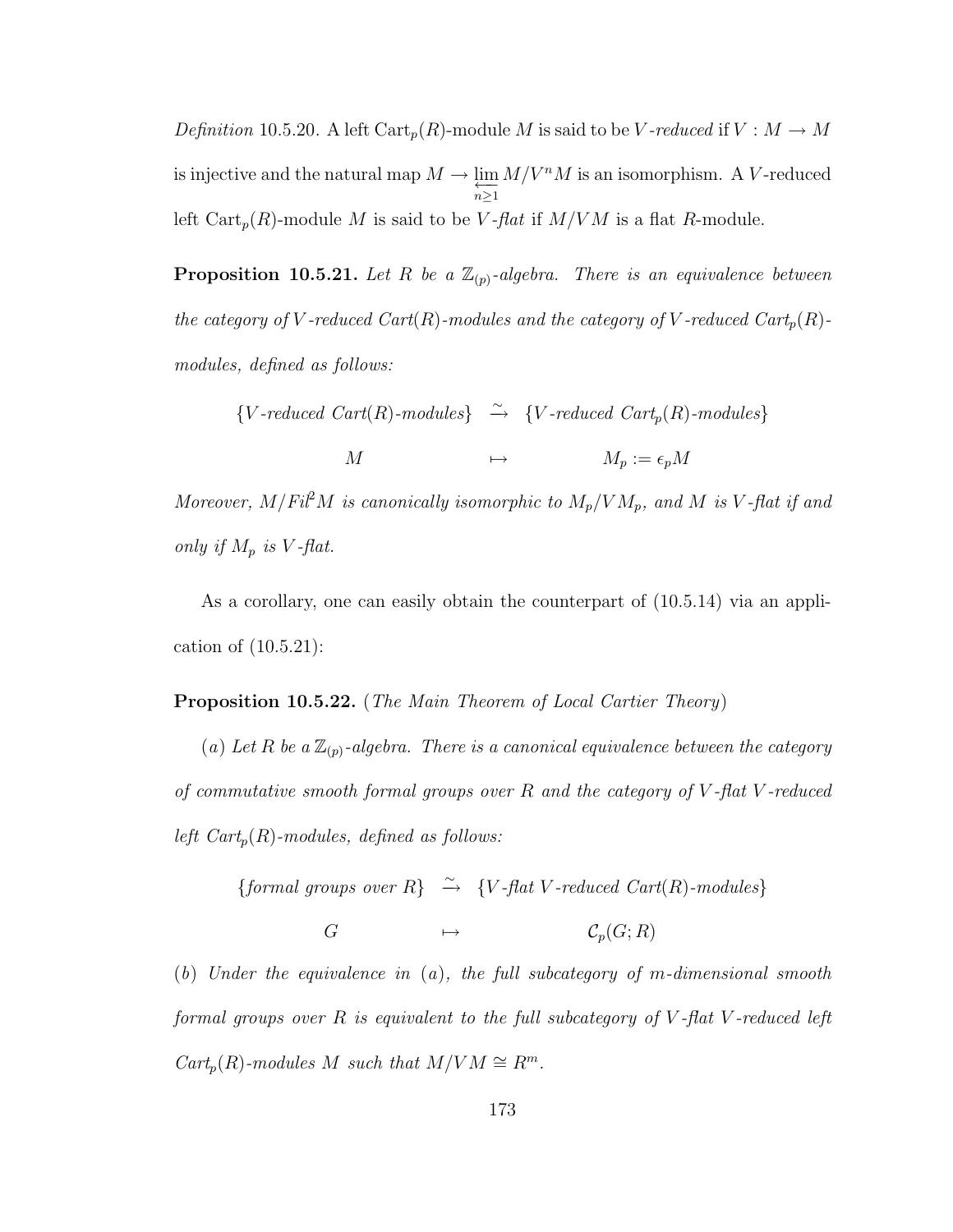*Definition* 10.5.20. A left $\text{Cart}_p(R)$-module $M$ is said to be *$V$-reduced* if $V : M \to M$ is injective and the natural map $M \to \varprojlim_{n \geq 1} M/V^n M$ is an isomorphism. A $V$-reduced left $\text{Cart}_p(R)$-module $M$ is said to be *$V$-flat* if $M/VM$ is a flat $R$-module.

**Proposition 10.5.21.** *Let $R$ be a $\mathbb{Z}_{(p)}$-algebra. There is an equivalence between the category of $V$-reduced $Cart(R)$-modules and the category of $V$-reduced $Cart_p(R)$-modules, defined as follows:*

$$\begin{array}{ccc} \{V\text{-reduced } Cart(R)\text{-modules}\} & \xrightarrow{\sim} & \{V\text{-reduced } Cart_p(R)\text{-modules}\} \\ M & \mapsto & M_p := \epsilon_p M \end{array}$$

*Moreover, $M/Fil^2 M$ is canonically isomorphic to $M_p/VM_p$, and $M$ is $V$-flat if and only if $M_p$ is $V$-flat.*

As a corollary, one can easily obtain the counterpart of (10.5.14) via an application of (10.5.21):

**Proposition 10.5.22.** (*The Main Theorem of Local Cartier Theory*)

($a$) *Let $R$ be a $\mathbb{Z}_{(p)}$-algebra. There is a canonical equivalence between the category of commutative smooth formal groups over $R$ and the category of $V$-flat $V$-reduced left $Cart_p(R)$-modules, defined as follows:*

$$\begin{array}{ccc} \{\text{formal groups over } R\} & \xrightarrow{\sim} & \{V\text{-flat } V\text{-reduced } Cart(R)\text{-modules}\} \\ G & \mapsto & \mathcal{C}_p(G; R) \end{array}$$

($b$) *Under the equivalence in* ($a$)*, the full subcategory of $m$-dimensional smooth formal groups over $R$ is equivalent to the full subcategory of $V$-flat $V$-reduced left $Cart_p(R)$-modules $M$ such that $M/VM \cong R^m$.*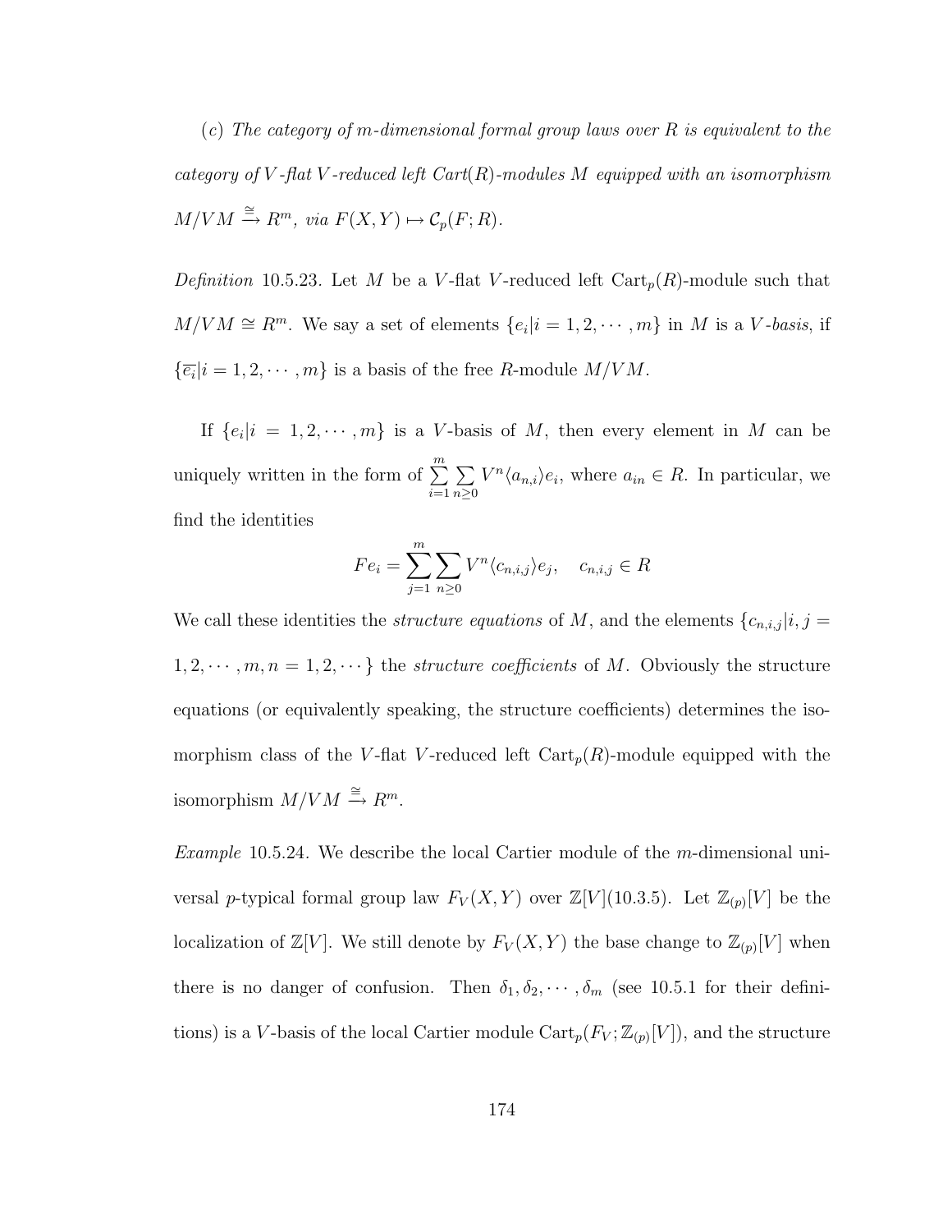(*c*) *The category of $m$-dimensional formal group laws over $R$ is equivalent to the category of $V$-flat $V$-reduced left Cart$(R)$-modules $M$ equipped with an isomorphism $M/VM \xrightarrow{\cong} R^m$, via $F(X,Y) \mapsto \mathcal{C}_p(F;R)$.*

*Definition* 10.5.23. Let $M$ be a $V$-flat $V$-reduced left $\mathrm{Cart}_p(R)$-module such that $M/VM \cong R^m$. We say a set of elements $\{e_i | i = 1, 2, \cdots, m\}$ in $M$ is a *$V$-basis*, if $\{\overline{e_i} | i = 1, 2, \cdots, m\}$ is a basis of the free $R$-module $M/VM$.

If $\{e_i | i = 1, 2, \cdots, m\}$ is a $V$-basis of $M$, then every element in $M$ can be uniquely written in the form of $\sum_{i=1}^{m} \sum_{n \geq 0} V^n \langle a_{n,i} \rangle e_i$, where $a_{in} \in R$. In particular, we find the identities

$$Fe_i = \sum_{j=1}^{m} \sum_{n \geq 0} V^n \langle c_{n,i,j} \rangle e_j, \quad c_{n,i,j} \in R$$

We call these identities the *structure equations* of $M$, and the elements $\{c_{n,i,j} | i, j = 1, 2, \cdots, m, n = 1, 2, \cdots\}$ the *structure coefficients* of $M$. Obviously the structure equations (or equivalently speaking, the structure coefficients) determines the isomorphism class of the $V$-flat $V$-reduced left $\mathrm{Cart}_p(R)$-module equipped with the isomorphism $M/VM \xrightarrow{\cong} R^m$.

*Example* 10.5.24. We describe the local Cartier module of the $m$-dimensional universal $p$-typical formal group law $F_V(X,Y)$ over $\mathbb{Z}[V]$(10.3.5). Let $\mathbb{Z}_{(p)}[V]$ be the localization of $\mathbb{Z}[V]$. We still denote by $F_V(X,Y)$ the base change to $\mathbb{Z}_{(p)}[V]$ when there is no danger of confusion. Then $\delta_1, \delta_2, \cdots, \delta_m$ (see 10.5.1 for their definitions) is a $V$-basis of the local Cartier module $\mathrm{Cart}_p(F_V; \mathbb{Z}_{(p)}[V])$, and the structure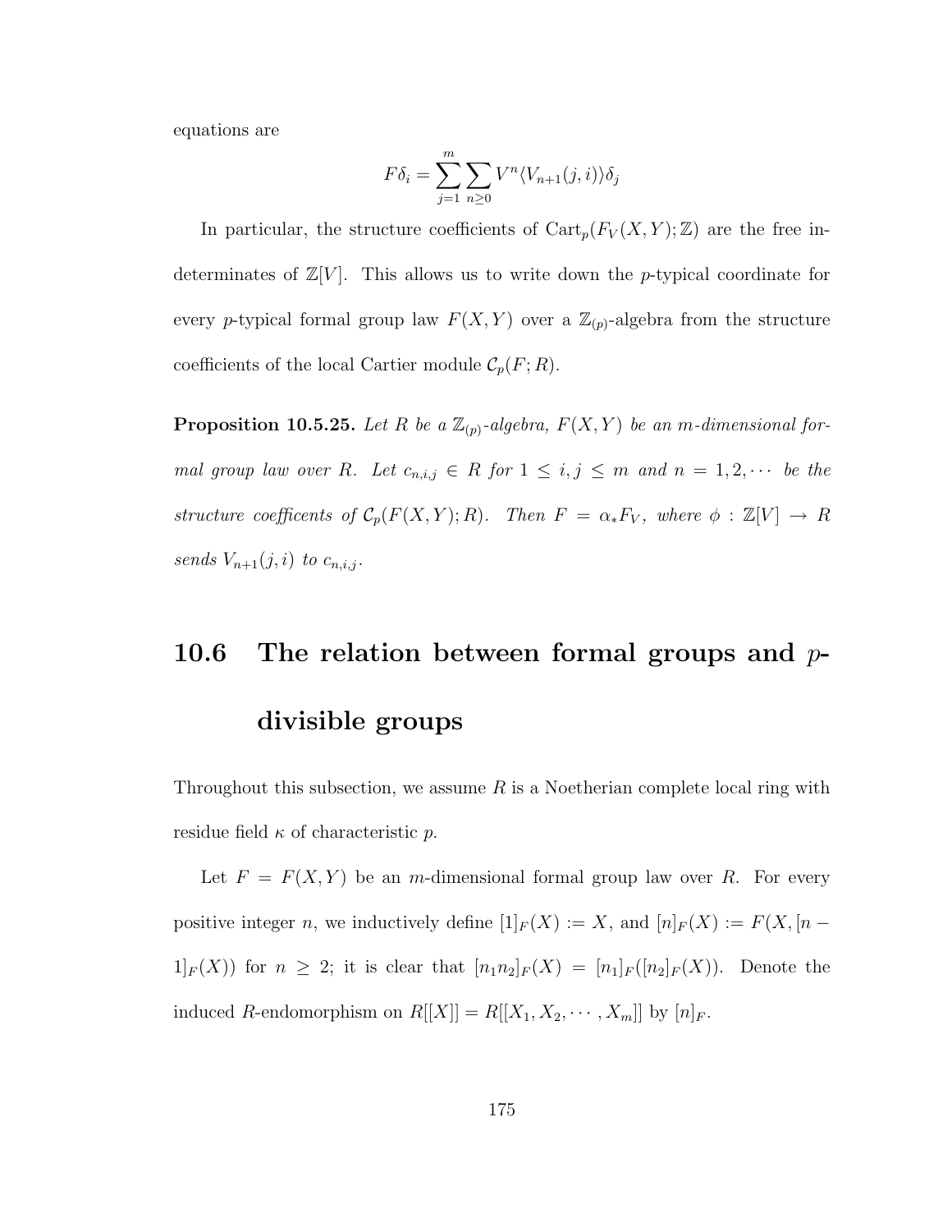equations are

$$F\delta_i = \sum_{j=1}^{m} \sum_{n \geq 0} V^n \langle V_{n+1}(j,i) \rangle \delta_j$$

In particular, the structure coefficients of $\mathrm{Cart}_p(F_V(X,Y);\mathbb{Z})$ are the free indeterminates of $\mathbb{Z}[V]$. This allows us to write down the $p$-typical coordinate for every $p$-typical formal group law $F(X,Y)$ over a $\mathbb{Z}_{(p)}$-algebra from the structure coefficients of the local Cartier module $\mathcal{C}_p(F;R)$.

**Proposition 10.5.25.** *Let $R$ be a $\mathbb{Z}_{(p)}$-algebra, $F(X,Y)$ be an $m$-dimensional formal group law over $R$. Let $c_{n,i,j} \in R$ for $1 \leq i,j \leq m$ and $n = 1, 2, \cdots$ be the structure coefficents of $\mathcal{C}_p(F(X,Y);R)$. Then $F = \alpha_* F_V$, where $\phi : \mathbb{Z}[V] \to R$ sends $V_{n+1}(j,i)$ to $c_{n,i,j}$.*

## 10.6 The relation between formal groups and $p$-divisible groups

Throughout this subsection, we assume $R$ is a Noetherian complete local ring with residue field $\kappa$ of characteristic $p$.

Let $F = F(X,Y)$ be an $m$-dimensional formal group law over $R$. For every positive integer $n$, we inductively define $[1]_F(X) := X$, and $[n]_F(X) := F(X, [n-1]_F(X))$ for $n \geq 2$; it is clear that $[n_1 n_2]_F(X) = [n_1]_F([n_2]_F(X))$. Denote the induced $R$-endomorphism on $R[[X]] = R[[X_1, X_2, \cdots, X_m]]$ by $[n]_F$.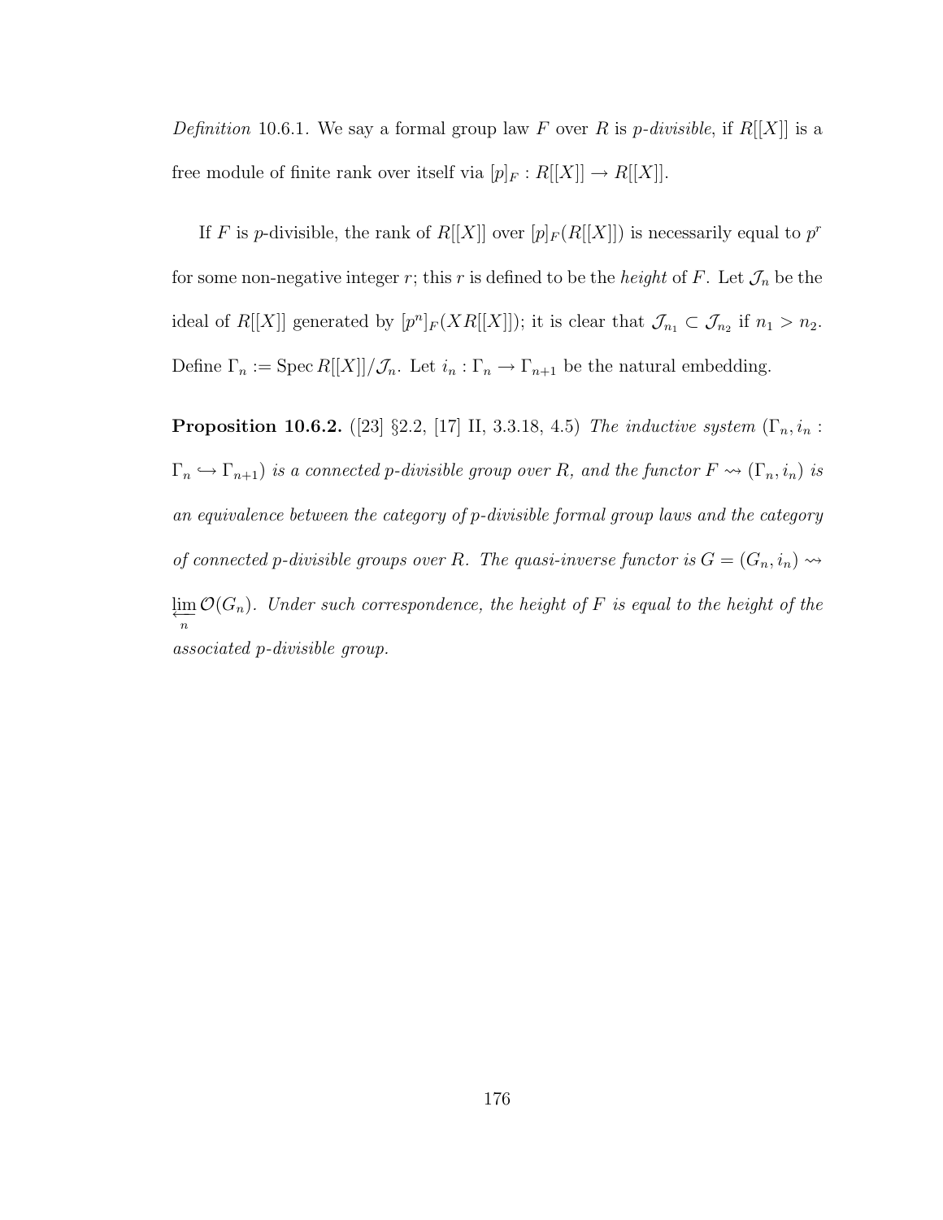*Definition* 10.6.1. We say a formal group law $F$ over $R$ is *p-divisible*, if $R[[X]]$ is a free module of finite rank over itself via $[p]_F : R[[X]] \to R[[X]]$.

If $F$ is $p$-divisible, the rank of $R[[X]]$ over $[p]_F(R[[X]])$ is necessarily equal to $p^r$ for some non-negative integer $r$; this $r$ is defined to be the *height* of $F$. Let $\mathcal{J}_n$ be the ideal of $R[[X]]$ generated by $[p^n]_F(XR[[X]])$; it is clear that $\mathcal{J}_{n_1} \subset \mathcal{J}_{n_2}$ if $n_1 > n_2$. Define $\Gamma_n := \operatorname{Spec} R[[X]]/\mathcal{J}_n$. Let $i_n : \Gamma_n \to \Gamma_{n+1}$ be the natural embedding.

**Proposition 10.6.2.** ([23] §2.2, [17] II, 3.3.18, 4.5) *The inductive system* $(\Gamma_n, i_n : \Gamma_n \hookrightarrow \Gamma_{n+1})$ *is a connected p-divisible group over R, and the functor* $F \rightsquigarrow (\Gamma_n, i_n)$ *is an equivalence between the category of p-divisible formal group laws and the category of connected p-divisible groups over R. The quasi-inverse functor is* $G = (G_n, i_n) \rightsquigarrow \varprojlim_n \mathcal{O}(G_n)$. *Under such correspondence, the height of F is equal to the height of the associated p-divisible group.*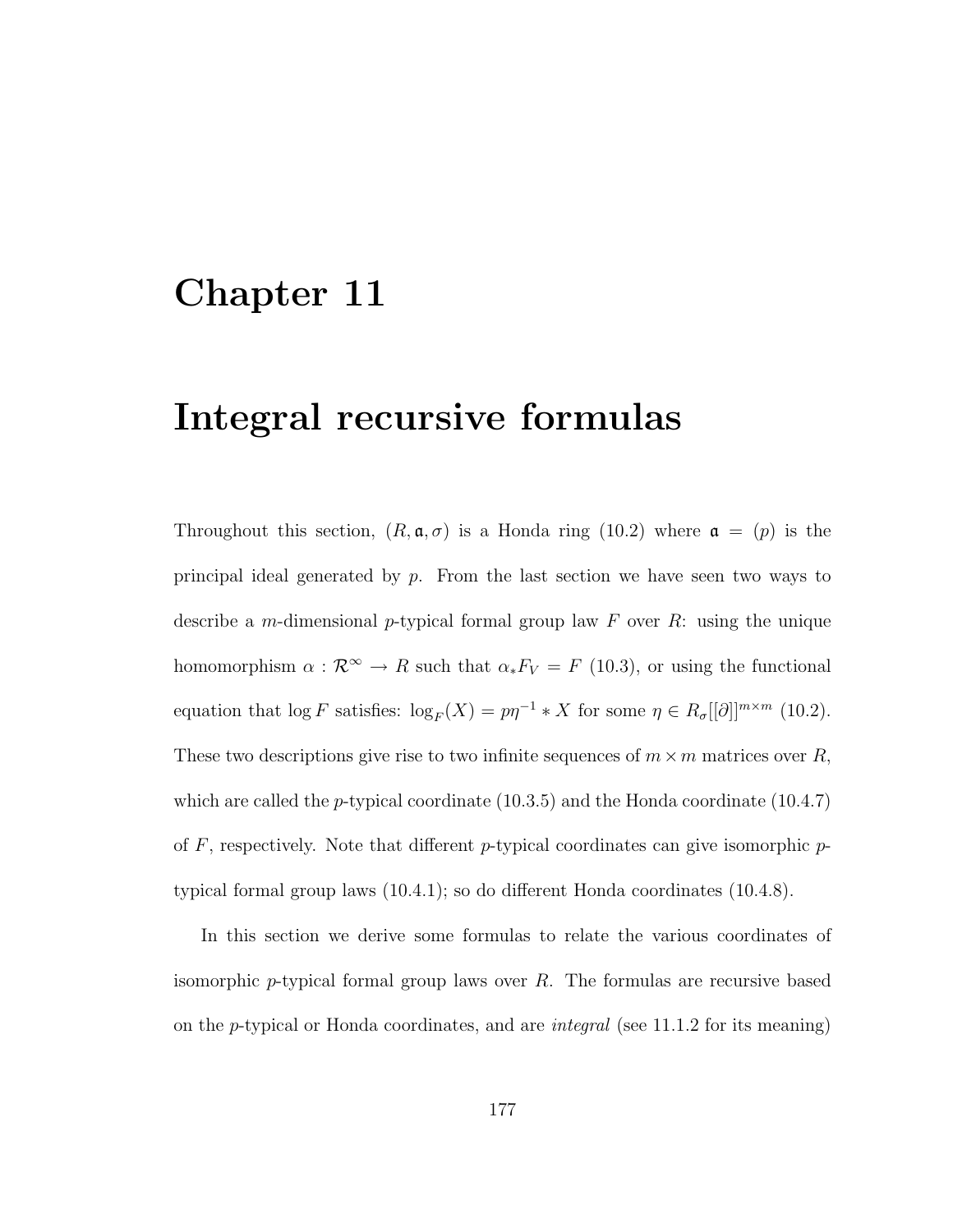# Chapter 11

# Integral recursive formulas

Throughout this section, $(R, \mathfrak{a}, \sigma)$ is a Honda ring (10.2) where $\mathfrak{a} = (p)$ is the principal ideal generated by $p$. From the last section we have seen two ways to describe a $m$-dimensional $p$-typical formal group law $F$ over $R$: using the unique homomorphism $\alpha : \mathcal{R}^\infty \to R$ such that $\alpha_* F_V = F$ (10.3), or using the functional equation that $\log F$ satisfies: $\log_F(X) = p\eta^{-1} * X$ for some $\eta \in R_\sigma[[\partial]]^{m \times m}$ (10.2). These two descriptions give rise to two infinite sequences of $m \times m$ matrices over $R$, which are called the $p$-typical coordinate (10.3.5) and the Honda coordinate (10.4.7) of $F$, respectively. Note that different $p$-typical coordinates can give isomorphic $p$-typical formal group laws (10.4.1); so do different Honda coordinates (10.4.8).

In this section we derive some formulas to relate the various coordinates of isomorphic $p$-typical formal group laws over $R$. The formulas are recursive based on the $p$-typical or Honda coordinates, and are *integral* (see 11.1.2 for its meaning)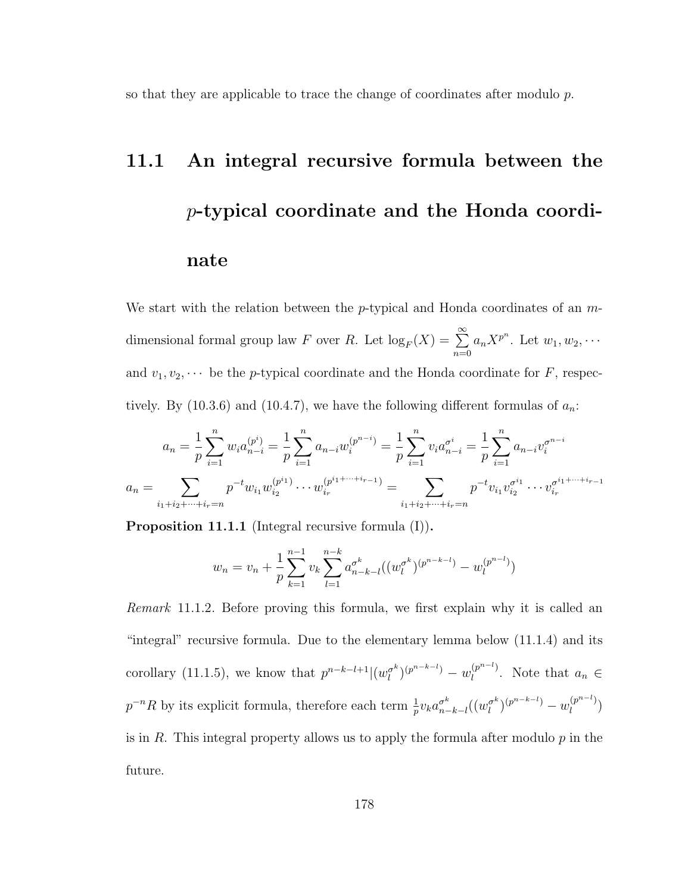so that they are applicable to trace the change of coordinates after modulo $p$.

## 11.1 An integral recursive formula between the $p$-typical coordinate and the Honda coordinate

We start with the relation between the $p$-typical and Honda coordinates of an $m$-dimensional formal group law $F$ over $R$. Let $\log_F(X) = \sum_{n=0}^{\infty} a_n X^{p^n}$. Let $w_1, w_2, \cdots$ and $v_1, v_2, \cdots$ be the $p$-typical coordinate and the Honda coordinate for $F$, respectively. By (10.3.6) and (10.4.7), we have the following different formulas of $a_n$:

$$a_n = \frac{1}{p}\sum_{i=1}^{n} w_i a_{n-i}^{(p^i)} = \frac{1}{p}\sum_{i=1}^{n} a_{n-i} w_i^{(p^{n-i})} = \frac{1}{p}\sum_{i=1}^{n} v_i a_{n-i}^{\sigma^i} = \frac{1}{p}\sum_{i=1}^{n} a_{n-i} v_i^{\sigma^{n-i}}$$

$$a_n = \sum_{i_1+i_2+\cdots+i_r=n} p^{-t} w_{i_1} w_{i_2}^{(p^{i_1})} \cdots w_{i_r}^{(p^{i_1+\cdots+i_{r-1}})} = \sum_{i_1+i_2+\cdots+i_r=n} p^{-t} v_{i_1} v_{i_2}^{\sigma^{i_1}} \cdots v_{i_r}^{\sigma^{i_1+\cdots+i_{r-1}}}$$

**Proposition 11.1.1** (Integral recursive formula (I))**.**

$$w_n = v_n + \frac{1}{p}\sum_{k=1}^{n-1} v_k \sum_{l=1}^{n-k} a_{n-k-l}^{\sigma^k}((w_l^{\sigma^k})^{(p^{n-k-l})} - w_l^{(p^{n-l})})$$

*Remark* 11.1.2. Before proving this formula, we first explain why it is called an "integral" recursive formula. Due to the elementary lemma below (11.1.4) and its corollary (11.1.5), we know that $p^{n-k-l+1} | (w_l^{\sigma^k})^{(p^{n-k-l})} - w_l^{(p^{n-l})}$. Note that $a_n \in p^{-n}R$ by its explicit formula, therefore each term $\frac{1}{p} v_k a_{n-k-l}^{\sigma^k}((w_l^{\sigma^k})^{(p^{n-k-l})} - w_l^{(p^{n-l})})$ is in $R$. This integral property allows us to apply the formula after modulo $p$ in the future.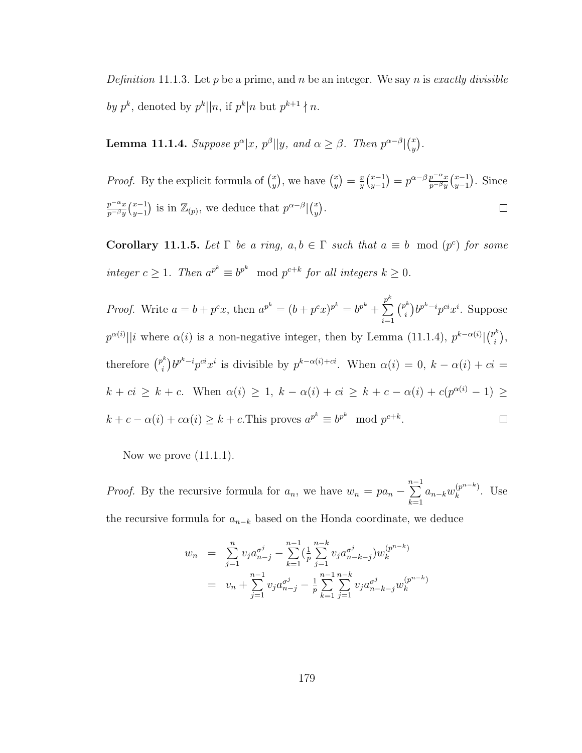*Definition* 11.1.3. Let $p$ be a prime, and $n$ be an integer. We say $n$ is *exactly divisible by* $p^k$, denoted by $p^k||n$, if $p^k|n$ but $p^{k+1} \nmid n$.

**Lemma 11.1.4.** *Suppose $p^\alpha|x$, $p^\beta||y$, and $\alpha \geq \beta$. Then $p^{\alpha-\beta}|\binom{x}{y}$.*

*Proof.* By the explicit formula of $\binom{x}{y}$, we have $\binom{x}{y} = \frac{x}{y}\binom{x-1}{y-1} = p^{\alpha-\beta}\frac{p^{-\alpha}x}{p^{-\beta}y}\binom{x-1}{y-1}$. Since $\frac{p^{-\alpha}x}{p^{-\beta}y}\binom{x-1}{y-1}$ is in $\mathbb{Z}_{(p)}$, we deduce that $p^{\alpha-\beta}|\binom{x}{y}$. $\square$

**Corollary 11.1.5.** *Let $\Gamma$ be a ring, $a, b \in \Gamma$ such that $a \equiv b \mod (p^c)$ for some integer $c \geq 1$. Then $a^{p^k} \equiv b^{p^k} \mod p^{c+k}$ for all integers $k \geq 0$.*

*Proof.* Write $a = b + p^c x$, then $a^{p^k} = (b+p^c x)^{p^k} = b^{p^k} + \sum\limits_{i=1}^{p^k}\binom{p^k}{i}b^{p^k-i}p^{ci}x^i$. Suppose $p^{\alpha(i)}||i$ where $\alpha(i)$ is a non-negative integer, then by Lemma (11.1.4), $p^{k-\alpha(i)}|\binom{p^k}{i}$, therefore $\binom{p^k}{i}b^{p^k-i}p^{ci}x^i$ is divisible by $p^{k-\alpha(i)+ci}$. When $\alpha(i) = 0$, $k - \alpha(i) + ci = k + ci \geq k + c$. When $\alpha(i) \geq 1$, $k - \alpha(i) + ci \geq k + c - \alpha(i) + c(p^{\alpha(i)} - 1) \geq k + c - \alpha(i) + c\alpha(i) \geq k + c$.This proves $a^{p^k} \equiv b^{p^k} \mod p^{c+k}$. $\square$

Now we prove (11.1.1).

*Proof.* By the recursive formula for $a_n$, we have $w_n = pa_n - \sum\limits_{k=1}^{n-1} a_{n-k}w_k^{(p^{n-k})}$. Use the recursive formula for $a_{n-k}$ based on the Honda coordinate, we deduce

$$
\begin{aligned}
w_n &= \sum_{j=1}^{n} v_j a_{n-j}^{\sigma^j} - \sum_{k=1}^{n-1}\left(\frac{1}{p}\sum_{j=1}^{n-k} v_j a_{n-k-j}^{\sigma^j}\right)w_k^{(p^{n-k})} \\
&= v_n + \sum_{j=1}^{n-1} v_j a_{n-j}^{\sigma^j} - \frac{1}{p}\sum_{k=1}^{n-1}\sum_{j=1}^{n-k} v_j a_{n-k-j}^{\sigma^j} w_k^{(p^{n-k})}
\end{aligned}
$$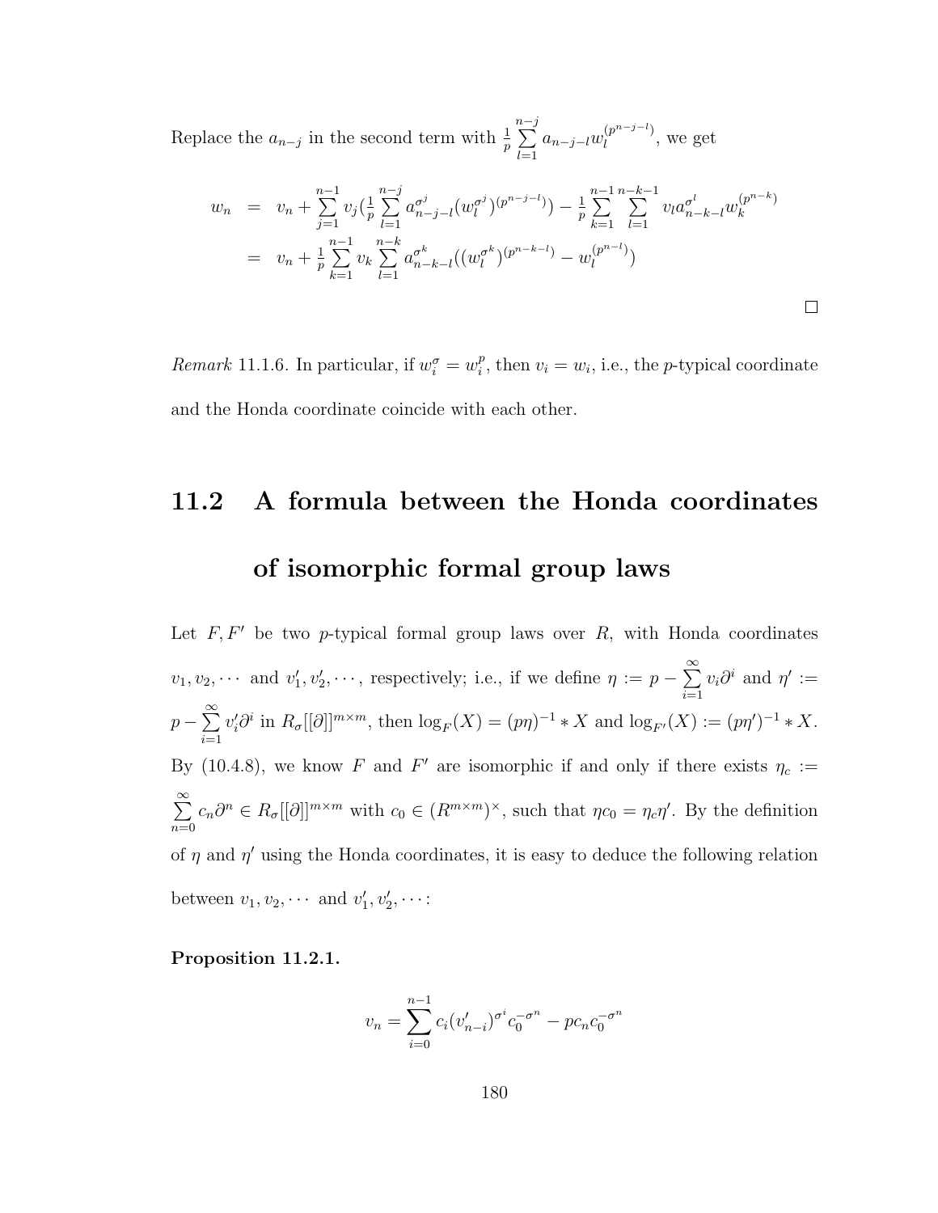Replace the $a_{n-j}$ in the second term with $\frac{1}{p}\sum_{l=1}^{n-j} a_{n-j-l} w_l^{(p^{n-j-l})}$, we get

$$
\begin{aligned}
w_n &= v_n + \sum_{j=1}^{n-1} v_j \Big(\frac{1}{p}\sum_{l=1}^{n-j} a_{n-j-l}^{\sigma^j} (w_l^{\sigma^j})^{(p^{n-j-l})}\Big) - \frac{1}{p}\sum_{k=1}^{n-1}\sum_{l=1}^{n-k-1} v_l a_{n-k-l}^{\sigma^l} w_k^{(p^{n-k})} \\
&= v_n + \frac{1}{p}\sum_{k=1}^{n-1} v_k \sum_{l=1}^{n-k} a_{n-k-l}^{\sigma^k} \big((w_l^{\sigma^k})^{(p^{n-k-l})} - w_l^{(p^{n-l})}\big)
\end{aligned}
$$

□

*Remark* 11.1.6. In particular, if $w_i^\sigma = w_i^p$, then $v_i = w_i$, i.e., the $p$-typical coordinate and the Honda coordinate coincide with each other.

## 11.2 A formula between the Honda coordinates of isomorphic formal group laws

Let $F, F'$ be two $p$-typical formal group laws over $R$, with Honda coordinates $v_1, v_2, \cdots$ and $v_1', v_2', \cdots$, respectively; i.e., if we define $\eta := p - \sum_{i=1}^{\infty} v_i \partial^i$ and $\eta' := p - \sum_{i=1}^{\infty} v_i' \partial^i$ in $R_\sigma[[\partial]]^{m\times m}$, then $\log_F(X) = (p\eta)^{-1} * X$ and $\log_{F'}(X) := (p\eta')^{-1} * X$. By (10.4.8), we know $F$ and $F'$ are isomorphic if and only if there exists $\eta_c := \sum_{n=0}^{\infty} c_n \partial^n \in R_\sigma[[\partial]]^{m\times m}$ with $c_0 \in (R^{m\times m})^\times$, such that $\eta c_0 = \eta_c \eta'$. By the definition of $\eta$ and $\eta'$ using the Honda coordinates, it is easy to deduce the following relation between $v_1, v_2, \cdots$ and $v_1', v_2', \cdots$:

**Proposition 11.2.1.**

$$
v_n = \sum_{i=0}^{n-1} c_i (v_{n-i}')^{\sigma^i} c_0^{-\sigma^n} - p c_n c_0^{-\sigma^n}
$$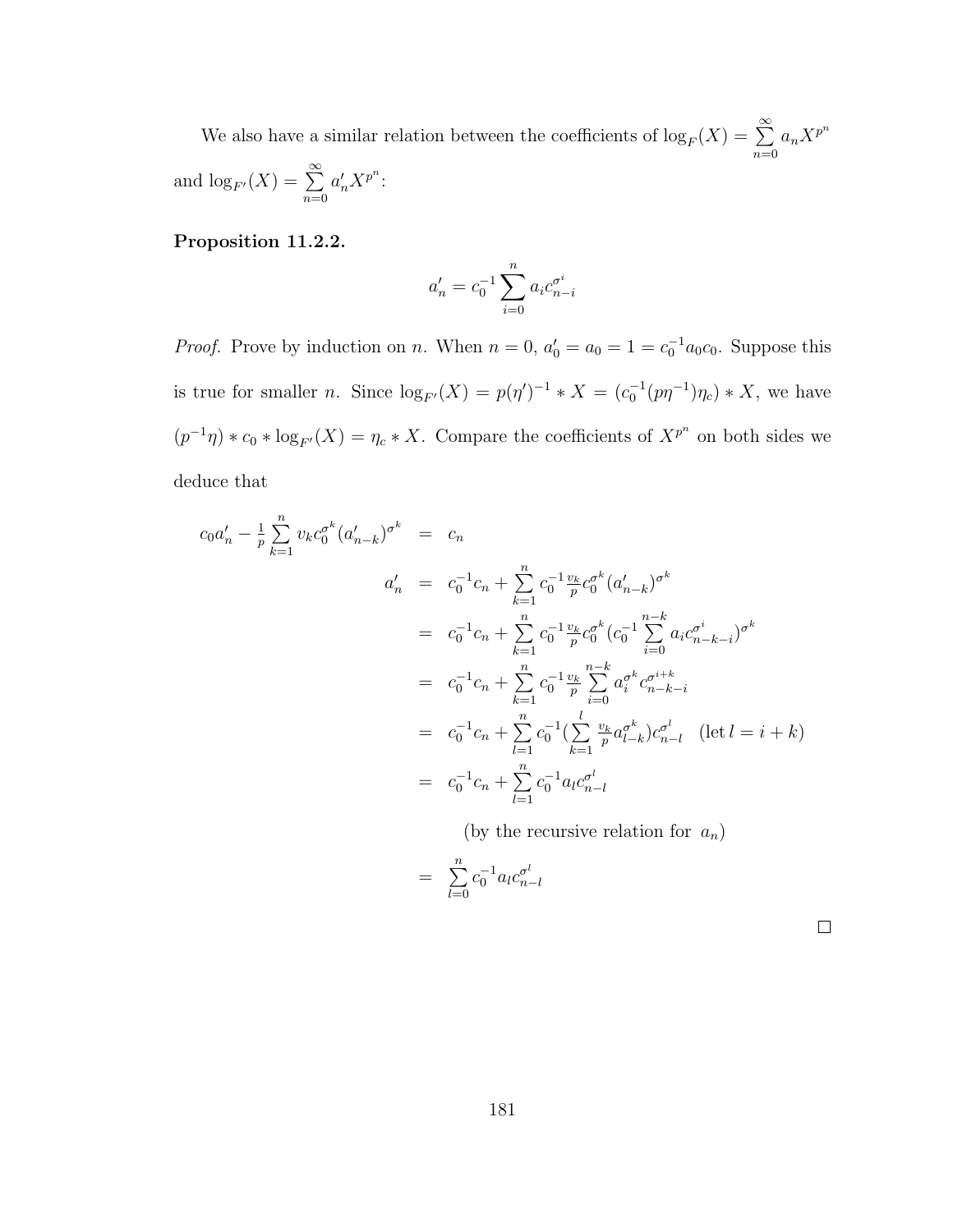We also have a similar relation between the coefficients of $\log_F(X) = \sum_{n=0}^{\infty} a_n X^{p^n}$ and $\log_{F'}(X) = \sum_{n=0}^{\infty} a'_n X^{p^n}$:

**Proposition 11.2.2.**

$$a'_n = c_0^{-1} \sum_{i=0}^{n} a_i c_{n-i}^{\sigma^i}$$

*Proof.* Prove by induction on $n$. When $n = 0$, $a'_0 = a_0 = 1 = c_0^{-1} a_0 c_0$. Suppose this is true for smaller $n$. Since $\log_{F'}(X) = p(\eta')^{-1} * X = (c_0^{-1}(p\eta^{-1})\eta_c) * X$, we have $(p^{-1}\eta) * c_0 * \log_{F'}(X) = \eta_c * X$. Compare the coefficients of $X^{p^n}$ on both sides we deduce that

$$
\begin{aligned}
c_0 a'_n - \frac{1}{p} \sum_{k=1}^{n} v_k c_0^{\sigma^k} (a'_{n-k})^{\sigma^k} &= c_n \\
a'_n &= c_0^{-1} c_n + \sum_{k=1}^{n} c_0^{-1} \frac{v_k}{p} c_0^{\sigma^k} (a'_{n-k})^{\sigma^k} \\
&= c_0^{-1} c_n + \sum_{k=1}^{n} c_0^{-1} \frac{v_k}{p} c_0^{\sigma^k} (c_0^{-1} \sum_{i=0}^{n-k} a_i c_{n-k-i}^{\sigma^i})^{\sigma^k} \\
&= c_0^{-1} c_n + \sum_{k=1}^{n} c_0^{-1} \frac{v_k}{p} \sum_{i=0}^{n-k} a_i^{\sigma^k} c_{n-k-i}^{\sigma^{i+k}} \\
&= c_0^{-1} c_n + \sum_{l=1}^{n} c_0^{-1} (\sum_{k=1}^{l} \frac{v_k}{p} a_{l-k}^{\sigma^k}) c_{n-l}^{\sigma^l} \quad (\text{let } l = i + k) \\
&= c_0^{-1} c_n + \sum_{l=1}^{n} c_0^{-1} a_l c_{n-l}^{\sigma^l} \\
&\qquad \text{(by the recursive relation for } a_n) \\
&= \sum_{l=0}^{n} c_0^{-1} a_l c_{n-l}^{\sigma^l}
\end{aligned}
$$

$\square$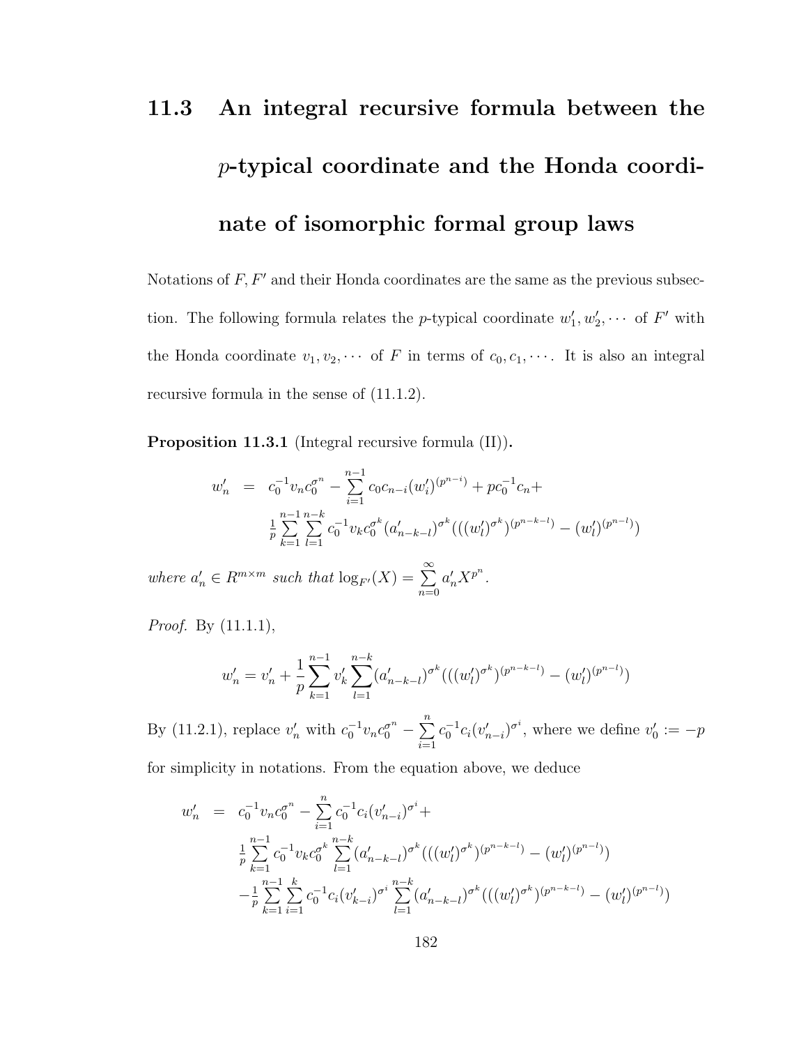## 11.3 An integral recursive formula between the $p$-typical coordinate and the Honda coordinate of isomorphic formal group laws

Notations of $F, F'$ and their Honda coordinates are the same as the previous subsection. The following formula relates the $p$-typical coordinate $w'_1, w'_2, \cdots$ of $F'$ with the Honda coordinate $v_1, v_2, \cdots$ of $F$ in terms of $c_0, c_1, \cdots$. It is also an integral recursive formula in the sense of (11.1.2).

**Proposition 11.3.1** (Integral recursive formula (II))**.**

$$
\begin{aligned}
w'_n &= c_0^{-1} v_n c_0^{\sigma^n} - \sum_{i=1}^{n-1} c_0 c_{n-i} (w'_i)^{(p^{n-i})} + p c_0^{-1} c_n + \\
&\quad \tfrac{1}{p} \sum_{k=1}^{n-1} \sum_{l=1}^{n-k} c_0^{-1} v_k c_0^{\sigma^k} (a'_{n-k-l})^{\sigma^k} (((w'_l)^{\sigma^k})^{(p^{n-k-l})} - (w'_l)^{(p^{n-l})})
\end{aligned}
$$

*where $a'_n \in R^{m\times m}$ such that $\log_{F'}(X) = \sum_{n=0}^{\infty} a'_n X^{p^n}$.*

*Proof.* By (11.1.1),

$$
w'_n = v'_n + \frac{1}{p} \sum_{k=1}^{n-1} v'_k \sum_{l=1}^{n-k} (a'_{n-k-l})^{\sigma^k} (((w'_l)^{\sigma^k})^{(p^{n-k-l})} - (w'_l)^{(p^{n-l})})
$$

By (11.2.1), replace $v'_n$ with $c_0^{-1} v_n c_0^{\sigma^n} - \sum_{i=1}^{n} c_0^{-1} c_i (v'_{n-i})^{\sigma^i}$, where we define $v'_0 := -p$ for simplicity in notations. From the equation above, we deduce

$$
\begin{aligned}
w'_n &= c_0^{-1} v_n c_0^{\sigma^n} - \sum_{i=1}^{n} c_0^{-1} c_i (v'_{n-i})^{\sigma^i} + \\
&\quad \tfrac{1}{p} \sum_{k=1}^{n-1} c_0^{-1} v_k c_0^{\sigma^k} \sum_{l=1}^{n-k} (a'_{n-k-l})^{\sigma^k} (((w'_l)^{\sigma^k})^{(p^{n-k-l})} - (w'_l)^{(p^{n-l})}) \\
&\quad - \tfrac{1}{p} \sum_{k=1}^{n-1} \sum_{i=1}^{k} c_0^{-1} c_i (v'_{k-i})^{\sigma^i} \sum_{l=1}^{n-k} (a'_{n-k-l})^{\sigma^k} (((w'_l)^{\sigma^k})^{(p^{n-k-l})} - (w'_l)^{(p^{n-l})})
\end{aligned}
$$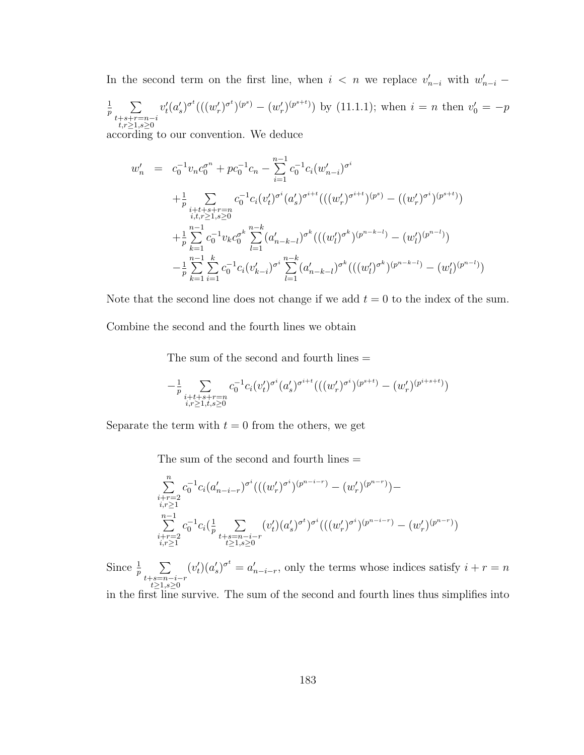In the second term on the first line, when $i < n$ we replace $v'_{n-i}$ with $w'_{n-i} - \frac{1}{p}\sum_{\substack{t+s+r=n-i \\ t,r\geq 1, s\geq 0}} v'_t (a'_s)^{\sigma^t}(((w'_r)^{\sigma^t})^{(p^s)} - (w'_r)^{(p^{s+t})})$ by (11.1.1); when $i = n$ then $v'_0 = -p$ according to our convention. We deduce

$$
\begin{aligned}
w'_n &= c_0^{-1} v_n c_0^{\sigma^n} + p c_0^{-1} c_n - \sum_{i=1}^{n-1} c_0^{-1} c_i (w'_{n-i})^{\sigma^i} \\
&+ \tfrac{1}{p} \sum_{\substack{i+t+s+r=n \\ i,t,r\geq 1, s\geq 0}} c_0^{-1} c_i (v'_t)^{\sigma^i} (a'_s)^{\sigma^{i+t}} (((w'_r)^{\sigma^{i+t}})^{(p^s)} - ((w'_r)^{\sigma^i})^{(p^{s+t})}) \\
&+ \tfrac{1}{p} \sum_{k=1}^{n-1} c_0^{-1} v_k c_0^{\sigma^k} \sum_{l=1}^{n-k} (a'_{n-k-l})^{\sigma^k} (((w'_l)^{\sigma^k})^{(p^{n-k-l})} - (w'_l)^{(p^{n-l})}) \\
&- \tfrac{1}{p} \sum_{k=1}^{n-1} \sum_{i=1}^{k} c_0^{-1} c_i (v'_{k-i})^{\sigma^i} \sum_{l=1}^{n-k} (a'_{n-k-l})^{\sigma^k} (((w'_l)^{\sigma^k})^{(p^{n-k-l})} - (w'_l)^{(p^{n-l})})
\end{aligned}
$$

Note that the second line does not change if we add $t = 0$ to the index of the sum.

Combine the second and the fourth lines we obtain

The sum of the second and fourth lines =

$$
-\tfrac{1}{p} \sum_{\substack{i+t+s+r=n \\ i,r\geq 1, t,s\geq 0}} c_0^{-1} c_i (v'_t)^{\sigma^i} (a'_s)^{\sigma^{i+t}} (((w'_r)^{\sigma^i})^{(p^{s+t})} - (w'_r)^{(p^{i+s+t})})
$$

Separate the term with $t = 0$ from the others, we get

The sum of the second and fourth lines =

$$
\begin{aligned}
&\sum_{\substack{i+r=2 \\ i,r\geq 1}}^{n} c_0^{-1} c_i (a'_{n-i-r})^{\sigma^i} (((w'_r)^{\sigma^i})^{(p^{n-i-r})} - (w'_r)^{(p^{n-r})}) - \\
&\sum_{\substack{i+r=2 \\ i,r\geq 1}}^{n-1} c_0^{-1} c_i (\tfrac{1}{p} \sum_{\substack{t+s=n-i-r \\ t\geq 1, s\geq 0}} (v'_t)(a'_s)^{\sigma^t})^{\sigma^i} (((w'_r)^{\sigma^i})^{(p^{n-i-r})} - (w'_r)^{(p^{n-r})})
\end{aligned}
$$

Since $\frac{1}{p} \sum_{\substack{t+s=n-i-r \\ t\geq 1, s\geq 0}} (v'_t)(a'_s)^{\sigma^t} = a'_{n-i-r}$, only the terms whose indices satisfy $i + r = n$ in the first line survive. The sum of the second and fourth lines thus simplifies into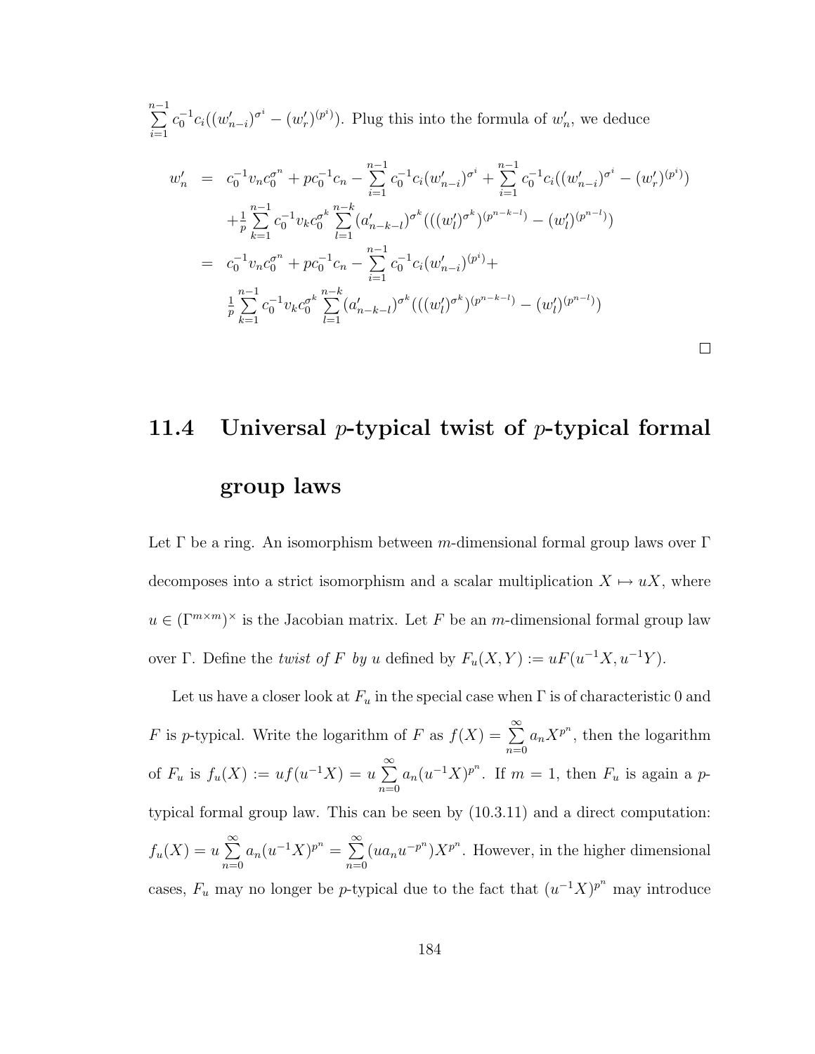$\sum_{i=1}^{n-1} c_0^{-1} c_i ((w'_{n-i})^{\sigma^i} - (w'_r)^{(p^i)})$. Plug this into the formula of $w'_n$, we deduce

$$
\begin{aligned}
w'_n &= c_0^{-1} v_n c_0^{\sigma^n} + p c_0^{-1} c_n - \sum_{i=1}^{n-1} c_0^{-1} c_i (w'_{n-i})^{\sigma^i} + \sum_{i=1}^{n-1} c_0^{-1} c_i ((w'_{n-i})^{\sigma^i} - (w'_r)^{(p^i)}) \\
&\quad + \tfrac{1}{p} \sum_{k=1}^{n-1} c_0^{-1} v_k c_0^{\sigma^k} \sum_{l=1}^{n-k} (a'_{n-k-l})^{\sigma^k} (((w'_l)^{\sigma^k})^{(p^{n-k-l})} - (w'_l)^{(p^{n-l})}) \\
&= c_0^{-1} v_n c_0^{\sigma^n} + p c_0^{-1} c_n - \sum_{i=1}^{n-1} c_0^{-1} c_i (w'_{n-i})^{(p^i)} + \\
&\quad \tfrac{1}{p} \sum_{k=1}^{n-1} c_0^{-1} v_k c_0^{\sigma^k} \sum_{l=1}^{n-k} (a'_{n-k-l})^{\sigma^k} (((w'_l)^{\sigma^k})^{(p^{n-k-l})} - (w'_l)^{(p^{n-l})})
\end{aligned}
$$

□

## 11.4 Universal $p$-typical twist of $p$-typical formal group laws

Let $\Gamma$ be a ring. An isomorphism between $m$-dimensional formal group laws over $\Gamma$ decomposes into a strict isomorphism and a scalar multiplication $X \mapsto uX$, where $u \in (\Gamma^{m\times m})^\times$ is the Jacobian matrix. Let $F$ be an $m$-dimensional formal group law over $\Gamma$. Define the *twist of $F$ by $u$* defined by $F_u(X,Y) := uF(u^{-1}X, u^{-1}Y)$.

Let us have a closer look at $F_u$ in the special case when $\Gamma$ is of characteristic 0 and $F$ is $p$-typical. Write the logarithm of $F$ as $f(X) = \sum_{n=0}^{\infty} a_n X^{p^n}$, then the logarithm of $F_u$ is $f_u(X) := uf(u^{-1}X) = u\sum_{n=0}^{\infty} a_n (u^{-1}X)^{p^n}$. If $m = 1$, then $F_u$ is again a $p$-typical formal group law. This can be seen by (10.3.11) and a direct computation: $f_u(X) = u\sum_{n=0}^{\infty} a_n (u^{-1}X)^{p^n} = \sum_{n=0}^{\infty} (ua_n u^{-p^n}) X^{p^n}$. However, in the higher dimensional cases, $F_u$ may no longer be $p$-typical due to the fact that $(u^{-1}X)^{p^n}$ may introduce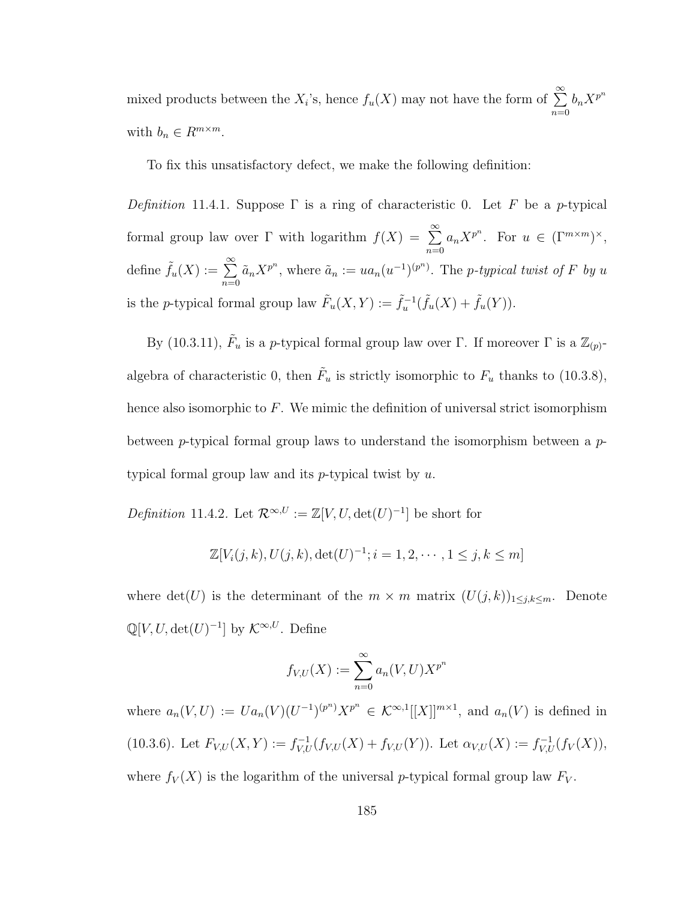mixed products between the $X_i$'s, hence $f_u(X)$ may not have the form of $\sum_{n=0}^{\infty} b_n X^{p^n}$ with $b_n \in R^{m\times m}$.

To fix this unsatisfactory defect, we make the following definition:

*Definition* 11.4.1. Suppose $\Gamma$ is a ring of characteristic 0. Let $F$ be a $p$-typical formal group law over $\Gamma$ with logarithm $f(X) = \sum_{n=0}^{\infty} a_n X^{p^n}$. For $u \in (\Gamma^{m\times m})^\times$, define $\tilde{f}_u(X) := \sum_{n=0}^{\infty} \tilde{a}_n X^{p^n}$, where $\tilde{a}_n := u a_n (u^{-1})^{(p^n)}$. The *$p$-typical twist of $F$ by $u$* is the $p$-typical formal group law $\tilde{F}_u(X,Y) := \tilde{f}_u^{-1}(\tilde{f}_u(X) + \tilde{f}_u(Y))$.

By (10.3.11), $\tilde{F}_u$ is a $p$-typical formal group law over $\Gamma$. If moreover $\Gamma$ is a $\mathbb{Z}_{(p)}$-algebra of characteristic 0, then $\tilde{F}_u$ is strictly isomorphic to $F_u$ thanks to (10.3.8), hence also isomorphic to $F$. We mimic the definition of universal strict isomorphism between $p$-typical formal group laws to understand the isomorphism between a $p$-typical formal group law and its $p$-typical twist by $u$.

*Definition* 11.4.2. Let $\mathcal{R}^{\infty,U} := \mathbb{Z}[V, U, \det(U)^{-1}]$ be short for

$$\mathbb{Z}[V_i(j,k), U(j,k), \det(U)^{-1}; i = 1, 2, \cdots, 1 \le j,k \le m]$$

where $\det(U)$ is the determinant of the $m \times m$ matrix $(U(j,k))_{1\le j,k\le m}$. Denote $\mathbb{Q}[V, U, \det(U)^{-1}]$ by $\mathcal{K}^{\infty,U}$. Define

$$f_{V,U}(X) := \sum_{n=0}^{\infty} a_n(V,U) X^{p^n}$$

where $a_n(V,U) := U a_n(V) (U^{-1})^{(p^n)} X^{p^n} \in \mathcal{K}^{\infty,1}[[X]]^{m\times 1}$, and $a_n(V)$ is defined in (10.3.6). Let $F_{V,U}(X,Y) := f_{V,U}^{-1}(f_{V,U}(X) + f_{V,U}(Y))$. Let $\alpha_{V,U}(X) := f_{V,U}^{-1}(f_V(X))$, where $f_V(X)$ is the logarithm of the universal $p$-typical formal group law $F_V$.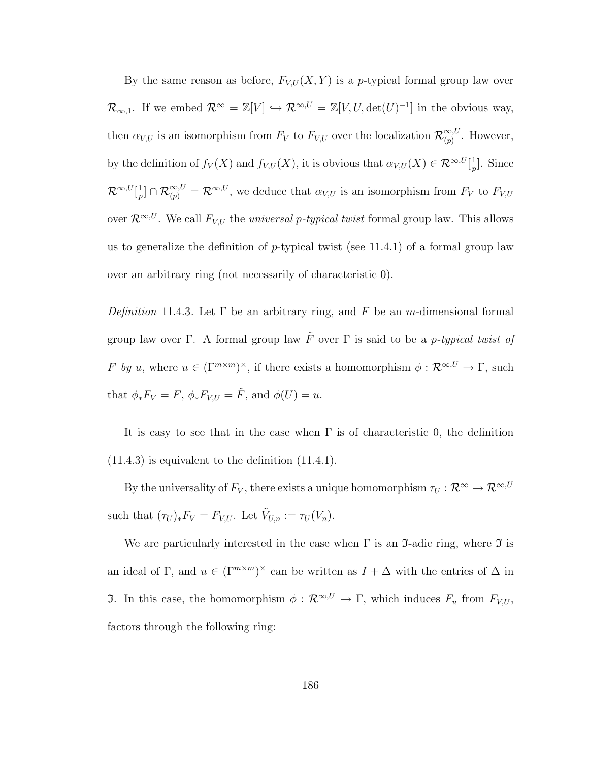By the same reason as before, $F_{V,U}(X,Y)$ is a $p$-typical formal group law over $\mathcal{R}_{\infty,1}$. If we embed $\mathcal{R}^{\infty} = \mathbb{Z}[V] \hookrightarrow \mathcal{R}^{\infty,U} = \mathbb{Z}[V,U,\det(U)^{-1}]$ in the obvious way, then $\alpha_{V,U}$ is an isomorphism from $F_V$ to $F_{V,U}$ over the localization $\mathcal{R}^{\infty,U}_{(p)}$. However, by the definition of $f_V(X)$ and $f_{V,U}(X)$, it is obvious that $\alpha_{V,U}(X) \in \mathcal{R}^{\infty,U}[\frac{1}{p}]$. Since $\mathcal{R}^{\infty,U}[\frac{1}{p}] \cap \mathcal{R}^{\infty,U}_{(p)} = \mathcal{R}^{\infty,U}$, we deduce that $\alpha_{V,U}$ is an isomorphism from $F_V$ to $F_{V,U}$ over $\mathcal{R}^{\infty,U}$. We call $F_{V,U}$ the *universal $p$-typical twist* formal group law. This allows us to generalize the definition of $p$-typical twist (see 11.4.1) of a formal group law over an arbitrary ring (not necessarily of characteristic 0).

*Definition* 11.4.3. Let $\Gamma$ be an arbitrary ring, and $F$ be an $m$-dimensional formal group law over $\Gamma$. A formal group law $\tilde{F}$ over $\Gamma$ is said to be a *$p$-typical twist of $F$ by $u$*, where $u \in (\Gamma^{m\times m})^{\times}$, if there exists a homomorphism $\phi : \mathcal{R}^{\infty,U} \to \Gamma$, such that $\phi_* F_V = F$, $\phi_* F_{V,U} = \tilde{F}$, and $\phi(U) = u$.

It is easy to see that in the case when $\Gamma$ is of characteristic 0, the definition (11.4.3) is equivalent to the definition (11.4.1).

By the universality of $F_V$, there exists a unique homomorphism $\tau_U : \mathcal{R}^{\infty} \to \mathcal{R}^{\infty,U}$ such that $(\tau_U)_* F_V = F_{V,U}$. Let $\tilde{V}_{U,n} := \tau_U(V_n)$.

We are particularly interested in the case when $\Gamma$ is an $\mathfrak{I}$-adic ring, where $\mathfrak{I}$ is an ideal of $\Gamma$, and $u \in (\Gamma^{m\times m})^{\times}$ can be written as $I + \Delta$ with the entries of $\Delta$ in $\mathfrak{I}$. In this case, the homomorphism $\phi : \mathcal{R}^{\infty,U} \to \Gamma$, which induces $F_u$ from $F_{V,U}$, factors through the following ring: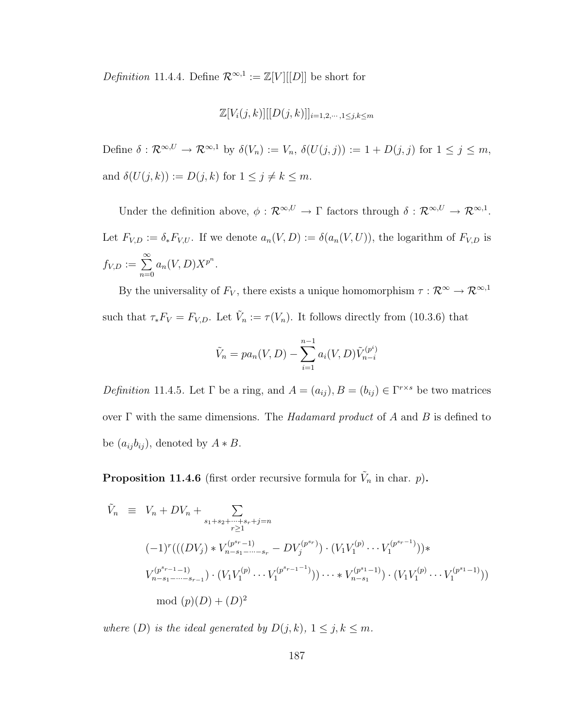*Definition* 11.4.4. Define $\mathcal{R}^{\infty,1} := \mathbb{Z}[V][[D]]$ be short for

$$\mathbb{Z}[V_i(j,k)][[D(j,k)]]_{i=1,2,\cdots,1\leq j,k\leq m}$$

Define $\delta : \mathcal{R}^{\infty,U} \to \mathcal{R}^{\infty,1}$ by $\delta(V_n) := V_n$, $\delta(U(j,j)) := 1 + D(j,j)$ for $1 \leq j \leq m$, and $\delta(U(j,k)) := D(j,k)$ for $1 \leq j \neq k \leq m$.

Under the definition above, $\phi : \mathcal{R}^{\infty,U} \to \Gamma$ factors through $\delta : \mathcal{R}^{\infty,U} \to \mathcal{R}^{\infty,1}$. Let $F_{V,D} := \delta_* F_{V,U}$. If we denote $a_n(V,D) := \delta(a_n(V,U))$, the logarithm of $F_{V,D}$ is $f_{V,D} := \sum_{n=0}^{\infty} a_n(V,D) X^{p^n}$.

By the universality of $F_V$, there exists a unique homomorphism $\tau : \mathcal{R}^{\infty} \to \mathcal{R}^{\infty,1}$ such that $\tau_* F_V = F_{V,D}$. Let $\tilde{V}_n := \tau(V_n)$. It follows directly from (10.3.6) that

$$\tilde{V}_n = p a_n(V,D) - \sum_{i=1}^{n-1} a_i(V,D) \tilde{V}_{n-i}^{(p^i)}$$

*Definition* 11.4.5. Let $\Gamma$ be a ring, and $A = (a_{ij}), B = (b_{ij}) \in \Gamma^{r \times s}$ be two matrices over $\Gamma$ with the same dimensions. The *Hadamard product* of $A$ and $B$ is defined to be $(a_{ij} b_{ij})$, denoted by $A * B$.

**Proposition 11.4.6** (first order recursive formula for $\tilde{V}_n$ in char. $p$)**.**

$$\begin{aligned}
\tilde{V}_n \quad \equiv \quad & V_n + DV_n + \sum_{\substack{s_1+s_2+\cdots+s_r+j=n \\ r\geq 1}} \\
& (-1)^r (((DV_j) * V_{n-s_1-\cdots-s_r}^{(p^{s_r}-1)} - DV_j^{(p^{s_r})}) \cdot (V_1 V_1^{(p)} \cdots V_1^{(p^{s_r-1})})) * \\
& V_{n-s_1-\cdots-s_{r-1}}^{(p^{s_{r-1}}-1)}) \cdot (V_1 V_1^{(p)} \cdots V_1^{(p^{s_{r-1}-1})})) \cdots * V_{n-s_1}^{(p^{s_1}-1)}) \cdot (V_1 V_1^{(p)} \cdots V_1^{(p^{s_1}-1)})) \\
& \quad \bmod (p)(D) + (D)^2
\end{aligned}$$

*where $(D)$ is the ideal generated by $D(j,k)$, $1 \leq j,k \leq m$.*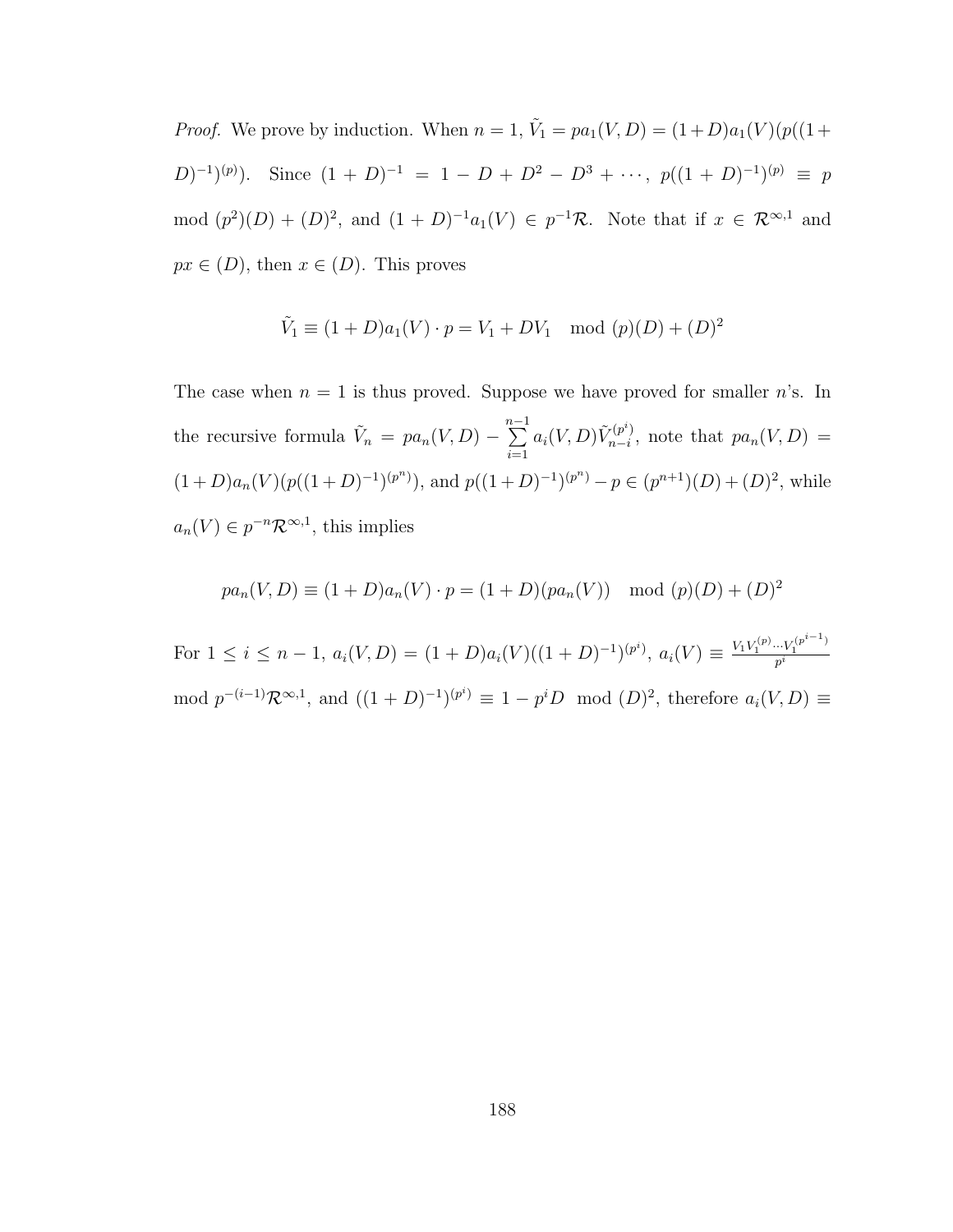*Proof.* We prove by induction. When $n = 1$, $\tilde{V}_1 = pa_1(V, D) = (1+D)a_1(V)(p((1+D)^{-1})^{(p)})$. Since $(1 + D)^{-1} = 1 - D + D^2 - D^3 + \cdots$, $p((1 + D)^{-1})^{(p)} \equiv p \mod (p^2)(D) + (D)^2$, and $(1 + D)^{-1}a_1(V) \in p^{-1}\mathcal{R}$. Note that if $x \in \mathcal{R}^{\infty,1}$ and $px \in (D)$, then $x \in (D)$. This proves

$$\tilde{V}_1 \equiv (1 + D)a_1(V) \cdot p = V_1 + DV_1 \mod (p)(D) + (D)^2$$

The case when $n = 1$ is thus proved. Suppose we have proved for smaller $n$'s. In the recursive formula $\tilde{V}_n = pa_n(V, D) - \sum_{i=1}^{n-1} a_i(V, D)\tilde{V}_{n-i}^{(p^i)}$, note that $pa_n(V, D) = (1 + D)a_n(V)(p((1 + D)^{-1})^{(p^n)})$, and $p((1 + D)^{-1})^{(p^n)} - p \in (p^{n+1})(D) + (D)^2$, while $a_n(V) \in p^{-n}\mathcal{R}^{\infty,1}$, this implies

$$pa_n(V, D) \equiv (1 + D)a_n(V) \cdot p = (1 + D)(pa_n(V)) \mod (p)(D) + (D)^2$$

For $1 \leq i \leq n - 1$, $a_i(V, D) = (1 + D)a_i(V)((1 + D)^{-1})^{(p^i)}$, $a_i(V) \equiv \frac{V_1 V_1^{(p)} \cdots V_1^{(p^{i-1})}}{p^i} \mod p^{-(i-1)}\mathcal{R}^{\infty,1}$, and $((1 + D)^{-1})^{(p^i)} \equiv 1 - p^i D \mod (D)^2$, therefore $a_i(V, D) \equiv$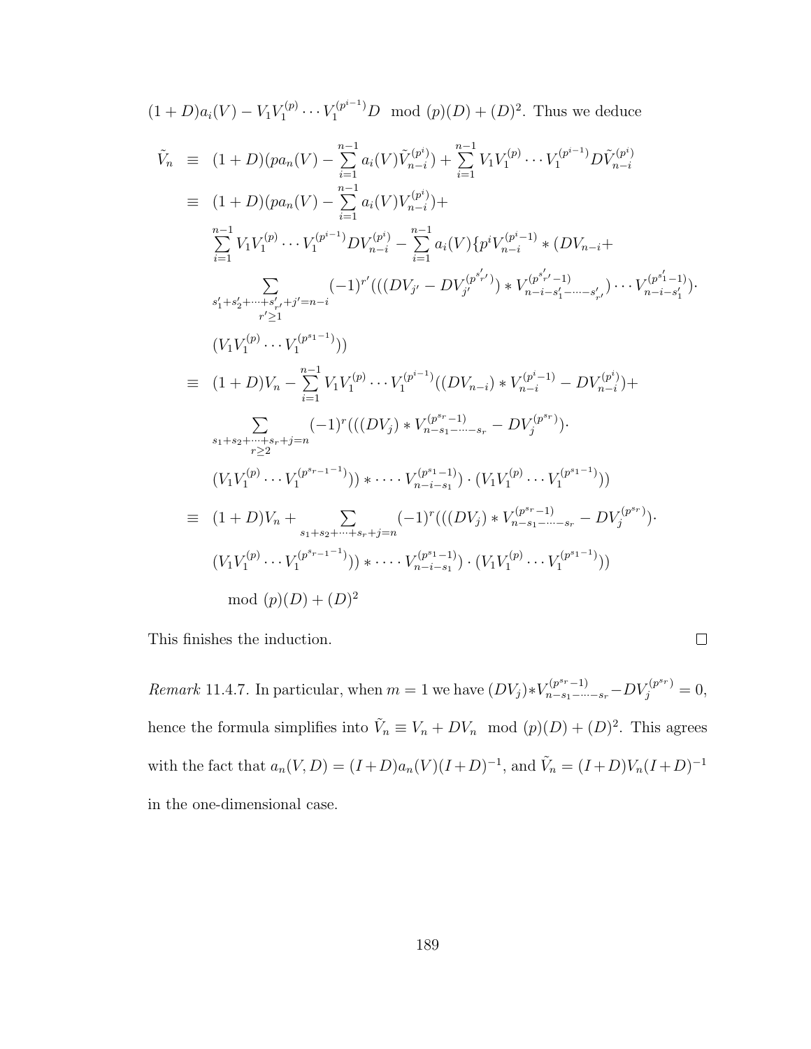$(1+D)a_i(V) - V_1V_1^{(p)}\cdots V_1^{(p^{i-1})}D \mod (p)(D)+(D)^2$. Thus we deduce

$$
\begin{aligned}
\tilde{V}_n &\equiv (1+D)(pa_n(V) - \sum_{i=1}^{n-1} a_i(V)\tilde{V}_{n-i}^{(p^i)}) + \sum_{i=1}^{n-1} V_1V_1^{(p)}\cdots V_1^{(p^{i-1})}D\tilde{V}_{n-i}^{(p^i)} \\
&\equiv (1+D)(pa_n(V) - \sum_{i=1}^{n-1} a_i(V)V_{n-i}^{(p^i)}) + \\
&\quad \sum_{i=1}^{n-1} V_1V_1^{(p)}\cdots V_1^{(p^{i-1})}DV_{n-i}^{(p^i)} - \sum_{i=1}^{n-1} a_i(V)\{p^iV_{n-i}^{(p^i-1)} * (DV_{n-i}+ \\
&\quad \sum_{\substack{s'_1+s'_2+\cdots+s'_{r'}+j'=n-i \\ r'\geq 1}} (-1)^{r'}(((DV_{j'} - DV_{j'}^{(p^{s'_{r'}})}) * V_{n-i-s'_1-\cdots-s'_{r'}}^{(p^{s'_{r'}}-1)})\cdots V_{n-i-s'_1}^{(p^{s'_1}-1)})\cdot \\
&\quad (V_1V_1^{(p)}\cdots V_1^{(p^{s_1-1})})) \\
&\equiv (1+D)V_n - \sum_{i=1}^{n-1} V_1V_1^{(p)}\cdots V_1^{(p^{i-1})}((DV_{n-i}) * V_{n-i}^{(p^i-1)} - DV_{n-i}^{(p^i)}) + \\
&\quad \sum_{\substack{s_1+s_2+\cdots+s_r+j=n \\ r\geq 2}} (-1)^r(((DV_j) * V_{n-s_1-\cdots-s_r}^{(p^{s_r}-1)} - DV_j^{(p^{s_r})})\cdot \\
&\quad (V_1V_1^{(p)}\cdots V_1^{(p^{s_{r-1}-1})})) * \cdots V_{n-i-s_1}^{(p^{s_1}-1)}) \cdot (V_1V_1^{(p)}\cdots V_1^{(p^{s_1-1})})) \\
&\equiv (1+D)V_n + \sum_{s_1+s_2+\cdots+s_r+j=n} (-1)^r(((DV_j) * V_{n-s_1-\cdots-s_r}^{(p^{s_r}-1)} - DV_j^{(p^{s_r})})\cdot \\
&\quad (V_1V_1^{(p)}\cdots V_1^{(p^{s_{r-1}-1})})) * \cdots V_{n-i-s_1}^{(p^{s_1}-1)}) \cdot (V_1V_1^{(p)}\cdots V_1^{(p^{s_1-1})})) \\
&\qquad \mod (p)(D)+(D)^2
\end{aligned}
$$

This finishes the induction. □

*Remark* 11.4.7. In particular, when $m=1$ we have $(DV_j)*V_{n-s_1-\cdots-s_r}^{(p^{s_r}-1)} - DV_j^{(p^{s_r})} = 0$, hence the formula simplifies into $\tilde{V}_n \equiv V_n + DV_n \mod (p)(D)+(D)^2$. This agrees with the fact that $a_n(V,D) = (I+D)a_n(V)(I+D)^{-1}$, and $\tilde{V}_n = (I+D)V_n(I+D)^{-1}$ in the one-dimensional case.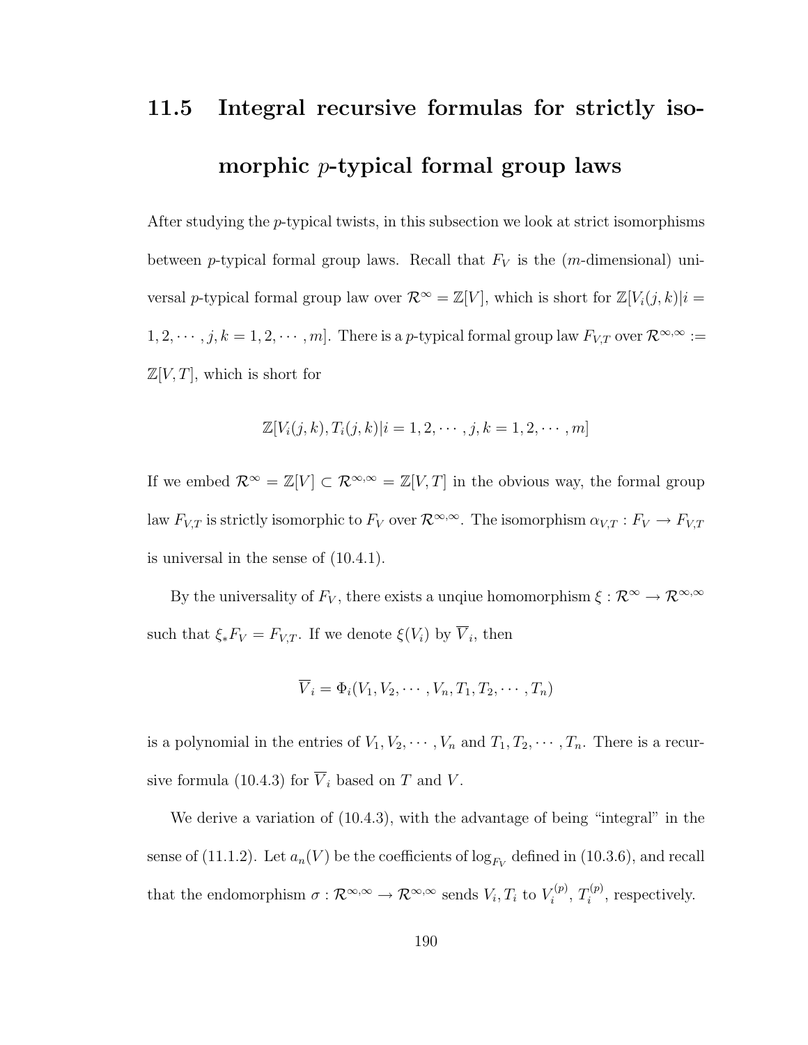## 11.5 Integral recursive formulas for strictly isomorphic $p$-typical formal group laws

After studying the $p$-typical twists, in this subsection we look at strict isomorphisms between $p$-typical formal group laws. Recall that $F_V$ is the ($m$-dimensional) universal $p$-typical formal group law over $\mathcal{R}^\infty = \mathbb{Z}[V]$, which is short for $\mathbb{Z}[V_i(j,k)|i = 1, 2, \cdots, j, k = 1, 2, \cdots, m]$. There is a $p$-typical formal group law $F_{V,T}$ over $\mathcal{R}^{\infty,\infty} := \mathbb{Z}[V, T]$, which is short for

$$\mathbb{Z}[V_i(j,k), T_i(j,k)|i = 1, 2, \cdots, j, k = 1, 2, \cdots, m]$$

If we embed $\mathcal{R}^\infty = \mathbb{Z}[V] \subset \mathcal{R}^{\infty,\infty} = \mathbb{Z}[V, T]$ in the obvious way, the formal group law $F_{V,T}$ is strictly isomorphic to $F_V$ over $\mathcal{R}^{\infty,\infty}$. The isomorphism $\alpha_{V,T} : F_V \to F_{V,T}$ is universal in the sense of (10.4.1).

By the universality of $F_V$, there exists a unqiue homomorphism $\xi : \mathcal{R}^\infty \to \mathcal{R}^{\infty,\infty}$ such that $\xi_* F_V = F_{V,T}$. If we denote $\xi(V_i)$ by $\overline{V}_i$, then

$$\overline{V}_i = \Phi_i(V_1, V_2, \cdots, V_n, T_1, T_2, \cdots, T_n)$$

is a polynomial in the entries of $V_1, V_2, \cdots, V_n$ and $T_1, T_2, \cdots, T_n$. There is a recursive formula (10.4.3) for $\overline{V}_i$ based on $T$ and $V$.

We derive a variation of (10.4.3), with the advantage of being "integral" in the sense of (11.1.2). Let $a_n(V)$ be the coefficients of $\log_{F_V}$ defined in (10.3.6), and recall that the endomorphism $\sigma : \mathcal{R}^{\infty,\infty} \to \mathcal{R}^{\infty,\infty}$ sends $V_i, T_i$ to $V_i^{(p)}$, $T_i^{(p)}$, respectively.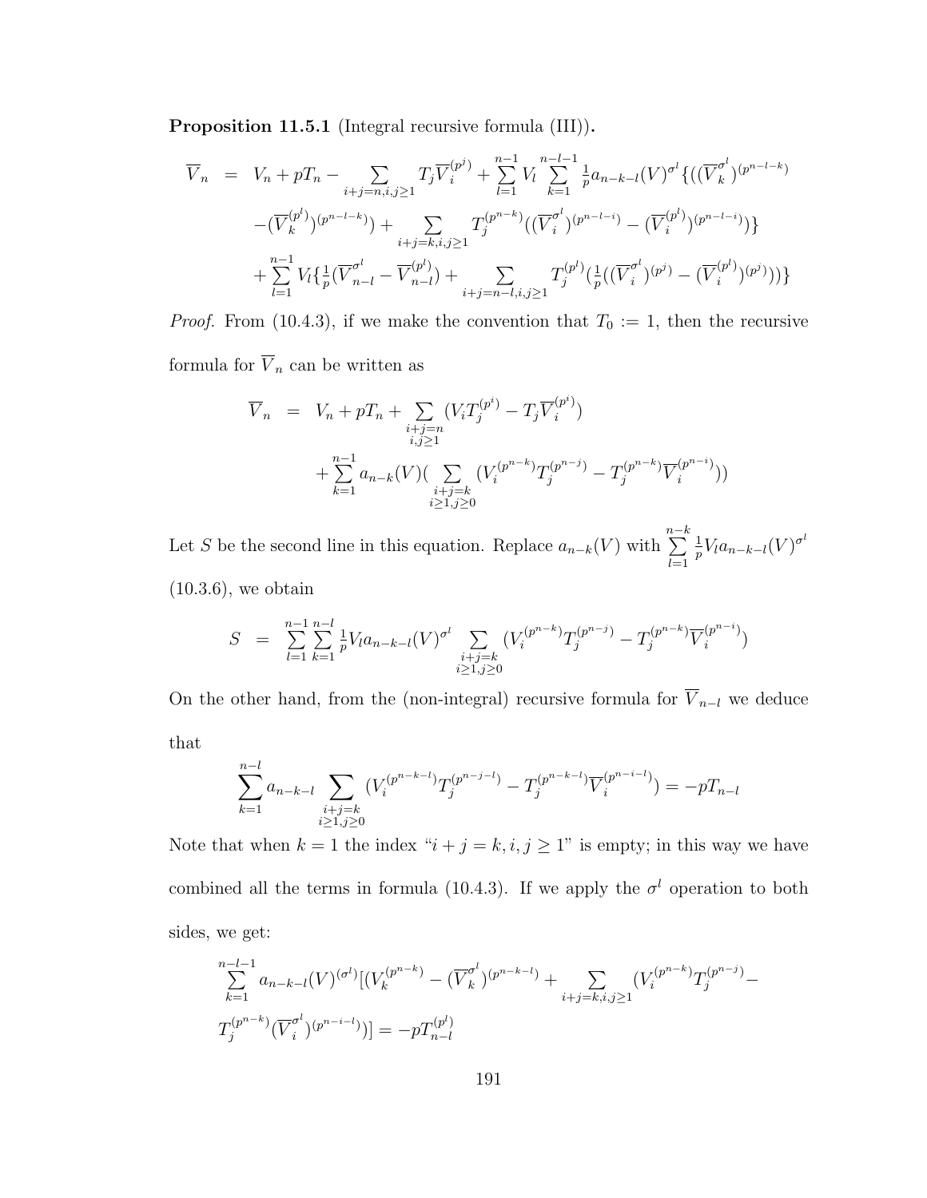**Proposition 11.5.1** (Integral recursive formula (III))**.**

$$
\begin{aligned}
\overline{V}_n &= V_n + pT_n - \sum_{i+j=n, i,j\geq 1} T_j \overline{V}_i^{(p^j)} + \sum_{l=1}^{n-1} V_l \sum_{k=1}^{n-l-1} \tfrac{1}{p} a_{n-k-l}(V)^{\sigma^l} \{ ((\overline{V}_k^{\sigma^l})^{(p^{n-l-k})} \\
&\quad - (\overline{V}_k^{(p^l)})^{(p^{n-l-k})}) + \sum_{i+j=k, i,j\geq 1} T_j^{(p^{n-k})} ((\overline{V}_i^{\sigma^l})^{(p^{n-l-i})} - (\overline{V}_i^{(p^l)})^{(p^{n-l-i})}) \} \\
&\quad + \sum_{l=1}^{n-1} V_l \{ \tfrac{1}{p} (\overline{V}_{n-l}^{\sigma^l} - \overline{V}_{n-l}^{(p^l)}) + \sum_{i+j=n-l, i,j\geq 1} T_j^{(p^l)} (\tfrac{1}{p} ((\overline{V}_i^{\sigma^l})^{(p^j)} - (\overline{V}_i^{(p^l)})^{(p^j)})) \}
\end{aligned}
$$

*Proof.* From (10.4.3), if we make the convention that $T_0 := 1$, then the recursive formula for $\overline{V}_n$ can be written as

$$
\begin{aligned}
\overline{V}_n &= V_n + pT_n + \sum_{\substack{i+j=n \\ i,j\geq 1}} (V_i T_j^{(p^i)} - T_j \overline{V}_i^{(p^i)}) \\
&\quad + \sum_{k=1}^{n-1} a_{n-k}(V) ( \sum_{\substack{i+j=k \\ i\geq 1, j\geq 0}} (V_i^{(p^{n-k})} T_j^{(p^{n-j})} - T_j^{(p^{n-k})} \overline{V}_i^{(p^{n-i})}))
\end{aligned}
$$

Let $S$ be the second line in this equation. Replace $a_{n-k}(V)$ with $\sum_{l=1}^{n-k} \frac{1}{p} V_l a_{n-k-l}(V)^{\sigma^l}$ (10.3.6), we obtain

$$
S = \sum_{l=1}^{n-1} \sum_{k=1}^{n-l} \tfrac{1}{p} V_l a_{n-k-l}(V)^{\sigma^l} \sum_{\substack{i+j=k \\ i\geq 1, j\geq 0}} (V_i^{(p^{n-k})} T_j^{(p^{n-j})} - T_j^{(p^{n-k})} \overline{V}_i^{(p^{n-i})})
$$

On the other hand, from the (non-integral) recursive formula for $\overline{V}_{n-l}$ we deduce that

$$
\sum_{k=1}^{n-l} a_{n-k-l} \sum_{\substack{i+j=k \\ i\geq 1, j\geq 0}} (V_i^{(p^{n-k-l})} T_j^{(p^{n-j-l})} - T_j^{(p^{n-k-l})} \overline{V}_i^{(p^{n-i-l})}) = -pT_{n-l}
$$

Note that when $k = 1$ the index "$i + j = k, i, j \geq 1$" is empty; in this way we have combined all the terms in formula (10.4.3). If we apply the $\sigma^l$ operation to both sides, we get:

$$
\begin{aligned}
&\sum_{k=1}^{n-l-1} a_{n-k-l}(V)^{(\sigma^l)} [ (V_k^{(p^{n-k})} - (\overline{V}_k^{\sigma^l})^{(p^{n-k-l})} + \sum_{i+j=k, i,j\geq 1} (V_i^{(p^{n-k})} T_j^{(p^{n-j})} - \\
&T_j^{(p^{n-k})} (\overline{V}_i^{\sigma^l})^{(p^{n-i-l})}) ] = -pT_{n-l}^{(p^l)}
\end{aligned}
$$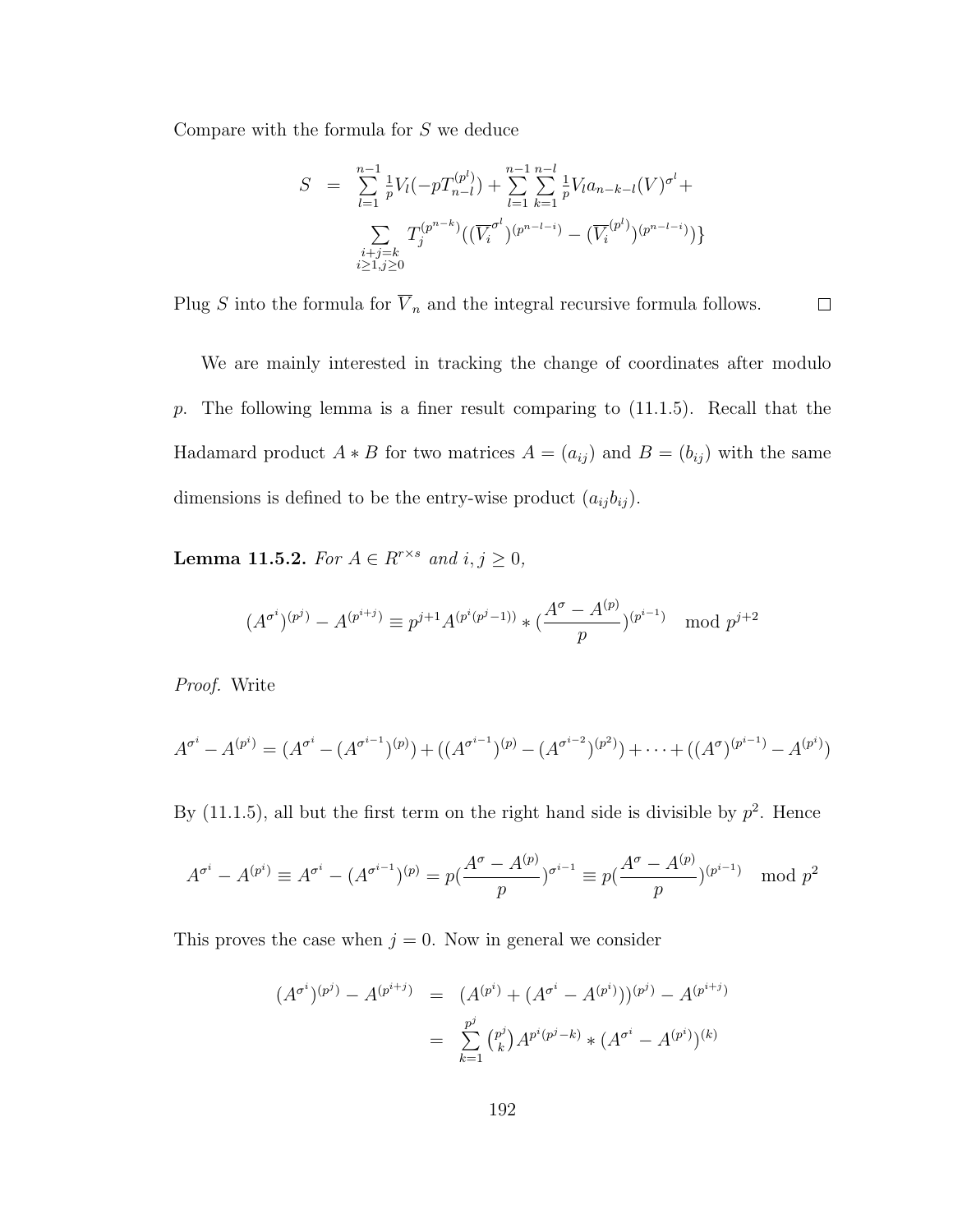Compare with the formula for $S$ we deduce

$$
\begin{aligned}
S &= \sum_{l=1}^{n-1} \tfrac{1}{p} V_l(-pT_{n-l}^{(p^l)}) + \sum_{l=1}^{n-1}\sum_{k=1}^{n-l} \tfrac{1}{p} V_l a_{n-k-l}(V)^{\sigma^l} + \\
&\quad \sum_{\substack{i+j=k \\ i\geq 1, j\geq 0}} T_j^{(p^{n-k})}((\overline{V}_i^{\sigma^l})^{(p^{n-l-i})} - (\overline{V}_i^{(p^l)})^{(p^{n-l-i})})\}
\end{aligned}
$$

Plug $S$ into the formula for $\overline{V}_n$ and the integral recursive formula follows. $\square$

We are mainly interested in tracking the change of coordinates after modulo $p$. The following lemma is a finer result comparing to (11.1.5). Recall that the Hadamard product $A * B$ for two matrices $A = (a_{ij})$ and $B = (b_{ij})$ with the same dimensions is defined to be the entry-wise product $(a_{ij}b_{ij})$.

**Lemma 11.5.2.** *For $A \in R^{r\times s}$ and $i, j \geq 0$,*

$$
(A^{\sigma^i})^{(p^j)} - A^{(p^{i+j})} \equiv p^{j+1} A^{(p^i(p^j-1))} * (\frac{A^\sigma - A^{(p)}}{p})^{(p^{i-1})} \mod p^{j+2}
$$

*Proof.* Write

$$
A^{\sigma^i} - A^{(p^i)} = (A^{\sigma^i} - (A^{\sigma^{i-1}})^{(p)}) + ((A^{\sigma^{i-1}})^{(p)} - (A^{\sigma^{i-2}})^{(p^2)}) + \cdots + ((A^\sigma)^{(p^{i-1})} - A^{(p^i)})
$$

By (11.1.5), all but the first term on the right hand side is divisible by $p^2$. Hence

$$
A^{\sigma^i} - A^{(p^i)} \equiv A^{\sigma^i} - (A^{\sigma^{i-1}})^{(p)} = p(\frac{A^\sigma - A^{(p)}}{p})^{\sigma^{i-1}} \equiv p(\frac{A^\sigma - A^{(p)}}{p})^{(p^{i-1})} \mod p^2
$$

This proves the case when $j = 0$. Now in general we consider

$$
\begin{aligned}
(A^{\sigma^i})^{(p^j)} - A^{(p^{i+j})} &= (A^{(p^i)} + (A^{\sigma^i} - A^{(p^i)}))^{(p^j)} - A^{(p^{i+j})} \\
&= \sum_{k=1}^{p^j} \binom{p^j}{k} A^{p^i(p^j-k)} * (A^{\sigma^i} - A^{(p^i)})^{(k)}
\end{aligned}
$$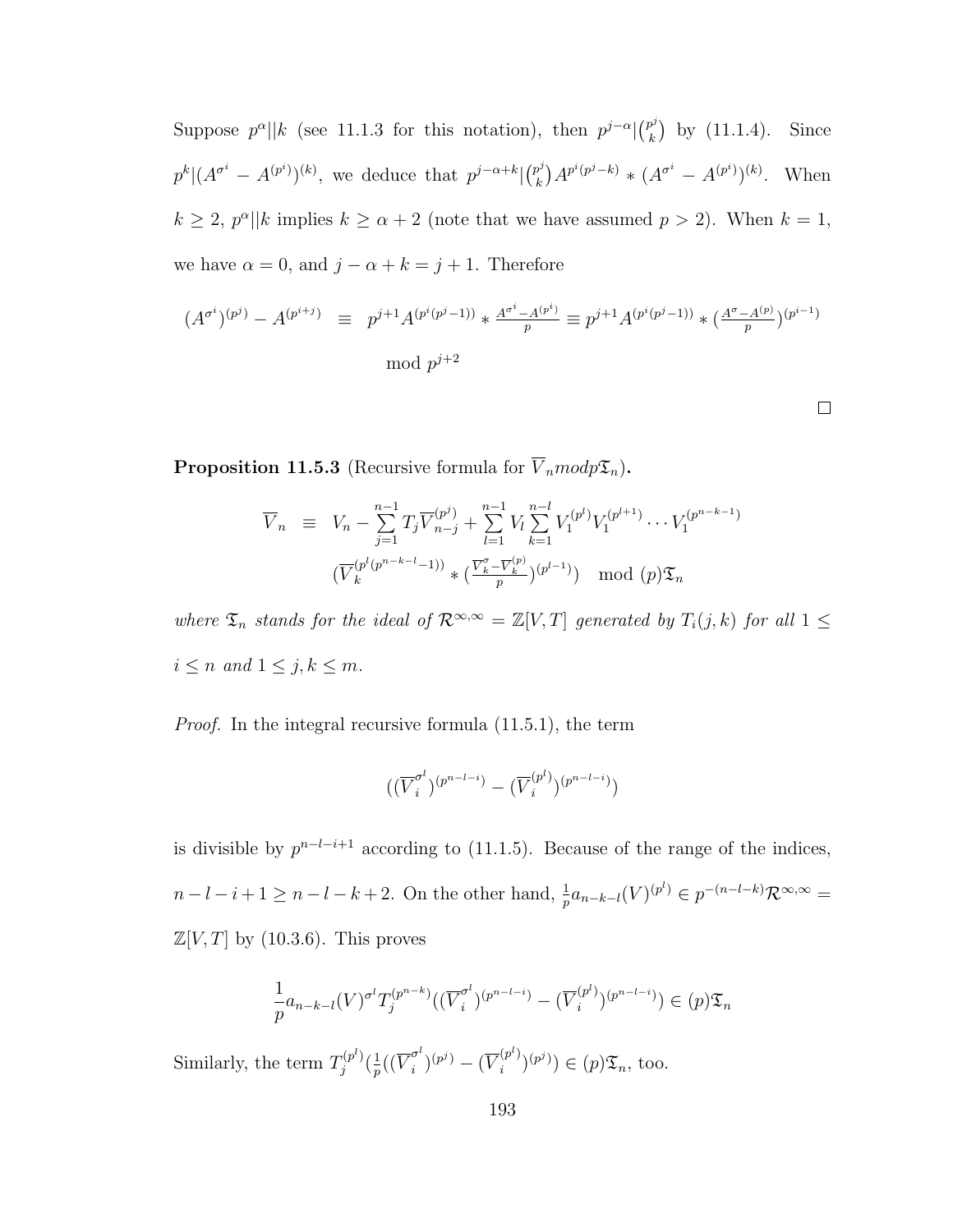Suppose $p^\alpha || k$ (see 11.1.3 for this notation), then $p^{j-\alpha} | \binom{p^j}{k}$ by (11.1.4). Since $p^k | (A^{\sigma^i} - A^{(p^i)})^{(k)}$, we deduce that $p^{j-\alpha+k} | \binom{p^j}{k} A^{p^i(p^j-k)} * (A^{\sigma^i} - A^{(p^i)})^{(k)}$. When $k \geq 2$, $p^\alpha || k$ implies $k \geq \alpha + 2$ (note that we have assumed $p > 2$). When $k = 1$, we have $\alpha = 0$, and $j - \alpha + k = j + 1$. Therefore

$$(A^{\sigma^i})^{(p^j)} - A^{(p^{i+j})} \equiv p^{j+1} A^{(p^i(p^j-1))} * \frac{A^{\sigma^i} - A^{(p^i)}}{p} \equiv p^{j+1} A^{(p^i(p^j-1))} * (\frac{A^{\sigma} - A^{(p)}}{p})^{(p^{i-1})}$$
$$\mod p^{j+2}$$

□

**Proposition 11.5.3** (Recursive formula for $\overline{V}_n mod p\mathfrak{T}_n$)**.**

$$\overline{V}_n \equiv V_n - \sum_{j=1}^{n-1} T_j \overline{V}_{n-j}^{(p^j)} + \sum_{l=1}^{n-1} V_l \sum_{k=1}^{n-l} V_1^{(p^l)} V_1^{(p^{l+1})} \cdots V_1^{(p^{n-k-1})}$$
$$(\overline{V}_k^{(p^l(p^{n-k-l}-1))} * (\frac{\overline{V}_k^\sigma - \overline{V}_k^{(p)}}{p})^{(p^{l-1})}) \mod (p)\mathfrak{T}_n$$

*where $\mathfrak{T}_n$ stands for the ideal of $\mathcal{R}^{\infty,\infty} = \mathbb{Z}[V,T]$ generated by $T_i(j,k)$ for all $1 \leq i \leq n$ and $1 \leq j,k \leq m$.*

*Proof.* In the integral recursive formula (11.5.1), the term

$$((\overline{V}_i^{\sigma^l})^{(p^{n-l-i})} - (\overline{V}_i^{(p^l)})^{(p^{n-l-i})})$$

is divisible by $p^{n-l-i+1}$ according to (11.1.5). Because of the range of the indices, $n-l-i+1 \geq n-l-k+2$. On the other hand, $\frac{1}{p} a_{n-k-l}(V)^{(p^l)} \in p^{-(n-l-k)} \mathcal{R}^{\infty,\infty} = \mathbb{Z}[V,T]$ by (10.3.6). This proves

$$\frac{1}{p} a_{n-k-l}(V)^{\sigma^l} T_j^{(p^{n-k})} ((\overline{V}_i^{\sigma^l})^{(p^{n-l-i})} - (\overline{V}_i^{(p^l)})^{(p^{n-l-i})}) \in (p)\mathfrak{T}_n$$

Similarly, the term $T_j^{(p^l)}(\frac{1}{p}((\overline{V}_i^{\sigma^l})^{(p^j)} - (\overline{V}_i^{(p^l)})^{(p^j)}) \in (p)\mathfrak{T}_n$, too.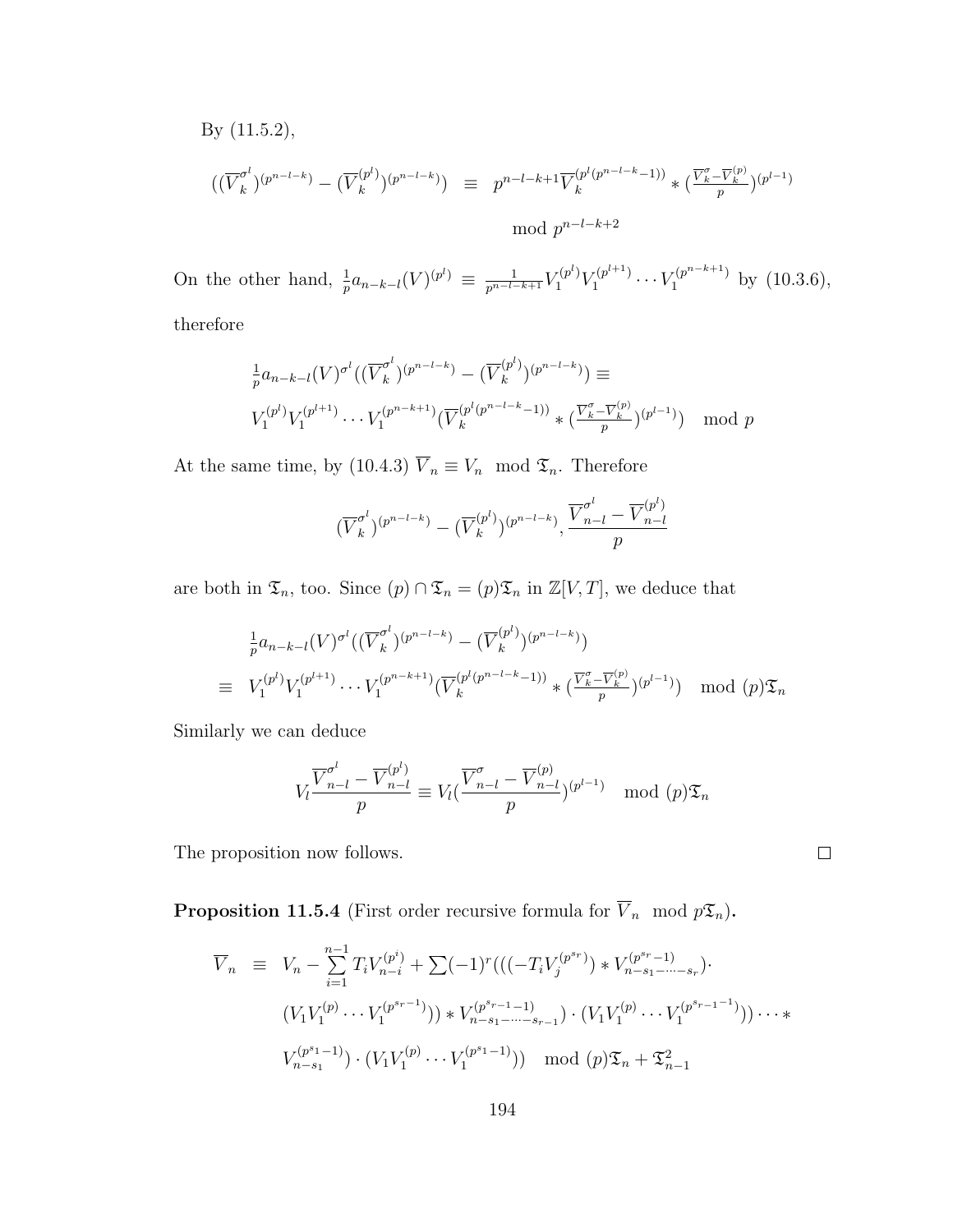By (11.5.2),

$$((\overline{V}_k^{\sigma^l})^{(p^{n-l-k})} - (\overline{V}_k^{(p^l)})^{(p^{n-l-k})}) \equiv p^{n-l-k+1}\overline{V}_k^{(p^l(p^{n-l-k}-1))} * (\tfrac{\overline{V}_k^{\sigma}-\overline{V}_k^{(p)}}{p})^{(p^{l-1})}$$

$$\mod p^{n-l-k+2}$$

On the other hand, $\frac{1}{p}a_{n-k-l}(V)^{(p^l)} \equiv \frac{1}{p^{n-l-k+1}}V_1^{(p^l)}V_1^{(p^{l+1})}\cdots V_1^{(p^{n-k+1})}$ by (10.3.6), therefore

$$\tfrac{1}{p}a_{n-k-l}(V)^{\sigma^l}((\overline{V}_k^{\sigma^l})^{(p^{n-l-k})} - (\overline{V}_k^{(p^l)})^{(p^{n-l-k})}) \equiv$$
$$V_1^{(p^l)}V_1^{(p^{l+1})}\cdots V_1^{(p^{n-k+1})}(\overline{V}_k^{(p^l(p^{n-l-k}-1))} * (\tfrac{\overline{V}_k^{\sigma}-\overline{V}_k^{(p)}}{p})^{(p^{l-1})}) \mod p$$

At the same time, by (10.4.3) $\overline{V}_n \equiv V_n \mod \mathfrak{T}_n$. Therefore

$$(\overline{V}_k^{\sigma^l})^{(p^{n-l-k})} - (\overline{V}_k^{(p^l)})^{(p^{n-l-k})}, \frac{\overline{V}_{n-l}^{\sigma^l} - \overline{V}_{n-l}^{(p^l)}}{p}$$

are both in $\mathfrak{T}_n$, too. Since $(p) \cap \mathfrak{T}_n = (p)\mathfrak{T}_n$ in $\mathbb{Z}[V,T]$, we deduce that

$$\tfrac{1}{p}a_{n-k-l}(V)^{\sigma^l}((\overline{V}_k^{\sigma^l})^{(p^{n-l-k})} - (\overline{V}_k^{(p^l)})^{(p^{n-l-k})})$$
$$\equiv V_1^{(p^l)}V_1^{(p^{l+1})}\cdots V_1^{(p^{n-k+1})}(\overline{V}_k^{(p^l(p^{n-l-k}-1))} * (\tfrac{\overline{V}_k^{\sigma}-\overline{V}_k^{(p)}}{p})^{(p^{l-1})}) \mod (p)\mathfrak{T}_n$$

Similarly we can deduce

$$V_l\frac{\overline{V}_{n-l}^{\sigma^l} - \overline{V}_{n-l}^{(p^l)}}{p} \equiv V_l(\frac{\overline{V}_{n-l}^{\sigma} - \overline{V}_{n-l}^{(p)}}{p})^{(p^{l-1})} \mod (p)\mathfrak{T}_n$$

The proposition now follows. □

**Proposition 11.5.4** (First order recursive formula for $\overline{V}_n \mod p\mathfrak{T}_n$)**.**

$$\overline{V}_n \equiv V_n - \sum_{i=1}^{n-1} T_i V_{n-i}^{(p^i)} + \sum(-1)^r(((-T_i V_j^{(p^{s_r})}) * V_{n-s_1-\cdots-s_r}^{(p^{s_r}-1)})\cdot$$
$$(V_1V_1^{(p)}\cdots V_1^{(p^{s_r-1})})) * V_{n-s_1-\cdots-s_{r-1}}^{(p^{s_{r-1}}-1)})\cdot(V_1V_1^{(p)}\cdots V_1^{(p^{s_{r-1}-1})}))\cdots *$$
$$V_{n-s_1}^{(p^{s_1}-1)})\cdot(V_1V_1^{(p)}\cdots V_1^{(p^{s_1-1})})) \mod (p)\mathfrak{T}_n + \mathfrak{T}_{n-1}^2$$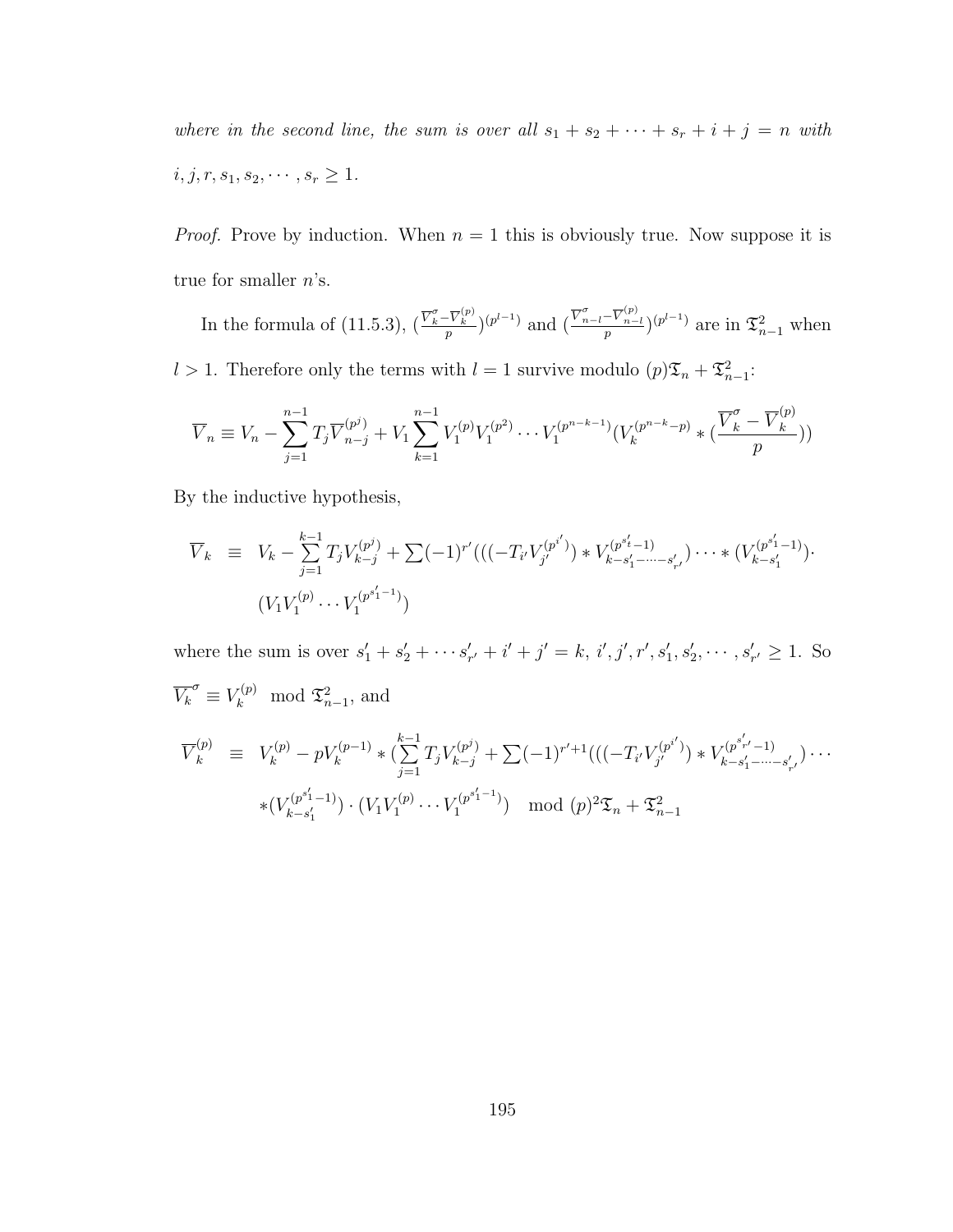*where in the second line, the sum is over all $s_1 + s_2 + \cdots + s_r + i + j = n$ with $i, j, r, s_1, s_2, \cdots, s_r \geq 1$.*

*Proof.* Prove by induction. When $n = 1$ this is obviously true. Now suppose it is true for smaller $n$'s.

In the formula of (11.5.3), $(\frac{\overline{V}_k^\sigma - \overline{V}_k^{(p)}}{p})^{(p^{l-1})}$ and $(\frac{\overline{V}_{n-l}^\sigma - \overline{V}_{n-l}^{(p)}}{p})^{(p^{l-1})}$ are in $\mathfrak{T}_{n-1}^2$ when $l > 1$. Therefore only the terms with $l = 1$ survive modulo $(p)\mathfrak{T}_n + \mathfrak{T}_{n-1}^2$:

$$\overline{V}_n \equiv V_n - \sum_{j=1}^{n-1} T_j \overline{V}_{n-j}^{(p^j)} + V_1 \sum_{k=1}^{n-1} V_1^{(p)} V_1^{(p^2)} \cdots V_1^{(p^{n-k-1})} (V_k^{(p^{n-k}-p)} * (\frac{\overline{V}_k^\sigma - \overline{V}_k^{(p)}}{p}))$$

By the inductive hypothesis,

$$\begin{aligned}\overline{V}_k \quad &\equiv \quad V_k - \sum_{j=1}^{k-1} T_j V_{k-j}^{(p^j)} + \sum (-1)^{r'} (((-T_{i'} V_{j'}^{(p^{i'})}) * V_{k-s_1'-\cdots-s_{r'}'}^{(p^{s_t'}-1)}) \cdots * (V_{k-s_1'}^{(p^{s_1'}-1)}) \cdot \\ &\quad (V_1 V_1^{(p)} \cdots V_1^{(p^{s_1'-1})})\end{aligned}$$

where the sum is over $s_1' + s_2' + \cdots s_{r'}' + i' + j' = k$, $i', j', r', s_1', s_2', \cdots, s_{r'}' \geq 1$. So $\overline{V}_k^\sigma \equiv V_k^{(p)} \mod \mathfrak{T}_{n-1}^2$, and

$$\begin{aligned}\overline{V}_k^{(p)} \quad &\equiv \quad V_k^{(p)} - pV_k^{(p-1)} * (\sum_{j=1}^{k-1} T_j V_{k-j}^{(p^j)} + \sum (-1)^{r'+1} (((-T_{i'} V_{j'}^{(p^{i'})}) * V_{k-s_1'-\cdots-s_{r'}'}^{(p^{s_{r'}'}-1)}) \cdots \\ &\quad *(V_{k-s_1'}^{(p^{s_1'}-1)}) \cdot (V_1 V_1^{(p)} \cdots V_1^{(p^{s_1'-1})}) \mod (p)^2\mathfrak{T}_n + \mathfrak{T}_{n-1}^2\end{aligned}$$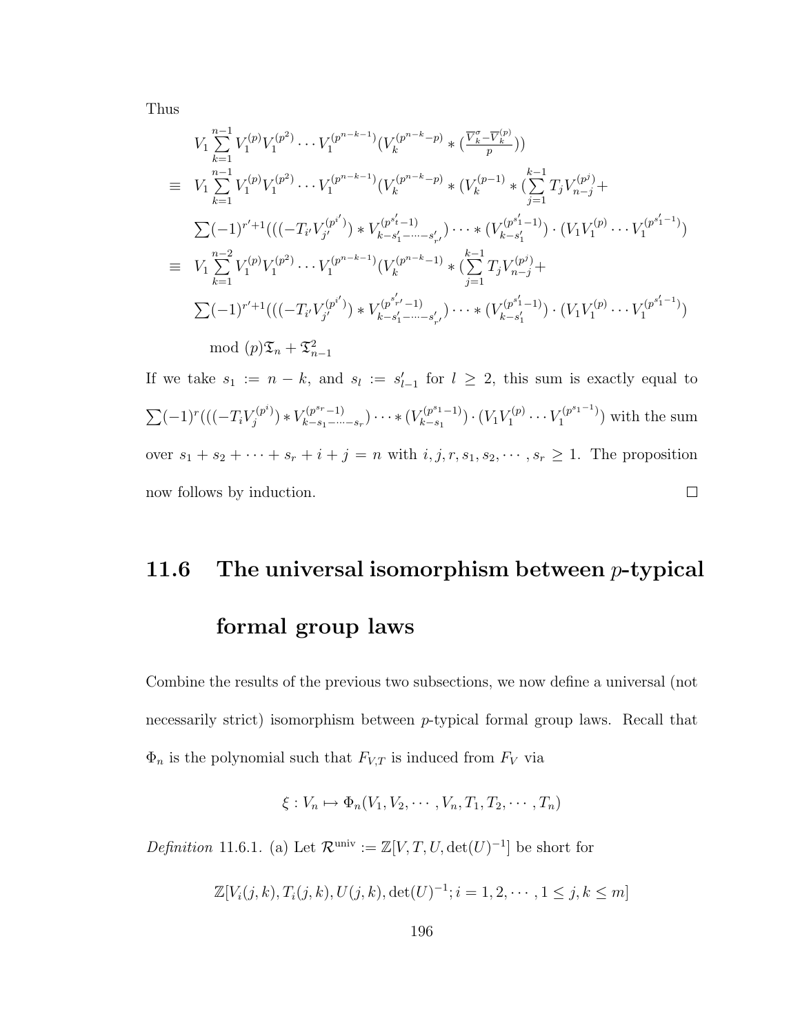Thus

$$
\begin{aligned}
& V_1 \sum_{k=1}^{n-1} V_1^{(p)} V_1^{(p^2)} \cdots V_1^{(p^{n-k-1})} (V_k^{(p^{n-k}-p)} * (\tfrac{\overline{V}_k^{\sigma} - \overline{V}_k^{(p)}}{p})) \\
\equiv \;& V_1 \sum_{k=1}^{n-1} V_1^{(p)} V_1^{(p^2)} \cdots V_1^{(p^{n-k-1})} (V_k^{(p^{n-k}-p)} * (V_k^{(p-1)} * (\sum_{j=1}^{k-1} T_j V_{n-j}^{(p^j)} + \\
& \sum (-1)^{r'+1} (((-T_{i'} V_{j'}^{(p^{i'})}) * V_{k-s_1'-\cdots-s_{r'}'}^{(p^{s_t'}-1)}) \cdots * (V_{k-s_1'}^{(p^{s_1'}-1)}) \cdot (V_1 V_1^{(p)} \cdots V_1^{(p^{s_1'-1})}) \\
\equiv \;& V_1 \sum_{k=1}^{n-2} V_1^{(p)} V_1^{(p^2)} \cdots V_1^{(p^{n-k-1})} (V_k^{(p^{n-k}-1)} * (\sum_{j=1}^{k-1} T_j V_{n-j}^{(p^j)} + \\
& \sum (-1)^{r'+1} (((-T_{i'} V_{j'}^{(p^{i'})}) * V_{k-s_1'-\cdots-s_{r'}'}^{(p^{s_{r'}'}-1)}) \cdots * (V_{k-s_1'}^{(p^{s_1'}-1)}) \cdot (V_1 V_1^{(p)} \cdots V_1^{(p^{s_1'-1})}) \\
& \mod (p)\mathfrak{T}_n + \mathfrak{T}_{n-1}^2
\end{aligned}
$$

If we take $s_1 := n - k$, and $s_l := s_{l-1}'$ for $l \geq 2$, this sum is exactly equal to $\sum(-1)^r(((-T_i V_j^{(p^i)}) * V_{k-s_1-\cdots-s_r}^{(p^{s_r}-1)}) \cdots * (V_{k-s_1}^{(p^{s_1}-1)}) \cdot (V_1 V_1^{(p)} \cdots V_1^{(p^{s_1-1})})$ with the sum over $s_1 + s_2 + \cdots + s_r + i + j = n$ with $i, j, r, s_1, s_2, \cdots, s_r \geq 1$. The proposition now follows by induction. □

## 11.6 The universal isomorphism between $p$-typical formal group laws

Combine the results of the previous two subsections, we now define a universal (not necessarily strict) isomorphism between $p$-typical formal group laws. Recall that $\Phi_n$ is the polynomial such that $F_{V,T}$ is induced from $F_V$ via

$$\xi : V_n \mapsto \Phi_n(V_1, V_2, \cdots, V_n, T_1, T_2, \cdots, T_n)$$

*Definition* 11.6.1. (a) Let $\mathcal{R}^{\text{univ}} := \mathbb{Z}[V, T, U, \det(U)^{-1}]$ be short for

$$\mathbb{Z}[V_i(j,k), T_i(j,k), U(j,k), \det(U)^{-1}; i = 1, 2, \cdots, 1 \leq j, k \leq m]$$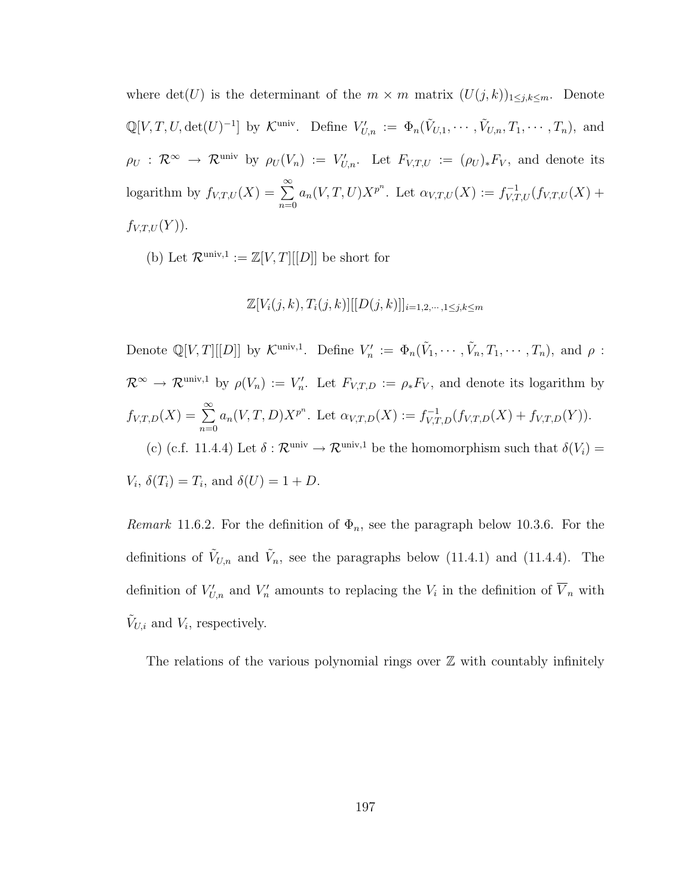where $\det(U)$ is the determinant of the $m \times m$ matrix $(U(j,k))_{1 \le j,k \le m}$. Denote $\mathbb{Q}[V,T,U,\det(U)^{-1}]$ by $\mathcal{K}^{\text{univ}}$. Define $V'_{U,n} := \Phi_n(\tilde{V}_{U,1}, \cdots, \tilde{V}_{U,n}, T_1, \cdots, T_n)$, and $\rho_U : \mathcal{R}^\infty \to \mathcal{R}^{\text{univ}}$ by $\rho_U(V_n) := V'_{U,n}$. Let $F_{V,T,U} := (\rho_U)_* F_V$, and denote its logarithm by $f_{V,T,U}(X) = \sum_{n=0}^{\infty} a_n(V,T,U) X^{p^n}$. Let $\alpha_{V,T,U}(X) := f_{V,T,U}^{-1}(f_{V,T,U}(X) + f_{V,T,U}(Y))$.

(b) Let $\mathcal{R}^{\text{univ},1} := \mathbb{Z}[V,T][[D]]$ be short for

$$\mathbb{Z}[V_i(j,k), T_i(j,k)][[D(j,k)]]_{i=1,2,\cdots,1 \le j,k \le m}$$

Denote $\mathbb{Q}[V,T][[D]]$ by $\mathcal{K}^{\text{univ},1}$. Define $V'_n := \Phi_n(\tilde{V}_1, \cdots, \tilde{V}_n, T_1, \cdots, T_n)$, and $\rho : \mathcal{R}^\infty \to \mathcal{R}^{\text{univ},1}$ by $\rho(V_n) := V'_n$. Let $F_{V,T,D} := \rho_* F_V$, and denote its logarithm by $f_{V,T,D}(X) = \sum_{n=0}^{\infty} a_n(V,T,D) X^{p^n}$. Let $\alpha_{V,T,D}(X) := f_{V,T,D}^{-1}(f_{V,T,D}(X) + f_{V,T,D}(Y))$.

(c) (c.f. 11.4.4) Let $\delta : \mathcal{R}^{\text{univ}} \to \mathcal{R}^{\text{univ},1}$ be the homomorphism such that $\delta(V_i) = V_i$, $\delta(T_i) = T_i$, and $\delta(U) = 1 + D$.

*Remark* 11.6.2. For the definition of $\Phi_n$, see the paragraph below 10.3.6. For the definitions of $\tilde{V}_{U,n}$ and $\tilde{V}_n$, see the paragraphs below (11.4.1) and (11.4.4). The definition of $V'_{U,n}$ and $V'_n$ amounts to replacing the $V_i$ in the definition of $\overline{V}_n$ with $\tilde{V}_{U,i}$ and $V_i$, respectively.

The relations of the various polynomial rings over $\mathbb{Z}$ with countably infinitely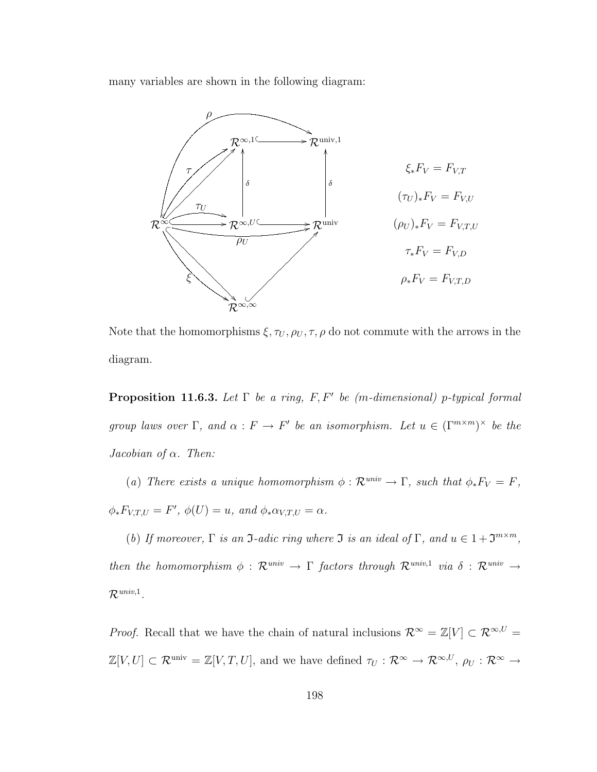many variables are shown in the following diagram:

$$
\begin{array}{ccccc}
 & & \mathcal{R}^{\infty,1} & \hookrightarrow & \mathcal{R}^{\text{univ},1} \\
 & & \uparrow \delta & & \uparrow \delta \\
\mathcal{R}^{\infty} & \hookrightarrow & \mathcal{R}^{\infty,U} & \hookrightarrow & \mathcal{R}^{\text{univ}} \\
 & \searrow & & \nearrow & \\
 & & \mathcal{R}^{\infty,\infty} & &
\end{array}
$$

with additional arrows $\rho : \mathcal{R}^{\infty} \to \mathcal{R}^{\text{univ},1}$, $\tau : \mathcal{R}^{\infty} \to \mathcal{R}^{\infty,1}$, $\tau_U : \mathcal{R}^{\infty} \to \mathcal{R}^{\infty,U}$, $\rho_U : \mathcal{R}^{\infty} \to \mathcal{R}^{\text{univ}}$, $\xi : \mathcal{R}^{\infty} \to \mathcal{R}^{\infty,\infty}$, and

$$\xi_* F_V = F_{V,T}$$

$$(\tau_U)_* F_V = F_{V,U}$$

$$(\rho_U)_* F_V = F_{V,T,U}$$

$$\tau_* F_V = F_{V,D}$$

$$\rho_* F_V = F_{V,T,D}$$

Note that the homomorphisms $\xi, \tau_U, \rho_U, \tau, \rho$ do not commute with the arrows in the diagram.

**Proposition 11.6.3.** *Let $\Gamma$ be a ring, $F, F'$ be (m-dimensional) p-typical formal group laws over $\Gamma$, and $\alpha : F \to F'$ be an isomorphism. Let $u \in (\Gamma^{m\times m})^\times$ be the Jacobian of $\alpha$. Then:*

(*a*) *There exists a unique homomorphism $\phi : \mathcal{R}^{univ} \to \Gamma$, such that $\phi_* F_V = F$, $\phi_* F_{V,T,U} = F'$, $\phi(U) = u$, and $\phi_* \alpha_{V,T,U} = \alpha$.*

(*b*) *If moreover, $\Gamma$ is an $\mathfrak{I}$-adic ring where $\mathfrak{I}$ is an ideal of $\Gamma$, and $u \in 1 + \mathfrak{I}^{m\times m}$, then the homomorphism $\phi : \mathcal{R}^{univ} \to \Gamma$ factors through $\mathcal{R}^{univ,1}$ via $\delta : \mathcal{R}^{univ} \to \mathcal{R}^{univ,1}$.*

*Proof.* Recall that we have the chain of natural inclusions $\mathcal{R}^{\infty} = \mathbb{Z}[V] \subset \mathcal{R}^{\infty,U} = \mathbb{Z}[V,U] \subset \mathcal{R}^{\text{univ}} = \mathbb{Z}[V,T,U]$, and we have defined $\tau_U : \mathcal{R}^{\infty} \to \mathcal{R}^{\infty,U}$, $\rho_U : \mathcal{R}^{\infty} \to$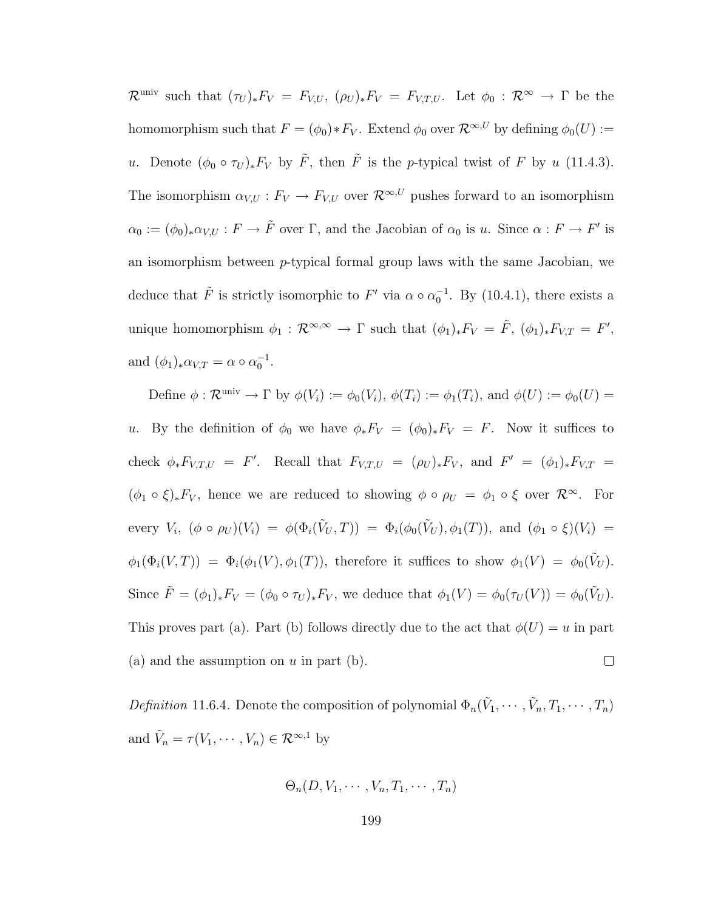$\mathcal{R}^{\text{univ}}$ such that $(\tau_U)_* F_V = F_{V,U}$, $(\rho_U)_* F_V = F_{V,T,U}$. Let $\phi_0 : \mathcal{R}^\infty \to \Gamma$ be the homomorphism such that $F = (\phi_0) * F_V$. Extend $\phi_0$ over $\mathcal{R}^{\infty,U}$ by defining $\phi_0(U) := u$. Denote $(\phi_0 \circ \tau_U)_* F_V$ by $\tilde{F}$, then $\tilde{F}$ is the $p$-typical twist of $F$ by $u$ (11.4.3). The isomorphism $\alpha_{V,U} : F_V \to F_{V,U}$ over $\mathcal{R}^{\infty,U}$ pushes forward to an isomorphism $\alpha_0 := (\phi_0)_* \alpha_{V,U} : F \to \tilde{F}$ over $\Gamma$, and the Jacobian of $\alpha_0$ is $u$. Since $\alpha : F \to F'$ is an isomorphism between $p$-typical formal group laws with the same Jacobian, we deduce that $\tilde{F}$ is strictly isomorphic to $F'$ via $\alpha \circ \alpha_0^{-1}$. By (10.4.1), there exists a unique homomorphism $\phi_1 : \mathcal{R}^{\infty,\infty} \to \Gamma$ such that $(\phi_1)_* F_V = \tilde{F}$, $(\phi_1)_* F_{V,T} = F'$, and $(\phi_1)_* \alpha_{V,T} = \alpha \circ \alpha_0^{-1}$.

Define $\phi : \mathcal{R}^{\text{univ}} \to \Gamma$ by $\phi(V_i) := \phi_0(V_i)$, $\phi(T_i) := \phi_1(T_i)$, and $\phi(U) := \phi_0(U) = u$. By the definition of $\phi_0$ we have $\phi_* F_V = (\phi_0)_* F_V = F$. Now it suffices to check $\phi_* F_{V,T,U} = F'$. Recall that $F_{V,T,U} = (\rho_U)_* F_V$, and $F' = (\phi_1)_* F_{V,T} = (\phi_1 \circ \xi)_* F_V$, hence we are reduced to showing $\phi \circ \rho_U = \phi_1 \circ \xi$ over $\mathcal{R}^\infty$. For every $V_i$, $(\phi \circ \rho_U)(V_i) = \phi(\Phi_i(\tilde{V}_U, T)) = \Phi_i(\phi_0(\tilde{V}_U), \phi_1(T))$, and $(\phi_1 \circ \xi)(V_i) = \phi_1(\Phi_i(V, T)) = \Phi_i(\phi_1(V), \phi_1(T))$, therefore it suffices to show $\phi_1(V) = \phi_0(\tilde{V}_U)$. Since $\tilde{F} = (\phi_1)_* F_V = (\phi_0 \circ \tau_U)_* F_V$, we deduce that $\phi_1(V) = \phi_0(\tau_U(V)) = \phi_0(\tilde{V}_U)$. This proves part (a). Part (b) follows directly due to the act that $\phi(U) = u$ in part (a) and the assumption on $u$ in part (b). $\square$

*Definition* 11.6.4. Denote the composition of polynomial $\Phi_n(\tilde{V}_1, \cdots, \tilde{V}_n, T_1, \cdots, T_n)$ and $\tilde{V}_n = \tau(V_1, \cdots, V_n) \in \mathcal{R}^{\infty,1}$ by

$$\Theta_n(D, V_1, \cdots, V_n, T_1, \cdots, T_n)$$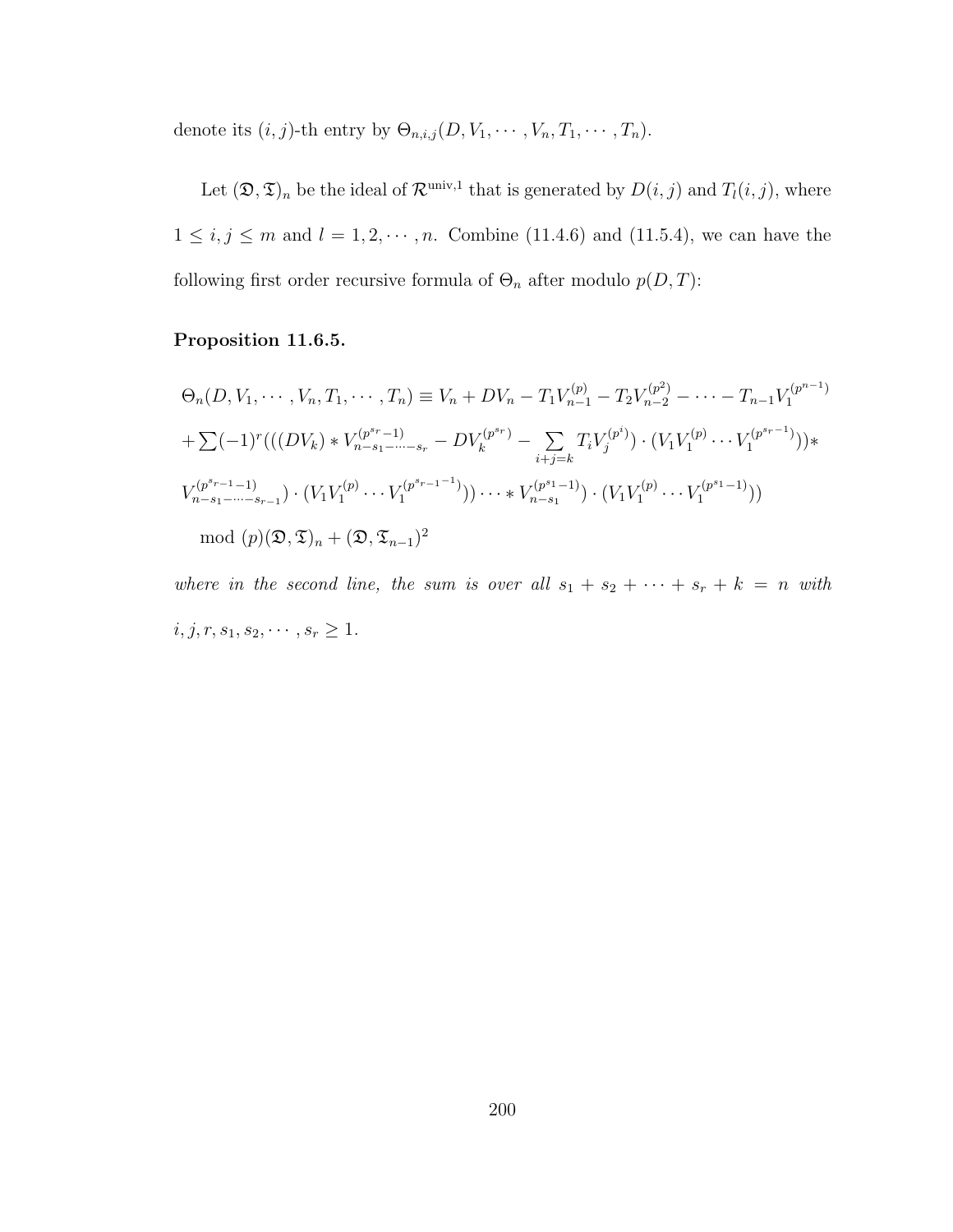denote its $(i,j)$-th entry by $\Theta_{n,i,j}(D, V_1, \cdots, V_n, T_1, \cdots, T_n)$.

Let $(\mathfrak{D}, \mathfrak{T})_n$ be the ideal of $\mathcal{R}^{\text{univ},1}$ that is generated by $D(i,j)$ and $T_l(i,j)$, where $1 \leq i, j \leq m$ and $l = 1, 2, \cdots, n$. Combine (11.4.6) and (11.5.4), we can have the following first order recursive formula of $\Theta_n$ after modulo $p(D,T)$:

**Proposition 11.6.5.**

$$
\begin{aligned}
&\Theta_n(D, V_1, \cdots, V_n, T_1, \cdots, T_n) \equiv V_n + DV_n - T_1 V_{n-1}^{(p)} - T_2 V_{n-2}^{(p^2)} - \cdots - T_{n-1} V_1^{(p^{n-1})} \\
&+ \sum (-1)^r (((DV_k) * V_{n-s_1-\cdots-s_r}^{(p^{s_r}-1)} - DV_k^{(p^{s_r})} - \sum_{i+j=k} T_i V_j^{(p^i)}) \cdot (V_1 V_1^{(p)} \cdots V_1^{(p^{s_r-1})})) * \\
&V_{n-s_1-\cdots-s_{r-1}}^{(p^{s_{r-1}}-1)}) \cdot (V_1 V_1^{(p)} \cdots V_1^{(p^{s_{r-1}-1})})) \cdots * V_{n-s_1}^{(p^{s_1}-1)}) \cdot (V_1 V_1^{(p)} \cdots V_1^{(p^{s_1-1})})) \\
&\quad \bmod (p)(\mathfrak{D}, \mathfrak{T})_n + (\mathfrak{D}, \mathfrak{T}_{n-1})^2
\end{aligned}
$$

*where in the second line, the sum is over all $s_1 + s_2 + \cdots + s_r + k = n$ with $i, j, r, s_1, s_2, \cdots, s_r \geq 1$.*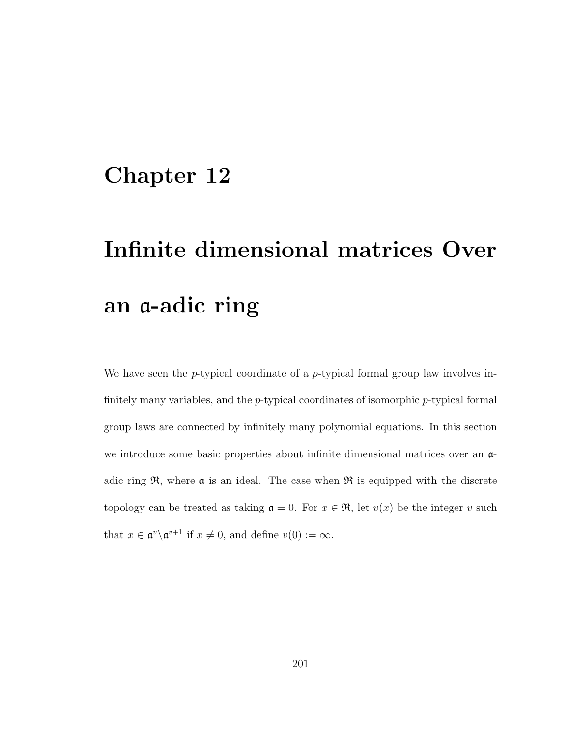# Chapter 12

# Infinite dimensional matrices Over an $\mathfrak{a}$-adic ring

We have seen the $p$-typical coordinate of a $p$-typical formal group law involves infinitely many variables, and the $p$-typical coordinates of isomorphic $p$-typical formal group laws are connected by infinitely many polynomial equations. In this section we introduce some basic properties about infinite dimensional matrices over an $\mathfrak{a}$-adic ring $\mathfrak{R}$, where $\mathfrak{a}$ is an ideal. The case when $\mathfrak{R}$ is equipped with the discrete topology can be treated as taking $\mathfrak{a} = 0$. For $x \in \mathfrak{R}$, let $v(x)$ be the integer $v$ such that $x \in \mathfrak{a}^v \backslash \mathfrak{a}^{v+1}$ if $x \neq 0$, and define $v(0) := \infty$.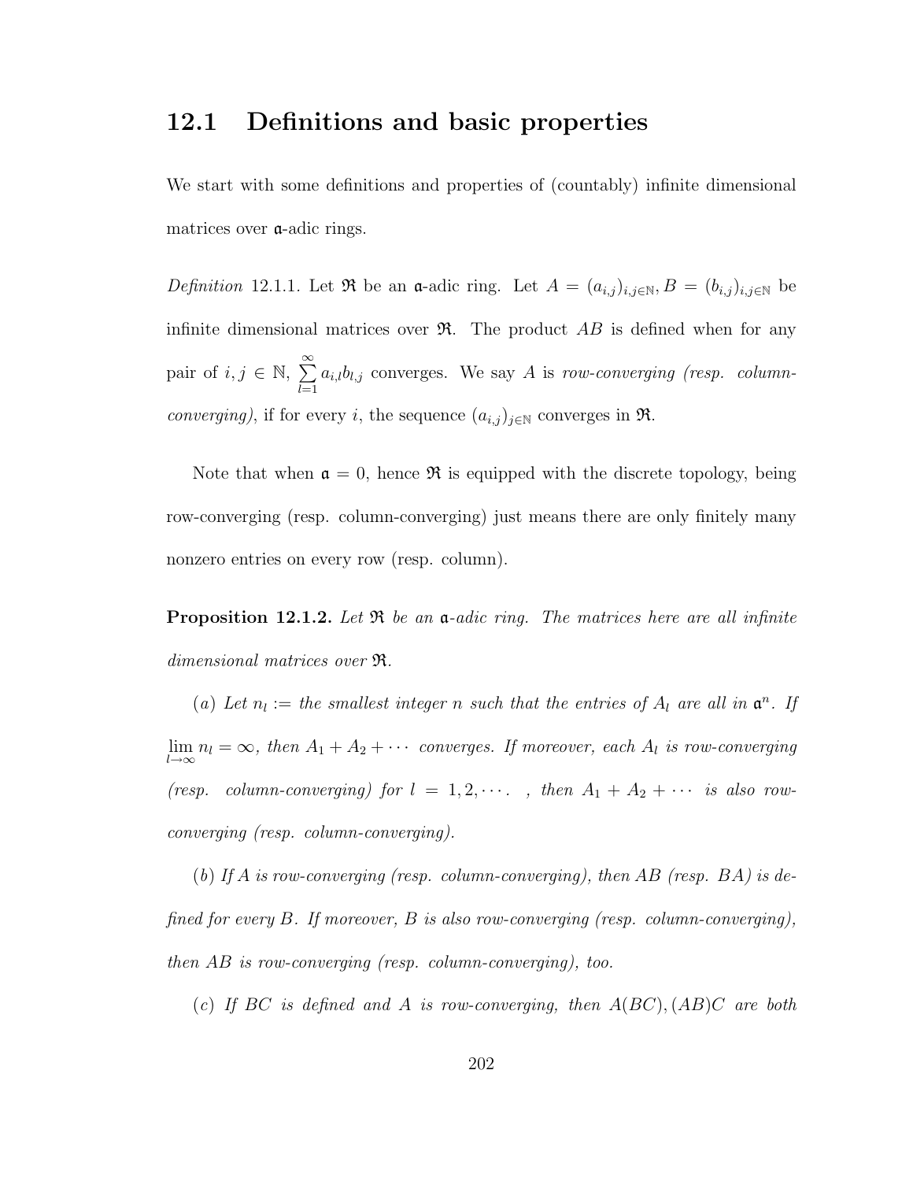## 12.1 Definitions and basic properties

We start with some definitions and properties of (countably) infinite dimensional matrices over $\mathfrak{a}$-adic rings.

*Definition* 12.1.1. Let $\mathfrak{R}$ be an $\mathfrak{a}$-adic ring. Let $A = (a_{i,j})_{i,j\in\mathbb{N}}, B = (b_{i,j})_{i,j\in\mathbb{N}}$ be infinite dimensional matrices over $\mathfrak{R}$. The product $AB$ is defined when for any pair of $i, j \in \mathbb{N}$, $\sum_{l=1}^{\infty} a_{i,l}b_{l,j}$ converges. We say $A$ is *row-converging (resp. column-converging)*, if for every $i$, the sequence $(a_{i,j})_{j\in\mathbb{N}}$ converges in $\mathfrak{R}$.

Note that when $\mathfrak{a} = 0$, hence $\mathfrak{R}$ is equipped with the discrete topology, being row-converging (resp. column-converging) just means there are only finitely many nonzero entries on every row (resp. column).

**Proposition 12.1.2.** *Let $\mathfrak{R}$ be an $\mathfrak{a}$-adic ring. The matrices here are all infinite dimensional matrices over $\mathfrak{R}$.*

($a$) *Let $n_l :=$ the smallest integer $n$ such that the entries of $A_l$ are all in $\mathfrak{a}^n$. If $\lim_{l\to\infty} n_l = \infty$, then $A_1 + A_2 + \cdots$ converges. If moreover, each $A_l$ is row-converging (resp. column-converging) for $l = 1, 2, \cdots$. , then $A_1 + A_2 + \cdots$ is also row-converging (resp. column-converging).*

($b$) *If $A$ is row-converging (resp. column-converging), then $AB$ (resp. $BA$) is defined for every $B$. If moreover, $B$ is also row-converging (resp. column-converging), then $AB$ is row-converging (resp. column-converging), too.*

($c$) *If $BC$ is defined and $A$ is row-converging, then $A(BC), (AB)C$ are both*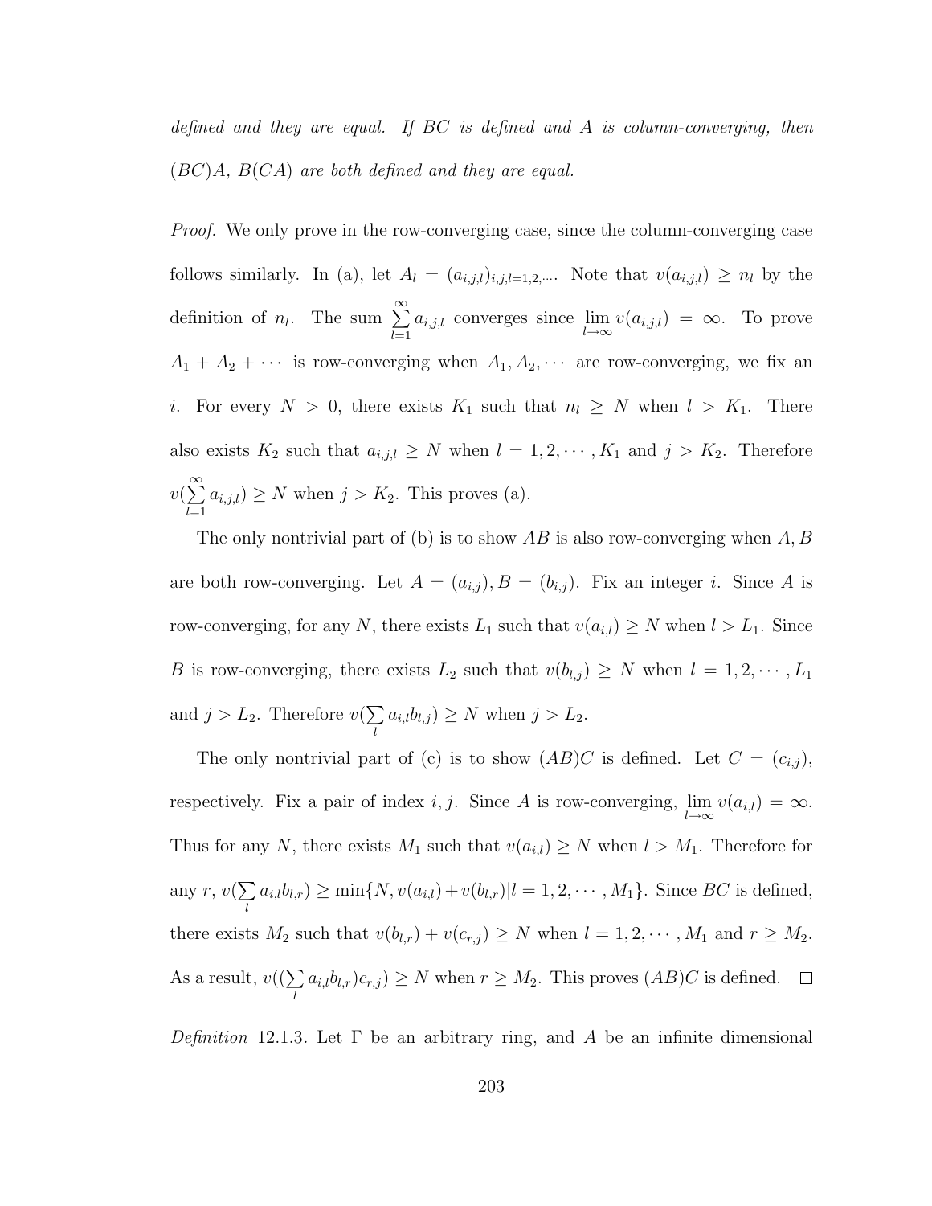*defined and they are equal. If $BC$ is defined and $A$ is column-converging, then $(BC)A$, $B(CA)$ are both defined and they are equal.*

*Proof.* We only prove in the row-converging case, since the column-converging case follows similarly. In (a), let $A_l = (a_{i,j,l})_{i,j,l=1,2,\cdots}$. Note that $v(a_{i,j,l}) \geq n_l$ by the definition of $n_l$. The sum $\sum_{l=1}^{\infty} a_{i,j,l}$ converges since $\lim_{l\to\infty} v(a_{i,j,l}) = \infty$. To prove $A_1 + A_2 + \cdots$ is row-converging when $A_1, A_2, \cdots$ are row-converging, we fix an $i$. For every $N > 0$, there exists $K_1$ such that $n_l \geq N$ when $l > K_1$. There also exists $K_2$ such that $a_{i,j,l} \geq N$ when $l = 1, 2, \cdots, K_1$ and $j > K_2$. Therefore $v(\sum_{l=1}^{\infty} a_{i,j,l}) \geq N$ when $j > K_2$. This proves (a).

The only nontrivial part of (b) is to show $AB$ is also row-converging when $A, B$ are both row-converging. Let $A = (a_{i,j}), B = (b_{i,j})$. Fix an integer $i$. Since $A$ is row-converging, for any $N$, there exists $L_1$ such that $v(a_{i,l}) \geq N$ when $l > L_1$. Since $B$ is row-converging, there exists $L_2$ such that $v(b_{l,j}) \geq N$ when $l = 1, 2, \cdots, L_1$ and $j > L_2$. Therefore $v(\sum_l a_{i,l} b_{l,j}) \geq N$ when $j > L_2$.

The only nontrivial part of (c) is to show $(AB)C$ is defined. Let $C = (c_{i,j})$, respectively. Fix a pair of index $i, j$. Since $A$ is row-converging, $\lim_{l\to\infty} v(a_{i,l}) = \infty$. Thus for any $N$, there exists $M_1$ such that $v(a_{i,l}) \geq N$ when $l > M_1$. Therefore for any $r$, $v(\sum_l a_{i,l} b_{l,r}) \geq \min\{N, v(a_{i,l}) + v(b_{l,r}) | l = 1, 2, \cdots, M_1\}$. Since $BC$ is defined, there exists $M_2$ such that $v(b_{l,r}) + v(c_{r,j}) \geq N$ when $l = 1, 2, \cdots, M_1$ and $r \geq M_2$. As a result, $v((\sum_l a_{i,l} b_{l,r}) c_{r,j}) \geq N$ when $r \geq M_2$. This proves $(AB)C$ is defined. $\square$

*Definition* 12.1.3. Let $\Gamma$ be an arbitrary ring, and $A$ be an infinite dimensional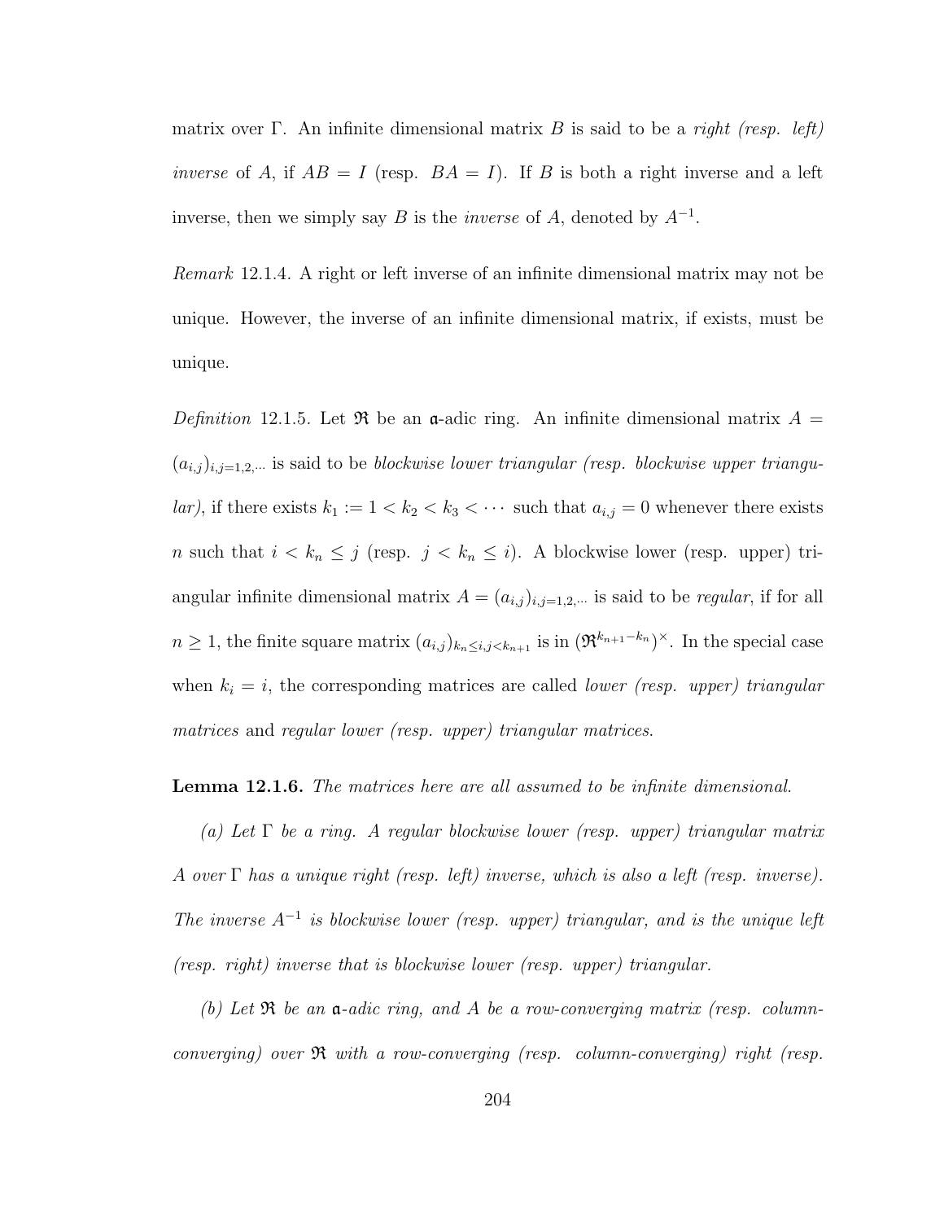matrix over $\Gamma$. An infinite dimensional matrix $B$ is said to be a *right (resp. left) inverse* of $A$, if $AB = I$ (resp. $BA = I$). If $B$ is both a right inverse and a left inverse, then we simply say $B$ is the *inverse* of $A$, denoted by $A^{-1}$.

*Remark* 12.1.4. A right or left inverse of an infinite dimensional matrix may not be unique. However, the inverse of an infinite dimensional matrix, if exists, must be unique.

*Definition* 12.1.5. Let $\mathfrak{R}$ be an $\mathfrak{a}$-adic ring. An infinite dimensional matrix $A = (a_{i,j})_{i,j=1,2,\cdots}$ is said to be *blockwise lower triangular (resp. blockwise upper triangular)*, if there exists $k_1 := 1 < k_2 < k_3 < \cdots$ such that $a_{i,j} = 0$ whenever there exists $n$ such that $i < k_n \leq j$ (resp. $j < k_n \leq i$). A blockwise lower (resp. upper) triangular infinite dimensional matrix $A = (a_{i,j})_{i,j=1,2,\cdots}$ is said to be *regular*, if for all $n \geq 1$, the finite square matrix $(a_{i,j})_{k_n \leq i,j < k_{n+1}}$ is in $(\mathfrak{R}^{k_{n+1}-k_n})^{\times}$. In the special case when $k_i = i$, the corresponding matrices are called *lower (resp. upper) triangular matrices* and *regular lower (resp. upper) triangular matrices*.

**Lemma 12.1.6.** *The matrices here are all assumed to be infinite dimensional.*

*(a) Let $\Gamma$ be a ring. A regular blockwise lower (resp. upper) triangular matrix $A$ over $\Gamma$ has a unique right (resp. left) inverse, which is also a left (resp. inverse). The inverse $A^{-1}$ is blockwise lower (resp. upper) triangular, and is the unique left (resp. right) inverse that is blockwise lower (resp. upper) triangular.*

*(b) Let $\mathfrak{R}$ be an $\mathfrak{a}$-adic ring, and $A$ be a row-converging matrix (resp. column-converging) over $\mathfrak{R}$ with a row-converging (resp. column-converging) right (resp.*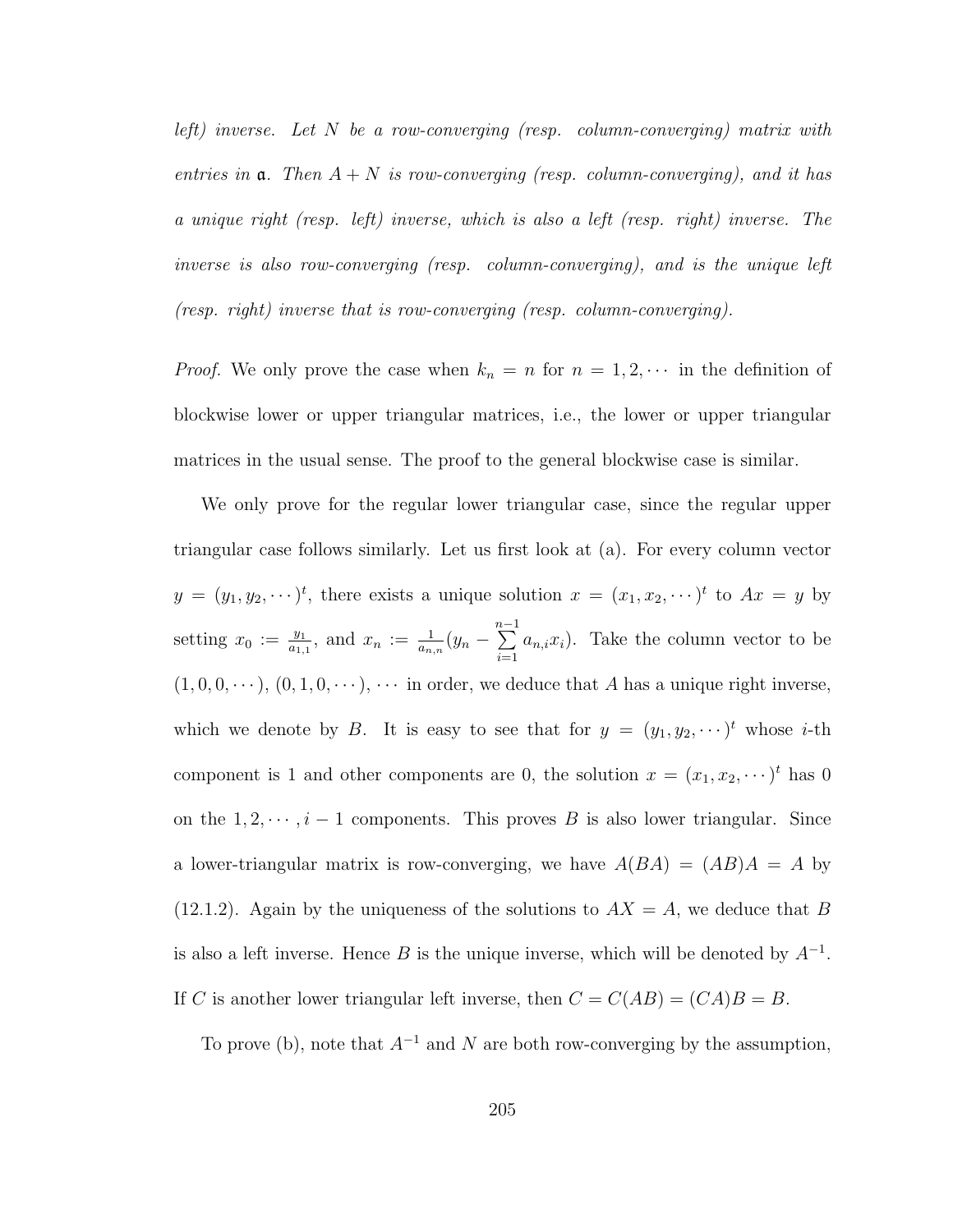*left) inverse. Let $N$ be a row-converging (resp. column-converging) matrix with entries in $\mathfrak{a}$. Then $A + N$ is row-converging (resp. column-converging), and it has a unique right (resp. left) inverse, which is also a left (resp. right) inverse. The inverse is also row-converging (resp. column-converging), and is the unique left (resp. right) inverse that is row-converging (resp. column-converging).*

*Proof.* We only prove the case when $k_n = n$ for $n = 1, 2, \cdots$ in the definition of blockwise lower or upper triangular matrices, i.e., the lower or upper triangular matrices in the usual sense. The proof to the general blockwise case is similar.

We only prove for the regular lower triangular case, since the regular upper triangular case follows similarly. Let us first look at (a). For every column vector $y = (y_1, y_2, \cdots)^t$, there exists a unique solution $x = (x_1, x_2, \cdots)^t$ to $Ax = y$ by setting $x_0 := \frac{y_1}{a_{1,1}}$, and $x_n := \frac{1}{a_{n,n}}(y_n - \sum_{i=1}^{n-1} a_{n,i}x_i)$. Take the column vector to be $(1, 0, 0, \cdots)$, $(0, 1, 0, \cdots)$, $\cdots$ in order, we deduce that $A$ has a unique right inverse, which we denote by $B$. It is easy to see that for $y = (y_1, y_2, \cdots)^t$ whose $i$-th component is 1 and other components are 0, the solution $x = (x_1, x_2, \cdots)^t$ has 0 on the $1, 2, \cdots, i-1$ components. This proves $B$ is also lower triangular. Since a lower-triangular matrix is row-converging, we have $A(BA) = (AB)A = A$ by (12.1.2). Again by the uniqueness of the solutions to $AX = A$, we deduce that $B$ is also a left inverse. Hence $B$ is the unique inverse, which will be denoted by $A^{-1}$. If $C$ is another lower triangular left inverse, then $C = C(AB) = (CA)B = B$.

To prove (b), note that $A^{-1}$ and $N$ are both row-converging by the assumption,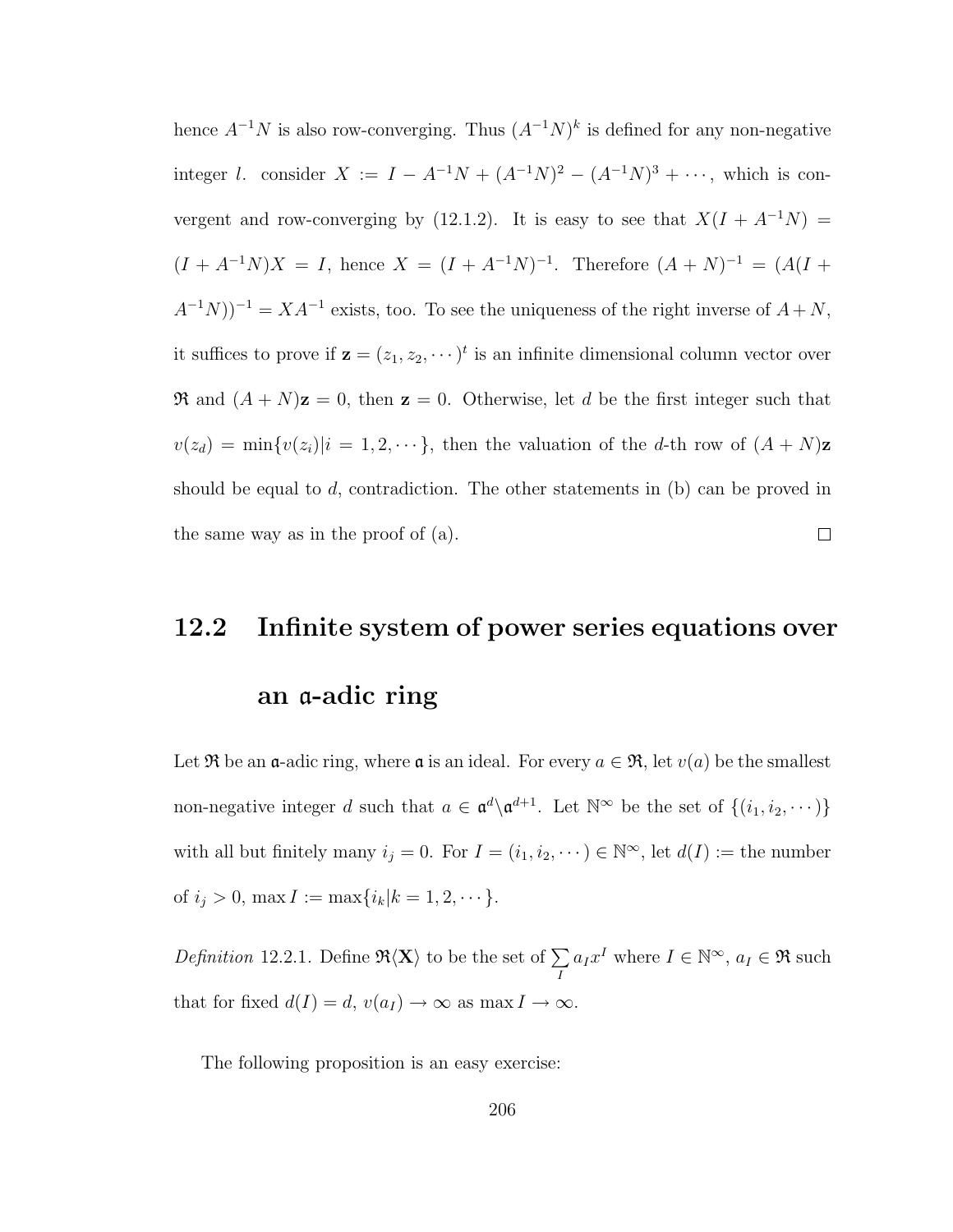hence $A^{-1}N$ is also row-converging. Thus $(A^{-1}N)^k$ is defined for any non-negative integer $l$. consider $X := I - A^{-1}N + (A^{-1}N)^2 - (A^{-1}N)^3 + \cdots$, which is convergent and row-converging by (12.1.2). It is easy to see that $X(I + A^{-1}N) = (I + A^{-1}N)X = I$, hence $X = (I + A^{-1}N)^{-1}$. Therefore $(A + N)^{-1} = (A(I + A^{-1}N))^{-1} = XA^{-1}$ exists, too. To see the uniqueness of the right inverse of $A+N$, it suffices to prove if $\mathbf{z} = (z_1, z_2, \cdots)^t$ is an infinite dimensional column vector over $\mathfrak{R}$ and $(A + N)\mathbf{z} = 0$, then $\mathbf{z} = 0$. Otherwise, let $d$ be the first integer such that $v(z_d) = \min\{v(z_i)|i = 1, 2, \cdots\}$, then the valuation of the $d$-th row of $(A + N)\mathbf{z}$ should be equal to $d$, contradiction. The other statements in (b) can be proved in the same way as in the proof of (a). $\square$

## 12.2 Infinite system of power series equations over an $\mathfrak{a}$-adic ring

Let $\mathfrak{R}$ be an $\mathfrak{a}$-adic ring, where $\mathfrak{a}$ is an ideal. For every $a \in \mathfrak{R}$, let $v(a)$ be the smallest non-negative integer $d$ such that $a \in \mathfrak{a}^d \backslash \mathfrak{a}^{d+1}$. Let $\mathbb{N}^\infty$ be the set of $\{(i_1, i_2, \cdots)\}$ with all but finitely many $i_j = 0$. For $I = (i_1, i_2, \cdots) \in \mathbb{N}^\infty$, let $d(I) :=$ the number of $i_j > 0$, $\max I := \max\{i_k|k = 1, 2, \cdots\}$.

*Definition* 12.2.1. Define $\mathfrak{R}\langle\mathbf{X}\rangle$ to be the set of $\sum_I a_I x^I$ where $I \in \mathbb{N}^\infty$, $a_I \in \mathfrak{R}$ such that for fixed $d(I) = d$, $v(a_I) \to \infty$ as $\max I \to \infty$.

The following proposition is an easy exercise: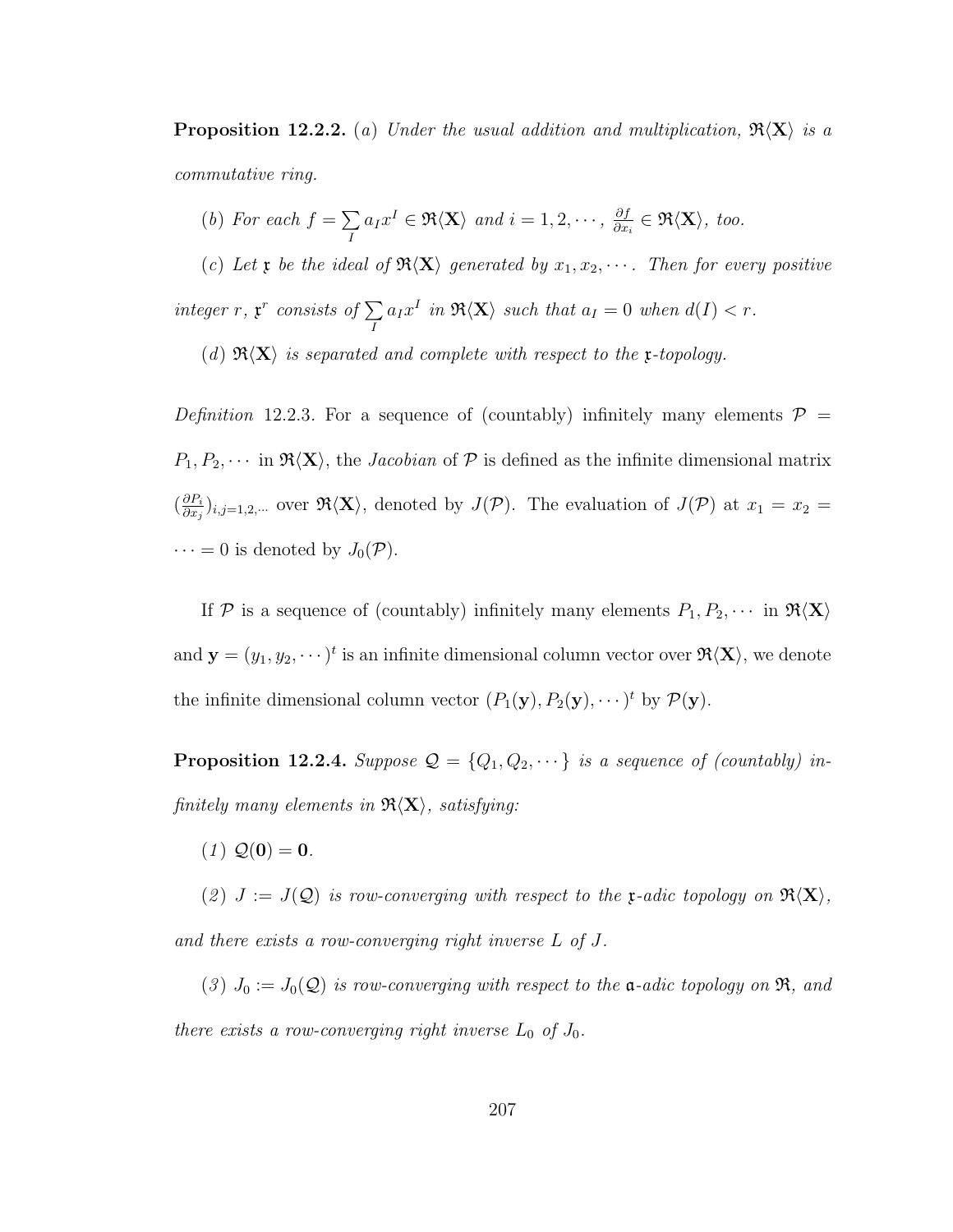**Proposition 12.2.2.** (*a*) *Under the usual addition and multiplication, $\mathfrak{R}\langle\mathbf{X}\rangle$ is a commutative ring.*

(*b*) *For each $f = \sum_I a_I x^I \in \mathfrak{R}\langle\mathbf{X}\rangle$ and $i = 1, 2, \cdots$, $\frac{\partial f}{\partial x_i} \in \mathfrak{R}\langle\mathbf{X}\rangle$, too.*

(*c*) *Let $\mathfrak{x}$ be the ideal of $\mathfrak{R}\langle\mathbf{X}\rangle$ generated by $x_1, x_2, \cdots$. Then for every positive integer $r$, $\mathfrak{x}^r$ consists of $\sum_I a_I x^I$ in $\mathfrak{R}\langle\mathbf{X}\rangle$ such that $a_I = 0$ when $d(I) < r$.*

(*d*) *$\mathfrak{R}\langle\mathbf{X}\rangle$ is separated and complete with respect to the $\mathfrak{x}$-topology.*

*Definition* 12.2.3. For a sequence of (countably) infinitely many elements $\mathcal{P} = P_1, P_2, \cdots$ in $\mathfrak{R}\langle\mathbf{X}\rangle$, the *Jacobian* of $\mathcal{P}$ is defined as the infinite dimensional matrix $(\frac{\partial P_i}{\partial x_j})_{i,j=1,2,\cdots}$ over $\mathfrak{R}\langle\mathbf{X}\rangle$, denoted by $J(\mathcal{P})$. The evaluation of $J(\mathcal{P})$ at $x_1 = x_2 = \cdots = 0$ is denoted by $J_0(\mathcal{P})$.

If $\mathcal{P}$ is a sequence of (countably) infinitely many elements $P_1, P_2, \cdots$ in $\mathfrak{R}\langle\mathbf{X}\rangle$ and $\mathbf{y} = (y_1, y_2, \cdots)^t$ is an infinite dimensional column vector over $\mathfrak{R}\langle\mathbf{X}\rangle$, we denote the infinite dimensional column vector $(P_1(\mathbf{y}), P_2(\mathbf{y}), \cdots)^t$ by $\mathcal{P}(\mathbf{y})$.

**Proposition 12.2.4.** *Suppose $\mathcal{Q} = \{Q_1, Q_2, \cdots\}$ is a sequence of (countably) infinitely many elements in $\mathfrak{R}\langle\mathbf{X}\rangle$, satisfying:*

(*1*) *$\mathcal{Q}(\mathbf{0}) = \mathbf{0}$.*

(*2*) *$J := J(\mathcal{Q})$ is row-converging with respect to the $\mathfrak{x}$-adic topology on $\mathfrak{R}\langle\mathbf{X}\rangle$, and there exists a row-converging right inverse $L$ of $J$.*

(*3*) *$J_0 := J_0(\mathcal{Q})$ is row-converging with respect to the $\mathfrak{a}$-adic topology on $\mathfrak{R}$, and there exists a row-converging right inverse $L_0$ of $J_0$.*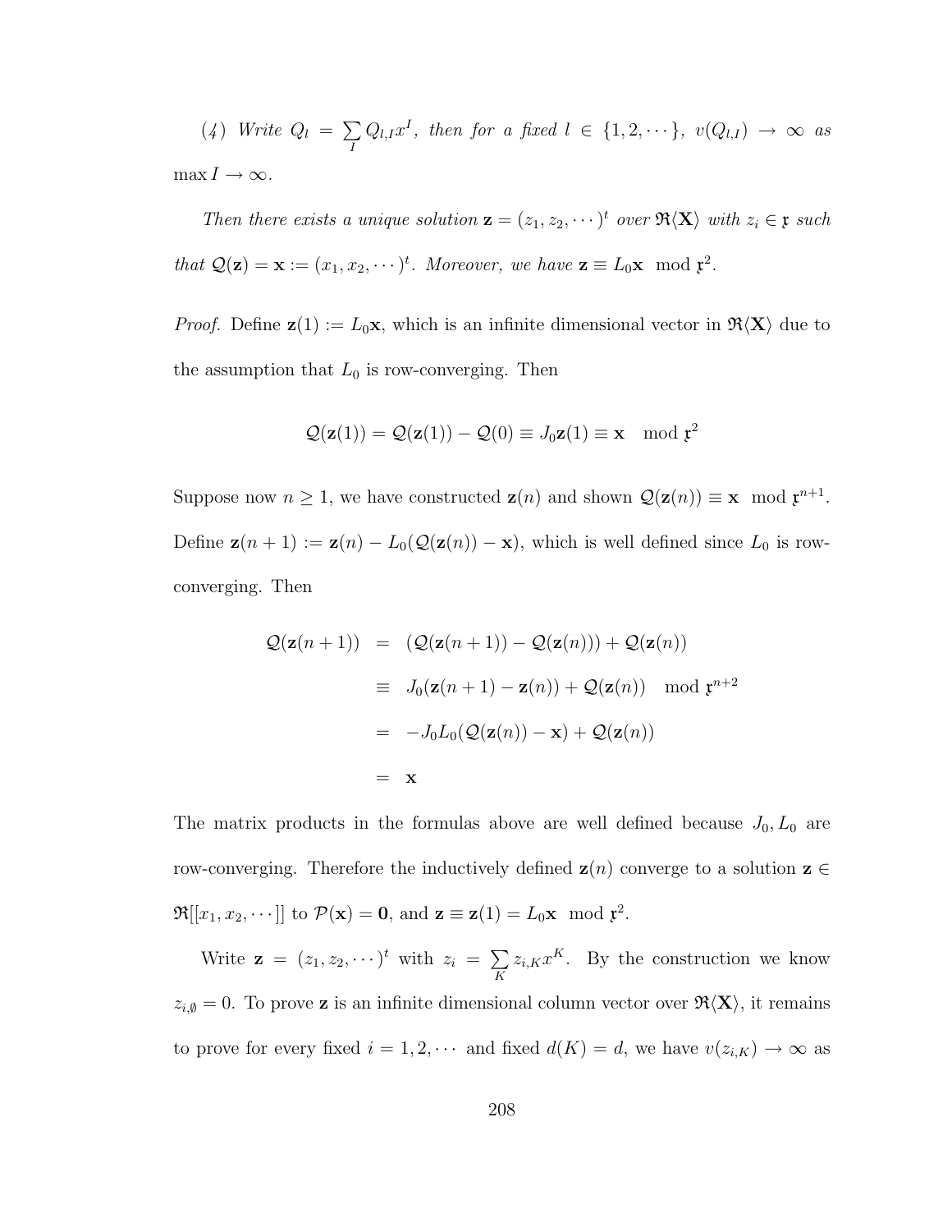*(4) Write $Q_l = \sum_I Q_{l,I} x^I$, then for a fixed $l \in \{1, 2, \cdots\}$, $v(Q_{l,I}) \to \infty$ as $\max I \to \infty$.*

*Then there exists a unique solution $\mathbf{z} = (z_1, z_2, \cdots)^t$ over $\mathfrak{R}\langle \mathbf{X} \rangle$ with $z_i \in \mathfrak{x}$ such that $\mathcal{Q}(\mathbf{z}) = \mathbf{x} := (x_1, x_2, \cdots)^t$. Moreover, we have $\mathbf{z} \equiv L_0 \mathbf{x} \mod \mathfrak{x}^2$.*

*Proof.* Define $\mathbf{z}(1) := L_0 \mathbf{x}$, which is an infinite dimensional vector in $\mathfrak{R}\langle \mathbf{X} \rangle$ due to the assumption that $L_0$ is row-converging. Then

$$\mathcal{Q}(\mathbf{z}(1)) = \mathcal{Q}(\mathbf{z}(1)) - \mathcal{Q}(0) \equiv J_0 \mathbf{z}(1) \equiv \mathbf{x} \mod \mathfrak{x}^2$$

Suppose now $n \geq 1$, we have constructed $\mathbf{z}(n)$ and shown $\mathcal{Q}(\mathbf{z}(n)) \equiv \mathbf{x} \mod \mathfrak{x}^{n+1}$. Define $\mathbf{z}(n+1) := \mathbf{z}(n) - L_0(\mathcal{Q}(\mathbf{z}(n)) - \mathbf{x})$, which is well defined since $L_0$ is row-converging. Then

$$\begin{aligned}
\mathcal{Q}(\mathbf{z}(n+1)) &= (\mathcal{Q}(\mathbf{z}(n+1)) - \mathcal{Q}(\mathbf{z}(n))) + \mathcal{Q}(\mathbf{z}(n)) \\
&\equiv J_0(\mathbf{z}(n+1) - \mathbf{z}(n)) + \mathcal{Q}(\mathbf{z}(n)) \mod \mathfrak{x}^{n+2} \\
&= -J_0 L_0 (\mathcal{Q}(\mathbf{z}(n)) - \mathbf{x}) + \mathcal{Q}(\mathbf{z}(n)) \\
&= \mathbf{x}
\end{aligned}$$

The matrix products in the formulas above are well defined because $J_0, L_0$ are row-converging. Therefore the inductively defined $\mathbf{z}(n)$ converge to a solution $\mathbf{z} \in \mathfrak{R}[[x_1, x_2, \cdots]]$ to $\mathcal{P}(\mathbf{x}) = \mathbf{0}$, and $\mathbf{z} \equiv \mathbf{z}(1) = L_0 \mathbf{x} \mod \mathfrak{x}^2$.

Write $\mathbf{z} = (z_1, z_2, \cdots)^t$ with $z_i = \sum_K z_{i,K} x^K$. By the construction we know $z_{i,\emptyset} = 0$. To prove $\mathbf{z}$ is an infinite dimensional column vector over $\mathfrak{R}\langle \mathbf{X} \rangle$, it remains to prove for every fixed $i = 1, 2, \cdots$ and fixed $d(K) = d$, we have $v(z_{i,K}) \to \infty$ as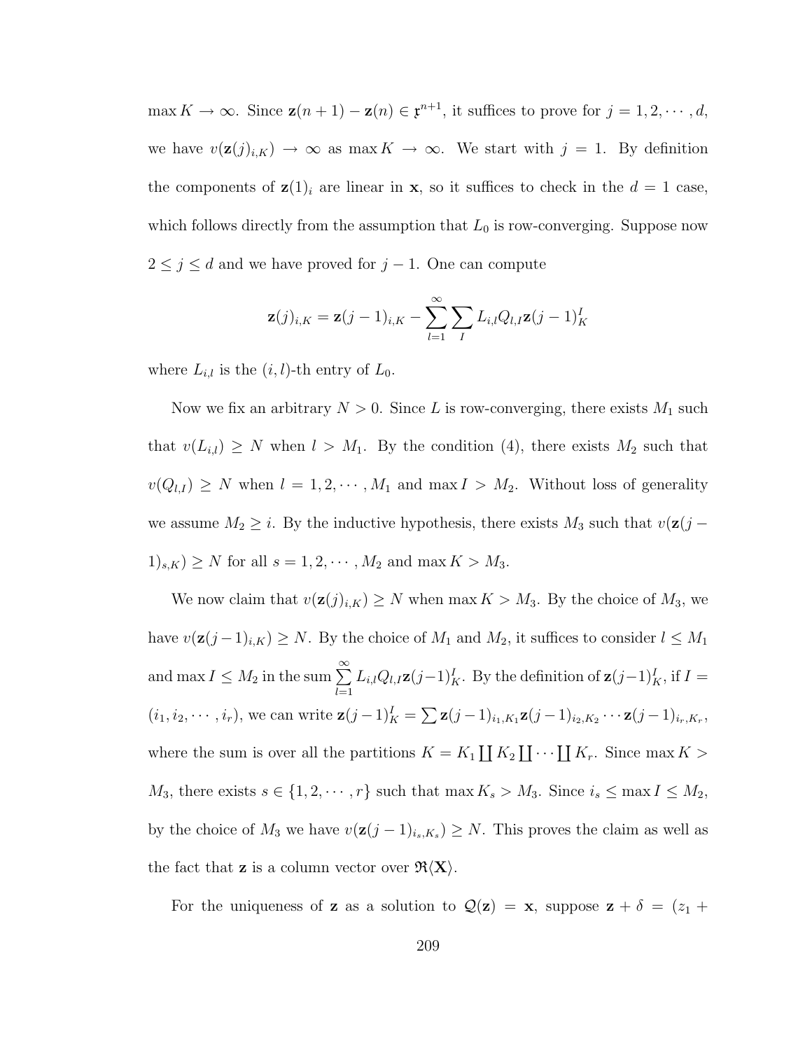$\max K \to \infty$. Since $\mathbf{z}(n+1) - \mathbf{z}(n) \in \mathfrak{x}^{n+1}$, it suffices to prove for $j = 1, 2, \cdots, d$, we have $v(\mathbf{z}(j)_{i,K}) \to \infty$ as $\max K \to \infty$. We start with $j = 1$. By definition the components of $\mathbf{z}(1)_i$ are linear in $\mathbf{x}$, so it suffices to check in the $d = 1$ case, which follows directly from the assumption that $L_0$ is row-converging. Suppose now $2 \le j \le d$ and we have proved for $j - 1$. One can compute

$$\mathbf{z}(j)_{i,K} = \mathbf{z}(j-1)_{i,K} - \sum_{l=1}^{\infty} \sum_{I} L_{i,l} Q_{l,I} \mathbf{z}(j-1)_K^I$$

where $L_{i,l}$ is the $(i,l)$-th entry of $L_0$.

Now we fix an arbitrary $N > 0$. Since $L$ is row-converging, there exists $M_1$ such that $v(L_{i,l}) \ge N$ when $l > M_1$. By the condition (4), there exists $M_2$ such that $v(Q_{l,I}) \ge N$ when $l = 1, 2, \cdots, M_1$ and $\max I > M_2$. Without loss of generality we assume $M_2 \ge i$. By the inductive hypothesis, there exists $M_3$ such that $v(\mathbf{z}(j-1)_{s,K}) \ge N$ for all $s = 1, 2, \cdots, M_2$ and $\max K > M_3$.

We now claim that $v(\mathbf{z}(j)_{i,K}) \ge N$ when $\max K > M_3$. By the choice of $M_3$, we have $v(\mathbf{z}(j-1)_{i,K}) \ge N$. By the choice of $M_1$ and $M_2$, it suffices to consider $l \le M_1$ and $\max I \le M_2$ in the sum $\sum_{l=1}^{\infty} L_{i,l} Q_{l,I} \mathbf{z}(j-1)_K^I$. By the definition of $\mathbf{z}(j-1)_K^I$, if $I = (i_1, i_2, \cdots, i_r)$, we can write $\mathbf{z}(j-1)_K^I = \sum \mathbf{z}(j-1)_{i_1,K_1} \mathbf{z}(j-1)_{i_2,K_2} \cdots \mathbf{z}(j-1)_{i_r,K_r}$, where the sum is over all the partitions $K = K_1 \coprod K_2 \coprod \cdots \coprod K_r$. Since $\max K > M_3$, there exists $s \in \{1, 2, \cdots, r\}$ such that $\max K_s > M_3$. Since $i_s \le \max I \le M_2$, by the choice of $M_3$ we have $v(\mathbf{z}(j-1)_{i_s,K_s}) \ge N$. This proves the claim as well as the fact that $\mathbf{z}$ is a column vector over $\mathfrak{R}\langle\mathbf{X}\rangle$.

For the uniqueness of $\mathbf{z}$ as a solution to $\mathcal{Q}(\mathbf{z}) = \mathbf{x}$, suppose $\mathbf{z} + \delta = (z_1 +$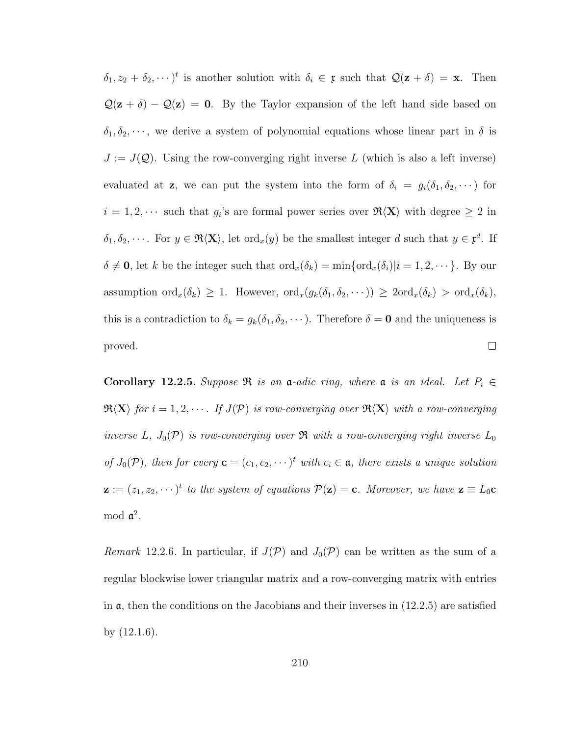$\delta_1, z_2 + \delta_2, \cdots)^t$ is another solution with $\delta_i \in \mathfrak{x}$ such that $\mathcal{Q}(\mathbf{z} + \delta) = \mathbf{x}$. Then $\mathcal{Q}(\mathbf{z} + \delta) - \mathcal{Q}(\mathbf{z}) = \mathbf{0}$. By the Taylor expansion of the left hand side based on $\delta_1, \delta_2, \cdots$, we derive a system of polynomial equations whose linear part in $\delta$ is $J := J(\mathcal{Q})$. Using the row-converging right inverse $L$ (which is also a left inverse) evaluated at $\mathbf{z}$, we can put the system into the form of $\delta_i = g_i(\delta_1, \delta_2, \cdots)$ for $i = 1, 2, \cdots$ such that $g_i$'s are formal power series over $\mathfrak{R}\langle \mathbf{X} \rangle$ with degree $\geq 2$ in $\delta_1, \delta_2, \cdots$. For $y \in \mathfrak{R}\langle \mathbf{X} \rangle$, let $\mathrm{ord}_x(y)$ be the smallest integer $d$ such that $y \in \mathfrak{x}^d$. If $\delta \neq \mathbf{0}$, let $k$ be the integer such that $\mathrm{ord}_x(\delta_k) = \min\{\mathrm{ord}_x(\delta_i) | i = 1, 2, \cdots\}$. By our assumption $\mathrm{ord}_x(\delta_k) \geq 1$. However, $\mathrm{ord}_x(g_k(\delta_1, \delta_2, \cdots)) \geq 2\mathrm{ord}_x(\delta_k) > \mathrm{ord}_x(\delta_k)$, this is a contradiction to $\delta_k = g_k(\delta_1, \delta_2, \cdots)$. Therefore $\delta = \mathbf{0}$ and the uniqueness is proved. □

**Corollary 12.2.5.** *Suppose $\mathfrak{R}$ is an $\mathfrak{a}$-adic ring, where $\mathfrak{a}$ is an ideal. Let $P_i \in \mathfrak{R}\langle \mathbf{X} \rangle$ for $i = 1, 2, \cdots$. If $J(\mathcal{P})$ is row-converging over $\mathfrak{R}\langle \mathbf{X} \rangle$ with a row-converging inverse $L$, $J_0(\mathcal{P})$ is row-converging over $\mathfrak{R}$ with a row-converging right inverse $L_0$ of $J_0(\mathcal{P})$, then for every $\mathbf{c} = (c_1, c_2, \cdots)^t$ with $c_i \in \mathfrak{a}$, there exists a unique solution $\mathbf{z} := (z_1, z_2, \cdots)^t$ to the system of equations $\mathcal{P}(\mathbf{z}) = \mathbf{c}$. Moreover, we have $\mathbf{z} \equiv L_0\mathbf{c}$ mod $\mathfrak{a}^2$.*

*Remark* 12.2.6. In particular, if $J(\mathcal{P})$ and $J_0(\mathcal{P})$ can be written as the sum of a regular blockwise lower triangular matrix and a row-converging matrix with entries in $\mathfrak{a}$, then the conditions on the Jacobians and their inverses in (12.2.5) are satisfied by (12.1.6).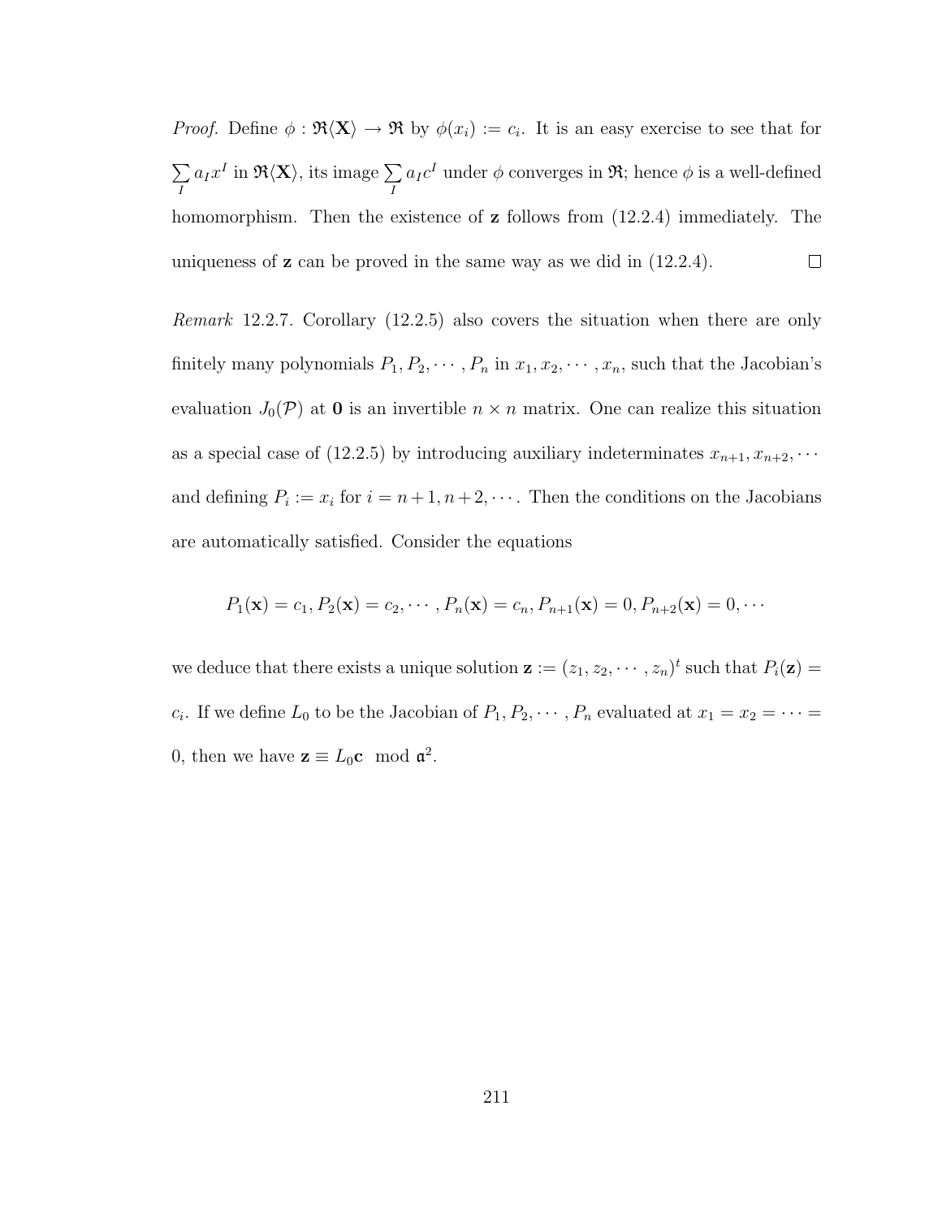*Proof.* Define $\phi : \mathfrak{R}\langle \mathbf{X} \rangle \to \mathfrak{R}$ by $\phi(x_i) := c_i$. It is an easy exercise to see that for $\sum_I a_I x^I$ in $\mathfrak{R}\langle \mathbf{X} \rangle$, its image $\sum_I a_I c^I$ under $\phi$ converges in $\mathfrak{R}$; hence $\phi$ is a well-defined homomorphism. Then the existence of $\mathbf{z}$ follows from (12.2.4) immediately. The uniqueness of $\mathbf{z}$ can be proved in the same way as we did in (12.2.4). $\square$

*Remark* 12.2.7. Corollary (12.2.5) also covers the situation when there are only finitely many polynomials $P_1, P_2, \cdots, P_n$ in $x_1, x_2, \cdots, x_n$, such that the Jacobian's evaluation $J_0(\mathcal{P})$ at $\mathbf{0}$ is an invertible $n \times n$ matrix. One can realize this situation as a special case of (12.2.5) by introducing auxiliary indeterminates $x_{n+1}, x_{n+2}, \cdots$ and defining $P_i := x_i$ for $i = n+1, n+2, \cdots$. Then the conditions on the Jacobians are automatically satisfied. Consider the equations

$$P_1(\mathbf{x}) = c_1, P_2(\mathbf{x}) = c_2, \cdots, P_n(\mathbf{x}) = c_n, P_{n+1}(\mathbf{x}) = 0, P_{n+2}(\mathbf{x}) = 0, \cdots$$

we deduce that there exists a unique solution $\mathbf{z} := (z_1, z_2, \cdots, z_n)^t$ such that $P_i(\mathbf{z}) = c_i$. If we define $L_0$ to be the Jacobian of $P_1, P_2, \cdots, P_n$ evaluated at $x_1 = x_2 = \cdots = 0$, then we have $\mathbf{z} \equiv L_0 \mathbf{c} \mod \mathfrak{a}^2$.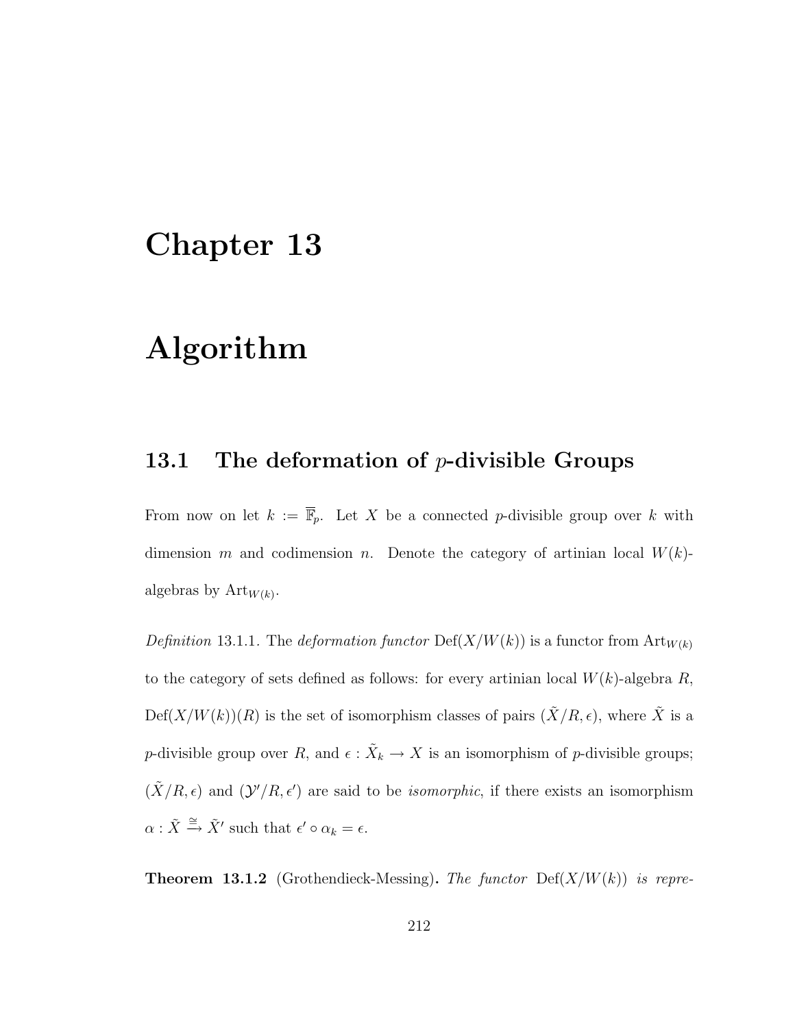# Chapter 13

# Algorithm

## 13.1 The deformation of $p$-divisible Groups

From now on let $k := \overline{\mathbb{F}}_p$. Let $X$ be a connected $p$-divisible group over $k$ with dimension $m$ and codimension $n$. Denote the category of artinian local $W(k)$-algebras by $\mathrm{Art}_{W(k)}$.

*Definition* 13.1.1. The *deformation functor* $\mathrm{Def}(X/W(k))$ is a functor from $\mathrm{Art}_{W(k)}$ to the category of sets defined as follows: for every artinian local $W(k)$-algebra $R$, $\mathrm{Def}(X/W(k))(R)$ is the set of isomorphism classes of pairs $(\tilde{X}/R, \epsilon)$, where $\tilde{X}$ is a $p$-divisible group over $R$, and $\epsilon : \tilde{X}_k \to X$ is an isomorphism of $p$-divisible groups; $(\tilde{X}/R, \epsilon)$ and $(\mathcal{Y}'/R, \epsilon')$ are said to be *isomorphic*, if there exists an isomorphism $\alpha : \tilde{X} \xrightarrow{\cong} \tilde{X}'$ such that $\epsilon' \circ \alpha_k = \epsilon$.

**Theorem 13.1.2** (Grothendieck-Messing)**.** *The functor* $\mathrm{Def}(X/W(k))$ *is repre-*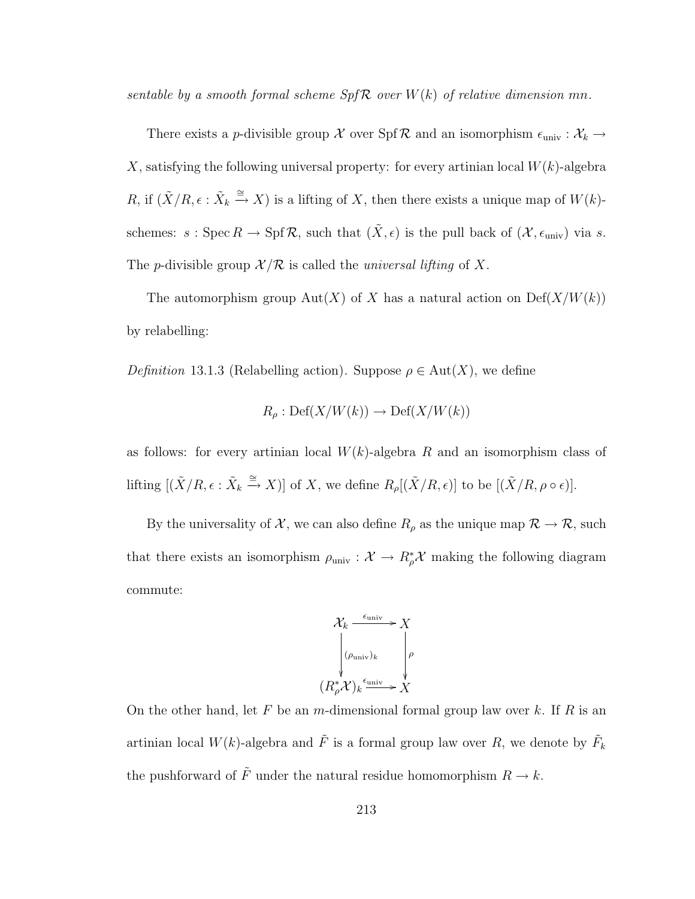*sentable by a smooth formal scheme* $Spf\mathcal{R}$ *over* $W(k)$ *of relative dimension* $mn$.

There exists a $p$-divisible group $\mathcal{X}$ over $\operatorname{Spf}\mathcal{R}$ and an isomorphism $\epsilon_{\text{univ}} : \mathcal{X}_k \to X$, satisfying the following universal property: for every artinian local $W(k)$-algebra $R$, if $(\tilde{X}/R, \epsilon : \tilde{X}_k \xrightarrow{\cong} X)$ is a lifting of $X$, then there exists a unique map of $W(k)$-schemes: $s : \operatorname{Spec} R \to \operatorname{Spf}\mathcal{R}$, such that $(\tilde{X}, \epsilon)$ is the pull back of $(\mathcal{X}, \epsilon_{\text{univ}})$ via $s$. The $p$-divisible group $\mathcal{X}/\mathcal{R}$ is called the *universal lifting* of $X$.

The automorphism group $\operatorname{Aut}(X)$ of $X$ has a natural action on $\operatorname{Def}(X/W(k))$ by relabelling:

*Definition* 13.1.3 (Relabelling action). Suppose $\rho \in \operatorname{Aut}(X)$, we define

$$R_\rho : \operatorname{Def}(X/W(k)) \to \operatorname{Def}(X/W(k))$$

as follows: for every artinian local $W(k)$-algebra $R$ and an isomorphism class of lifting $[(\tilde{X}/R, \epsilon : \tilde{X}_k \xrightarrow{\cong} X)]$ of $X$, we define $R_\rho[(\tilde{X}/R, \epsilon)]$ to be $[(\tilde{X}/R, \rho \circ \epsilon)]$.

By the universality of $\mathcal{X}$, we can also define $R_\rho$ as the unique map $\mathcal{R} \to \mathcal{R}$, such that there exists an isomorphism $\rho_{\text{univ}} : \mathcal{X} \to R_\rho^* \mathcal{X}$ making the following diagram commute:

$$\begin{array}{ccc}
\mathcal{X}_k & \xrightarrow{\epsilon_{\text{univ}}} & X \\
\downarrow{\scriptstyle (\rho_{\text{univ}})_k} & & \downarrow{\scriptstyle \rho} \\
(R_\rho^* \mathcal{X})_k & \xrightarrow{\epsilon_{\text{univ}}} & X
\end{array}$$

On the other hand, let $F$ be an $m$-dimensional formal group law over $k$. If $R$ is an artinian local $W(k)$-algebra and $\tilde{F}$ is a formal group law over $R$, we denote by $\tilde{F}_k$ the pushforward of $\tilde{F}$ under the natural residue homomorphism $R \to k$.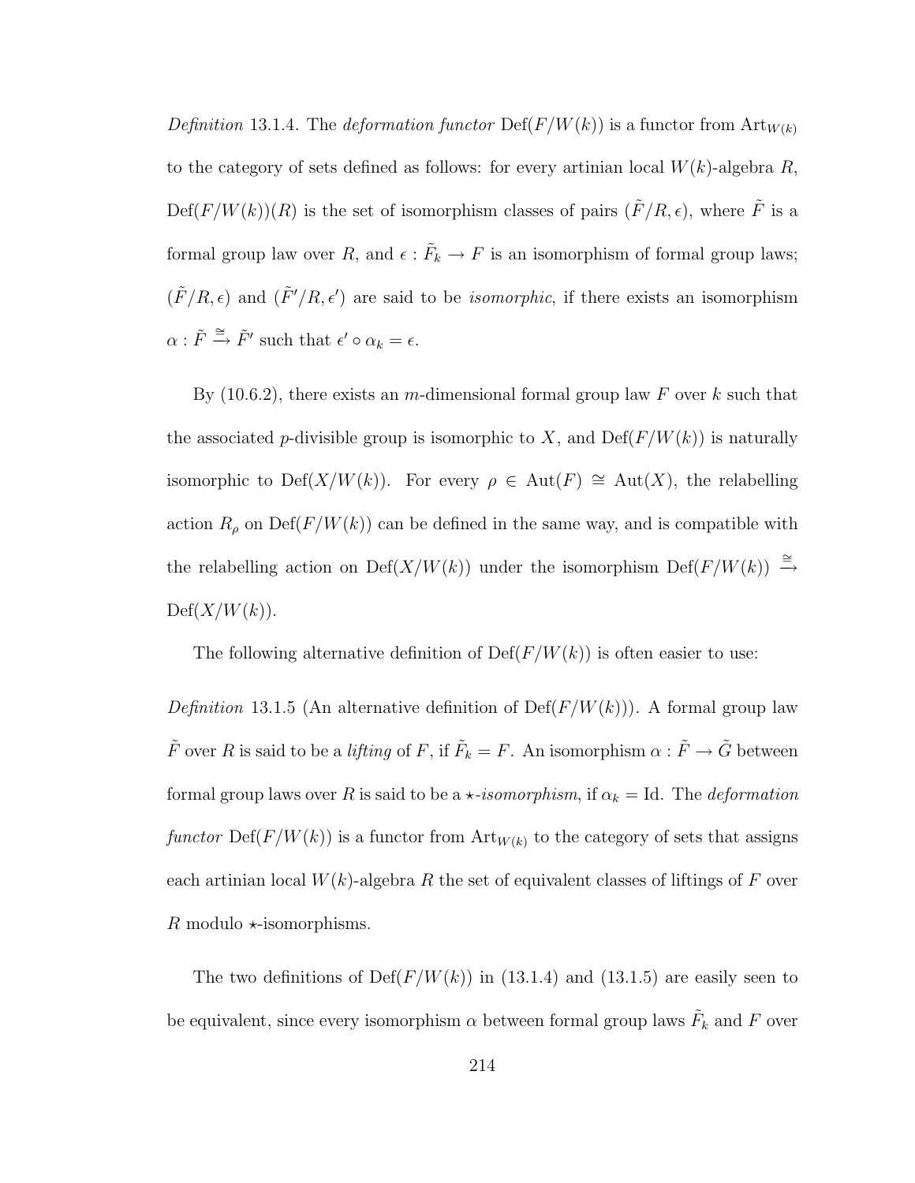*Definition* 13.1.4. The *deformation functor* $\mathrm{Def}(F/W(k))$ is a functor from $\mathrm{Art}_{W(k)}$ to the category of sets defined as follows: for every artinian local $W(k)$-algebra $R$, $\mathrm{Def}(F/W(k))(R)$ is the set of isomorphism classes of pairs $(\tilde{F}/R, \epsilon)$, where $\tilde{F}$ is a formal group law over $R$, and $\epsilon : \tilde{F}_k \to F$ is an isomorphism of formal group laws; $(\tilde{F}/R, \epsilon)$ and $(\tilde{F}'/R, \epsilon')$ are said to be *isomorphic*, if there exists an isomorphism $\alpha : \tilde{F} \xrightarrow{\cong} \tilde{F}'$ such that $\epsilon' \circ \alpha_k = \epsilon$.

By (10.6.2), there exists an $m$-dimensional formal group law $F$ over $k$ such that the associated $p$-divisible group is isomorphic to $X$, and $\mathrm{Def}(F/W(k))$ is naturally isomorphic to $\mathrm{Def}(X/W(k))$. For every $\rho \in \mathrm{Aut}(F) \cong \mathrm{Aut}(X)$, the relabelling action $R_\rho$ on $\mathrm{Def}(F/W(k))$ can be defined in the same way, and is compatible with the relabelling action on $\mathrm{Def}(X/W(k))$ under the isomorphism $\mathrm{Def}(F/W(k)) \xrightarrow{\cong} \mathrm{Def}(X/W(k))$.

The following alternative definition of $\mathrm{Def}(F/W(k))$ is often easier to use:

*Definition* 13.1.5 (An alternative definition of $\mathrm{Def}(F/W(k))$). A formal group law $\tilde{F}$ over $R$ is said to be a *lifting* of $F$, if $\tilde{F}_k = F$. An isomorphism $\alpha : \tilde{F} \to \tilde{G}$ between formal group laws over $R$ is said to be a $\star$-*isomorphism*, if $\alpha_k = \mathrm{Id}$. The *deformation functor* $\mathrm{Def}(F/W(k))$ is a functor from $\mathrm{Art}_{W(k)}$ to the category of sets that assigns each artinian local $W(k)$-algebra $R$ the set of equivalent classes of liftings of $F$ over $R$ modulo $\star$-isomorphisms.

The two definitions of $\mathrm{Def}(F/W(k))$ in (13.1.4) and (13.1.5) are easily seen to be equivalent, since every isomorphism $\alpha$ between formal group laws $\tilde{F}_k$ and $F$ over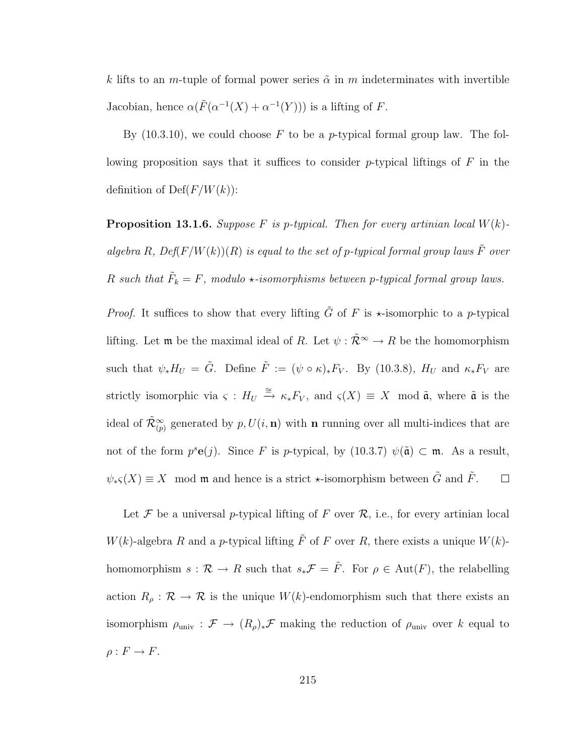$k$ lifts to an $m$-tuple of formal power series $\tilde{\alpha}$ in $m$ indeterminates with invertible Jacobian, hence $\alpha(\tilde{F}(\alpha^{-1}(X) + \alpha^{-1}(Y)))$ is a lifting of $F$.

By (10.3.10), we could choose $F$ to be a $p$-typical formal group law. The following proposition says that it suffices to consider $p$-typical liftings of $F$ in the definition of $\mathrm{Def}(F/W(k))$:

**Proposition 13.1.6.** *Suppose $F$ is $p$-typical. Then for every artinian local $W(k)$-algebra $R$, $Def(F/W(k))(R)$ is equal to the set of $p$-typical formal group laws $\tilde{F}$ over $R$ such that $\tilde{F}_k = F$, modulo $\star$-isomorphisms between $p$-typical formal group laws.*

*Proof.* It suffices to show that every lifting $\tilde{G}$ of $F$ is $\star$-isomorphic to a $p$-typical lifting. Let $\mathfrak{m}$ be the maximal ideal of $R$. Let $\psi : \tilde{\mathcal{R}}^\infty \to R$ be the homomorphism such that $\psi_* H_U = \tilde{G}$. Define $\tilde{F} := (\psi \circ \kappa)_* F_V$. By (10.3.8), $H_U$ and $\kappa_* F_V$ are strictly isomorphic via $\varsigma : H_U \xrightarrow{\cong} \kappa_* F_V$, and $\varsigma(X) \equiv X \mod \tilde{\mathfrak{a}}$, where $\tilde{\mathfrak{a}}$ is the ideal of $\tilde{\mathcal{R}}^\infty_{(p)}$ generated by $p, U(i, \mathbf{n})$ with $\mathbf{n}$ running over all multi-indices that are not of the form $p^s \mathbf{e}(j)$. Since $F$ is $p$-typical, by (10.3.7) $\psi(\tilde{\mathfrak{a}}) \subset \mathfrak{m}$. As a result, $\psi_* \varsigma(X) \equiv X \mod \mathfrak{m}$ and hence is a strict $\star$-isomorphism between $\tilde{G}$ and $\tilde{F}$. $\square$

Let $\mathcal{F}$ be a universal $p$-typical lifting of $F$ over $\mathcal{R}$, i.e., for every artinian local $W(k)$-algebra $R$ and a $p$-typical lifting $\tilde{F}$ of $F$ over $R$, there exists a unique $W(k)$-homomorphism $s : \mathcal{R} \to R$ such that $s_* \mathcal{F} = \tilde{F}$. For $\rho \in \mathrm{Aut}(F)$, the relabelling action $R_\rho : \mathcal{R} \to \mathcal{R}$ is the unique $W(k)$-endomorphism such that there exists an isomorphism $\rho_{\mathrm{univ}} : \mathcal{F} \to (R_\rho)_* \mathcal{F}$ making the reduction of $\rho_{\mathrm{univ}}$ over $k$ equal to $\rho : F \to F$.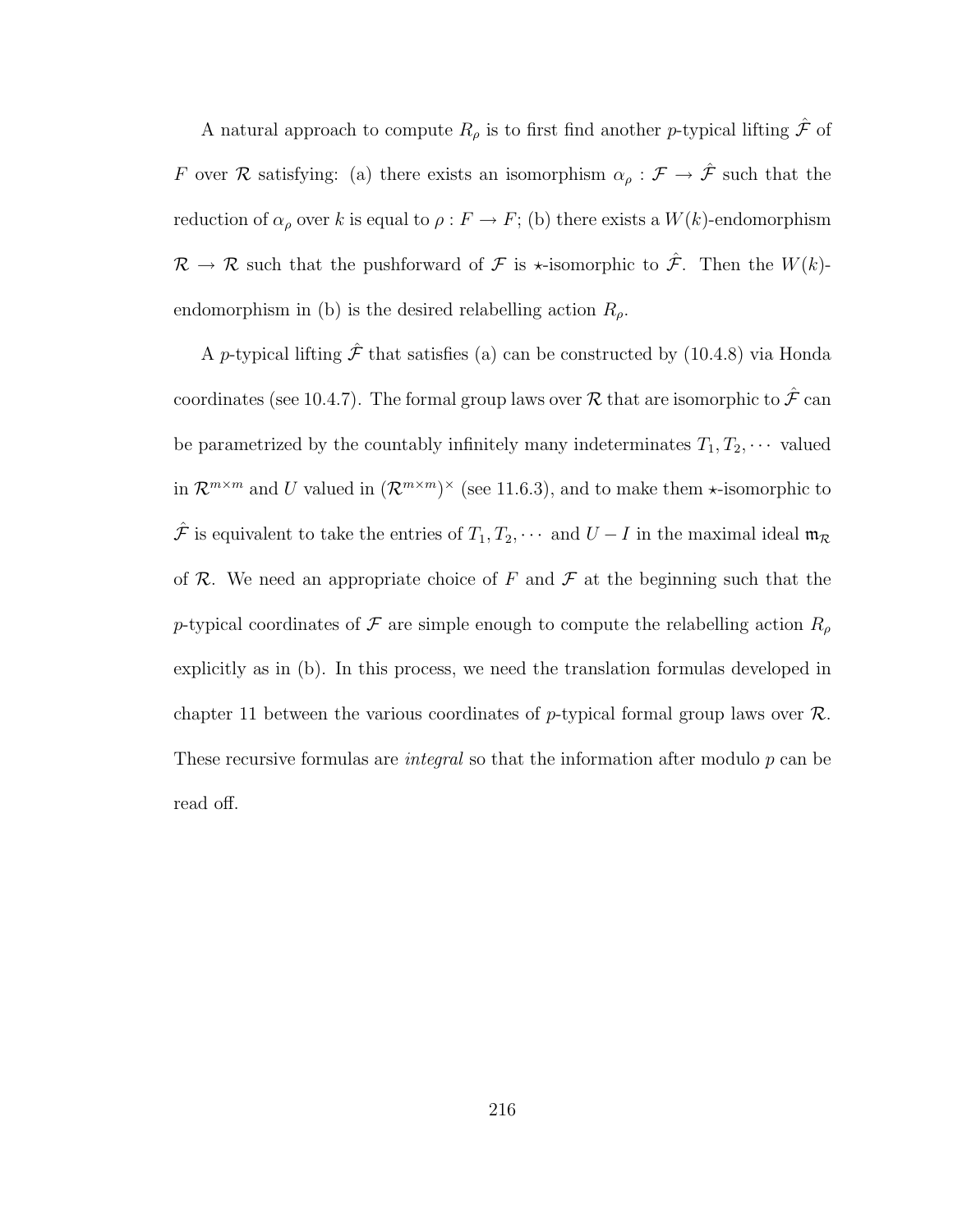A natural approach to compute $R_\rho$ is to first find another $p$-typical lifting $\hat{\mathcal{F}}$ of $F$ over $\mathcal{R}$ satisfying: (a) there exists an isomorphism $\alpha_\rho : \mathcal{F} \to \hat{\mathcal{F}}$ such that the reduction of $\alpha_\rho$ over $k$ is equal to $\rho : F \to F$; (b) there exists a $W(k)$-endomorphism $\mathcal{R} \to \mathcal{R}$ such that the pushforward of $\mathcal{F}$ is $\star$-isomorphic to $\hat{\mathcal{F}}$. Then the $W(k)$-endomorphism in (b) is the desired relabelling action $R_\rho$.

A $p$-typical lifting $\hat{\mathcal{F}}$ that satisfies (a) can be constructed by (10.4.8) via Honda coordinates (see 10.4.7). The formal group laws over $\mathcal{R}$ that are isomorphic to $\hat{\mathcal{F}}$ can be parametrized by the countably infinitely many indeterminates $T_1, T_2, \cdots$ valued in $\mathcal{R}^{m\times m}$ and $U$ valued in $(\mathcal{R}^{m\times m})^\times$ (see 11.6.3), and to make them $\star$-isomorphic to $\hat{\mathcal{F}}$ is equivalent to take the entries of $T_1, T_2, \cdots$ and $U - I$ in the maximal ideal $\mathfrak{m}_\mathcal{R}$ of $\mathcal{R}$. We need an appropriate choice of $F$ and $\mathcal{F}$ at the beginning such that the $p$-typical coordinates of $\mathcal{F}$ are simple enough to compute the relabelling action $R_\rho$ explicitly as in (b). In this process, we need the translation formulas developed in chapter 11 between the various coordinates of $p$-typical formal group laws over $\mathcal{R}$. These recursive formulas are *integral* so that the information after modulo $p$ can be read off.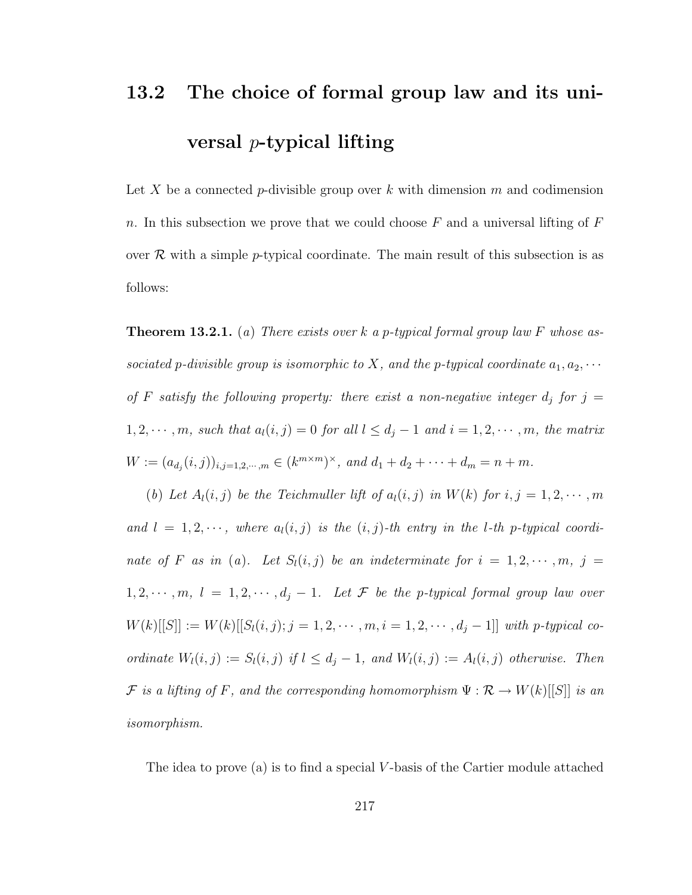## 13.2 The choice of formal group law and its universal $p$-typical lifting

Let $X$ be a connected $p$-divisible group over $k$ with dimension $m$ and codimension $n$. In this subsection we prove that we could choose $F$ and a universal lifting of $F$ over $\mathcal{R}$ with a simple $p$-typical coordinate. The main result of this subsection is as follows:

**Theorem 13.2.1.** ($a$) *There exists over $k$ a $p$-typical formal group law $F$ whose associated $p$-divisible group is isomorphic to $X$, and the $p$-typical coordinate $a_1, a_2, \cdots$ of $F$ satisfy the following property: there exist a non-negative integer $d_j$ for $j = 1, 2, \cdots, m$, such that $a_l(i,j) = 0$ for all $l \leq d_j - 1$ and $i = 1, 2, \cdots, m$, the matrix $W := (a_{d_j}(i,j))_{i,j=1,2,\cdots,m} \in (k^{m\times m})^\times$, and $d_1 + d_2 + \cdots + d_m = n + m$.*

($b$) *Let $A_l(i,j)$ be the Teichmuller lift of $a_l(i,j)$ in $W(k)$ for $i, j = 1, 2, \cdots, m$ and $l = 1, 2, \cdots$, where $a_l(i,j)$ is the $(i,j)$-th entry in the $l$-th $p$-typical coordinate of $F$ as in ($a$). Let $S_l(i,j)$ be an indeterminate for $i = 1, 2, \cdots, m$, $j = 1, 2, \cdots, m$, $l = 1, 2, \cdots, d_j - 1$. Let $\mathcal{F}$ be the $p$-typical formal group law over $W(k)[[S]] := W(k)[[S_l(i,j); j = 1, 2, \cdots, m, i = 1, 2, \cdots, d_j - 1]]$ with $p$-typical coordinate $W_l(i,j) := S_l(i,j)$ if $l \leq d_j - 1$, and $W_l(i,j) := A_l(i,j)$ otherwise. Then $\mathcal{F}$ is a lifting of $F$, and the corresponding homomorphism $\Psi : \mathcal{R} \to W(k)[[S]]$ is an isomorphism.*

The idea to prove (a) is to find a special $V$-basis of the Cartier module attached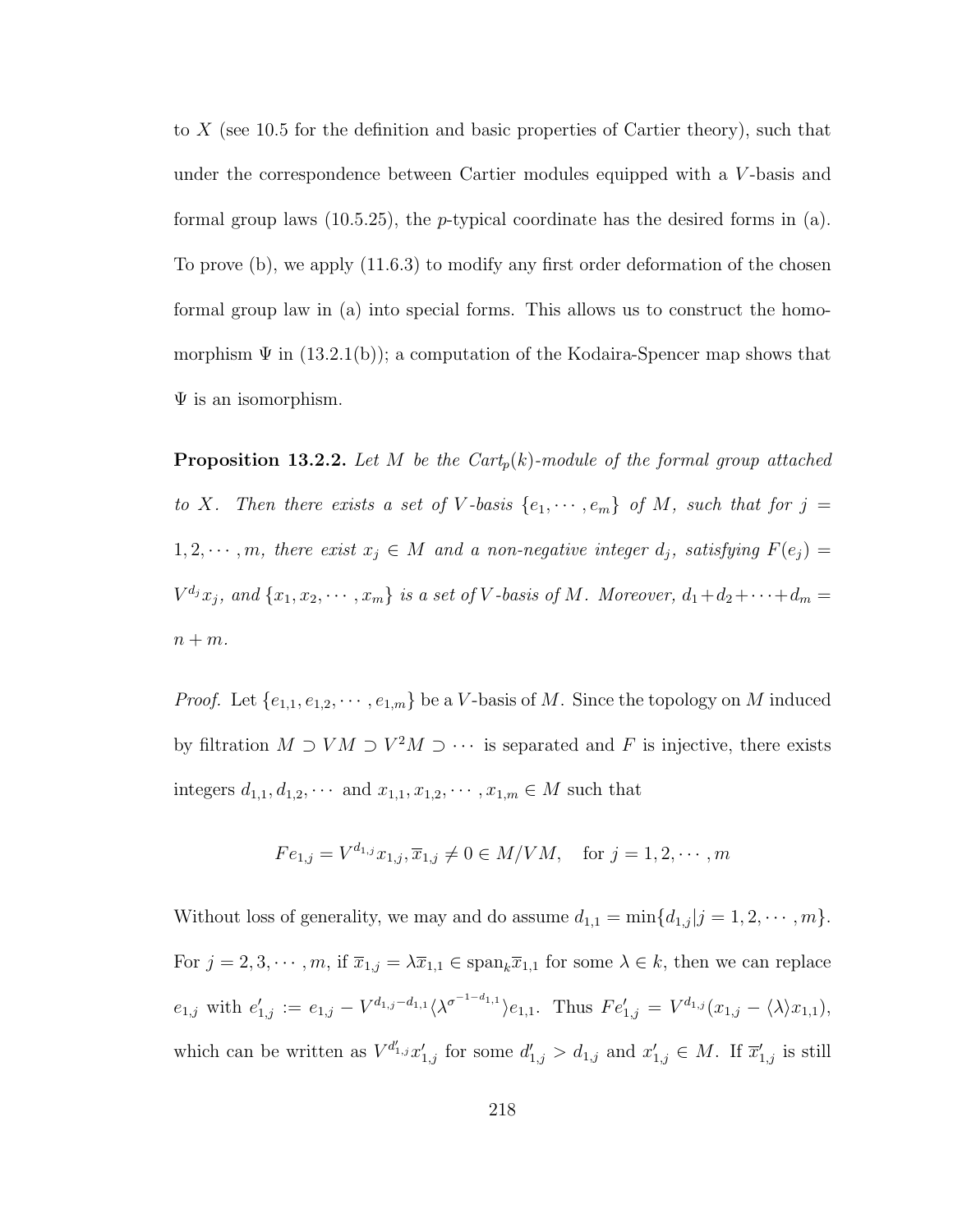to $X$ (see 10.5 for the definition and basic properties of Cartier theory), such that under the correspondence between Cartier modules equipped with a $V$-basis and formal group laws (10.5.25), the $p$-typical coordinate has the desired forms in (a). To prove (b), we apply (11.6.3) to modify any first order deformation of the chosen formal group law in (a) into special forms. This allows us to construct the homomorphism $\Psi$ in (13.2.1(b)); a computation of the Kodaira-Spencer map shows that $\Psi$ is an isomorphism.

**Proposition 13.2.2.** *Let $M$ be the $Cart_p(k)$-module of the formal group attached to $X$. Then there exists a set of $V$-basis $\{e_1, \cdots, e_m\}$ of $M$, such that for $j = 1, 2, \cdots, m$, there exist $x_j \in M$ and a non-negative integer $d_j$, satisfying $F(e_j) = V^{d_j}x_j$, and $\{x_1, x_2, \cdots, x_m\}$ is a set of $V$-basis of $M$. Moreover, $d_1 + d_2 + \cdots + d_m = n + m$.*

*Proof.* Let $\{e_{1,1}, e_{1,2}, \cdots, e_{1,m}\}$ be a $V$-basis of $M$. Since the topology on $M$ induced by filtration $M \supset VM \supset V^2M \supset \cdots$ is separated and $F$ is injective, there exists integers $d_{1,1}, d_{1,2}, \cdots$ and $x_{1,1}, x_{1,2}, \cdots, x_{1,m} \in M$ such that

$$Fe_{1,j} = V^{d_{1,j}}x_{1,j}, \overline{x}_{1,j} \neq 0 \in M/VM, \quad \text{for } j = 1, 2, \cdots, m$$

Without loss of generality, we may and do assume $d_{1,1} = \min\{d_{1,j} | j = 1, 2, \cdots, m\}$. For $j = 2, 3, \cdots, m$, if $\overline{x}_{1,j} = \lambda\overline{x}_{1,1} \in \text{span}_k\overline{x}_{1,1}$ for some $\lambda \in k$, then we can replace $e_{1,j}$ with $e'_{1,j} := e_{1,j} - V^{d_{1,j}-d_{1,1}}\langle\lambda^{\sigma^{-1-d_{1,1}}}\rangle e_{1,1}$. Thus $Fe'_{1,j} = V^{d_{1,j}}(x_{1,j} - \langle\lambda\rangle x_{1,1})$, which can be written as $V^{d'_{1,j}}x'_{1,j}$ for some $d'_{1,j} > d_{1,j}$ and $x'_{1,j} \in M$. If $\overline{x}'_{1,j}$ is still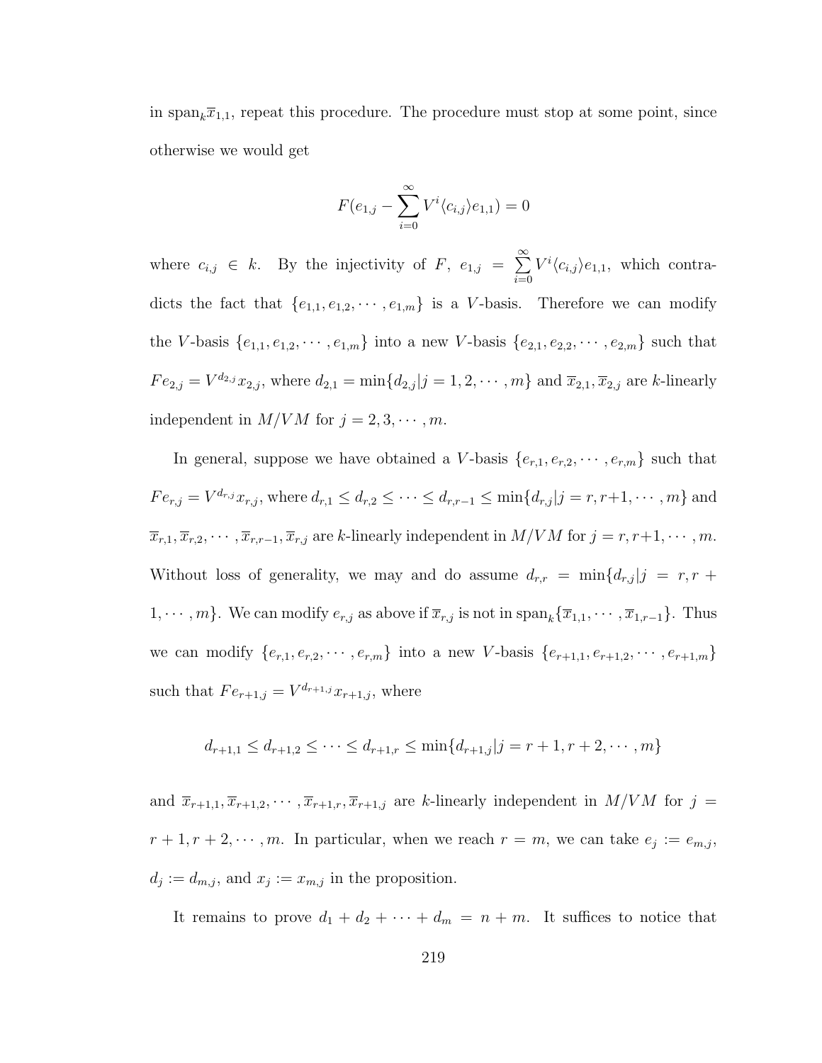in $\text{span}_k \overline{x}_{1,1}$, repeat this procedure. The procedure must stop at some point, since otherwise we would get

$$F(e_{1,j} - \sum_{i=0}^{\infty} V^i \langle c_{i,j} \rangle e_{1,1}) = 0$$

where $c_{i,j} \in k$. By the injectivity of $F$, $e_{1,j} = \sum_{i=0}^{\infty} V^i \langle c_{i,j} \rangle e_{1,1}$, which contradicts the fact that $\{e_{1,1}, e_{1,2}, \cdots, e_{1,m}\}$ is a $V$-basis. Therefore we can modify the $V$-basis $\{e_{1,1}, e_{1,2}, \cdots, e_{1,m}\}$ into a new $V$-basis $\{e_{2,1}, e_{2,2}, \cdots, e_{2,m}\}$ such that $Fe_{2,j} = V^{d_{2,j}} x_{2,j}$, where $d_{2,1} = \min\{d_{2,j} | j = 1, 2, \cdots, m\}$ and $\overline{x}_{2,1}, \overline{x}_{2,j}$ are $k$-linearly independent in $M/VM$ for $j = 2, 3, \cdots, m$.

In general, suppose we have obtained a $V$-basis $\{e_{r,1}, e_{r,2}, \cdots, e_{r,m}\}$ such that $Fe_{r,j} = V^{d_{r,j}} x_{r,j}$, where $d_{r,1} \leq d_{r,2} \leq \cdots \leq d_{r,r-1} \leq \min\{d_{r,j} | j = r, r+1, \cdots, m\}$ and $\overline{x}_{r,1}, \overline{x}_{r,2}, \cdots, \overline{x}_{r,r-1}, \overline{x}_{r,j}$ are $k$-linearly independent in $M/VM$ for $j = r, r+1, \cdots, m$. Without loss of generality, we may and do assume $d_{r,r} = \min\{d_{r,j} | j = r, r+1, \cdots, m\}$. We can modify $e_{r,j}$ as above if $\overline{x}_{r,j}$ is not in $\text{span}_k\{\overline{x}_{1,1}, \cdots, \overline{x}_{1,r-1}\}$. Thus we can modify $\{e_{r,1}, e_{r,2}, \cdots, e_{r,m}\}$ into a new $V$-basis $\{e_{r+1,1}, e_{r+1,2}, \cdots, e_{r+1,m}\}$ such that $Fe_{r+1,j} = V^{d_{r+1,j}} x_{r+1,j}$, where

$$d_{r+1,1} \leq d_{r+1,2} \leq \cdots \leq d_{r+1,r} \leq \min\{d_{r+1,j} | j = r+1, r+2, \cdots, m\}$$

and $\overline{x}_{r+1,1}, \overline{x}_{r+1,2}, \cdots, \overline{x}_{r+1,r}, \overline{x}_{r+1,j}$ are $k$-linearly independent in $M/VM$ for $j = r+1, r+2, \cdots, m$. In particular, when we reach $r = m$, we can take $e_j := e_{m,j}$, $d_j := d_{m,j}$, and $x_j := x_{m,j}$ in the proposition.

It remains to prove $d_1 + d_2 + \cdots + d_m = n + m$. It suffices to notice that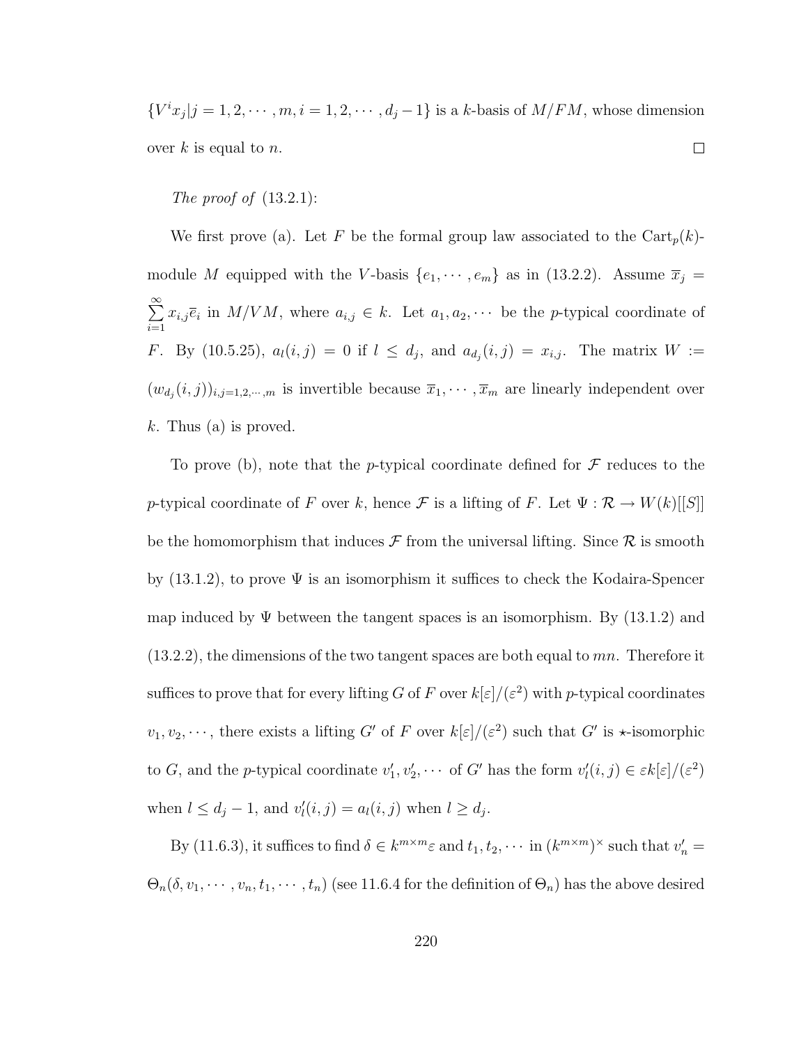$\{V^i x_j | j = 1, 2, \cdots, m, i = 1, 2, \cdots, d_j - 1\}$ is a $k$-basis of $M/FM$, whose dimension over $k$ is equal to $n$. $\square$

*The proof of* (13.2.1):

We first prove (a). Let $F$ be the formal group law associated to the $\mathrm{Cart}_p(k)$-module $M$ equipped with the $V$-basis $\{e_1, \cdots, e_m\}$ as in (13.2.2). Assume $\overline{x}_j = \sum_{i=1}^{\infty} x_{i,j}\overline{e}_i$ in $M/VM$, where $a_{i,j} \in k$. Let $a_1, a_2, \cdots$ be the $p$-typical coordinate of $F$. By (10.5.25), $a_l(i,j) = 0$ if $l \leq d_j$, and $a_{d_j}(i,j) = x_{i,j}$. The matrix $W := (w_{d_j}(i,j))_{i,j=1,2,\cdots,m}$ is invertible because $\overline{x}_1, \cdots, \overline{x}_m$ are linearly independent over $k$. Thus (a) is proved.

To prove (b), note that the $p$-typical coordinate defined for $\mathcal{F}$ reduces to the $p$-typical coordinate of $F$ over $k$, hence $\mathcal{F}$ is a lifting of $F$. Let $\Psi : \mathcal{R} \to W(k)[[S]]$ be the homomorphism that induces $\mathcal{F}$ from the universal lifting. Since $\mathcal{R}$ is smooth by (13.1.2), to prove $\Psi$ is an isomorphism it suffices to check the Kodaira-Spencer map induced by $\Psi$ between the tangent spaces is an isomorphism. By (13.1.2) and (13.2.2), the dimensions of the two tangent spaces are both equal to $mn$. Therefore it suffices to prove that for every lifting $G$ of $F$ over $k[\varepsilon]/(\varepsilon^2)$ with $p$-typical coordinates $v_1, v_2, \cdots$, there exists a lifting $G'$ of $F$ over $k[\varepsilon]/(\varepsilon^2)$ such that $G'$ is $\star$-isomorphic to $G$, and the $p$-typical coordinate $v'_1, v'_2, \cdots$ of $G'$ has the form $v'_l(i,j) \in \varepsilon k[\varepsilon]/(\varepsilon^2)$ when $l \leq d_j - 1$, and $v'_l(i,j) = a_l(i,j)$ when $l \geq d_j$.

By (11.6.3), it suffices to find $\delta \in k^{m\times m}\varepsilon$ and $t_1, t_2, \cdots$ in $(k^{m\times m})^\times$ such that $v'_n = \Theta_n(\delta, v_1, \cdots, v_n, t_1, \cdots, t_n)$ (see 11.6.4 for the definition of $\Theta_n$) has the above desired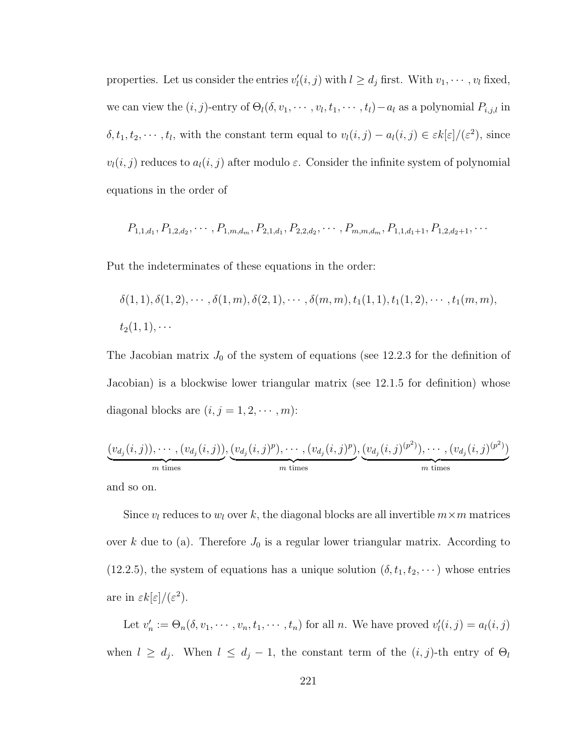properties. Let us consider the entries $v'_l(i,j)$ with $l \geq d_j$ first. With $v_1, \cdots, v_l$ fixed, we can view the $(i,j)$-entry of $\Theta_l(\delta, v_1, \cdots, v_l, t_1, \cdots, t_l) - a_l$ as a polynomial $P_{i,j,l}$ in $\delta, t_1, t_2, \cdots, t_l$, with the constant term equal to $v_l(i,j) - a_l(i,j) \in \varepsilon k[\varepsilon]/(\varepsilon^2)$, since $v_l(i,j)$ reduces to $a_l(i,j)$ after modulo $\varepsilon$. Consider the infinite system of polynomial equations in the order of

$$P_{1,1,d_1}, P_{1,2,d_2}, \cdots, P_{1,m,d_m}, P_{2,1,d_1}, P_{2,2,d_2}, \cdots, P_{m,m,d_m}, P_{1,1,d_1+1}, P_{1,2,d_2+1}, \cdots$$

Put the indeterminates of these equations in the order:

$$\delta(1,1), \delta(1,2), \cdots, \delta(1,m), \delta(2,1), \cdots, \delta(m,m), t_1(1,1), t_1(1,2), \cdots, t_1(m,m),$$
$$t_2(1,1), \cdots$$

The Jacobian matrix $J_0$ of the system of equations (see 12.2.3 for the definition of Jacobian) is a blockwise lower triangular matrix (see 12.1.5 for definition) whose diagonal blocks are $(i, j = 1, 2, \cdots, m)$:

$$\underbrace{(v_{d_j}(i,j)), \cdots, (v_{d_j}(i,j))}_{m \text{ times}}, \underbrace{(v_{d_j}(i,j)^p), \cdots, (v_{d_j}(i,j)^p)}_{m \text{ times}}, \underbrace{(v_{d_j}(i,j)^{(p^2)}), \cdots, (v_{d_j}(i,j)^{(p^2)})}_{m \text{ times}}$$

and so on.

Since $v_l$ reduces to $w_l$ over $k$, the diagonal blocks are all invertible $m \times m$ matrices over $k$ due to (a). Therefore $J_0$ is a regular lower triangular matrix. According to (12.2.5), the system of equations has a unique solution $(\delta, t_1, t_2, \cdots)$ whose entries are in $\varepsilon k[\varepsilon]/(\varepsilon^2)$.

Let $v'_n := \Theta_n(\delta, v_1, \cdots, v_n, t_1, \cdots, t_n)$ for all $n$. We have proved $v'_l(i,j) = a_l(i,j)$ when $l \geq d_j$. When $l \leq d_j - 1$, the constant term of the $(i,j)$-th entry of $\Theta_l$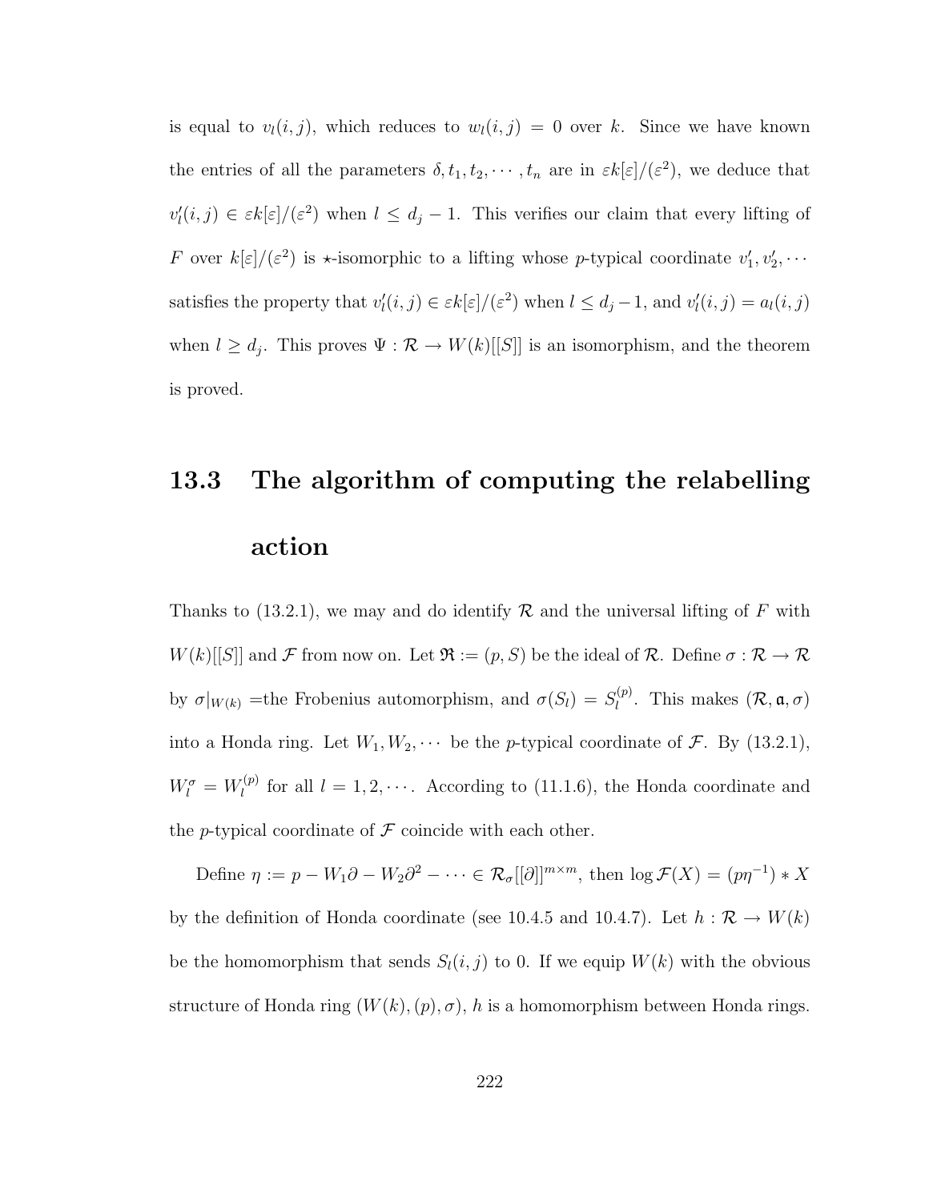is equal to $v_l(i,j)$, which reduces to $w_l(i,j) = 0$ over $k$. Since we have known the entries of all the parameters $\delta, t_1, t_2, \cdots, t_n$ are in $\varepsilon k[\varepsilon]/(\varepsilon^2)$, we deduce that $v_l'(i,j) \in \varepsilon k[\varepsilon]/(\varepsilon^2)$ when $l \leq d_j - 1$. This verifies our claim that every lifting of $F$ over $k[\varepsilon]/(\varepsilon^2)$ is $\star$-isomorphic to a lifting whose $p$-typical coordinate $v_1', v_2', \cdots$ satisfies the property that $v_l'(i,j) \in \varepsilon k[\varepsilon]/(\varepsilon^2)$ when $l \leq d_j - 1$, and $v_l'(i,j) = a_l(i,j)$ when $l \geq d_j$. This proves $\Psi : \mathcal{R} \to W(k)[[S]]$ is an isomorphism, and the theorem is proved.

## 13.3 The algorithm of computing the relabelling action

Thanks to (13.2.1), we may and do identify $\mathcal{R}$ and the universal lifting of $F$ with $W(k)[[S]]$ and $\mathcal{F}$ from now on. Let $\mathfrak{R} := (p, S)$ be the ideal of $\mathcal{R}$. Define $\sigma : \mathcal{R} \to \mathcal{R}$ by $\sigma|_{W(k)}$ =the Frobenius automorphism, and $\sigma(S_l) = S_l^{(p)}$. This makes $(\mathcal{R}, \mathfrak{a}, \sigma)$ into a Honda ring. Let $W_1, W_2, \cdots$ be the $p$-typical coordinate of $\mathcal{F}$. By (13.2.1), $W_l^\sigma = W_l^{(p)}$ for all $l = 1, 2, \cdots$. According to (11.1.6), the Honda coordinate and the $p$-typical coordinate of $\mathcal{F}$ coincide with each other.

Define $\eta := p - W_1\partial - W_2\partial^2 - \cdots \in \mathcal{R}_\sigma[[\partial]]^{m\times m}$, then $\log \mathcal{F}(X) = (p\eta^{-1}) * X$ by the definition of Honda coordinate (see 10.4.5 and 10.4.7). Let $h : \mathcal{R} \to W(k)$ be the homomorphism that sends $S_l(i,j)$ to 0. If we equip $W(k)$ with the obvious structure of Honda ring $(W(k), (p), \sigma)$, $h$ is a homomorphism between Honda rings.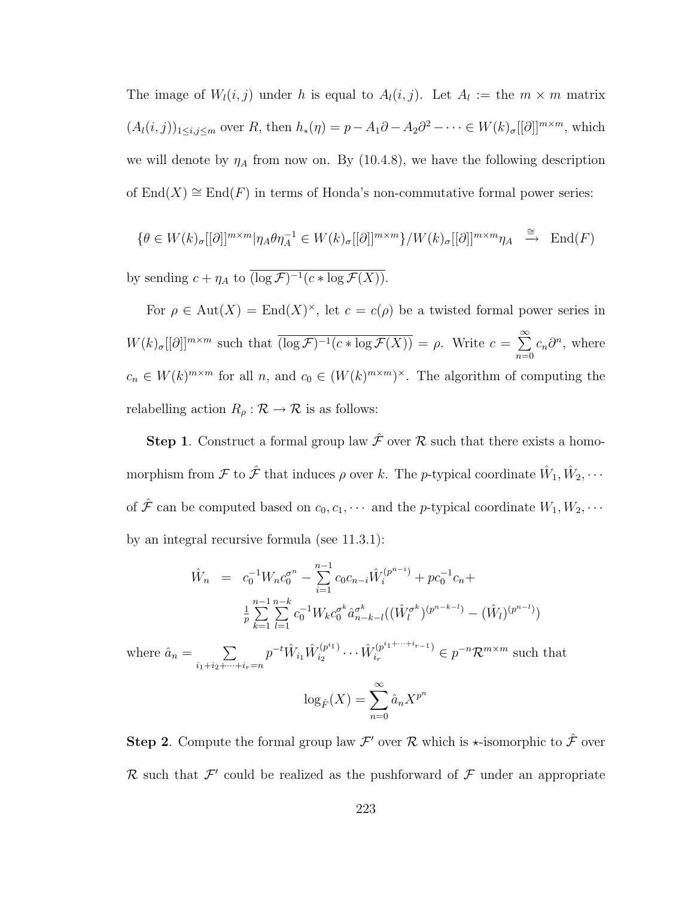The image of $W_l(i,j)$ under $h$ is equal to $A_l(i,j)$. Let $A_l :=$ the $m \times m$ matrix $(A_l(i,j))_{1 \le i,j \le m}$ over $R$, then $h_*(\eta) = p - A_1\partial - A_2\partial^2 - \cdots \in W(k)_\sigma[[\partial]]^{m\times m}$, which we will denote by $\eta_A$ from now on. By (10.4.8), we have the following description of $\mathrm{End}(X) \cong \mathrm{End}(F)$ in terms of Honda's non-commutative formal power series:

$$\{\theta \in W(k)_\sigma[[\partial]]^{m\times m} | \eta_A \theta \eta_A^{-1} \in W(k)_\sigma[[\partial]]^{m\times m}\}/W(k)_\sigma[[\partial]]^{m\times m}\eta_A \stackrel{\cong}{\longrightarrow} \mathrm{End}(F)$$

by sending $c + \eta_A$ to $\overline{(\log \mathcal{F})^{-1}(c * \log \mathcal{F}(X))}$.

For $\rho \in \mathrm{Aut}(X) = \mathrm{End}(X)^\times$, let $c = c(\rho)$ be a twisted formal power series in $W(k)_\sigma[[\partial]]^{m\times m}$ such that $\overline{(\log \mathcal{F})^{-1}(c * \log \mathcal{F}(X))} = \rho$. Write $c = \sum_{n=0}^{\infty} c_n \partial^n$, where $c_n \in W(k)^{m\times m}$ for all $n$, and $c_0 \in (W(k)^{m\times m})^\times$. The algorithm of computing the relabelling action $R_\rho : \mathcal{R} \to \mathcal{R}$ is as follows:

**Step 1**. Construct a formal group law $\hat{\mathcal{F}}$ over $\mathcal{R}$ such that there exists a homomorphism from $\mathcal{F}$ to $\hat{\mathcal{F}}$ that induces $\rho$ over $k$. The $p$-typical coordinate $\hat{W}_1, \hat{W}_2, \cdots$ of $\hat{\mathcal{F}}$ can be computed based on $c_0, c_1, \cdots$ and the $p$-typical coordinate $W_1, W_2, \cdots$ by an integral recursive formula (see 11.3.1):

$$\begin{aligned}
\hat{W}_n &= c_0^{-1} W_n c_0^{\sigma^n} - \sum_{i=1}^{n-1} c_0 c_{n-i} \hat{W}_i^{(p^{n-i})} + p c_0^{-1} c_n + \\
&\quad \frac{1}{p} \sum_{k=1}^{n-1} \sum_{l=1}^{n-k} c_0^{-1} W_k c_0^{\sigma^k} \hat{a}_{n-k-l}^{\sigma^k} ((\hat{W}_l^{\sigma^k})^{(p^{n-k-l})} - (\hat{W}_l)^{(p^{n-l})})
\end{aligned}$$

where $\hat{a}_n = \sum_{i_1+i_2+\cdots+i_r=n} p^{-t} \hat{W}_{i_1} \hat{W}_{i_2}^{(p^{i_1})} \cdots \hat{W}_{i_r}^{(p^{i_1+\cdots+i_{r-1}})} \in p^{-n}\mathcal{R}^{m\times m}$ such that

$$\log_{\hat{F}}(X) = \sum_{n=0}^{\infty} \hat{a}_n X^{p^n}$$

**Step 2**. Compute the formal group law $\mathcal{F}'$ over $\mathcal{R}$ which is $\star$-isomorphic to $\hat{\mathcal{F}}$ over $\mathcal{R}$ such that $\mathcal{F}'$ could be realized as the pushforward of $\mathcal{F}$ under an appropriate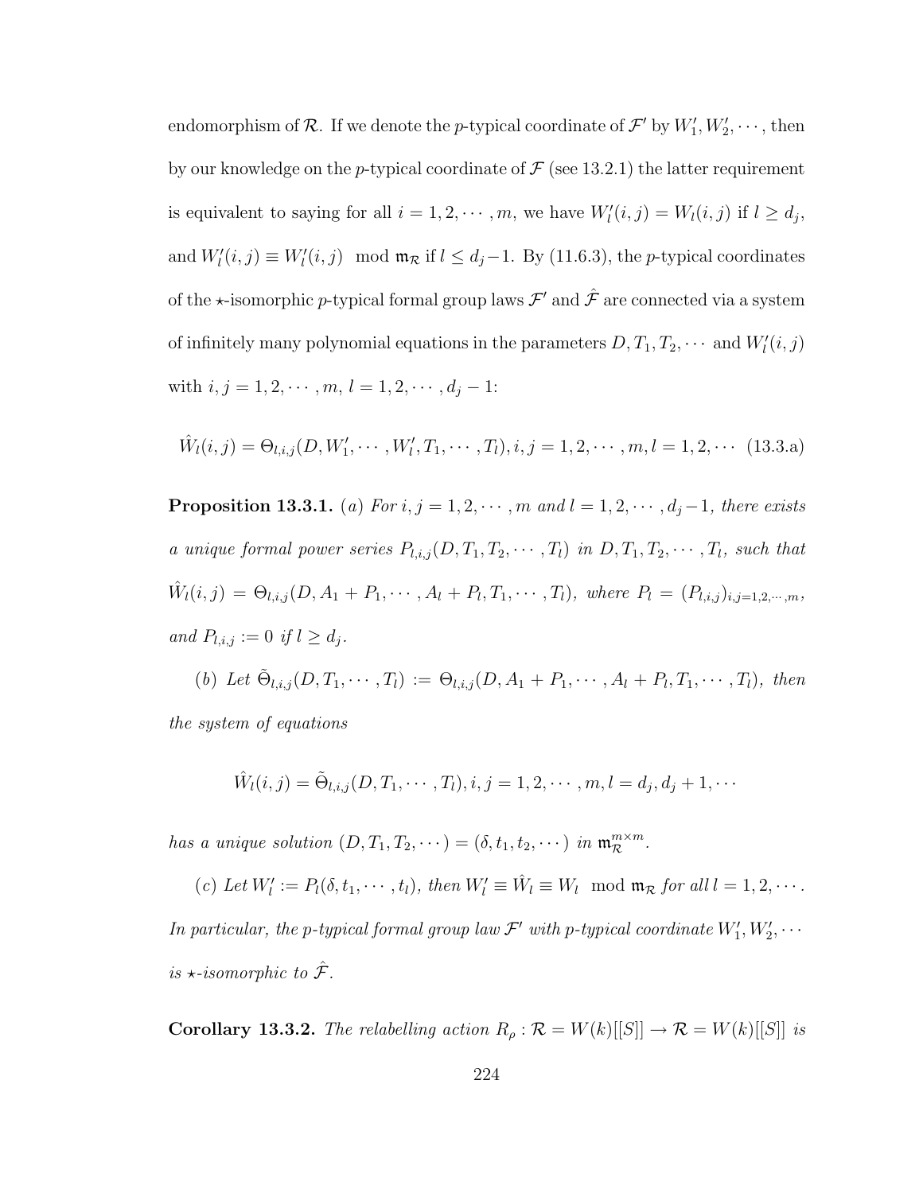endomorphism of $\mathcal{R}$. If we denote the $p$-typical coordinate of $\mathcal{F}'$ by $W_1', W_2', \cdots$, then by our knowledge on the $p$-typical coordinate of $\mathcal{F}$ (see 13.2.1) the latter requirement is equivalent to saying for all $i = 1, 2, \cdots, m$, we have $W_l'(i,j) = W_l(i,j)$ if $l \geq d_j$, and $W_l'(i,j) \equiv W_l'(i,j) \mod \mathfrak{m}_{\mathcal{R}}$ if $l \leq d_j - 1$. By (11.6.3), the $p$-typical coordinates of the $\star$-isomorphic $p$-typical formal group laws $\mathcal{F}'$ and $\hat{\mathcal{F}}$ are connected via a system of infinitely many polynomial equations in the parameters $D, T_1, T_2, \cdots$ and $W_l'(i,j)$ with $i, j = 1, 2, \cdots, m$, $l = 1, 2, \cdots, d_j - 1$:

$$\hat{W}_l(i,j) = \Theta_{l,i,j}(D, W_1', \cdots, W_l', T_1, \cdots, T_l), i, j = 1, 2, \cdots, m, l = 1, 2, \cdots \quad (13.3.a)$$

**Proposition 13.3.1.** *(a) For $i, j = 1, 2, \cdots, m$ and $l = 1, 2, \cdots, d_j - 1$, there exists a unique formal power series $P_{l,i,j}(D, T_1, T_2, \cdots, T_l)$ in $D, T_1, T_2, \cdots, T_l$, such that $\hat{W}_l(i,j) = \Theta_{l,i,j}(D, A_1 + P_1, \cdots, A_l + P_l, T_1, \cdots, T_l)$, where $P_l = (P_{l,i,j})_{i,j=1,2,\cdots,m}$, and $P_{l,i,j} := 0$ if $l \geq d_j$.*

*(b) Let $\tilde{\Theta}_{l,i,j}(D, T_1, \cdots, T_l) := \Theta_{l,i,j}(D, A_1 + P_1, \cdots, A_l + P_l, T_1, \cdots, T_l)$, then the system of equations*

$$\hat{W}_l(i,j) = \tilde{\Theta}_{l,i,j}(D, T_1, \cdots, T_l), i, j = 1, 2, \cdots, m, l = d_j, d_j + 1, \cdots$$

*has a unique solution $(D, T_1, T_2, \cdots) = (\delta, t_1, t_2, \cdots)$ in $\mathfrak{m}_{\mathcal{R}}^{m \times m}$.*

*(c) Let $W_l' := P_l(\delta, t_1, \cdots, t_l)$, then $W_l' \equiv \hat{W}_l \equiv W_l \mod \mathfrak{m}_{\mathcal{R}}$ for all $l = 1, 2, \cdots$. In particular, the $p$-typical formal group law $\mathcal{F}'$ with $p$-typical coordinate $W_1', W_2', \cdots$ is $\star$-isomorphic to $\hat{\mathcal{F}}$.*

**Corollary 13.3.2.** *The relabelling action $R_\rho : \mathcal{R} = W(k)[[S]] \to \mathcal{R} = W(k)[[S]]$ is*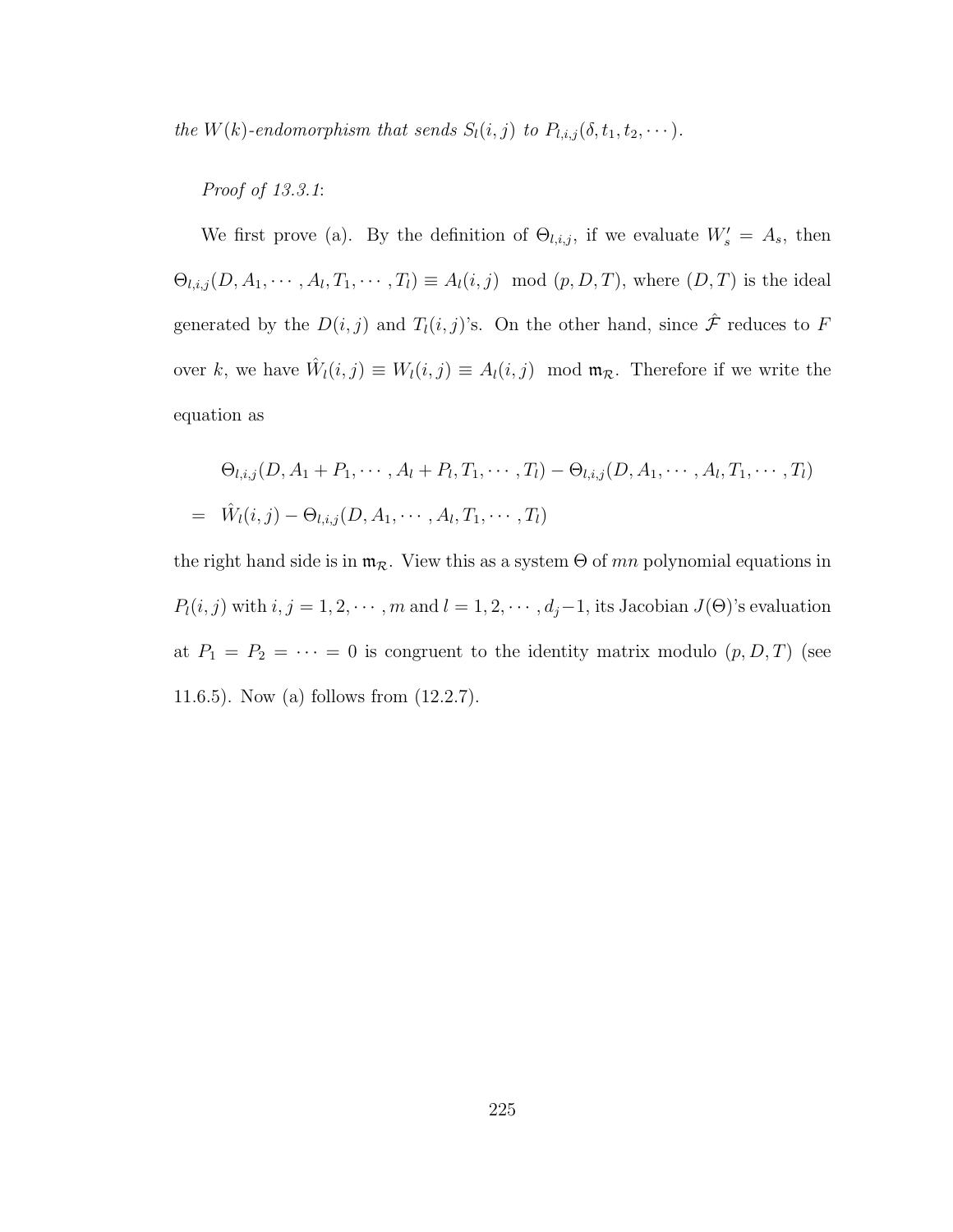*the $W(k)$-endomorphism that sends $S_l(i,j)$ to $P_{l,i,j}(\delta, t_1, t_2, \cdots)$.*

*Proof of 13.3.1*:

We first prove (a). By the definition of $\Theta_{l,i,j}$, if we evaluate $W'_s = A_s$, then $\Theta_{l,i,j}(D, A_1, \cdots, A_l, T_1, \cdots, T_l) \equiv A_l(i,j) \mod (p, D, T)$, where $(D,T)$ is the ideal generated by the $D(i,j)$ and $T_l(i,j)$'s. On the other hand, since $\hat{\mathcal{F}}$ reduces to $F$ over $k$, we have $\hat{W}_l(i,j) \equiv W_l(i,j) \equiv A_l(i,j) \mod \mathfrak{m}_{\mathcal{R}}$. Therefore if we write the equation as

$$
\begin{aligned}
& \Theta_{l,i,j}(D, A_1 + P_1, \cdots, A_l + P_l, T_1, \cdots, T_l) - \Theta_{l,i,j}(D, A_1, \cdots, A_l, T_1, \cdots, T_l) \\
= \;& \hat{W}_l(i,j) - \Theta_{l,i,j}(D, A_1, \cdots, A_l, T_1, \cdots, T_l)
\end{aligned}
$$

the right hand side is in $\mathfrak{m}_{\mathcal{R}}$. View this as a system $\Theta$ of $mn$ polynomial equations in $P_l(i,j)$ with $i, j = 1, 2, \cdots, m$ and $l = 1, 2, \cdots, d_j - 1$, its Jacobian $J(\Theta)$'s evaluation at $P_1 = P_2 = \cdots = 0$ is congruent to the identity matrix modulo $(p, D, T)$ (see 11.6.5). Now (a) follows from (12.2.7).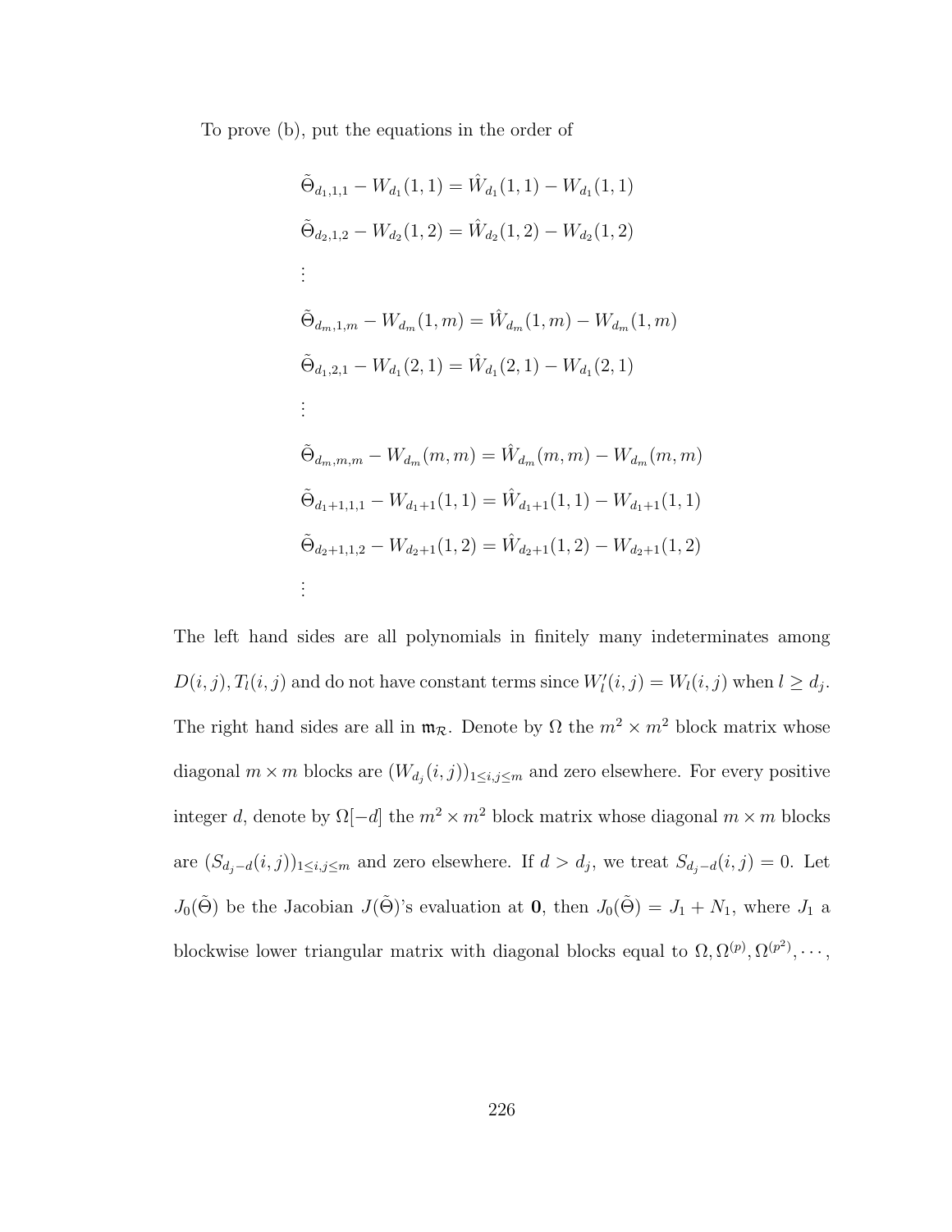To prove (b), put the equations in the order of

$$\tilde{\Theta}_{d_1,1,1} - W_{d_1}(1,1) = \hat{W}_{d_1}(1,1) - W_{d_1}(1,1)$$

$$\tilde{\Theta}_{d_2,1,2} - W_{d_2}(1,2) = \hat{W}_{d_2}(1,2) - W_{d_2}(1,2)$$

$$\vdots$$

$$\tilde{\Theta}_{d_m,1,m} - W_{d_m}(1,m) = \hat{W}_{d_m}(1,m) - W_{d_m}(1,m)$$

$$\tilde{\Theta}_{d_1,2,1} - W_{d_1}(2,1) = \hat{W}_{d_1}(2,1) - W_{d_1}(2,1)$$

$$\vdots$$

$$\tilde{\Theta}_{d_m,m,m} - W_{d_m}(m,m) = \hat{W}_{d_m}(m,m) - W_{d_m}(m,m)$$

$$\tilde{\Theta}_{d_1+1,1,1} - W_{d_1+1}(1,1) = \hat{W}_{d_1+1}(1,1) - W_{d_1+1}(1,1)$$

$$\tilde{\Theta}_{d_2+1,1,2} - W_{d_2+1}(1,2) = \hat{W}_{d_2+1}(1,2) - W_{d_2+1}(1,2)$$

$$\vdots$$

The left hand sides are all polynomials in finitely many indeterminates among $D(i,j), T_l(i,j)$ and do not have constant terms since $W'_l(i,j) = W_l(i,j)$ when $l \geq d_j$. The right hand sides are all in $\mathfrak{m}_{\mathcal{R}}$. Denote by $\Omega$ the $m^2 \times m^2$ block matrix whose diagonal $m \times m$ blocks are $(W_{d_j}(i,j))_{1 \leq i,j \leq m}$ and zero elsewhere. For every positive integer $d$, denote by $\Omega[-d]$ the $m^2 \times m^2$ block matrix whose diagonal $m \times m$ blocks are $(S_{d_j - d}(i,j))_{1 \leq i,j \leq m}$ and zero elsewhere. If $d > d_j$, we treat $S_{d_j - d}(i,j) = 0$. Let $J_0(\tilde{\Theta})$ be the Jacobian $J(\tilde{\Theta})$'s evaluation at $\mathbf{0}$, then $J_0(\tilde{\Theta}) = J_1 + N_1$, where $J_1$ a blockwise lower triangular matrix with diagonal blocks equal to $\Omega, \Omega^{(p)}, \Omega^{(p^2)}, \cdots,$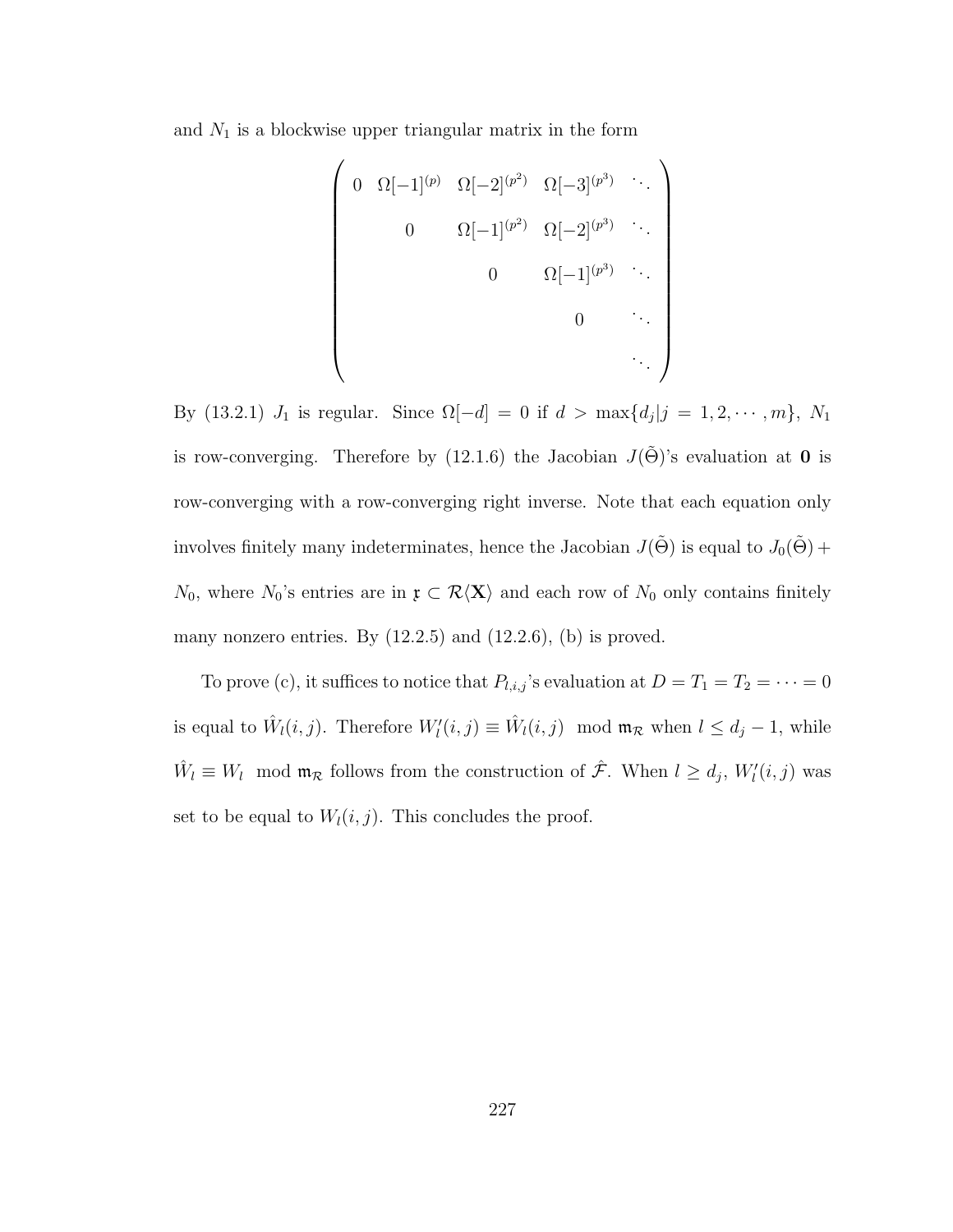and $N_1$ is a blockwise upper triangular matrix in the form

$$
\begin{pmatrix}
0 & \Omega[-1]^{(p)} & \Omega[-2]^{(p^2)} & \Omega[-3]^{(p^3)} & \ddots \\
 & 0 & \Omega[-1]^{(p^2)} & \Omega[-2]^{(p^3)} & \ddots \\
 & & 0 & \Omega[-1]^{(p^3)} & \ddots \\
 & & & 0 & \ddots \\
 & & & & \ddots
\end{pmatrix}
$$

By (13.2.1) $J_1$ is regular. Since $\Omega[-d] = 0$ if $d > \max\{d_j | j = 1, 2, \cdots, m\}$, $N_1$ is row-converging. Therefore by (12.1.6) the Jacobian $J(\tilde{\Theta})$'s evaluation at $\mathbf{0}$ is row-converging with a row-converging right inverse. Note that each equation only involves finitely many indeterminates, hence the Jacobian $J(\tilde{\Theta})$ is equal to $J_0(\tilde{\Theta}) + N_0$, where $N_0$'s entries are in $\mathfrak{r} \subset \mathcal{R}\langle \mathbf{X} \rangle$ and each row of $N_0$ only contains finitely many nonzero entries. By (12.2.5) and (12.2.6), (b) is proved.

To prove (c), it suffices to notice that $P_{l,i,j}$'s evaluation at $D = T_1 = T_2 = \cdots = 0$ is equal to $\hat{W}_l(i,j)$. Therefore $W'_l(i,j) \equiv \hat{W}_l(i,j) \mod \mathfrak{m}_{\mathcal{R}}$ when $l \leq d_j - 1$, while $\hat{W}_l \equiv W_l \mod \mathfrak{m}_{\mathcal{R}}$ follows from the construction of $\hat{\mathcal{F}}$. When $l \geq d_j$, $W'_l(i,j)$ was set to be equal to $W_l(i,j)$. This concludes the proof.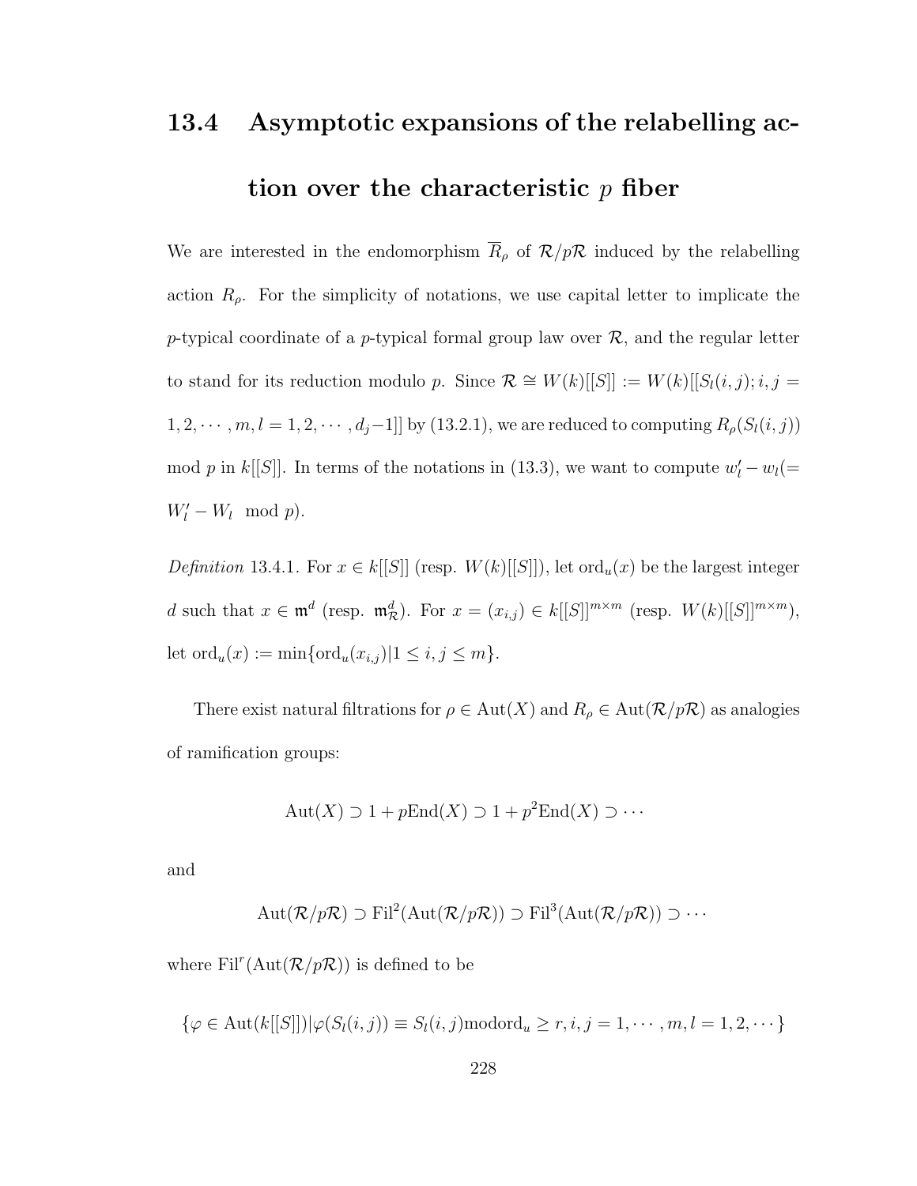## 13.4 Asymptotic expansions of the relabelling action over the characteristic $p$ fiber

We are interested in the endomorphism $\overline{R}_\rho$ of $\mathcal{R}/p\mathcal{R}$ induced by the relabelling action $R_\rho$. For the simplicity of notations, we use capital letter to implicate the $p$-typical coordinate of a $p$-typical formal group law over $\mathcal{R}$, and the regular letter to stand for its reduction modulo $p$. Since $\mathcal{R} \cong W(k)[[S]] := W(k)[[S_l(i,j); i,j = 1,2,\cdots,m, l = 1,2,\cdots,d_j-1]]$ by (13.2.1), we are reduced to computing $R_\rho(S_l(i,j))$ mod $p$ in $k[[S]]$. In terms of the notations in (13.3), we want to compute $w'_l - w_l (= W'_l - W_l \mod p)$.

*Definition* 13.4.1. For $x \in k[[S]]$ (resp. $W(k)[[S]]$), let $\mathrm{ord}_u(x)$ be the largest integer $d$ such that $x \in \mathfrak{m}^d$ (resp. $\mathfrak{m}^d_{\mathcal{R}}$). For $x = (x_{i,j}) \in k[[S]]^{m\times m}$ (resp. $W(k)[[S]]^{m\times m}$), let $\mathrm{ord}_u(x) := \min\{\mathrm{ord}_u(x_{i,j}) | 1 \leq i,j \leq m\}$.

There exist natural filtrations for $\rho \in \mathrm{Aut}(X)$ and $R_\rho \in \mathrm{Aut}(\mathcal{R}/p\mathcal{R})$ as analogies of ramification groups:

$$\mathrm{Aut}(X) \supset 1 + p\mathrm{End}(X) \supset 1 + p^2\mathrm{End}(X) \supset \cdots$$

and

$$\mathrm{Aut}(\mathcal{R}/p\mathcal{R}) \supset \mathrm{Fil}^2(\mathrm{Aut}(\mathcal{R}/p\mathcal{R})) \supset \mathrm{Fil}^3(\mathrm{Aut}(\mathcal{R}/p\mathcal{R})) \supset \cdots$$

where $\mathrm{Fil}^r(\mathrm{Aut}(\mathcal{R}/p\mathcal{R}))$ is defined to be

$$\{\varphi \in \mathrm{Aut}(k[[S]]) | \varphi(S_l(i,j)) \equiv S_l(i,j) \mathrm{mod} \mathrm{ord}_u \geq r, i,j = 1,\cdots,m, l = 1,2,\cdots\}$$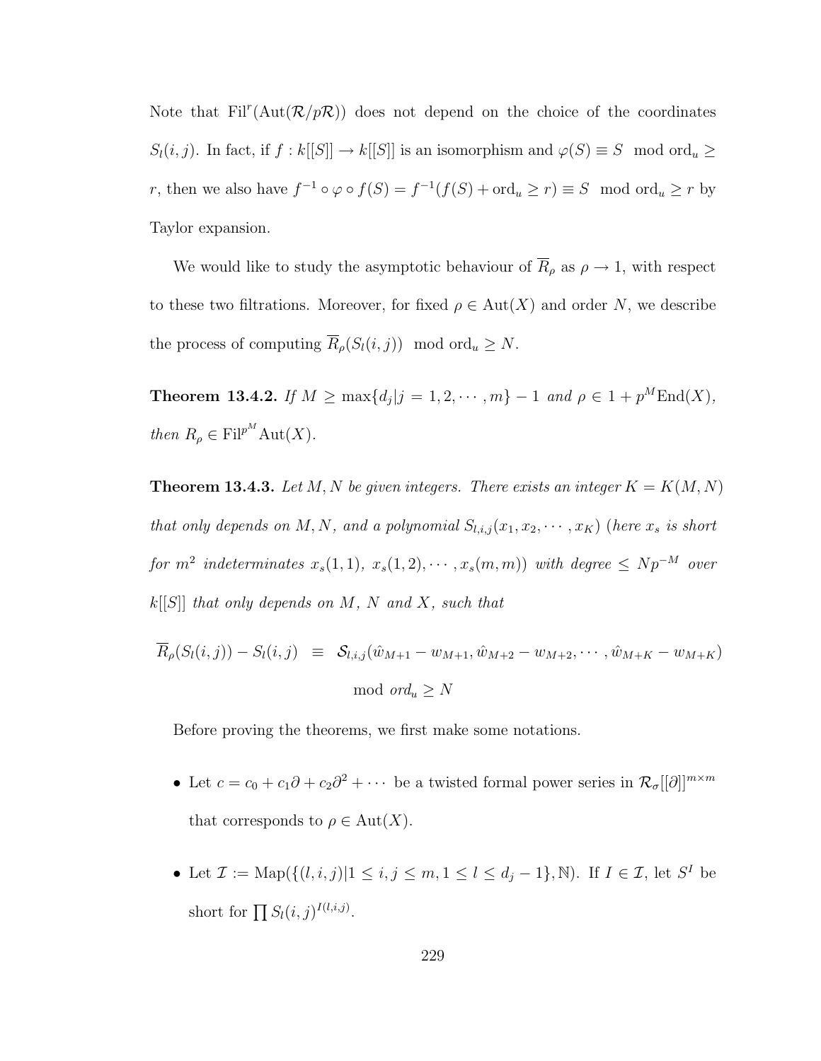Note that $\mathrm{Fil}^r(\mathrm{Aut}(\mathcal{R}/p\mathcal{R}))$ does not depend on the choice of the coordinates $S_l(i,j)$. In fact, if $f : k[[S]] \to k[[S]]$ is an isomorphism and $\varphi(S) \equiv S \mod \mathrm{ord}_u \geq r$, then we also have $f^{-1} \circ \varphi \circ f(S) = f^{-1}(f(S) + \mathrm{ord}_u \geq r) \equiv S \mod \mathrm{ord}_u \geq r$ by Taylor expansion.

We would like to study the asymptotic behaviour of $\overline{R}_\rho$ as $\rho \to 1$, with respect to these two filtrations. Moreover, for fixed $\rho \in \mathrm{Aut}(X)$ and order $N$, we describe the process of computing $\overline{R}_\rho(S_l(i,j)) \mod \mathrm{ord}_u \geq N$.

**Theorem 13.4.2.** *If $M \geq \max\{d_j | j = 1, 2, \cdots, m\} - 1$ and $\rho \in 1 + p^M \mathrm{End}(X)$, then $R_\rho \in \mathrm{Fil}^{p^M} \mathrm{Aut}(X)$.*

**Theorem 13.4.3.** *Let $M, N$ be given integers. There exists an integer $K = K(M, N)$ that only depends on $M, N$, and a polynomial $S_{l,i,j}(x_1, x_2, \cdots, x_K)$ (here $x_s$ is short for $m^2$ indeterminates $x_s(1,1)$, $x_s(1,2), \cdots, x_s(m,m)$) with degree $\leq Np^{-M}$ over $k[[S]]$ that only depends on $M$, $N$ and $X$, such that*

$$\overline{R}_\rho(S_l(i,j)) - S_l(i,j) \equiv \mathcal{S}_{l,i,j}(\hat{w}_{M+1} - w_{M+1}, \hat{w}_{M+2} - w_{M+2}, \cdots, \hat{w}_{M+K} - w_{M+K}) \mod ord_u \geq N$$

Before proving the theorems, we first make some notations.

- Let $c = c_0 + c_1\partial + c_2\partial^2 + \cdots$ be a twisted formal power series in $\mathcal{R}_\sigma[[\partial]]^{m \times m}$ that corresponds to $\rho \in \mathrm{Aut}(X)$.
- Let $\mathcal{I} := \mathrm{Map}(\{(l,i,j) | 1 \leq i,j \leq m, 1 \leq l \leq d_j - 1\}, \mathbb{N})$. If $I \in \mathcal{I}$, let $S^I$ be short for $\prod S_l(i,j)^{I(l,i,j)}$.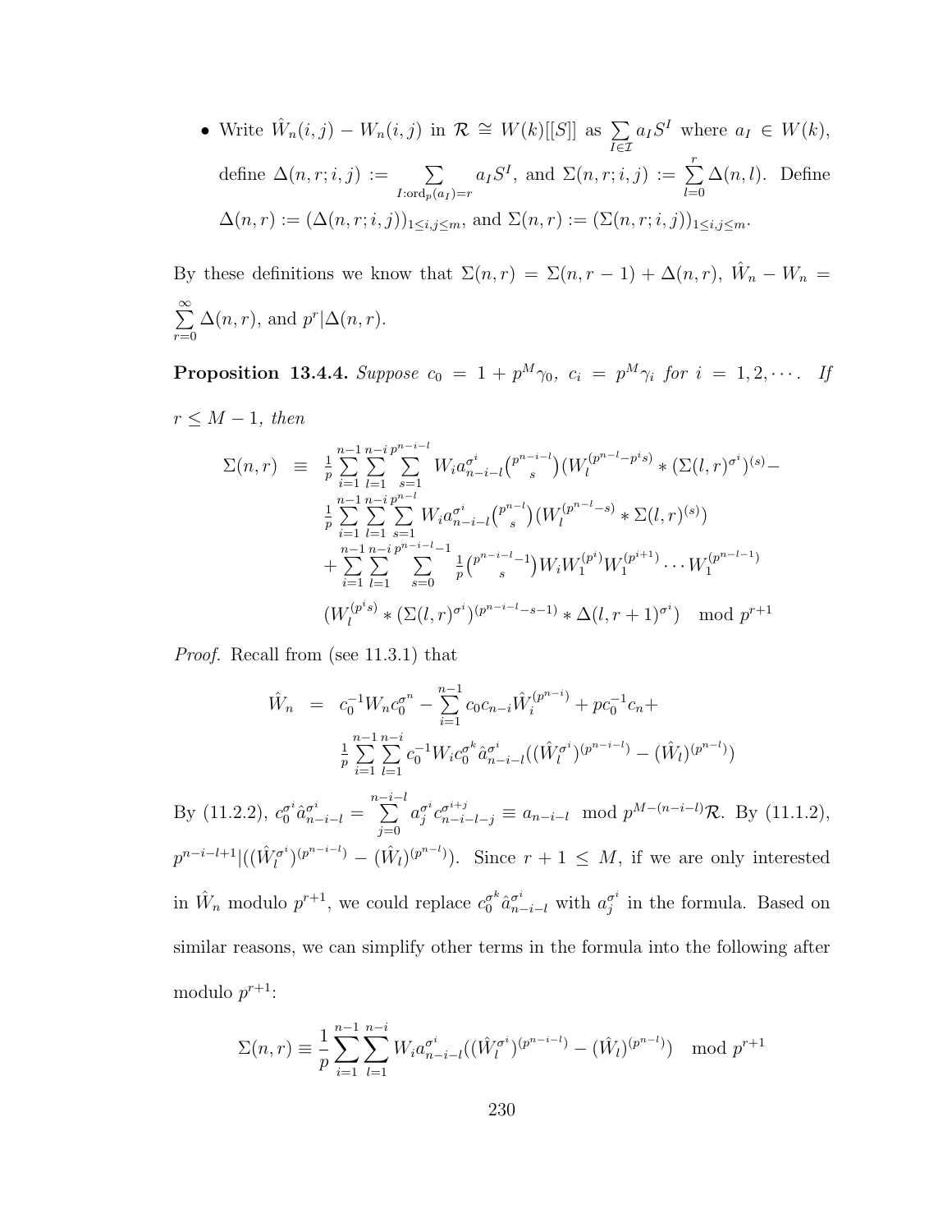- Write $\hat{W}_n(i,j) - W_n(i,j)$ in $\mathcal{R} \cong W(k)[[S]]$ as $\sum_{I \in \mathcal{I}} a_I S^I$ where $a_I \in W(k)$, define $\Delta(n,r;i,j) := \sum_{I:\mathrm{ord}_p(a_I)=r} a_I S^I$, and $\Sigma(n,r;i,j) := \sum_{l=0}^{r} \Delta(n,l)$. Define $\Delta(n,r) := (\Delta(n,r;i,j))_{1 \le i,j \le m}$, and $\Sigma(n,r) := (\Sigma(n,r;i,j))_{1 \le i,j \le m}$.

By these definitions we know that $\Sigma(n,r) = \Sigma(n,r-1) + \Delta(n,r)$, $\hat{W}_n - W_n = \sum_{r=0}^{\infty} \Delta(n,r)$, and $p^r | \Delta(n,r)$.

**Proposition 13.4.4.** *Suppose $c_0 = 1 + p^M \gamma_0$, $c_i = p^M \gamma_i$ for $i = 1, 2, \cdots$. If $r \le M-1$, then*

$$
\begin{aligned}
\Sigma(n,r) \equiv\ & \frac{1}{p} \sum_{i=1}^{n-1} \sum_{l=1}^{n-i} \sum_{s=1}^{p^{n-i-l}} W_i a_{n-i-l}^{\sigma^i} \binom{p^{n-i-l}}{s} (W_l^{(p^{n-l}-p^i s)} * (\Sigma(l,r)^{\sigma^i})^{(s)} - \\
& \frac{1}{p} \sum_{i=1}^{n-1} \sum_{l=1}^{n-i} \sum_{s=1}^{p^{n-l}} W_i a_{n-i-l}^{\sigma^i} \binom{p^{n-l}}{s} (W_l^{(p^{n-l}-s)} * \Sigma(l,r)^{(s)}) \\
& + \sum_{i=1}^{n-1} \sum_{l=1}^{n-i} \sum_{s=0}^{p^{n-i-l}-1} \frac{1}{p} \binom{p^{n-i-l}-1}{s} W_i W_1^{(p^i)} W_1^{(p^{i+1})} \cdots W_1^{(p^{n-l-1})} \\
& (W_l^{(p^i s)} * (\Sigma(l,r)^{\sigma^i})^{(p^{n-i-l}-s-1)} * \Delta(l,r+1)^{\sigma^i}) \mod p^{r+1}
\end{aligned}
$$

*Proof.* Recall from (see 11.3.1) that

$$
\begin{aligned}
\hat{W}_n =\ & c_0^{-1} W_n c_0^{\sigma^n} - \sum_{i=1}^{n-1} c_0 c_{n-i} \hat{W}_i^{(p^{n-i})} + p c_0^{-1} c_n + \\
& \frac{1}{p} \sum_{i=1}^{n-1} \sum_{l=1}^{n-i} c_0^{-1} W_i c_0^{\sigma^k} \hat{a}_{n-i-l}^{\sigma^i} ((\hat{W}_l^{\sigma^i})^{(p^{n-i-l})} - (\hat{W}_l)^{(p^{n-l})})
\end{aligned}
$$

By (11.2.2), $c_0^{\sigma^i} \hat{a}_{n-i-l}^{\sigma^i} = \sum_{j=0}^{n-i-l} a_j^{\sigma^i} c_{n-i-l-j}^{\sigma^{i+j}} \equiv a_{n-i-l} \mod p^{M-(n-i-l)}\mathcal{R}$. By (11.1.2), $p^{n-i-l+1} | ((\hat{W}_l^{\sigma^i})^{(p^{n-i-l})} - (\hat{W}_l)^{(p^{n-l})})$. Since $r+1 \le M$, if we are only interested in $\hat{W}_n$ modulo $p^{r+1}$, we could replace $c_0^{\sigma^k} \hat{a}_{n-i-l}^{\sigma^i}$ with $a_j^{\sigma^i}$ in the formula. Based on similar reasons, we can simplify other terms in the formula into the following after modulo $p^{r+1}$:

$$
\Sigma(n,r) \equiv \frac{1}{p} \sum_{i=1}^{n-1} \sum_{l=1}^{n-i} W_i a_{n-i-l}^{\sigma^i} ((\hat{W}_l^{\sigma^i})^{(p^{n-i-l})} - (\hat{W}_l)^{(p^{n-l})}) \mod p^{r+1}
$$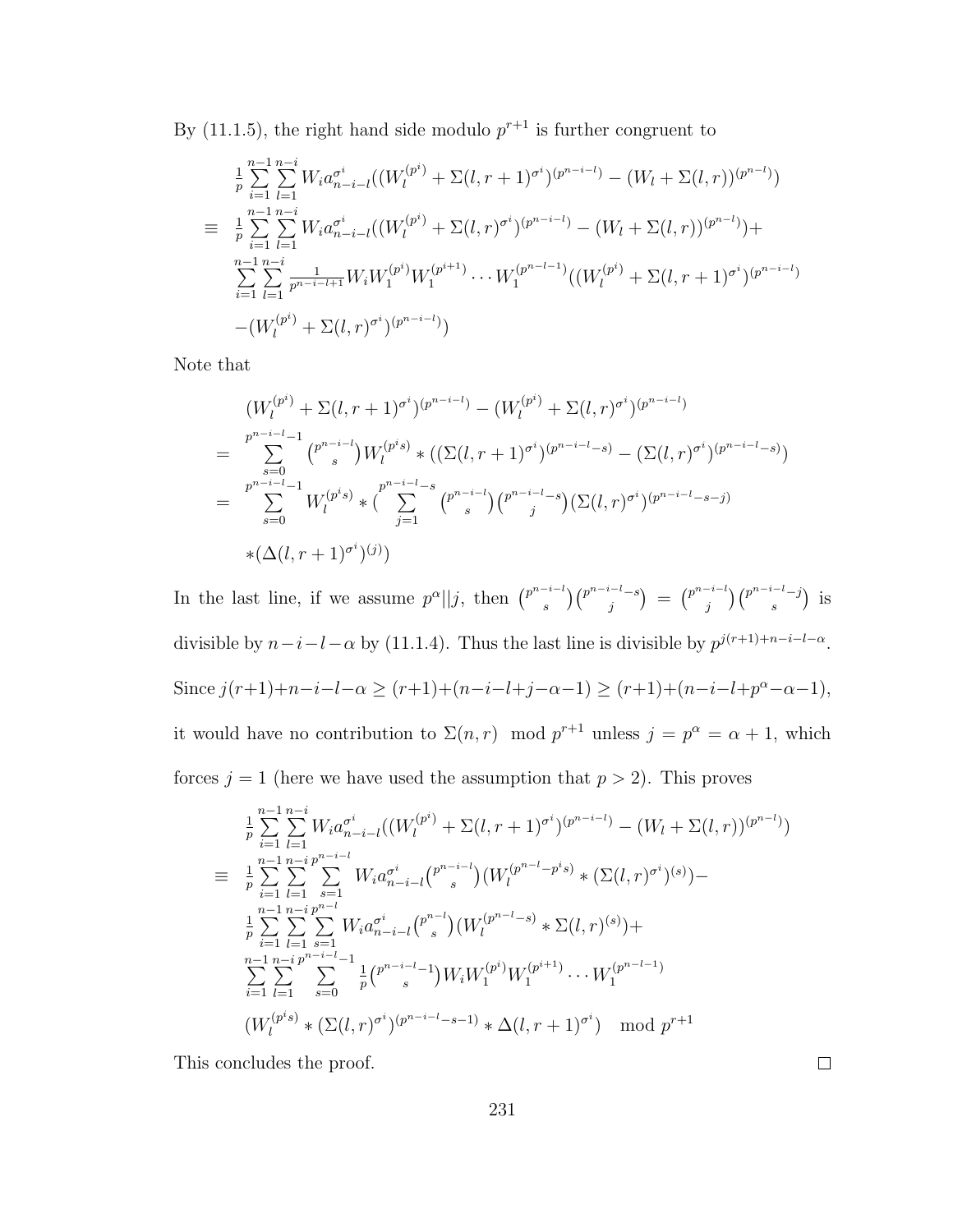By (11.1.5), the right hand side modulo $p^{r+1}$ is further congruent to

$$
\begin{aligned}
& \tfrac{1}{p}\sum_{i=1}^{n-1}\sum_{l=1}^{n-i} W_i a_{n-i-l}^{\sigma^i}((W_l^{(p^i)}+\Sigma(l,r+1)^{\sigma^i})^{(p^{n-i-l})}-(W_l+\Sigma(l,r))^{(p^{n-l})}) \\
\equiv\; & \tfrac{1}{p}\sum_{i=1}^{n-1}\sum_{l=1}^{n-i} W_i a_{n-i-l}^{\sigma^i}((W_l^{(p^i)}+\Sigma(l,r)^{\sigma^i})^{(p^{n-i-l})}-(W_l+\Sigma(l,r))^{(p^{n-l})})+ \\
& \sum_{i=1}^{n-1}\sum_{l=1}^{n-i} \tfrac{1}{p^{n-i-l+1}} W_i W_1^{(p^i)} W_1^{(p^{i+1})}\cdots W_1^{(p^{n-l-1})}((W_l^{(p^i)}+\Sigma(l,r+1)^{\sigma^i})^{(p^{n-i-l})} \\
& -(W_l^{(p^i)}+\Sigma(l,r)^{\sigma^i})^{(p^{n-i-l})})
\end{aligned}
$$

Note that

$$
\begin{aligned}
& (W_l^{(p^i)}+\Sigma(l,r+1)^{\sigma^i})^{(p^{n-i-l})}-(W_l^{(p^i)}+\Sigma(l,r)^{\sigma^i})^{(p^{n-i-l})} \\
=\; & \sum_{s=0}^{p^{n-i-l}-1}\tbinom{p^{n-i-l}}{s} W_l^{(p^i s)} * ((\Sigma(l,r+1)^{\sigma^i})^{(p^{n-i-l}-s)}-(\Sigma(l,r)^{\sigma^i})^{(p^{n-i-l}-s)}) \\
=\; & \sum_{s=0}^{p^{n-i-l}-1} W_l^{(p^i s)} * (\sum_{j=1}^{p^{n-i-l}-s}\tbinom{p^{n-i-l}}{s}\tbinom{p^{n-i-l}-s}{j}(\Sigma(l,r)^{\sigma^i})^{(p^{n-i-l}-s-j)} \\
& *(\Delta(l,r+1)^{\sigma^i})^{(j)})
\end{aligned}
$$

In the last line, if we assume $p^\alpha||j$, then $\binom{p^{n-i-l}}{s}\binom{p^{n-i-l}-s}{j}=\binom{p^{n-i-l}}{j}\binom{p^{n-i-l}-j}{s}$ is divisible by $n-i-l-\alpha$ by (11.1.4). Thus the last line is divisible by $p^{j(r+1)+n-i-l-\alpha}$. Since $j(r+1)+n-i-l-\alpha \geq (r+1)+(n-i-l+j-\alpha-1) \geq (r+1)+(n-i-l+p^\alpha-\alpha-1)$, it would have no contribution to $\Sigma(n,r) \mod p^{r+1}$ unless $j=p^\alpha=\alpha+1$, which forces $j=1$ (here we have used the assumption that $p>2$). This proves

$$
\begin{aligned}
& \tfrac{1}{p}\sum_{i=1}^{n-1}\sum_{l=1}^{n-i} W_i a_{n-i-l}^{\sigma^i}((W_l^{(p^i)}+\Sigma(l,r+1)^{\sigma^i})^{(p^{n-i-l})}-(W_l+\Sigma(l,r))^{(p^{n-l})}) \\
\equiv\; & \tfrac{1}{p}\sum_{i=1}^{n-1}\sum_{l=1}^{n-i}\sum_{s=1}^{p^{n-i-l}} W_i a_{n-i-l}^{\sigma^i}\tbinom{p^{n-i-l}}{s}(W_l^{(p^{n-l}-p^i s)} * (\Sigma(l,r)^{\sigma^i})^{(s)})- \\
& \tfrac{1}{p}\sum_{i=1}^{n-1}\sum_{l=1}^{n-i}\sum_{s=1}^{p^{n-l}} W_i a_{n-i-l}^{\sigma^i}\tbinom{p^{n-l}}{s}(W_l^{(p^{n-l}-s)} * \Sigma(l,r)^{(s)})+ \\
& \sum_{i=1}^{n-1}\sum_{l=1}^{n-i}\sum_{s=0}^{p^{n-i-l}-1}\tfrac{1}{p}\tbinom{p^{n-i-l}-1}{s} W_i W_1^{(p^i)} W_1^{(p^{i+1})}\cdots W_1^{(p^{n-l-1})} \\
& (W_l^{(p^i s)} * (\Sigma(l,r)^{\sigma^i})^{(p^{n-i-l}-s-1)} * \Delta(l,r+1)^{\sigma^i}) \mod p^{r+1}
\end{aligned}
$$

This concludes the proof. □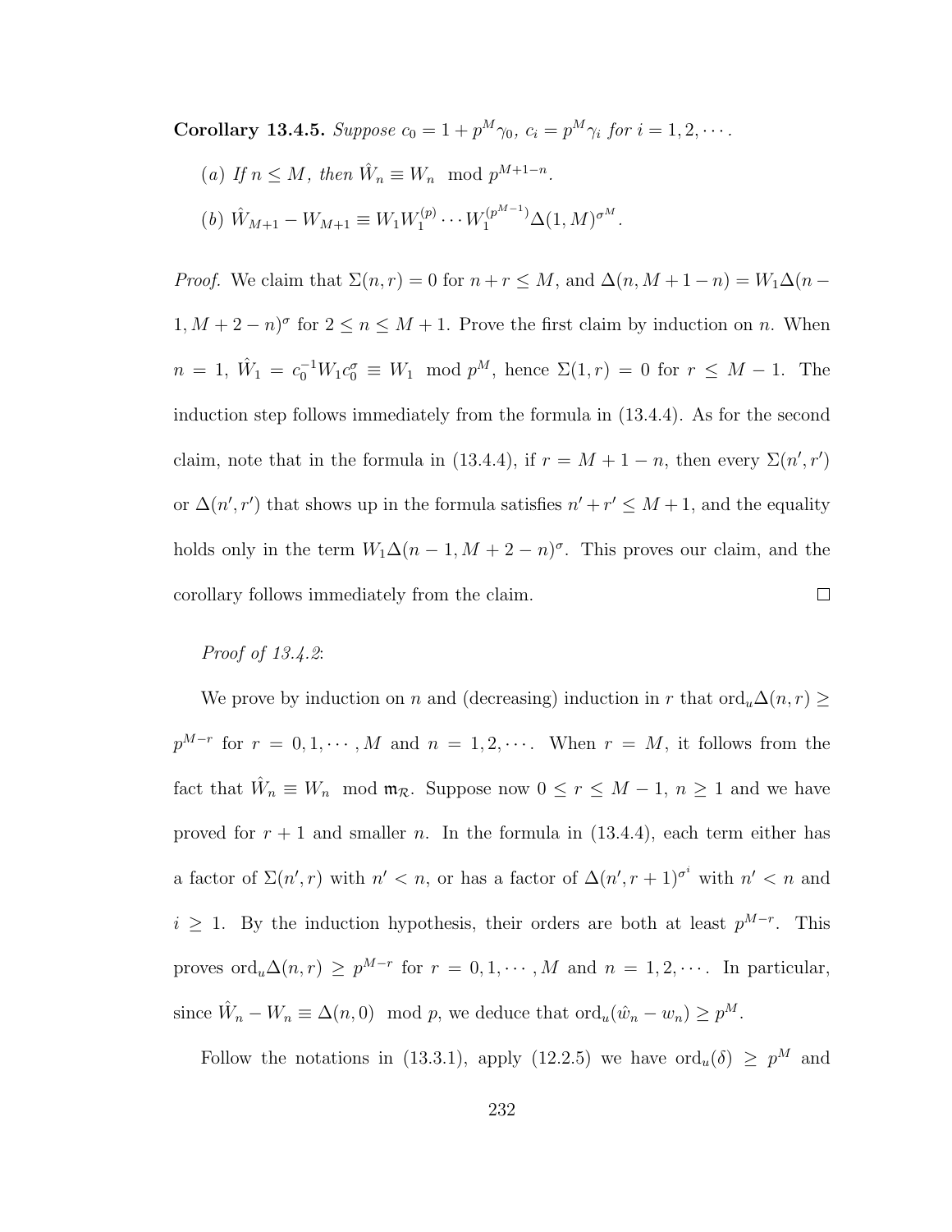**Corollary 13.4.5.** *Suppose $c_0 = 1 + p^M\gamma_0$, $c_i = p^M\gamma_i$ for $i = 1, 2, \cdots$.*

(*a*) *If $n \leq M$, then $\hat{W}_n \equiv W_n \mod p^{M+1-n}$.*

(*b*) $\hat{W}_{M+1} - W_{M+1} \equiv W_1 W_1^{(p)} \cdots W_1^{(p^{M-1})} \Delta(1, M)^{\sigma^M}$.

*Proof.* We claim that $\Sigma(n, r) = 0$ for $n + r \leq M$, and $\Delta(n, M+1-n) = W_1\Delta(n-1, M+2-n)^\sigma$ for $2 \leq n \leq M+1$. Prove the first claim by induction on $n$. When $n = 1$, $\hat{W}_1 = c_0^{-1} W_1 c_0^\sigma \equiv W_1 \mod p^M$, hence $\Sigma(1, r) = 0$ for $r \leq M - 1$. The induction step follows immediately from the formula in (13.4.4). As for the second claim, note that in the formula in (13.4.4), if $r = M + 1 - n$, then every $\Sigma(n', r')$ or $\Delta(n', r')$ that shows up in the formula satisfies $n' + r' \leq M + 1$, and the equality holds only in the term $W_1\Delta(n-1, M+2-n)^\sigma$. This proves our claim, and the corollary follows immediately from the claim. $\square$

*Proof of 13.4.2*:

We prove by induction on $n$ and (decreasing) induction in $r$ that $\mathrm{ord}_u\Delta(n, r) \geq p^{M-r}$ for $r = 0, 1, \cdots, M$ and $n = 1, 2, \cdots$. When $r = M$, it follows from the fact that $\hat{W}_n \equiv W_n \mod \mathfrak{m}_{\mathcal{R}}$. Suppose now $0 \leq r \leq M - 1$, $n \geq 1$ and we have proved for $r + 1$ and smaller $n$. In the formula in (13.4.4), each term either has a factor of $\Sigma(n', r)$ with $n' < n$, or has a factor of $\Delta(n', r+1)^{\sigma^i}$ with $n' < n$ and $i \geq 1$. By the induction hypothesis, their orders are both at least $p^{M-r}$. This proves $\mathrm{ord}_u\Delta(n, r) \geq p^{M-r}$ for $r = 0, 1, \cdots, M$ and $n = 1, 2, \cdots$. In particular, since $\hat{W}_n - W_n \equiv \Delta(n, 0) \mod p$, we deduce that $\mathrm{ord}_u(\hat{w}_n - w_n) \geq p^M$.

Follow the notations in (13.3.1), apply (12.2.5) we have $\mathrm{ord}_u(\delta) \geq p^M$ and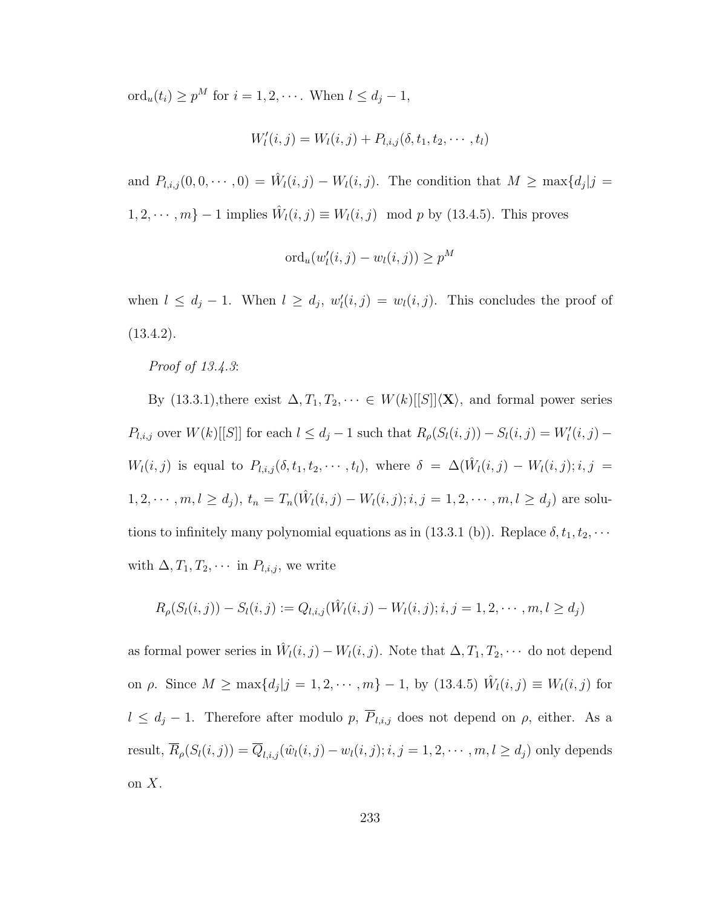$\text{ord}_u(t_i) \geq p^M$ for $i = 1, 2, \cdots$. When $l \leq d_j - 1$,

$$W'_l(i,j) = W_l(i,j) + P_{l,i,j}(\delta, t_1, t_2, \cdots, t_l)$$

and $P_{l,i,j}(0, 0, \cdots, 0) = \hat{W}_l(i,j) - W_l(i,j)$. The condition that $M \geq \max\{d_j | j = 1, 2, \cdots, m\} - 1$ implies $\hat{W}_l(i,j) \equiv W_l(i,j) \mod p$ by (13.4.5). This proves

$$\text{ord}_u(w'_l(i,j) - w_l(i,j)) \geq p^M$$

when $l \leq d_j - 1$. When $l \geq d_j$, $w'_l(i,j) = w_l(i,j)$. This concludes the proof of (13.4.2).

*Proof of 13.4.3*:

By (13.3.1),there exist $\Delta, T_1, T_2, \cdots \in W(k)[[S]]\langle \mathbf{X} \rangle$, and formal power series $P_{l,i,j}$ over $W(k)[[S]]$ for each $l \leq d_j - 1$ such that $R_\rho(S_l(i,j)) - S_l(i,j) = W'_l(i,j) - W_l(i,j)$ is equal to $P_{l,i,j}(\delta, t_1, t_2, \cdots, t_l)$, where $\delta = \Delta(\hat{W}_l(i,j) - W_l(i,j); i, j = 1, 2, \cdots, m, l \geq d_j)$, $t_n = T_n(\hat{W}_l(i,j) - W_l(i,j); i, j = 1, 2, \cdots, m, l \geq d_j)$ are solutions to infinitely many polynomial equations as in (13.3.1 (b)). Replace $\delta, t_1, t_2, \cdots$ with $\Delta, T_1, T_2, \cdots$ in $P_{l,i,j}$, we write

$$R_\rho(S_l(i,j)) - S_l(i,j) := Q_{l,i,j}(\hat{W}_l(i,j) - W_l(i,j); i, j = 1, 2, \cdots, m, l \geq d_j)$$

as formal power series in $\hat{W}_l(i,j) - W_l(i,j)$. Note that $\Delta, T_1, T_2, \cdots$ do not depend on $\rho$. Since $M \geq \max\{d_j | j = 1, 2, \cdots, m\} - 1$, by (13.4.5) $\hat{W}_l(i,j) \equiv W_l(i,j)$ for $l \leq d_j - 1$. Therefore after modulo $p$, $\overline{P}_{l,i,j}$ does not depend on $\rho$, either. As a result, $\overline{R}_\rho(S_l(i,j)) = \overline{Q}_{l,i,j}(\hat{w}_l(i,j) - w_l(i,j); i, j = 1, 2, \cdots, m, l \geq d_j)$ only depends on $X$.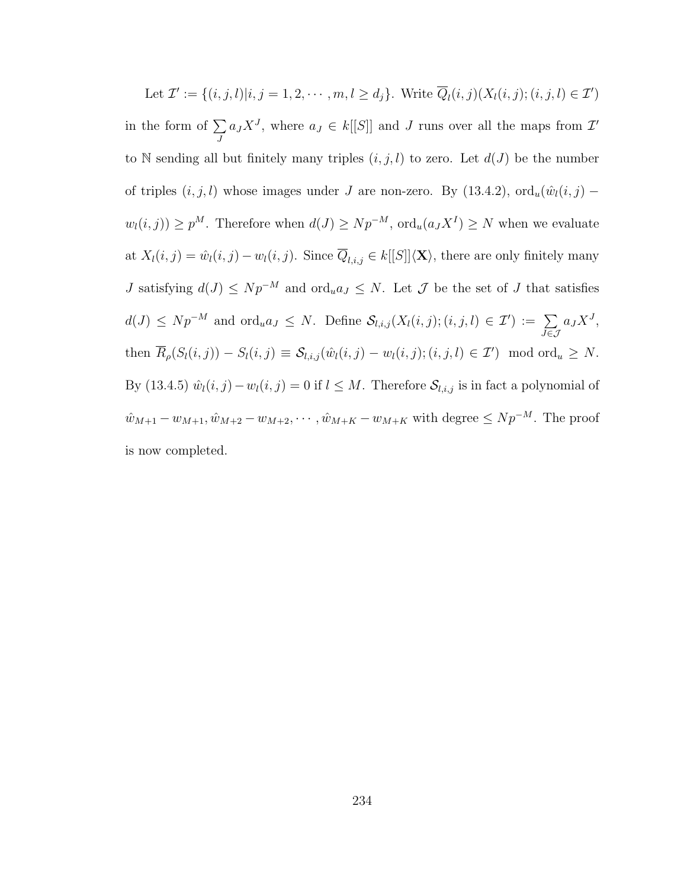Let $\mathcal{I}' := \{(i,j,l)|i,j = 1,2,\cdots,m, l \geq d_j\}$. Write $\overline{Q}_l(i,j)(X_l(i,j);(i,j,l) \in \mathcal{I}')$ in the form of $\sum_J a_J X^J$, where $a_J \in k[[S]]$ and $J$ runs over all the maps from $\mathcal{I}'$ to $\mathbb{N}$ sending all but finitely many triples $(i,j,l)$ to zero. Let $d(J)$ be the number of triples $(i,j,l)$ whose images under $J$ are non-zero. By (13.4.2), $\mathrm{ord}_u(\hat{w}_l(i,j) - w_l(i,j)) \geq p^M$. Therefore when $d(J) \geq Np^{-M}$, $\mathrm{ord}_u(a_J X^I) \geq N$ when we evaluate at $X_l(i,j) = \hat{w}_l(i,j) - w_l(i,j)$. Since $\overline{Q}_{l,i,j} \in k[[S]]\langle \mathbf{X} \rangle$, there are only finitely many $J$ satisfying $d(J) \leq Np^{-M}$ and $\mathrm{ord}_u a_J \leq N$. Let $\mathcal{J}$ be the set of $J$ that satisfies $d(J) \leq Np^{-M}$ and $\mathrm{ord}_u a_J \leq N$. Define $\mathcal{S}_{l,i,j}(X_l(i,j);(i,j,l) \in \mathcal{I}') := \sum_{J \in \mathcal{J}} a_J X^J$, then $\overline{R}_\rho(S_l(i,j)) - S_l(i,j) \equiv \mathcal{S}_{l,i,j}(\hat{w}_l(i,j) - w_l(i,j);(i,j,l) \in \mathcal{I}') \mod \mathrm{ord}_u \geq N$. By (13.4.5) $\hat{w}_l(i,j) - w_l(i,j) = 0$ if $l \leq M$. Therefore $\mathcal{S}_{l,i,j}$ is in fact a polynomial of $\hat{w}_{M+1} - w_{M+1}, \hat{w}_{M+2} - w_{M+2}, \cdots, \hat{w}_{M+K} - w_{M+K}$ with degree $\leq Np^{-M}$. The proof is now completed.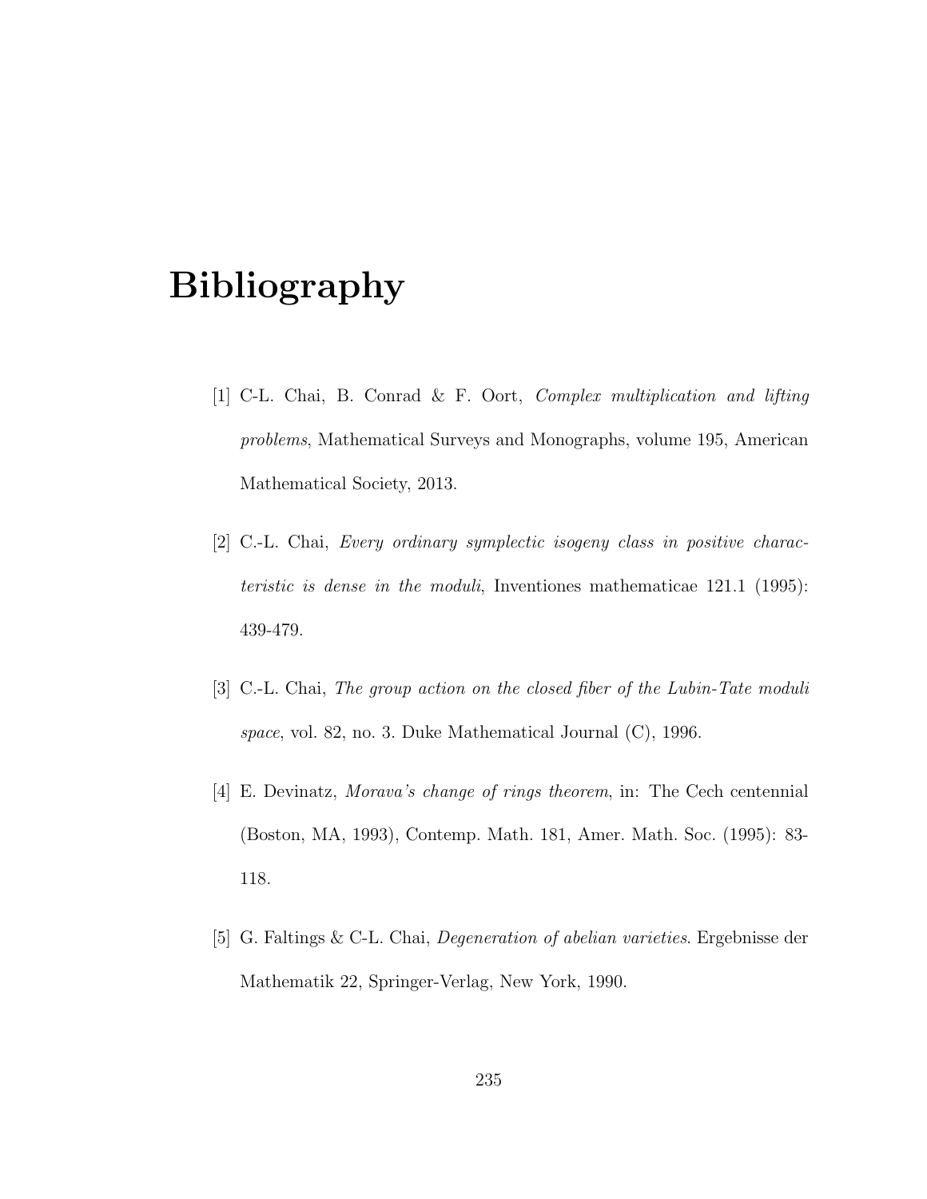# Bibliography

[1] C-L. Chai, B. Conrad & F. Oort, *Complex multiplication and lifting problems*, Mathematical Surveys and Monographs, volume 195, American Mathematical Society, 2013.

[2] C.-L. Chai, *Every ordinary symplectic isogeny class in positive characteristic is dense in the moduli*, Inventiones mathematicae 121.1 (1995): 439-479.

[3] C.-L. Chai, *The group action on the closed fiber of the Lubin-Tate moduli space*, vol. 82, no. 3. Duke Mathematical Journal (C), 1996.

[4] E. Devinatz, *Morava's change of rings theorem*, in: The Cech centennial (Boston, MA, 1993), Contemp. Math. 181, Amer. Math. Soc. (1995): 83-118.

[5] G. Faltings & C-L. Chai, *Degeneration of abelian varieties*. Ergebnisse der Mathematik 22, Springer-Verlag, New York, 1990.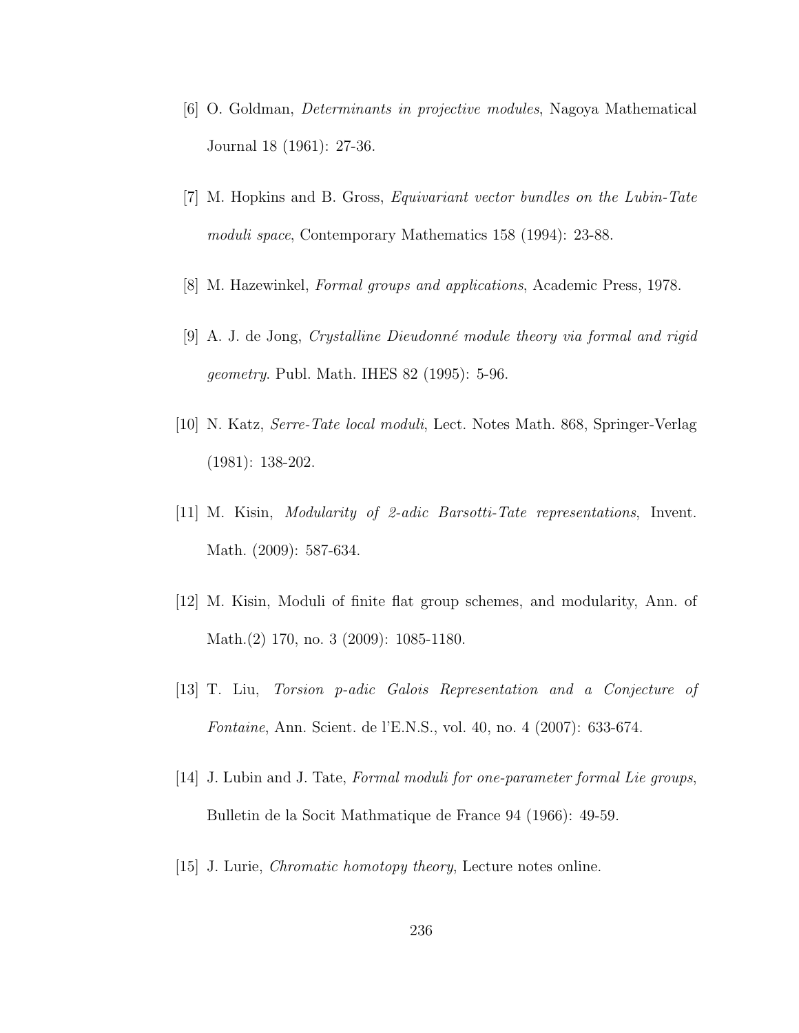[6] O. Goldman, *Determinants in projective modules*, Nagoya Mathematical Journal 18 (1961): 27-36.

[7] M. Hopkins and B. Gross, *Equivariant vector bundles on the Lubin-Tate moduli space*, Contemporary Mathematics 158 (1994): 23-88.

[8] M. Hazewinkel, *Formal groups and applications*, Academic Press, 1978.

[9] A. J. de Jong, *Crystalline Dieudonné module theory via formal and rigid geometry*. Publ. Math. IHES 82 (1995): 5-96.

[10] N. Katz, *Serre-Tate local moduli*, Lect. Notes Math. 868, Springer-Verlag (1981): 138-202.

[11] M. Kisin, *Modularity of 2-adic Barsotti-Tate representations*, Invent. Math. (2009): 587-634.

[12] M. Kisin, Moduli of finite flat group schemes, and modularity, Ann. of Math.(2) 170, no. 3 (2009): 1085-1180.

[13] T. Liu, *Torsion p-adic Galois Representation and a Conjecture of Fontaine*, Ann. Scient. de l'E.N.S., vol. 40, no. 4 (2007): 633-674.

[14] J. Lubin and J. Tate, *Formal moduli for one-parameter formal Lie groups*, Bulletin de la Socit Mathmatique de France 94 (1966): 49-59.

[15] J. Lurie, *Chromatic homotopy theory*, Lecture notes online.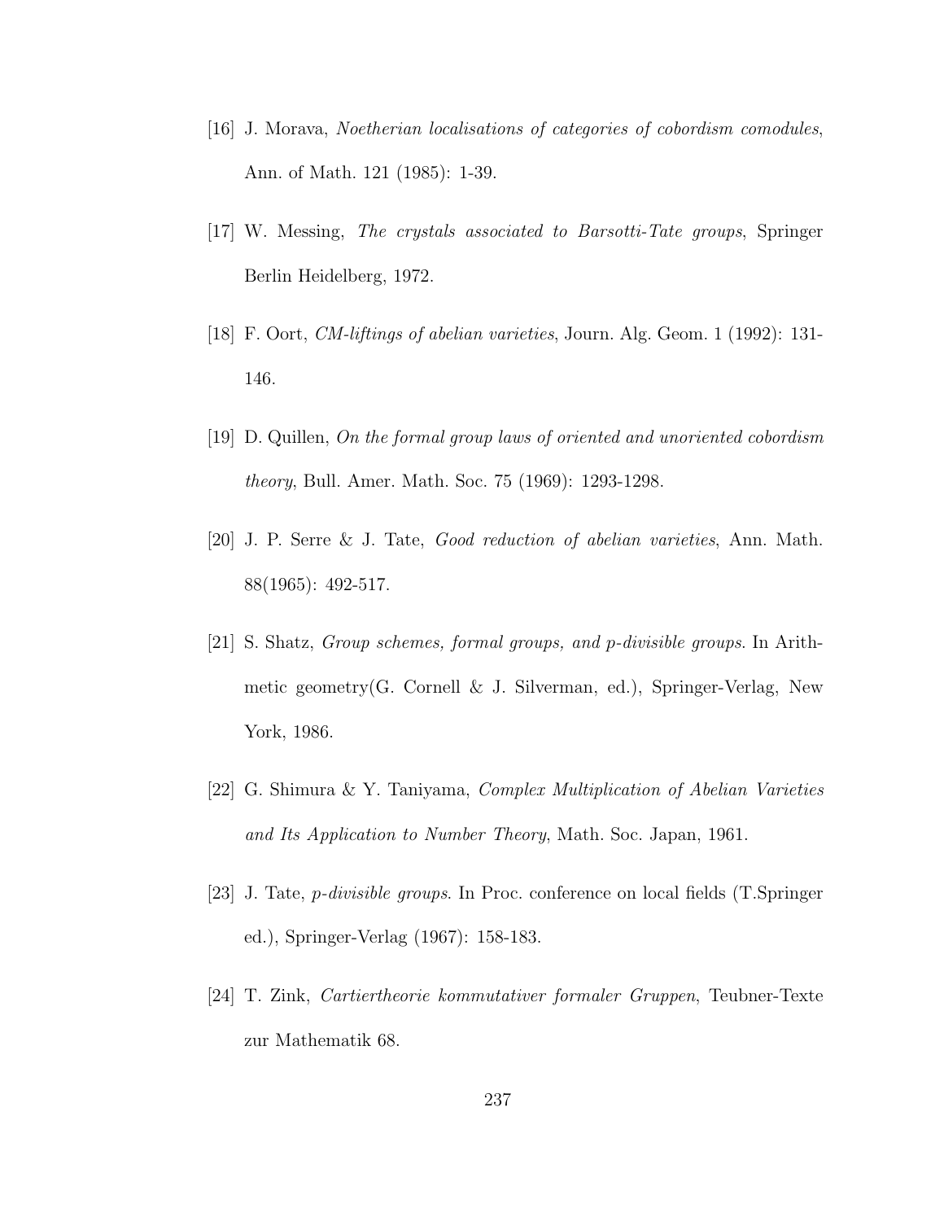[16] J. Morava, *Noetherian localisations of categories of cobordism comodules*, Ann. of Math. 121 (1985): 1-39.

[17] W. Messing, *The crystals associated to Barsotti-Tate groups*, Springer Berlin Heidelberg, 1972.

[18] F. Oort, *CM-liftings of abelian varieties*, Journ. Alg. Geom. 1 (1992): 131-146.

[19] D. Quillen, *On the formal group laws of oriented and unoriented cobordism theory*, Bull. Amer. Math. Soc. 75 (1969): 1293-1298.

[20] J. P. Serre & J. Tate, *Good reduction of abelian varieties*, Ann. Math. 88(1965): 492-517.

[21] S. Shatz, *Group schemes, formal groups, and p-divisible groups*. In Arithmetic geometry(G. Cornell & J. Silverman, ed.), Springer-Verlag, New York, 1986.

[22] G. Shimura & Y. Taniyama, *Complex Multiplication of Abelian Varieties and Its Application to Number Theory*, Math. Soc. Japan, 1961.

[23] J. Tate, *p-divisible groups*. In Proc. conference on local fields (T.Springer ed.), Springer-Verlag (1967): 158-183.

[24] T. Zink, *Cartiertheorie kommutativer formaler Gruppen*, Teubner-Texte zur Mathematik 68.